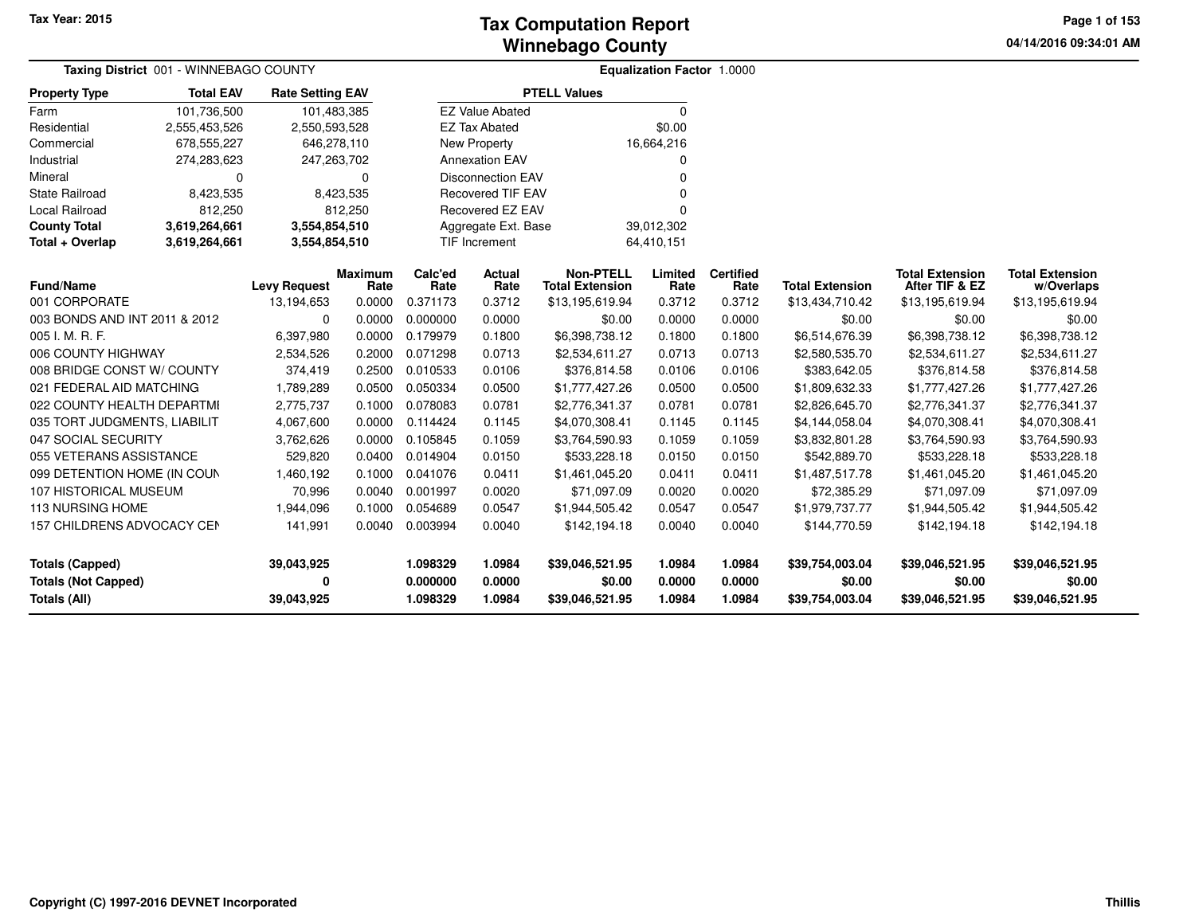Tax Year: 2015

# Tax Computation Report
# Winnebago County

04/14/2016 09:34:01 AM

**Taxing District** 001 - WINNEBAGO COUNTY

**Equalization Factor** 1.0000

| Property Type | Total EAV | Rate Setting EAV |
|---|---|---|
| Farm | 101,736,500 | 101,483,385 |
| Residential | 2,555,453,526 | 2,550,593,528 |
| Commercial | 678,555,227 | 646,278,110 |
| Industrial | 274,283,623 | 247,263,702 |
| Mineral | 0 | 0 |
| State Railroad | 8,423,535 | 8,423,535 |
| Local Railroad | 812,250 | 812,250 |
| **County Total** | **3,619,264,661** | **3,554,854,510** |
| **Total + Overlap** | **3,619,264,661** | **3,554,854,510** |

| PTELL Values | |
|---|---|
| EZ Value Abated | 0 |
| EZ Tax Abated | $0.00 |
| New Property | 16,664,216 |
| Annexation EAV | 0 |
| Disconnection EAV | 0 |
| Recovered TIF EAV | 0 |
| Recovered EZ EAV | 0 |
| Aggregate Ext. Base | 39,012,302 |
| TIF Increment | 64,410,151 |

| Fund/Name | Levy Request | Maximum Rate | Calc'ed Rate | Actual Rate | Non-PTELL Total Extension | Limited Rate | Certified Rate | Total Extension | Total Extension After TIF & EZ | Total Extension w/Overlaps |
|---|---|---|---|---|---|---|---|---|---|---|
| 001 CORPORATE | 13,194,653 | 0.0000 | 0.371173 | 0.3712 | $13,195,619.94 | 0.3712 | 0.3712 | $13,434,710.42 | $13,195,619.94 | $13,195,619.94 |
| 003 BONDS AND INT 2011 & 2012 | 0 | 0.0000 | 0.000000 | 0.0000 | $0.00 | 0.0000 | 0.0000 | $0.00 | $0.00 | $0.00 |
| 005 I. M. R. F. | 6,397,980 | 0.0000 | 0.179979 | 0.1800 | $6,398,738.12 | 0.1800 | 0.1800 | $6,514,676.39 | $6,398,738.12 | $6,398,738.12 |
| 006 COUNTY HIGHWAY | 2,534,526 | 0.2000 | 0.071298 | 0.0713 | $2,534,611.27 | 0.0713 | 0.0713 | $2,580,535.70 | $2,534,611.27 | $2,534,611.27 |
| 008 BRIDGE CONST W/ COUNTY | 374,419 | 0.2500 | 0.010533 | 0.0106 | $376,814.58 | 0.0106 | 0.0106 | $383,642.05 | $376,814.58 | $376,814.58 |
| 021 FEDERAL AID MATCHING | 1,789,289 | 0.0500 | 0.050334 | 0.0500 | $1,777,427.26 | 0.0500 | 0.0500 | $1,809,632.33 | $1,777,427.26 | $1,777,427.26 |
| 022 COUNTY HEALTH DEPARTMI | 2,775,737 | 0.1000 | 0.078083 | 0.0781 | $2,776,341.37 | 0.0781 | 0.0781 | $2,826,645.70 | $2,776,341.37 | $2,776,341.37 |
| 035 TORT JUDGMENTS, LIABILIT | 4,067,600 | 0.0000 | 0.114424 | 0.1145 | $4,070,308.41 | 0.1145 | 0.1145 | $4,144,058.04 | $4,070,308.41 | $4,070,308.41 |
| 047 SOCIAL SECURITY | 3,762,626 | 0.0000 | 0.105845 | 0.1059 | $3,764,590.93 | 0.1059 | 0.1059 | $3,832,801.28 | $3,764,590.93 | $3,764,590.93 |
| 055 VETERANS ASSISTANCE | 529,820 | 0.0400 | 0.014904 | 0.0150 | $533,228.18 | 0.0150 | 0.0150 | $542,889.70 | $533,228.18 | $533,228.18 |
| 099 DETENTION HOME (IN COUN | 1,460,192 | 0.1000 | 0.041076 | 0.0411 | $1,461,045.20 | 0.0411 | 0.0411 | $1,487,517.78 | $1,461,045.20 | $1,461,045.20 |
| 107 HISTORICAL MUSEUM | 70,996 | 0.0040 | 0.001997 | 0.0020 | $71,097.09 | 0.0020 | 0.0020 | $72,385.29 | $71,097.09 | $71,097.09 |
| 113 NURSING HOME | 1,944,096 | 0.1000 | 0.054689 | 0.0547 | $1,944,505.42 | 0.0547 | 0.0547 | $1,979,737.77 | $1,944,505.42 | $1,944,505.42 |
| 157 CHILDRENS ADVOCACY CEN | 141,991 | 0.0040 | 0.003994 | 0.0040 | $142,194.18 | 0.0040 | 0.0040 | $144,770.59 | $142,194.18 | $142,194.18 |
| **Totals (Capped)** | **39,043,925** | | **1.098329** | **1.0984** | **$39,046,521.95** | **1.0984** | **1.0984** | **$39,754,003.04** | **$39,046,521.95** | **$39,046,521.95** |
| **Totals (Not Capped)** | **0** | | **0.000000** | **0.0000** | **$0.00** | **0.0000** | **0.0000** | **$0.00** | **$0.00** | **$0.00** |
| **Totals (All)** | **39,043,925** | | **1.098329** | **1.0984** | **$39,046,521.95** | **1.0984** | **1.0984** | **$39,754,003.04** | **$39,046,521.95** | **$39,046,521.95** |

Copyright (C) 1997-2016 DEVNET Incorporated

Thillis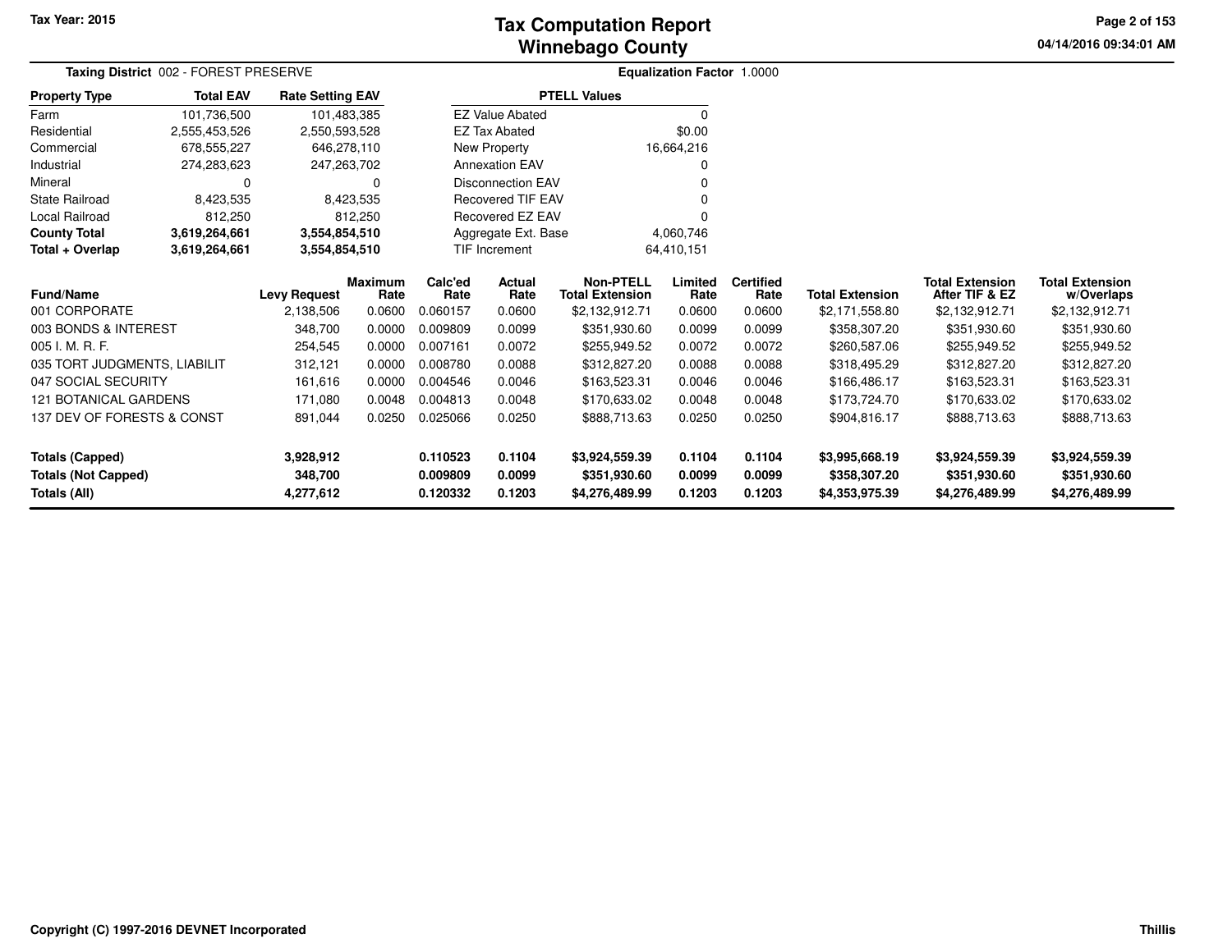# Tax Computation Report
# Winnebago County

Tax Year: 2015

**Taxing District** 002 - FOREST PRESERVE

**Equalization Factor** 1.0000

| Property Type | Total EAV | Rate Setting EAV |
|---|---|---|
| Farm | 101,736,500 | 101,483,385 |
| Residential | 2,555,453,526 | 2,550,593,528 |
| Commercial | 678,555,227 | 646,278,110 |
| Industrial | 274,283,623 | 247,263,702 |
| Mineral | 0 | 0 |
| State Railroad | 8,423,535 | 8,423,535 |
| Local Railroad | 812,250 | 812,250 |
| **County Total** | **3,619,264,661** | **3,554,854,510** |
| **Total + Overlap** | **3,619,264,661** | **3,554,854,510** |

| PTELL Values | |
|---|---|
| EZ Value Abated | 0 |
| EZ Tax Abated | $0.00 |
| New Property | 16,664,216 |
| Annexation EAV | 0 |
| Disconnection EAV | 0 |
| Recovered TIF EAV | 0 |
| Recovered EZ EAV | 0 |
| Aggregate Ext. Base | 4,060,746 |
| TIF Increment | 64,410,151 |

| Fund/Name | Levy Request | Maximum Rate | Calc'ed Rate | Actual Rate | Non-PTELL Total Extension | Limited Rate | Certified Rate | Total Extension | Total Extension After TIF & EZ | Total Extension w/Overlaps |
|---|---|---|---|---|---|---|---|---|---|---|
| 001 CORPORATE | 2,138,506 | 0.0600 | 0.060157 | 0.0600 | $2,132,912.71 | 0.0600 | 0.0600 | $2,171,558.80 | $2,132,912.71 | $2,132,912.71 |
| 003 BONDS & INTEREST | 348,700 | 0.0000 | 0.009809 | 0.0099 | $351,930.60 | 0.0099 | 0.0099 | $358,307.20 | $351,930.60 | $351,930.60 |
| 005 I. M. R. F. | 254,545 | 0.0000 | 0.007161 | 0.0072 | $255,949.52 | 0.0072 | 0.0072 | $260,587.06 | $255,949.52 | $255,949.52 |
| 035 TORT JUDGMENTS, LIABILIT | 312,121 | 0.0000 | 0.008780 | 0.0088 | $312,827.20 | 0.0088 | 0.0088 | $318,495.29 | $312,827.20 | $312,827.20 |
| 047 SOCIAL SECURITY | 161,616 | 0.0000 | 0.004546 | 0.0046 | $163,523.31 | 0.0046 | 0.0046 | $166,486.17 | $163,523.31 | $163,523.31 |
| 121 BOTANICAL GARDENS | 171,080 | 0.0048 | 0.004813 | 0.0048 | $170,633.02 | 0.0048 | 0.0048 | $173,724.70 | $170,633.02 | $170,633.02 |
| 137 DEV OF FORESTS & CONST | 891,044 | 0.0250 | 0.025066 | 0.0250 | $888,713.63 | 0.0250 | 0.0250 | $904,816.17 | $888,713.63 | $888,713.63 |
| **Totals (Capped)** | **3,928,912** | | **0.110523** | **0.1104** | **$3,924,559.39** | **0.1104** | **0.1104** | **$3,995,668.19** | **$3,924,559.39** | **$3,924,559.39** |
| **Totals (Not Capped)** | **348,700** | | **0.009809** | **0.0099** | **$351,930.60** | **0.0099** | **0.0099** | **$358,307.20** | **$351,930.60** | **$351,930.60** |
| **Totals (All)** | **4,277,612** | | **0.120332** | **0.1203** | **$4,276,489.99** | **0.1203** | **0.1203** | **$4,353,975.39** | **$4,276,489.99** | **$4,276,489.99** |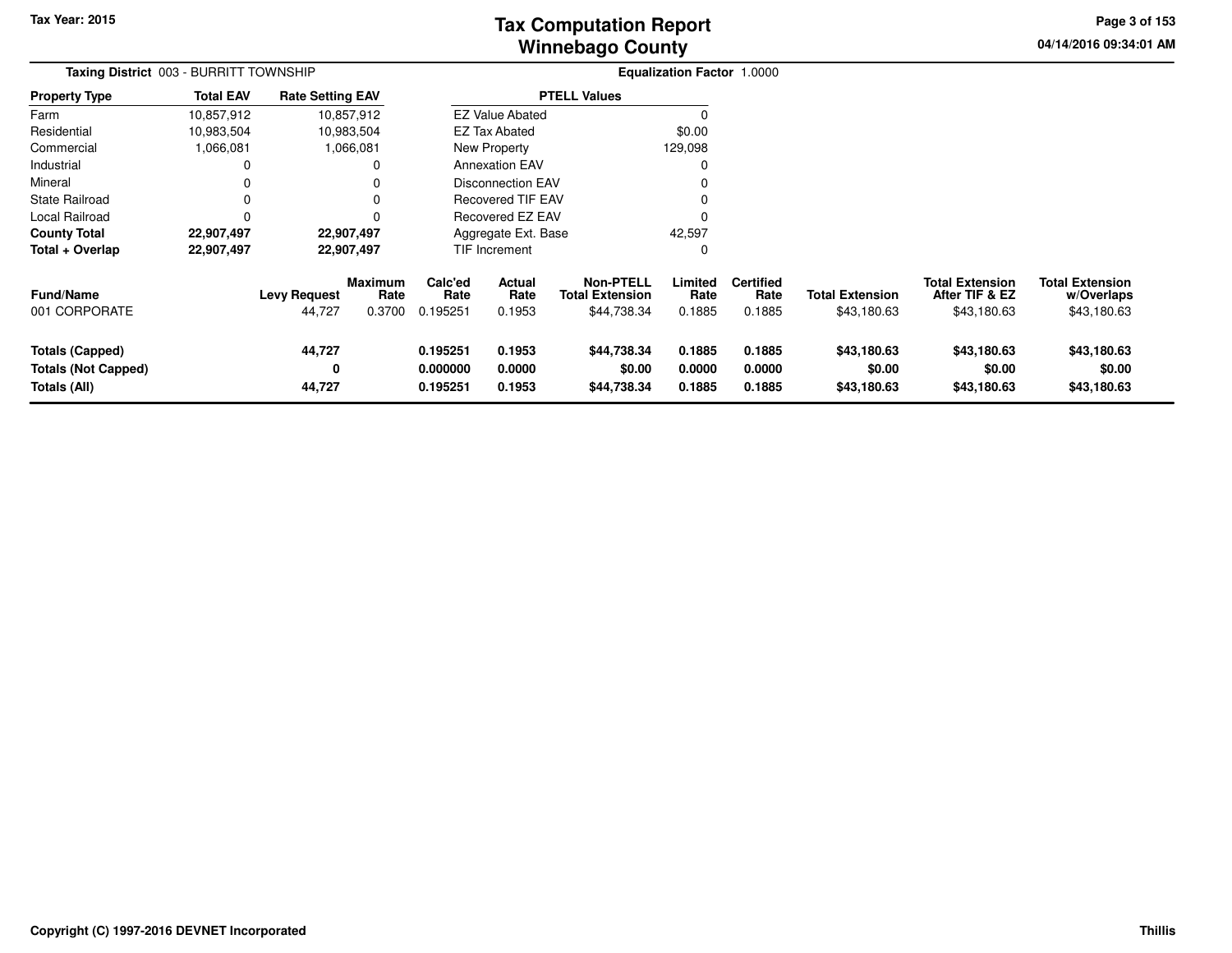# Tax Computation Report
## Winnebago County

Tax Year: 2015

04/14/2016 09:34:01 AM

**Taxing District** 003 - BURRITT TOWNSHIP

**Equalization Factor** 1.0000

| Property Type | Total EAV | Rate Setting EAV |
|---|---|---|
| Farm | 10,857,912 | 10,857,912 |
| Residential | 10,983,504 | 10,983,504 |
| Commercial | 1,066,081 | 1,066,081 |
| Industrial | 0 | 0 |
| Mineral | 0 | 0 |
| State Railroad | 0 | 0 |
| Local Railroad | 0 | 0 |
| **County Total** | **22,907,497** | **22,907,497** |
| **Total + Overlap** | **22,907,497** | **22,907,497** |

| PTELL Values | |
|---|---|
| EZ Value Abated | 0 |
| EZ Tax Abated | $0.00 |
| New Property | 129,098 |
| Annexation EAV | 0 |
| Disconnection EAV | 0 |
| Recovered TIF EAV | 0 |
| Recovered EZ EAV | 0 |
| Aggregate Ext. Base | 42,597 |
| TIF Increment | 0 |

| Fund/Name | Levy Request | Maximum Rate | Calc'ed Rate | Actual Rate | Non-PTELL Total Extension | Limited Rate | Certified Rate | Total Extension | Total Extension After TIF & EZ | Total Extension w/Overlaps |
|---|---|---|---|---|---|---|---|---|---|---|
| 001 CORPORATE | 44,727 | 0.3700 | 0.195251 | 0.1953 | $44,738.34 | 0.1885 | 0.1885 | $43,180.63 | $43,180.63 | $43,180.63 |
| **Totals (Capped)** | **44,727** | | **0.195251** | **0.1953** | **$44,738.34** | **0.1885** | **0.1885** | **$43,180.63** | **$43,180.63** | **$43,180.63** |
| **Totals (Not Capped)** | **0** | | **0.000000** | **0.0000** | **$0.00** | **0.0000** | **0.0000** | **$0.00** | **$0.00** | **$0.00** |
| **Totals (All)** | **44,727** | | **0.195251** | **0.1953** | **$44,738.34** | **0.1885** | **0.1885** | **$43,180.63** | **$43,180.63** | **$43,180.63** |

Copyright (C) 1997-2016 DEVNET Incorporated

Thillis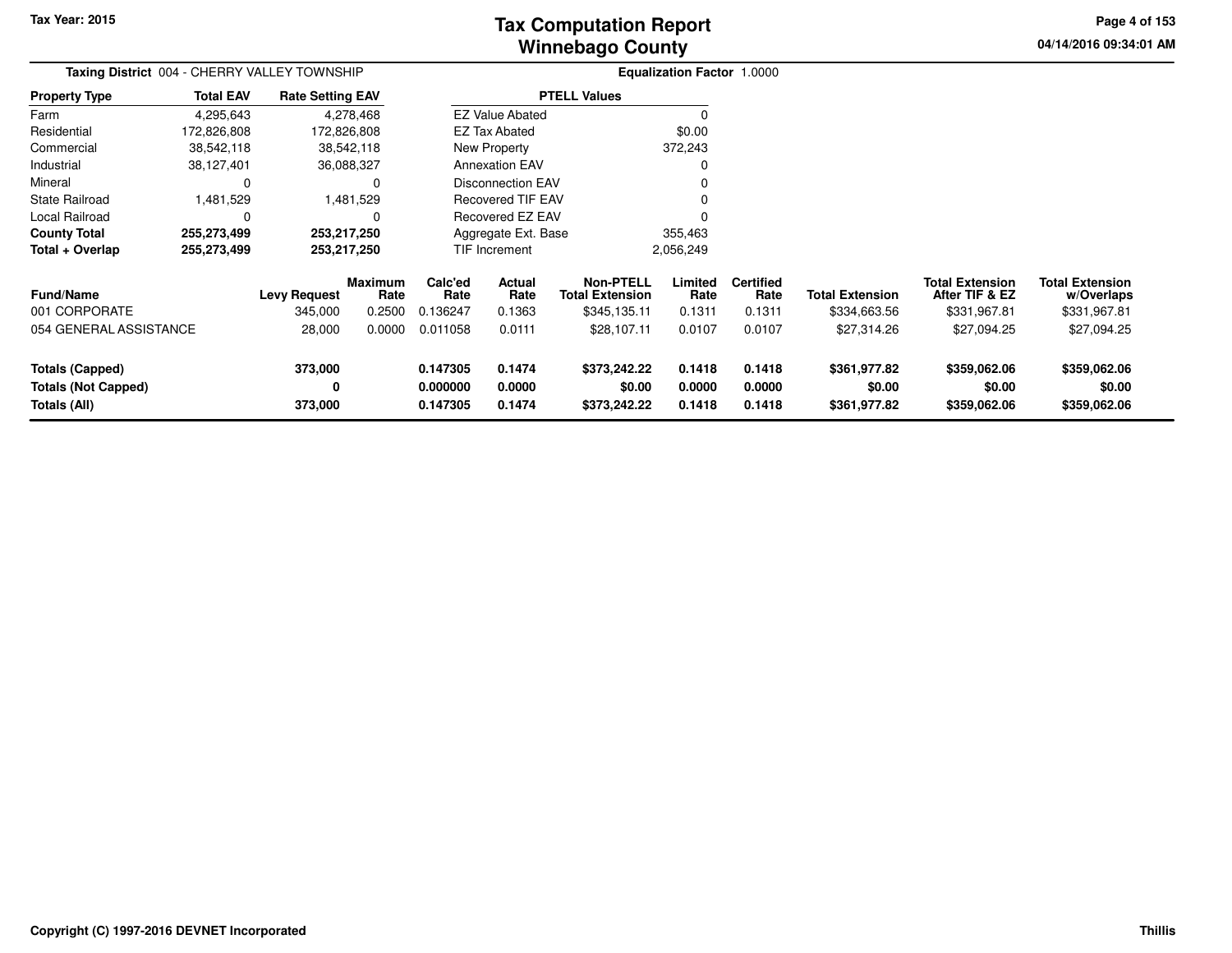**Tax Year: 2015**

# Tax Computation Report
## Winnebago County

04/14/2016 09:34:01 AM

**Taxing District** 004 - CHERRY VALLEY TOWNSHIP **Equalization Factor** 1.0000

| Property Type | Total EAV | Rate Setting EAV |
|---|---|---|
| Farm | 4,295,643 | 4,278,468 |
| Residential | 172,826,808 | 172,826,808 |
| Commercial | 38,542,118 | 38,542,118 |
| Industrial | 38,127,401 | 36,088,327 |
| Mineral | 0 | 0 |
| State Railroad | 1,481,529 | 1,481,529 |
| Local Railroad | 0 | 0 |
| **County Total** | **255,273,499** | **253,217,250** |
| **Total + Overlap** | **255,273,499** | **253,217,250** |

| PTELL Values | |
|---|---|
| EZ Value Abated | 0 |
| EZ Tax Abated | $0.00 |
| New Property | 372,243 |
| Annexation EAV | 0 |
| Disconnection EAV | 0 |
| Recovered TIF EAV | 0 |
| Recovered EZ EAV | 0 |
| Aggregate Ext. Base | 355,463 |
| TIF Increment | 2,056,249 |

| Fund/Name | Levy Request | Maximum Rate | Calc'ed Rate | Actual Rate | Non-PTELL Total Extension | Limited Rate | Certified Rate | Total Extension | Total Extension After TIF & EZ | Total Extension w/Overlaps |
|---|---|---|---|---|---|---|---|---|---|---|
| 001 CORPORATE | 345,000 | 0.2500 | 0.136247 | 0.1363 | $345,135.11 | 0.1311 | 0.1311 | $334,663.56 | $331,967.81 | $331,967.81 |
| 054 GENERAL ASSISTANCE | 28,000 | 0.0000 | 0.011058 | 0.0111 | $28,107.11 | 0.0107 | 0.0107 | $27,314.26 | $27,094.25 | $27,094.25 |
| **Totals (Capped)** | **373,000** | | **0.147305** | **0.1474** | **$373,242.22** | **0.1418** | **0.1418** | **$361,977.82** | **$359,062.06** | **$359,062.06** |
| **Totals (Not Capped)** | **0** | | **0.000000** | **0.0000** | **$0.00** | **0.0000** | **0.0000** | **$0.00** | **$0.00** | **$0.00** |
| **Totals (All)** | **373,000** | | **0.147305** | **0.1474** | **$373,242.22** | **0.1418** | **0.1418** | **$361,977.82** | **$359,062.06** | **$359,062.06** |

**Copyright (C) 1997-2016 DEVNET Incorporated** **Thillis**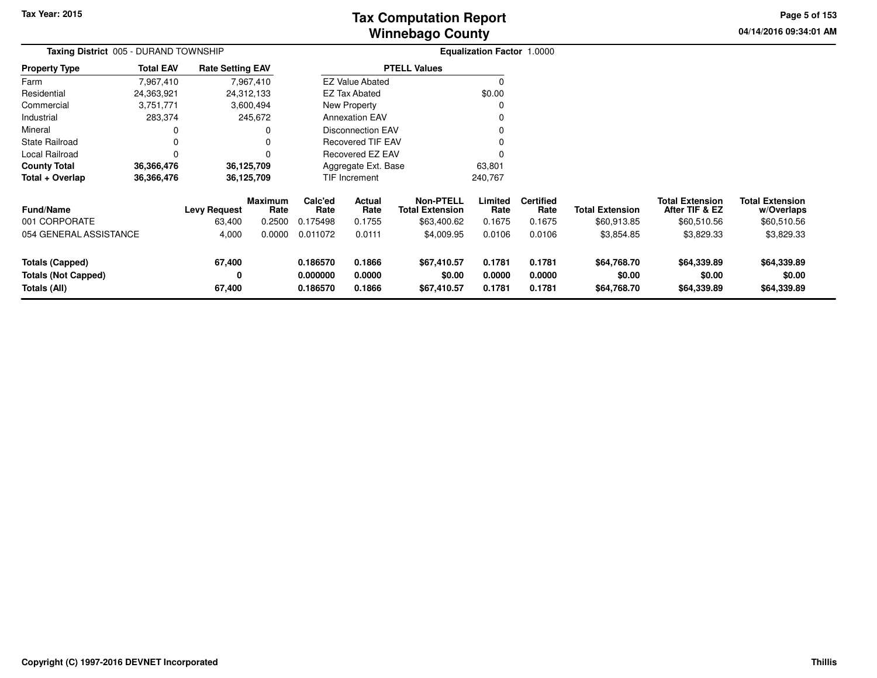# Tax Computation Report
# Winnebago County

**Tax Year: 2015**

04/14/2016 09:34:01 AM

**Taxing District** 005 - DURAND TOWNSHIP

**Equalization Factor** 1.0000

| Property Type | Total EAV | Rate Setting EAV |
|---|---|---|
| Farm | 7,967,410 | 7,967,410 |
| Residential | 24,363,921 | 24,312,133 |
| Commercial | 3,751,771 | 3,600,494 |
| Industrial | 283,374 | 245,672 |
| Mineral | 0 | 0 |
| State Railroad | 0 | 0 |
| Local Railroad | 0 | 0 |
| **County Total** | **36,366,476** | **36,125,709** |
| **Total + Overlap** | **36,366,476** | **36,125,709** |

| PTELL Values | |
|---|---|
| EZ Value Abated | 0 |
| EZ Tax Abated | $0.00 |
| New Property | 0 |
| Annexation EAV | 0 |
| Disconnection EAV | 0 |
| Recovered TIF EAV | 0 |
| Recovered EZ EAV | 0 |
| Aggregate Ext. Base | 63,801 |
| TIF Increment | 240,767 |

| Fund/Name | Levy Request | Maximum Rate | Calc'ed Rate | Actual Rate | Non-PTELL Total Extension | Limited Rate | Certified Rate | Total Extension | Total Extension After TIF & EZ | Total Extension w/Overlaps |
|---|---|---|---|---|---|---|---|---|---|---|
| 001 CORPORATE | 63,400 | 0.2500 | 0.175498 | 0.1755 | $63,400.62 | 0.1675 | 0.1675 | $60,913.85 | $60,510.56 | $60,510.56 |
| 054 GENERAL ASSISTANCE | 4,000 | 0.0000 | 0.011072 | 0.0111 | $4,009.95 | 0.0106 | 0.0106 | $3,854.85 | $3,829.33 | $3,829.33 |
| **Totals (Capped)** | **67,400** | | **0.186570** | **0.1866** | **$67,410.57** | **0.1781** | **0.1781** | **$64,768.70** | **$64,339.89** | **$64,339.89** |
| **Totals (Not Capped)** | **0** | | **0.000000** | **0.0000** | **$0.00** | **0.0000** | **0.0000** | **$0.00** | **$0.00** | **$0.00** |
| **Totals (All)** | **67,400** | | **0.186570** | **0.1866** | **$67,410.57** | **0.1781** | **0.1781** | **$64,768.70** | **$64,339.89** | **$64,339.89** |

Copyright (C) 1997-2016 DEVNET Incorporated

Thillis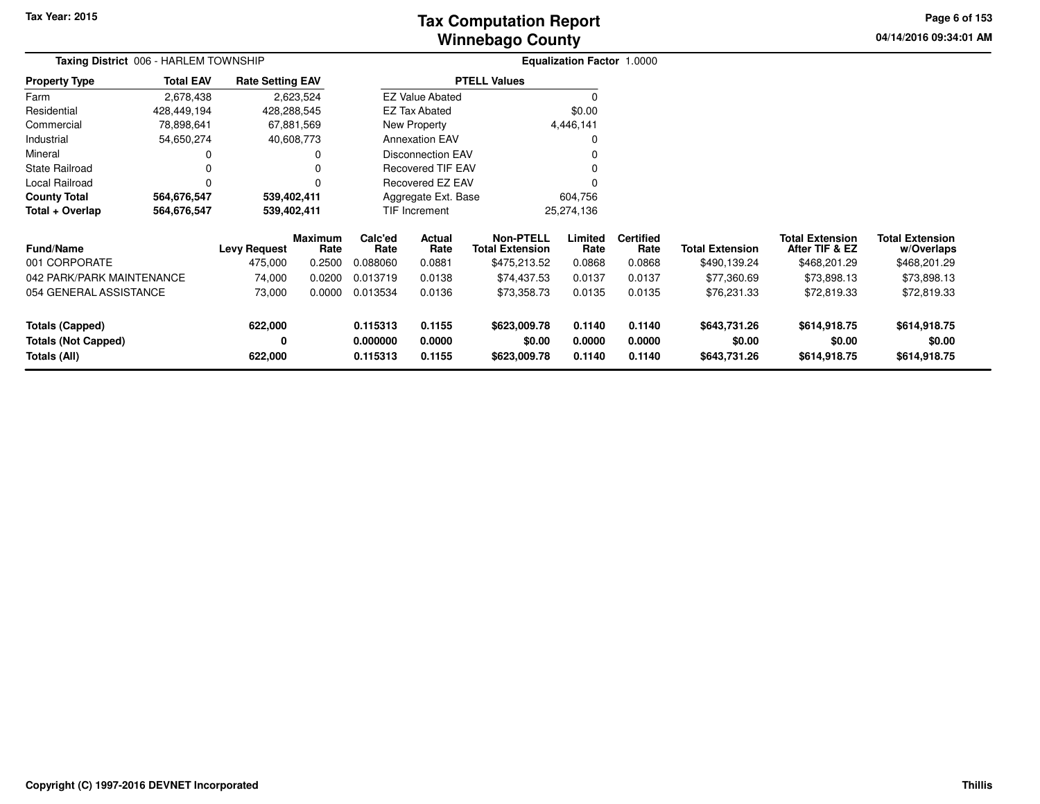# Tax Computation Report
# Winnebago County

Tax Year: 2015

04/14/2016 09:34:01 AM

**Taxing District** 006 - HARLEM TOWNSHIP

**Equalization Factor** 1.0000

| Property Type | Total EAV | Rate Setting EAV |
|---|---|---|
| Farm | 2,678,438 | 2,623,524 |
| Residential | 428,449,194 | 428,288,545 |
| Commercial | 78,898,641 | 67,881,569 |
| Industrial | 54,650,274 | 40,608,773 |
| Mineral | 0 | 0 |
| State Railroad | 0 | 0 |
| Local Railroad | 0 | 0 |
| **County Total** | **564,676,547** | **539,402,411** |
| **Total + Overlap** | **564,676,547** | **539,402,411** |

| PTELL Values | |
|---|---|
| EZ Value Abated | 0 |
| EZ Tax Abated | $0.00 |
| New Property | 4,446,141 |
| Annexation EAV | 0 |
| Disconnection EAV | 0 |
| Recovered TIF EAV | 0 |
| Recovered EZ EAV | 0 |
| Aggregate Ext. Base | 604,756 |
| TIF Increment | 25,274,136 |

| Fund/Name | Levy Request | Maximum Rate | Calc'ed Rate | Actual Rate | Non-PTELL Total Extension | Limited Rate | Certified Rate | Total Extension | Total Extension After TIF & EZ | Total Extension w/Overlaps |
|---|---|---|---|---|---|---|---|---|---|---|
| 001 CORPORATE | 475,000 | 0.2500 | 0.088060 | 0.0881 | $475,213.52 | 0.0868 | 0.0868 | $490,139.24 | $468,201.29 | $468,201.29 |
| 042 PARK/PARK MAINTENANCE | 74,000 | 0.0200 | 0.013719 | 0.0138 | $74,437.53 | 0.0137 | 0.0137 | $77,360.69 | $73,898.13 | $73,898.13 |
| 054 GENERAL ASSISTANCE | 73,000 | 0.0000 | 0.013534 | 0.0136 | $73,358.73 | 0.0135 | 0.0135 | $76,231.33 | $72,819.33 | $72,819.33 |
| **Totals (Capped)** | **622,000** | | **0.115313** | **0.1155** | **$623,009.78** | **0.1140** | **0.1140** | **$643,731.26** | **$614,918.75** | **$614,918.75** |
| **Totals (Not Capped)** | **0** | | **0.000000** | **0.0000** | **$0.00** | **0.0000** | **0.0000** | **$0.00** | **$0.00** | **$0.00** |
| **Totals (All)** | **622,000** | | **0.115313** | **0.1155** | **$623,009.78** | **0.1140** | **0.1140** | **$643,731.26** | **$614,918.75** | **$614,918.75** |

Copyright (C) 1997-2016 DEVNET Incorporated

Thillis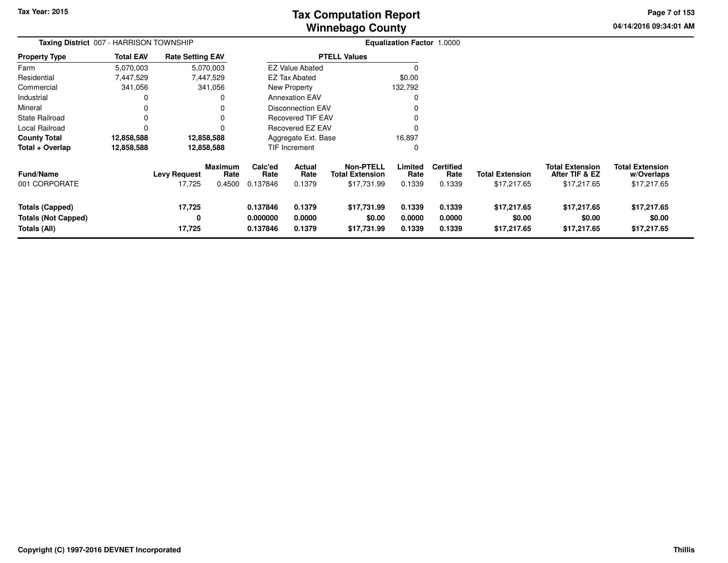# Tax Computation Report
## Winnebago County

Tax Year: 2015

04/14/2016 09:34:01 AM

**Taxing District** 007 - HARRISON TOWNSHIP

**Equalization Factor** 1.0000

| Property Type | Total EAV | Rate Setting EAV |
|---|---|---|
| Farm | 5,070,003 | 5,070,003 |
| Residential | 7,447,529 | 7,447,529 |
| Commercial | 341,056 | 341,056 |
| Industrial | 0 | 0 |
| Mineral | 0 | 0 |
| State Railroad | 0 | 0 |
| Local Railroad | 0 | 0 |
| **County Total** | **12,858,588** | **12,858,588** |
| **Total + Overlap** | **12,858,588** | **12,858,588** |

| PTELL Values | |
|---|---|
| EZ Value Abated | 0 |
| EZ Tax Abated | $0.00 |
| New Property | 132,792 |
| Annexation EAV | 0 |
| Disconnection EAV | 0 |
| Recovered TIF EAV | 0 |
| Recovered EZ EAV | 0 |
| Aggregate Ext. Base | 16,897 |
| TIF Increment | 0 |

| Fund/Name | Levy Request | Maximum Rate | Calc'ed Rate | Actual Rate | Non-PTELL Total Extension | Limited Rate | Certified Rate | Total Extension | Total Extension After TIF & EZ | Total Extension w/Overlaps |
|---|---|---|---|---|---|---|---|---|---|---|
| 001 CORPORATE | 17,725 | 0.4500 | 0.137846 | 0.1379 | $17,731.99 | 0.1339 | 0.1339 | $17,217.65 | $17,217.65 | $17,217.65 |
| **Totals (Capped)** | **17,725** | | **0.137846** | **0.1379** | **$17,731.99** | **0.1339** | **0.1339** | **$17,217.65** | **$17,217.65** | **$17,217.65** |
| **Totals (Not Capped)** | **0** | | **0.000000** | **0.0000** | **$0.00** | **0.0000** | **0.0000** | **$0.00** | **$0.00** | **$0.00** |
| **Totals (All)** | **17,725** | | **0.137846** | **0.1379** | **$17,731.99** | **0.1339** | **0.1339** | **$17,217.65** | **$17,217.65** | **$17,217.65** |

Copyright (C) 1997-2016 DEVNET Incorporated

Thillis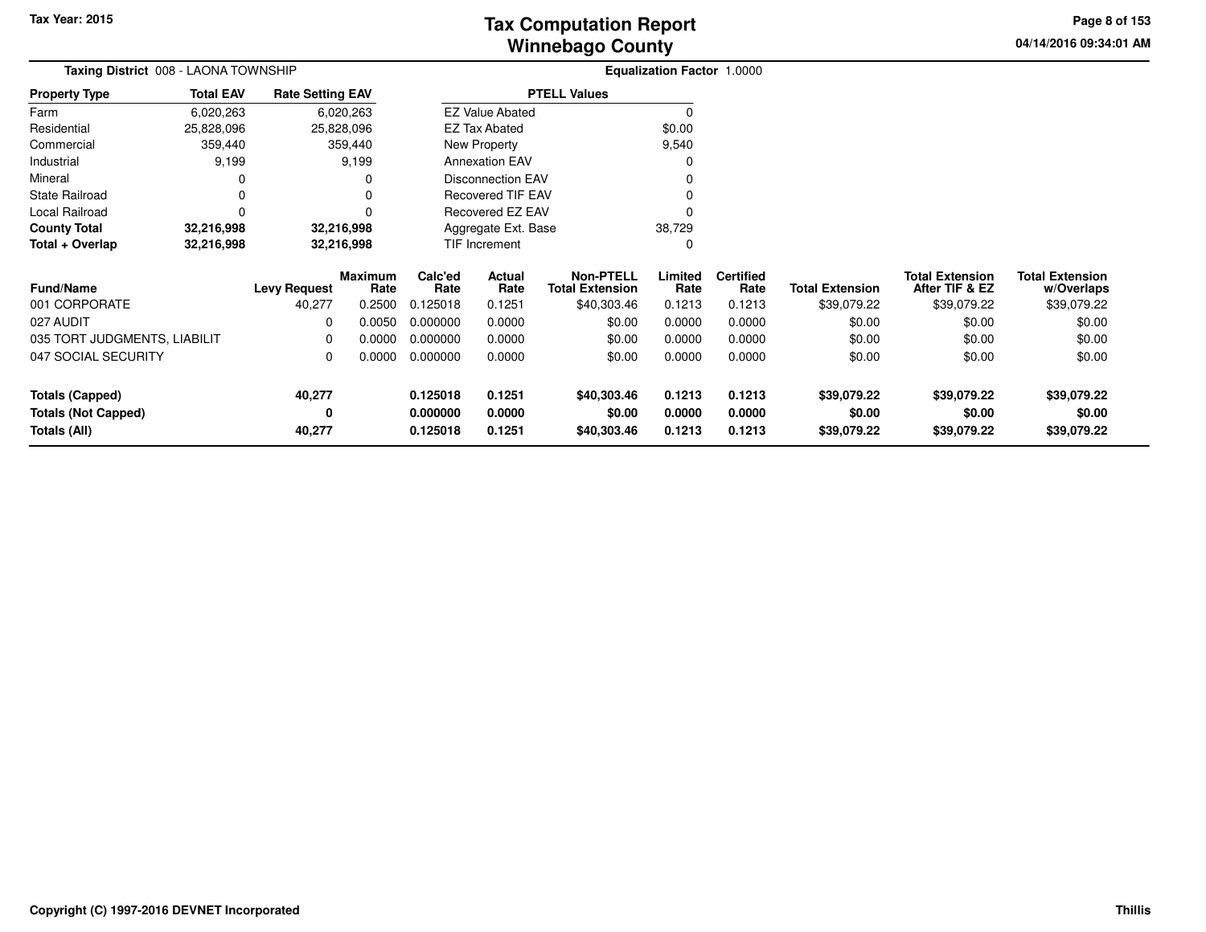Tax Year: 2015

# Tax Computation Report
## Winnebago County

04/14/2016 09:34:01 AM

**Taxing District** 008 - LAONA TOWNSHIP

**Equalization Factor** 1.0000

| Property Type | Total EAV | Rate Setting EAV |
|---|---|---|
| Farm | 6,020,263 | 6,020,263 |
| Residential | 25,828,096 | 25,828,096 |
| Commercial | 359,440 | 359,440 |
| Industrial | 9,199 | 9,199 |
| Mineral | 0 | 0 |
| State Railroad | 0 | 0 |
| Local Railroad | 0 | 0 |
| **County Total** | **32,216,998** | **32,216,998** |
| **Total + Overlap** | **32,216,998** | **32,216,998** |

| PTELL Values | |
|---|---|
| EZ Value Abated | 0 |
| EZ Tax Abated | $0.00 |
| New Property | 9,540 |
| Annexation EAV | 0 |
| Disconnection EAV | 0 |
| Recovered TIF EAV | 0 |
| Recovered EZ EAV | 0 |
| Aggregate Ext. Base | 38,729 |
| TIF Increment | 0 |

| Fund/Name | Levy Request | Maximum Rate | Calc'ed Rate | Actual Rate | Non-PTELL Total Extension | Limited Rate | Certified Rate | Total Extension | Total Extension After TIF & EZ | Total Extension w/Overlaps |
|---|---|---|---|---|---|---|---|---|---|---|
| 001 CORPORATE | 40,277 | 0.2500 | 0.125018 | 0.1251 | $40,303.46 | 0.1213 | 0.1213 | $39,079.22 | $39,079.22 | $39,079.22 |
| 027 AUDIT | 0 | 0.0050 | 0.000000 | 0.0000 | $0.00 | 0.0000 | 0.0000 | $0.00 | $0.00 | $0.00 |
| 035 TORT JUDGMENTS, LIABILIT | 0 | 0.0000 | 0.000000 | 0.0000 | $0.00 | 0.0000 | 0.0000 | $0.00 | $0.00 | $0.00 |
| 047 SOCIAL SECURITY | 0 | 0.0000 | 0.000000 | 0.0000 | $0.00 | 0.0000 | 0.0000 | $0.00 | $0.00 | $0.00 |
| **Totals (Capped)** | **40,277** | | **0.125018** | **0.1251** | **$40,303.46** | **0.1213** | **0.1213** | **$39,079.22** | **$39,079.22** | **$39,079.22** |
| **Totals (Not Capped)** | **0** | | **0.000000** | **0.0000** | **$0.00** | **0.0000** | **0.0000** | **$0.00** | **$0.00** | **$0.00** |
| **Totals (All)** | **40,277** | | **0.125018** | **0.1251** | **$40,303.46** | **0.1213** | **0.1213** | **$39,079.22** | **$39,079.22** | **$39,079.22** |

Copyright (C) 1997-2016 DEVNET Incorporated

Thillis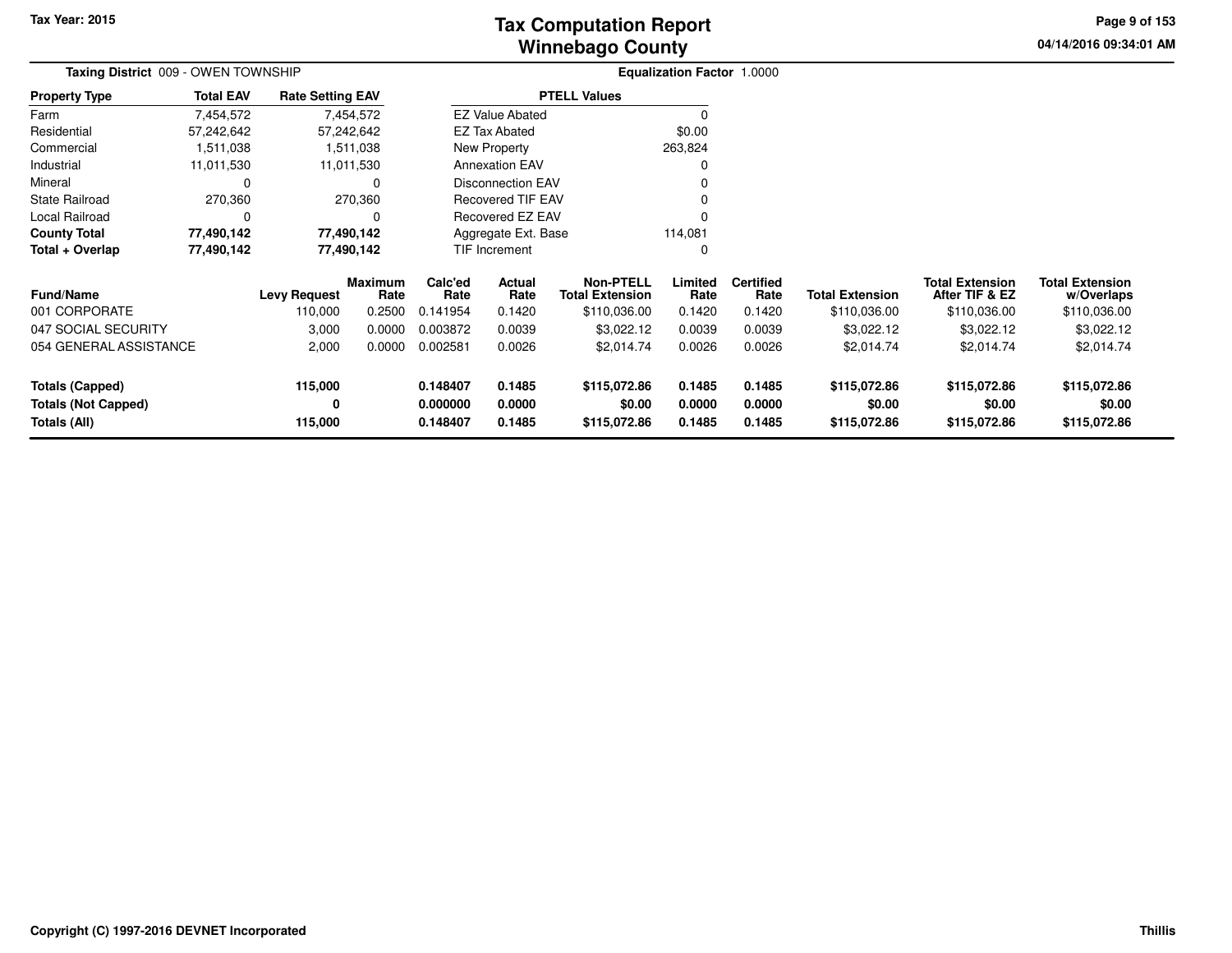Tax Year: 2015

# Tax Computation Report
## Winnebago County

04/14/2016 09:34:01 AM

**Taxing District** 009 - OWEN TOWNSHIP

**Equalization Factor** 1.0000

| Property Type | Total EAV | Rate Setting EAV |
|---|---|---|
| Farm | 7,454,572 | 7,454,572 |
| Residential | 57,242,642 | 57,242,642 |
| Commercial | 1,511,038 | 1,511,038 |
| Industrial | 11,011,530 | 11,011,530 |
| Mineral | 0 | 0 |
| State Railroad | 270,360 | 270,360 |
| Local Railroad | 0 | 0 |
| **County Total** | **77,490,142** | **77,490,142** |
| **Total + Overlap** | **77,490,142** | **77,490,142** |

| PTELL Values | |
|---|---|
| EZ Value Abated | 0 |
| EZ Tax Abated | $0.00 |
| New Property | 263,824 |
| Annexation EAV | 0 |
| Disconnection EAV | 0 |
| Recovered TIF EAV | 0 |
| Recovered EZ EAV | 0 |
| Aggregate Ext. Base | 114,081 |
| TIF Increment | 0 |

| Fund/Name | Levy Request | Maximum Rate | Calc'ed Rate | Actual Rate | Non-PTELL Total Extension | Limited Rate | Certified Rate | Total Extension | Total Extension After TIF & EZ | Total Extension w/Overlaps |
|---|---|---|---|---|---|---|---|---|---|---|
| 001 CORPORATE | 110,000 | 0.2500 | 0.141954 | 0.1420 | $110,036.00 | 0.1420 | 0.1420 | $110,036.00 | $110,036.00 | $110,036.00 |
| 047 SOCIAL SECURITY | 3,000 | 0.0000 | 0.003872 | 0.0039 | $3,022.12 | 0.0039 | 0.0039 | $3,022.12 | $3,022.12 | $3,022.12 |
| 054 GENERAL ASSISTANCE | 2,000 | 0.0000 | 0.002581 | 0.0026 | $2,014.74 | 0.0026 | 0.0026 | $2,014.74 | $2,014.74 | $2,014.74 |
| **Totals (Capped)** | **115,000** | | **0.148407** | **0.1485** | **$115,072.86** | **0.1485** | **0.1485** | **$115,072.86** | **$115,072.86** | **$115,072.86** |
| **Totals (Not Capped)** | **0** | | **0.000000** | **0.0000** | **$0.00** | **0.0000** | **0.0000** | **$0.00** | **$0.00** | **$0.00** |
| **Totals (All)** | **115,000** | | **0.148407** | **0.1485** | **$115,072.86** | **0.1485** | **0.1485** | **$115,072.86** | **$115,072.86** | **$115,072.86** |

Copyright (C) 1997-2016 DEVNET Incorporated

Thillis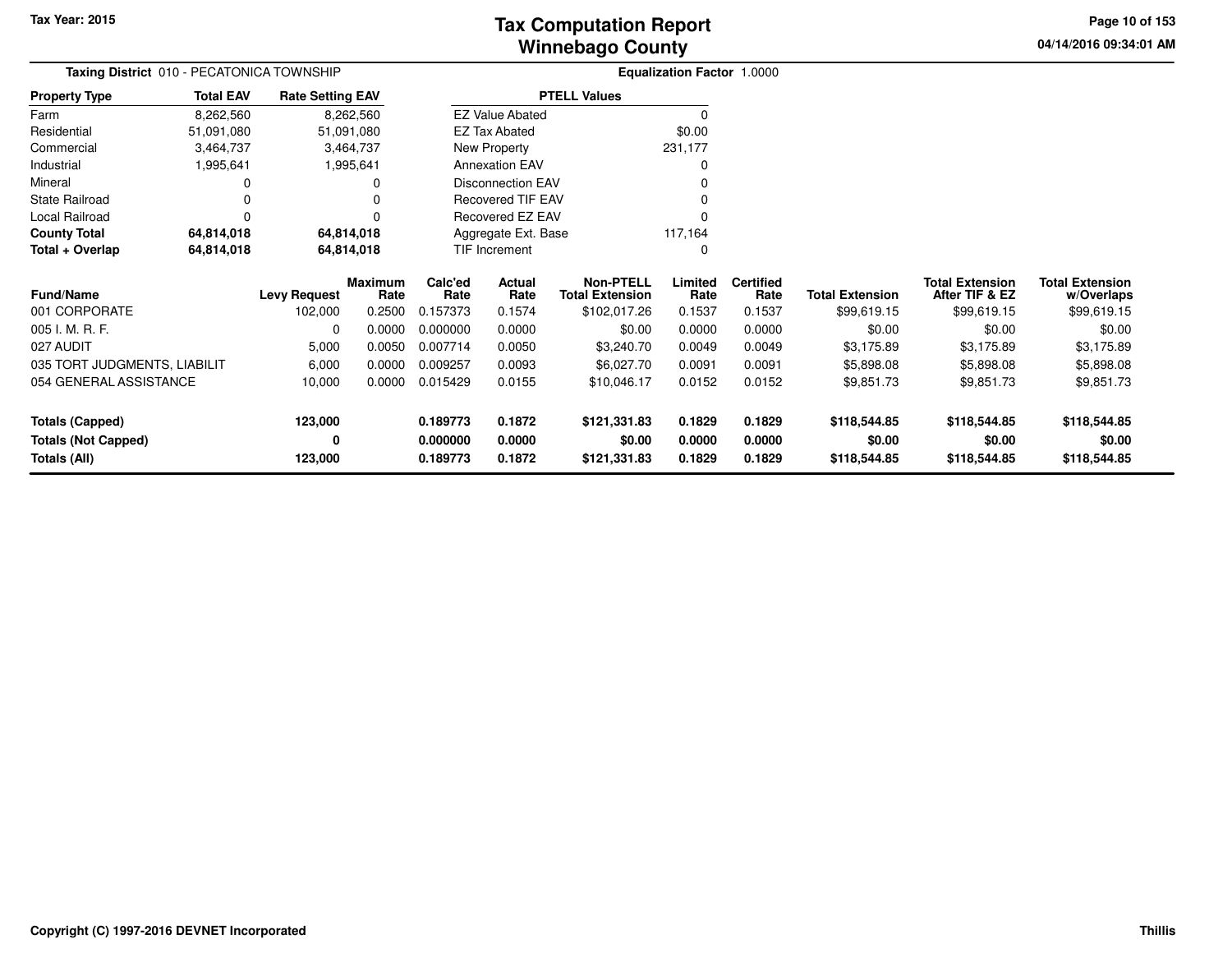Tax Year: 2015

# Tax Computation Report
# Winnebago County

04/14/2016 09:34:01 AM

**Taxing District** 010 - PECATONICA TOWNSHIP

**Equalization Factor** 1.0000

| Property Type | Total EAV | Rate Setting EAV |
|---|---|---|
| Farm | 8,262,560 | 8,262,560 |
| Residential | 51,091,080 | 51,091,080 |
| Commercial | 3,464,737 | 3,464,737 |
| Industrial | 1,995,641 | 1,995,641 |
| Mineral | 0 | 0 |
| State Railroad | 0 | 0 |
| Local Railroad | 0 | 0 |
| **County Total** | **64,814,018** | **64,814,018** |
| **Total + Overlap** | **64,814,018** | **64,814,018** |

| PTELL Values | |
|---|---|
| EZ Value Abated | 0 |
| EZ Tax Abated | $0.00 |
| New Property | 231,177 |
| Annexation EAV | 0 |
| Disconnection EAV | 0 |
| Recovered TIF EAV | 0 |
| Recovered EZ EAV | 0 |
| Aggregate Ext. Base | 117,164 |
| TIF Increment | 0 |

| Fund/Name | Levy Request | Maximum Rate | Calc'ed Rate | Actual Rate | Non-PTELL Total Extension | Limited Rate | Certified Rate | Total Extension | Total Extension After TIF & EZ | Total Extension w/Overlaps |
|---|---|---|---|---|---|---|---|---|---|---|
| 001 CORPORATE | 102,000 | 0.2500 | 0.157373 | 0.1574 | $102,017.26 | 0.1537 | 0.1537 | $99,619.15 | $99,619.15 | $99,619.15 |
| 005 I. M. R. F. | 0 | 0.0000 | 0.000000 | 0.0000 | $0.00 | 0.0000 | 0.0000 | $0.00 | $0.00 | $0.00 |
| 027 AUDIT | 5,000 | 0.0050 | 0.007714 | 0.0050 | $3,240.70 | 0.0049 | 0.0049 | $3,175.89 | $3,175.89 | $3,175.89 |
| 035 TORT JUDGMENTS, LIABILIT | 6,000 | 0.0000 | 0.009257 | 0.0093 | $6,027.70 | 0.0091 | 0.0091 | $5,898.08 | $5,898.08 | $5,898.08 |
| 054 GENERAL ASSISTANCE | 10,000 | 0.0000 | 0.015429 | 0.0155 | $10,046.17 | 0.0152 | 0.0152 | $9,851.73 | $9,851.73 | $9,851.73 |
| **Totals (Capped)** | **123,000** | | **0.189773** | **0.1872** | **$121,331.83** | **0.1829** | **0.1829** | **$118,544.85** | **$118,544.85** | **$118,544.85** |
| **Totals (Not Capped)** | **0** | | **0.000000** | **0.0000** | **$0.00** | **0.0000** | **0.0000** | **$0.00** | **$0.00** | **$0.00** |
| **Totals (All)** | **123,000** | | **0.189773** | **0.1872** | **$121,331.83** | **0.1829** | **0.1829** | **$118,544.85** | **$118,544.85** | **$118,544.85** |

Copyright (C) 1997-2016 DEVNET Incorporated

Thillis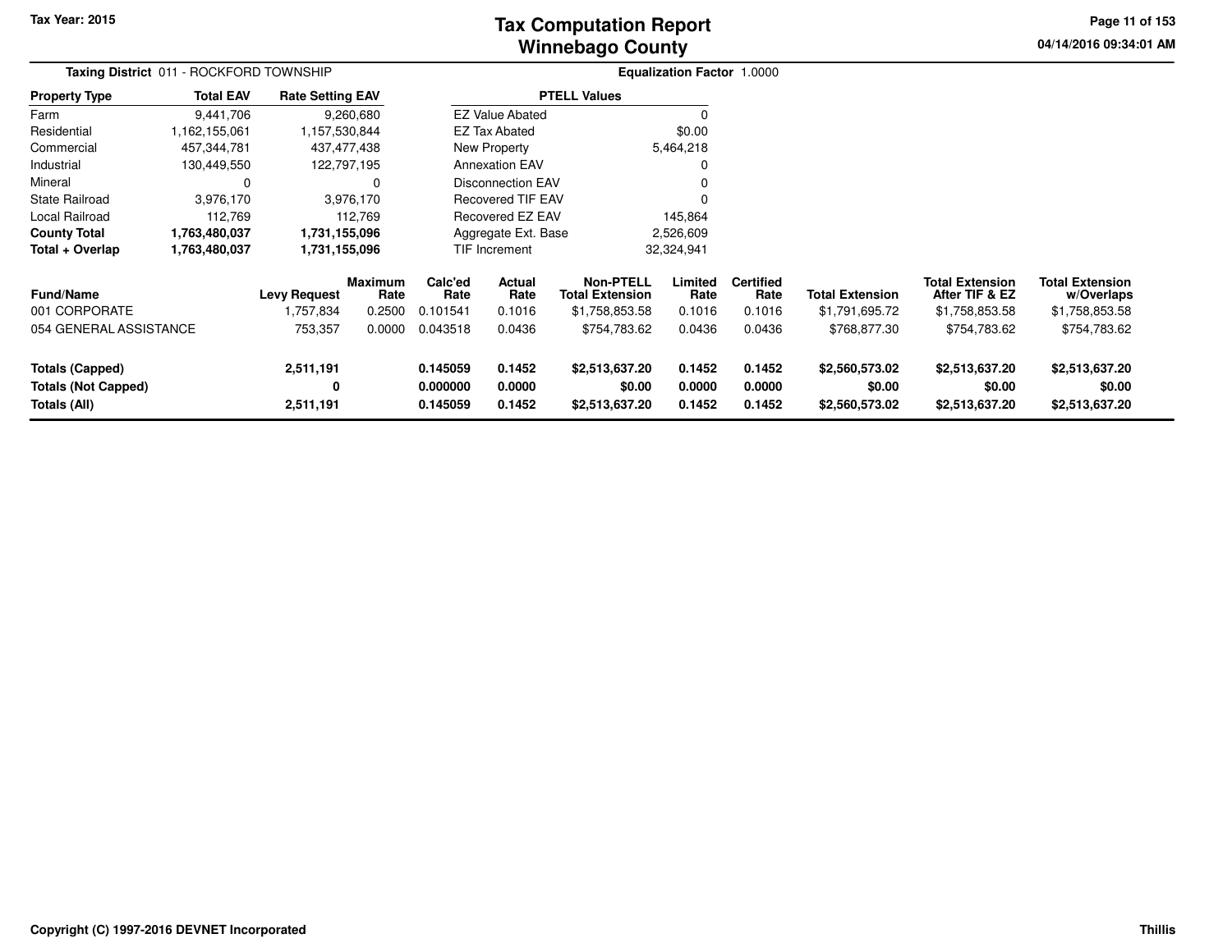Tax Year: 2015

# Tax Computation Report
## Winnebago County

04/14/2016 09:34:01 AM

**Taxing District** 011 - ROCKFORD TOWNSHIP

**Equalization Factor** 1.0000

| Property Type | Total EAV | Rate Setting EAV |
|---|---|---|
| Farm | 9,441,706 | 9,260,680 |
| Residential | 1,162,155,061 | 1,157,530,844 |
| Commercial | 457,344,781 | 437,477,438 |
| Industrial | 130,449,550 | 122,797,195 |
| Mineral | 0 | 0 |
| State Railroad | 3,976,170 | 3,976,170 |
| Local Railroad | 112,769 | 112,769 |
| **County Total** | **1,763,480,037** | **1,731,155,096** |
| **Total + Overlap** | **1,763,480,037** | **1,731,155,096** |

| PTELL Values | |
|---|---|
| EZ Value Abated | 0 |
| EZ Tax Abated | $0.00 |
| New Property | 5,464,218 |
| Annexation EAV | 0 |
| Disconnection EAV | 0 |
| Recovered TIF EAV | 0 |
| Recovered EZ EAV | 145,864 |
| Aggregate Ext. Base | 2,526,609 |
| TIF Increment | 32,324,941 |

| Fund/Name | Levy Request | Maximum Rate | Calc'ed Rate | Actual Rate | Non-PTELL Total Extension | Limited Rate | Certified Rate | Total Extension | Total Extension After TIF & EZ | Total Extension w/Overlaps |
|---|---|---|---|---|---|---|---|---|---|---|
| 001 CORPORATE | 1,757,834 | 0.2500 | 0.101541 | 0.1016 | $1,758,853.58 | 0.1016 | 0.1016 | $1,791,695.72 | $1,758,853.58 | $1,758,853.58 |
| 054 GENERAL ASSISTANCE | 753,357 | 0.0000 | 0.043518 | 0.0436 | $754,783.62 | 0.0436 | 0.0436 | $768,877.30 | $754,783.62 | $754,783.62 |
| **Totals (Capped)** | **2,511,191** | | **0.145059** | **0.1452** | **$2,513,637.20** | **0.1452** | **0.1452** | **$2,560,573.02** | **$2,513,637.20** | **$2,513,637.20** |
| **Totals (Not Capped)** | **0** | | **0.000000** | **0.0000** | **$0.00** | **0.0000** | **0.0000** | **$0.00** | **$0.00** | **$0.00** |
| **Totals (All)** | **2,511,191** | | **0.145059** | **0.1452** | **$2,513,637.20** | **0.1452** | **0.1452** | **$2,560,573.02** | **$2,513,637.20** | **$2,513,637.20** |

Copyright (C) 1997-2016 DEVNET Incorporated

Thillis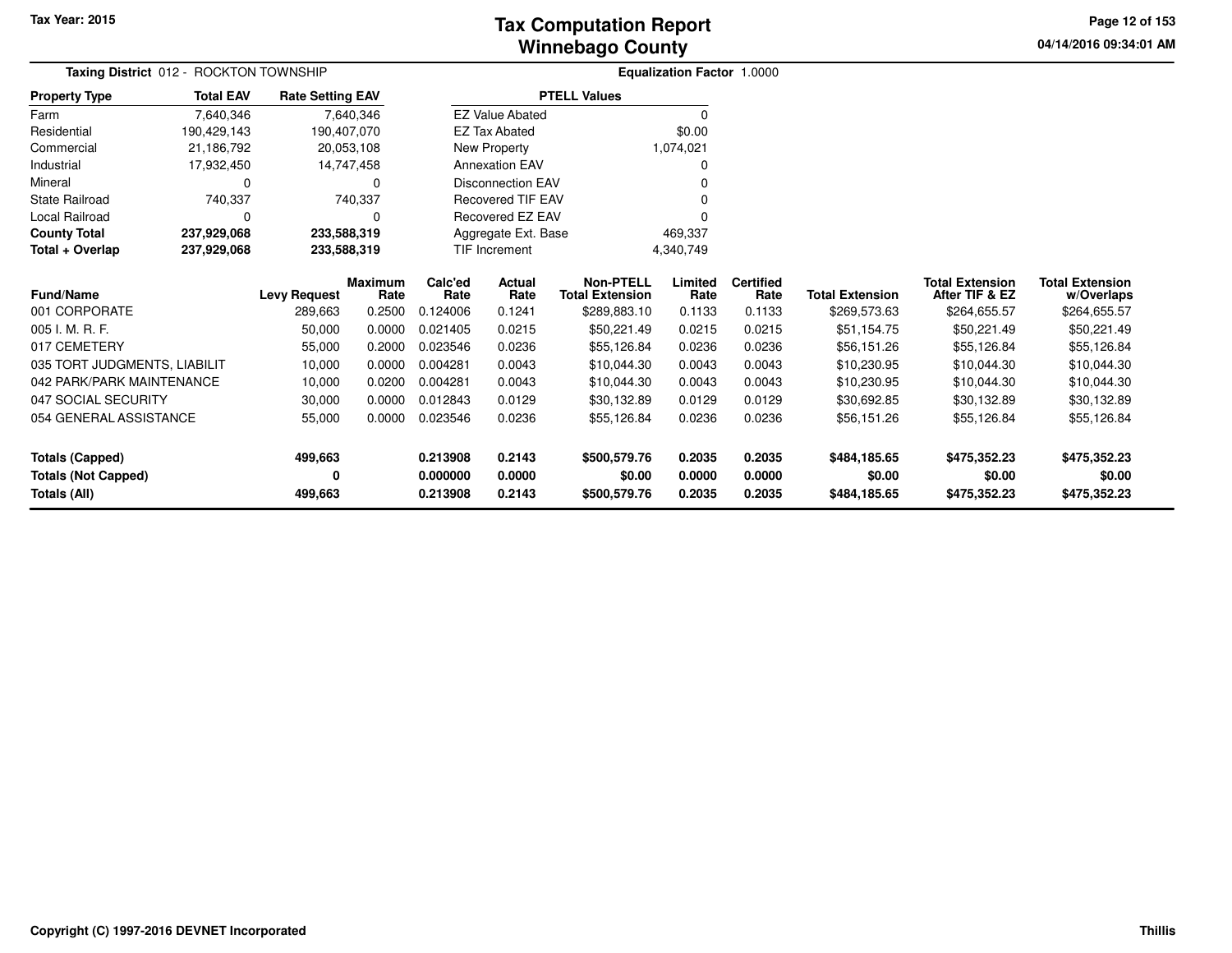# Tax Computation Report
# Winnebago County

Tax Year: 2015

04/14/2016 09:34:01 AM

**Taxing District** 012 - ROCKTON TOWNSHIP

**Equalization Factor** 1.0000

| Property Type | Total EAV | Rate Setting EAV |
|---|---|---|
| Farm | 7,640,346 | 7,640,346 |
| Residential | 190,429,143 | 190,407,070 |
| Commercial | 21,186,792 | 20,053,108 |
| Industrial | 17,932,450 | 14,747,458 |
| Mineral | 0 | 0 |
| State Railroad | 740,337 | 740,337 |
| Local Railroad | 0 | 0 |
| **County Total** | **237,929,068** | **233,588,319** |
| **Total + Overlap** | **237,929,068** | **233,588,319** |

| PTELL Values | |
|---|---|
| EZ Value Abated | 0 |
| EZ Tax Abated | $0.00 |
| New Property | 1,074,021 |
| Annexation EAV | 0 |
| Disconnection EAV | 0 |
| Recovered TIF EAV | 0 |
| Recovered EZ EAV | 0 |
| Aggregate Ext. Base | 469,337 |
| TIF Increment | 4,340,749 |

| Fund/Name | Levy Request | Maximum Rate | Calc'ed Rate | Actual Rate | Non-PTELL Total Extension | Limited Rate | Certified Rate | Total Extension | Total Extension After TIF & EZ | Total Extension w/Overlaps |
|---|---|---|---|---|---|---|---|---|---|---|
| 001 CORPORATE | 289,663 | 0.2500 | 0.124006 | 0.1241 | $289,883.10 | 0.1133 | 0.1133 | $269,573.63 | $264,655.57 | $264,655.57 |
| 005 I. M. R. F. | 50,000 | 0.0000 | 0.021405 | 0.0215 | $50,221.49 | 0.0215 | 0.0215 | $51,154.75 | $50,221.49 | $50,221.49 |
| 017 CEMETERY | 55,000 | 0.2000 | 0.023546 | 0.0236 | $55,126.84 | 0.0236 | 0.0236 | $56,151.26 | $55,126.84 | $55,126.84 |
| 035 TORT JUDGMENTS, LIABILIT | 10,000 | 0.0000 | 0.004281 | 0.0043 | $10,044.30 | 0.0043 | 0.0043 | $10,230.95 | $10,044.30 | $10,044.30 |
| 042 PARK/PARK MAINTENANCE | 10,000 | 0.0200 | 0.004281 | 0.0043 | $10,044.30 | 0.0043 | 0.0043 | $10,230.95 | $10,044.30 | $10,044.30 |
| 047 SOCIAL SECURITY | 30,000 | 0.0000 | 0.012843 | 0.0129 | $30,132.89 | 0.0129 | 0.0129 | $30,692.85 | $30,132.89 | $30,132.89 |
| 054 GENERAL ASSISTANCE | 55,000 | 0.0000 | 0.023546 | 0.0236 | $55,126.84 | 0.0236 | 0.0236 | $56,151.26 | $55,126.84 | $55,126.84 |
| **Totals (Capped)** | **499,663** | | **0.213908** | **0.2143** | **$500,579.76** | **0.2035** | **0.2035** | **$484,185.65** | **$475,352.23** | **$475,352.23** |
| **Totals (Not Capped)** | **0** | | **0.000000** | **0.0000** | **$0.00** | **0.0000** | **0.0000** | **$0.00** | **$0.00** | **$0.00** |
| **Totals (All)** | **499,663** | | **0.213908** | **0.2143** | **$500,579.76** | **0.2035** | **0.2035** | **$484,185.65** | **$475,352.23** | **$475,352.23** |

Copyright (C) 1997-2016 DEVNET Incorporated

Thillis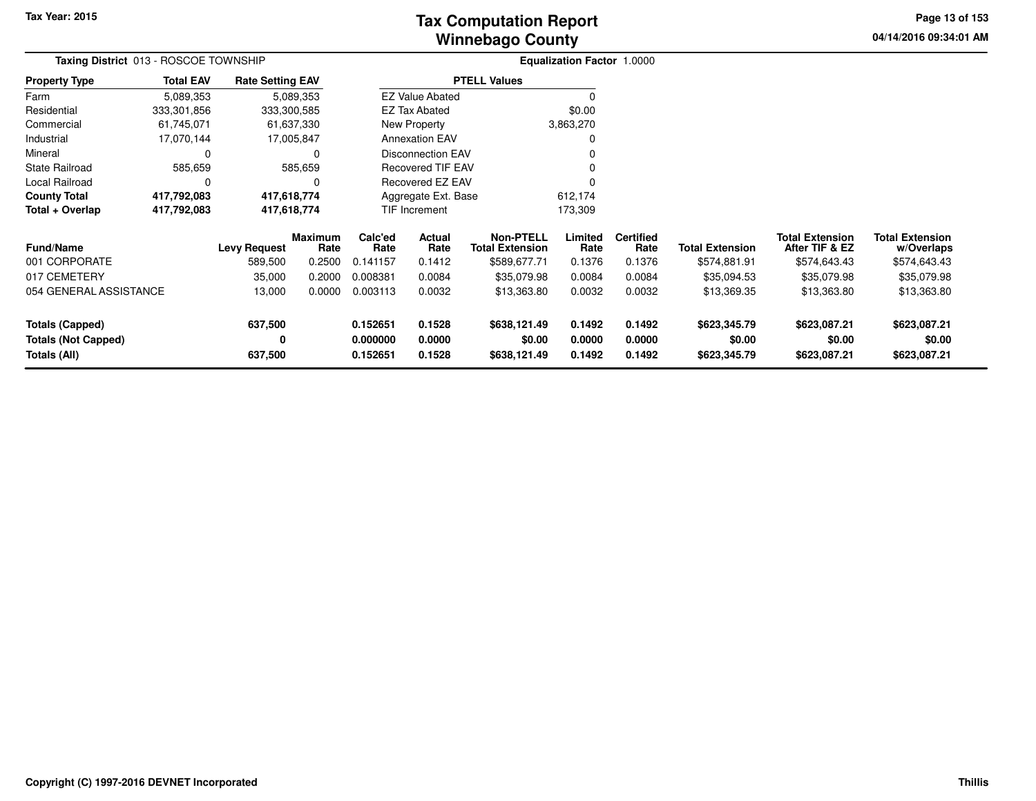Tax Year: 2015

# Tax Computation Report
## Winnebago County

04/14/2016 09:34:01 AM

**Taxing District** 013 - ROSCOE TOWNSHIP **Equalization Factor** 1.0000

| Property Type | Total EAV | Rate Setting EAV |
|---|---|---|
| Farm | 5,089,353 | 5,089,353 |
| Residential | 333,301,856 | 333,300,585 |
| Commercial | 61,745,071 | 61,637,330 |
| Industrial | 17,070,144 | 17,005,847 |
| Mineral | 0 | 0 |
| State Railroad | 585,659 | 585,659 |
| Local Railroad | 0 | 0 |
| **County Total** | **417,792,083** | **417,618,774** |
| **Total + Overlap** | **417,792,083** | **417,618,774** |

| PTELL Values | |
|---|---|
| EZ Value Abated | 0 |
| EZ Tax Abated | $0.00 |
| New Property | 3,863,270 |
| Annexation EAV | 0 |
| Disconnection EAV | 0 |
| Recovered TIF EAV | 0 |
| Recovered EZ EAV | 0 |
| Aggregate Ext. Base | 612,174 |
| TIF Increment | 173,309 |

| Fund/Name | Levy Request | Maximum Rate | Calc'ed Rate | Actual Rate | Non-PTELL Total Extension | Limited Rate | Certified Rate | Total Extension | Total Extension After TIF & EZ | Total Extension w/Overlaps |
|---|---|---|---|---|---|---|---|---|---|---|
| 001 CORPORATE | 589,500 | 0.2500 | 0.141157 | 0.1412 | $589,677.71 | 0.1376 | 0.1376 | $574,881.91 | $574,643.43 | $574,643.43 |
| 017 CEMETERY | 35,000 | 0.2000 | 0.008381 | 0.0084 | $35,079.98 | 0.0084 | 0.0084 | $35,094.53 | $35,079.98 | $35,079.98 |
| 054 GENERAL ASSISTANCE | 13,000 | 0.0000 | 0.003113 | 0.0032 | $13,363.80 | 0.0032 | 0.0032 | $13,369.35 | $13,363.80 | $13,363.80 |
| **Totals (Capped)** | **637,500** | | **0.152651** | **0.1528** | **$638,121.49** | **0.1492** | **0.1492** | **$623,345.79** | **$623,087.21** | **$623,087.21** |
| **Totals (Not Capped)** | **0** | | **0.000000** | **0.0000** | **$0.00** | **0.0000** | **0.0000** | **$0.00** | **$0.00** | **$0.00** |
| **Totals (All)** | **637,500** | | **0.152651** | **0.1528** | **$638,121.49** | **0.1492** | **0.1492** | **$623,345.79** | **$623,087.21** | **$623,087.21** |

Copyright (C) 1997-2016 DEVNET Incorporated

Thillis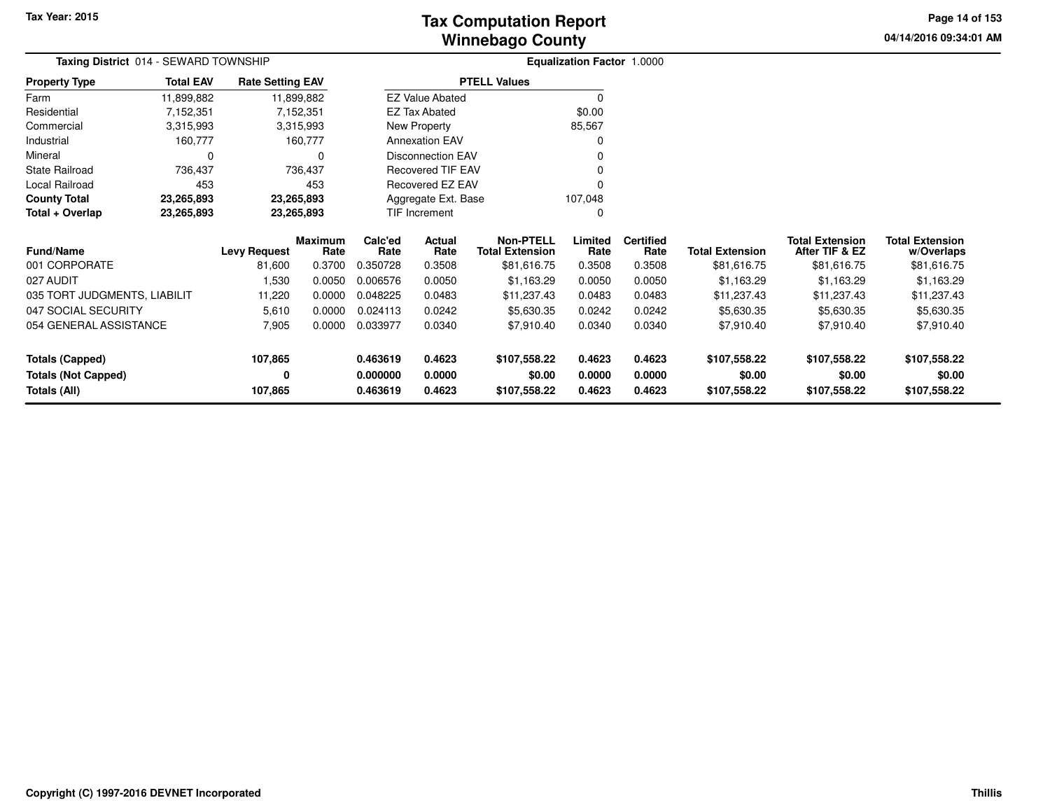# Tax Computation Report
## Winnebago County

Tax Year: 2015

04/14/2016 09:34:01 AM

**Taxing District** 014 - SEWARD TOWNSHIP

**Equalization Factor** 1.0000

| Property Type | Total EAV | Rate Setting EAV |
|---|---|---|
| Farm | 11,899,882 | 11,899,882 |
| Residential | 7,152,351 | 7,152,351 |
| Commercial | 3,315,993 | 3,315,993 |
| Industrial | 160,777 | 160,777 |
| Mineral | 0 | 0 |
| State Railroad | 736,437 | 736,437 |
| Local Railroad | 453 | 453 |
| **County Total** | **23,265,893** | **23,265,893** |
| **Total + Overlap** | **23,265,893** | **23,265,893** |

| PTELL Values | |
|---|---|
| EZ Value Abated | 0 |
| EZ Tax Abated | $0.00 |
| New Property | 85,567 |
| Annexation EAV | 0 |
| Disconnection EAV | 0 |
| Recovered TIF EAV | 0 |
| Recovered EZ EAV | 0 |
| Aggregate Ext. Base | 107,048 |
| TIF Increment | 0 |

| Fund/Name | Levy Request | Maximum Rate | Calc'ed Rate | Actual Rate | Non-PTELL Total Extension | Limited Rate | Certified Rate | Total Extension | Total Extension After TIF & EZ | Total Extension w/Overlaps |
|---|---|---|---|---|---|---|---|---|---|---|
| 001 CORPORATE | 81,600 | 0.3700 | 0.350728 | 0.3508 | $81,616.75 | 0.3508 | 0.3508 | $81,616.75 | $81,616.75 | $81,616.75 |
| 027 AUDIT | 1,530 | 0.0050 | 0.006576 | 0.0050 | $1,163.29 | 0.0050 | 0.0050 | $1,163.29 | $1,163.29 | $1,163.29 |
| 035 TORT JUDGMENTS, LIABILIT | 11,220 | 0.0000 | 0.048225 | 0.0483 | $11,237.43 | 0.0483 | 0.0483 | $11,237.43 | $11,237.43 | $11,237.43 |
| 047 SOCIAL SECURITY | 5,610 | 0.0000 | 0.024113 | 0.0242 | $5,630.35 | 0.0242 | 0.0242 | $5,630.35 | $5,630.35 | $5,630.35 |
| 054 GENERAL ASSISTANCE | 7,905 | 0.0000 | 0.033977 | 0.0340 | $7,910.40 | 0.0340 | 0.0340 | $7,910.40 | $7,910.40 | $7,910.40 |
| **Totals (Capped)** | **107,865** | | **0.463619** | **0.4623** | **$107,558.22** | **0.4623** | **0.4623** | **$107,558.22** | **$107,558.22** | **$107,558.22** |
| **Totals (Not Capped)** | **0** | | **0.000000** | **0.0000** | **$0.00** | **0.0000** | **0.0000** | **$0.00** | **$0.00** | **$0.00** |
| **Totals (All)** | **107,865** | | **0.463619** | **0.4623** | **$107,558.22** | **0.4623** | **0.4623** | **$107,558.22** | **$107,558.22** | **$107,558.22** |

Copyright (C) 1997-2016 DEVNET Incorporated

Thillis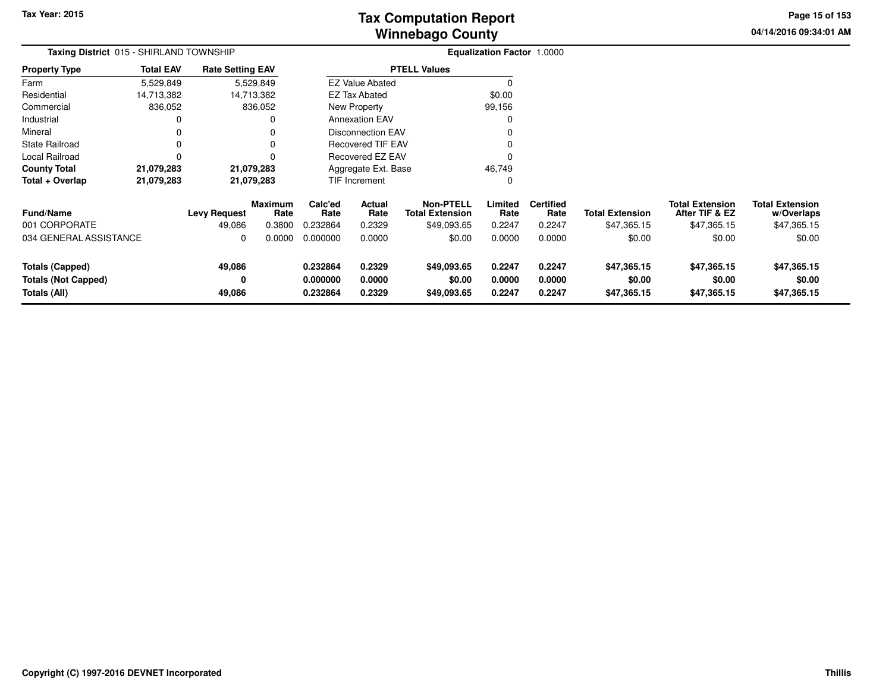# Tax Computation Report
# Winnebago County

Tax Year: 2015

04/14/2016 09:34:01 AM

**Taxing District** 015 - SHIRLAND TOWNSHIP

**Equalization Factor** 1.0000

| Property Type | Total EAV | Rate Setting EAV |
|---|---|---|
| Farm | 5,529,849 | 5,529,849 |
| Residential | 14,713,382 | 14,713,382 |
| Commercial | 836,052 | 836,052 |
| Industrial | 0 | 0 |
| Mineral | 0 | 0 |
| State Railroad | 0 | 0 |
| Local Railroad | 0 | 0 |
| **County Total** | **21,079,283** | **21,079,283** |
| **Total + Overlap** | **21,079,283** | **21,079,283** |

| PTELL Values | |
|---|---|
| EZ Value Abated | 0 |
| EZ Tax Abated | $0.00 |
| New Property | 99,156 |
| Annexation EAV | 0 |
| Disconnection EAV | 0 |
| Recovered TIF EAV | 0 |
| Recovered EZ EAV | 0 |
| Aggregate Ext. Base | 46,749 |
| TIF Increment | 0 |

| Fund/Name | Levy Request | Maximum Rate | Calc'ed Rate | Actual Rate | Non-PTELL Total Extension | Limited Rate | Certified Rate | Total Extension | Total Extension After TIF & EZ | Total Extension w/Overlaps |
|---|---|---|---|---|---|---|---|---|---|---|
| 001 CORPORATE | 49,086 | 0.3800 | 0.232864 | 0.2329 | $49,093.65 | 0.2247 | 0.2247 | $47,365.15 | $47,365.15 | $47,365.15 |
| 034 GENERAL ASSISTANCE | 0 | 0.0000 | 0.000000 | 0.0000 | $0.00 | 0.0000 | 0.0000 | $0.00 | $0.00 | $0.00 |
| **Totals (Capped)** | **49,086** | | **0.232864** | **0.2329** | **$49,093.65** | **0.2247** | **0.2247** | **$47,365.15** | **$47,365.15** | **$47,365.15** |
| **Totals (Not Capped)** | **0** | | **0.000000** | **0.0000** | **$0.00** | **0.0000** | **0.0000** | **$0.00** | **$0.00** | **$0.00** |
| **Totals (All)** | **49,086** | | **0.232864** | **0.2329** | **$49,093.65** | **0.2247** | **0.2247** | **$47,365.15** | **$47,365.15** | **$47,365.15** |

Copyright (C) 1997-2016 DEVNET Incorporated

Thillis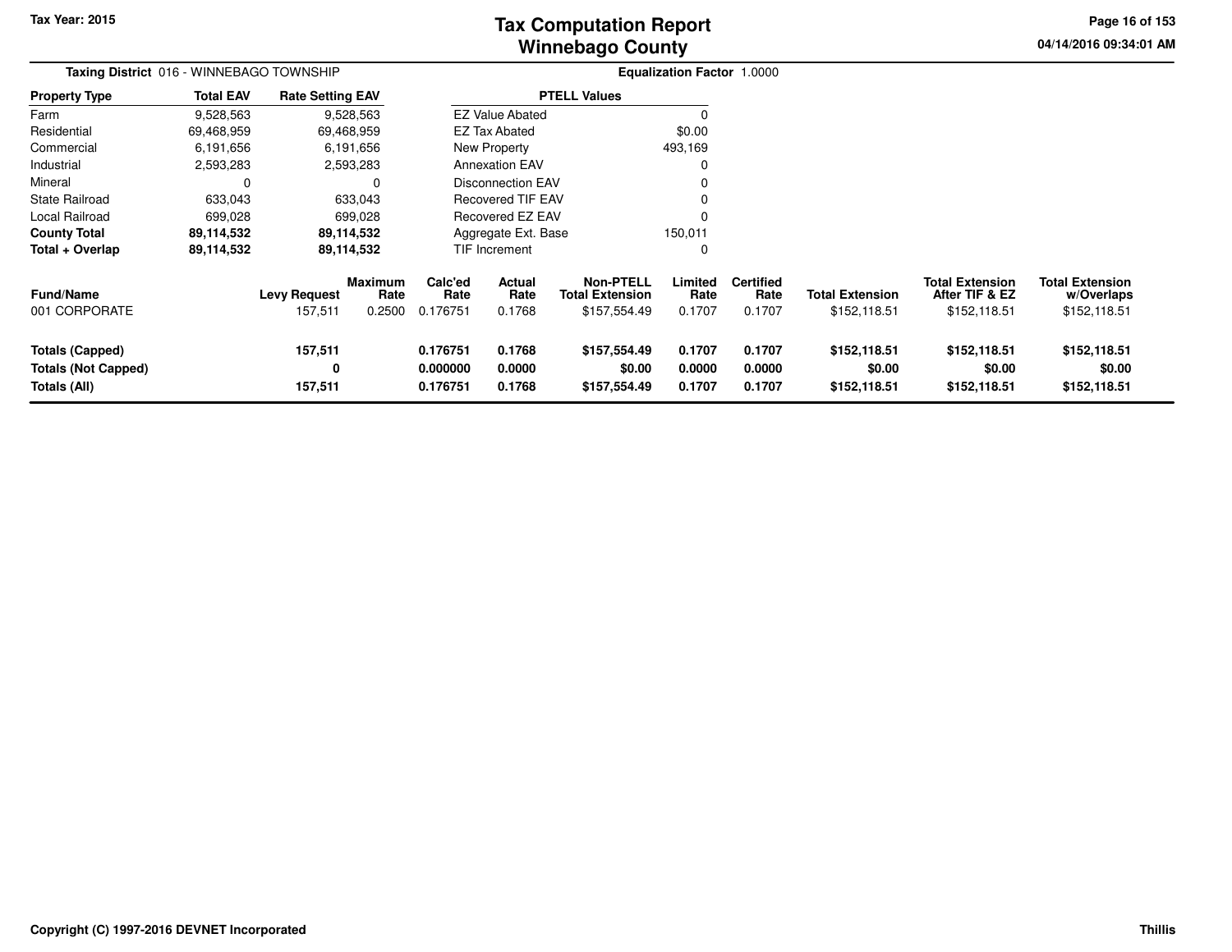# Tax Computation Report
## Winnebago County

Tax Year: 2015

04/14/2016 09:34:01 AM

**Taxing District** 016 - WINNEBAGO TOWNSHIP

**Equalization Factor** 1.0000

| Property Type | Total EAV | Rate Setting EAV |
|---|---|---|
| Farm | 9,528,563 | 9,528,563 |
| Residential | 69,468,959 | 69,468,959 |
| Commercial | 6,191,656 | 6,191,656 |
| Industrial | 2,593,283 | 2,593,283 |
| Mineral | 0 | 0 |
| State Railroad | 633,043 | 633,043 |
| Local Railroad | 699,028 | 699,028 |
| **County Total** | **89,114,532** | **89,114,532** |
| **Total + Overlap** | **89,114,532** | **89,114,532** |

| PTELL Values | |
|---|---|
| EZ Value Abated | 0 |
| EZ Tax Abated | $0.00 |
| New Property | 493,169 |
| Annexation EAV | 0 |
| Disconnection EAV | 0 |
| Recovered TIF EAV | 0 |
| Recovered EZ EAV | 0 |
| Aggregate Ext. Base | 150,011 |
| TIF Increment | 0 |

| Fund/Name | Levy Request | Maximum Rate | Calc'ed Rate | Actual Rate | Non-PTELL Total Extension | Limited Rate | Certified Rate | Total Extension | Total Extension After TIF & EZ | Total Extension w/Overlaps |
|---|---|---|---|---|---|---|---|---|---|---|
| 001 CORPORATE | 157,511 | 0.2500 | 0.176751 | 0.1768 | $157,554.49 | 0.1707 | 0.1707 | $152,118.51 | $152,118.51 | $152,118.51 |
| **Totals (Capped)** | **157,511** | | **0.176751** | **0.1768** | **$157,554.49** | **0.1707** | **0.1707** | **$152,118.51** | **$152,118.51** | **$152,118.51** |
| **Totals (Not Capped)** | **0** | | **0.000000** | **0.0000** | **$0.00** | **0.0000** | **0.0000** | **$0.00** | **$0.00** | **$0.00** |
| **Totals (All)** | **157,511** | | **0.176751** | **0.1768** | **$157,554.49** | **0.1707** | **0.1707** | **$152,118.51** | **$152,118.51** | **$152,118.51** |

Copyright (C) 1997-2016 DEVNET Incorporated

Thillis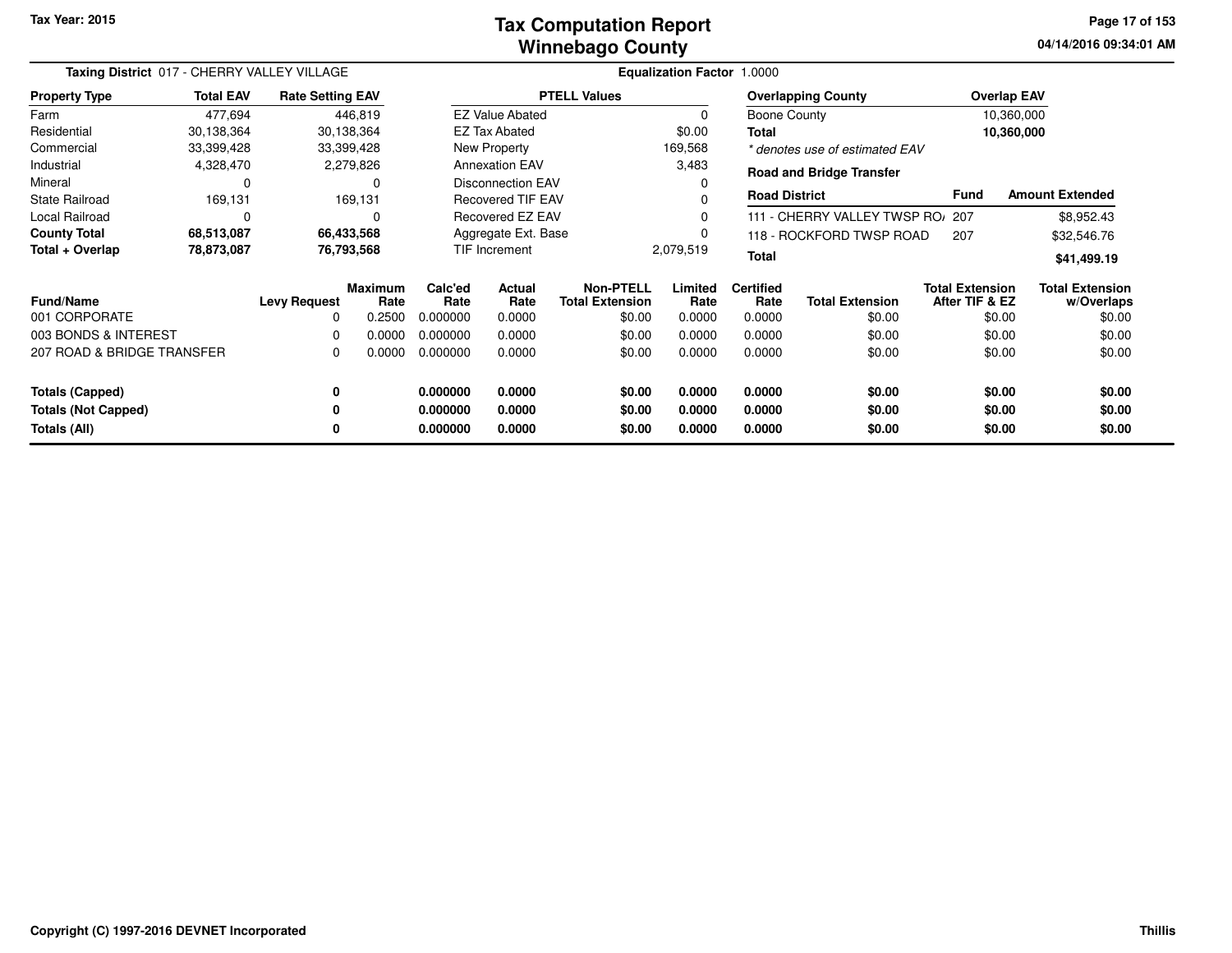**Tax Year: 2015**

# Tax Computation Report
## Winnebago County

04/14/2016 09:34:01 AM

**Taxing District** 017 - CHERRY VALLEY VILLAGE

**Equalization Factor** 1.0000

| Property Type | Total EAV | Rate Setting EAV |
|---|---|---|
| Farm | 477,694 | 446,819 |
| Residential | 30,138,364 | 30,138,364 |
| Commercial | 33,399,428 | 33,399,428 |
| Industrial | 4,328,470 | 2,279,826 |
| Mineral | 0 | 0 |
| State Railroad | 169,131 | 169,131 |
| Local Railroad | 0 | 0 |
| **County Total** | **68,513,087** | **66,433,568** |
| **Total + Overlap** | **78,873,087** | **76,793,568** |

| PTELL Values | |
|---|---|
| EZ Value Abated | 0 |
| EZ Tax Abated | $0.00 |
| New Property | 169,568 |
| Annexation EAV | 3,483 |
| Disconnection EAV | 0 |
| Recovered TIF EAV | 0 |
| Recovered EZ EAV | 0 |
| Aggregate Ext. Base | 0 |
| TIF Increment | 2,079,519 |

| Overlapping County | Overlap EAV |
|---|---|
| Boone County | 10,360,000 |
| **Total** | **10,360,000** |

*\* denotes use of estimated EAV*

**Road and Bridge Transfer**

| Road District | Fund | Amount Extended |
|---|---|---|
| 111 - CHERRY VALLEY TWSP RO/ | 207 | $8,952.43 |
| 118 - ROCKFORD TWSP ROAD | 207 | $32,546.76 |
| **Total** | | **$41,499.19** |

| Fund/Name | Levy Request | Maximum Rate | Calc'ed Rate | Actual Rate | Non-PTELL Total Extension | Limited Rate | Certified Rate | Total Extension | Total Extension After TIF & EZ | Total Extension w/Overlaps |
|---|---|---|---|---|---|---|---|---|---|---|
| 001 CORPORATE | 0 | 0.2500 | 0.000000 | 0.0000 | $0.00 | 0.0000 | 0.0000 | $0.00 | $0.00 | $0.00 |
| 003 BONDS & INTEREST | 0 | 0.0000 | 0.000000 | 0.0000 | $0.00 | 0.0000 | 0.0000 | $0.00 | $0.00 | $0.00 |
| 207 ROAD & BRIDGE TRANSFER | 0 | 0.0000 | 0.000000 | 0.0000 | $0.00 | 0.0000 | 0.0000 | $0.00 | $0.00 | $0.00 |
| **Totals (Capped)** | **0** | | **0.000000** | **0.0000** | **$0.00** | **0.0000** | **0.0000** | **$0.00** | **$0.00** | **$0.00** |
| **Totals (Not Capped)** | **0** | | **0.000000** | **0.0000** | **$0.00** | **0.0000** | **0.0000** | **$0.00** | **$0.00** | **$0.00** |
| **Totals (All)** | **0** | | **0.000000** | **0.0000** | **$0.00** | **0.0000** | **0.0000** | **$0.00** | **$0.00** | **$0.00** |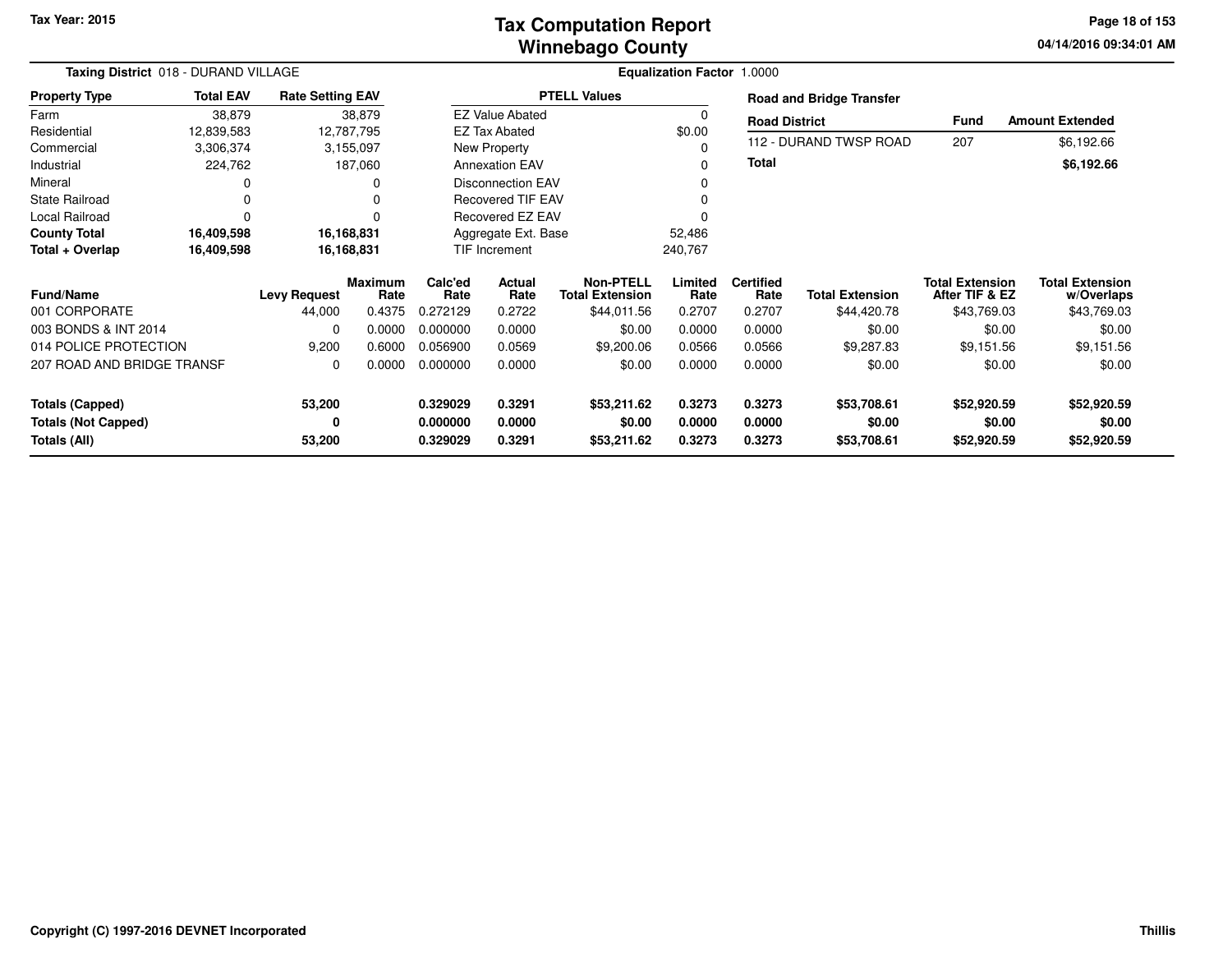# Tax Computation Report
# Winnebago County

Tax Year: 2015

04/14/2016 09:34:01 AM

**Taxing District** 018 - DURAND VILLAGE

**Equalization Factor** 1.0000

| Property Type | Total EAV | Rate Setting EAV |
|---|---|---|
| Farm | 38,879 | 38,879 |
| Residential | 12,839,583 | 12,787,795 |
| Commercial | 3,306,374 | 3,155,097 |
| Industrial | 224,762 | 187,060 |
| Mineral | 0 | 0 |
| State Railroad | 0 | 0 |
| Local Railroad | 0 | 0 |
| **County Total** | **16,409,598** | **16,168,831** |
| **Total + Overlap** | **16,409,598** | **16,168,831** |

| PTELL Values | |
|---|---|
| EZ Value Abated | 0 |
| EZ Tax Abated | $0.00 |
| New Property | 0 |
| Annexation EAV | 0 |
| Disconnection EAV | 0 |
| Recovered TIF EAV | 0 |
| Recovered EZ EAV | 0 |
| Aggregate Ext. Base | 52,486 |
| TIF Increment | 240,767 |

**Road and Bridge Transfer**

| Road District | Fund | Amount Extended |
|---|---|---|
| 112 - DURAND TWSP ROAD | 207 | $6,192.66 |
| **Total** | | **$6,192.66** |

| Fund/Name | Levy Request | Maximum Rate | Calc'ed Rate | Actual Rate | Non-PTELL Total Extension | Limited Rate | Certified Rate | Total Extension | Total Extension After TIF & EZ | Total Extension w/Overlaps |
|---|---|---|---|---|---|---|---|---|---|---|
| 001 CORPORATE | 44,000 | 0.4375 | 0.272129 | 0.2722 | $44,011.56 | 0.2707 | 0.2707 | $44,420.78 | $43,769.03 | $43,769.03 |
| 003 BONDS & INT 2014 | 0 | 0.0000 | 0.000000 | 0.0000 | $0.00 | 0.0000 | 0.0000 | $0.00 | $0.00 | $0.00 |
| 014 POLICE PROTECTION | 9,200 | 0.6000 | 0.056900 | 0.0569 | $9,200.06 | 0.0566 | 0.0566 | $9,287.83 | $9,151.56 | $9,151.56 |
| 207 ROAD AND BRIDGE TRANSF | 0 | 0.0000 | 0.000000 | 0.0000 | $0.00 | 0.0000 | 0.0000 | $0.00 | $0.00 | $0.00 |
| **Totals (Capped)** | **53,200** | | **0.329029** | **0.3291** | **$53,211.62** | **0.3273** | **0.3273** | **$53,708.61** | **$52,920.59** | **$52,920.59** |
| **Totals (Not Capped)** | **0** | | **0.000000** | **0.0000** | **$0.00** | **0.0000** | **0.0000** | **$0.00** | **$0.00** | **$0.00** |
| **Totals (All)** | **53,200** | | **0.329029** | **0.3291** | **$53,211.62** | **0.3273** | **0.3273** | **$53,708.61** | **$52,920.59** | **$52,920.59** |

Copyright (C) 1997-2016 DEVNET Incorporated

Thillis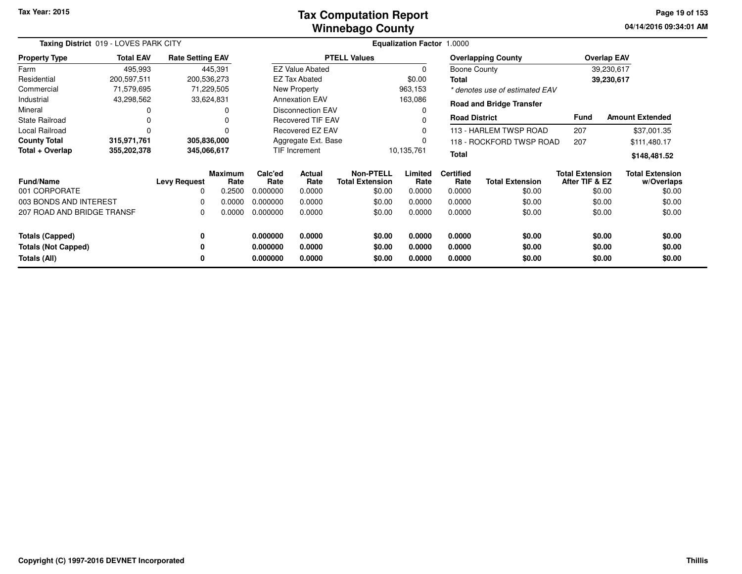# Tax Computation Report
## Winnebago County

Tax Year: 2015

04/14/2016 09:34:01 AM

**Taxing District** 019 - LOVES PARK CITY

**Equalization Factor** 1.0000

| Property Type | Total EAV | Rate Setting EAV |
|---|---|---|
| Farm | 495,993 | 445,391 |
| Residential | 200,597,511 | 200,536,273 |
| Commercial | 71,579,695 | 71,229,505 |
| Industrial | 43,298,562 | 33,624,831 |
| Mineral | 0 | 0 |
| State Railroad | 0 | 0 |
| Local Railroad | 0 | 0 |
| **County Total** | **315,971,761** | **305,836,000** |
| **Total + Overlap** | **355,202,378** | **345,066,617** |

| PTELL Values | |
|---|---|
| EZ Value Abated | 0 |
| EZ Tax Abated | $0.00 |
| New Property | 963,153 |
| Annexation EAV | 163,086 |
| Disconnection EAV | 0 |
| Recovered TIF EAV | 0 |
| Recovered EZ EAV | 0 |
| Aggregate Ext. Base | 0 |
| TIF Increment | 10,135,761 |

| Overlapping County | Overlap EAV |
|---|---|
| Boone County | 39,230,617 |
| **Total** | **39,230,617** |

*\* denotes use of estimated EAV*

**Road and Bridge Transfer**

| Road District | Fund | Amount Extended |
|---|---|---|
| 113 - HARLEM TWSP ROAD | 207 | $37,001.35 |
| 118 - ROCKFORD TWSP ROAD | 207 | $111,480.17 |
| **Total** | | **$148,481.52** |

| Fund/Name | Levy Request | Maximum Rate | Calc'ed Rate | Actual Rate | Non-PTELL Total Extension | Limited Rate | Certified Rate | Total Extension | Total Extension After TIF & EZ | Total Extension w/Overlaps |
|---|---|---|---|---|---|---|---|---|---|---|
| 001 CORPORATE | 0 | 0.2500 | 0.000000 | 0.0000 | $0.00 | 0.0000 | 0.0000 | $0.00 | $0.00 | $0.00 |
| 003 BONDS AND INTEREST | 0 | 0.0000 | 0.000000 | 0.0000 | $0.00 | 0.0000 | 0.0000 | $0.00 | $0.00 | $0.00 |
| 207 ROAD AND BRIDGE TRANSF | 0 | 0.0000 | 0.000000 | 0.0000 | $0.00 | 0.0000 | 0.0000 | $0.00 | $0.00 | $0.00 |
| **Totals (Capped)** | **0** | | **0.000000** | **0.0000** | **$0.00** | **0.0000** | **0.0000** | **$0.00** | **$0.00** | **$0.00** |
| **Totals (Not Capped)** | **0** | | **0.000000** | **0.0000** | **$0.00** | **0.0000** | **0.0000** | **$0.00** | **$0.00** | **$0.00** |
| **Totals (All)** | **0** | | **0.000000** | **0.0000** | **$0.00** | **0.0000** | **0.0000** | **$0.00** | **$0.00** | **$0.00** |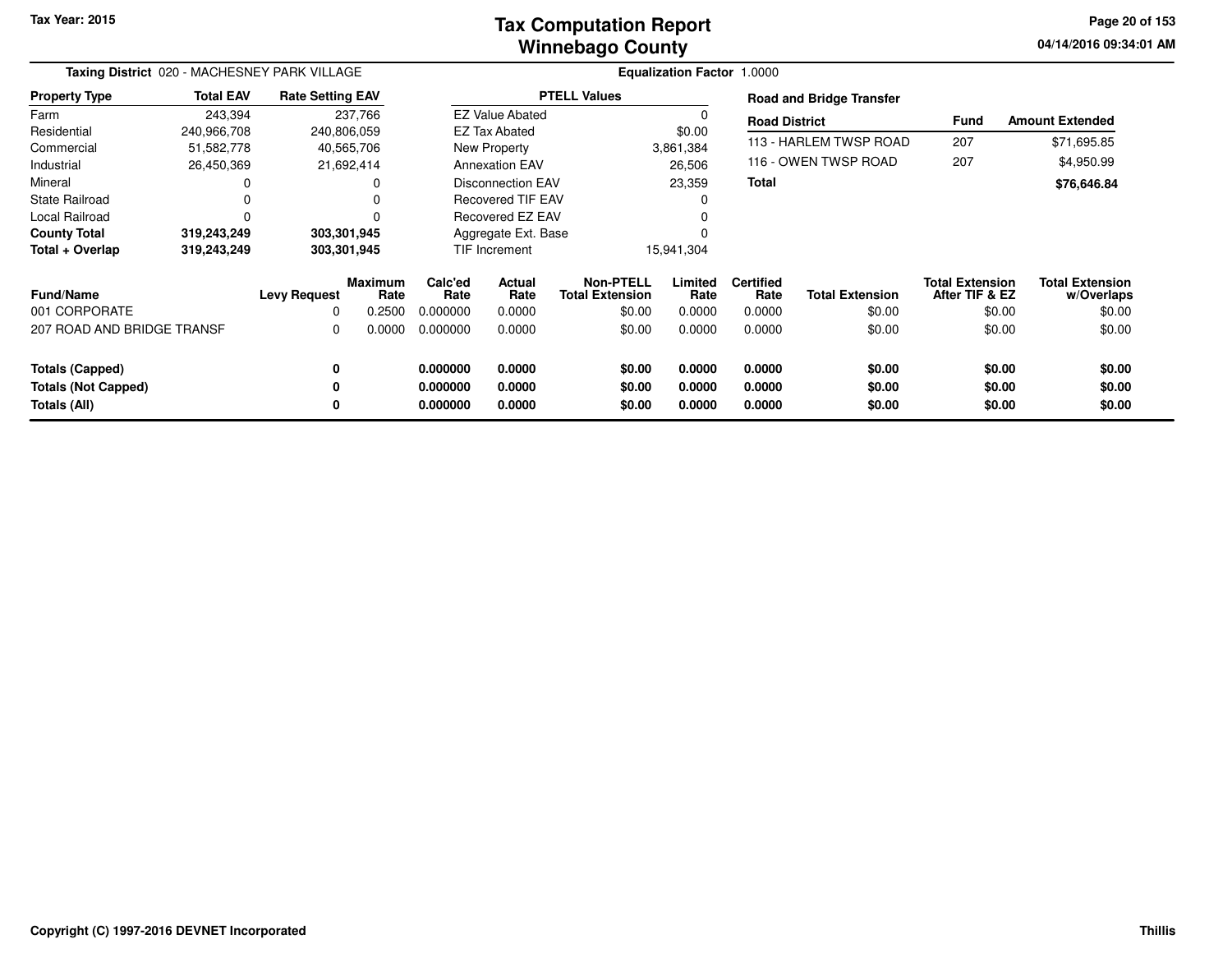# Tax Computation Report
# Winnebago County

Tax Year: 2015

**Taxing District** 020 - MACHESNEY PARK VILLAGE

**Equalization Factor** 1.0000

| Property Type | Total EAV | Rate Setting EAV |
|---|---|---|
| Farm | 243,394 | 237,766 |
| Residential | 240,966,708 | 240,806,059 |
| Commercial | 51,582,778 | 40,565,706 |
| Industrial | 26,450,369 | 21,692,414 |
| Mineral | 0 | 0 |
| State Railroad | 0 | 0 |
| Local Railroad | 0 | 0 |
| **County Total** | **319,243,249** | **303,301,945** |
| **Total + Overlap** | **319,243,249** | **303,301,945** |

| PTELL Values | |
|---|---|
| EZ Value Abated | 0 |
| EZ Tax Abated | $0.00 |
| New Property | 3,861,384 |
| Annexation EAV | 26,506 |
| Disconnection EAV | 23,359 |
| Recovered TIF EAV | 0 |
| Recovered EZ EAV | 0 |
| Aggregate Ext. Base | 0 |
| TIF Increment | 15,941,304 |

**Road and Bridge Transfer**

| Road District | Fund | Amount Extended |
|---|---|---|
| 113 - HARLEM TWSP ROAD | 207 | $71,695.85 |
| 116 - OWEN TWSP ROAD | 207 | $4,950.99 |
| **Total** | | **$76,646.84** |

| Fund/Name | Levy Request | Maximum Rate | Calc'ed Rate | Actual Rate | Non-PTELL Total Extension | Limited Rate | Certified Rate | Total Extension | Total Extension After TIF & EZ | Total Extension w/Overlaps |
|---|---|---|---|---|---|---|---|---|---|---|
| 001 CORPORATE | 0 | 0.2500 | 0.000000 | 0.0000 | $0.00 | 0.0000 | 0.0000 | $0.00 | $0.00 | $0.00 |
| 207 ROAD AND BRIDGE TRANSF | 0 | 0.0000 | 0.000000 | 0.0000 | $0.00 | 0.0000 | 0.0000 | $0.00 | $0.00 | $0.00 |
| **Totals (Capped)** | **0** | | **0.000000** | **0.0000** | **$0.00** | **0.0000** | **0.0000** | **$0.00** | **$0.00** | **$0.00** |
| **Totals (Not Capped)** | **0** | | **0.000000** | **0.0000** | **$0.00** | **0.0000** | **0.0000** | **$0.00** | **$0.00** | **$0.00** |
| **Totals (All)** | **0** | | **0.000000** | **0.0000** | **$0.00** | **0.0000** | **0.0000** | **$0.00** | **$0.00** | **$0.00** |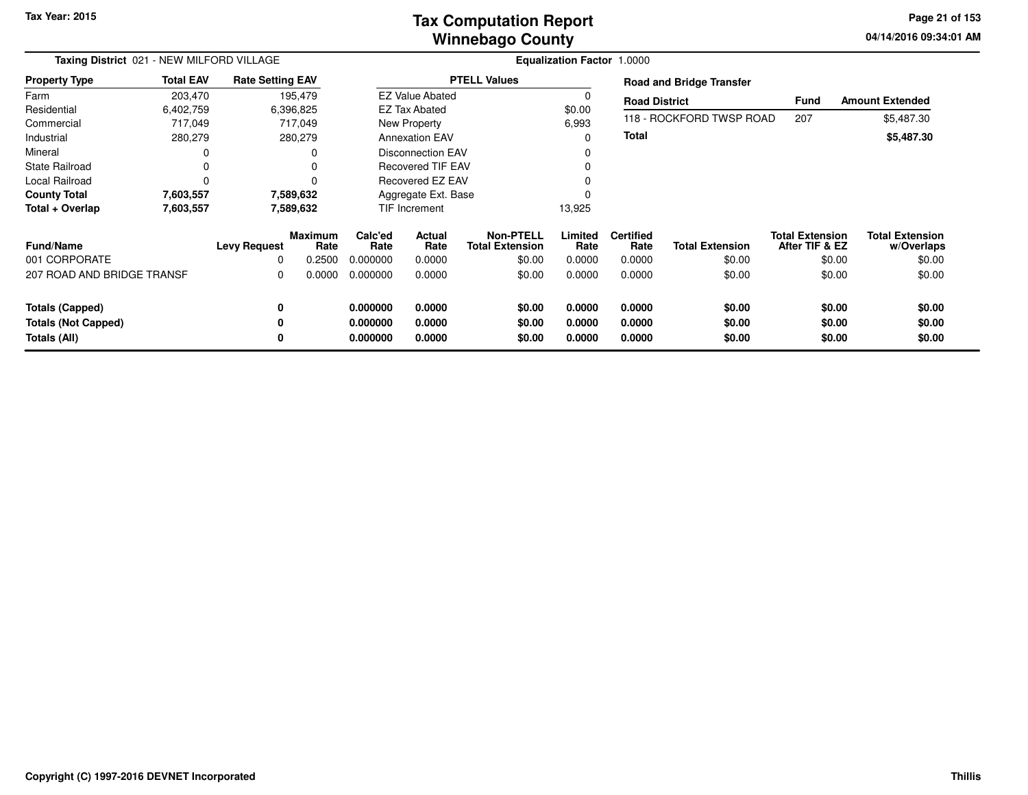Tax Year: 2015

# Tax Computation Report
## Winnebago County

04/14/2016 09:34:01 AM

**Taxing District** 021 - NEW MILFORD VILLAGE

**Equalization Factor** 1.0000

| Property Type | Total EAV | Rate Setting EAV |
|---|---|---|
| Farm | 203,470 | 195,479 |
| Residential | 6,402,759 | 6,396,825 |
| Commercial | 717,049 | 717,049 |
| Industrial | 280,279 | 280,279 |
| Mineral | 0 | 0 |
| State Railroad | 0 | 0 |
| Local Railroad | 0 | 0 |
| **County Total** | **7,603,557** | **7,589,632** |
| **Total + Overlap** | **7,603,557** | **7,589,632** |

| PTELL Values | |
|---|---|
| EZ Value Abated | 0 |
| EZ Tax Abated | $0.00 |
| New Property | 6,993 |
| Annexation EAV | 0 |
| Disconnection EAV | 0 |
| Recovered TIF EAV | 0 |
| Recovered EZ EAV | 0 |
| Aggregate Ext. Base | 0 |
| TIF Increment | 13,925 |

**Road and Bridge Transfer**

| Road District | Fund | Amount Extended |
|---|---|---|
| 118 - ROCKFORD TWSP ROAD | 207 | $5,487.30 |
| **Total** | | **$5,487.30** |

| Fund/Name | Levy Request | Maximum Rate | Calc'ed Rate | Actual Rate | Non-PTELL Total Extension | Limited Rate | Certified Rate | Total Extension | Total Extension After TIF & EZ | Total Extension w/Overlaps |
|---|---|---|---|---|---|---|---|---|---|---|
| 001 CORPORATE | 0 | 0.2500 | 0.000000 | 0.0000 | $0.00 | 0.0000 | 0.0000 | $0.00 | $0.00 | $0.00 |
| 207 ROAD AND BRIDGE TRANSF | 0 | 0.0000 | 0.000000 | 0.0000 | $0.00 | 0.0000 | 0.0000 | $0.00 | $0.00 | $0.00 |
| **Totals (Capped)** | **0** | | **0.000000** | **0.0000** | **$0.00** | **0.0000** | **0.0000** | **$0.00** | **$0.00** | **$0.00** |
| **Totals (Not Capped)** | **0** | | **0.000000** | **0.0000** | **$0.00** | **0.0000** | **0.0000** | **$0.00** | **$0.00** | **$0.00** |
| **Totals (All)** | **0** | | **0.000000** | **0.0000** | **$0.00** | **0.0000** | **0.0000** | **$0.00** | **$0.00** | **$0.00** |

Copyright (C) 1997-2016 DEVNET Incorporated

Thillis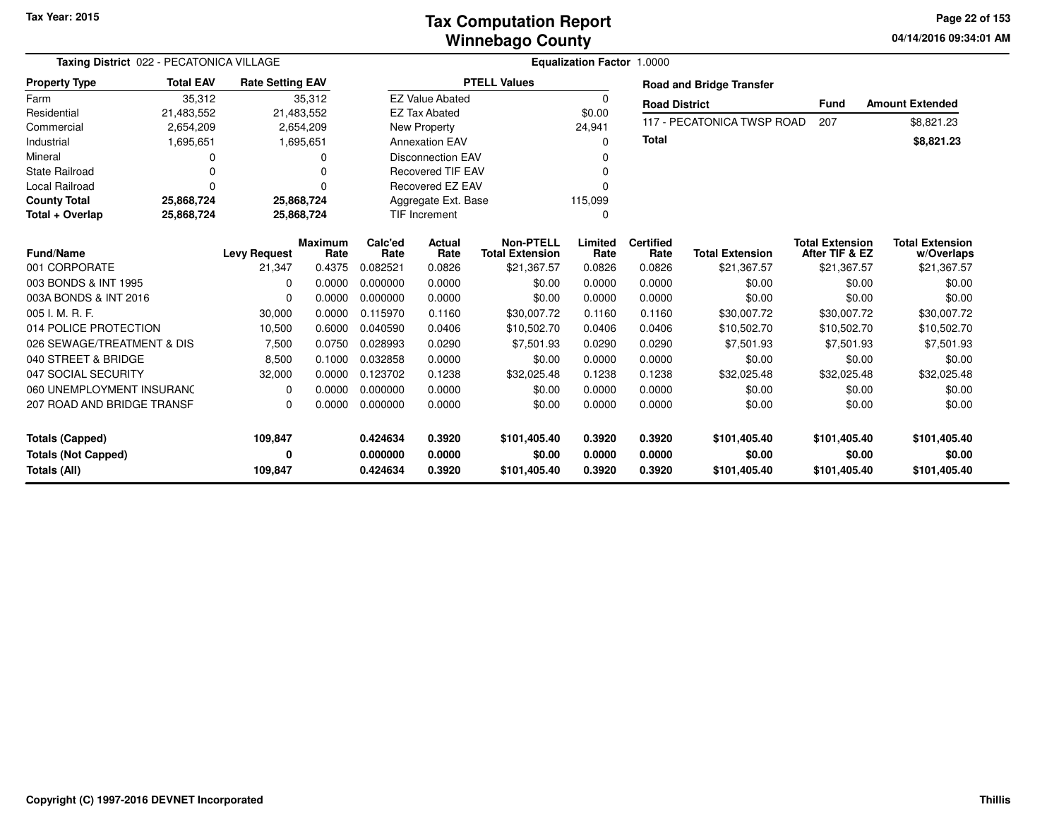# Tax Computation Report
## Winnebago County

Tax Year: 2015

04/14/2016 09:34:01 AM

**Taxing District** 022 - PECATONICA VILLAGE

**Equalization Factor** 1.0000

| Property Type | Total EAV | Rate Setting EAV |
|---|---|---|
| Farm | 35,312 | 35,312 |
| Residential | 21,483,552 | 21,483,552 |
| Commercial | 2,654,209 | 2,654,209 |
| Industrial | 1,695,651 | 1,695,651 |
| Mineral | 0 | 0 |
| State Railroad | 0 | 0 |
| Local Railroad | 0 | 0 |
| **County Total** | **25,868,724** | **25,868,724** |
| **Total + Overlap** | **25,868,724** | **25,868,724** |

| PTELL Values | |
|---|---|
| EZ Value Abated | 0 |
| EZ Tax Abated | $0.00 |
| New Property | 24,941 |
| Annexation EAV | 0 |
| Disconnection EAV | 0 |
| Recovered TIF EAV | 0 |
| Recovered EZ EAV | 0 |
| Aggregate Ext. Base | 115,099 |
| TIF Increment | 0 |

**Road and Bridge Transfer**

| Road District | Fund | Amount Extended |
|---|---|---|
| 117 - PECATONICA TWSP ROAD | 207 | $8,821.23 |
| **Total** | | **$8,821.23** |

| Fund/Name | Levy Request | Maximum Rate | Calc'ed Rate | Actual Rate | Non-PTELL Total Extension | Limited Rate | Certified Rate | Total Extension | Total Extension After TIF & EZ | Total Extension w/Overlaps |
|---|---|---|---|---|---|---|---|---|---|---|
| 001 CORPORATE | 21,347 | 0.4375 | 0.082521 | 0.0826 | $21,367.57 | 0.0826 | 0.0826 | $21,367.57 | $21,367.57 | $21,367.57 |
| 003 BONDS & INT 1995 | 0 | 0.0000 | 0.000000 | 0.0000 | $0.00 | 0.0000 | 0.0000 | $0.00 | $0.00 | $0.00 |
| 003A BONDS & INT 2016 | 0 | 0.0000 | 0.000000 | 0.0000 | $0.00 | 0.0000 | 0.0000 | $0.00 | $0.00 | $0.00 |
| 005 I. M. R. F. | 30,000 | 0.0000 | 0.115970 | 0.1160 | $30,007.72 | 0.1160 | 0.1160 | $30,007.72 | $30,007.72 | $30,007.72 |
| 014 POLICE PROTECTION | 10,500 | 0.6000 | 0.040590 | 0.0406 | $10,502.70 | 0.0406 | 0.0406 | $10,502.70 | $10,502.70 | $10,502.70 |
| 026 SEWAGE/TREATMENT & DIS | 7,500 | 0.0750 | 0.028993 | 0.0290 | $7,501.93 | 0.0290 | 0.0290 | $7,501.93 | $7,501.93 | $7,501.93 |
| 040 STREET & BRIDGE | 8,500 | 0.1000 | 0.032858 | 0.0000 | $0.00 | 0.0000 | 0.0000 | $0.00 | $0.00 | $0.00 |
| 047 SOCIAL SECURITY | 32,000 | 0.0000 | 0.123702 | 0.1238 | $32,025.48 | 0.1238 | 0.1238 | $32,025.48 | $32,025.48 | $32,025.48 |
| 060 UNEMPLOYMENT INSURANC | 0 | 0.0000 | 0.000000 | 0.0000 | $0.00 | 0.0000 | 0.0000 | $0.00 | $0.00 | $0.00 |
| 207 ROAD AND BRIDGE TRANSF | 0 | 0.0000 | 0.000000 | 0.0000 | $0.00 | 0.0000 | 0.0000 | $0.00 | $0.00 | $0.00 |
| **Totals (Capped)** | **109,847** | | **0.424634** | **0.3920** | **$101,405.40** | **0.3920** | **0.3920** | **$101,405.40** | **$101,405.40** | **$101,405.40** |
| **Totals (Not Capped)** | **0** | | **0.000000** | **0.0000** | **$0.00** | **0.0000** | **0.0000** | **$0.00** | **$0.00** | **$0.00** |
| **Totals (All)** | **109,847** | | **0.424634** | **0.3920** | **$101,405.40** | **0.3920** | **0.3920** | **$101,405.40** | **$101,405.40** | **$101,405.40** |

Copyright (C) 1997-2016 DEVNET Incorporated

Thillis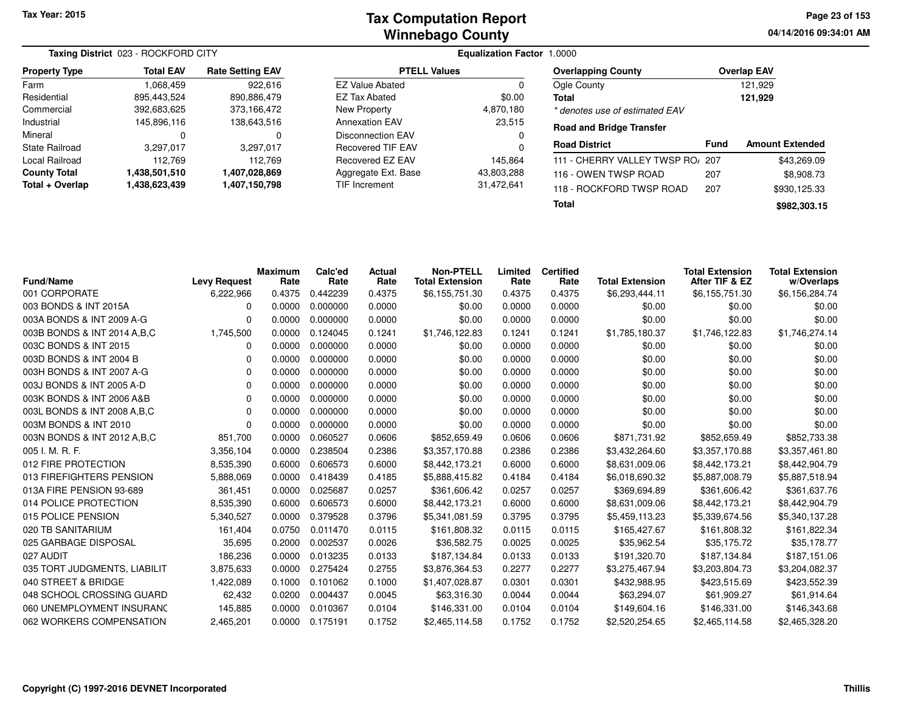**Tax Year: 2015**

# Tax Computation Report
## Winnebago County

04/14/2016 09:34:01 AM

**Taxing District** 023 - ROCKFORD CITY

**Equalization Factor** 1.0000

| Property Type | Total EAV | Rate Setting EAV |
|---|---|---|
| Farm | 1,068,459 | 922,616 |
| Residential | 895,443,524 | 890,886,479 |
| Commercial | 392,683,625 | 373,166,472 |
| Industrial | 145,896,116 | 138,643,516 |
| Mineral | 0 | 0 |
| State Railroad | 3,297,017 | 3,297,017 |
| Local Railroad | 112,769 | 112,769 |
| **County Total** | **1,438,501,510** | **1,407,028,869** |
| **Total + Overlap** | **1,438,623,439** | **1,407,150,798** |

| PTELL Values | |
|---|---|
| EZ Value Abated | 0 |
| EZ Tax Abated | $0.00 |
| New Property | 4,870,180 |
| Annexation EAV | 23,515 |
| Disconnection EAV | 0 |
| Recovered TIF EAV | 0 |
| Recovered EZ EAV | 145,864 |
| Aggregate Ext. Base | 43,803,288 |
| TIF Increment | 31,472,641 |

| Overlapping County | Overlap EAV |
|---|---|
| Ogle County | 121,929 |
| **Total** | **121,929** |

*\* denotes use of estimated EAV*

**Road and Bridge Transfer**

| Road District | Fund | Amount Extended |
|---|---|---|
| 111 - CHERRY VALLEY TWSP RO/ | 207 | $43,269.09 |
| 116 - OWEN TWSP ROAD | 207 | $8,908.73 |
| 118 - ROCKFORD TWSP ROAD | 207 | $930,125.33 |
| **Total** | | **$982,303.15** |

| Fund/Name | Levy Request | Maximum Rate | Calc'ed Rate | Actual Rate | Non-PTELL Total Extension | Limited Rate | Certified Rate | Total Extension | Total Extension After TIF & EZ | Total Extension w/Overlaps |
|---|---|---|---|---|---|---|---|---|---|---|
| 001 CORPORATE | 6,222,966 | 0.4375 | 0.442239 | 0.4375 | $6,155,751.30 | 0.4375 | 0.4375 | $6,293,444.11 | $6,155,751.30 | $6,156,284.74 |
| 003 BONDS & INT 2015A | 0 | 0.0000 | 0.000000 | 0.0000 | $0.00 | 0.0000 | 0.0000 | $0.00 | $0.00 | $0.00 |
| 003A BONDS & INT 2009 A-G | 0 | 0.0000 | 0.000000 | 0.0000 | $0.00 | 0.0000 | 0.0000 | $0.00 | $0.00 | $0.00 |
| 003B BONDS & INT 2014 A,B,C | 1,745,500 | 0.0000 | 0.124045 | 0.1241 | $1,746,122.83 | 0.1241 | 0.1241 | $1,785,180.37 | $1,746,122.83 | $1,746,274.14 |
| 003C BONDS & INT 2015 | 0 | 0.0000 | 0.000000 | 0.0000 | $0.00 | 0.0000 | 0.0000 | $0.00 | $0.00 | $0.00 |
| 003D BONDS & INT 2004 B | 0 | 0.0000 | 0.000000 | 0.0000 | $0.00 | 0.0000 | 0.0000 | $0.00 | $0.00 | $0.00 |
| 003H BONDS & INT 2007 A-G | 0 | 0.0000 | 0.000000 | 0.0000 | $0.00 | 0.0000 | 0.0000 | $0.00 | $0.00 | $0.00 |
| 003J BONDS & INT 2005 A-D | 0 | 0.0000 | 0.000000 | 0.0000 | $0.00 | 0.0000 | 0.0000 | $0.00 | $0.00 | $0.00 |
| 003K BONDS & INT 2006 A&B | 0 | 0.0000 | 0.000000 | 0.0000 | $0.00 | 0.0000 | 0.0000 | $0.00 | $0.00 | $0.00 |
| 003L BONDS & INT 2008 A,B,C | 0 | 0.0000 | 0.000000 | 0.0000 | $0.00 | 0.0000 | 0.0000 | $0.00 | $0.00 | $0.00 |
| 003M BONDS & INT 2010 | 0 | 0.0000 | 0.000000 | 0.0000 | $0.00 | 0.0000 | 0.0000 | $0.00 | $0.00 | $0.00 |
| 003N BONDS & INT 2012 A,B,C | 851,700 | 0.0000 | 0.060527 | 0.0606 | $852,659.49 | 0.0606 | 0.0606 | $871,731.92 | $852,659.49 | $852,733.38 |
| 005 I. M. R. F. | 3,356,104 | 0.0000 | 0.238504 | 0.2386 | $3,357,170.88 | 0.2386 | 0.2386 | $3,432,264.60 | $3,357,170.88 | $3,357,461.80 |
| 012 FIRE PROTECTION | 8,535,390 | 0.6000 | 0.606573 | 0.6000 | $8,442,173.21 | 0.6000 | 0.6000 | $8,631,009.06 | $8,442,173.21 | $8,442,904.79 |
| 013 FIREFIGHTERS PENSION | 5,888,069 | 0.0000 | 0.418439 | 0.4185 | $5,888,415.82 | 0.4184 | 0.4184 | $6,018,690.32 | $5,887,008.79 | $5,887,518.94 |
| 013A FIRE PENSION 93-689 | 361,451 | 0.0000 | 0.025687 | 0.0257 | $361,606.42 | 0.0257 | 0.0257 | $369,694.89 | $361,606.42 | $361,637.76 |
| 014 POLICE PROTECTION | 8,535,390 | 0.6000 | 0.606573 | 0.6000 | $8,442,173.21 | 0.6000 | 0.6000 | $8,631,009.06 | $8,442,173.21 | $8,442,904.79 |
| 015 POLICE PENSION | 5,340,527 | 0.0000 | 0.379528 | 0.3796 | $5,341,081.59 | 0.3795 | 0.3795 | $5,459,113.23 | $5,339,674.56 | $5,340,137.28 |
| 020 TB SANITARIUM | 161,404 | 0.0750 | 0.011470 | 0.0115 | $161,808.32 | 0.0115 | 0.0115 | $165,427.67 | $161,808.32 | $161,822.34 |
| 025 GARBAGE DISPOSAL | 35,695 | 0.2000 | 0.002537 | 0.0026 | $36,582.75 | 0.0025 | 0.0025 | $35,962.54 | $35,175.72 | $35,178.77 |
| 027 AUDIT | 186,236 | 0.0000 | 0.013235 | 0.0133 | $187,134.84 | 0.0133 | 0.0133 | $191,320.70 | $187,134.84 | $187,151.06 |
| 035 TORT JUDGMENTS, LIABILIT | 3,875,633 | 0.0000 | 0.275424 | 0.2755 | $3,876,364.53 | 0.2277 | 0.2277 | $3,275,467.94 | $3,203,804.73 | $3,204,082.37 |
| 040 STREET & BRIDGE | 1,422,089 | 0.1000 | 0.101062 | 0.1000 | $1,407,028.87 | 0.0301 | 0.0301 | $432,988.95 | $423,515.69 | $423,552.39 |
| 048 SCHOOL CROSSING GUARD | 62,432 | 0.0200 | 0.004437 | 0.0045 | $63,316.30 | 0.0044 | 0.0044 | $63,294.07 | $61,909.27 | $61,914.64 |
| 060 UNEMPLOYMENT INSURANC | 145,885 | 0.0000 | 0.010367 | 0.0104 | $146,331.00 | 0.0104 | 0.0104 | $149,604.16 | $146,331.00 | $146,343.68 |
| 062 WORKERS COMPENSATION | 2,465,201 | 0.0000 | 0.175191 | 0.1752 | $2,465,114.58 | 0.1752 | 0.1752 | $2,520,254.65 | $2,465,114.58 | $2,465,328.20 |

Copyright (C) 1997-2016 DEVNET Incorporated

Thillis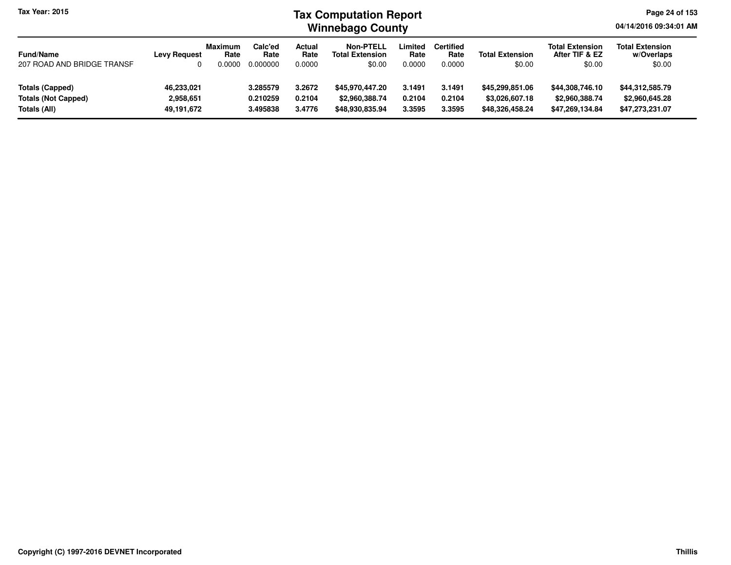| Fund/Name | Levy Request | Maximum Rate | Calc'ed Rate | Actual Rate | Non-PTELL Total Extension | Limited Rate | Certified Rate | Total Extension | Total Extension After TIF & EZ | Total Extension w/Overlaps |
|---|---|---|---|---|---|---|---|---|---|---|
| 207 ROAD AND BRIDGE TRANSF | 0 | 0.0000 | 0.000000 | 0.0000 | $0.00 | 0.0000 | 0.0000 | $0.00 | $0.00 | $0.00 |
| **Totals (Capped)** | **46,233,021** | | **3.285579** | **3.2672** | **$45,970,447.20** | **3.1491** | **3.1491** | **$45,299,851.06** | **$44,308,746.10** | **$44,312,585.79** |
| **Totals (Not Capped)** | **2,958,651** | | **0.210259** | **0.2104** | **$2,960,388.74** | **0.2104** | **0.2104** | **$3,026,607.18** | **$2,960,388.74** | **$2,960,645.28** |
| **Totals (All)** | **49,191,672** | | **3.495838** | **3.4776** | **$48,930,835.94** | **3.3595** | **3.3595** | **$48,326,458.24** | **$47,269,134.84** | **$47,273,231.07** |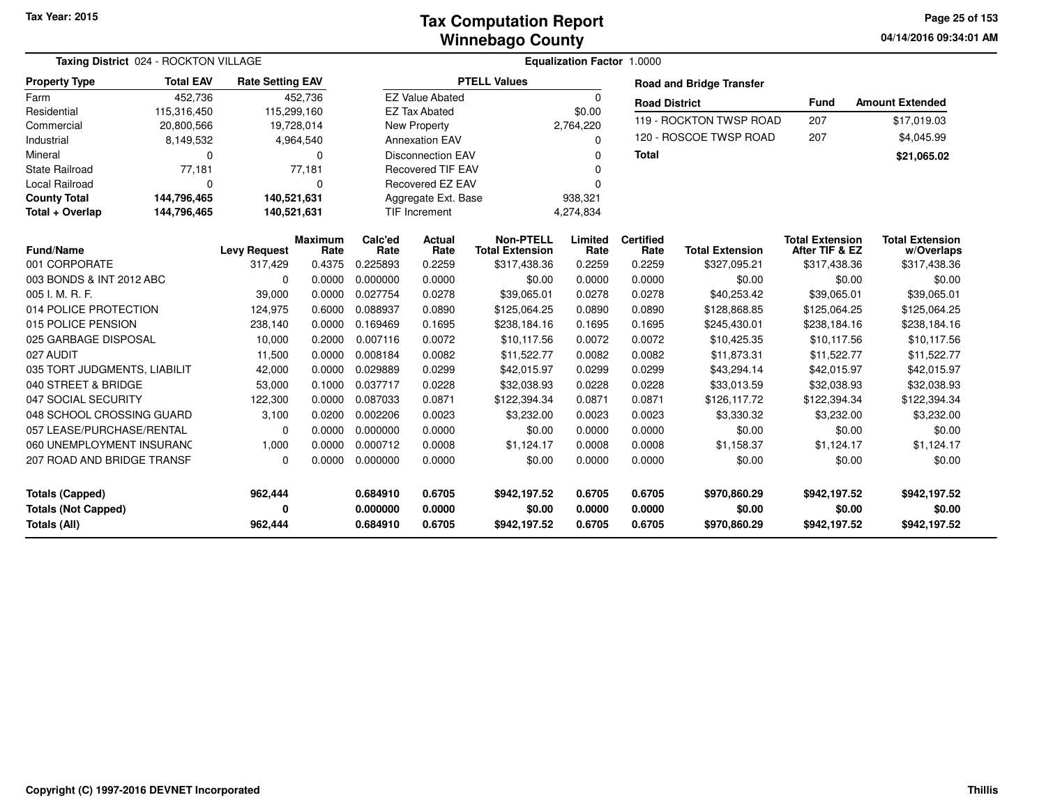Tax Year: 2015

# Tax Computation Report
## Winnebago County

04/14/2016 09:34:01 AM

**Taxing District** 024 - ROCKTON VILLAGE

**Equalization Factor** 1.0000

| Property Type | Total EAV | Rate Setting EAV |
|---|---|---|
| Farm | 452,736 | 452,736 |
| Residential | 115,316,450 | 115,299,160 |
| Commercial | 20,800,566 | 19,728,014 |
| Industrial | 8,149,532 | 4,964,540 |
| Mineral | 0 | 0 |
| State Railroad | 77,181 | 77,181 |
| Local Railroad | 0 | 0 |
| **County Total** | **144,796,465** | **140,521,631** |
| **Total + Overlap** | **144,796,465** | **140,521,631** |

| PTELL Values | |
|---|---|
| EZ Value Abated | 0 |
| EZ Tax Abated | $0.00 |
| New Property | 2,764,220 |
| Annexation EAV | 0 |
| Disconnection EAV | 0 |
| Recovered TIF EAV | 0 |
| Recovered EZ EAV | 0 |
| Aggregate Ext. Base | 938,321 |
| TIF Increment | 4,274,834 |

**Road and Bridge Transfer**

| Road District | Fund | Amount Extended |
|---|---|---|
| 119 - ROCKTON TWSP ROAD | 207 | $17,019.03 |
| 120 - ROSCOE TWSP ROAD | 207 | $4,045.99 |
| **Total** | | **$21,065.02** |

| Fund/Name | Levy Request | Maximum Rate | Calc'ed Rate | Actual Rate | Non-PTELL Total Extension | Limited Rate | Certified Rate | Total Extension | Total Extension After TIF & EZ | Total Extension w/Overlaps |
|---|---|---|---|---|---|---|---|---|---|---|
| 001 CORPORATE | 317,429 | 0.4375 | 0.225893 | 0.2259 | $317,438.36 | 0.2259 | 0.2259 | $327,095.21 | $317,438.36 | $317,438.36 |
| 003 BONDS & INT 2012 ABC | 0 | 0.0000 | 0.000000 | 0.0000 | $0.00 | 0.0000 | 0.0000 | $0.00 | $0.00 | $0.00 |
| 005 I. M. R. F. | 39,000 | 0.0000 | 0.027754 | 0.0278 | $39,065.01 | 0.0278 | 0.0278 | $40,253.42 | $39,065.01 | $39,065.01 |
| 014 POLICE PROTECTION | 124,975 | 0.6000 | 0.088937 | 0.0890 | $125,064.25 | 0.0890 | 0.0890 | $128,868.85 | $125,064.25 | $125,064.25 |
| 015 POLICE PENSION | 238,140 | 0.0000 | 0.169469 | 0.1695 | $238,184.16 | 0.1695 | 0.1695 | $245,430.01 | $238,184.16 | $238,184.16 |
| 025 GARBAGE DISPOSAL | 10,000 | 0.2000 | 0.007116 | 0.0072 | $10,117.56 | 0.0072 | 0.0072 | $10,425.35 | $10,117.56 | $10,117.56 |
| 027 AUDIT | 11,500 | 0.0000 | 0.008184 | 0.0082 | $11,522.77 | 0.0082 | 0.0082 | $11,873.31 | $11,522.77 | $11,522.77 |
| 035 TORT JUDGMENTS, LIABILIT | 42,000 | 0.0000 | 0.029889 | 0.0299 | $42,015.97 | 0.0299 | 0.0299 | $43,294.14 | $42,015.97 | $42,015.97 |
| 040 STREET & BRIDGE | 53,000 | 0.1000 | 0.037717 | 0.0228 | $32,038.93 | 0.0228 | 0.0228 | $33,013.59 | $32,038.93 | $32,038.93 |
| 047 SOCIAL SECURITY | 122,300 | 0.0000 | 0.087033 | 0.0871 | $122,394.34 | 0.0871 | 0.0871 | $126,117.72 | $122,394.34 | $122,394.34 |
| 048 SCHOOL CROSSING GUARD | 3,100 | 0.0200 | 0.002206 | 0.0023 | $3,232.00 | 0.0023 | 0.0023 | $3,330.32 | $3,232.00 | $3,232.00 |
| 057 LEASE/PURCHASE/RENTAL | 0 | 0.0000 | 0.000000 | 0.0000 | $0.00 | 0.0000 | 0.0000 | $0.00 | $0.00 | $0.00 |
| 060 UNEMPLOYMENT INSURANC | 1,000 | 0.0000 | 0.000712 | 0.0008 | $1,124.17 | 0.0008 | 0.0008 | $1,158.37 | $1,124.17 | $1,124.17 |
| 207 ROAD AND BRIDGE TRANSF | 0 | 0.0000 | 0.000000 | 0.0000 | $0.00 | 0.0000 | 0.0000 | $0.00 | $0.00 | $0.00 |
| **Totals (Capped)** | **962,444** | | **0.684910** | **0.6705** | **$942,197.52** | **0.6705** | **0.6705** | **$970,860.29** | **$942,197.52** | **$942,197.52** |
| **Totals (Not Capped)** | **0** | | **0.000000** | **0.0000** | **$0.00** | **0.0000** | **0.0000** | **$0.00** | **$0.00** | **$0.00** |
| **Totals (All)** | **962,444** | | **0.684910** | **0.6705** | **$942,197.52** | **0.6705** | **0.6705** | **$970,860.29** | **$942,197.52** | **$942,197.52** |

Copyright (C) 1997-2016 DEVNET Incorporated

Thillis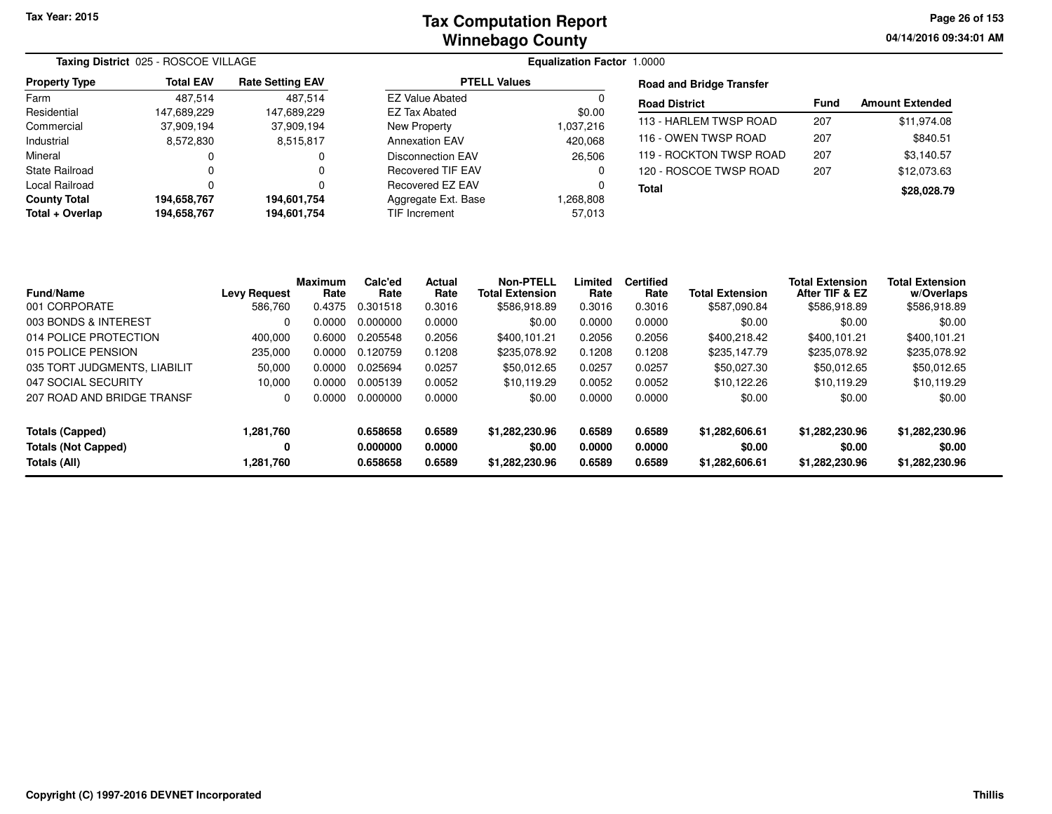# Tax Computation Report
# Winnebago County

Tax Year: 2015

04/14/2016 09:34:01 AM

**Taxing District** 025 - ROSCOE VILLAGE

**Equalization Factor** 1.0000

| Property Type | Total EAV | Rate Setting EAV |
|---|---|---|
| Farm | 487,514 | 487,514 |
| Residential | 147,689,229 | 147,689,229 |
| Commercial | 37,909,194 | 37,909,194 |
| Industrial | 8,572,830 | 8,515,817 |
| Mineral | 0 | 0 |
| State Railroad | 0 | 0 |
| Local Railroad | 0 | 0 |
| **County Total** | **194,658,767** | **194,601,754** |
| **Total + Overlap** | **194,658,767** | **194,601,754** |

| PTELL Values | |
|---|---|
| EZ Value Abated | 0 |
| EZ Tax Abated | $0.00 |
| New Property | 1,037,216 |
| Annexation EAV | 420,068 |
| Disconnection EAV | 26,506 |
| Recovered TIF EAV | 0 |
| Recovered EZ EAV | 0 |
| Aggregate Ext. Base | 1,268,808 |
| TIF Increment | 57,013 |

**Road and Bridge Transfer**

| Road District | Fund | Amount Extended |
|---|---|---|
| 113 - HARLEM TWSP ROAD | 207 | $11,974.08 |
| 116 - OWEN TWSP ROAD | 207 | $840.51 |
| 119 - ROCKTON TWSP ROAD | 207 | $3,140.57 |
| 120 - ROSCOE TWSP ROAD | 207 | $12,073.63 |
| **Total** | | **$28,028.79** |

| Fund/Name | Levy Request | Maximum Rate | Calc'ed Rate | Actual Rate | Non-PTELL Total Extension | Limited Rate | Certified Rate | Total Extension | Total Extension After TIF & EZ | Total Extension w/Overlaps |
|---|---|---|---|---|---|---|---|---|---|---|
| 001 CORPORATE | 586,760 | 0.4375 | 0.301518 | 0.3016 | $586,918.89 | 0.3016 | 0.3016 | $587,090.84 | $586,918.89 | $586,918.89 |
| 003 BONDS & INTEREST | 0 | 0.0000 | 0.000000 | 0.0000 | $0.00 | 0.0000 | 0.0000 | $0.00 | $0.00 | $0.00 |
| 014 POLICE PROTECTION | 400,000 | 0.6000 | 0.205548 | 0.2056 | $400,101.21 | 0.2056 | 0.2056 | $400,218.42 | $400,101.21 | $400,101.21 |
| 015 POLICE PENSION | 235,000 | 0.0000 | 0.120759 | 0.1208 | $235,078.92 | 0.1208 | 0.1208 | $235,147.79 | $235,078.92 | $235,078.92 |
| 035 TORT JUDGMENTS, LIABILIT | 50,000 | 0.0000 | 0.025694 | 0.0257 | $50,012.65 | 0.0257 | 0.0257 | $50,027.30 | $50,012.65 | $50,012.65 |
| 047 SOCIAL SECURITY | 10,000 | 0.0000 | 0.005139 | 0.0052 | $10,119.29 | 0.0052 | 0.0052 | $10,122.26 | $10,119.29 | $10,119.29 |
| 207 ROAD AND BRIDGE TRANSF | 0 | 0.0000 | 0.000000 | 0.0000 | $0.00 | 0.0000 | 0.0000 | $0.00 | $0.00 | $0.00 |
| **Totals (Capped)** | **1,281,760** | | **0.658658** | **0.6589** | **$1,282,230.96** | **0.6589** | **0.6589** | **$1,282,606.61** | **$1,282,230.96** | **$1,282,230.96** |
| **Totals (Not Capped)** | **0** | | **0.000000** | **0.0000** | **$0.00** | **0.0000** | **0.0000** | **$0.00** | **$0.00** | **$0.00** |
| **Totals (All)** | **1,281,760** | | **0.658658** | **0.6589** | **$1,282,230.96** | **0.6589** | **0.6589** | **$1,282,606.61** | **$1,282,230.96** | **$1,282,230.96** |

Copyright (C) 1997-2016 DEVNET Incorporated

Thillis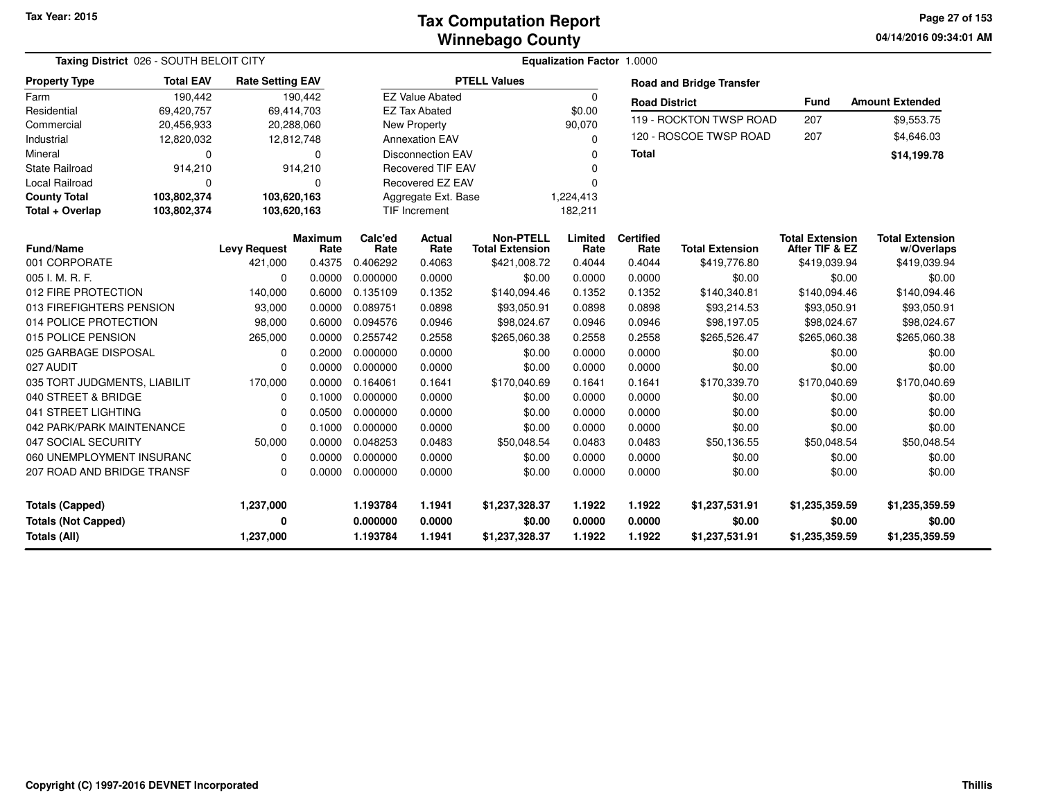Tax Year: 2015

# Tax Computation Report
## Winnebago County

04/14/2016 09:34:01 AM

**Taxing District** 026 - SOUTH BELOIT CITY

**Equalization Factor** 1.0000

| Property Type | Total EAV | Rate Setting EAV |
|---|---|---|
| Farm | 190,442 | 190,442 |
| Residential | 69,420,757 | 69,414,703 |
| Commercial | 20,456,933 | 20,288,060 |
| Industrial | 12,820,032 | 12,812,748 |
| Mineral | 0 | 0 |
| State Railroad | 914,210 | 914,210 |
| Local Railroad | 0 | 0 |
| **County Total** | **103,802,374** | **103,620,163** |
| **Total + Overlap** | **103,802,374** | **103,620,163** |

| PTELL Values | |
|---|---|
| EZ Value Abated | 0 |
| EZ Tax Abated | $0.00 |
| New Property | 90,070 |
| Annexation EAV | 0 |
| Disconnection EAV | 0 |
| Recovered TIF EAV | 0 |
| Recovered EZ EAV | 0 |
| Aggregate Ext. Base | 1,224,413 |
| TIF Increment | 182,211 |

**Road and Bridge Transfer**

| Road District | Fund | Amount Extended |
|---|---|---|
| 119 - ROCKTON TWSP ROAD | 207 | $9,553.75 |
| 120 - ROSCOE TWSP ROAD | 207 | $4,646.03 |
| **Total** | | **$14,199.78** |

| Fund/Name | Levy Request | Maximum Rate | Calc'ed Rate | Actual Rate | Non-PTELL Total Extension | Limited Rate | Certified Rate | Total Extension | Total Extension After TIF & EZ | Total Extension w/Overlaps |
|---|---|---|---|---|---|---|---|---|---|---|
| 001 CORPORATE | 421,000 | 0.4375 | 0.406292 | 0.4063 | $421,008.72 | 0.4044 | 0.4044 | $419,776.80 | $419,039.94 | $419,039.94 |
| 005 I. M. R. F. | 0 | 0.0000 | 0.000000 | 0.0000 | $0.00 | 0.0000 | 0.0000 | $0.00 | $0.00 | $0.00 |
| 012 FIRE PROTECTION | 140,000 | 0.6000 | 0.135109 | 0.1352 | $140,094.46 | 0.1352 | 0.1352 | $140,340.81 | $140,094.46 | $140,094.46 |
| 013 FIREFIGHTERS PENSION | 93,000 | 0.0000 | 0.089751 | 0.0898 | $93,050.91 | 0.0898 | 0.0898 | $93,214.53 | $93,050.91 | $93,050.91 |
| 014 POLICE PROTECTION | 98,000 | 0.6000 | 0.094576 | 0.0946 | $98,024.67 | 0.0946 | 0.0946 | $98,197.05 | $98,024.67 | $98,024.67 |
| 015 POLICE PENSION | 265,000 | 0.0000 | 0.255742 | 0.2558 | $265,060.38 | 0.2558 | 0.2558 | $265,526.47 | $265,060.38 | $265,060.38 |
| 025 GARBAGE DISPOSAL | 0 | 0.2000 | 0.000000 | 0.0000 | $0.00 | 0.0000 | 0.0000 | $0.00 | $0.00 | $0.00 |
| 027 AUDIT | 0 | 0.0000 | 0.000000 | 0.0000 | $0.00 | 0.0000 | 0.0000 | $0.00 | $0.00 | $0.00 |
| 035 TORT JUDGMENTS, LIABILIT | 170,000 | 0.0000 | 0.164061 | 0.1641 | $170,040.69 | 0.1641 | 0.1641 | $170,339.70 | $170,040.69 | $170,040.69 |
| 040 STREET & BRIDGE | 0 | 0.1000 | 0.000000 | 0.0000 | $0.00 | 0.0000 | 0.0000 | $0.00 | $0.00 | $0.00 |
| 041 STREET LIGHTING | 0 | 0.0500 | 0.000000 | 0.0000 | $0.00 | 0.0000 | 0.0000 | $0.00 | $0.00 | $0.00 |
| 042 PARK/PARK MAINTENANCE | 0 | 0.1000 | 0.000000 | 0.0000 | $0.00 | 0.0000 | 0.0000 | $0.00 | $0.00 | $0.00 |
| 047 SOCIAL SECURITY | 50,000 | 0.0000 | 0.048253 | 0.0483 | $50,048.54 | 0.0483 | 0.0483 | $50,136.55 | $50,048.54 | $50,048.54 |
| 060 UNEMPLOYMENT INSURANC | 0 | 0.0000 | 0.000000 | 0.0000 | $0.00 | 0.0000 | 0.0000 | $0.00 | $0.00 | $0.00 |
| 207 ROAD AND BRIDGE TRANSF | 0 | 0.0000 | 0.000000 | 0.0000 | $0.00 | 0.0000 | 0.0000 | $0.00 | $0.00 | $0.00 |
| **Totals (Capped)** | **1,237,000** | | **1.193784** | **1.1941** | **$1,237,328.37** | **1.1922** | **1.1922** | **$1,237,531.91** | **$1,235,359.59** | **$1,235,359.59** |
| **Totals (Not Capped)** | **0** | | **0.000000** | **0.0000** | **$0.00** | **0.0000** | **0.0000** | **$0.00** | **$0.00** | **$0.00** |
| **Totals (All)** | **1,237,000** | | **1.193784** | **1.1941** | **$1,237,328.37** | **1.1922** | **1.1922** | **$1,237,531.91** | **$1,235,359.59** | **$1,235,359.59** |

Copyright (C) 1997-2016 DEVNET Incorporated

Thillis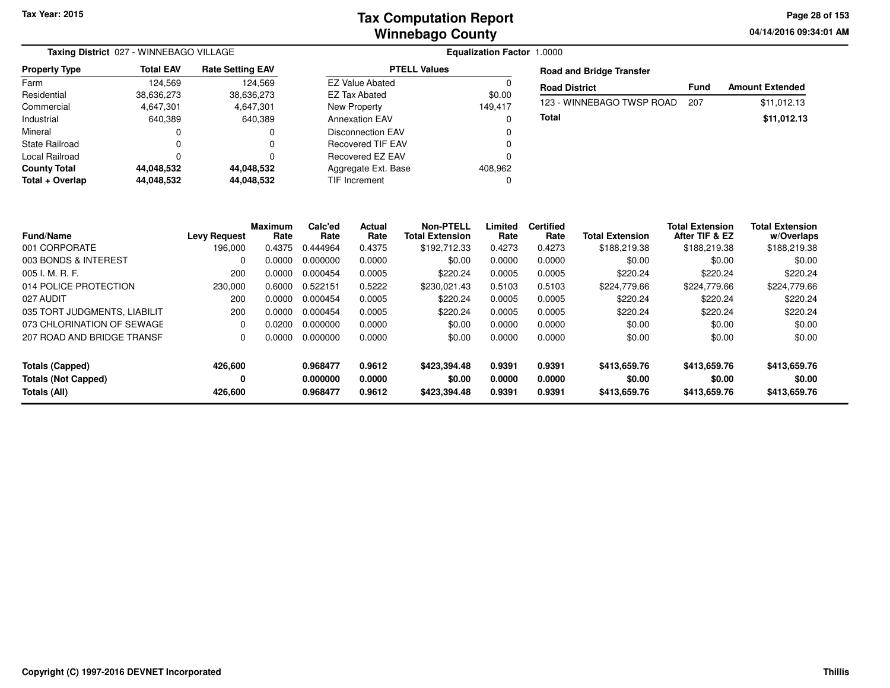**Tax Year: 2015**

# Tax Computation Report
## Winnebago County

04/14/2016 09:34:01 AM

**Taxing District** 027 - WINNEBAGO VILLAGE

**Equalization Factor** 1.0000

| Property Type | Total EAV | Rate Setting EAV |
|---|---|---|
| Farm | 124,569 | 124,569 |
| Residential | 38,636,273 | 38,636,273 |
| Commercial | 4,647,301 | 4,647,301 |
| Industrial | 640,389 | 640,389 |
| Mineral | 0 | 0 |
| State Railroad | 0 | 0 |
| Local Railroad | 0 | 0 |
| **County Total** | **44,048,532** | **44,048,532** |
| **Total + Overlap** | **44,048,532** | **44,048,532** |

| PTELL Values | |
|---|---|
| EZ Value Abated | 0 |
| EZ Tax Abated | $0.00 |
| New Property | 149,417 |
| Annexation EAV | 0 |
| Disconnection EAV | 0 |
| Recovered TIF EAV | 0 |
| Recovered EZ EAV | 0 |
| Aggregate Ext. Base | 408,962 |
| TIF Increment | 0 |

**Road and Bridge Transfer**

| Road District | Fund | Amount Extended |
|---|---|---|
| 123 - WINNEBAGO TWSP ROAD | 207 | $11,012.13 |
| **Total** | | **$11,012.13** |

| Fund/Name | Levy Request | Maximum Rate | Calc'ed Rate | Actual Rate | Non-PTELL Total Extension | Limited Rate | Certified Rate | Total Extension | Total Extension After TIF & EZ | Total Extension w/Overlaps |
|---|---|---|---|---|---|---|---|---|---|---|
| 001 CORPORATE | 196,000 | 0.4375 | 0.444964 | 0.4375 | $192,712.33 | 0.4273 | 0.4273 | $188,219.38 | $188,219.38 | $188,219.38 |
| 003 BONDS & INTEREST | 0 | 0.0000 | 0.000000 | 0.0000 | $0.00 | 0.0000 | 0.0000 | $0.00 | $0.00 | $0.00 |
| 005 I. M. R. F. | 200 | 0.0000 | 0.000454 | 0.0005 | $220.24 | 0.0005 | 0.0005 | $220.24 | $220.24 | $220.24 |
| 014 POLICE PROTECTION | 230,000 | 0.6000 | 0.522151 | 0.5222 | $230,021.43 | 0.5103 | 0.5103 | $224,779.66 | $224,779.66 | $224,779.66 |
| 027 AUDIT | 200 | 0.0000 | 0.000454 | 0.0005 | $220.24 | 0.0005 | 0.0005 | $220.24 | $220.24 | $220.24 |
| 035 TORT JUDGMENTS, LIABILIT | 200 | 0.0000 | 0.000454 | 0.0005 | $220.24 | 0.0005 | 0.0005 | $220.24 | $220.24 | $220.24 |
| 073 CHLORINATION OF SEWAGE | 0 | 0.0200 | 0.000000 | 0.0000 | $0.00 | 0.0000 | 0.0000 | $0.00 | $0.00 | $0.00 |
| 207 ROAD AND BRIDGE TRANSF | 0 | 0.0000 | 0.000000 | 0.0000 | $0.00 | 0.0000 | 0.0000 | $0.00 | $0.00 | $0.00 |
| **Totals (Capped)** | **426,600** | | **0.968477** | **0.9612** | **$423,394.48** | **0.9391** | **0.9391** | **$413,659.76** | **$413,659.76** | **$413,659.76** |
| **Totals (Not Capped)** | **0** | | **0.000000** | **0.0000** | **$0.00** | **0.0000** | **0.0000** | **$0.00** | **$0.00** | **$0.00** |
| **Totals (All)** | **426,600** | | **0.968477** | **0.9612** | **$423,394.48** | **0.9391** | **0.9391** | **$413,659.76** | **$413,659.76** | **$413,659.76** |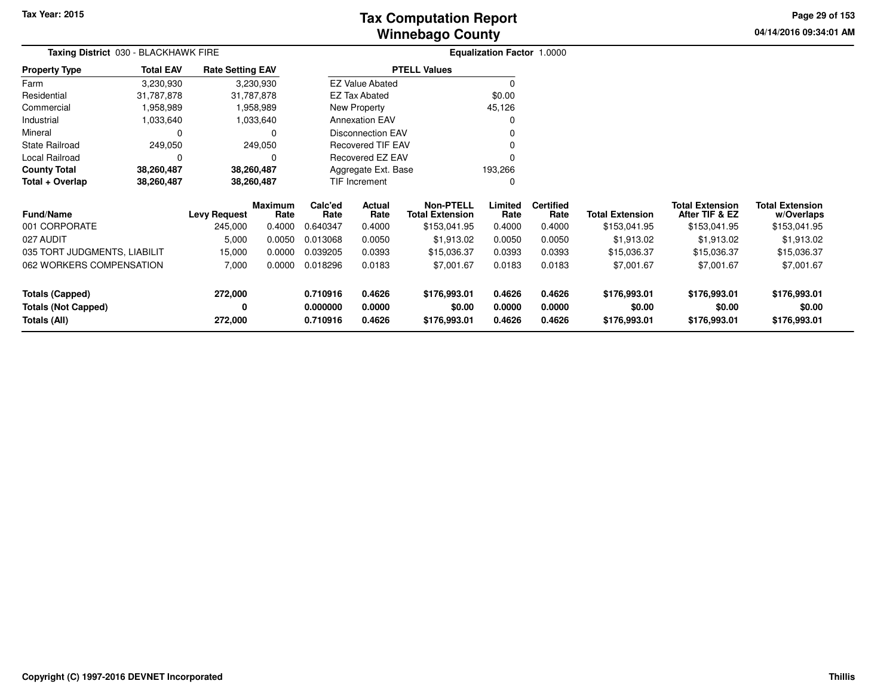Tax Year: 2015

# Tax Computation Report
# Winnebago County

04/14/2016 09:34:01 AM

**Taxing District** 030 - BLACKHAWK FIRE

**Equalization Factor** 1.0000

| Property Type | Total EAV | Rate Setting EAV |
|---|---|---|
| Farm | 3,230,930 | 3,230,930 |
| Residential | 31,787,878 | 31,787,878 |
| Commercial | 1,958,989 | 1,958,989 |
| Industrial | 1,033,640 | 1,033,640 |
| Mineral | 0 | 0 |
| State Railroad | 249,050 | 249,050 |
| Local Railroad | 0 | 0 |
| **County Total** | **38,260,487** | **38,260,487** |
| **Total + Overlap** | **38,260,487** | **38,260,487** |

| PTELL Values | |
|---|---|
| EZ Value Abated | 0 |
| EZ Tax Abated | $0.00 |
| New Property | 45,126 |
| Annexation EAV | 0 |
| Disconnection EAV | 0 |
| Recovered TIF EAV | 0 |
| Recovered EZ EAV | 0 |
| Aggregate Ext. Base | 193,266 |
| TIF Increment | 0 |

| Fund/Name | Levy Request | Maximum Rate | Calc'ed Rate | Actual Rate | Non-PTELL Total Extension | Limited Rate | Certified Rate | Total Extension | Total Extension After TIF & EZ | Total Extension w/Overlaps |
|---|---|---|---|---|---|---|---|---|---|---|
| 001 CORPORATE | 245,000 | 0.4000 | 0.640347 | 0.4000 | $153,041.95 | 0.4000 | 0.4000 | $153,041.95 | $153,041.95 | $153,041.95 |
| 027 AUDIT | 5,000 | 0.0050 | 0.013068 | 0.0050 | $1,913.02 | 0.0050 | 0.0050 | $1,913.02 | $1,913.02 | $1,913.02 |
| 035 TORT JUDGMENTS, LIABILIT | 15,000 | 0.0000 | 0.039205 | 0.0393 | $15,036.37 | 0.0393 | 0.0393 | $15,036.37 | $15,036.37 | $15,036.37 |
| 062 WORKERS COMPENSATION | 7,000 | 0.0000 | 0.018296 | 0.0183 | $7,001.67 | 0.0183 | 0.0183 | $7,001.67 | $7,001.67 | $7,001.67 |
| **Totals (Capped)** | **272,000** | | **0.710916** | **0.4626** | **$176,993.01** | **0.4626** | **0.4626** | **$176,993.01** | **$176,993.01** | **$176,993.01** |
| **Totals (Not Capped)** | **0** | | **0.000000** | **0.0000** | **$0.00** | **0.0000** | **0.0000** | **$0.00** | **$0.00** | **$0.00** |
| **Totals (All)** | **272,000** | | **0.710916** | **0.4626** | **$176,993.01** | **0.4626** | **0.4626** | **$176,993.01** | **$176,993.01** | **$176,993.01** |

Copyright (C) 1997-2016 DEVNET Incorporated

Thillis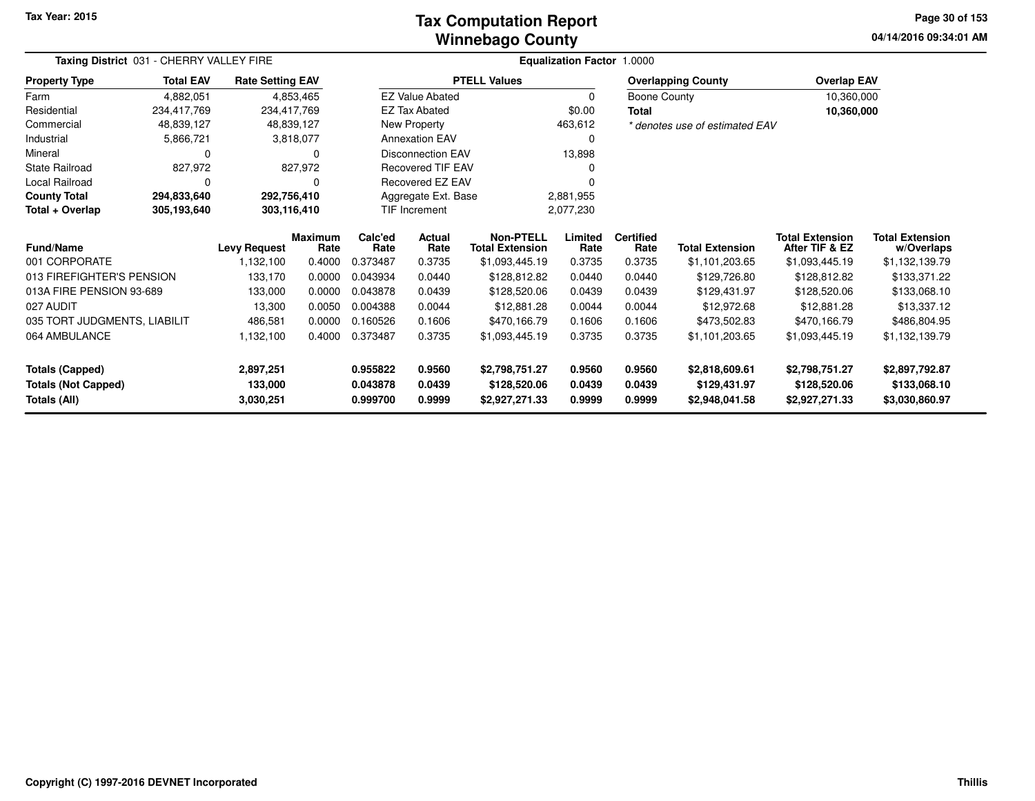# Tax Computation Report
# Winnebago County

Tax Year: 2015

04/14/2016 09:34:01 AM

**Taxing District** 031 - CHERRY VALLEY FIRE

**Equalization Factor** 1.0000

| Property Type | Total EAV | Rate Setting EAV |
|---|---|---|
| Farm | 4,882,051 | 4,853,465 |
| Residential | 234,417,769 | 234,417,769 |
| Commercial | 48,839,127 | 48,839,127 |
| Industrial | 5,866,721 | 3,818,077 |
| Mineral | 0 | 0 |
| State Railroad | 827,972 | 827,972 |
| Local Railroad | 0 | 0 |
| **County Total** | **294,833,640** | **292,756,410** |
| **Total + Overlap** | **305,193,640** | **303,116,410** |

| PTELL Values | |
|---|---|
| EZ Value Abated | 0 |
| EZ Tax Abated | $0.00 |
| New Property | 463,612 |
| Annexation EAV | 0 |
| Disconnection EAV | 13,898 |
| Recovered TIF EAV | 0 |
| Recovered EZ EAV | 0 |
| Aggregate Ext. Base | 2,881,955 |
| TIF Increment | 2,077,230 |

| Overlapping County | Overlap EAV |
|---|---|
| Boone County | 10,360,000 |
| **Total** | **10,360,000** |

*\* denotes use of estimated EAV*

| Fund/Name | Levy Request | Maximum Rate | Calc'ed Rate | Actual Rate | Non-PTELL Total Extension | Limited Rate | Certified Rate | Total Extension | Total Extension After TIF & EZ | Total Extension w/Overlaps |
|---|---|---|---|---|---|---|---|---|---|---|
| 001 CORPORATE | 1,132,100 | 0.4000 | 0.373487 | 0.3735 | $1,093,445.19 | 0.3735 | 0.3735 | $1,101,203.65 | $1,093,445.19 | $1,132,139.79 |
| 013 FIREFIGHTER'S PENSION | 133,170 | 0.0000 | 0.043934 | 0.0440 | $128,812.82 | 0.0440 | 0.0440 | $129,726.80 | $128,812.82 | $133,371.22 |
| 013A FIRE PENSION 93-689 | 133,000 | 0.0000 | 0.043878 | 0.0439 | $128,520.06 | 0.0439 | 0.0439 | $129,431.97 | $128,520.06 | $133,068.10 |
| 027 AUDIT | 13,300 | 0.0050 | 0.004388 | 0.0044 | $12,881.28 | 0.0044 | 0.0044 | $12,972.68 | $12,881.28 | $13,337.12 |
| 035 TORT JUDGMENTS, LIABILIT | 486,581 | 0.0000 | 0.160526 | 0.1606 | $470,166.79 | 0.1606 | 0.1606 | $473,502.83 | $470,166.79 | $486,804.95 |
| 064 AMBULANCE | 1,132,100 | 0.4000 | 0.373487 | 0.3735 | $1,093,445.19 | 0.3735 | 0.3735 | $1,101,203.65 | $1,093,445.19 | $1,132,139.79 |
| **Totals (Capped)** | **2,897,251** | | **0.955822** | **0.9560** | **$2,798,751.27** | **0.9560** | **0.9560** | **$2,818,609.61** | **$2,798,751.27** | **$2,897,792.87** |
| **Totals (Not Capped)** | **133,000** | | **0.043878** | **0.0439** | **$128,520.06** | **0.0439** | **0.0439** | **$129,431.97** | **$128,520.06** | **$133,068.10** |
| **Totals (All)** | **3,030,251** | | **0.999700** | **0.9999** | **$2,927,271.33** | **0.9999** | **0.9999** | **$2,948,041.58** | **$2,927,271.33** | **$3,030,860.97** |

Copyright (C) 1997-2016 DEVNET Incorporated

Thillis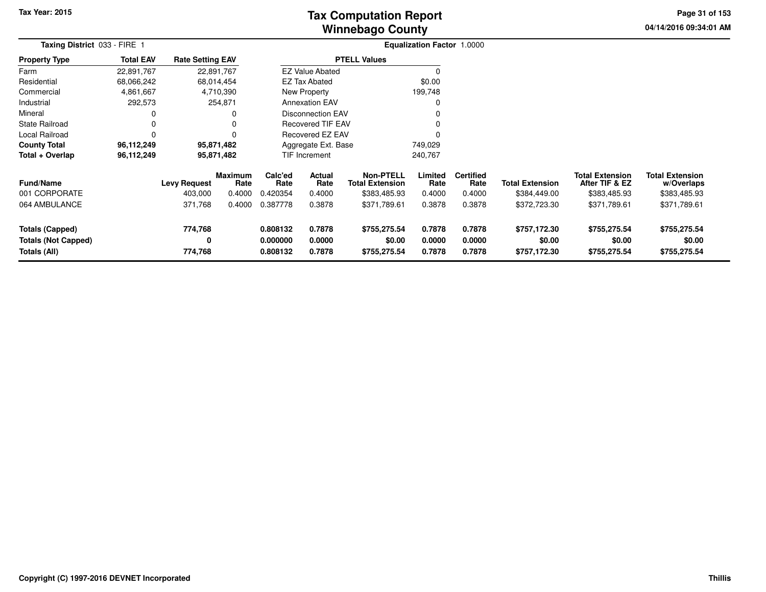Tax Year: 2015

# Tax Computation Report
# Winnebago County

04/14/2016 09:34:01 AM

**Taxing District** 033 - FIRE 1

**Equalization Factor** 1.0000

| Property Type | Total EAV | Rate Setting EAV |
|---|---|---|
| Farm | 22,891,767 | 22,891,767 |
| Residential | 68,066,242 | 68,014,454 |
| Commercial | 4,861,667 | 4,710,390 |
| Industrial | 292,573 | 254,871 |
| Mineral | 0 | 0 |
| State Railroad | 0 | 0 |
| Local Railroad | 0 | 0 |
| **County Total** | **96,112,249** | **95,871,482** |
| **Total + Overlap** | **96,112,249** | **95,871,482** |

| PTELL Values | |
|---|---|
| EZ Value Abated | 0 |
| EZ Tax Abated | $0.00 |
| New Property | 199,748 |
| Annexation EAV | 0 |
| Disconnection EAV | 0 |
| Recovered TIF EAV | 0 |
| Recovered EZ EAV | 0 |
| Aggregate Ext. Base | 749,029 |
| TIF Increment | 240,767 |

| Fund/Name | Levy Request | Maximum Rate | Calc'ed Rate | Actual Rate | Non-PTELL Total Extension | Limited Rate | Certified Rate | Total Extension | Total Extension After TIF & EZ | Total Extension w/Overlaps |
|---|---|---|---|---|---|---|---|---|---|---|
| 001 CORPORATE | 403,000 | 0.4000 | 0.420354 | 0.4000 | $383,485.93 | 0.4000 | 0.4000 | $384,449.00 | $383,485.93 | $383,485.93 |
| 064 AMBULANCE | 371,768 | 0.4000 | 0.387778 | 0.3878 | $371,789.61 | 0.3878 | 0.3878 | $372,723.30 | $371,789.61 | $371,789.61 |
| **Totals (Capped)** | **774,768** | | **0.808132** | **0.7878** | **$755,275.54** | **0.7878** | **0.7878** | **$757,172.30** | **$755,275.54** | **$755,275.54** |
| **Totals (Not Capped)** | **0** | | **0.000000** | **0.0000** | **$0.00** | **0.0000** | **0.0000** | **$0.00** | **$0.00** | **$0.00** |
| **Totals (All)** | **774,768** | | **0.808132** | **0.7878** | **$755,275.54** | **0.7878** | **0.7878** | **$757,172.30** | **$755,275.54** | **$755,275.54** |

Copyright (C) 1997-2016 DEVNET Incorporated

Thillis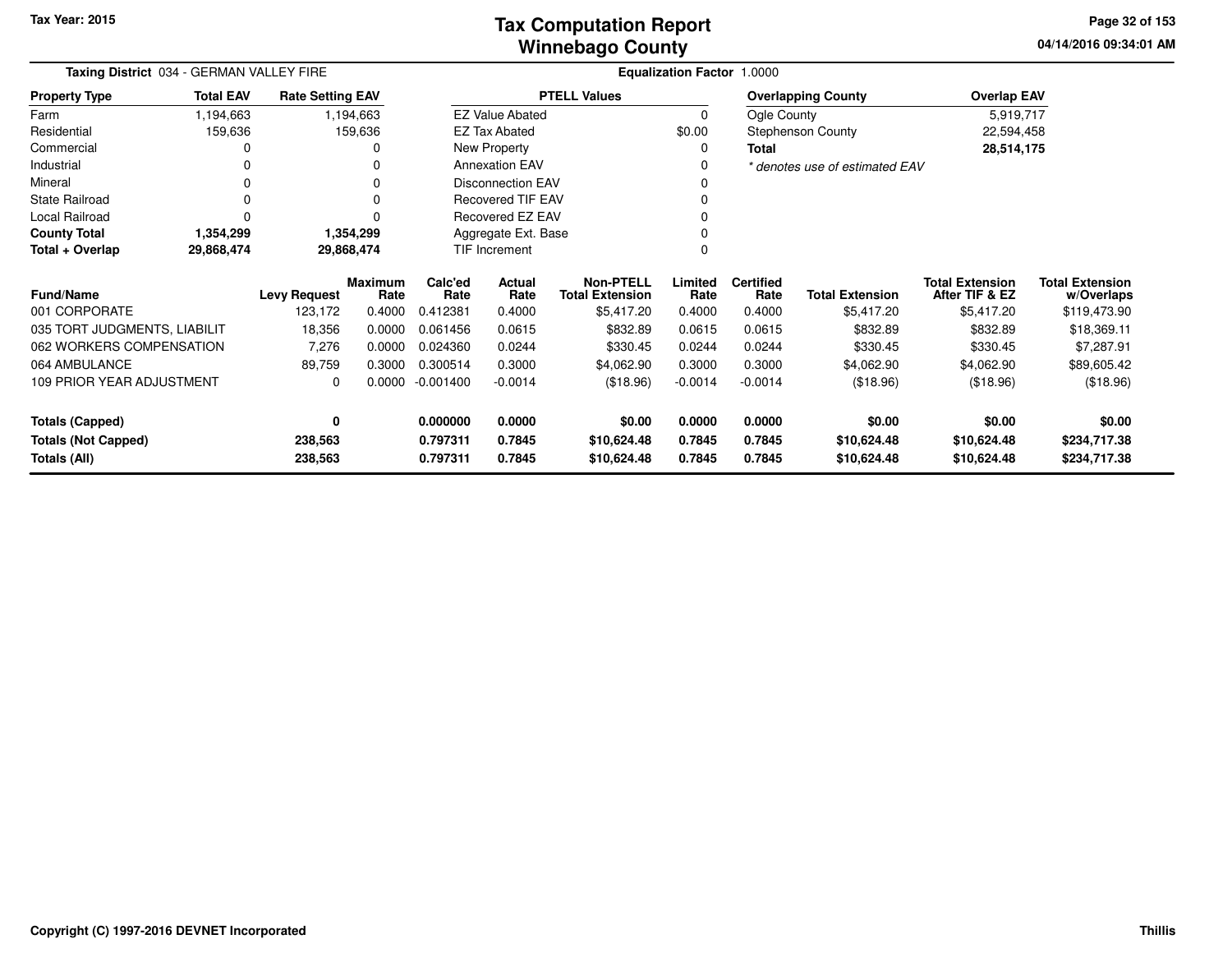# Tax Computation Report
## Winnebago County

Tax Year: 2015

04/14/2016 09:34:01 AM

**Taxing District** 034 - GERMAN VALLEY FIRE

**Equalization Factor** 1.0000

| Property Type | Total EAV | Rate Setting EAV |
|---|---|---|
| Farm | 1,194,663 | 1,194,663 |
| Residential | 159,636 | 159,636 |
| Commercial | 0 | 0 |
| Industrial | 0 | 0 |
| Mineral | 0 | 0 |
| State Railroad | 0 | 0 |
| Local Railroad | 0 | 0 |
| **County Total** | **1,354,299** | **1,354,299** |
| **Total + Overlap** | **29,868,474** | **29,868,474** |

| PTELL Values | |
|---|---|
| EZ Value Abated | 0 |
| EZ Tax Abated | $0.00 |
| New Property | 0 |
| Annexation EAV | 0 |
| Disconnection EAV | 0 |
| Recovered TIF EAV | 0 |
| Recovered EZ EAV | 0 |
| Aggregate Ext. Base | 0 |
| TIF Increment | 0 |

| Overlapping County | Overlap EAV |
|---|---|
| Ogle County | 5,919,717 |
| Stephenson County | 22,594,458 |
| **Total** | **28,514,175** |

*\* denotes use of estimated EAV*

| Fund/Name | Levy Request | Maximum Rate | Calc'ed Rate | Actual Rate | Non-PTELL Total Extension | Limited Rate | Certified Rate | Total Extension | Total Extension After TIF & EZ | Total Extension w/Overlaps |
|---|---|---|---|---|---|---|---|---|---|---|
| 001 CORPORATE | 123,172 | 0.4000 | 0.412381 | 0.4000 | $5,417.20 | 0.4000 | 0.4000 | $5,417.20 | $5,417.20 | $119,473.90 |
| 035 TORT JUDGMENTS, LIABILIT | 18,356 | 0.0000 | 0.061456 | 0.0615 | $832.89 | 0.0615 | 0.0615 | $832.89 | $832.89 | $18,369.11 |
| 062 WORKERS COMPENSATION | 7,276 | 0.0000 | 0.024360 | 0.0244 | $330.45 | 0.0244 | 0.0244 | $330.45 | $330.45 | $7,287.91 |
| 064 AMBULANCE | 89,759 | 0.3000 | 0.300514 | 0.3000 | $4,062.90 | 0.3000 | 0.3000 | $4,062.90 | $4,062.90 | $89,605.42 |
| 109 PRIOR YEAR ADJUSTMENT | 0 | 0.0000 | -0.001400 | -0.0014 | ($18.96) | -0.0014 | -0.0014 | ($18.96) | ($18.96) | ($18.96) |
| **Totals (Capped)** | **0** | | **0.000000** | **0.0000** | **$0.00** | **0.0000** | **0.0000** | **$0.00** | **$0.00** | **$0.00** |
| **Totals (Not Capped)** | **238,563** | | **0.797311** | **0.7845** | **$10,624.48** | **0.7845** | **0.7845** | **$10,624.48** | **$10,624.48** | **$234,717.38** |
| **Totals (All)** | **238,563** | | **0.797311** | **0.7845** | **$10,624.48** | **0.7845** | **0.7845** | **$10,624.48** | **$10,624.48** | **$234,717.38** |

Copyright (C) 1997-2016 DEVNET Incorporated

Thillis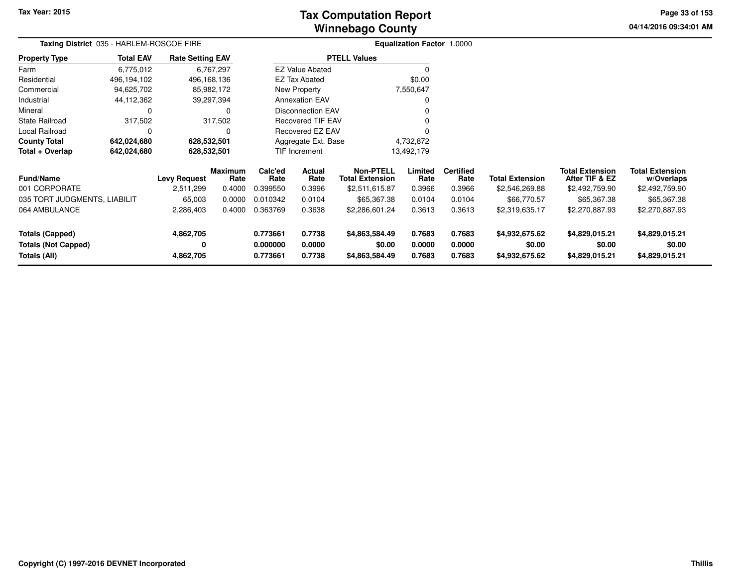Tax Year: 2015

# Tax Computation Report
# Winnebago County

04/14/2016 09:34:01 AM

**Taxing District** 035 - HARLEM-ROSCOE FIRE

**Equalization Factor** 1.0000

| Property Type | Total EAV | Rate Setting EAV |
|---|---|---|
| Farm | 6,775,012 | 6,767,297 |
| Residential | 496,194,102 | 496,168,136 |
| Commercial | 94,625,702 | 85,982,172 |
| Industrial | 44,112,362 | 39,297,394 |
| Mineral | 0 | 0 |
| State Railroad | 317,502 | 317,502 |
| Local Railroad | 0 | 0 |
| **County Total** | **642,024,680** | **628,532,501** |
| **Total + Overlap** | **642,024,680** | **628,532,501** |

| PTELL Values | |
|---|---|
| EZ Value Abated | 0 |
| EZ Tax Abated | $0.00 |
| New Property | 7,550,647 |
| Annexation EAV | 0 |
| Disconnection EAV | 0 |
| Recovered TIF EAV | 0 |
| Recovered EZ EAV | 0 |
| Aggregate Ext. Base | 4,732,872 |
| TIF Increment | 13,492,179 |

| Fund/Name | Levy Request | Maximum Rate | Calc'ed Rate | Actual Rate | Non-PTELL Total Extension | Limited Rate | Certified Rate | Total Extension | Total Extension After TIF & EZ | Total Extension w/Overlaps |
|---|---|---|---|---|---|---|---|---|---|---|
| 001 CORPORATE | 2,511,299 | 0.4000 | 0.399550 | 0.3996 | $2,511,615.87 | 0.3966 | 0.3966 | $2,546,269.88 | $2,492,759.90 | $2,492,759.90 |
| 035 TORT JUDGMENTS, LIABILIT | 65,003 | 0.0000 | 0.010342 | 0.0104 | $65,367.38 | 0.0104 | 0.0104 | $66,770.57 | $65,367.38 | $65,367.38 |
| 064 AMBULANCE | 2,286,403 | 0.4000 | 0.363769 | 0.3638 | $2,286,601.24 | 0.3613 | 0.3613 | $2,319,635.17 | $2,270,887.93 | $2,270,887.93 |
| **Totals (Capped)** | **4,862,705** | | **0.773661** | **0.7738** | **$4,863,584.49** | **0.7683** | **0.7683** | **$4,932,675.62** | **$4,829,015.21** | **$4,829,015.21** |
| **Totals (Not Capped)** | **0** | | **0.000000** | **0.0000** | **$0.00** | **0.0000** | **0.0000** | **$0.00** | **$0.00** | **$0.00** |
| **Totals (All)** | **4,862,705** | | **0.773661** | **0.7738** | **$4,863,584.49** | **0.7683** | **0.7683** | **$4,932,675.62** | **$4,829,015.21** | **$4,829,015.21** |

Copyright (C) 1997-2016 DEVNET Incorporated

Thillis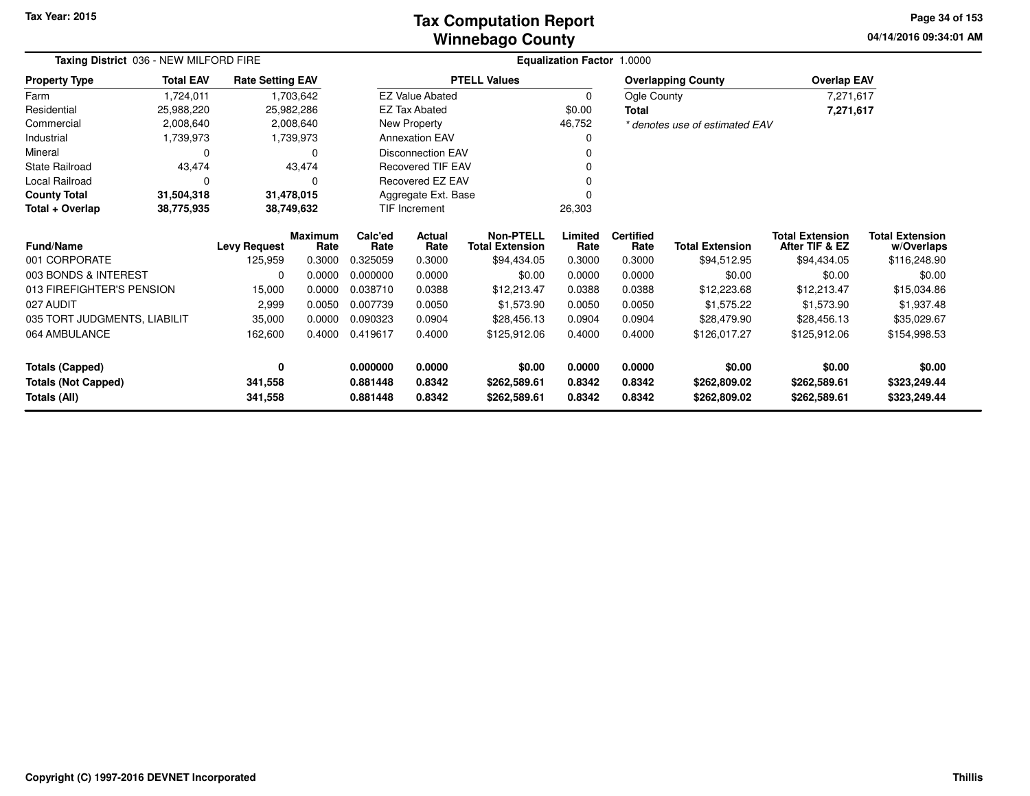Tax Year: 2015

# Tax Computation Report
# Winnebago County

04/14/2016 09:34:01 AM

**Taxing District** 036 - NEW MILFORD FIRE

**Equalization Factor** 1.0000

| Property Type | Total EAV | Rate Setting EAV |
|---|---|---|
| Farm | 1,724,011 | 1,703,642 |
| Residential | 25,988,220 | 25,982,286 |
| Commercial | 2,008,640 | 2,008,640 |
| Industrial | 1,739,973 | 1,739,973 |
| Mineral | 0 | 0 |
| State Railroad | 43,474 | 43,474 |
| Local Railroad | 0 | 0 |
| **County Total** | **31,504,318** | **31,478,015** |
| **Total + Overlap** | **38,775,935** | **38,749,632** |

| PTELL Values | |
|---|---|
| EZ Value Abated | 0 |
| EZ Tax Abated | $0.00 |
| New Property | 46,752 |
| Annexation EAV | 0 |
| Disconnection EAV | 0 |
| Recovered TIF EAV | 0 |
| Recovered EZ EAV | 0 |
| Aggregate Ext. Base | 0 |
| TIF Increment | 26,303 |

| Overlapping County | Overlap EAV |
|---|---|
| Ogle County | 7,271,617 |
| **Total** | **7,271,617** |

*\* denotes use of estimated EAV*

| Fund/Name | Levy Request | Maximum Rate | Calc'ed Rate | Actual Rate | Non-PTELL Total Extension | Limited Rate | Certified Rate | Total Extension | Total Extension After TIF & EZ | Total Extension w/Overlaps |
|---|---|---|---|---|---|---|---|---|---|---|
| 001 CORPORATE | 125,959 | 0.3000 | 0.325059 | 0.3000 | $94,434.05 | 0.3000 | 0.3000 | $94,512.95 | $94,434.05 | $116,248.90 |
| 003 BONDS & INTEREST | 0 | 0.0000 | 0.000000 | 0.0000 | $0.00 | 0.0000 | 0.0000 | $0.00 | $0.00 | $0.00 |
| 013 FIREFIGHTER'S PENSION | 15,000 | 0.0000 | 0.038710 | 0.0388 | $12,213.47 | 0.0388 | 0.0388 | $12,223.68 | $12,213.47 | $15,034.86 |
| 027 AUDIT | 2,999 | 0.0050 | 0.007739 | 0.0050 | $1,573.90 | 0.0050 | 0.0050 | $1,575.22 | $1,573.90 | $1,937.48 |
| 035 TORT JUDGMENTS, LIABILIT | 35,000 | 0.0000 | 0.090323 | 0.0904 | $28,456.13 | 0.0904 | 0.0904 | $28,479.90 | $28,456.13 | $35,029.67 |
| 064 AMBULANCE | 162,600 | 0.4000 | 0.419617 | 0.4000 | $125,912.06 | 0.4000 | 0.4000 | $126,017.27 | $125,912.06 | $154,998.53 |
| **Totals (Capped)** | **0** | | **0.000000** | **0.0000** | **$0.00** | **0.0000** | **0.0000** | **$0.00** | **$0.00** | **$0.00** |
| **Totals (Not Capped)** | **341,558** | | **0.881448** | **0.8342** | **$262,589.61** | **0.8342** | **0.8342** | **$262,809.02** | **$262,589.61** | **$323,249.44** |
| **Totals (All)** | **341,558** | | **0.881448** | **0.8342** | **$262,589.61** | **0.8342** | **0.8342** | **$262,809.02** | **$262,589.61** | **$323,249.44** |

Copyright (C) 1997-2016 DEVNET Incorporated

Thillis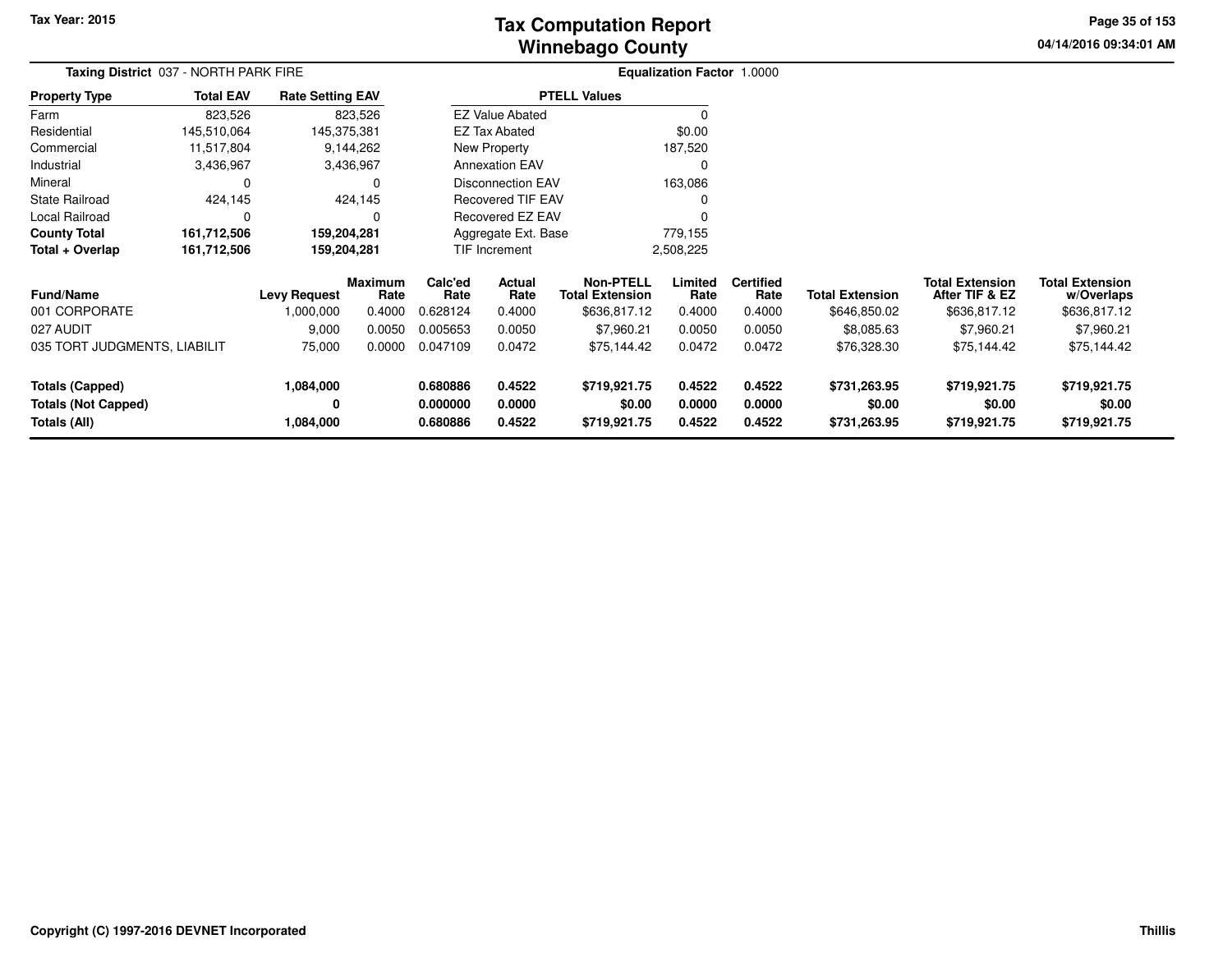**Tax Year: 2015**

# Tax Computation Report
# Winnebago County

04/14/2016 09:34:01 AM

**Taxing District** 037 - NORTH PARK FIRE

**Equalization Factor** 1.0000

| Property Type | Total EAV | Rate Setting EAV |
|---|---|---|
| Farm | 823,526 | 823,526 |
| Residential | 145,510,064 | 145,375,381 |
| Commercial | 11,517,804 | 9,144,262 |
| Industrial | 3,436,967 | 3,436,967 |
| Mineral | 0 | 0 |
| State Railroad | 424,145 | 424,145 |
| Local Railroad | 0 | 0 |
| **County Total** | **161,712,506** | **159,204,281** |
| **Total + Overlap** | **161,712,506** | **159,204,281** |

| PTELL Values | |
|---|---|
| EZ Value Abated | 0 |
| EZ Tax Abated | $0.00 |
| New Property | 187,520 |
| Annexation EAV | 0 |
| Disconnection EAV | 163,086 |
| Recovered TIF EAV | 0 |
| Recovered EZ EAV | 0 |
| Aggregate Ext. Base | 779,155 |
| TIF Increment | 2,508,225 |

| Fund/Name | Levy Request | Maximum Rate | Calc'ed Rate | Actual Rate | Non-PTELL Total Extension | Limited Rate | Certified Rate | Total Extension | Total Extension After TIF & EZ | Total Extension w/Overlaps |
|---|---|---|---|---|---|---|---|---|---|---|
| 001 CORPORATE | 1,000,000 | 0.4000 | 0.628124 | 0.4000 | $636,817.12 | 0.4000 | 0.4000 | $646,850.02 | $636,817.12 | $636,817.12 |
| 027 AUDIT | 9,000 | 0.0050 | 0.005653 | 0.0050 | $7,960.21 | 0.0050 | 0.0050 | $8,085.63 | $7,960.21 | $7,960.21 |
| 035 TORT JUDGMENTS, LIABILIT | 75,000 | 0.0000 | 0.047109 | 0.0472 | $75,144.42 | 0.0472 | 0.0472 | $76,328.30 | $75,144.42 | $75,144.42 |
| **Totals (Capped)** | **1,084,000** | | **0.680886** | **0.4522** | **$719,921.75** | **0.4522** | **0.4522** | **$731,263.95** | **$719,921.75** | **$719,921.75** |
| **Totals (Not Capped)** | **0** | | **0.000000** | **0.0000** | **$0.00** | **0.0000** | **0.0000** | **$0.00** | **$0.00** | **$0.00** |
| **Totals (All)** | **1,084,000** | | **0.680886** | **0.4522** | **$719,921.75** | **0.4522** | **0.4522** | **$731,263.95** | **$719,921.75** | **$719,921.75** |

Copyright (C) 1997-2016 DEVNET Incorporated

Thillis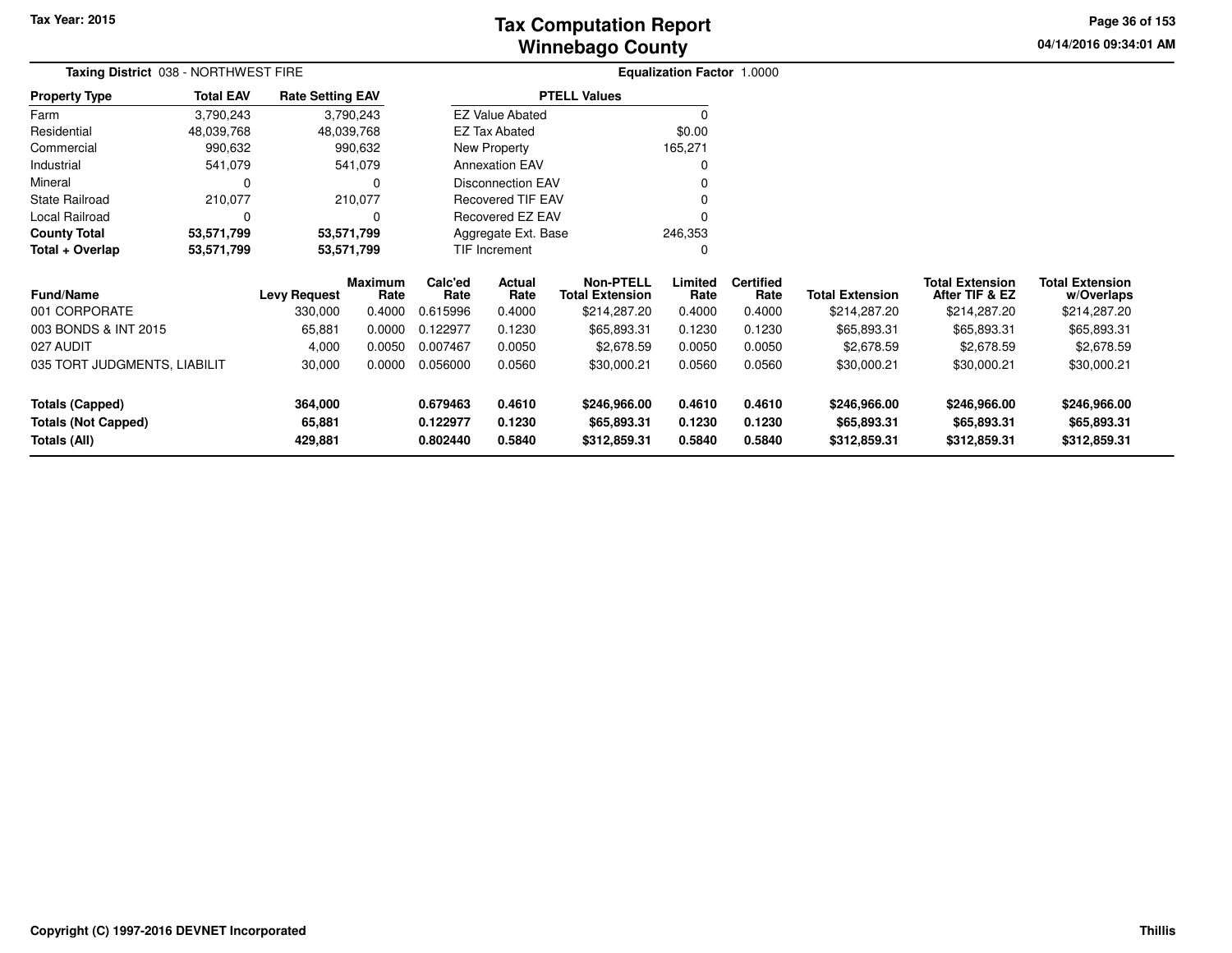# Tax Computation Report
## Winnebago County

Tax Year: 2015

04/14/2016 09:34:01 AM

**Taxing District** 038 - NORTHWEST FIRE

**Equalization Factor** 1.0000

| Property Type | Total EAV | Rate Setting EAV |
|---|---|---|
| Farm | 3,790,243 | 3,790,243 |
| Residential | 48,039,768 | 48,039,768 |
| Commercial | 990,632 | 990,632 |
| Industrial | 541,079 | 541,079 |
| Mineral | 0 | 0 |
| State Railroad | 210,077 | 210,077 |
| Local Railroad | 0 | 0 |
| **County Total** | **53,571,799** | **53,571,799** |
| **Total + Overlap** | **53,571,799** | **53,571,799** |

| PTELL Values | |
|---|---|
| EZ Value Abated | 0 |
| EZ Tax Abated | $0.00 |
| New Property | 165,271 |
| Annexation EAV | 0 |
| Disconnection EAV | 0 |
| Recovered TIF EAV | 0 |
| Recovered EZ EAV | 0 |
| Aggregate Ext. Base | 246,353 |
| TIF Increment | 0 |

| Fund/Name | Levy Request | Maximum Rate | Calc'ed Rate | Actual Rate | Non-PTELL Total Extension | Limited Rate | Certified Rate | Total Extension | Total Extension After TIF & EZ | Total Extension w/Overlaps |
|---|---|---|---|---|---|---|---|---|---|---|
| 001 CORPORATE | 330,000 | 0.4000 | 0.615996 | 0.4000 | $214,287.20 | 0.4000 | 0.4000 | $214,287.20 | $214,287.20 | $214,287.20 |
| 003 BONDS & INT 2015 | 65,881 | 0.0000 | 0.122977 | 0.1230 | $65,893.31 | 0.1230 | 0.1230 | $65,893.31 | $65,893.31 | $65,893.31 |
| 027 AUDIT | 4,000 | 0.0050 | 0.007467 | 0.0050 | $2,678.59 | 0.0050 | 0.0050 | $2,678.59 | $2,678.59 | $2,678.59 |
| 035 TORT JUDGMENTS, LIABILIT | 30,000 | 0.0000 | 0.056000 | 0.0560 | $30,000.21 | 0.0560 | 0.0560 | $30,000.21 | $30,000.21 | $30,000.21 |
| **Totals (Capped)** | **364,000** | | **0.679463** | **0.4610** | **$246,966.00** | **0.4610** | **0.4610** | **$246,966.00** | **$246,966.00** | **$246,966.00** |
| **Totals (Not Capped)** | **65,881** | | **0.122977** | **0.1230** | **$65,893.31** | **0.1230** | **0.1230** | **$65,893.31** | **$65,893.31** | **$65,893.31** |
| **Totals (All)** | **429,881** | | **0.802440** | **0.5840** | **$312,859.31** | **0.5840** | **0.5840** | **$312,859.31** | **$312,859.31** | **$312,859.31** |

Copyright (C) 1997-2016 DEVNET Incorporated

Thillis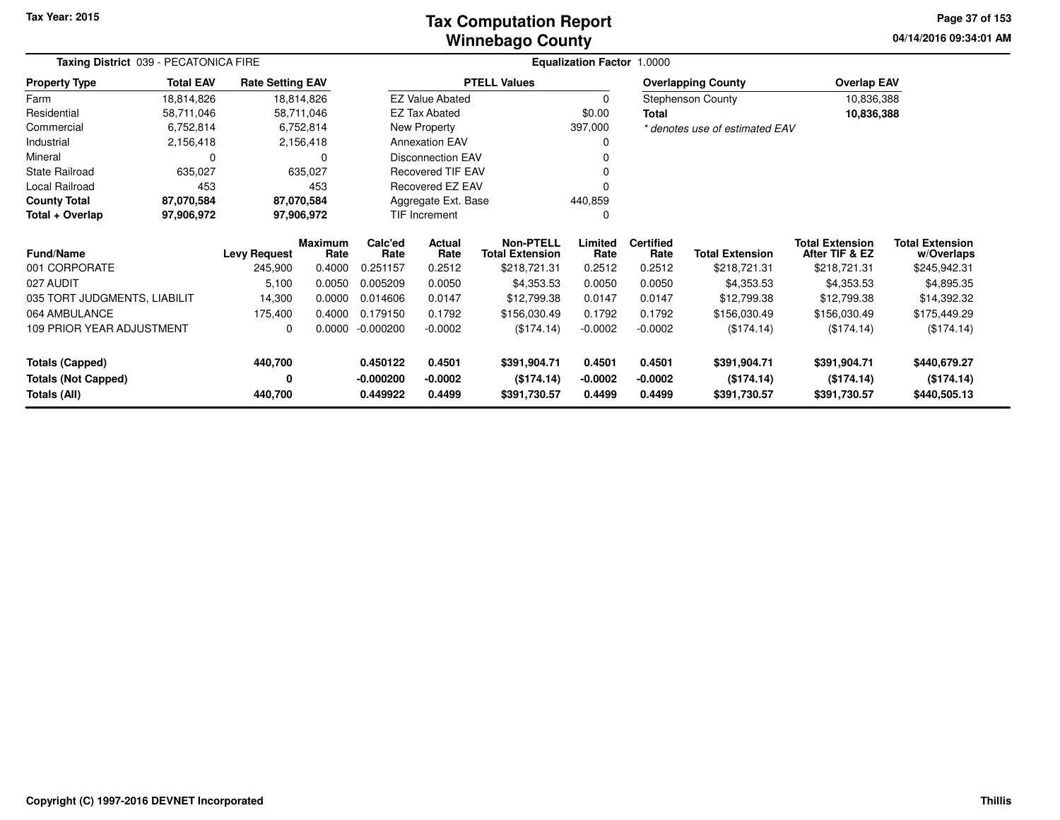Tax Year: 2015

# Tax Computation Report
## Winnebago County

04/14/2016 09:34:01 AM

**Taxing District** 039 - PECATONICA FIRE **Equalization Factor** 1.0000

| Property Type | Total EAV | Rate Setting EAV |
|---|---|---|
| Farm | 18,814,826 | 18,814,826 |
| Residential | 58,711,046 | 58,711,046 |
| Commercial | 6,752,814 | 6,752,814 |
| Industrial | 2,156,418 | 2,156,418 |
| Mineral | 0 | 0 |
| State Railroad | 635,027 | 635,027 |
| Local Railroad | 453 | 453 |
| **County Total** | **87,070,584** | **87,070,584** |
| **Total + Overlap** | **97,906,972** | **97,906,972** |

| PTELL Values | |
|---|---|
| EZ Value Abated | 0 |
| EZ Tax Abated | $0.00 |
| New Property | 397,000 |
| Annexation EAV | 0 |
| Disconnection EAV | 0 |
| Recovered TIF EAV | 0 |
| Recovered EZ EAV | 0 |
| Aggregate Ext. Base | 440,859 |
| TIF Increment | 0 |

| Overlapping County | Overlap EAV |
|---|---|
| Stephenson County | 10,836,388 |
| **Total** | **10,836,388** |

*\* denotes use of estimated EAV*

| Fund/Name | Levy Request | Maximum Rate | Calc'ed Rate | Actual Rate | Non-PTELL Total Extension | Limited Rate | Certified Rate | Total Extension | Total Extension After TIF & EZ | Total Extension w/Overlaps |
|---|---|---|---|---|---|---|---|---|---|---|
| 001 CORPORATE | 245,900 | 0.4000 | 0.251157 | 0.2512 | $218,721.31 | 0.2512 | 0.2512 | $218,721.31 | $218,721.31 | $245,942.31 |
| 027 AUDIT | 5,100 | 0.0050 | 0.005209 | 0.0050 | $4,353.53 | 0.0050 | 0.0050 | $4,353.53 | $4,353.53 | $4,895.35 |
| 035 TORT JUDGMENTS, LIABILIT | 14,300 | 0.0000 | 0.014606 | 0.0147 | $12,799.38 | 0.0147 | 0.0147 | $12,799.38 | $12,799.38 | $14,392.32 |
| 064 AMBULANCE | 175,400 | 0.4000 | 0.179150 | 0.1792 | $156,030.49 | 0.1792 | 0.1792 | $156,030.49 | $156,030.49 | $175,449.29 |
| 109 PRIOR YEAR ADJUSTMENT | 0 | 0.0000 | -0.000200 | -0.0002 | ($174.14) | -0.0002 | -0.0002 | ($174.14) | ($174.14) | ($174.14) |
| **Totals (Capped)** | **440,700** | | **0.450122** | **0.4501** | **$391,904.71** | **0.4501** | **0.4501** | **$391,904.71** | **$391,904.71** | **$440,679.27** |
| **Totals (Not Capped)** | **0** | | **-0.000200** | **-0.0002** | **($174.14)** | **-0.0002** | **-0.0002** | **($174.14)** | **($174.14)** | **($174.14)** |
| **Totals (All)** | **440,700** | | **0.449922** | **0.4499** | **$391,730.57** | **0.4499** | **0.4499** | **$391,730.57** | **$391,730.57** | **$440,505.13** |

Copyright (C) 1997-2016 DEVNET Incorporated Thillis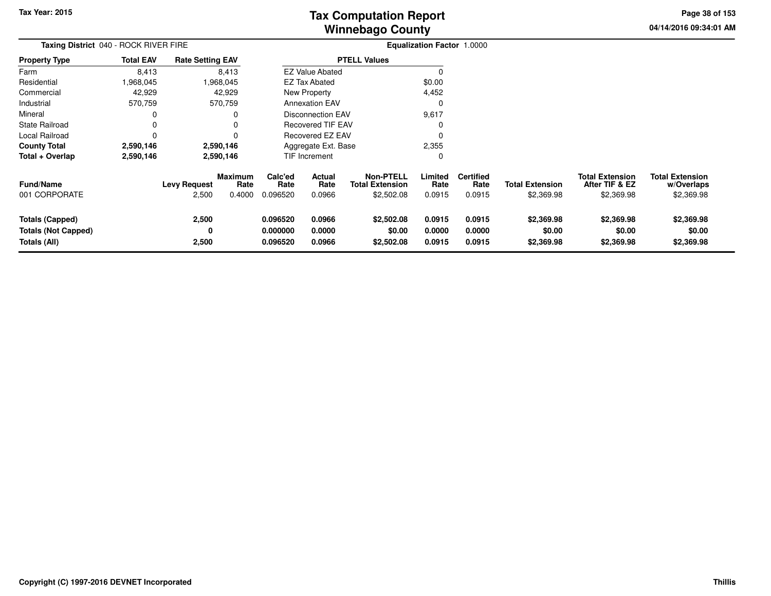# Tax Computation Report
## Winnebago County

Tax Year: 2015

04/14/2016 09:34:01 AM

**Taxing District** 040 - ROCK RIVER FIRE

**Equalization Factor** 1.0000

| Property Type | Total EAV | Rate Setting EAV |
|---|---|---|
| Farm | 8,413 | 8,413 |
| Residential | 1,968,045 | 1,968,045 |
| Commercial | 42,929 | 42,929 |
| Industrial | 570,759 | 570,759 |
| Mineral | 0 | 0 |
| State Railroad | 0 | 0 |
| Local Railroad | 0 | 0 |
| **County Total** | **2,590,146** | **2,590,146** |
| **Total + Overlap** | **2,590,146** | **2,590,146** |

| PTELL Values | |
|---|---|
| EZ Value Abated | 0 |
| EZ Tax Abated | $0.00 |
| New Property | 4,452 |
| Annexation EAV | 0 |
| Disconnection EAV | 9,617 |
| Recovered TIF EAV | 0 |
| Recovered EZ EAV | 0 |
| Aggregate Ext. Base | 2,355 |
| TIF Increment | 0 |

| Fund/Name | Levy Request | Maximum Rate | Calc'ed Rate | Actual Rate | Non-PTELL Total Extension | Limited Rate | Certified Rate | Total Extension | Total Extension After TIF & EZ | Total Extension w/Overlaps |
|---|---|---|---|---|---|---|---|---|---|---|
| 001 CORPORATE | 2,500 | 0.4000 | 0.096520 | 0.0966 | $2,502.08 | 0.0915 | 0.0915 | $2,369.98 | $2,369.98 | $2,369.98 |
| **Totals (Capped)** | **2,500** | | **0.096520** | **0.0966** | **$2,502.08** | **0.0915** | **0.0915** | **$2,369.98** | **$2,369.98** | **$2,369.98** |
| **Totals (Not Capped)** | **0** | | **0.000000** | **0.0000** | **$0.00** | **0.0000** | **0.0000** | **$0.00** | **$0.00** | **$0.00** |
| **Totals (All)** | **2,500** | | **0.096520** | **0.0966** | **$2,502.08** | **0.0915** | **0.0915** | **$2,369.98** | **$2,369.98** | **$2,369.98** |

**Copyright (C) 1997-2016 DEVNET Incorporated**

**Thillis**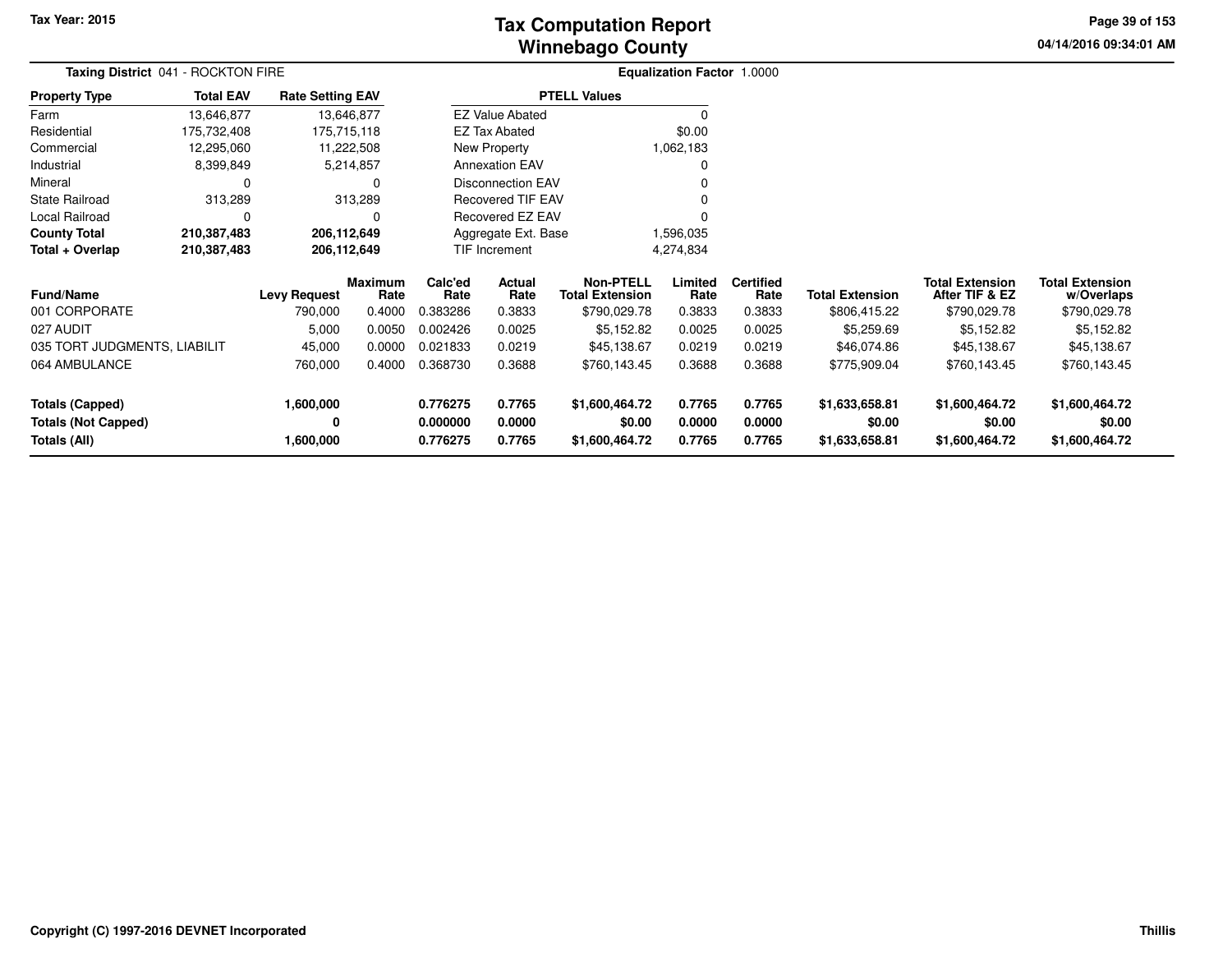# Tax Computation Report
# Winnebago County

Tax Year: 2015

04/14/2016 09:34:01 AM

**Taxing District** 041 - ROCKTON FIRE

**Equalization Factor** 1.0000

| Property Type | Total EAV | Rate Setting EAV |
|---|---|---|
| Farm | 13,646,877 | 13,646,877 |
| Residential | 175,732,408 | 175,715,118 |
| Commercial | 12,295,060 | 11,222,508 |
| Industrial | 8,399,849 | 5,214,857 |
| Mineral | 0 | 0 |
| State Railroad | 313,289 | 313,289 |
| Local Railroad | 0 | 0 |
| **County Total** | **210,387,483** | **206,112,649** |
| **Total + Overlap** | **210,387,483** | **206,112,649** |

| PTELL Values | |
|---|---|
| EZ Value Abated | 0 |
| EZ Tax Abated | $0.00 |
| New Property | 1,062,183 |
| Annexation EAV | 0 |
| Disconnection EAV | 0 |
| Recovered TIF EAV | 0 |
| Recovered EZ EAV | 0 |
| Aggregate Ext. Base | 1,596,035 |
| TIF Increment | 4,274,834 |

| Fund/Name | Levy Request | Maximum Rate | Calc'ed Rate | Actual Rate | Non-PTELL Total Extension | Limited Rate | Certified Rate | Total Extension | Total Extension After TIF & EZ | Total Extension w/Overlaps |
|---|---|---|---|---|---|---|---|---|---|---|
| 001 CORPORATE | 790,000 | 0.4000 | 0.383286 | 0.3833 | $790,029.78 | 0.3833 | 0.3833 | $806,415.22 | $790,029.78 | $790,029.78 |
| 027 AUDIT | 5,000 | 0.0050 | 0.002426 | 0.0025 | $5,152.82 | 0.0025 | 0.0025 | $5,259.69 | $5,152.82 | $5,152.82 |
| 035 TORT JUDGMENTS, LIABILIT | 45,000 | 0.0000 | 0.021833 | 0.0219 | $45,138.67 | 0.0219 | 0.0219 | $46,074.86 | $45,138.67 | $45,138.67 |
| 064 AMBULANCE | 760,000 | 0.4000 | 0.368730 | 0.3688 | $760,143.45 | 0.3688 | 0.3688 | $775,909.04 | $760,143.45 | $760,143.45 |
| **Totals (Capped)** | **1,600,000** | | **0.776275** | **0.7765** | **$1,600,464.72** | **0.7765** | **0.7765** | **$1,633,658.81** | **$1,600,464.72** | **$1,600,464.72** |
| **Totals (Not Capped)** | **0** | | **0.000000** | **0.0000** | **$0.00** | **0.0000** | **0.0000** | **$0.00** | **$0.00** | **$0.00** |
| **Totals (All)** | **1,600,000** | | **0.776275** | **0.7765** | **$1,600,464.72** | **0.7765** | **0.7765** | **$1,633,658.81** | **$1,600,464.72** | **$1,600,464.72** |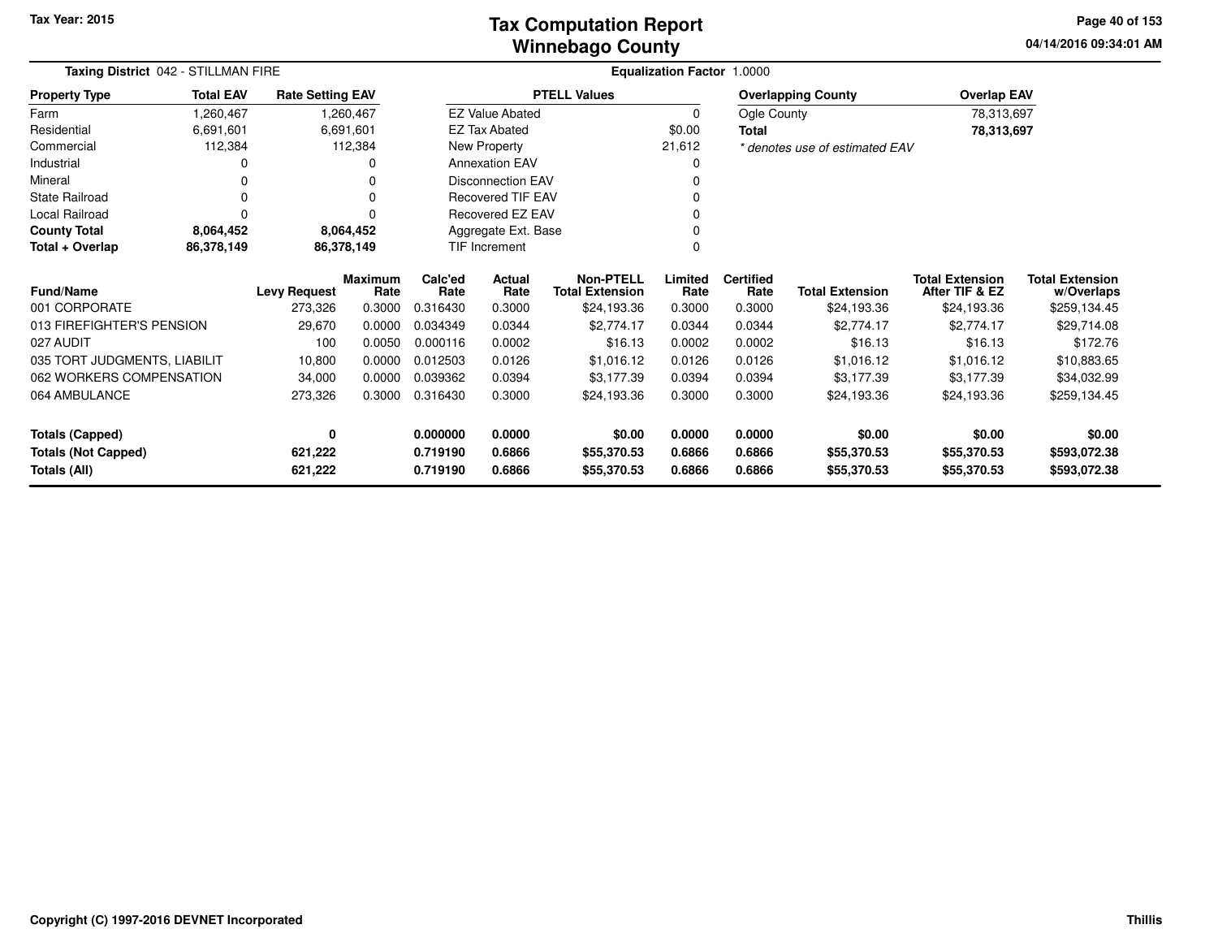# Tax Computation Report
## Winnebago County

Tax Year: 2015

04/14/2016 09:34:01 AM

**Taxing District** 042 - STILLMAN FIRE

**Equalization Factor** 1.0000

| Property Type | Total EAV | Rate Setting EAV |
|---|---|---|
| Farm | 1,260,467 | 1,260,467 |
| Residential | 6,691,601 | 6,691,601 |
| Commercial | 112,384 | 112,384 |
| Industrial | 0 | 0 |
| Mineral | 0 | 0 |
| State Railroad | 0 | 0 |
| Local Railroad | 0 | 0 |
| **County Total** | **8,064,452** | **8,064,452** |
| **Total + Overlap** | **86,378,149** | **86,378,149** |

| PTELL Values | |
|---|---|
| EZ Value Abated | 0 |
| EZ Tax Abated | $0.00 |
| New Property | 21,612 |
| Annexation EAV | 0 |
| Disconnection EAV | 0 |
| Recovered TIF EAV | 0 |
| Recovered EZ EAV | 0 |
| Aggregate Ext. Base | 0 |
| TIF Increment | 0 |

| Overlapping County | Overlap EAV |
|---|---|
| Ogle County | 78,313,697 |
| **Total** | **78,313,697** |

*\* denotes use of estimated EAV*

| Fund/Name | Levy Request | Maximum Rate | Calc'ed Rate | Actual Rate | Non-PTELL Total Extension | Limited Rate | Certified Rate | Total Extension | Total Extension After TIF & EZ | Total Extension w/Overlaps |
|---|---|---|---|---|---|---|---|---|---|---|
| 001 CORPORATE | 273,326 | 0.3000 | 0.316430 | 0.3000 | $24,193.36 | 0.3000 | 0.3000 | $24,193.36 | $24,193.36 | $259,134.45 |
| 013 FIREFIGHTER'S PENSION | 29,670 | 0.0000 | 0.034349 | 0.0344 | $2,774.17 | 0.0344 | 0.0344 | $2,774.17 | $2,774.17 | $29,714.08 |
| 027 AUDIT | 100 | 0.0050 | 0.000116 | 0.0002 | $16.13 | 0.0002 | 0.0002 | $16.13 | $16.13 | $172.76 |
| 035 TORT JUDGMENTS, LIABILIT | 10,800 | 0.0000 | 0.012503 | 0.0126 | $1,016.12 | 0.0126 | 0.0126 | $1,016.12 | $1,016.12 | $10,883.65 |
| 062 WORKERS COMPENSATION | 34,000 | 0.0000 | 0.039362 | 0.0394 | $3,177.39 | 0.0394 | 0.0394 | $3,177.39 | $3,177.39 | $34,032.99 |
| 064 AMBULANCE | 273,326 | 0.3000 | 0.316430 | 0.3000 | $24,193.36 | 0.3000 | 0.3000 | $24,193.36 | $24,193.36 | $259,134.45 |
| **Totals (Capped)** | **0** | | **0.000000** | **0.0000** | **$0.00** | **0.0000** | **0.0000** | **$0.00** | **$0.00** | **$0.00** |
| **Totals (Not Capped)** | **621,222** | | **0.719190** | **0.6866** | **$55,370.53** | **0.6866** | **0.6866** | **$55,370.53** | **$55,370.53** | **$593,072.38** |
| **Totals (All)** | **621,222** | | **0.719190** | **0.6866** | **$55,370.53** | **0.6866** | **0.6866** | **$55,370.53** | **$55,370.53** | **$593,072.38** |

Copyright (C) 1997-2016 DEVNET Incorporated

Thillis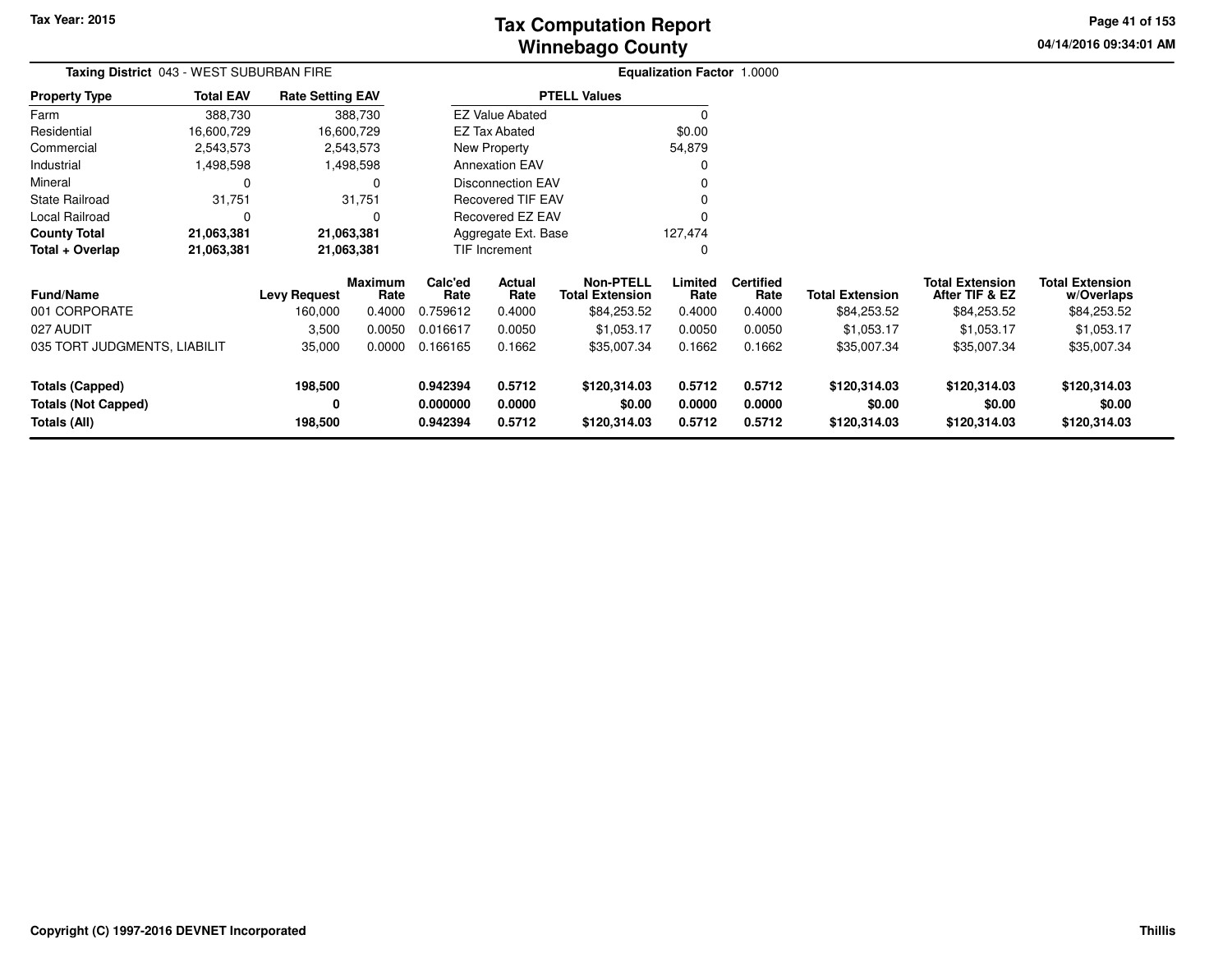Tax Year: 2015

# Tax Computation Report
## Winnebago County

04/14/2016 09:34:01 AM

**Taxing District** 043 - WEST SUBURBAN FIRE

**Equalization Factor** 1.0000

| Property Type | Total EAV | Rate Setting EAV |
|---|---|---|
| Farm | 388,730 | 388,730 |
| Residential | 16,600,729 | 16,600,729 |
| Commercial | 2,543,573 | 2,543,573 |
| Industrial | 1,498,598 | 1,498,598 |
| Mineral | 0 | 0 |
| State Railroad | 31,751 | 31,751 |
| Local Railroad | 0 | 0 |
| **County Total** | **21,063,381** | **21,063,381** |
| **Total + Overlap** | **21,063,381** | **21,063,381** |

| PTELL Values | |
|---|---|
| EZ Value Abated | 0 |
| EZ Tax Abated | $0.00 |
| New Property | 54,879 |
| Annexation EAV | 0 |
| Disconnection EAV | 0 |
| Recovered TIF EAV | 0 |
| Recovered EZ EAV | 0 |
| Aggregate Ext. Base | 127,474 |
| TIF Increment | 0 |

| Fund/Name | Levy Request | Maximum Rate | Calc'ed Rate | Actual Rate | Non-PTELL Total Extension | Limited Rate | Certified Rate | Total Extension | Total Extension After TIF & EZ | Total Extension w/Overlaps |
|---|---|---|---|---|---|---|---|---|---|---|
| 001 CORPORATE | 160,000 | 0.4000 | 0.759612 | 0.4000 | $84,253.52 | 0.4000 | 0.4000 | $84,253.52 | $84,253.52 | $84,253.52 |
| 027 AUDIT | 3,500 | 0.0050 | 0.016617 | 0.0050 | $1,053.17 | 0.0050 | 0.0050 | $1,053.17 | $1,053.17 | $1,053.17 |
| 035 TORT JUDGMENTS, LIABILIT | 35,000 | 0.0000 | 0.166165 | 0.1662 | $35,007.34 | 0.1662 | 0.1662 | $35,007.34 | $35,007.34 | $35,007.34 |
| **Totals (Capped)** | **198,500** | | **0.942394** | **0.5712** | **$120,314.03** | **0.5712** | **0.5712** | **$120,314.03** | **$120,314.03** | **$120,314.03** |
| **Totals (Not Capped)** | **0** | | **0.000000** | **0.0000** | **$0.00** | **0.0000** | **0.0000** | **$0.00** | **$0.00** | **$0.00** |
| **Totals (All)** | **198,500** | | **0.942394** | **0.5712** | **$120,314.03** | **0.5712** | **0.5712** | **$120,314.03** | **$120,314.03** | **$120,314.03** |

Copyright (C) 1997-2016 DEVNET Incorporated

Thillis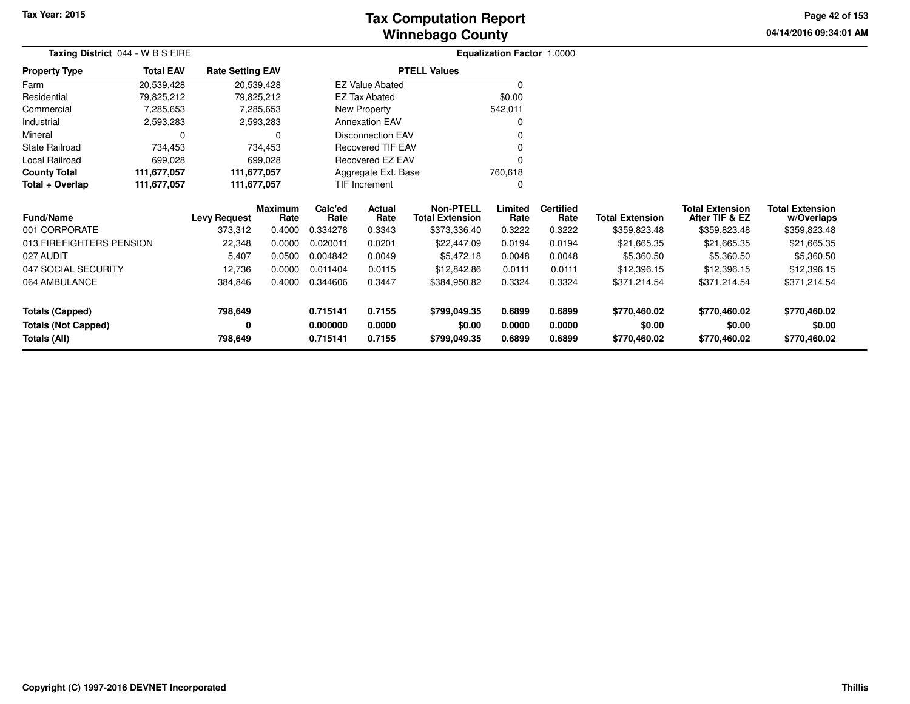Tax Year: 2015

# Tax Computation Report
## Winnebago County

04/14/2016 09:34:01 AM

**Taxing District** 044 - W B S FIRE

**Equalization Factor** 1.0000

| Property Type | Total EAV | Rate Setting EAV |
|---|---|---|
| Farm | 20,539,428 | 20,539,428 |
| Residential | 79,825,212 | 79,825,212 |
| Commercial | 7,285,653 | 7,285,653 |
| Industrial | 2,593,283 | 2,593,283 |
| Mineral | 0 | 0 |
| State Railroad | 734,453 | 734,453 |
| Local Railroad | 699,028 | 699,028 |
| **County Total** | **111,677,057** | **111,677,057** |
| **Total + Overlap** | **111,677,057** | **111,677,057** |

| PTELL Values | |
|---|---|
| EZ Value Abated | 0 |
| EZ Tax Abated | $0.00 |
| New Property | 542,011 |
| Annexation EAV | 0 |
| Disconnection EAV | 0 |
| Recovered TIF EAV | 0 |
| Recovered EZ EAV | 0 |
| Aggregate Ext. Base | 760,618 |
| TIF Increment | 0 |

| Fund/Name | Levy Request | Maximum Rate | Calc'ed Rate | Actual Rate | Non-PTELL Total Extension | Limited Rate | Certified Rate | Total Extension | Total Extension After TIF & EZ | Total Extension w/Overlaps |
|---|---|---|---|---|---|---|---|---|---|---|
| 001 CORPORATE | 373,312 | 0.4000 | 0.334278 | 0.3343 | $373,336.40 | 0.3222 | 0.3222 | $359,823.48 | $359,823.48 | $359,823.48 |
| 013 FIREFIGHTERS PENSION | 22,348 | 0.0000 | 0.020011 | 0.0201 | $22,447.09 | 0.0194 | 0.0194 | $21,665.35 | $21,665.35 | $21,665.35 |
| 027 AUDIT | 5,407 | 0.0500 | 0.004842 | 0.0049 | $5,472.18 | 0.0048 | 0.0048 | $5,360.50 | $5,360.50 | $5,360.50 |
| 047 SOCIAL SECURITY | 12,736 | 0.0000 | 0.011404 | 0.0115 | $12,842.86 | 0.0111 | 0.0111 | $12,396.15 | $12,396.15 | $12,396.15 |
| 064 AMBULANCE | 384,846 | 0.4000 | 0.344606 | 0.3447 | $384,950.82 | 0.3324 | 0.3324 | $371,214.54 | $371,214.54 | $371,214.54 |
| **Totals (Capped)** | **798,649** | | **0.715141** | **0.7155** | **$799,049.35** | **0.6899** | **0.6899** | **$770,460.02** | **$770,460.02** | **$770,460.02** |
| **Totals (Not Capped)** | **0** | | **0.000000** | **0.0000** | **$0.00** | **0.0000** | **0.0000** | **$0.00** | **$0.00** | **$0.00** |
| **Totals (All)** | **798,649** | | **0.715141** | **0.7155** | **$799,049.35** | **0.6899** | **0.6899** | **$770,460.02** | **$770,460.02** | **$770,460.02** |

Copyright (C) 1997-2016 DEVNET Incorporated

Thillis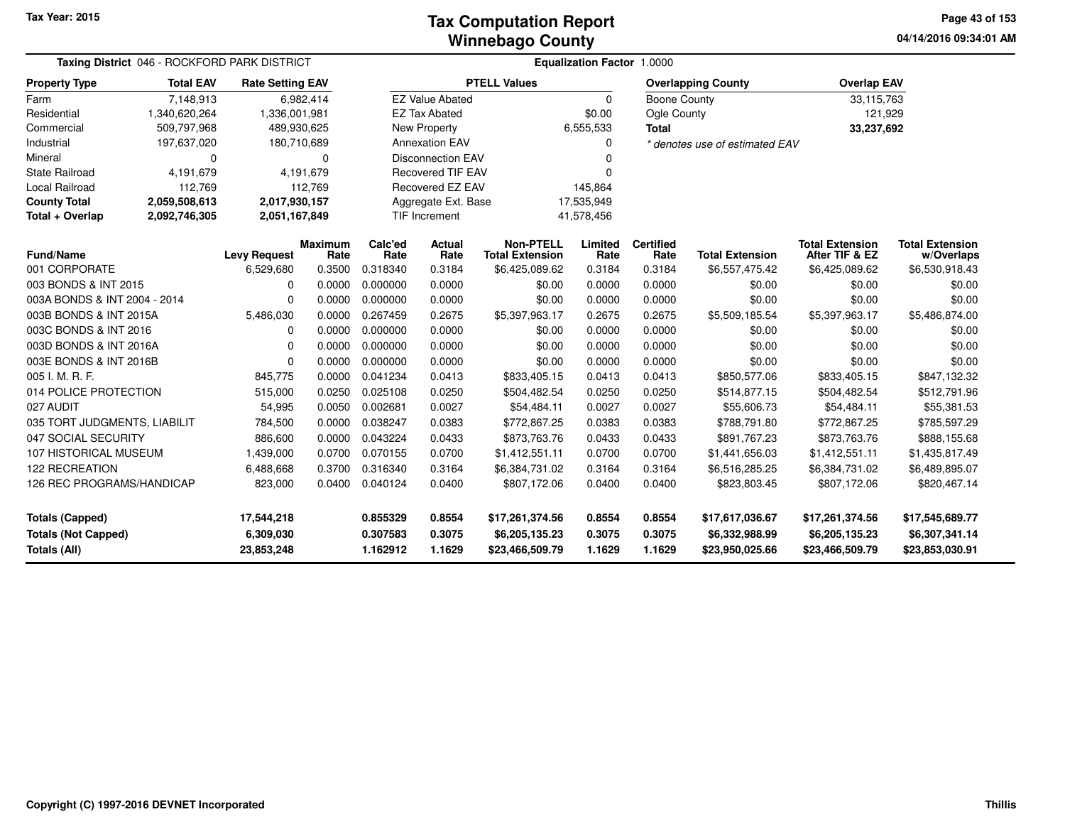Tax Year: 2015

# Tax Computation Report
## Winnebago County

04/14/2016 09:34:01 AM

**Taxing District** 046 - ROCKFORD PARK DISTRICT

**Equalization Factor** 1.0000

| Property Type | Total EAV | Rate Setting EAV |
|---|---|---|
| Farm | 7,148,913 | 6,982,414 |
| Residential | 1,340,620,264 | 1,336,001,981 |
| Commercial | 509,797,968 | 489,930,625 |
| Industrial | 197,637,020 | 180,710,689 |
| Mineral | 0 | 0 |
| State Railroad | 4,191,679 | 4,191,679 |
| Local Railroad | 112,769 | 112,769 |
| **County Total** | **2,059,508,613** | **2,017,930,157** |
| **Total + Overlap** | **2,092,746,305** | **2,051,167,849** |

| PTELL Values | |
|---|---|
| EZ Value Abated | 0 |
| EZ Tax Abated | $0.00 |
| New Property | 6,555,533 |
| Annexation EAV | 0 |
| Disconnection EAV | 0 |
| Recovered TIF EAV | 0 |
| Recovered EZ EAV | 145,864 |
| Aggregate Ext. Base | 17,535,949 |
| TIF Increment | 41,578,456 |

| Overlapping County | Overlap EAV |
|---|---|
| Boone County | 33,115,763 |
| Ogle County | 121,929 |
| **Total** | **33,237,692** |

*\* denotes use of estimated EAV*

| Fund/Name | Levy Request | Maximum Rate | Calc'ed Rate | Actual Rate | Non-PTELL Total Extension | Limited Rate | Certified Rate | Total Extension | Total Extension After TIF & EZ | Total Extension w/Overlaps |
|---|---|---|---|---|---|---|---|---|---|---|
| 001 CORPORATE | 6,529,680 | 0.3500 | 0.318340 | 0.3184 | $6,425,089.62 | 0.3184 | 0.3184 | $6,557,475.42 | $6,425,089.62 | $6,530,918.43 |
| 003 BONDS & INT 2015 | 0 | 0.0000 | 0.000000 | 0.0000 | $0.00 | 0.0000 | 0.0000 | $0.00 | $0.00 | $0.00 |
| 003A BONDS & INT 2004 - 2014 | 0 | 0.0000 | 0.000000 | 0.0000 | $0.00 | 0.0000 | 0.0000 | $0.00 | $0.00 | $0.00 |
| 003B BONDS & INT 2015A | 5,486,030 | 0.0000 | 0.267459 | 0.2675 | $5,397,963.17 | 0.2675 | 0.2675 | $5,509,185.54 | $5,397,963.17 | $5,486,874.00 |
| 003C BONDS & INT 2016 | 0 | 0.0000 | 0.000000 | 0.0000 | $0.00 | 0.0000 | 0.0000 | $0.00 | $0.00 | $0.00 |
| 003D BONDS & INT 2016A | 0 | 0.0000 | 0.000000 | 0.0000 | $0.00 | 0.0000 | 0.0000 | $0.00 | $0.00 | $0.00 |
| 003E BONDS & INT 2016B | 0 | 0.0000 | 0.000000 | 0.0000 | $0.00 | 0.0000 | 0.0000 | $0.00 | $0.00 | $0.00 |
| 005 I. M. R. F. | 845,775 | 0.0000 | 0.041234 | 0.0413 | $833,405.15 | 0.0413 | 0.0413 | $850,577.06 | $833,405.15 | $847,132.32 |
| 014 POLICE PROTECTION | 515,000 | 0.0250 | 0.025108 | 0.0250 | $504,482.54 | 0.0250 | 0.0250 | $514,877.15 | $504,482.54 | $512,791.96 |
| 027 AUDIT | 54,995 | 0.0050 | 0.002681 | 0.0027 | $54,484.11 | 0.0027 | 0.0027 | $55,606.73 | $54,484.11 | $55,381.53 |
| 035 TORT JUDGMENTS, LIABILIT | 784,500 | 0.0000 | 0.038247 | 0.0383 | $772,867.25 | 0.0383 | 0.0383 | $788,791.80 | $772,867.25 | $785,597.29 |
| 047 SOCIAL SECURITY | 886,600 | 0.0000 | 0.043224 | 0.0433 | $873,763.76 | 0.0433 | 0.0433 | $891,767.23 | $873,763.76 | $888,155.68 |
| 107 HISTORICAL MUSEUM | 1,439,000 | 0.0700 | 0.070155 | 0.0700 | $1,412,551.11 | 0.0700 | 0.0700 | $1,441,656.03 | $1,412,551.11 | $1,435,817.49 |
| 122 RECREATION | 6,488,668 | 0.3700 | 0.316340 | 0.3164 | $6,384,731.02 | 0.3164 | 0.3164 | $6,516,285.25 | $6,384,731.02 | $6,489,895.07 |
| 126 REC PROGRAMS/HANDICAP | 823,000 | 0.0400 | 0.040124 | 0.0400 | $807,172.06 | 0.0400 | 0.0400 | $823,803.45 | $807,172.06 | $820,467.14 |
| **Totals (Capped)** | **17,544,218** | | **0.855329** | **0.8554** | **$17,261,374.56** | **0.8554** | **0.8554** | **$17,617,036.67** | **$17,261,374.56** | **$17,545,689.77** |
| **Totals (Not Capped)** | **6,309,030** | | **0.307583** | **0.3075** | **$6,205,135.23** | **0.3075** | **0.3075** | **$6,332,988.99** | **$6,205,135.23** | **$6,307,341.14** |
| **Totals (All)** | **23,853,248** | | **1.162912** | **1.1629** | **$23,466,509.79** | **1.1629** | **1.1629** | **$23,950,025.66** | **$23,466,509.79** | **$23,853,030.91** |

Copyright (C) 1997-2016 DEVNET Incorporated

Thillis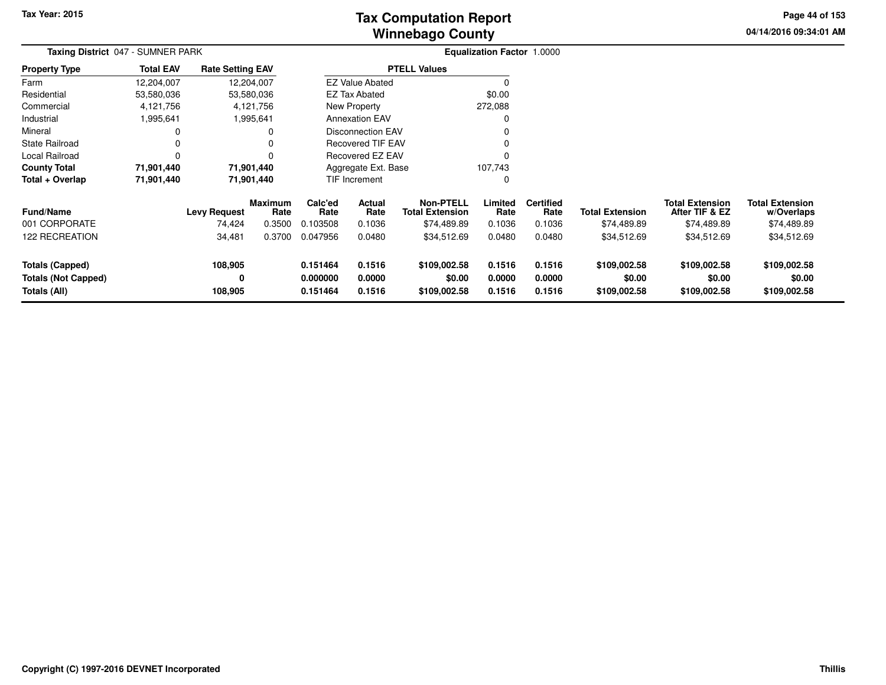Tax Year: 2015

# Tax Computation Report
# Winnebago County

04/14/2016 09:34:01 AM

**Taxing District** 047 - SUMNER PARK

**Equalization Factor** 1.0000

| Property Type | Total EAV | Rate Setting EAV |
|---|---|---|
| Farm | 12,204,007 | 12,204,007 |
| Residential | 53,580,036 | 53,580,036 |
| Commercial | 4,121,756 | 4,121,756 |
| Industrial | 1,995,641 | 1,995,641 |
| Mineral | 0 | 0 |
| State Railroad | 0 | 0 |
| Local Railroad | 0 | 0 |
| **County Total** | **71,901,440** | **71,901,440** |
| **Total + Overlap** | **71,901,440** | **71,901,440** |

| PTELL Values | |
|---|---|
| EZ Value Abated | 0 |
| EZ Tax Abated | $0.00 |
| New Property | 272,088 |
| Annexation EAV | 0 |
| Disconnection EAV | 0 |
| Recovered TIF EAV | 0 |
| Recovered EZ EAV | 0 |
| Aggregate Ext. Base | 107,743 |
| TIF Increment | 0 |

| Fund/Name | Levy Request | Maximum Rate | Calc'ed Rate | Actual Rate | Non-PTELL Total Extension | Limited Rate | Certified Rate | Total Extension | Total Extension After TIF & EZ | Total Extension w/Overlaps |
|---|---|---|---|---|---|---|---|---|---|---|
| 001 CORPORATE | 74,424 | 0.3500 | 0.103508 | 0.1036 | $74,489.89 | 0.1036 | 0.1036 | $74,489.89 | $74,489.89 | $74,489.89 |
| 122 RECREATION | 34,481 | 0.3700 | 0.047956 | 0.0480 | $34,512.69 | 0.0480 | 0.0480 | $34,512.69 | $34,512.69 | $34,512.69 |
| **Totals (Capped)** | **108,905** | | **0.151464** | **0.1516** | **$109,002.58** | **0.1516** | **0.1516** | **$109,002.58** | **$109,002.58** | **$109,002.58** |
| **Totals (Not Capped)** | **0** | | **0.000000** | **0.0000** | **$0.00** | **0.0000** | **0.0000** | **$0.00** | **$0.00** | **$0.00** |
| **Totals (All)** | **108,905** | | **0.151464** | **0.1516** | **$109,002.58** | **0.1516** | **0.1516** | **$109,002.58** | **$109,002.58** | **$109,002.58** |

Copyright (C) 1997-2016 DEVNET Incorporated

Thillis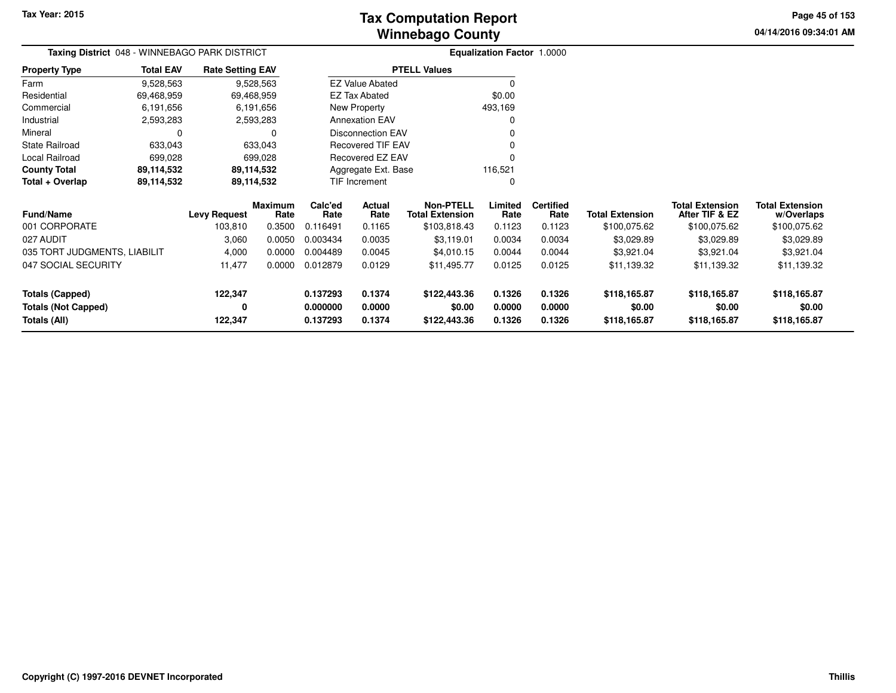Tax Year: 2015

# Tax Computation Report
## Winnebago County

04/14/2016 09:34:01 AM

**Taxing District** 048 - WINNEBAGO PARK DISTRICT

**Equalization Factor** 1.0000

| Property Type | Total EAV | Rate Setting EAV |
|---|---|---|
| Farm | 9,528,563 | 9,528,563 |
| Residential | 69,468,959 | 69,468,959 |
| Commercial | 6,191,656 | 6,191,656 |
| Industrial | 2,593,283 | 2,593,283 |
| Mineral | 0 | 0 |
| State Railroad | 633,043 | 633,043 |
| Local Railroad | 699,028 | 699,028 |
| **County Total** | **89,114,532** | **89,114,532** |
| **Total + Overlap** | **89,114,532** | **89,114,532** |

| PTELL Values | |
|---|---|
| EZ Value Abated | 0 |
| EZ Tax Abated | $0.00 |
| New Property | 493,169 |
| Annexation EAV | 0 |
| Disconnection EAV | 0 |
| Recovered TIF EAV | 0 |
| Recovered EZ EAV | 0 |
| Aggregate Ext. Base | 116,521 |
| TIF Increment | 0 |

| Fund/Name | Levy Request | Maximum Rate | Calc'ed Rate | Actual Rate | Non-PTELL Total Extension | Limited Rate | Certified Rate | Total Extension | Total Extension After TIF & EZ | Total Extension w/Overlaps |
|---|---|---|---|---|---|---|---|---|---|---|
| 001 CORPORATE | 103,810 | 0.3500 | 0.116491 | 0.1165 | $103,818.43 | 0.1123 | 0.1123 | $100,075.62 | $100,075.62 | $100,075.62 |
| 027 AUDIT | 3,060 | 0.0050 | 0.003434 | 0.0035 | $3,119.01 | 0.0034 | 0.0034 | $3,029.89 | $3,029.89 | $3,029.89 |
| 035 TORT JUDGMENTS, LIABILIT | 4,000 | 0.0000 | 0.004489 | 0.0045 | $4,010.15 | 0.0044 | 0.0044 | $3,921.04 | $3,921.04 | $3,921.04 |
| 047 SOCIAL SECURITY | 11,477 | 0.0000 | 0.012879 | 0.0129 | $11,495.77 | 0.0125 | 0.0125 | $11,139.32 | $11,139.32 | $11,139.32 |
| **Totals (Capped)** | **122,347** | | **0.137293** | **0.1374** | **$122,443.36** | **0.1326** | **0.1326** | **$118,165.87** | **$118,165.87** | **$118,165.87** |
| **Totals (Not Capped)** | **0** | | **0.000000** | **0.0000** | **$0.00** | **0.0000** | **0.0000** | **$0.00** | **$0.00** | **$0.00** |
| **Totals (All)** | **122,347** | | **0.137293** | **0.1374** | **$122,443.36** | **0.1326** | **0.1326** | **$118,165.87** | **$118,165.87** | **$118,165.87** |

Copyright (C) 1997-2016 DEVNET Incorporated

Thillis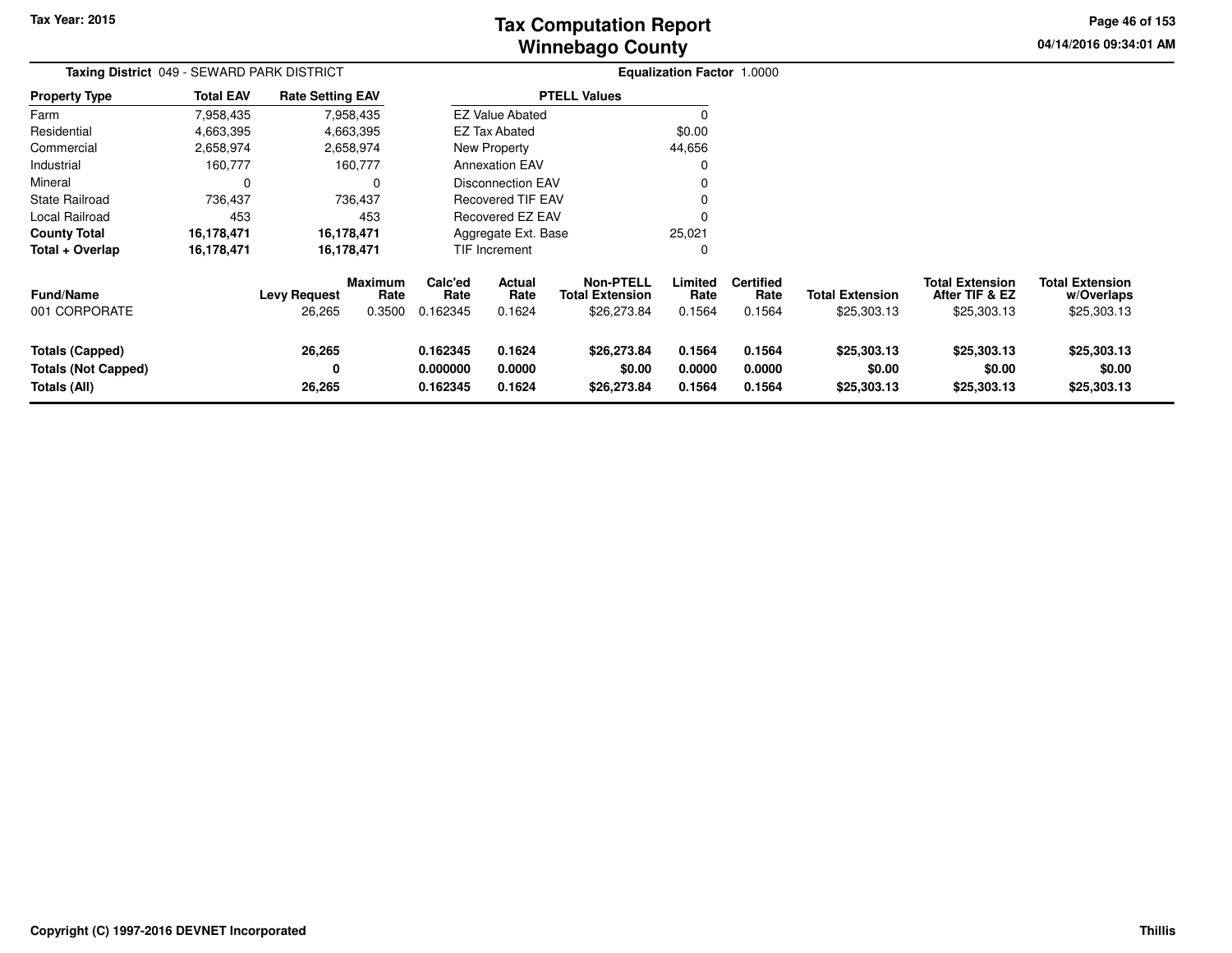# Tax Computation Report
# Winnebago County

Tax Year: 2015

04/14/2016 09:34:01 AM

**Taxing District** 049 - SEWARD PARK DISTRICT

**Equalization Factor** 1.0000

| Property Type | Total EAV | Rate Setting EAV |
|---|---|---|
| Farm | 7,958,435 | 7,958,435 |
| Residential | 4,663,395 | 4,663,395 |
| Commercial | 2,658,974 | 2,658,974 |
| Industrial | 160,777 | 160,777 |
| Mineral | 0 | 0 |
| State Railroad | 736,437 | 736,437 |
| Local Railroad | 453 | 453 |
| **County Total** | **16,178,471** | **16,178,471** |
| **Total + Overlap** | **16,178,471** | **16,178,471** |

| PTELL Values | |
|---|---|
| EZ Value Abated | 0 |
| EZ Tax Abated | $0.00 |
| New Property | 44,656 |
| Annexation EAV | 0 |
| Disconnection EAV | 0 |
| Recovered TIF EAV | 0 |
| Recovered EZ EAV | 0 |
| Aggregate Ext. Base | 25,021 |
| TIF Increment | 0 |

| Fund/Name | Levy Request | Maximum Rate | Calc'ed Rate | Actual Rate | Non-PTELL Total Extension | Limited Rate | Certified Rate | Total Extension | Total Extension After TIF & EZ | Total Extension w/Overlaps |
|---|---|---|---|---|---|---|---|---|---|---|
| 001 CORPORATE | 26,265 | 0.3500 | 0.162345 | 0.1624 | $26,273.84 | 0.1564 | 0.1564 | $25,303.13 | $25,303.13 | $25,303.13 |
| **Totals (Capped)** | **26,265** | | **0.162345** | **0.1624** | **$26,273.84** | **0.1564** | **0.1564** | **$25,303.13** | **$25,303.13** | **$25,303.13** |
| **Totals (Not Capped)** | **0** | | **0.000000** | **0.0000** | **$0.00** | **0.0000** | **0.0000** | **$0.00** | **$0.00** | **$0.00** |
| **Totals (All)** | **26,265** | | **0.162345** | **0.1624** | **$26,273.84** | **0.1564** | **0.1564** | **$25,303.13** | **$25,303.13** | **$25,303.13** |

Copyright (C) 1997-2016 DEVNET Incorporated

Thillis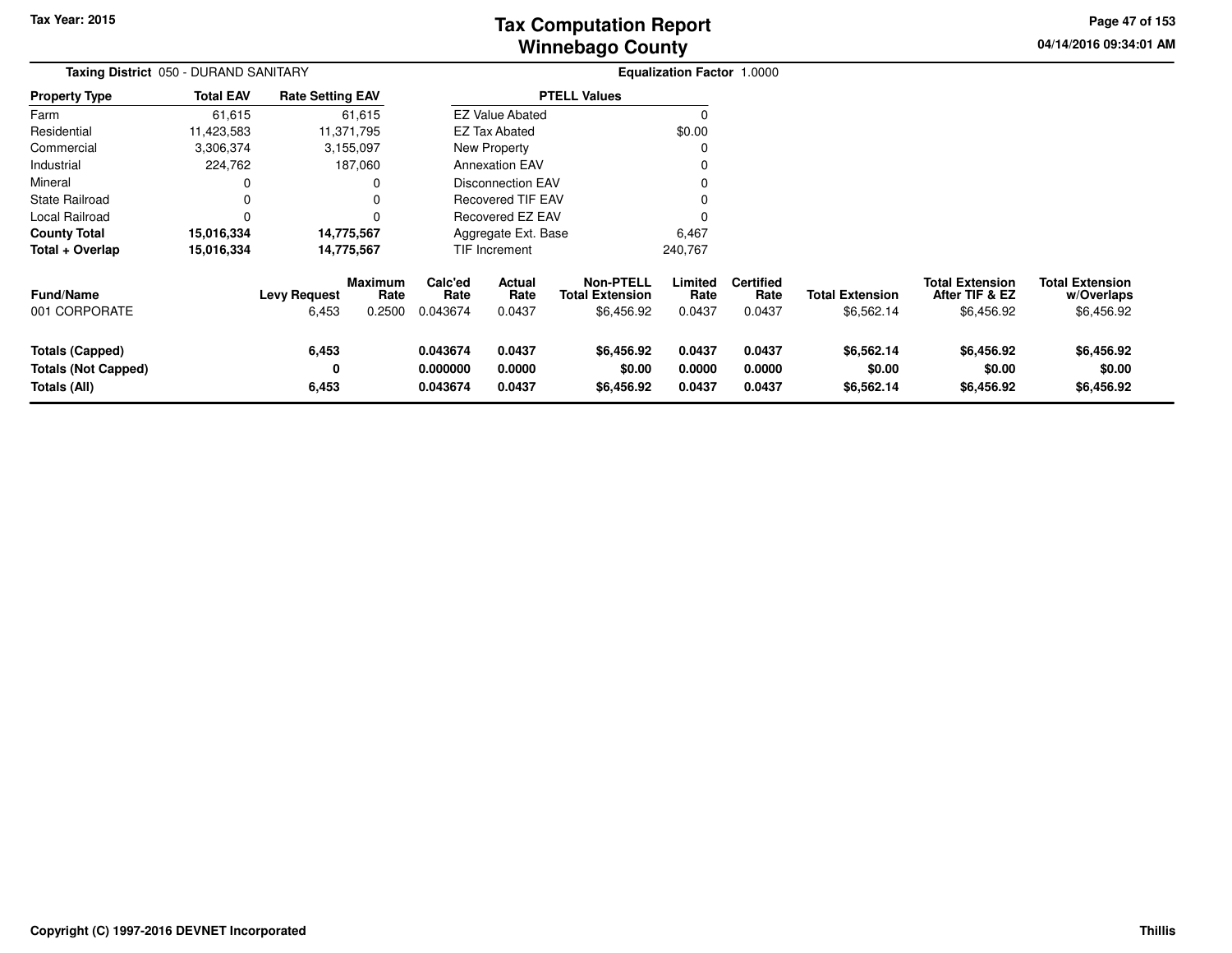Tax Year: 2015

# Tax Computation Report
## Winnebago County

04/14/2016 09:34:01 AM

**Taxing District** 050 - DURAND SANITARY | **Equalization Factor** 1.0000

| Property Type | Total EAV | Rate Setting EAV |
|---|---|---|
| Farm | 61,615 | 61,615 |
| Residential | 11,423,583 | 11,371,795 |
| Commercial | 3,306,374 | 3,155,097 |
| Industrial | 224,762 | 187,060 |
| Mineral | 0 | 0 |
| State Railroad | 0 | 0 |
| Local Railroad | 0 | 0 |
| **County Total** | **15,016,334** | **14,775,567** |
| **Total + Overlap** | **15,016,334** | **14,775,567** |

| PTELL Values | |
|---|---|
| EZ Value Abated | 0 |
| EZ Tax Abated | $0.00 |
| New Property | 0 |
| Annexation EAV | 0 |
| Disconnection EAV | 0 |
| Recovered TIF EAV | 0 |
| Recovered EZ EAV | 0 |
| Aggregate Ext. Base | 6,467 |
| TIF Increment | 240,767 |

| Fund/Name | Levy Request | Maximum Rate | Calc'ed Rate | Actual Rate | Non-PTELL Total Extension | Limited Rate | Certified Rate | Total Extension | Total Extension After TIF & EZ | Total Extension w/Overlaps |
|---|---|---|---|---|---|---|---|---|---|---|
| 001 CORPORATE | 6,453 | 0.2500 | 0.043674 | 0.0437 | $6,456.92 | 0.0437 | 0.0437 | $6,562.14 | $6,456.92 | $6,456.92 |
| **Totals (Capped)** | **6,453** | | **0.043674** | **0.0437** | **$6,456.92** | **0.0437** | **0.0437** | **$6,562.14** | **$6,456.92** | **$6,456.92** |
| **Totals (Not Capped)** | **0** | | **0.000000** | **0.0000** | **$0.00** | **0.0000** | **0.0000** | **$0.00** | **$0.00** | **$0.00** |
| **Totals (All)** | **6,453** | | **0.043674** | **0.0437** | **$6,456.92** | **0.0437** | **0.0437** | **$6,562.14** | **$6,456.92** | **$6,456.92** |

Copyright (C) 1997-2016 DEVNET Incorporated | Thillis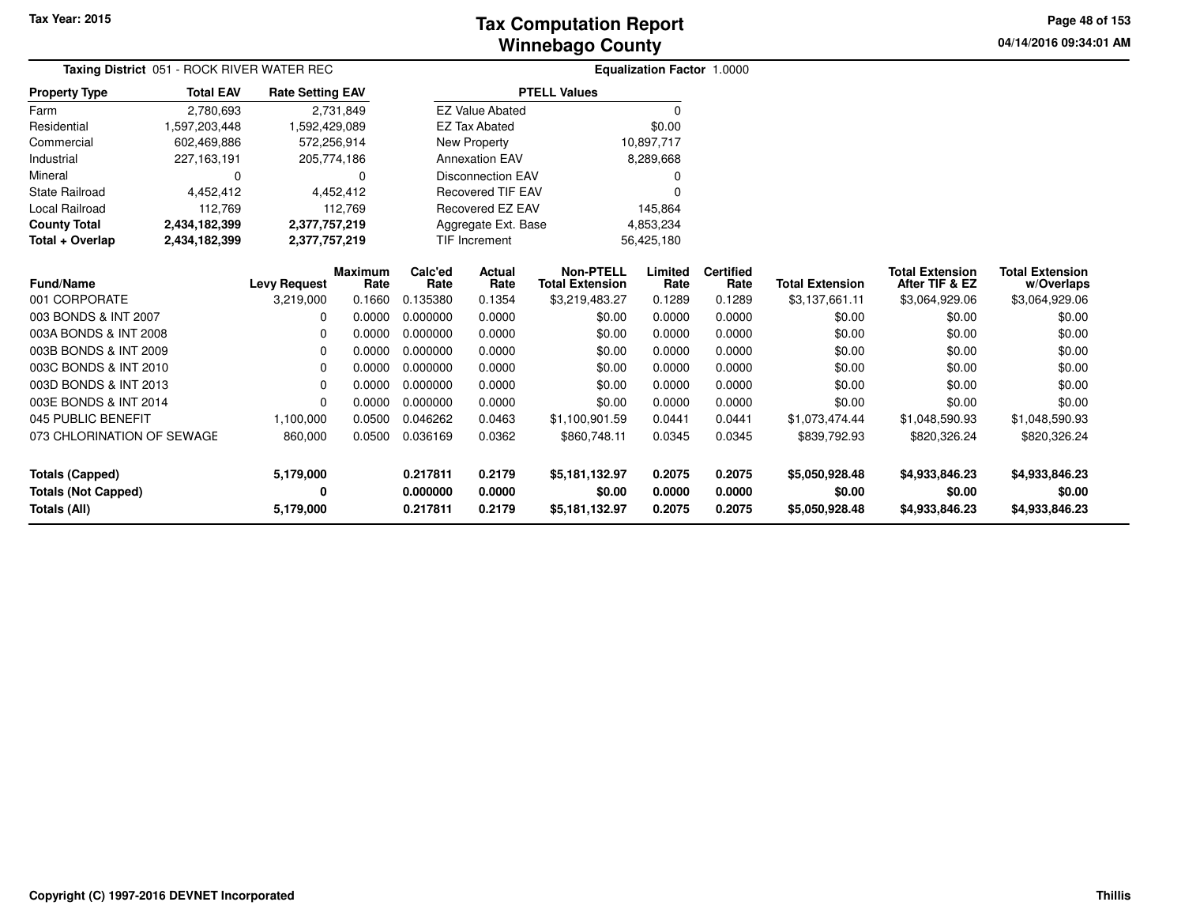Tax Year: 2015

# Tax Computation Report
# Winnebago County

04/14/2016 09:34:01 AM

**Taxing District** 051 - ROCK RIVER WATER REC

**Equalization Factor** 1.0000

| Property Type | Total EAV | Rate Setting EAV |
|---|---|---|
| Farm | 2,780,693 | 2,731,849 |
| Residential | 1,597,203,448 | 1,592,429,089 |
| Commercial | 602,469,886 | 572,256,914 |
| Industrial | 227,163,191 | 205,774,186 |
| Mineral | 0 | 0 |
| State Railroad | 4,452,412 | 4,452,412 |
| Local Railroad | 112,769 | 112,769 |
| **County Total** | **2,434,182,399** | **2,377,757,219** |
| **Total + Overlap** | **2,434,182,399** | **2,377,757,219** |

| PTELL Values | |
|---|---|
| EZ Value Abated | 0 |
| EZ Tax Abated | $0.00 |
| New Property | 10,897,717 |
| Annexation EAV | 8,289,668 |
| Disconnection EAV | 0 |
| Recovered TIF EAV | 0 |
| Recovered EZ EAV | 145,864 |
| Aggregate Ext. Base | 4,853,234 |
| TIF Increment | 56,425,180 |

| Fund/Name | Levy Request | Maximum Rate | Calc'ed Rate | Actual Rate | Non-PTELL Total Extension | Limited Rate | Certified Rate | Total Extension | Total Extension After TIF & EZ | Total Extension w/Overlaps |
|---|---|---|---|---|---|---|---|---|---|---|
| 001 CORPORATE | 3,219,000 | 0.1660 | 0.135380 | 0.1354 | $3,219,483.27 | 0.1289 | 0.1289 | $3,137,661.11 | $3,064,929.06 | $3,064,929.06 |
| 003 BONDS & INT 2007 | 0 | 0.0000 | 0.000000 | 0.0000 | $0.00 | 0.0000 | 0.0000 | $0.00 | $0.00 | $0.00 |
| 003A BONDS & INT 2008 | 0 | 0.0000 | 0.000000 | 0.0000 | $0.00 | 0.0000 | 0.0000 | $0.00 | $0.00 | $0.00 |
| 003B BONDS & INT 2009 | 0 | 0.0000 | 0.000000 | 0.0000 | $0.00 | 0.0000 | 0.0000 | $0.00 | $0.00 | $0.00 |
| 003C BONDS & INT 2010 | 0 | 0.0000 | 0.000000 | 0.0000 | $0.00 | 0.0000 | 0.0000 | $0.00 | $0.00 | $0.00 |
| 003D BONDS & INT 2013 | 0 | 0.0000 | 0.000000 | 0.0000 | $0.00 | 0.0000 | 0.0000 | $0.00 | $0.00 | $0.00 |
| 003E BONDS & INT 2014 | 0 | 0.0000 | 0.000000 | 0.0000 | $0.00 | 0.0000 | 0.0000 | $0.00 | $0.00 | $0.00 |
| 045 PUBLIC BENEFIT | 1,100,000 | 0.0500 | 0.046262 | 0.0463 | $1,100,901.59 | 0.0441 | 0.0441 | $1,073,474.44 | $1,048,590.93 | $1,048,590.93 |
| 073 CHLORINATION OF SEWAGE | 860,000 | 0.0500 | 0.036169 | 0.0362 | $860,748.11 | 0.0345 | 0.0345 | $839,792.93 | $820,326.24 | $820,326.24 |
| **Totals (Capped)** | **5,179,000** | | **0.217811** | **0.2179** | **$5,181,132.97** | **0.2075** | **0.2075** | **$5,050,928.48** | **$4,933,846.23** | **$4,933,846.23** |
| **Totals (Not Capped)** | **0** | | **0.000000** | **0.0000** | **$0.00** | **0.0000** | **0.0000** | **$0.00** | **$0.00** | **$0.00** |
| **Totals (All)** | **5,179,000** | | **0.217811** | **0.2179** | **$5,181,132.97** | **0.2075** | **0.2075** | **$5,050,928.48** | **$4,933,846.23** | **$4,933,846.23** |

Copyright (C) 1997-2016 DEVNET Incorporated

Thillis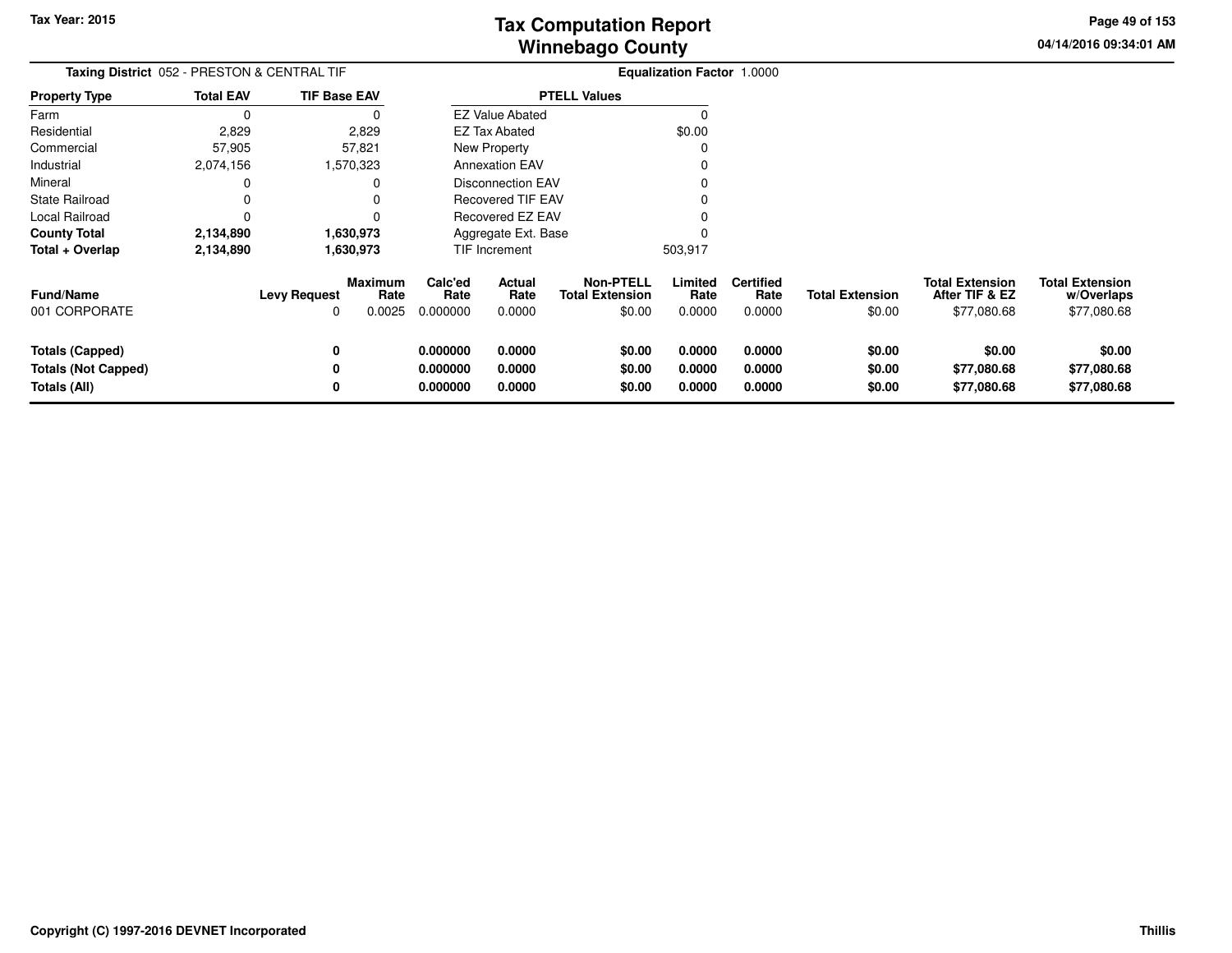# Tax Computation Report
# Winnebago County

Tax Year: 2015

04/14/2016 09:34:01 AM

**Taxing District** 052 - PRESTON & CENTRAL TIF

**Equalization Factor** 1.0000

| Property Type | Total EAV | TIF Base EAV |
|---|---|---|
| Farm | 0 | 0 |
| Residential | 2,829 | 2,829 |
| Commercial | 57,905 | 57,821 |
| Industrial | 2,074,156 | 1,570,323 |
| Mineral | 0 | 0 |
| State Railroad | 0 | 0 |
| Local Railroad | 0 | 0 |
| **County Total** | **2,134,890** | **1,630,973** |
| **Total + Overlap** | **2,134,890** | **1,630,973** |

| PTELL Values | |
|---|---|
| EZ Value Abated | 0 |
| EZ Tax Abated | $0.00 |
| New Property | 0 |
| Annexation EAV | 0 |
| Disconnection EAV | 0 |
| Recovered TIF EAV | 0 |
| Recovered EZ EAV | 0 |
| Aggregate Ext. Base | 0 |
| TIF Increment | 503,917 |

| Fund/Name | Levy Request | Maximum Rate | Calc'ed Rate | Actual Rate | Non-PTELL Total Extension | Limited Rate | Certified Rate | Total Extension | Total Extension After TIF & EZ | Total Extension w/Overlaps |
|---|---|---|---|---|---|---|---|---|---|---|
| 001 CORPORATE | 0 | 0.0025 | 0.000000 | 0.0000 | $0.00 | 0.0000 | 0.0000 | $0.00 | $77,080.68 | $77,080.68 |
| **Totals (Capped)** | **0** | | **0.000000** | **0.0000** | **$0.00** | **0.0000** | **0.0000** | **$0.00** | **$0.00** | **$0.00** |
| **Totals (Not Capped)** | **0** | | **0.000000** | **0.0000** | **$0.00** | **0.0000** | **0.0000** | **$0.00** | **$77,080.68** | **$77,080.68** |
| **Totals (All)** | **0** | | **0.000000** | **0.0000** | **$0.00** | **0.0000** | **0.0000** | **$0.00** | **$77,080.68** | **$77,080.68** |

Copyright (C) 1997-2016 DEVNET Incorporated

Thillis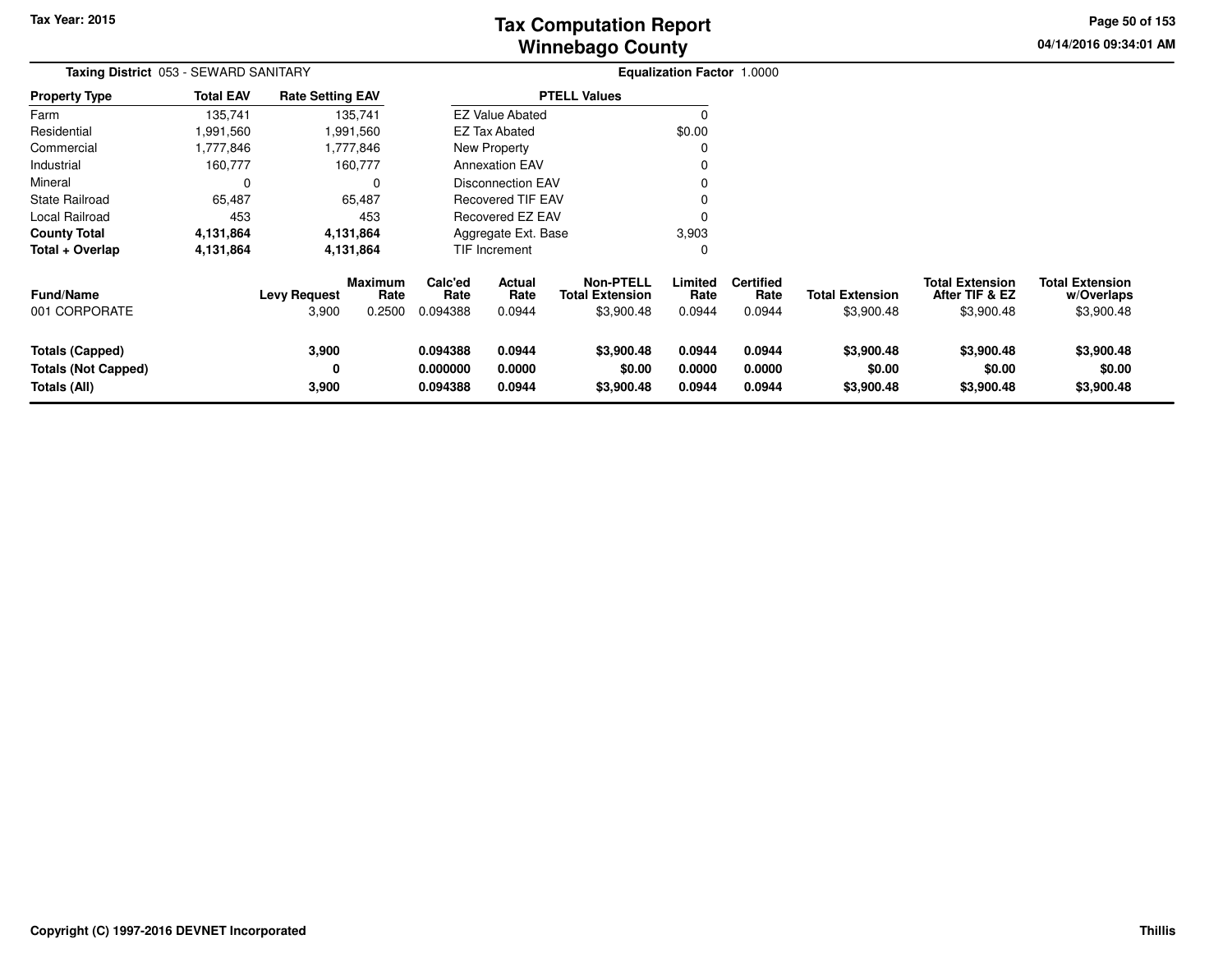# Tax Computation Report
## Winnebago County

Tax Year: 2015

04/14/2016 09:34:01 AM

**Taxing District** 053 - SEWARD SANITARY

**Equalization Factor** 1.0000

| Property Type | Total EAV | Rate Setting EAV |
|---|---|---|
| Farm | 135,741 | 135,741 |
| Residential | 1,991,560 | 1,991,560 |
| Commercial | 1,777,846 | 1,777,846 |
| Industrial | 160,777 | 160,777 |
| Mineral | 0 | 0 |
| State Railroad | 65,487 | 65,487 |
| Local Railroad | 453 | 453 |
| **County Total** | **4,131,864** | **4,131,864** |
| **Total + Overlap** | **4,131,864** | **4,131,864** |

| PTELL Values | |
|---|---|
| EZ Value Abated | 0 |
| EZ Tax Abated | $0.00 |
| New Property | 0 |
| Annexation EAV | 0 |
| Disconnection EAV | 0 |
| Recovered TIF EAV | 0 |
| Recovered EZ EAV | 0 |
| Aggregate Ext. Base | 3,903 |
| TIF Increment | 0 |

| Fund/Name | Levy Request | Maximum Rate | Calc'ed Rate | Actual Rate | Non-PTELL Total Extension | Limited Rate | Certified Rate | Total Extension | Total Extension After TIF & EZ | Total Extension w/Overlaps |
|---|---|---|---|---|---|---|---|---|---|---|
| 001 CORPORATE | 3,900 | 0.2500 | 0.094388 | 0.0944 | $3,900.48 | 0.0944 | 0.0944 | $3,900.48 | $3,900.48 | $3,900.48 |
| **Totals (Capped)** | **3,900** | | **0.094388** | **0.0944** | **$3,900.48** | **0.0944** | **0.0944** | **$3,900.48** | **$3,900.48** | **$3,900.48** |
| **Totals (Not Capped)** | **0** | | **0.000000** | **0.0000** | **$0.00** | **0.0000** | **0.0000** | **$0.00** | **$0.00** | **$0.00** |
| **Totals (All)** | **3,900** | | **0.094388** | **0.0944** | **$3,900.48** | **0.0944** | **0.0944** | **$3,900.48** | **$3,900.48** | **$3,900.48** |

**Copyright (C) 1997-2016 DEVNET Incorporated**

**Thillis**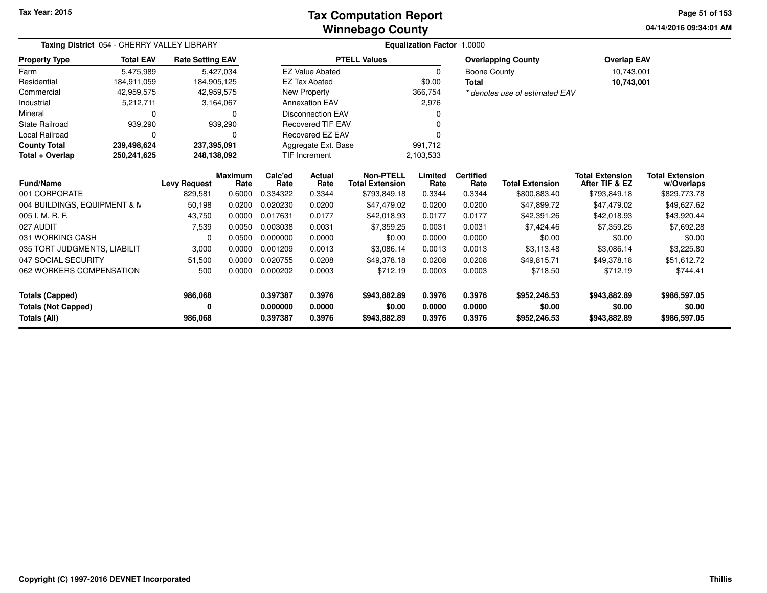# Tax Computation Report
# Winnebago County

Tax Year: 2015

04/14/2016 09:34:01 AM

**Taxing District** 054 - CHERRY VALLEY LIBRARY

**Equalization Factor** 1.0000

| Property Type | Total EAV | Rate Setting EAV |
|---|---|---|
| Farm | 5,475,989 | 5,427,034 |
| Residential | 184,911,059 | 184,905,125 |
| Commercial | 42,959,575 | 42,959,575 |
| Industrial | 5,212,711 | 3,164,067 |
| Mineral | 0 | 0 |
| State Railroad | 939,290 | 939,290 |
| Local Railroad | 0 | 0 |
| **County Total** | **239,498,624** | **237,395,091** |
| **Total + Overlap** | **250,241,625** | **248,138,092** |

| PTELL Values | |
|---|---|
| EZ Value Abated | 0 |
| EZ Tax Abated | $0.00 |
| New Property | 366,754 |
| Annexation EAV | 2,976 |
| Disconnection EAV | 0 |
| Recovered TIF EAV | 0 |
| Recovered EZ EAV | 0 |
| Aggregate Ext. Base | 991,712 |
| TIF Increment | 2,103,533 |

| Overlapping County | Overlap EAV |
|---|---|
| Boone County | 10,743,001 |
| **Total** | **10,743,001** |

*\* denotes use of estimated EAV*

| Fund/Name | Levy Request | Maximum Rate | Calc'ed Rate | Actual Rate | Non-PTELL Total Extension | Limited Rate | Certified Rate | Total Extension | Total Extension After TIF & EZ | Total Extension w/Overlaps |
|---|---|---|---|---|---|---|---|---|---|---|
| 001 CORPORATE | 829,581 | 0.6000 | 0.334322 | 0.3344 | $793,849.18 | 0.3344 | 0.3344 | $800,883.40 | $793,849.18 | $829,773.78 |
| 004 BUILDINGS, EQUIPMENT & M | 50,198 | 0.0200 | 0.020230 | 0.0200 | $47,479.02 | 0.0200 | 0.0200 | $47,899.72 | $47,479.02 | $49,627.62 |
| 005 I. M. R. F. | 43,750 | 0.0000 | 0.017631 | 0.0177 | $42,018.93 | 0.0177 | 0.0177 | $42,391.26 | $42,018.93 | $43,920.44 |
| 027 AUDIT | 7,539 | 0.0050 | 0.003038 | 0.0031 | $7,359.25 | 0.0031 | 0.0031 | $7,424.46 | $7,359.25 | $7,692.28 |
| 031 WORKING CASH | 0 | 0.0500 | 0.000000 | 0.0000 | $0.00 | 0.0000 | 0.0000 | $0.00 | $0.00 | $0.00 |
| 035 TORT JUDGMENTS, LIABILIT | 3,000 | 0.0000 | 0.001209 | 0.0013 | $3,086.14 | 0.0013 | 0.0013 | $3,113.48 | $3,086.14 | $3,225.80 |
| 047 SOCIAL SECURITY | 51,500 | 0.0000 | 0.020755 | 0.0208 | $49,378.18 | 0.0208 | 0.0208 | $49,815.71 | $49,378.18 | $51,612.72 |
| 062 WORKERS COMPENSATION | 500 | 0.0000 | 0.000202 | 0.0003 | $712.19 | 0.0003 | 0.0003 | $718.50 | $712.19 | $744.41 |
| **Totals (Capped)** | **986,068** | | **0.397387** | **0.3976** | **$943,882.89** | **0.3976** | **0.3976** | **$952,246.53** | **$943,882.89** | **$986,597.05** |
| **Totals (Not Capped)** | **0** | | **0.000000** | **0.0000** | **$0.00** | **0.0000** | **0.0000** | **$0.00** | **$0.00** | **$0.00** |
| **Totals (All)** | **986,068** | | **0.397387** | **0.3976** | **$943,882.89** | **0.3976** | **0.3976** | **$952,246.53** | **$943,882.89** | **$986,597.05** |

Copyright (C) 1997-2016 DEVNET Incorporated

Thillis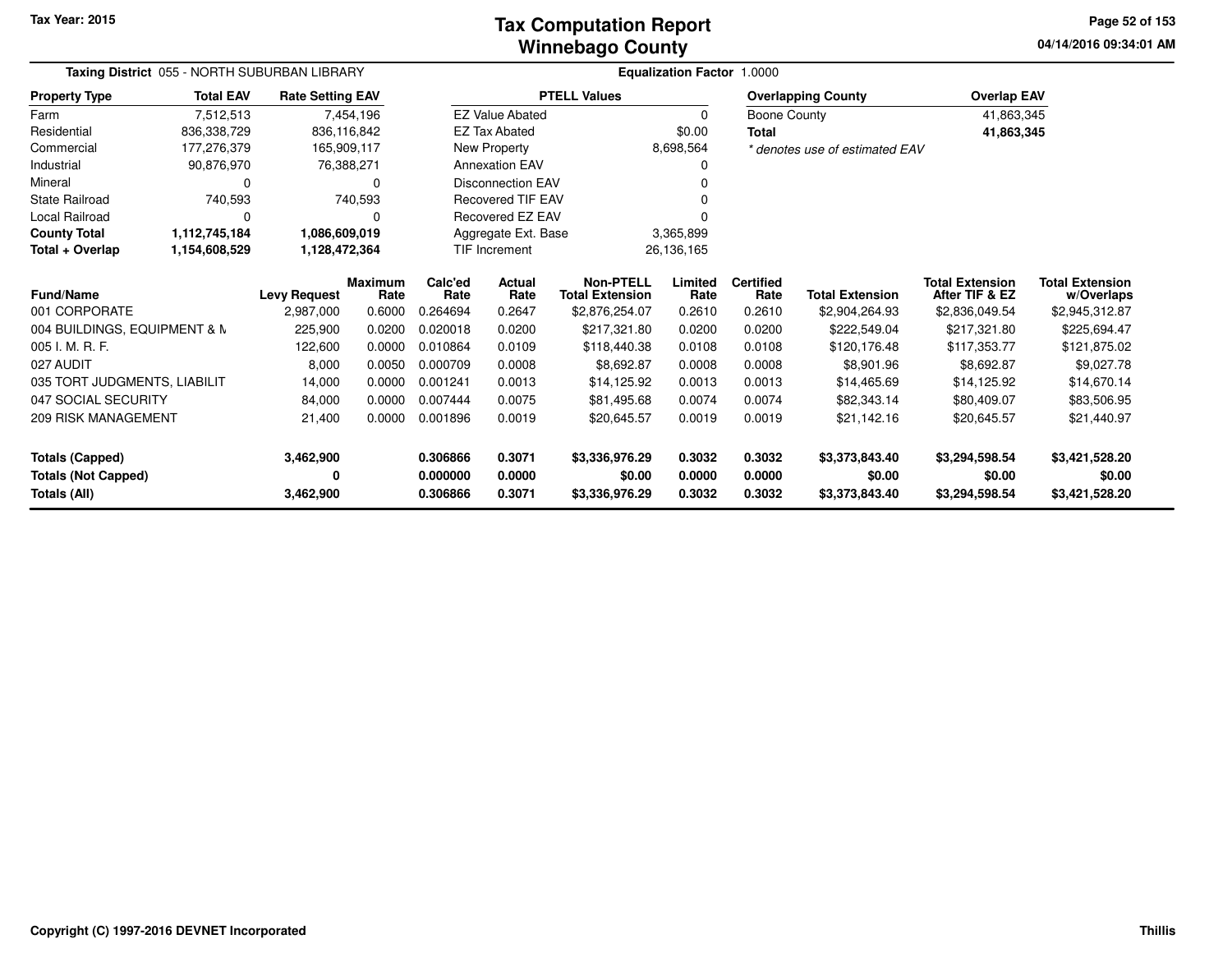**Tax Year: 2015**

# Tax Computation Report
## Winnebago County

04/14/2016 09:34:01 AM

**Taxing District** 055 - NORTH SUBURBAN LIBRARY

**Equalization Factor** 1.0000

| Property Type | Total EAV | Rate Setting EAV |
|---|---|---|
| Farm | 7,512,513 | 7,454,196 |
| Residential | 836,338,729 | 836,116,842 |
| Commercial | 177,276,379 | 165,909,117 |
| Industrial | 90,876,970 | 76,388,271 |
| Mineral | 0 | 0 |
| State Railroad | 740,593 | 740,593 |
| Local Railroad | 0 | 0 |
| **County Total** | **1,112,745,184** | **1,086,609,019** |
| **Total + Overlap** | **1,154,608,529** | **1,128,472,364** |

| PTELL Values | |
|---|---|
| EZ Value Abated | 0 |
| EZ Tax Abated | $0.00 |
| New Property | 8,698,564 |
| Annexation EAV | 0 |
| Disconnection EAV | 0 |
| Recovered TIF EAV | 0 |
| Recovered EZ EAV | 0 |
| Aggregate Ext. Base | 3,365,899 |
| TIF Increment | 26,136,165 |

| Overlapping County | Overlap EAV |
|---|---|
| Boone County | 41,863,345 |
| **Total** | **41,863,345** |

*\* denotes use of estimated EAV*

| Fund/Name | Levy Request | Maximum Rate | Calc'ed Rate | Actual Rate | Non-PTELL Total Extension | Limited Rate | Certified Rate | Total Extension | Total Extension After TIF & EZ | Total Extension w/Overlaps |
|---|---|---|---|---|---|---|---|---|---|---|
| 001 CORPORATE | 2,987,000 | 0.6000 | 0.264694 | 0.2647 | $2,876,254.07 | 0.2610 | 0.2610 | $2,904,264.93 | $2,836,049.54 | $2,945,312.87 |
| 004 BUILDINGS, EQUIPMENT & M | 225,900 | 0.0200 | 0.020018 | 0.0200 | $217,321.80 | 0.0200 | 0.0200 | $222,549.04 | $217,321.80 | $225,694.47 |
| 005 I. M. R. F. | 122,600 | 0.0000 | 0.010864 | 0.0109 | $118,440.38 | 0.0108 | 0.0108 | $120,176.48 | $117,353.77 | $121,875.02 |
| 027 AUDIT | 8,000 | 0.0050 | 0.000709 | 0.0008 | $8,692.87 | 0.0008 | 0.0008 | $8,901.96 | $8,692.87 | $9,027.78 |
| 035 TORT JUDGMENTS, LIABILIT | 14,000 | 0.0000 | 0.001241 | 0.0013 | $14,125.92 | 0.0013 | 0.0013 | $14,465.69 | $14,125.92 | $14,670.14 |
| 047 SOCIAL SECURITY | 84,000 | 0.0000 | 0.007444 | 0.0075 | $81,495.68 | 0.0074 | 0.0074 | $82,343.14 | $80,409.07 | $83,506.95 |
| 209 RISK MANAGEMENT | 21,400 | 0.0000 | 0.001896 | 0.0019 | $20,645.57 | 0.0019 | 0.0019 | $21,142.16 | $20,645.57 | $21,440.97 |
| **Totals (Capped)** | **3,462,900** | | **0.306866** | **0.3071** | **$3,336,976.29** | **0.3032** | **0.3032** | **$3,373,843.40** | **$3,294,598.54** | **$3,421,528.20** |
| **Totals (Not Capped)** | **0** | | **0.000000** | **0.0000** | **$0.00** | **0.0000** | **0.0000** | **$0.00** | **$0.00** | **$0.00** |
| **Totals (All)** | **3,462,900** | | **0.306866** | **0.3071** | **$3,336,976.29** | **0.3032** | **0.3032** | **$3,373,843.40** | **$3,294,598.54** | **$3,421,528.20** |

**Copyright (C) 1997-2016 DEVNET Incorporated** — Thillis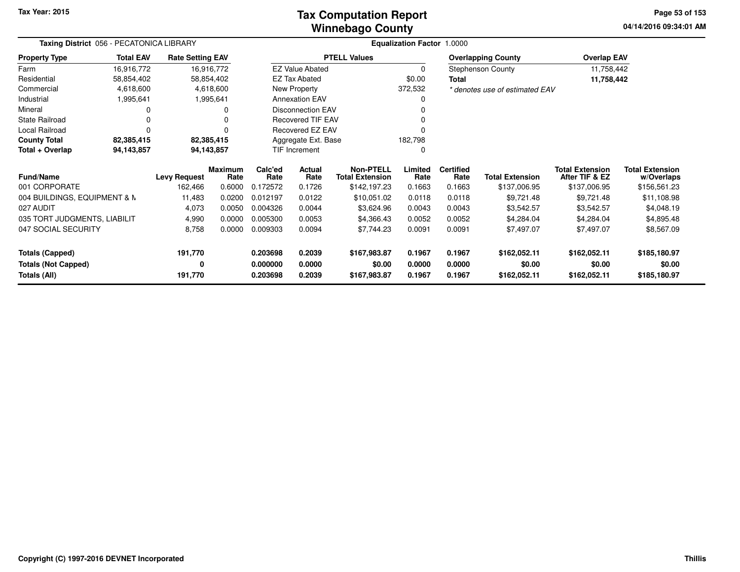**Tax Year: 2015**

# Tax Computation Report
# Winnebago County

04/14/2016 09:34:01 AM

**Taxing District** 056 - PECATONICA LIBRARY

**Equalization Factor** 1.0000

| Property Type | Total EAV | Rate Setting EAV |
|---|---|---|
| Farm | 16,916,772 | 16,916,772 |
| Residential | 58,854,402 | 58,854,402 |
| Commercial | 4,618,600 | 4,618,600 |
| Industrial | 1,995,641 | 1,995,641 |
| Mineral | 0 | 0 |
| State Railroad | 0 | 0 |
| Local Railroad | 0 | 0 |
| **County Total** | **82,385,415** | **82,385,415** |
| **Total + Overlap** | **94,143,857** | **94,143,857** |

| PTELL Values | |
|---|---|
| EZ Value Abated | 0 |
| EZ Tax Abated | $0.00 |
| New Property | 372,532 |
| Annexation EAV | 0 |
| Disconnection EAV | 0 |
| Recovered TIF EAV | 0 |
| Recovered EZ EAV | 0 |
| Aggregate Ext. Base | 182,798 |
| TIF Increment | 0 |

| Overlapping County | Overlap EAV |
|---|---|
| Stephenson County | 11,758,442 |
| **Total** | **11,758,442** |

*\* denotes use of estimated EAV*

| Fund/Name | Levy Request | Maximum Rate | Calc'ed Rate | Actual Rate | Non-PTELL Total Extension | Limited Rate | Certified Rate | Total Extension | Total Extension After TIF & EZ | Total Extension w/Overlaps |
|---|---|---|---|---|---|---|---|---|---|---|
| 001 CORPORATE | 162,466 | 0.6000 | 0.172572 | 0.1726 | $142,197.23 | 0.1663 | 0.1663 | $137,006.95 | $137,006.95 | $156,561.23 |
| 004 BUILDINGS, EQUIPMENT & M | 11,483 | 0.0200 | 0.012197 | 0.0122 | $10,051.02 | 0.0118 | 0.0118 | $9,721.48 | $9,721.48 | $11,108.98 |
| 027 AUDIT | 4,073 | 0.0050 | 0.004326 | 0.0044 | $3,624.96 | 0.0043 | 0.0043 | $3,542.57 | $3,542.57 | $4,048.19 |
| 035 TORT JUDGMENTS, LIABILIT | 4,990 | 0.0000 | 0.005300 | 0.0053 | $4,366.43 | 0.0052 | 0.0052 | $4,284.04 | $4,284.04 | $4,895.48 |
| 047 SOCIAL SECURITY | 8,758 | 0.0000 | 0.009303 | 0.0094 | $7,744.23 | 0.0091 | 0.0091 | $7,497.07 | $7,497.07 | $8,567.09 |
| **Totals (Capped)** | **191,770** | | **0.203698** | **0.2039** | **$167,983.87** | **0.1967** | **0.1967** | **$162,052.11** | **$162,052.11** | **$185,180.97** |
| **Totals (Not Capped)** | **0** | | **0.000000** | **0.0000** | **$0.00** | **0.0000** | **0.0000** | **$0.00** | **$0.00** | **$0.00** |
| **Totals (All)** | **191,770** | | **0.203698** | **0.2039** | **$167,983.87** | **0.1967** | **0.1967** | **$162,052.11** | **$162,052.11** | **$185,180.97** |

Copyright (C) 1997-2016 DEVNET Incorporated

Thillis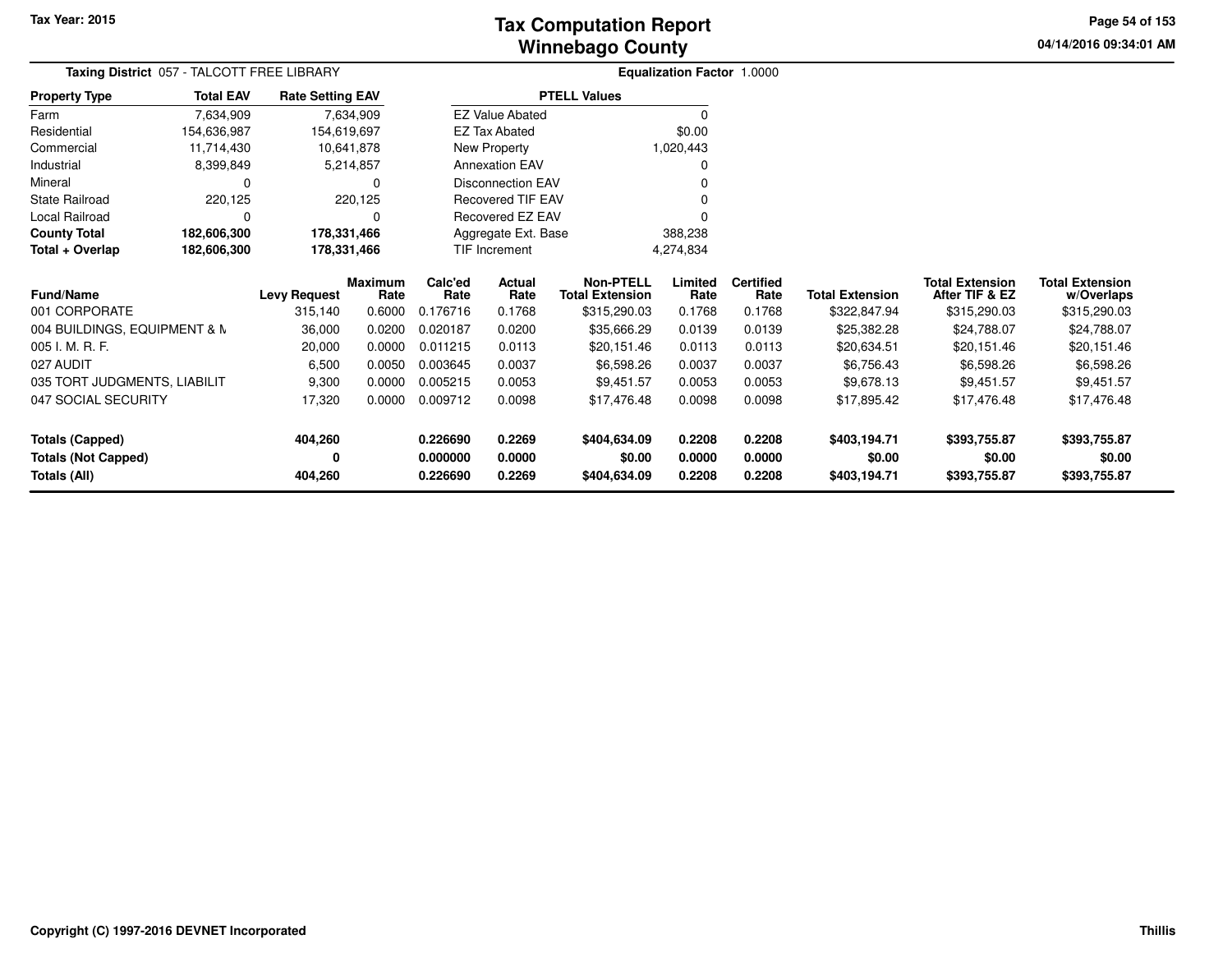# Tax Computation Report
# Winnebago County

Tax Year: 2015

04/14/2016 09:34:01 AM

**Taxing District** 057 - TALCOTT FREE LIBRARY

**Equalization Factor** 1.0000

| Property Type | Total EAV | Rate Setting EAV |
|---|---|---|
| Farm | 7,634,909 | 7,634,909 |
| Residential | 154,636,987 | 154,619,697 |
| Commercial | 11,714,430 | 10,641,878 |
| Industrial | 8,399,849 | 5,214,857 |
| Mineral | 0 | 0 |
| State Railroad | 220,125 | 220,125 |
| Local Railroad | 0 | 0 |
| **County Total** | **182,606,300** | **178,331,466** |
| **Total + Overlap** | **182,606,300** | **178,331,466** |

| PTELL Values | |
|---|---|
| EZ Value Abated | 0 |
| EZ Tax Abated | $0.00 |
| New Property | 1,020,443 |
| Annexation EAV | 0 |
| Disconnection EAV | 0 |
| Recovered TIF EAV | 0 |
| Recovered EZ EAV | 0 |
| Aggregate Ext. Base | 388,238 |
| TIF Increment | 4,274,834 |

| Fund/Name | Levy Request | Maximum Rate | Calc'ed Rate | Actual Rate | Non-PTELL Total Extension | Limited Rate | Certified Rate | Total Extension | Total Extension After TIF & EZ | Total Extension w/Overlaps |
|---|---|---|---|---|---|---|---|---|---|---|
| 001 CORPORATE | 315,140 | 0.6000 | 0.176716 | 0.1768 | $315,290.03 | 0.1768 | 0.1768 | $322,847.94 | $315,290.03 | $315,290.03 |
| 004 BUILDINGS, EQUIPMENT & M | 36,000 | 0.0200 | 0.020187 | 0.0200 | $35,666.29 | 0.0139 | 0.0139 | $25,382.28 | $24,788.07 | $24,788.07 |
| 005 I. M. R. F. | 20,000 | 0.0000 | 0.011215 | 0.0113 | $20,151.46 | 0.0113 | 0.0113 | $20,634.51 | $20,151.46 | $20,151.46 |
| 027 AUDIT | 6,500 | 0.0050 | 0.003645 | 0.0037 | $6,598.26 | 0.0037 | 0.0037 | $6,756.43 | $6,598.26 | $6,598.26 |
| 035 TORT JUDGMENTS, LIABILIT | 9,300 | 0.0000 | 0.005215 | 0.0053 | $9,451.57 | 0.0053 | 0.0053 | $9,678.13 | $9,451.57 | $9,451.57 |
| 047 SOCIAL SECURITY | 17,320 | 0.0000 | 0.009712 | 0.0098 | $17,476.48 | 0.0098 | 0.0098 | $17,895.42 | $17,476.48 | $17,476.48 |
| **Totals (Capped)** | **404,260** | | **0.226690** | **0.2269** | **$404,634.09** | **0.2208** | **0.2208** | **$403,194.71** | **$393,755.87** | **$393,755.87** |
| **Totals (Not Capped)** | **0** | | **0.000000** | **0.0000** | **$0.00** | **0.0000** | **0.0000** | **$0.00** | **$0.00** | **$0.00** |
| **Totals (All)** | **404,260** | | **0.226690** | **0.2269** | **$404,634.09** | **0.2208** | **0.2208** | **$403,194.71** | **$393,755.87** | **$393,755.87** |

Copyright (C) 1997-2016 DEVNET Incorporated

Thillis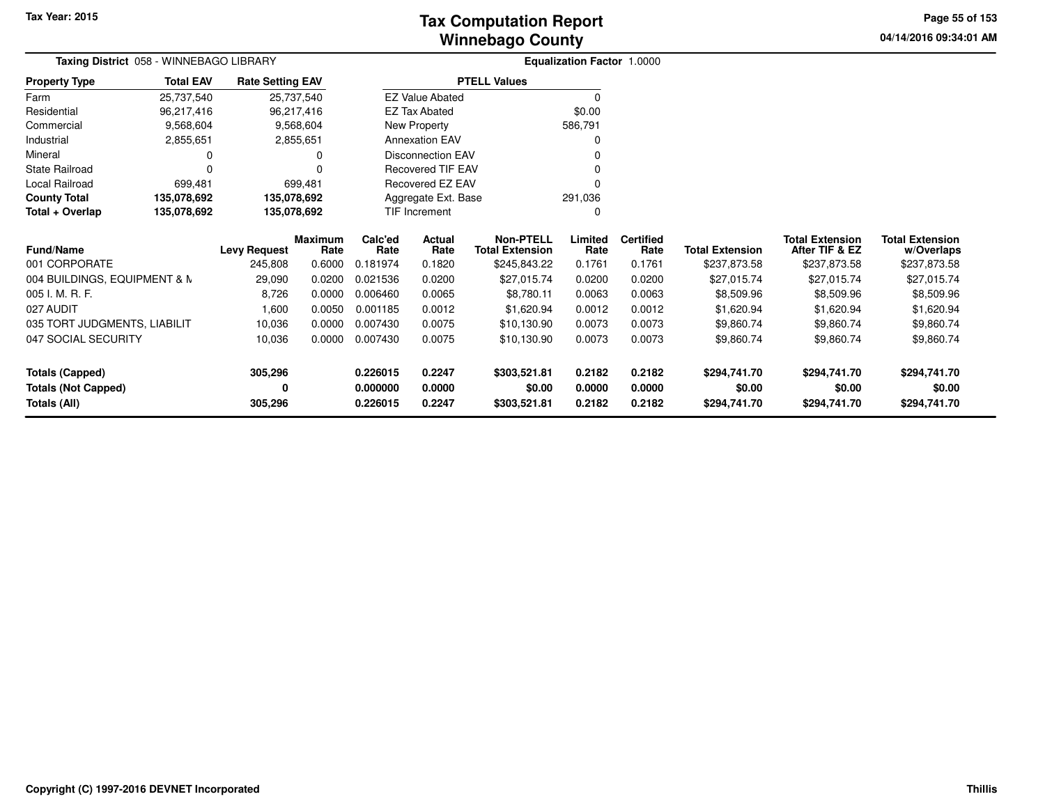Tax Year: 2015

# Tax Computation Report
# Winnebago County

04/14/2016 09:34:01 AM

**Taxing District** 058 - WINNEBAGO LIBRARY **Equalization Factor** 1.0000

| Property Type | Total EAV | Rate Setting EAV |
|---|---|---|
| Farm | 25,737,540 | 25,737,540 |
| Residential | 96,217,416 | 96,217,416 |
| Commercial | 9,568,604 | 9,568,604 |
| Industrial | 2,855,651 | 2,855,651 |
| Mineral | 0 | 0 |
| State Railroad | 0 | 0 |
| Local Railroad | 699,481 | 699,481 |
| **County Total** | **135,078,692** | **135,078,692** |
| **Total + Overlap** | **135,078,692** | **135,078,692** |

| PTELL Values | |
|---|---|
| EZ Value Abated | 0 |
| EZ Tax Abated | $0.00 |
| New Property | 586,791 |
| Annexation EAV | 0 |
| Disconnection EAV | 0 |
| Recovered TIF EAV | 0 |
| Recovered EZ EAV | 0 |
| Aggregate Ext. Base | 291,036 |
| TIF Increment | 0 |

| Fund/Name | Levy Request | Maximum Rate | Calc'ed Rate | Actual Rate | Non-PTELL Total Extension | Limited Rate | Certified Rate | Total Extension | Total Extension After TIF & EZ | Total Extension w/Overlaps |
|---|---|---|---|---|---|---|---|---|---|---|
| 001 CORPORATE | 245,808 | 0.6000 | 0.181974 | 0.1820 | $245,843.22 | 0.1761 | 0.1761 | $237,873.58 | $237,873.58 | $237,873.58 |
| 004 BUILDINGS, EQUIPMENT & M | 29,090 | 0.0200 | 0.021536 | 0.0200 | $27,015.74 | 0.0200 | 0.0200 | $27,015.74 | $27,015.74 | $27,015.74 |
| 005 I. M. R. F. | 8,726 | 0.0000 | 0.006460 | 0.0065 | $8,780.11 | 0.0063 | 0.0063 | $8,509.96 | $8,509.96 | $8,509.96 |
| 027 AUDIT | 1,600 | 0.0050 | 0.001185 | 0.0012 | $1,620.94 | 0.0012 | 0.0012 | $1,620.94 | $1,620.94 | $1,620.94 |
| 035 TORT JUDGMENTS, LIABILIT | 10,036 | 0.0000 | 0.007430 | 0.0075 | $10,130.90 | 0.0073 | 0.0073 | $9,860.74 | $9,860.74 | $9,860.74 |
| 047 SOCIAL SECURITY | 10,036 | 0.0000 | 0.007430 | 0.0075 | $10,130.90 | 0.0073 | 0.0073 | $9,860.74 | $9,860.74 | $9,860.74 |
| **Totals (Capped)** | **305,296** | | **0.226015** | **0.2247** | **$303,521.81** | **0.2182** | **0.2182** | **$294,741.70** | **$294,741.70** | **$294,741.70** |
| **Totals (Not Capped)** | **0** | | **0.000000** | **0.0000** | **$0.00** | **0.0000** | **0.0000** | **$0.00** | **$0.00** | **$0.00** |
| **Totals (All)** | **305,296** | | **0.226015** | **0.2247** | **$303,521.81** | **0.2182** | **0.2182** | **$294,741.70** | **$294,741.70** | **$294,741.70** |

Copyright (C) 1997-2016 DEVNET Incorporated

Thillis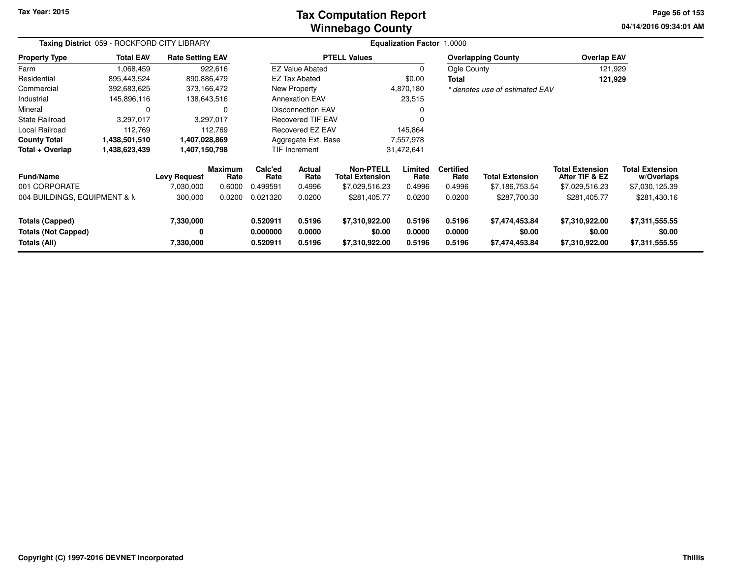# Tax Computation Report
## Winnebago County

Tax Year: 2015

04/14/2016 09:34:01 AM

**Taxing District** 059 - ROCKFORD CITY LIBRARY

**Equalization Factor** 1.0000

| Property Type | Total EAV | Rate Setting EAV |
|---|---|---|
| Farm | 1,068,459 | 922,616 |
| Residential | 895,443,524 | 890,886,479 |
| Commercial | 392,683,625 | 373,166,472 |
| Industrial | 145,896,116 | 138,643,516 |
| Mineral | 0 | 0 |
| State Railroad | 3,297,017 | 3,297,017 |
| Local Railroad | 112,769 | 112,769 |
| **County Total** | **1,438,501,510** | **1,407,028,869** |
| **Total + Overlap** | **1,438,623,439** | **1,407,150,798** |

| PTELL Values | |
|---|---|
| EZ Value Abated | 0 |
| EZ Tax Abated | $0.00 |
| New Property | 4,870,180 |
| Annexation EAV | 23,515 |
| Disconnection EAV | 0 |
| Recovered TIF EAV | 0 |
| Recovered EZ EAV | 145,864 |
| Aggregate Ext. Base | 7,557,978 |
| TIF Increment | 31,472,641 |

| Overlapping County | Overlap EAV |
|---|---|
| Ogle County | 121,929 |
| **Total** | **121,929** |

*\* denotes use of estimated EAV*

| Fund/Name | Levy Request | Maximum Rate | Calc'ed Rate | Actual Rate | Non-PTELL Total Extension | Limited Rate | Certified Rate | Total Extension | Total Extension After TIF & EZ | Total Extension w/Overlaps |
|---|---|---|---|---|---|---|---|---|---|---|
| 001 CORPORATE | 7,030,000 | 0.6000 | 0.499591 | 0.4996 | $7,029,516.23 | 0.4996 | 0.4996 | $7,186,753.54 | $7,029,516.23 | $7,030,125.39 |
| 004 BUILDINGS, EQUIPMENT & M | 300,000 | 0.0200 | 0.021320 | 0.0200 | $281,405.77 | 0.0200 | 0.0200 | $287,700.30 | $281,405.77 | $281,430.16 |
| **Totals (Capped)** | **7,330,000** | | **0.520911** | **0.5196** | **$7,310,922.00** | **0.5196** | **0.5196** | **$7,474,453.84** | **$7,310,922.00** | **$7,311,555.55** |
| **Totals (Not Capped)** | **0** | | **0.000000** | **0.0000** | **$0.00** | **0.0000** | **0.0000** | **$0.00** | **$0.00** | **$0.00** |
| **Totals (All)** | **7,330,000** | | **0.520911** | **0.5196** | **$7,310,922.00** | **0.5196** | **0.5196** | **$7,474,453.84** | **$7,310,922.00** | **$7,311,555.55** |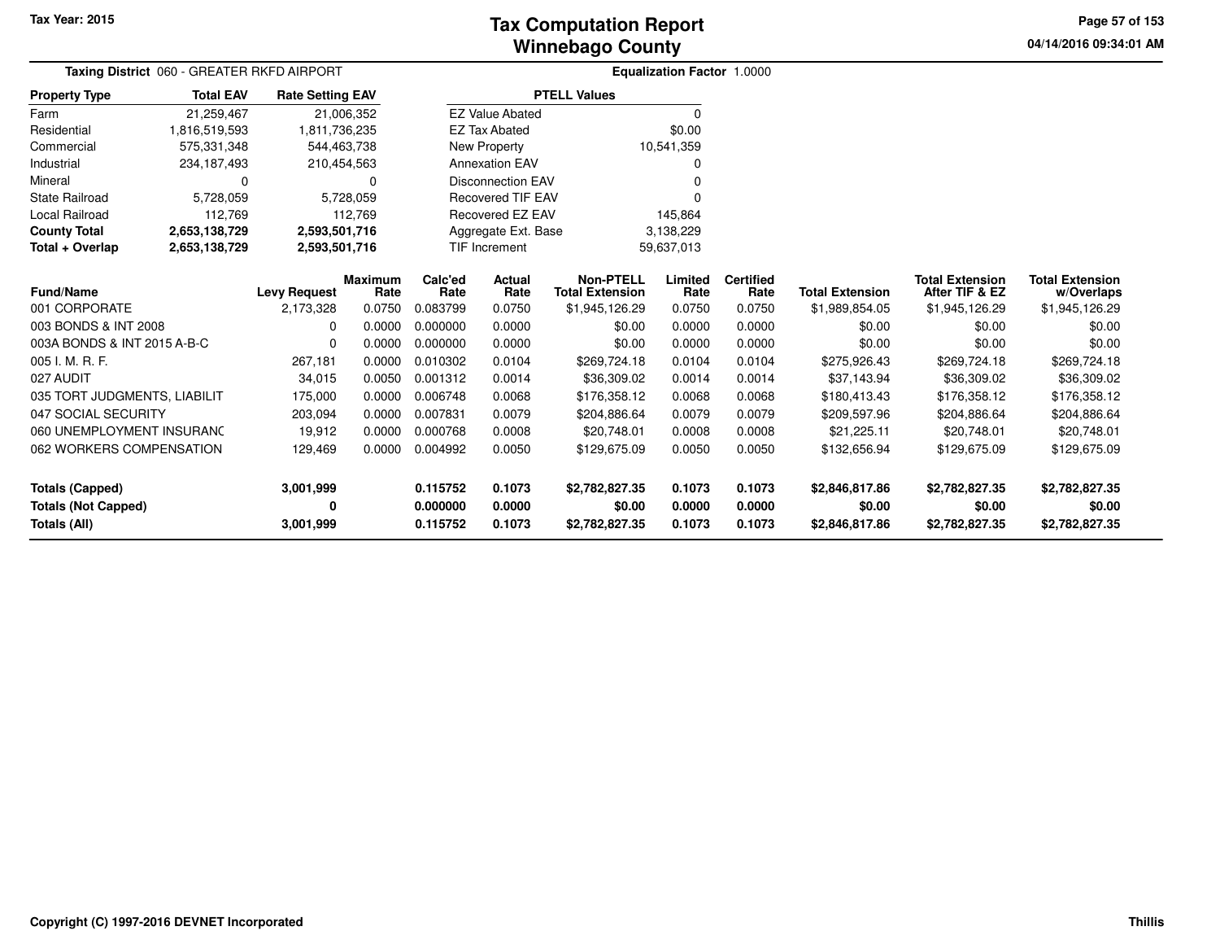Tax Year: 2015

# Tax Computation Report
## Winnebago County

04/14/2016 09:34:01 AM

**Taxing District** 060 - GREATER RKFD AIRPORT

**Equalization Factor** 1.0000

| Property Type | Total EAV | Rate Setting EAV |
|---|---|---|
| Farm | 21,259,467 | 21,006,352 |
| Residential | 1,816,519,593 | 1,811,736,235 |
| Commercial | 575,331,348 | 544,463,738 |
| Industrial | 234,187,493 | 210,454,563 |
| Mineral | 0 | 0 |
| State Railroad | 5,728,059 | 5,728,059 |
| Local Railroad | 112,769 | 112,769 |
| **County Total** | **2,653,138,729** | **2,593,501,716** |
| **Total + Overlap** | **2,653,138,729** | **2,593,501,716** |

| PTELL Values | |
|---|---|
| EZ Value Abated | 0 |
| EZ Tax Abated | $0.00 |
| New Property | 10,541,359 |
| Annexation EAV | 0 |
| Disconnection EAV | 0 |
| Recovered TIF EAV | 0 |
| Recovered EZ EAV | 145,864 |
| Aggregate Ext. Base | 3,138,229 |
| TIF Increment | 59,637,013 |

| Fund/Name | Levy Request | Maximum Rate | Calc'ed Rate | Actual Rate | Non-PTELL Total Extension | Limited Rate | Certified Rate | Total Extension | Total Extension After TIF & EZ | Total Extension w/Overlaps |
|---|---|---|---|---|---|---|---|---|---|---|
| 001 CORPORATE | 2,173,328 | 0.0750 | 0.083799 | 0.0750 | $1,945,126.29 | 0.0750 | 0.0750 | $1,989,854.05 | $1,945,126.29 | $1,945,126.29 |
| 003 BONDS & INT 2008 | 0 | 0.0000 | 0.000000 | 0.0000 | $0.00 | 0.0000 | 0.0000 | $0.00 | $0.00 | $0.00 |
| 003A BONDS & INT 2015 A-B-C | 0 | 0.0000 | 0.000000 | 0.0000 | $0.00 | 0.0000 | 0.0000 | $0.00 | $0.00 | $0.00 |
| 005 I. M. R. F. | 267,181 | 0.0000 | 0.010302 | 0.0104 | $269,724.18 | 0.0104 | 0.0104 | $275,926.43 | $269,724.18 | $269,724.18 |
| 027 AUDIT | 34,015 | 0.0050 | 0.001312 | 0.0014 | $36,309.02 | 0.0014 | 0.0014 | $37,143.94 | $36,309.02 | $36,309.02 |
| 035 TORT JUDGMENTS, LIABILIT | 175,000 | 0.0000 | 0.006748 | 0.0068 | $176,358.12 | 0.0068 | 0.0068 | $180,413.43 | $176,358.12 | $176,358.12 |
| 047 SOCIAL SECURITY | 203,094 | 0.0000 | 0.007831 | 0.0079 | $204,886.64 | 0.0079 | 0.0079 | $209,597.96 | $204,886.64 | $204,886.64 |
| 060 UNEMPLOYMENT INSURANC | 19,912 | 0.0000 | 0.000768 | 0.0008 | $20,748.01 | 0.0008 | 0.0008 | $21,225.11 | $20,748.01 | $20,748.01 |
| 062 WORKERS COMPENSATION | 129,469 | 0.0000 | 0.004992 | 0.0050 | $129,675.09 | 0.0050 | 0.0050 | $132,656.94 | $129,675.09 | $129,675.09 |
| **Totals (Capped)** | **3,001,999** | | **0.115752** | **0.1073** | **$2,782,827.35** | **0.1073** | **0.1073** | **$2,846,817.86** | **$2,782,827.35** | **$2,782,827.35** |
| **Totals (Not Capped)** | **0** | | **0.000000** | **0.0000** | **$0.00** | **0.0000** | **0.0000** | **$0.00** | **$0.00** | **$0.00** |
| **Totals (All)** | **3,001,999** | | **0.115752** | **0.1073** | **$2,782,827.35** | **0.1073** | **0.1073** | **$2,846,817.86** | **$2,782,827.35** | **$2,782,827.35** |

Copyright (C) 1997-2016 DEVNET Incorporated

Thillis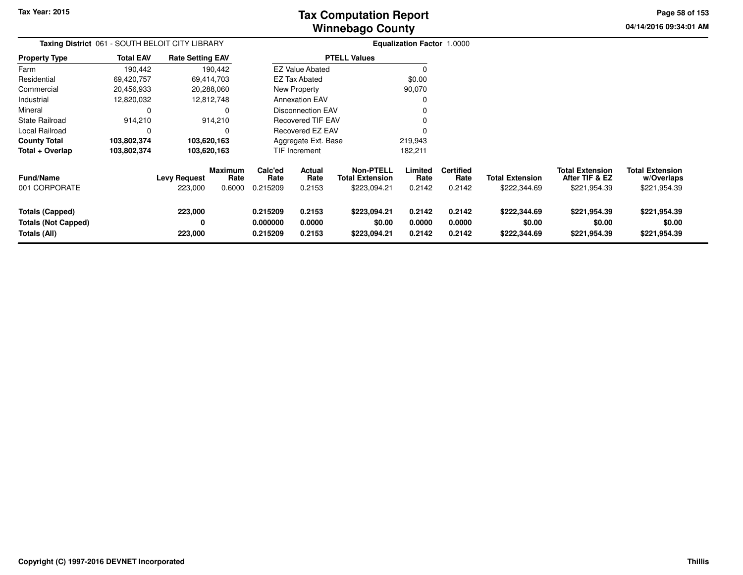# Tax Computation Report
# Winnebago County

Tax Year: 2015

**Taxing District** 061 - SOUTH BELOIT CITY LIBRARY

**Equalization Factor** 1.0000

| Property Type | Total EAV | Rate Setting EAV |
|---|---|---|
| Farm | 190,442 | 190,442 |
| Residential | 69,420,757 | 69,414,703 |
| Commercial | 20,456,933 | 20,288,060 |
| Industrial | 12,820,032 | 12,812,748 |
| Mineral | 0 | 0 |
| State Railroad | 914,210 | 914,210 |
| Local Railroad | 0 | 0 |
| **County Total** | **103,802,374** | **103,620,163** |
| **Total + Overlap** | **103,802,374** | **103,620,163** |

| PTELL Values | |
|---|---|
| EZ Value Abated | 0 |
| EZ Tax Abated | $0.00 |
| New Property | 90,070 |
| Annexation EAV | 0 |
| Disconnection EAV | 0 |
| Recovered TIF EAV | 0 |
| Recovered EZ EAV | 0 |
| Aggregate Ext. Base | 219,943 |
| TIF Increment | 182,211 |

| Fund/Name | Levy Request | Maximum Rate | Calc'ed Rate | Actual Rate | Non-PTELL Total Extension | Limited Rate | Certified Rate | Total Extension | Total Extension After TIF & EZ | Total Extension w/Overlaps |
|---|---|---|---|---|---|---|---|---|---|---|
| 001 CORPORATE | 223,000 | 0.6000 | 0.215209 | 0.2153 | $223,094.21 | 0.2142 | 0.2142 | $222,344.69 | $221,954.39 | $221,954.39 |
| **Totals (Capped)** | **223,000** | | **0.215209** | **0.2153** | **$223,094.21** | **0.2142** | **0.2142** | **$222,344.69** | **$221,954.39** | **$221,954.39** |
| **Totals (Not Capped)** | **0** | | **0.000000** | **0.0000** | **$0.00** | **0.0000** | **0.0000** | **$0.00** | **$0.00** | **$0.00** |
| **Totals (All)** | **223,000** | | **0.215209** | **0.2153** | **$223,094.21** | **0.2142** | **0.2142** | **$222,344.69** | **$221,954.39** | **$221,954.39** |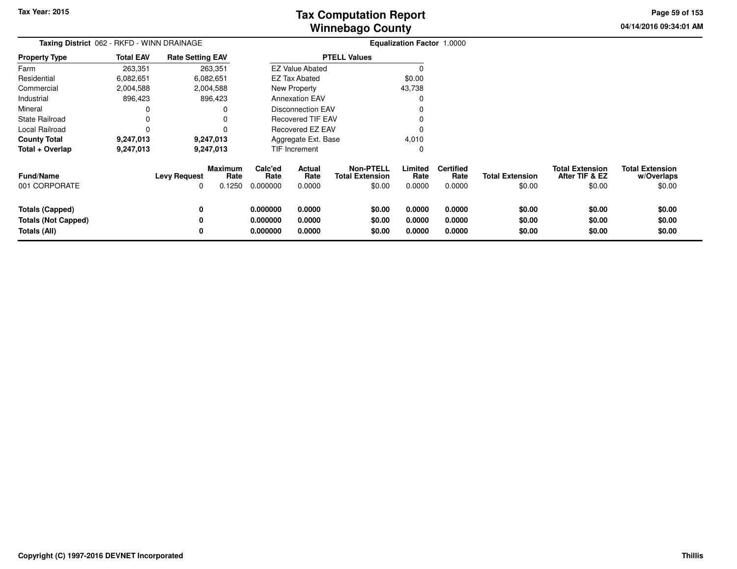Tax Year: 2015

# Tax Computation Report
# Winnebago County

04/14/2016 09:34:01 AM

**Taxing District** 062 - RKFD - WINN DRAINAGE

**Equalization Factor** 1.0000

| Property Type | Total EAV | Rate Setting EAV |
|---|---|---|
| Farm | 263,351 | 263,351 |
| Residential | 6,082,651 | 6,082,651 |
| Commercial | 2,004,588 | 2,004,588 |
| Industrial | 896,423 | 896,423 |
| Mineral | 0 | 0 |
| State Railroad | 0 | 0 |
| Local Railroad | 0 | 0 |
| **County Total** | **9,247,013** | **9,247,013** |
| **Total + Overlap** | **9,247,013** | **9,247,013** |

| PTELL Values | |
|---|---|
| EZ Value Abated | 0 |
| EZ Tax Abated | $0.00 |
| New Property | 43,738 |
| Annexation EAV | 0 |
| Disconnection EAV | 0 |
| Recovered TIF EAV | 0 |
| Recovered EZ EAV | 0 |
| Aggregate Ext. Base | 4,010 |
| TIF Increment | 0 |

| Fund/Name | Levy Request | Maximum Rate | Calc'ed Rate | Actual Rate | Non-PTELL Total Extension | Limited Rate | Certified Rate | Total Extension | Total Extension After TIF & EZ | Total Extension w/Overlaps |
|---|---|---|---|---|---|---|---|---|---|---|
| 001 CORPORATE | 0 | 0.1250 | 0.000000 | 0.0000 | $0.00 | 0.0000 | 0.0000 | $0.00 | $0.00 | $0.00 |
| **Totals (Capped)** | **0** | | **0.000000** | **0.0000** | **$0.00** | **0.0000** | **0.0000** | **$0.00** | **$0.00** | **$0.00** |
| **Totals (Not Capped)** | **0** | | **0.000000** | **0.0000** | **$0.00** | **0.0000** | **0.0000** | **$0.00** | **$0.00** | **$0.00** |
| **Totals (All)** | **0** | | **0.000000** | **0.0000** | **$0.00** | **0.0000** | **0.0000** | **$0.00** | **$0.00** | **$0.00** |

Copyright (C) 1997-2016 DEVNET Incorporated

Thillis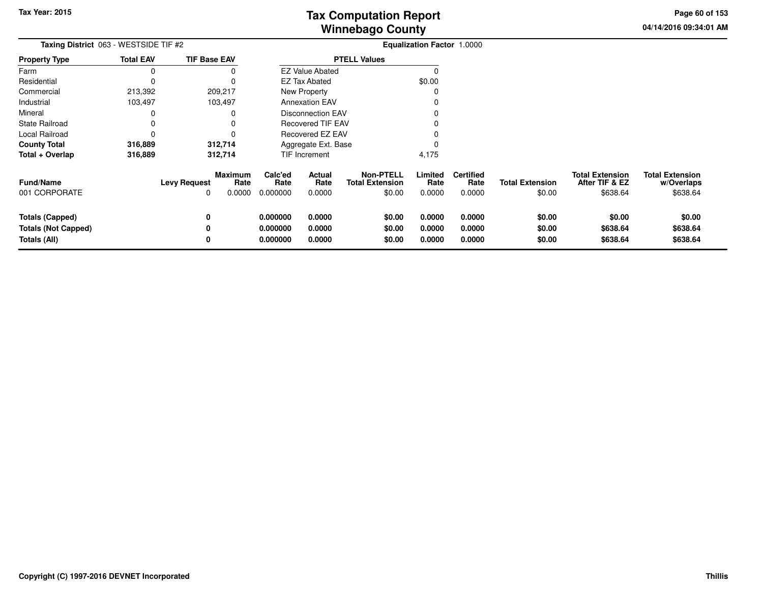# Tax Computation Report
# Winnebago County

Tax Year: 2015

04/14/2016 09:34:01 AM

**Taxing District** 063 - WESTSIDE TIF #2 **Equalization Factor** 1.0000

| Property Type | Total EAV | TIF Base EAV |
|---|---|---|
| Farm | 0 | 0 |
| Residential | 0 | 0 |
| Commercial | 213,392 | 209,217 |
| Industrial | 103,497 | 103,497 |
| Mineral | 0 | 0 |
| State Railroad | 0 | 0 |
| Local Railroad | 0 | 0 |
| **County Total** | **316,889** | **312,714** |
| **Total + Overlap** | **316,889** | **312,714** |

| PTELL Values | |
|---|---|
| EZ Value Abated | 0 |
| EZ Tax Abated | $0.00 |
| New Property | 0 |
| Annexation EAV | 0 |
| Disconnection EAV | 0 |
| Recovered TIF EAV | 0 |
| Recovered EZ EAV | 0 |
| Aggregate Ext. Base | 0 |
| TIF Increment | 4,175 |

| Fund/Name | Levy Request | Maximum Rate | Calc'ed Rate | Actual Rate | Non-PTELL Total Extension | Limited Rate | Certified Rate | Total Extension | Total Extension After TIF & EZ | Total Extension w/Overlaps |
|---|---|---|---|---|---|---|---|---|---|---|
| 001 CORPORATE | 0 | 0.0000 | 0.000000 | 0.0000 | $0.00 | 0.0000 | 0.0000 | $0.00 | $638.64 | $638.64 |
| **Totals (Capped)** | **0** | | **0.000000** | **0.0000** | **$0.00** | **0.0000** | **0.0000** | **$0.00** | **$0.00** | **$0.00** |
| **Totals (Not Capped)** | **0** | | **0.000000** | **0.0000** | **$0.00** | **0.0000** | **0.0000** | **$0.00** | **$638.64** | **$638.64** |
| **Totals (All)** | **0** | | **0.000000** | **0.0000** | **$0.00** | **0.0000** | **0.0000** | **$0.00** | **$638.64** | **$638.64** |

Copyright (C) 1997-2016 DEVNET Incorporated

Thillis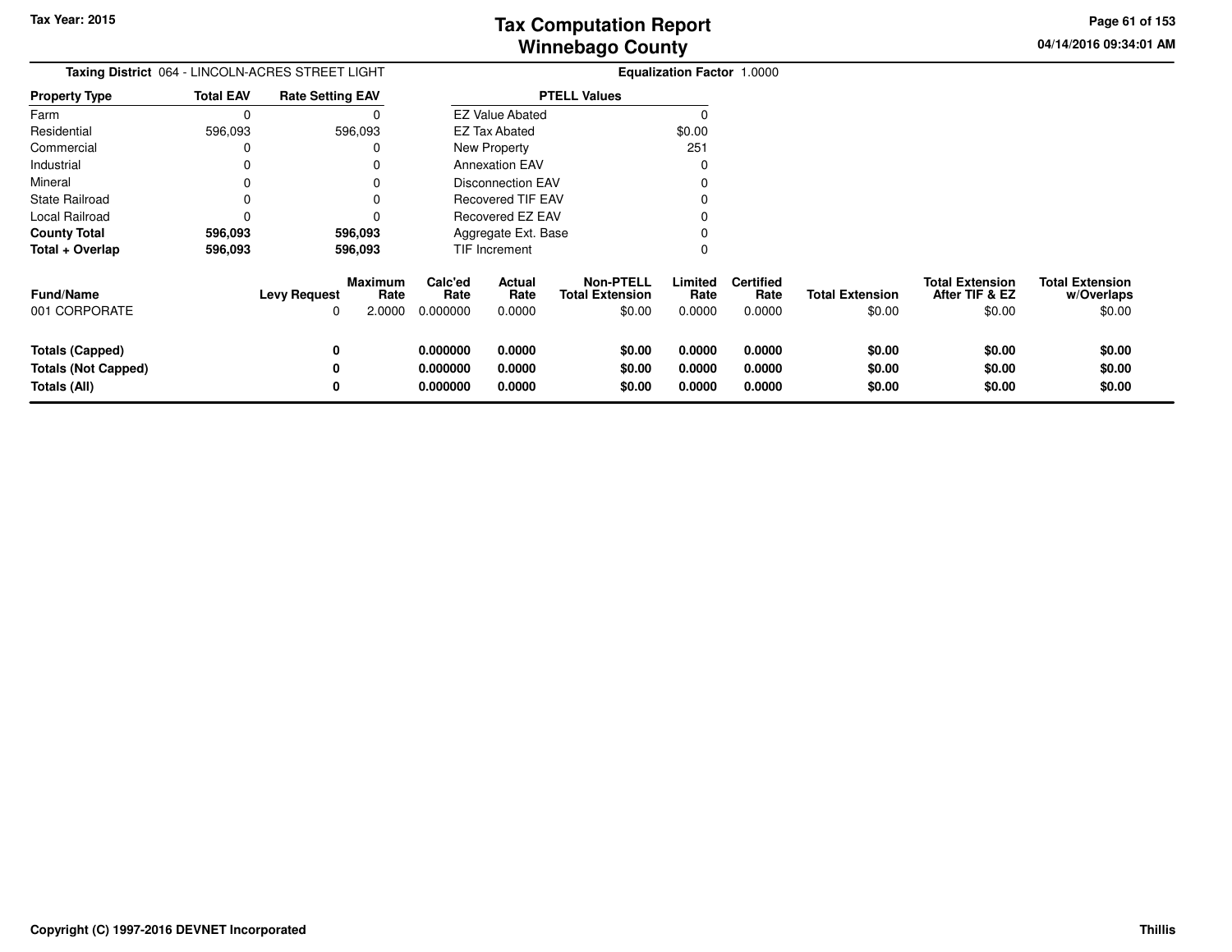Tax Year: 2015

# Tax Computation Report
## Winnebago County

04/14/2016 09:34:01 AM

**Taxing District** 064 - LINCOLN-ACRES STREET LIGHT

**Equalization Factor** 1.0000

| Property Type | Total EAV | Rate Setting EAV |
|---|---|---|
| Farm | 0 | 0 |
| Residential | 596,093 | 596,093 |
| Commercial | 0 | 0 |
| Industrial | 0 | 0 |
| Mineral | 0 | 0 |
| State Railroad | 0 | 0 |
| Local Railroad | 0 | 0 |
| **County Total** | **596,093** | **596,093** |
| **Total + Overlap** | **596,093** | **596,093** |

| PTELL Values | |
|---|---|
| EZ Value Abated | 0 |
| EZ Tax Abated | $0.00 |
| New Property | 251 |
| Annexation EAV | 0 |
| Disconnection EAV | 0 |
| Recovered TIF EAV | 0 |
| Recovered EZ EAV | 0 |
| Aggregate Ext. Base | 0 |
| TIF Increment | 0 |

| Fund/Name | Levy Request | Maximum Rate | Calc'ed Rate | Actual Rate | Non-PTELL Total Extension | Limited Rate | Certified Rate | Total Extension | Total Extension After TIF & EZ | Total Extension w/Overlaps |
|---|---|---|---|---|---|---|---|---|---|---|
| 001 CORPORATE | 0 | 2.0000 | 0.000000 | 0.0000 | $0.00 | 0.0000 | 0.0000 | $0.00 | $0.00 | $0.00 |
| **Totals (Capped)** | **0** | | **0.000000** | **0.0000** | **$0.00** | **0.0000** | **0.0000** | **$0.00** | **$0.00** | **$0.00** |
| **Totals (Not Capped)** | **0** | | **0.000000** | **0.0000** | **$0.00** | **0.0000** | **0.0000** | **$0.00** | **$0.00** | **$0.00** |
| **Totals (All)** | **0** | | **0.000000** | **0.0000** | **$0.00** | **0.0000** | **0.0000** | **$0.00** | **$0.00** | **$0.00** |

Copyright (C) 1997-2016 DEVNET Incorporated

Thillis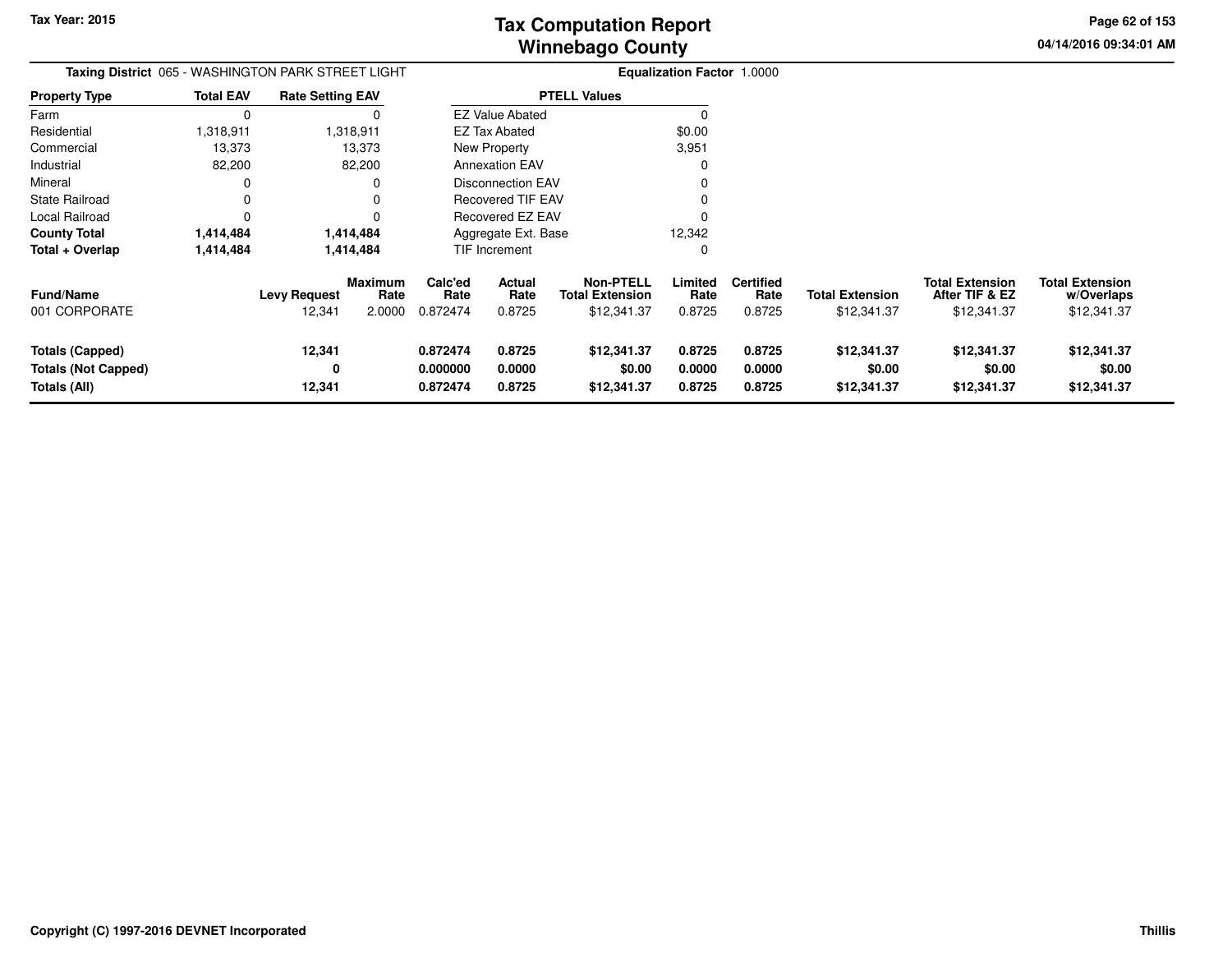# Tax Computation Report
## Winnebago County

Tax Year: 2015

04/14/2016 09:34:01 AM

**Taxing District** 065 - WASHINGTON PARK STREET LIGHT

**Equalization Factor** 1.0000

| Property Type | Total EAV | Rate Setting EAV |
|---|---|---|
| Farm | 0 | 0 |
| Residential | 1,318,911 | 1,318,911 |
| Commercial | 13,373 | 13,373 |
| Industrial | 82,200 | 82,200 |
| Mineral | 0 | 0 |
| State Railroad | 0 | 0 |
| Local Railroad | 0 | 0 |
| **County Total** | **1,414,484** | **1,414,484** |
| **Total + Overlap** | **1,414,484** | **1,414,484** |

| PTELL Values | |
|---|---|
| EZ Value Abated | 0 |
| EZ Tax Abated | $0.00 |
| New Property | 3,951 |
| Annexation EAV | 0 |
| Disconnection EAV | 0 |
| Recovered TIF EAV | 0 |
| Recovered EZ EAV | 0 |
| Aggregate Ext. Base | 12,342 |
| TIF Increment | 0 |

| Fund/Name | Levy Request | Maximum Rate | Calc'ed Rate | Actual Rate | Non-PTELL Total Extension | Limited Rate | Certified Rate | Total Extension | Total Extension After TIF & EZ | Total Extension w/Overlaps |
|---|---|---|---|---|---|---|---|---|---|---|
| 001 CORPORATE | 12,341 | 2.0000 | 0.872474 | 0.8725 | $12,341.37 | 0.8725 | 0.8725 | $12,341.37 | $12,341.37 | $12,341.37 |
| **Totals (Capped)** | **12,341** | | **0.872474** | **0.8725** | **$12,341.37** | **0.8725** | **0.8725** | **$12,341.37** | **$12,341.37** | **$12,341.37** |
| **Totals (Not Capped)** | **0** | | **0.000000** | **0.0000** | **$0.00** | **0.0000** | **0.0000** | **$0.00** | **$0.00** | **$0.00** |
| **Totals (All)** | **12,341** | | **0.872474** | **0.8725** | **$12,341.37** | **0.8725** | **0.8725** | **$12,341.37** | **$12,341.37** | **$12,341.37** |

**Copyright (C) 1997-2016 DEVNET Incorporated**

**Thillis**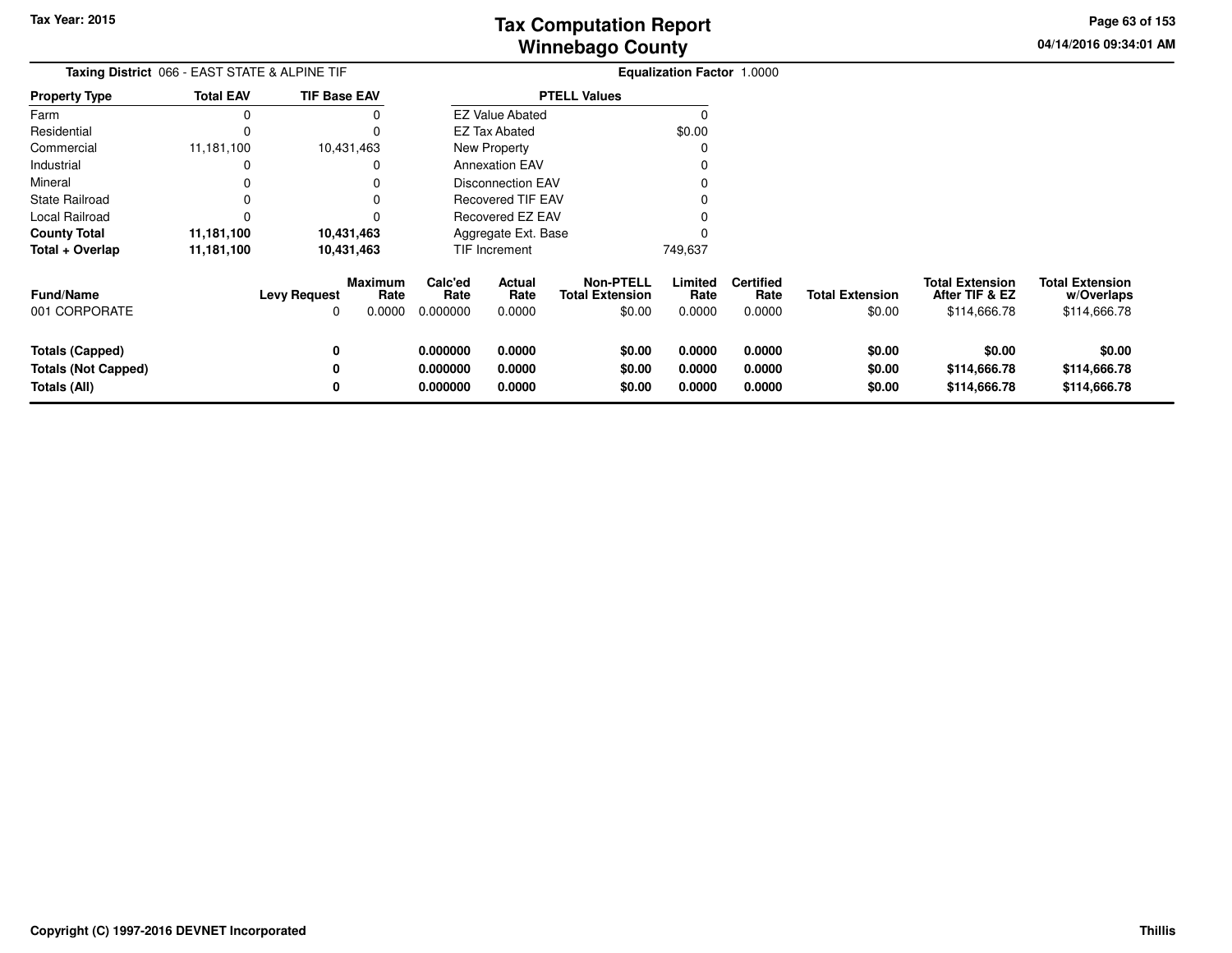Tax Year: 2015

# Tax Computation Report
## Winnebago County

04/14/2016 09:34:01 AM

**Taxing District** 066 - EAST STATE & ALPINE TIF

**Equalization Factor** 1.0000

| Property Type | Total EAV | TIF Base EAV |
|---|---|---|
| Farm | 0 | 0 |
| Residential | 0 | 0 |
| Commercial | 11,181,100 | 10,431,463 |
| Industrial | 0 | 0 |
| Mineral | 0 | 0 |
| State Railroad | 0 | 0 |
| Local Railroad | 0 | 0 |
| **County Total** | **11,181,100** | **10,431,463** |
| **Total + Overlap** | **11,181,100** | **10,431,463** |

| PTELL Values | |
|---|---|
| EZ Value Abated | 0 |
| EZ Tax Abated | $0.00 |
| New Property | 0 |
| Annexation EAV | 0 |
| Disconnection EAV | 0 |
| Recovered TIF EAV | 0 |
| Recovered EZ EAV | 0 |
| Aggregate Ext. Base | 0 |
| TIF Increment | 749,637 |

| Fund/Name | Levy Request | Maximum Rate | Calc'ed Rate | Actual Rate | Non-PTELL Total Extension | Limited Rate | Certified Rate | Total Extension | Total Extension After TIF & EZ | Total Extension w/Overlaps |
|---|---|---|---|---|---|---|---|---|---|---|
| 001 CORPORATE | 0 | 0.0000 | 0.000000 | 0.0000 | $0.00 | 0.0000 | 0.0000 | $0.00 | $114,666.78 | $114,666.78 |
| **Totals (Capped)** | **0** | | **0.000000** | **0.0000** | **$0.00** | **0.0000** | **0.0000** | **$0.00** | **$0.00** | **$0.00** |
| **Totals (Not Capped)** | **0** | | **0.000000** | **0.0000** | **$0.00** | **0.0000** | **0.0000** | **$0.00** | **$114,666.78** | **$114,666.78** |
| **Totals (All)** | **0** | | **0.000000** | **0.0000** | **$0.00** | **0.0000** | **0.0000** | **$0.00** | **$114,666.78** | **$114,666.78** |

**Copyright (C) 1997-2016 DEVNET Incorporated**

**Thillis**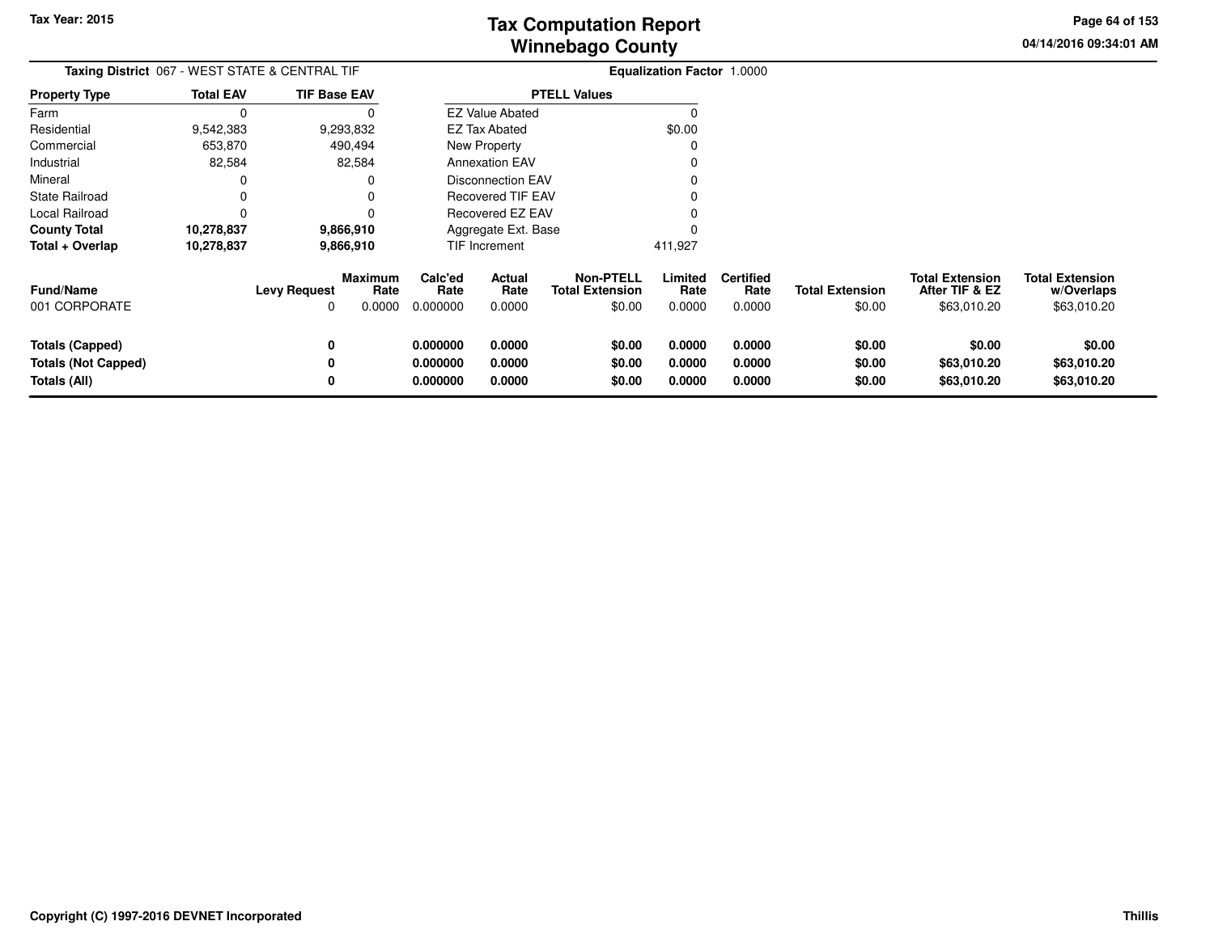# Tax Computation Report
## Winnebago County

Tax Year: 2015

04/14/2016 09:34:01 AM

**Taxing District** 067 - WEST STATE & CENTRAL TIF

**Equalization Factor** 1.0000

| Property Type | Total EAV | TIF Base EAV |
|---|---|---|
| Farm | 0 | 0 |
| Residential | 9,542,383 | 9,293,832 |
| Commercial | 653,870 | 490,494 |
| Industrial | 82,584 | 82,584 |
| Mineral | 0 | 0 |
| State Railroad | 0 | 0 |
| Local Railroad | 0 | 0 |
| **County Total** | **10,278,837** | **9,866,910** |
| **Total + Overlap** | **10,278,837** | **9,866,910** |

| PTELL Values | |
|---|---|
| EZ Value Abated | 0 |
| EZ Tax Abated | $0.00 |
| New Property | 0 |
| Annexation EAV | 0 |
| Disconnection EAV | 0 |
| Recovered TIF EAV | 0 |
| Recovered EZ EAV | 0 |
| Aggregate Ext. Base | 0 |
| TIF Increment | 411,927 |

| Fund/Name | Levy Request | Maximum Rate | Calc'ed Rate | Actual Rate | Non-PTELL Total Extension | Limited Rate | Certified Rate | Total Extension | Total Extension After TIF & EZ | Total Extension w/Overlaps |
|---|---|---|---|---|---|---|---|---|---|---|
| 001 CORPORATE | 0 | 0.0000 | 0.000000 | 0.0000 | $0.00 | 0.0000 | 0.0000 | $0.00 | $63,010.20 | $63,010.20 |
| **Totals (Capped)** | **0** | | **0.000000** | **0.0000** | **$0.00** | **0.0000** | **0.0000** | **$0.00** | **$0.00** | **$0.00** |
| **Totals (Not Capped)** | **0** | | **0.000000** | **0.0000** | **$0.00** | **0.0000** | **0.0000** | **$0.00** | **$63,010.20** | **$63,010.20** |
| **Totals (All)** | **0** | | **0.000000** | **0.0000** | **$0.00** | **0.0000** | **0.0000** | **$0.00** | **$63,010.20** | **$63,010.20** |

Copyright (C) 1997-2016 DEVNET Incorporated

Thillis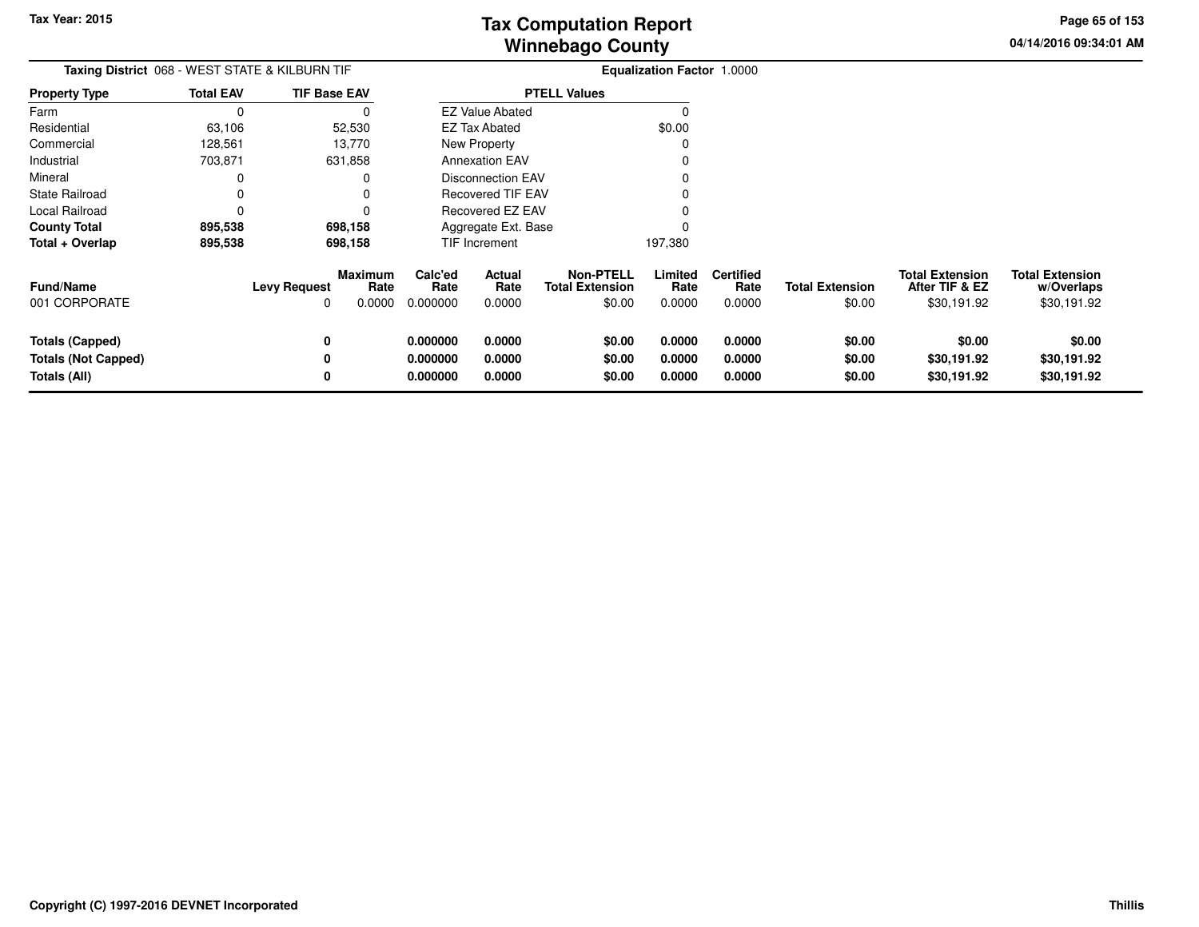Tax Year: 2015

# Tax Computation Report
# Winnebago County

04/14/2016 09:34:01 AM

**Taxing District** 068 - WEST STATE & KILBURN TIF

**Equalization Factor** 1.0000

| Property Type | Total EAV | TIF Base EAV |
|---|---|---|
| Farm | 0 | 0 |
| Residential | 63,106 | 52,530 |
| Commercial | 128,561 | 13,770 |
| Industrial | 703,871 | 631,858 |
| Mineral | 0 | 0 |
| State Railroad | 0 | 0 |
| Local Railroad | 0 | 0 |
| **County Total** | **895,538** | **698,158** |
| **Total + Overlap** | **895,538** | **698,158** |

| PTELL Values | |
|---|---|
| EZ Value Abated | 0 |
| EZ Tax Abated | $0.00 |
| New Property | 0 |
| Annexation EAV | 0 |
| Disconnection EAV | 0 |
| Recovered TIF EAV | 0 |
| Recovered EZ EAV | 0 |
| Aggregate Ext. Base | 0 |
| TIF Increment | 197,380 |

| Fund/Name | Levy Request | Maximum Rate | Calc'ed Rate | Actual Rate | Non-PTELL Total Extension | Limited Rate | Certified Rate | Total Extension | Total Extension After TIF & EZ | Total Extension w/Overlaps |
|---|---|---|---|---|---|---|---|---|---|---|
| 001 CORPORATE | 0 | 0.0000 | 0.000000 | 0.0000 | $0.00 | 0.0000 | 0.0000 | $0.00 | $30,191.92 | $30,191.92 |
| **Totals (Capped)** | **0** | | **0.000000** | **0.0000** | **$0.00** | **0.0000** | **0.0000** | **$0.00** | **$0.00** | **$0.00** |
| **Totals (Not Capped)** | **0** | | **0.000000** | **0.0000** | **$0.00** | **0.0000** | **0.0000** | **$0.00** | **$30,191.92** | **$30,191.92** |
| **Totals (All)** | **0** | | **0.000000** | **0.0000** | **$0.00** | **0.0000** | **0.0000** | **$0.00** | **$30,191.92** | **$30,191.92** |

**Copyright (C) 1997-2016 DEVNET Incorporated**

**Thillis**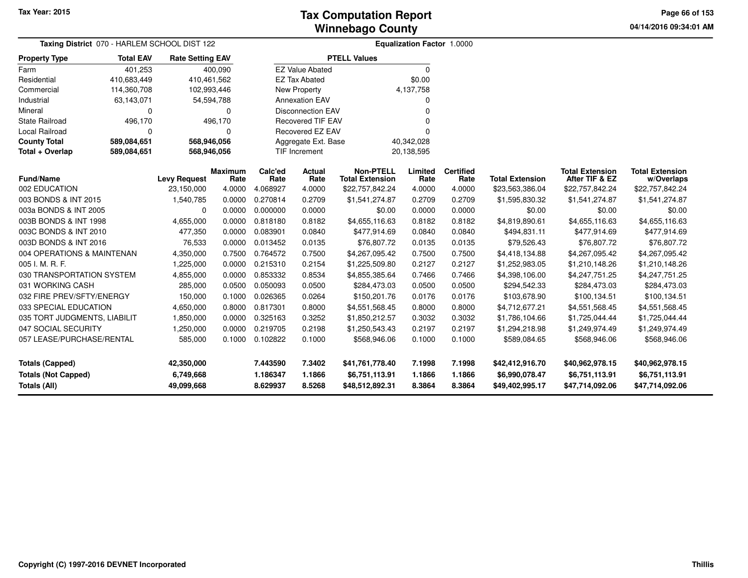Tax Year: 2015

# Tax Computation Report
## Winnebago County

04/14/2016 09:34:01 AM

**Taxing District** 070 - HARLEM SCHOOL DIST 122 **Equalization Factor** 1.0000

| Property Type | Total EAV | Rate Setting EAV |
|---|---|---|
| Farm | 401,253 | 400,090 |
| Residential | 410,683,449 | 410,461,562 |
| Commercial | 114,360,708 | 102,993,446 |
| Industrial | 63,143,071 | 54,594,788 |
| Mineral | 0 | 0 |
| State Railroad | 496,170 | 496,170 |
| Local Railroad | 0 | 0 |
| **County Total** | **589,084,651** | **568,946,056** |
| **Total + Overlap** | **589,084,651** | **568,946,056** |

| PTELL Values | |
|---|---|
| EZ Value Abated | 0 |
| EZ Tax Abated | $0.00 |
| New Property | 4,137,758 |
| Annexation EAV | 0 |
| Disconnection EAV | 0 |
| Recovered TIF EAV | 0 |
| Recovered EZ EAV | 0 |
| Aggregate Ext. Base | 40,342,028 |
| TIF Increment | 20,138,595 |

| Fund/Name | Levy Request | Maximum Rate | Calc'ed Rate | Actual Rate | Non-PTELL Total Extension | Limited Rate | Certified Rate | Total Extension | Total Extension After TIF & EZ | Total Extension w/Overlaps |
|---|---|---|---|---|---|---|---|---|---|---|
| 002 EDUCATION | 23,150,000 | 4.0000 | 4.068927 | 4.0000 | $22,757,842.24 | 4.0000 | 4.0000 | $23,563,386.04 | $22,757,842.24 | $22,757,842.24 |
| 003 BONDS & INT 2015 | 1,540,785 | 0.0000 | 0.270814 | 0.2709 | $1,541,274.87 | 0.2709 | 0.2709 | $1,595,830.32 | $1,541,274.87 | $1,541,274.87 |
| 003a BONDS & INT 2005 | 0 | 0.0000 | 0.000000 | 0.0000 | $0.00 | 0.0000 | 0.0000 | $0.00 | $0.00 | $0.00 |
| 003B BONDS & INT 1998 | 4,655,000 | 0.0000 | 0.818180 | 0.8182 | $4,655,116.63 | 0.8182 | 0.8182 | $4,819,890.61 | $4,655,116.63 | $4,655,116.63 |
| 003C BONDS & INT 2010 | 477,350 | 0.0000 | 0.083901 | 0.0840 | $477,914.69 | 0.0840 | 0.0840 | $494,831.11 | $477,914.69 | $477,914.69 |
| 003D BONDS & INT 2016 | 76,533 | 0.0000 | 0.013452 | 0.0135 | $76,807.72 | 0.0135 | 0.0135 | $79,526.43 | $76,807.72 | $76,807.72 |
| 004 OPERATIONS & MAINTENAN | 4,350,000 | 0.7500 | 0.764572 | 0.7500 | $4,267,095.42 | 0.7500 | 0.7500 | $4,418,134.88 | $4,267,095.42 | $4,267,095.42 |
| 005 I. M. R. F. | 1,225,000 | 0.0000 | 0.215310 | 0.2154 | $1,225,509.80 | 0.2127 | 0.2127 | $1,252,983.05 | $1,210,148.26 | $1,210,148.26 |
| 030 TRANSPORTATION SYSTEM | 4,855,000 | 0.0000 | 0.853332 | 0.8534 | $4,855,385.64 | 0.7466 | 0.7466 | $4,398,106.00 | $4,247,751.25 | $4,247,751.25 |
| 031 WORKING CASH | 285,000 | 0.0500 | 0.050093 | 0.0500 | $284,473.03 | 0.0500 | 0.0500 | $294,542.33 | $284,473.03 | $284,473.03 |
| 032 FIRE PREV/SFTY/ENERGY | 150,000 | 0.1000 | 0.026365 | 0.0264 | $150,201.76 | 0.0176 | 0.0176 | $103,678.90 | $100,134.51 | $100,134.51 |
| 033 SPECIAL EDUCATION | 4,650,000 | 0.8000 | 0.817301 | 0.8000 | $4,551,568.45 | 0.8000 | 0.8000 | $4,712,677.21 | $4,551,568.45 | $4,551,568.45 |
| 035 TORT JUDGMENTS, LIABILIT | 1,850,000 | 0.0000 | 0.325163 | 0.3252 | $1,850,212.57 | 0.3032 | 0.3032 | $1,786,104.66 | $1,725,044.44 | $1,725,044.44 |
| 047 SOCIAL SECURITY | 1,250,000 | 0.0000 | 0.219705 | 0.2198 | $1,250,543.43 | 0.2197 | 0.2197 | $1,294,218.98 | $1,249,974.49 | $1,249,974.49 |
| 057 LEASE/PURCHASE/RENTAL | 585,000 | 0.1000 | 0.102822 | 0.1000 | $568,946.06 | 0.1000 | 0.1000 | $589,084.65 | $568,946.06 | $568,946.06 |
| **Totals (Capped)** | **42,350,000** | | **7.443590** | **7.3402** | **$41,761,778.40** | **7.1998** | **7.1998** | **$42,412,916.70** | **$40,962,978.15** | **$40,962,978.15** |
| **Totals (Not Capped)** | **6,749,668** | | **1.186347** | **1.1866** | **$6,751,113.91** | **1.1866** | **1.1866** | **$6,990,078.47** | **$6,751,113.91** | **$6,751,113.91** |
| **Totals (All)** | **49,099,668** | | **8.629937** | **8.5268** | **$48,512,892.31** | **8.3864** | **8.3864** | **$49,402,995.17** | **$47,714,092.06** | **$47,714,092.06** |

Copyright (C) 1997-2016 DEVNET Incorporated

Thillis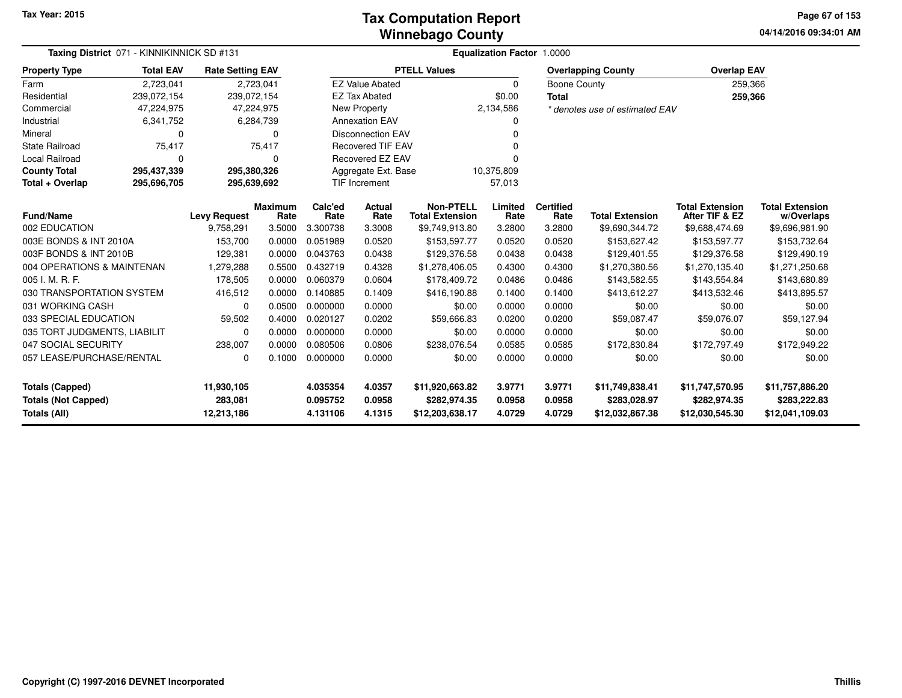Tax Year: 2015

# Tax Computation Report
# Winnebago County

04/14/2016 09:34:01 AM

**Taxing District** 071 - KINNIKINNICK SD #131 **Equalization Factor** 1.0000

| Property Type | Total EAV | Rate Setting EAV |
|---|---|---|
| Farm | 2,723,041 | 2,723,041 |
| Residential | 239,072,154 | 239,072,154 |
| Commercial | 47,224,975 | 47,224,975 |
| Industrial | 6,341,752 | 6,284,739 |
| Mineral | 0 | 0 |
| State Railroad | 75,417 | 75,417 |
| Local Railroad | 0 | 0 |
| **County Total** | **295,437,339** | **295,380,326** |
| **Total + Overlap** | **295,696,705** | **295,639,692** |

| PTELL Values | |
|---|---|
| EZ Value Abated | 0 |
| EZ Tax Abated | $0.00 |
| New Property | 2,134,586 |
| Annexation EAV | 0 |
| Disconnection EAV | 0 |
| Recovered TIF EAV | 0 |
| Recovered EZ EAV | 0 |
| Aggregate Ext. Base | 10,375,809 |
| TIF Increment | 57,013 |

| Overlapping County | Overlap EAV |
|---|---|
| Boone County | 259,366 |
| **Total** | **259,366** |

*\* denotes use of estimated EAV*

| Fund/Name | Levy Request | Maximum Rate | Calc'ed Rate | Actual Rate | Non-PTELL Total Extension | Limited Rate | Certified Rate | Total Extension | Total Extension After TIF & EZ | Total Extension w/Overlaps |
|---|---|---|---|---|---|---|---|---|---|---|
| 002 EDUCATION | 9,758,291 | 3.5000 | 3.300738 | 3.3008 | $9,749,913.80 | 3.2800 | 3.2800 | $9,690,344.72 | $9,688,474.69 | $9,696,981.90 |
| 003E BONDS & INT 2010A | 153,700 | 0.0000 | 0.051989 | 0.0520 | $153,597.77 | 0.0520 | 0.0520 | $153,627.42 | $153,597.77 | $153,732.64 |
| 003F BONDS & INT 2010B | 129,381 | 0.0000 | 0.043763 | 0.0438 | $129,376.58 | 0.0438 | 0.0438 | $129,401.55 | $129,376.58 | $129,490.19 |
| 004 OPERATIONS & MAINTENAN | 1,279,288 | 0.5500 | 0.432719 | 0.4328 | $1,278,406.05 | 0.4300 | 0.4300 | $1,270,380.56 | $1,270,135.40 | $1,271,250.68 |
| 005 I. M. R. F. | 178,505 | 0.0000 | 0.060379 | 0.0604 | $178,409.72 | 0.0486 | 0.0486 | $143,582.55 | $143,554.84 | $143,680.89 |
| 030 TRANSPORTATION SYSTEM | 416,512 | 0.0000 | 0.140885 | 0.1409 | $416,190.88 | 0.1400 | 0.1400 | $413,612.27 | $413,532.46 | $413,895.57 |
| 031 WORKING CASH | 0 | 0.0500 | 0.000000 | 0.0000 | $0.00 | 0.0000 | 0.0000 | $0.00 | $0.00 | $0.00 |
| 033 SPECIAL EDUCATION | 59,502 | 0.4000 | 0.020127 | 0.0202 | $59,666.83 | 0.0200 | 0.0200 | $59,087.47 | $59,076.07 | $59,127.94 |
| 035 TORT JUDGMENTS, LIABILIT | 0 | 0.0000 | 0.000000 | 0.0000 | $0.00 | 0.0000 | 0.0000 | $0.00 | $0.00 | $0.00 |
| 047 SOCIAL SECURITY | 238,007 | 0.0000 | 0.080506 | 0.0806 | $238,076.54 | 0.0585 | 0.0585 | $172,830.84 | $172,797.49 | $172,949.22 |
| 057 LEASE/PURCHASE/RENTAL | 0 | 0.1000 | 0.000000 | 0.0000 | $0.00 | 0.0000 | 0.0000 | $0.00 | $0.00 | $0.00 |
| **Totals (Capped)** | **11,930,105** | | **4.035354** | **4.0357** | **$11,920,663.82** | **3.9771** | **3.9771** | **$11,749,838.41** | **$11,747,570.95** | **$11,757,886.20** |
| **Totals (Not Capped)** | **283,081** | | **0.095752** | **0.0958** | **$282,974.35** | **0.0958** | **0.0958** | **$283,028.97** | **$282,974.35** | **$283,222.83** |
| **Totals (All)** | **12,213,186** | | **4.131106** | **4.1315** | **$12,203,638.17** | **4.0729** | **4.0729** | **$12,032,867.38** | **$12,030,545.30** | **$12,041,109.03** |

Copyright (C) 1997-2016 DEVNET Incorporated

Thillis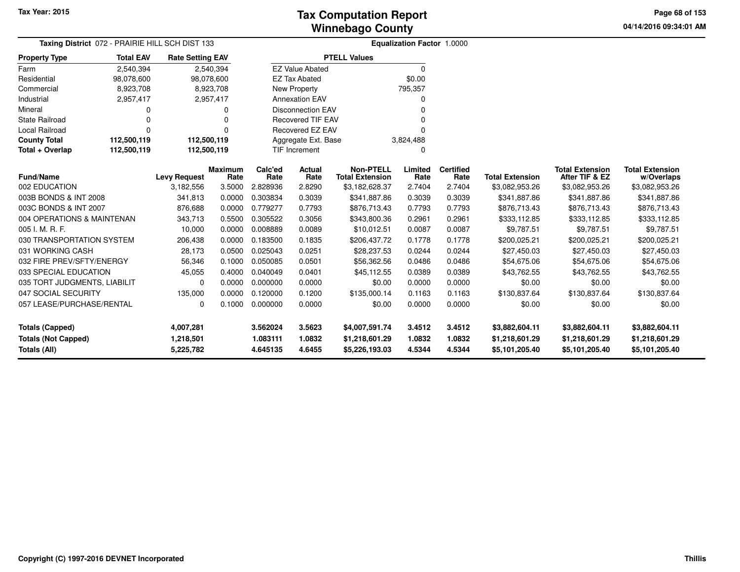Tax Year: 2015

# Tax Computation Report
## Winnebago County

04/14/2016 09:34:01 AM

**Taxing District** 072 - PRAIRIE HILL SCH DIST 133

**Equalization Factor** 1.0000

| Property Type | Total EAV | Rate Setting EAV |
|---|---|---|
| Farm | 2,540,394 | 2,540,394 |
| Residential | 98,078,600 | 98,078,600 |
| Commercial | 8,923,708 | 8,923,708 |
| Industrial | 2,957,417 | 2,957,417 |
| Mineral | 0 | 0 |
| State Railroad | 0 | 0 |
| Local Railroad | 0 | 0 |
| **County Total** | **112,500,119** | **112,500,119** |
| **Total + Overlap** | **112,500,119** | **112,500,119** |

| PTELL Values | |
|---|---|
| EZ Value Abated | 0 |
| EZ Tax Abated | $0.00 |
| New Property | 795,357 |
| Annexation EAV | 0 |
| Disconnection EAV | 0 |
| Recovered TIF EAV | 0 |
| Recovered EZ EAV | 0 |
| Aggregate Ext. Base | 3,824,488 |
| TIF Increment | 0 |

| Fund/Name | Levy Request | Maximum Rate | Calc'ed Rate | Actual Rate | Non-PTELL Total Extension | Limited Rate | Certified Rate | Total Extension | Total Extension After TIF & EZ | Total Extension w/Overlaps |
|---|---|---|---|---|---|---|---|---|---|---|
| 002 EDUCATION | 3,182,556 | 3.5000 | 2.828936 | 2.8290 | $3,182,628.37 | 2.7404 | 2.7404 | $3,082,953.26 | $3,082,953.26 | $3,082,953.26 |
| 003B BONDS & INT 2008 | 341,813 | 0.0000 | 0.303834 | 0.3039 | $341,887.86 | 0.3039 | 0.3039 | $341,887.86 | $341,887.86 | $341,887.86 |
| 003C BONDS & INT 2007 | 876,688 | 0.0000 | 0.779277 | 0.7793 | $876,713.43 | 0.7793 | 0.7793 | $876,713.43 | $876,713.43 | $876,713.43 |
| 004 OPERATIONS & MAINTENAN | 343,713 | 0.5500 | 0.305522 | 0.3056 | $343,800.36 | 0.2961 | 0.2961 | $333,112.85 | $333,112.85 | $333,112.85 |
| 005 I. M. R. F. | 10,000 | 0.0000 | 0.008889 | 0.0089 | $10,012.51 | 0.0087 | 0.0087 | $9,787.51 | $9,787.51 | $9,787.51 |
| 030 TRANSPORTATION SYSTEM | 206,438 | 0.0000 | 0.183500 | 0.1835 | $206,437.72 | 0.1778 | 0.1778 | $200,025.21 | $200,025.21 | $200,025.21 |
| 031 WORKING CASH | 28,173 | 0.0500 | 0.025043 | 0.0251 | $28,237.53 | 0.0244 | 0.0244 | $27,450.03 | $27,450.03 | $27,450.03 |
| 032 FIRE PREV/SFTY/ENERGY | 56,346 | 0.1000 | 0.050085 | 0.0501 | $56,362.56 | 0.0486 | 0.0486 | $54,675.06 | $54,675.06 | $54,675.06 |
| 033 SPECIAL EDUCATION | 45,055 | 0.4000 | 0.040049 | 0.0401 | $45,112.55 | 0.0389 | 0.0389 | $43,762.55 | $43,762.55 | $43,762.55 |
| 035 TORT JUDGMENTS, LIABILIT | 0 | 0.0000 | 0.000000 | 0.0000 | $0.00 | 0.0000 | 0.0000 | $0.00 | $0.00 | $0.00 |
| 047 SOCIAL SECURITY | 135,000 | 0.0000 | 0.120000 | 0.1200 | $135,000.14 | 0.1163 | 0.1163 | $130,837.64 | $130,837.64 | $130,837.64 |
| 057 LEASE/PURCHASE/RENTAL | 0 | 0.1000 | 0.000000 | 0.0000 | $0.00 | 0.0000 | 0.0000 | $0.00 | $0.00 | $0.00 |
| **Totals (Capped)** | **4,007,281** | | **3.562024** | **3.5623** | **$4,007,591.74** | **3.4512** | **3.4512** | **$3,882,604.11** | **$3,882,604.11** | **$3,882,604.11** |
| **Totals (Not Capped)** | **1,218,501** | | **1.083111** | **1.0832** | **$1,218,601.29** | **1.0832** | **1.0832** | **$1,218,601.29** | **$1,218,601.29** | **$1,218,601.29** |
| **Totals (All)** | **5,225,782** | | **4.645135** | **4.6455** | **$5,226,193.03** | **4.5344** | **4.5344** | **$5,101,205.40** | **$5,101,205.40** | **$5,101,205.40** |

Copyright (C) 1997-2016 DEVNET Incorporated

Thillis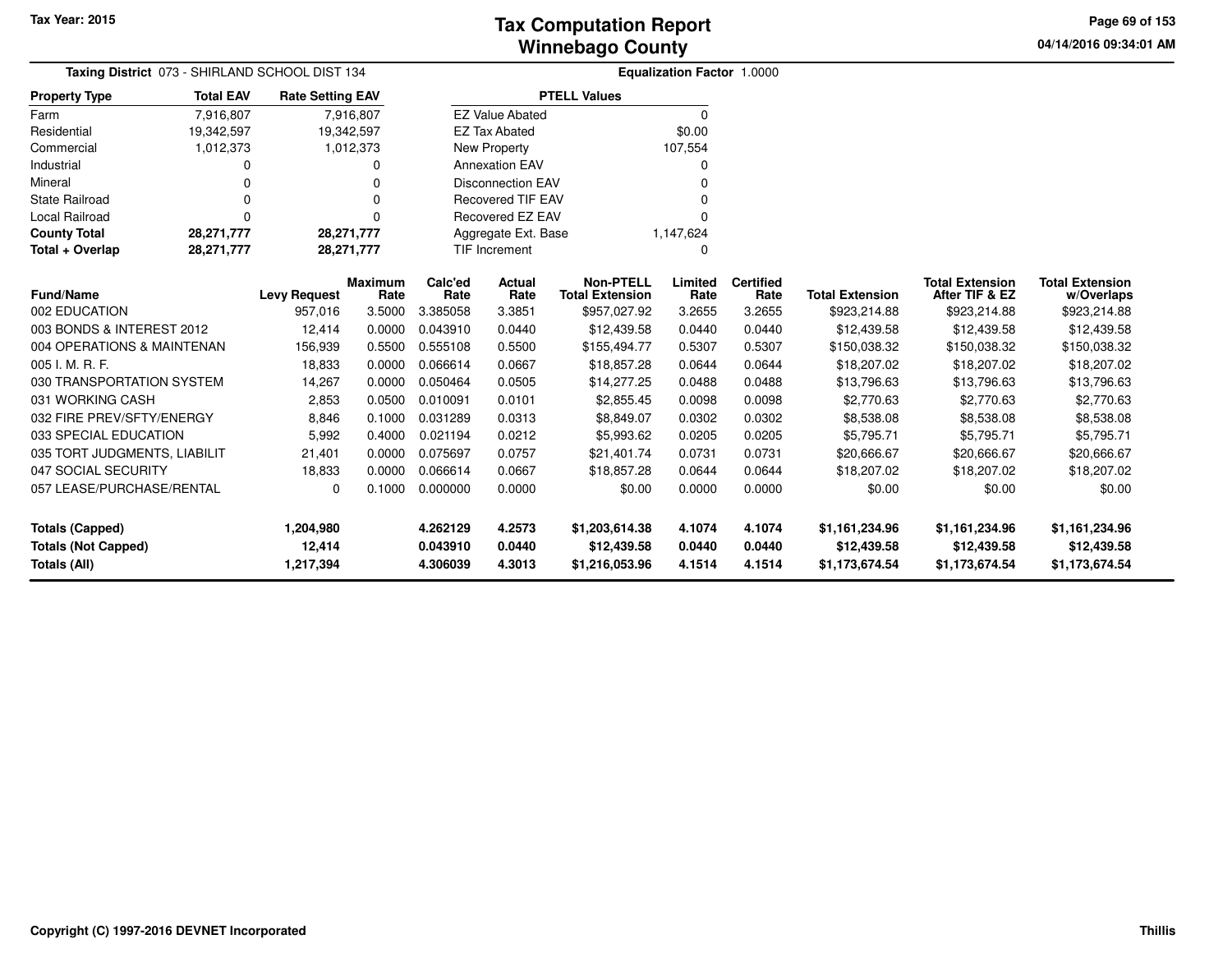**Tax Year: 2015**

# Tax Computation Report
## Winnebago County

04/14/2016 09:34:01 AM

**Taxing District** 073 - SHIRLAND SCHOOL DIST 134 **Equalization Factor** 1.0000

| Property Type | Total EAV | Rate Setting EAV |
|---|---|---|
| Farm | 7,916,807 | 7,916,807 |
| Residential | 19,342,597 | 19,342,597 |
| Commercial | 1,012,373 | 1,012,373 |
| Industrial | 0 | 0 |
| Mineral | 0 | 0 |
| State Railroad | 0 | 0 |
| Local Railroad | 0 | 0 |
| **County Total** | **28,271,777** | **28,271,777** |
| **Total + Overlap** | **28,271,777** | **28,271,777** |

| PTELL Values | |
|---|---|
| EZ Value Abated | 0 |
| EZ Tax Abated | $0.00 |
| New Property | 107,554 |
| Annexation EAV | 0 |
| Disconnection EAV | 0 |
| Recovered TIF EAV | 0 |
| Recovered EZ EAV | 0 |
| Aggregate Ext. Base | 1,147,624 |
| TIF Increment | 0 |

| Fund/Name | Levy Request | Maximum Rate | Calc'ed Rate | Actual Rate | Non-PTELL Total Extension | Limited Rate | Certified Rate | Total Extension | Total Extension After TIF & EZ | Total Extension w/Overlaps |
|---|---|---|---|---|---|---|---|---|---|---|
| 002 EDUCATION | 957,016 | 3.5000 | 3.385058 | 3.3851 | $957,027.92 | 3.2655 | 3.2655 | $923,214.88 | $923,214.88 | $923,214.88 |
| 003 BONDS & INTEREST 2012 | 12,414 | 0.0000 | 0.043910 | 0.0440 | $12,439.58 | 0.0440 | 0.0440 | $12,439.58 | $12,439.58 | $12,439.58 |
| 004 OPERATIONS & MAINTENAN | 156,939 | 0.5500 | 0.555108 | 0.5500 | $155,494.77 | 0.5307 | 0.5307 | $150,038.32 | $150,038.32 | $150,038.32 |
| 005 I. M. R. F. | 18,833 | 0.0000 | 0.066614 | 0.0667 | $18,857.28 | 0.0644 | 0.0644 | $18,207.02 | $18,207.02 | $18,207.02 |
| 030 TRANSPORTATION SYSTEM | 14,267 | 0.0000 | 0.050464 | 0.0505 | $14,277.25 | 0.0488 | 0.0488 | $13,796.63 | $13,796.63 | $13,796.63 |
| 031 WORKING CASH | 2,853 | 0.0500 | 0.010091 | 0.0101 | $2,855.45 | 0.0098 | 0.0098 | $2,770.63 | $2,770.63 | $2,770.63 |
| 032 FIRE PREV/SFTY/ENERGY | 8,846 | 0.1000 | 0.031289 | 0.0313 | $8,849.07 | 0.0302 | 0.0302 | $8,538.08 | $8,538.08 | $8,538.08 |
| 033 SPECIAL EDUCATION | 5,992 | 0.4000 | 0.021194 | 0.0212 | $5,993.62 | 0.0205 | 0.0205 | $5,795.71 | $5,795.71 | $5,795.71 |
| 035 TORT JUDGMENTS, LIABILIT | 21,401 | 0.0000 | 0.075697 | 0.0757 | $21,401.74 | 0.0731 | 0.0731 | $20,666.67 | $20,666.67 | $20,666.67 |
| 047 SOCIAL SECURITY | 18,833 | 0.0000 | 0.066614 | 0.0667 | $18,857.28 | 0.0644 | 0.0644 | $18,207.02 | $18,207.02 | $18,207.02 |
| 057 LEASE/PURCHASE/RENTAL | 0 | 0.1000 | 0.000000 | 0.0000 | $0.00 | 0.0000 | 0.0000 | $0.00 | $0.00 | $0.00 |
| **Totals (Capped)** | **1,204,980** | | **4.262129** | **4.2573** | **$1,203,614.38** | **4.1074** | **4.1074** | **$1,161,234.96** | **$1,161,234.96** | **$1,161,234.96** |
| **Totals (Not Capped)** | **12,414** | | **0.043910** | **0.0440** | **$12,439.58** | **0.0440** | **0.0440** | **$12,439.58** | **$12,439.58** | **$12,439.58** |
| **Totals (All)** | **1,217,394** | | **4.306039** | **4.3013** | **$1,216,053.96** | **4.1514** | **4.1514** | **$1,173,674.54** | **$1,173,674.54** | **$1,173,674.54** |

**Copyright (C) 1997-2016 DEVNET Incorporated** **Thillis**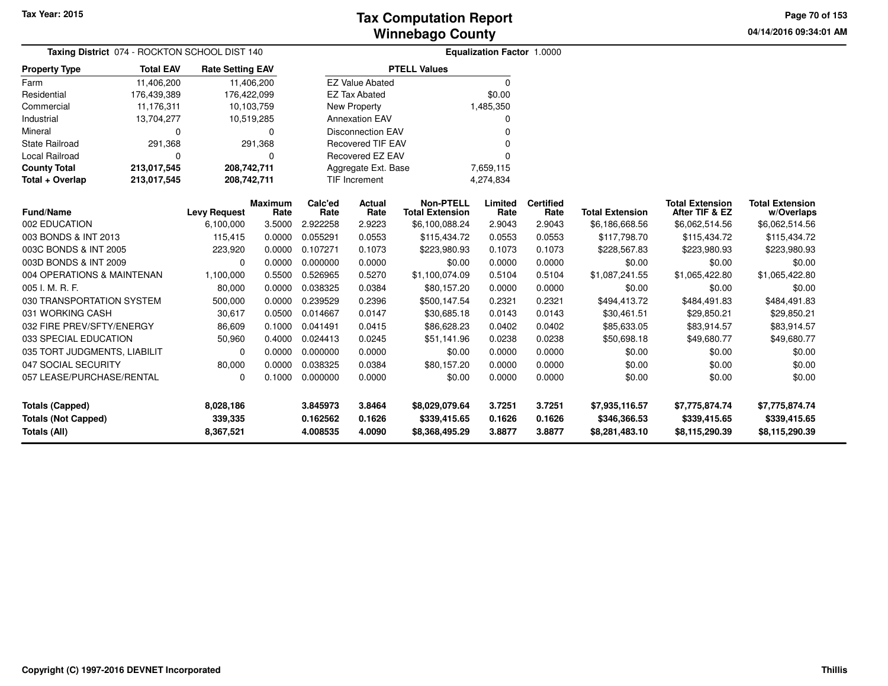**Tax Year: 2015**

# Tax Computation Report
## Winnebago County

04/14/2016 09:34:01 AM

**Taxing District** 074 - ROCKTON SCHOOL DIST 140 **Equalization Factor** 1.0000

| Property Type | Total EAV | Rate Setting EAV |
|---|---|---|
| Farm | 11,406,200 | 11,406,200 |
| Residential | 176,439,389 | 176,422,099 |
| Commercial | 11,176,311 | 10,103,759 |
| Industrial | 13,704,277 | 10,519,285 |
| Mineral | 0 | 0 |
| State Railroad | 291,368 | 291,368 |
| Local Railroad | 0 | 0 |
| **County Total** | **213,017,545** | **208,742,711** |
| **Total + Overlap** | **213,017,545** | **208,742,711** |

| PTELL Values | |
|---|---|
| EZ Value Abated | 0 |
| EZ Tax Abated | $0.00 |
| New Property | 1,485,350 |
| Annexation EAV | 0 |
| Disconnection EAV | 0 |
| Recovered TIF EAV | 0 |
| Recovered EZ EAV | 0 |
| Aggregate Ext. Base | 7,659,115 |
| TIF Increment | 4,274,834 |

| Fund/Name | Levy Request | Maximum Rate | Calc'ed Rate | Actual Rate | Non-PTELL Total Extension | Limited Rate | Certified Rate | Total Extension | Total Extension After TIF & EZ | Total Extension w/Overlaps |
|---|---|---|---|---|---|---|---|---|---|---|
| 002 EDUCATION | 6,100,000 | 3.5000 | 2.922258 | 2.9223 | $6,100,088.24 | 2.9043 | 2.9043 | $6,186,668.56 | $6,062,514.56 | $6,062,514.56 |
| 003 BONDS & INT 2013 | 115,415 | 0.0000 | 0.055291 | 0.0553 | $115,434.72 | 0.0553 | 0.0553 | $117,798.70 | $115,434.72 | $115,434.72 |
| 003C BONDS & INT 2005 | 223,920 | 0.0000 | 0.107271 | 0.1073 | $223,980.93 | 0.1073 | 0.1073 | $228,567.83 | $223,980.93 | $223,980.93 |
| 003D BONDS & INT 2009 | 0 | 0.0000 | 0.000000 | 0.0000 | $0.00 | 0.0000 | 0.0000 | $0.00 | $0.00 | $0.00 |
| 004 OPERATIONS & MAINTENAN | 1,100,000 | 0.5500 | 0.526965 | 0.5270 | $1,100,074.09 | 0.5104 | 0.5104 | $1,087,241.55 | $1,065,422.80 | $1,065,422.80 |
| 005 I. M. R. F. | 80,000 | 0.0000 | 0.038325 | 0.0384 | $80,157.20 | 0.0000 | 0.0000 | $0.00 | $0.00 | $0.00 |
| 030 TRANSPORTATION SYSTEM | 500,000 | 0.0000 | 0.239529 | 0.2396 | $500,147.54 | 0.2321 | 0.2321 | $494,413.72 | $484,491.83 | $484,491.83 |
| 031 WORKING CASH | 30,617 | 0.0500 | 0.014667 | 0.0147 | $30,685.18 | 0.0143 | 0.0143 | $30,461.51 | $29,850.21 | $29,850.21 |
| 032 FIRE PREV/SFTY/ENERGY | 86,609 | 0.1000 | 0.041491 | 0.0415 | $86,628.23 | 0.0402 | 0.0402 | $85,633.05 | $83,914.57 | $83,914.57 |
| 033 SPECIAL EDUCATION | 50,960 | 0.4000 | 0.024413 | 0.0245 | $51,141.96 | 0.0238 | 0.0238 | $50,698.18 | $49,680.77 | $49,680.77 |
| 035 TORT JUDGMENTS, LIABILIT | 0 | 0.0000 | 0.000000 | 0.0000 | $0.00 | 0.0000 | 0.0000 | $0.00 | $0.00 | $0.00 |
| 047 SOCIAL SECURITY | 80,000 | 0.0000 | 0.038325 | 0.0384 | $80,157.20 | 0.0000 | 0.0000 | $0.00 | $0.00 | $0.00 |
| 057 LEASE/PURCHASE/RENTAL | 0 | 0.1000 | 0.000000 | 0.0000 | $0.00 | 0.0000 | 0.0000 | $0.00 | $0.00 | $0.00 |
| **Totals (Capped)** | **8,028,186** | | **3.845973** | **3.8464** | **$8,029,079.64** | **3.7251** | **3.7251** | **$7,935,116.57** | **$7,775,874.74** | **$7,775,874.74** |
| **Totals (Not Capped)** | **339,335** | | **0.162562** | **0.1626** | **$339,415.65** | **0.1626** | **0.1626** | **$346,366.53** | **$339,415.65** | **$339,415.65** |
| **Totals (All)** | **8,367,521** | | **4.008535** | **4.0090** | **$8,368,495.29** | **3.8877** | **3.8877** | **$8,281,483.10** | **$8,115,290.39** | **$8,115,290.39** |

Copyright (C) 1997-2016 DEVNET Incorporated Thillis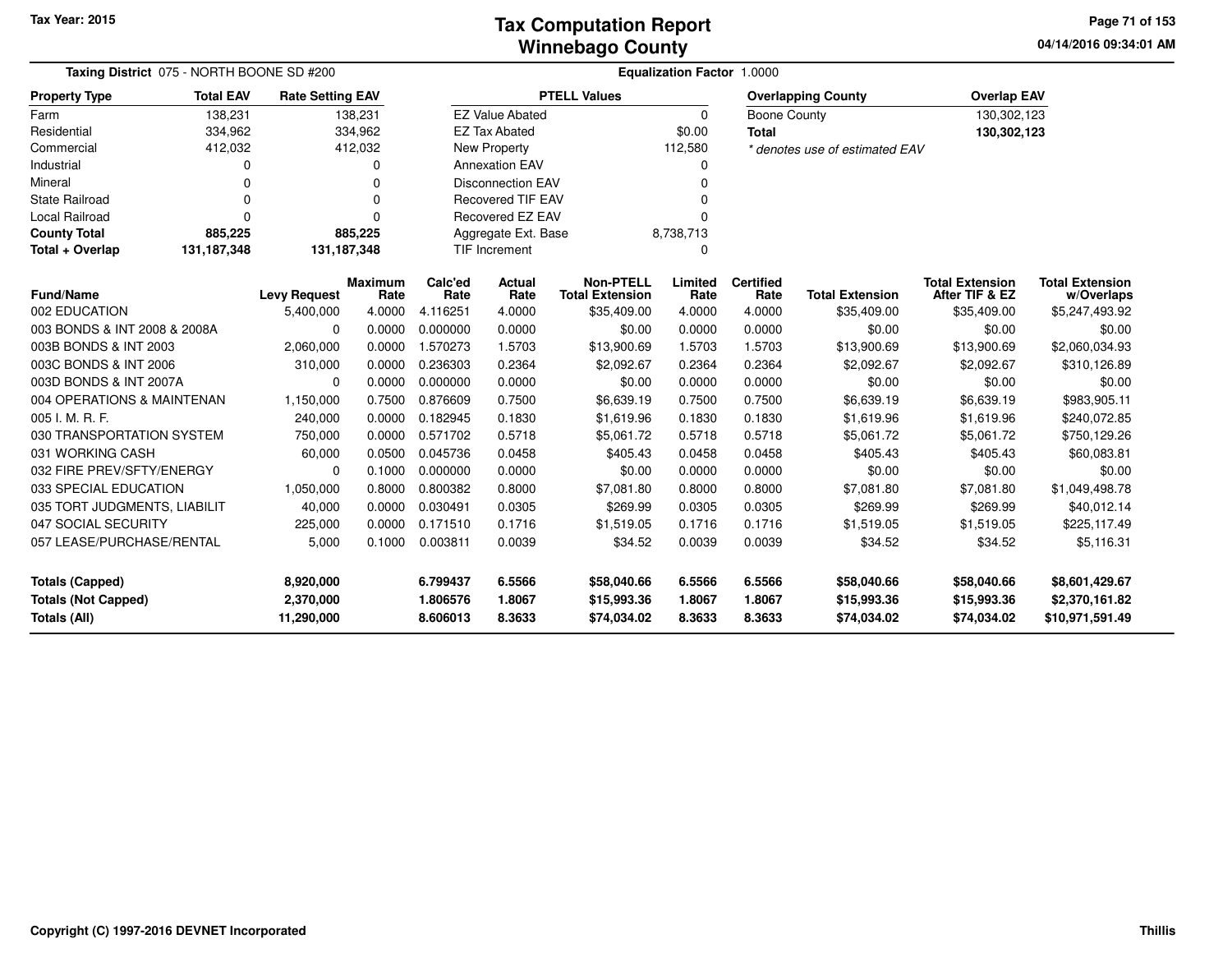Tax Year: 2015

# Tax Computation Report
## Winnebago County

04/14/2016 09:34:01 AM

**Taxing District** 075 - NORTH BOONE SD #200 **Equalization Factor** 1.0000

| Property Type | Total EAV | Rate Setting EAV |
|---|---|---|
| Farm | 138,231 | 138,231 |
| Residential | 334,962 | 334,962 |
| Commercial | 412,032 | 412,032 |
| Industrial | 0 | 0 |
| Mineral | 0 | 0 |
| State Railroad | 0 | 0 |
| Local Railroad | 0 | 0 |
| **County Total** | **885,225** | **885,225** |
| **Total + Overlap** | **131,187,348** | **131,187,348** |

| PTELL Values | |
|---|---|
| EZ Value Abated | 0 |
| EZ Tax Abated | $0.00 |
| New Property | 112,580 |
| Annexation EAV | 0 |
| Disconnection EAV | 0 |
| Recovered TIF EAV | 0 |
| Recovered EZ EAV | 0 |
| Aggregate Ext. Base | 8,738,713 |
| TIF Increment | 0 |

| Overlapping County | Overlap EAV |
|---|---|
| Boone County | 130,302,123 |
| **Total** | **130,302,123** |

*\* denotes use of estimated EAV*

| Fund/Name | Levy Request | Maximum Rate | Calc'ed Rate | Actual Rate | Non-PTELL Total Extension | Limited Rate | Certified Rate | Total Extension | Total Extension After TIF & EZ | Total Extension w/Overlaps |
|---|---|---|---|---|---|---|---|---|---|---|
| 002 EDUCATION | 5,400,000 | 4.0000 | 4.116251 | 4.0000 | $35,409.00 | 4.0000 | 4.0000 | $35,409.00 | $35,409.00 | $5,247,493.92 |
| 003 BONDS & INT 2008 & 2008A | 0 | 0.0000 | 0.000000 | 0.0000 | $0.00 | 0.0000 | 0.0000 | $0.00 | $0.00 | $0.00 |
| 003B BONDS & INT 2003 | 2,060,000 | 0.0000 | 1.570273 | 1.5703 | $13,900.69 | 1.5703 | 1.5703 | $13,900.69 | $13,900.69 | $2,060,034.93 |
| 003C BONDS & INT 2006 | 310,000 | 0.0000 | 0.236303 | 0.2364 | $2,092.67 | 0.2364 | 0.2364 | $2,092.67 | $2,092.67 | $310,126.89 |
| 003D BONDS & INT 2007A | 0 | 0.0000 | 0.000000 | 0.0000 | $0.00 | 0.0000 | 0.0000 | $0.00 | $0.00 | $0.00 |
| 004 OPERATIONS & MAINTENAN | 1,150,000 | 0.7500 | 0.876609 | 0.7500 | $6,639.19 | 0.7500 | 0.7500 | $6,639.19 | $6,639.19 | $983,905.11 |
| 005 I. M. R. F. | 240,000 | 0.0000 | 0.182945 | 0.1830 | $1,619.96 | 0.1830 | 0.1830 | $1,619.96 | $1,619.96 | $240,072.85 |
| 030 TRANSPORTATION SYSTEM | 750,000 | 0.0000 | 0.571702 | 0.5718 | $5,061.72 | 0.5718 | 0.5718 | $5,061.72 | $5,061.72 | $750,129.26 |
| 031 WORKING CASH | 60,000 | 0.0500 | 0.045736 | 0.0458 | $405.43 | 0.0458 | 0.0458 | $405.43 | $405.43 | $60,083.81 |
| 032 FIRE PREV/SFTY/ENERGY | 0 | 0.1000 | 0.000000 | 0.0000 | $0.00 | 0.0000 | 0.0000 | $0.00 | $0.00 | $0.00 |
| 033 SPECIAL EDUCATION | 1,050,000 | 0.8000 | 0.800382 | 0.8000 | $7,081.80 | 0.8000 | 0.8000 | $7,081.80 | $7,081.80 | $1,049,498.78 |
| 035 TORT JUDGMENTS, LIABILIT | 40,000 | 0.0000 | 0.030491 | 0.0305 | $269.99 | 0.0305 | 0.0305 | $269.99 | $269.99 | $40,012.14 |
| 047 SOCIAL SECURITY | 225,000 | 0.0000 | 0.171510 | 0.1716 | $1,519.05 | 0.1716 | 0.1716 | $1,519.05 | $1,519.05 | $225,117.49 |
| 057 LEASE/PURCHASE/RENTAL | 5,000 | 0.1000 | 0.003811 | 0.0039 | $34.52 | 0.0039 | 0.0039 | $34.52 | $34.52 | $5,116.31 |
| **Totals (Capped)** | **8,920,000** | | **6.799437** | **6.5566** | **$58,040.66** | **6.5566** | **6.5566** | **$58,040.66** | **$58,040.66** | **$8,601,429.67** |
| **Totals (Not Capped)** | **2,370,000** | | **1.806576** | **1.8067** | **$15,993.36** | **1.8067** | **1.8067** | **$15,993.36** | **$15,993.36** | **$2,370,161.82** |
| **Totals (All)** | **11,290,000** | | **8.606013** | **8.3633** | **$74,034.02** | **8.3633** | **8.3633** | **$74,034.02** | **$74,034.02** | **$10,971,591.49** |

Copyright (C) 1997-2016 DEVNET Incorporated Thillis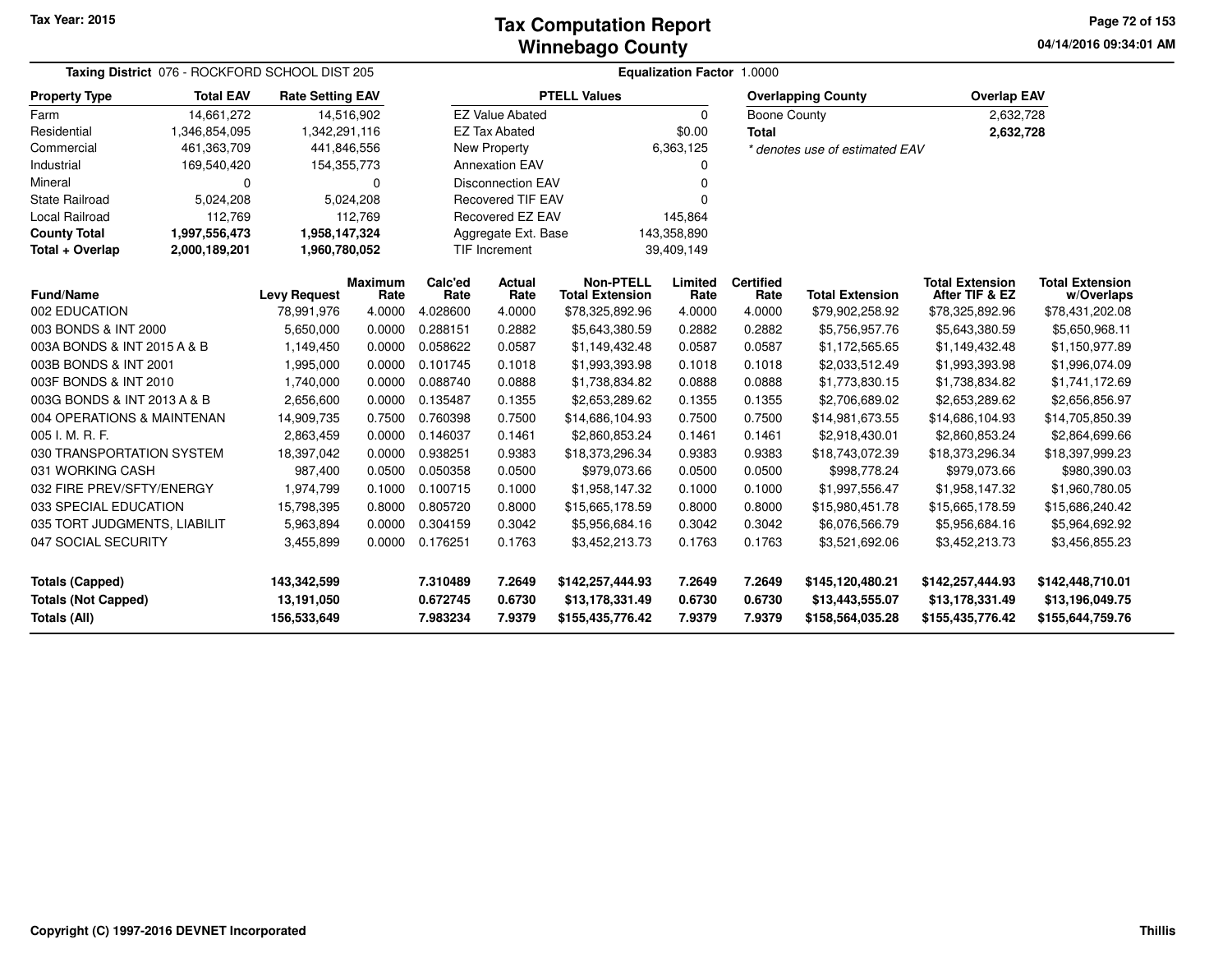Tax Year: 2015

# Tax Computation Report
## Winnebago County

04/14/2016 09:34:01 AM

**Taxing District** 076 - ROCKFORD SCHOOL DIST 205 | **Equalization Factor** 1.0000

| Property Type | Total EAV | Rate Setting EAV |
|---|---|---|
| Farm | 14,661,272 | 14,516,902 |
| Residential | 1,346,854,095 | 1,342,291,116 |
| Commercial | 461,363,709 | 441,846,556 |
| Industrial | 169,540,420 | 154,355,773 |
| Mineral | 0 | 0 |
| State Railroad | 5,024,208 | 5,024,208 |
| Local Railroad | 112,769 | 112,769 |
| **County Total** | **1,997,556,473** | **1,958,147,324** |
| **Total + Overlap** | **2,000,189,201** | **1,960,780,052** |

| PTELL Values | |
|---|---|
| EZ Value Abated | 0 |
| EZ Tax Abated | $0.00 |
| New Property | 6,363,125 |
| Annexation EAV | 0 |
| Disconnection EAV | 0 |
| Recovered TIF EAV | 0 |
| Recovered EZ EAV | 145,864 |
| Aggregate Ext. Base | 143,358,890 |
| TIF Increment | 39,409,149 |

| Overlapping County | Overlap EAV |
|---|---|
| Boone County | 2,632,728 |
| **Total** | **2,632,728** |

*\* denotes use of estimated EAV*

| Fund/Name | Levy Request | Maximum Rate | Calc'ed Rate | Actual Rate | Non-PTELL Total Extension | Limited Rate | Certified Rate | Total Extension | Total Extension After TIF & EZ | Total Extension w/Overlaps |
|---|---|---|---|---|---|---|---|---|---|---|
| 002 EDUCATION | 78,991,976 | 4.0000 | 4.028600 | 4.0000 | $78,325,892.96 | 4.0000 | 4.0000 | $79,902,258.92 | $78,325,892.96 | $78,431,202.08 |
| 003 BONDS & INT 2000 | 5,650,000 | 0.0000 | 0.288151 | 0.2882 | $5,643,380.59 | 0.2882 | 0.2882 | $5,756,957.76 | $5,643,380.59 | $5,650,968.11 |
| 003A BONDS & INT 2015 A & B | 1,149,450 | 0.0000 | 0.058622 | 0.0587 | $1,149,432.48 | 0.0587 | 0.0587 | $1,172,565.65 | $1,149,432.48 | $1,150,977.89 |
| 003B BONDS & INT 2001 | 1,995,000 | 0.0000 | 0.101745 | 0.1018 | $1,993,393.98 | 0.1018 | 0.1018 | $2,033,512.49 | $1,993,393.98 | $1,996,074.09 |
| 003F BONDS & INT 2010 | 1,740,000 | 0.0000 | 0.088740 | 0.0888 | $1,738,834.82 | 0.0888 | 0.0888 | $1,773,830.15 | $1,738,834.82 | $1,741,172.69 |
| 003G BONDS & INT 2013 A & B | 2,656,600 | 0.0000 | 0.135487 | 0.1355 | $2,653,289.62 | 0.1355 | 0.1355 | $2,706,689.02 | $2,653,289.62 | $2,656,856.97 |
| 004 OPERATIONS & MAINTENAN | 14,909,735 | 0.7500 | 0.760398 | 0.7500 | $14,686,104.93 | 0.7500 | 0.7500 | $14,981,673.55 | $14,686,104.93 | $14,705,850.39 |
| 005 I. M. R. F. | 2,863,459 | 0.0000 | 0.146037 | 0.1461 | $2,860,853.24 | 0.1461 | 0.1461 | $2,918,430.01 | $2,860,853.24 | $2,864,699.66 |
| 030 TRANSPORTATION SYSTEM | 18,397,042 | 0.0000 | 0.938251 | 0.9383 | $18,373,296.34 | 0.9383 | 0.9383 | $18,743,072.39 | $18,373,296.34 | $18,397,999.23 |
| 031 WORKING CASH | 987,400 | 0.0500 | 0.050358 | 0.0500 | $979,073.66 | 0.0500 | 0.0500 | $998,778.24 | $979,073.66 | $980,390.03 |
| 032 FIRE PREV/SFTY/ENERGY | 1,974,799 | 0.1000 | 0.100715 | 0.1000 | $1,958,147.32 | 0.1000 | 0.1000 | $1,997,556.47 | $1,958,147.32 | $1,960,780.05 |
| 033 SPECIAL EDUCATION | 15,798,395 | 0.8000 | 0.805720 | 0.8000 | $15,665,178.59 | 0.8000 | 0.8000 | $15,980,451.78 | $15,665,178.59 | $15,686,240.42 |
| 035 TORT JUDGMENTS, LIABILIT | 5,963,894 | 0.0000 | 0.304159 | 0.3042 | $5,956,684.16 | 0.3042 | 0.3042 | $6,076,566.79 | $5,956,684.16 | $5,964,692.92 |
| 047 SOCIAL SECURITY | 3,455,899 | 0.0000 | 0.176251 | 0.1763 | $3,452,213.73 | 0.1763 | 0.1763 | $3,521,692.06 | $3,452,213.73 | $3,456,855.23 |
| **Totals (Capped)** | **143,342,599** | | **7.310489** | **7.2649** | **$142,257,444.93** | **7.2649** | **7.2649** | **$145,120,480.21** | **$142,257,444.93** | **$142,448,710.01** |
| **Totals (Not Capped)** | **13,191,050** | | **0.672745** | **0.6730** | **$13,178,331.49** | **0.6730** | **0.6730** | **$13,443,555.07** | **$13,178,331.49** | **$13,196,049.75** |
| **Totals (All)** | **156,533,649** | | **7.983234** | **7.9379** | **$155,435,776.42** | **7.9379** | **7.9379** | **$158,564,035.28** | **$155,435,776.42** | **$155,644,759.76** |

Copyright (C) 1997-2016 DEVNET Incorporated — Thillis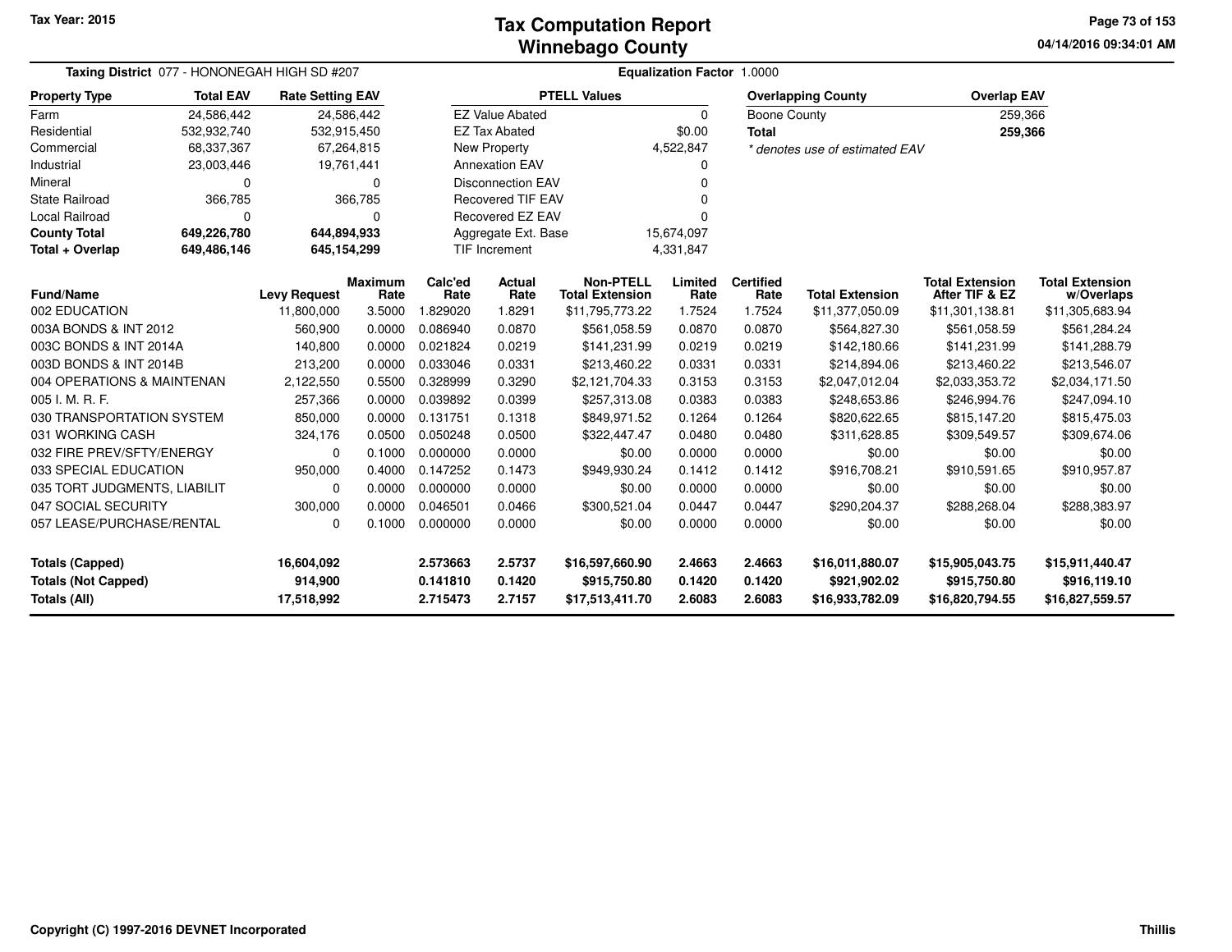**Tax Year: 2015**

# Tax Computation Report
## Winnebago County

04/14/2016 09:34:01 AM

**Taxing District** 077 - HONONEGAH HIGH SD #207 | **Equalization Factor** 1.0000

| Property Type | Total EAV | Rate Setting EAV |
|---|---|---|
| Farm | 24,586,442 | 24,586,442 |
| Residential | 532,932,740 | 532,915,450 |
| Commercial | 68,337,367 | 67,264,815 |
| Industrial | 23,003,446 | 19,761,441 |
| Mineral | 0 | 0 |
| State Railroad | 366,785 | 366,785 |
| Local Railroad | 0 | 0 |
| **County Total** | **649,226,780** | **644,894,933** |
| **Total + Overlap** | **649,486,146** | **645,154,299** |

| PTELL Values | |
|---|---|
| EZ Value Abated | 0 |
| EZ Tax Abated | $0.00 |
| New Property | 4,522,847 |
| Annexation EAV | 0 |
| Disconnection EAV | 0 |
| Recovered TIF EAV | 0 |
| Recovered EZ EAV | 0 |
| Aggregate Ext. Base | 15,674,097 |
| TIF Increment | 4,331,847 |

| Overlapping County | Overlap EAV |
|---|---|
| Boone County | 259,366 |
| **Total** | **259,366** |

*\* denotes use of estimated EAV*

| Fund/Name | Levy Request | Maximum Rate | Calc'ed Rate | Actual Rate | Non-PTELL Total Extension | Limited Rate | Certified Rate | Total Extension | Total Extension After TIF & EZ | Total Extension w/Overlaps |
|---|---|---|---|---|---|---|---|---|---|---|
| 002 EDUCATION | 11,800,000 | 3.5000 | 1.829020 | 1.8291 | $11,795,773.22 | 1.7524 | 1.7524 | $11,377,050.09 | $11,301,138.81 | $11,305,683.94 |
| 003A BONDS & INT 2012 | 560,900 | 0.0000 | 0.086940 | 0.0870 | $561,058.59 | 0.0870 | 0.0870 | $564,827.30 | $561,058.59 | $561,284.24 |
| 003C BONDS & INT 2014A | 140,800 | 0.0000 | 0.021824 | 0.0219 | $141,231.99 | 0.0219 | 0.0219 | $142,180.66 | $141,231.99 | $141,288.79 |
| 003D BONDS & INT 2014B | 213,200 | 0.0000 | 0.033046 | 0.0331 | $213,460.22 | 0.0331 | 0.0331 | $214,894.06 | $213,460.22 | $213,546.07 |
| 004 OPERATIONS & MAINTENAN | 2,122,550 | 0.5500 | 0.328999 | 0.3290 | $2,121,704.33 | 0.3153 | 0.3153 | $2,047,012.04 | $2,033,353.72 | $2,034,171.50 |
| 005 I. M. R. F. | 257,366 | 0.0000 | 0.039892 | 0.0399 | $257,313.08 | 0.0383 | 0.0383 | $248,653.86 | $246,994.76 | $247,094.10 |
| 030 TRANSPORTATION SYSTEM | 850,000 | 0.0000 | 0.131751 | 0.1318 | $849,971.52 | 0.1264 | 0.1264 | $820,622.65 | $815,147.20 | $815,475.03 |
| 031 WORKING CASH | 324,176 | 0.0500 | 0.050248 | 0.0500 | $322,447.47 | 0.0480 | 0.0480 | $311,628.85 | $309,549.57 | $309,674.06 |
| 032 FIRE PREV/SFTY/ENERGY | 0 | 0.1000 | 0.000000 | 0.0000 | $0.00 | 0.0000 | 0.0000 | $0.00 | $0.00 | $0.00 |
| 033 SPECIAL EDUCATION | 950,000 | 0.4000 | 0.147252 | 0.1473 | $949,930.24 | 0.1412 | 0.1412 | $916,708.21 | $910,591.65 | $910,957.87 |
| 035 TORT JUDGMENTS, LIABILIT | 0 | 0.0000 | 0.000000 | 0.0000 | $0.00 | 0.0000 | 0.0000 | $0.00 | $0.00 | $0.00 |
| 047 SOCIAL SECURITY | 300,000 | 0.0000 | 0.046501 | 0.0466 | $300,521.04 | 0.0447 | 0.0447 | $290,204.37 | $288,268.04 | $288,383.97 |
| 057 LEASE/PURCHASE/RENTAL | 0 | 0.1000 | 0.000000 | 0.0000 | $0.00 | 0.0000 | 0.0000 | $0.00 | $0.00 | $0.00 |
| **Totals (Capped)** | **16,604,092** | | **2.573663** | **2.5737** | **$16,597,660.90** | **2.4663** | **2.4663** | **$16,011,880.07** | **$15,905,043.75** | **$15,911,440.47** |
| **Totals (Not Capped)** | **914,900** | | **0.141810** | **0.1420** | **$915,750.80** | **0.1420** | **0.1420** | **$921,902.02** | **$915,750.80** | **$916,119.10** |
| **Totals (All)** | **17,518,992** | | **2.715473** | **2.7157** | **$17,513,411.70** | **2.6083** | **2.6083** | **$16,933,782.09** | **$16,820,794.55** | **$16,827,559.57** |

Copyright (C) 1997-2016 DEVNET Incorporated

Thillis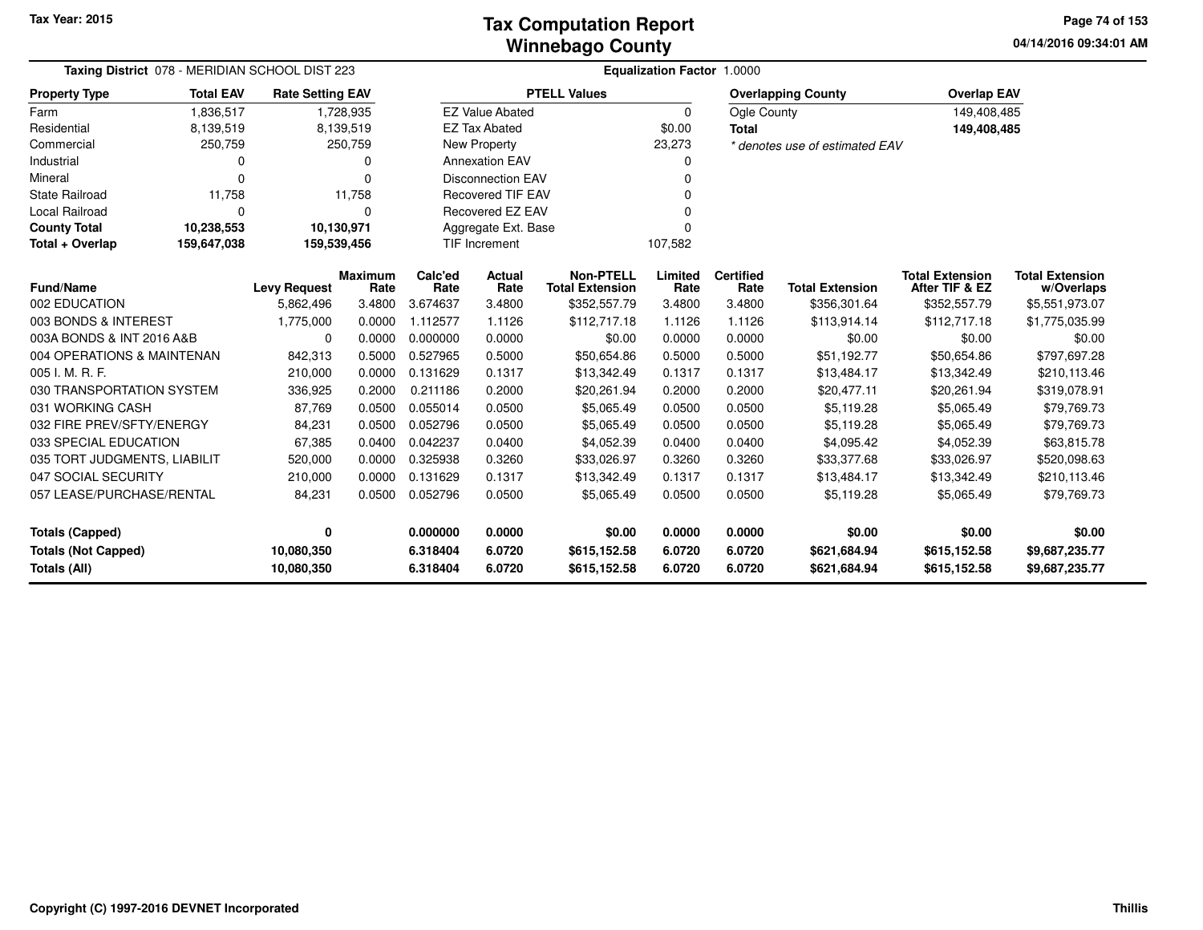Tax Year: 2015

# Tax Computation Report
# Winnebago County

04/14/2016 09:34:01 AM

**Taxing District** 078 - MERIDIAN SCHOOL DIST 223

**Equalization Factor** 1.0000

| Property Type | Total EAV | Rate Setting EAV |
|---|---|---|
| Farm | 1,836,517 | 1,728,935 |
| Residential | 8,139,519 | 8,139,519 |
| Commercial | 250,759 | 250,759 |
| Industrial | 0 | 0 |
| Mineral | 0 | 0 |
| State Railroad | 11,758 | 11,758 |
| Local Railroad | 0 | 0 |
| **County Total** | **10,238,553** | **10,130,971** |
| **Total + Overlap** | **159,647,038** | **159,539,456** |

| PTELL Values | |
|---|---|
| EZ Value Abated | 0 |
| EZ Tax Abated | $0.00 |
| New Property | 23,273 |
| Annexation EAV | 0 |
| Disconnection EAV | 0 |
| Recovered TIF EAV | 0 |
| Recovered EZ EAV | 0 |
| Aggregate Ext. Base | 0 |
| TIF Increment | 107,582 |

| Overlapping County | Overlap EAV |
|---|---|
| Ogle County | 149,408,485 |
| **Total** | **149,408,485** |

*\* denotes use of estimated EAV*

| Fund/Name | Levy Request | Maximum Rate | Calc'ed Rate | Actual Rate | Non-PTELL Total Extension | Limited Rate | Certified Rate | Total Extension | Total Extension After TIF & EZ | Total Extension w/Overlaps |
|---|---|---|---|---|---|---|---|---|---|---|
| 002 EDUCATION | 5,862,496 | 3.4800 | 3.674637 | 3.4800 | $352,557.79 | 3.4800 | 3.4800 | $356,301.64 | $352,557.79 | $5,551,973.07 |
| 003 BONDS & INTEREST | 1,775,000 | 0.0000 | 1.112577 | 1.1126 | $112,717.18 | 1.1126 | 1.1126 | $113,914.14 | $112,717.18 | $1,775,035.99 |
| 003A BONDS & INT 2016 A&B | 0 | 0.0000 | 0.000000 | 0.0000 | $0.00 | 0.0000 | 0.0000 | $0.00 | $0.00 | $0.00 |
| 004 OPERATIONS & MAINTENAN | 842,313 | 0.5000 | 0.527965 | 0.5000 | $50,654.86 | 0.5000 | 0.5000 | $51,192.77 | $50,654.86 | $797,697.28 |
| 005 I. M. R. F. | 210,000 | 0.0000 | 0.131629 | 0.1317 | $13,342.49 | 0.1317 | 0.1317 | $13,484.17 | $13,342.49 | $210,113.46 |
| 030 TRANSPORTATION SYSTEM | 336,925 | 0.2000 | 0.211186 | 0.2000 | $20,261.94 | 0.2000 | 0.2000 | $20,477.11 | $20,261.94 | $319,078.91 |
| 031 WORKING CASH | 87,769 | 0.0500 | 0.055014 | 0.0500 | $5,065.49 | 0.0500 | 0.0500 | $5,119.28 | $5,065.49 | $79,769.73 |
| 032 FIRE PREV/SFTY/ENERGY | 84,231 | 0.0500 | 0.052796 | 0.0500 | $5,065.49 | 0.0500 | 0.0500 | $5,119.28 | $5,065.49 | $79,769.73 |
| 033 SPECIAL EDUCATION | 67,385 | 0.0400 | 0.042237 | 0.0400 | $4,052.39 | 0.0400 | 0.0400 | $4,095.42 | $4,052.39 | $63,815.78 |
| 035 TORT JUDGMENTS, LIABILIT | 520,000 | 0.0000 | 0.325938 | 0.3260 | $33,026.97 | 0.3260 | 0.3260 | $33,377.68 | $33,026.97 | $520,098.63 |
| 047 SOCIAL SECURITY | 210,000 | 0.0000 | 0.131629 | 0.1317 | $13,342.49 | 0.1317 | 0.1317 | $13,484.17 | $13,342.49 | $210,113.46 |
| 057 LEASE/PURCHASE/RENTAL | 84,231 | 0.0500 | 0.052796 | 0.0500 | $5,065.49 | 0.0500 | 0.0500 | $5,119.28 | $5,065.49 | $79,769.73 |
| **Totals (Capped)** | **0** | | **0.000000** | **0.0000** | **$0.00** | **0.0000** | **0.0000** | **$0.00** | **$0.00** | **$0.00** |
| **Totals (Not Capped)** | **10,080,350** | | **6.318404** | **6.0720** | **$615,152.58** | **6.0720** | **6.0720** | **$621,684.94** | **$615,152.58** | **$9,687,235.77** |
| **Totals (All)** | **10,080,350** | | **6.318404** | **6.0720** | **$615,152.58** | **6.0720** | **6.0720** | **$621,684.94** | **$615,152.58** | **$9,687,235.77** |

Copyright (C) 1997-2016 DEVNET Incorporated

Thillis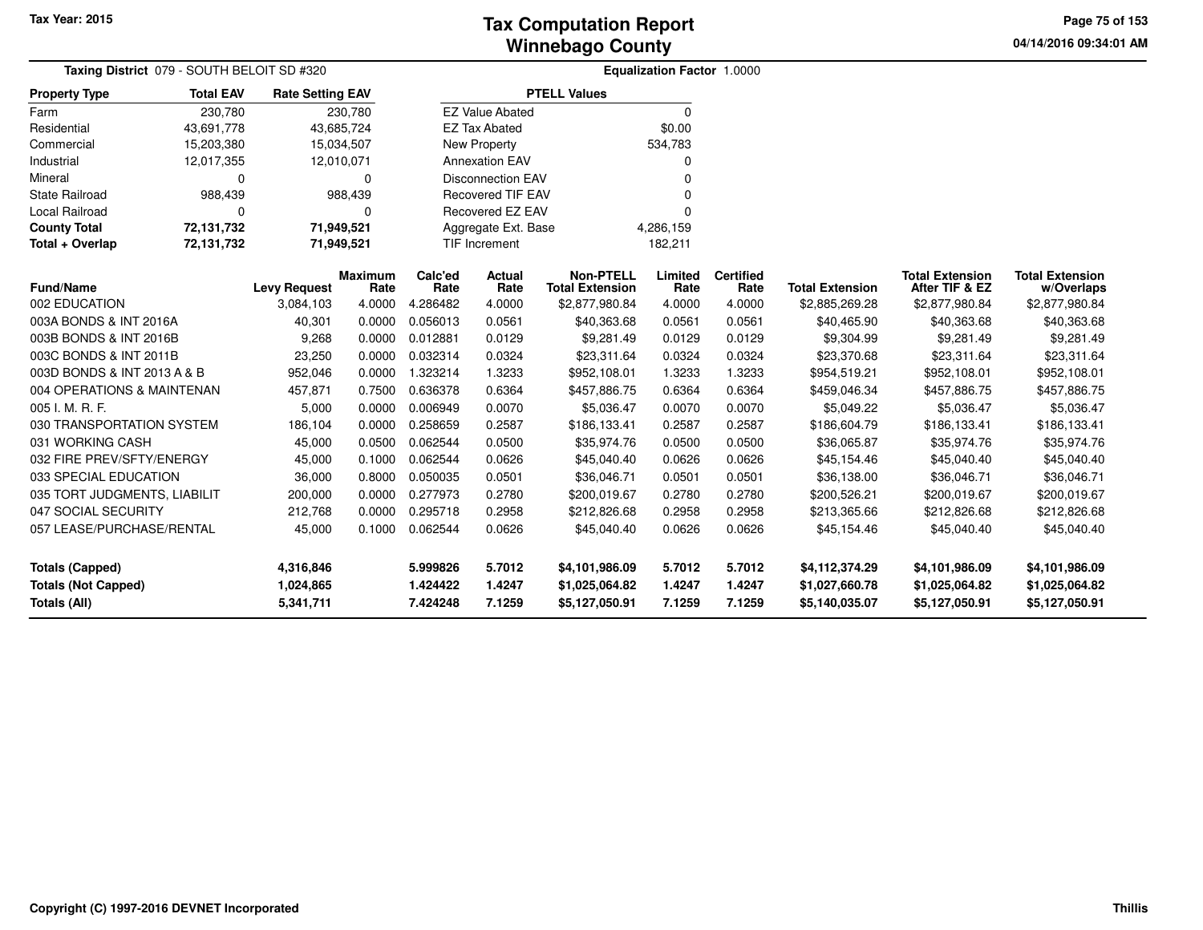Tax Year: 2015

# Tax Computation Report
## Winnebago County

04/14/2016 09:34:01 AM

**Taxing District** 079 - SOUTH BELOIT SD #320 — **Equalization Factor** 1.0000

| Property Type | Total EAV | Rate Setting EAV |
|---|---|---|
| Farm | 230,780 | 230,780 |
| Residential | 43,691,778 | 43,685,724 |
| Commercial | 15,203,380 | 15,034,507 |
| Industrial | 12,017,355 | 12,010,071 |
| Mineral | 0 | 0 |
| State Railroad | 988,439 | 988,439 |
| Local Railroad | 0 | 0 |
| **County Total** | **72,131,732** | **71,949,521** |
| **Total + Overlap** | **72,131,732** | **71,949,521** |

| PTELL Values | |
|---|---|
| EZ Value Abated | 0 |
| EZ Tax Abated | $0.00 |
| New Property | 534,783 |
| Annexation EAV | 0 |
| Disconnection EAV | 0 |
| Recovered TIF EAV | 0 |
| Recovered EZ EAV | 0 |
| Aggregate Ext. Base | 4,286,159 |
| TIF Increment | 182,211 |

| Fund/Name | Levy Request | Maximum Rate | Calc'ed Rate | Actual Rate | Non-PTELL Total Extension | Limited Rate | Certified Rate | Total Extension | Total Extension After TIF & EZ | Total Extension w/Overlaps |
|---|---|---|---|---|---|---|---|---|---|---|
| 002 EDUCATION | 3,084,103 | 4.0000 | 4.286482 | 4.0000 | $2,877,980.84 | 4.0000 | 4.0000 | $2,885,269.28 | $2,877,980.84 | $2,877,980.84 |
| 003A BONDS & INT 2016A | 40,301 | 0.0000 | 0.056013 | 0.0561 | $40,363.68 | 0.0561 | 0.0561 | $40,465.90 | $40,363.68 | $40,363.68 |
| 003B BONDS & INT 2016B | 9,268 | 0.0000 | 0.012881 | 0.0129 | $9,281.49 | 0.0129 | 0.0129 | $9,304.99 | $9,281.49 | $9,281.49 |
| 003C BONDS & INT 2011B | 23,250 | 0.0000 | 0.032314 | 0.0324 | $23,311.64 | 0.0324 | 0.0324 | $23,370.68 | $23,311.64 | $23,311.64 |
| 003D BONDS & INT 2013 A & B | 952,046 | 0.0000 | 1.323214 | 1.3233 | $952,108.01 | 1.3233 | 1.3233 | $954,519.21 | $952,108.01 | $952,108.01 |
| 004 OPERATIONS & MAINTENAN | 457,871 | 0.7500 | 0.636378 | 0.6364 | $457,886.75 | 0.6364 | 0.6364 | $459,046.34 | $457,886.75 | $457,886.75 |
| 005 I. M. R. F. | 5,000 | 0.0000 | 0.006949 | 0.0070 | $5,036.47 | 0.0070 | 0.0070 | $5,049.22 | $5,036.47 | $5,036.47 |
| 030 TRANSPORTATION SYSTEM | 186,104 | 0.0000 | 0.258659 | 0.2587 | $186,133.41 | 0.2587 | 0.2587 | $186,604.79 | $186,133.41 | $186,133.41 |
| 031 WORKING CASH | 45,000 | 0.0500 | 0.062544 | 0.0500 | $35,974.76 | 0.0500 | 0.0500 | $36,065.87 | $35,974.76 | $35,974.76 |
| 032 FIRE PREV/SFTY/ENERGY | 45,000 | 0.1000 | 0.062544 | 0.0626 | $45,040.40 | 0.0626 | 0.0626 | $45,154.46 | $45,040.40 | $45,040.40 |
| 033 SPECIAL EDUCATION | 36,000 | 0.8000 | 0.050035 | 0.0501 | $36,046.71 | 0.0501 | 0.0501 | $36,138.00 | $36,046.71 | $36,046.71 |
| 035 TORT JUDGMENTS, LIABILIT | 200,000 | 0.0000 | 0.277973 | 0.2780 | $200,019.67 | 0.2780 | 0.2780 | $200,526.21 | $200,019.67 | $200,019.67 |
| 047 SOCIAL SECURITY | 212,768 | 0.0000 | 0.295718 | 0.2958 | $212,826.68 | 0.2958 | 0.2958 | $213,365.66 | $212,826.68 | $212,826.68 |
| 057 LEASE/PURCHASE/RENTAL | 45,000 | 0.1000 | 0.062544 | 0.0626 | $45,040.40 | 0.0626 | 0.0626 | $45,154.46 | $45,040.40 | $45,040.40 |
| **Totals (Capped)** | **4,316,846** | | **5.999826** | **5.7012** | **$4,101,986.09** | **5.7012** | **5.7012** | **$4,112,374.29** | **$4,101,986.09** | **$4,101,986.09** |
| **Totals (Not Capped)** | **1,024,865** | | **1.424422** | **1.4247** | **$1,025,064.82** | **1.4247** | **1.4247** | **$1,027,660.78** | **$1,025,064.82** | **$1,025,064.82** |
| **Totals (All)** | **5,341,711** | | **7.424248** | **7.1259** | **$5,127,050.91** | **7.1259** | **7.1259** | **$5,140,035.07** | **$5,127,050.91** | **$5,127,050.91** |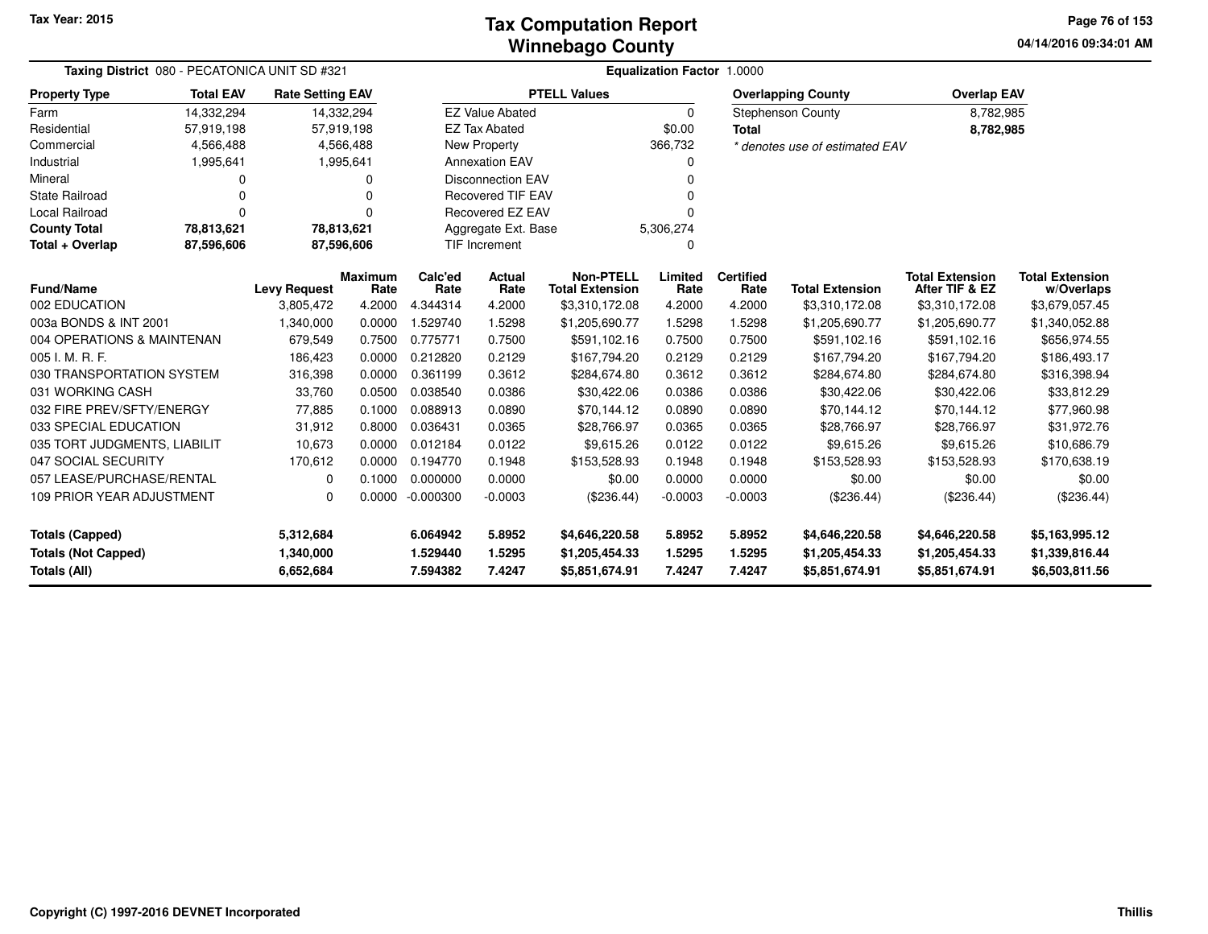Tax Year: 2015

# Tax Computation Report
## Winnebago County

04/14/2016 09:34:01 AM

**Taxing District** 080 - PECATONICA UNIT SD #321

**Equalization Factor** 1.0000

| Property Type | Total EAV | Rate Setting EAV |
|---|---|---|
| Farm | 14,332,294 | 14,332,294 |
| Residential | 57,919,198 | 57,919,198 |
| Commercial | 4,566,488 | 4,566,488 |
| Industrial | 1,995,641 | 1,995,641 |
| Mineral | 0 | 0 |
| State Railroad | 0 | 0 |
| Local Railroad | 0 | 0 |
| **County Total** | **78,813,621** | **78,813,621** |
| **Total + Overlap** | **87,596,606** | **87,596,606** |

| PTELL Values | |
|---|---|
| EZ Value Abated | 0 |
| EZ Tax Abated | $0.00 |
| New Property | 366,732 |
| Annexation EAV | 0 |
| Disconnection EAV | 0 |
| Recovered TIF EAV | 0 |
| Recovered EZ EAV | 0 |
| Aggregate Ext. Base | 5,306,274 |
| TIF Increment | 0 |

| Overlapping County | Overlap EAV |
|---|---|
| Stephenson County | 8,782,985 |
| **Total** | **8,782,985** |

* denotes use of estimated EAV

| Fund/Name | Levy Request | Maximum Rate | Calc'ed Rate | Actual Rate | Non-PTELL Total Extension | Limited Rate | Certified Rate | Total Extension | Total Extension After TIF & EZ | Total Extension w/Overlaps |
|---|---|---|---|---|---|---|---|---|---|---|
| 002 EDUCATION | 3,805,472 | 4.2000 | 4.344314 | 4.2000 | $3,310,172.08 | 4.2000 | 4.2000 | $3,310,172.08 | $3,310,172.08 | $3,679,057.45 |
| 003a BONDS & INT 2001 | 1,340,000 | 0.0000 | 1.529740 | 1.5298 | $1,205,690.77 | 1.5298 | 1.5298 | $1,205,690.77 | $1,205,690.77 | $1,340,052.88 |
| 004 OPERATIONS & MAINTENAN | 679,549 | 0.7500 | 0.775771 | 0.7500 | $591,102.16 | 0.7500 | 0.7500 | $591,102.16 | $591,102.16 | $656,974.55 |
| 005 I. M. R. F. | 186,423 | 0.0000 | 0.212820 | 0.2129 | $167,794.20 | 0.2129 | 0.2129 | $167,794.20 | $167,794.20 | $186,493.17 |
| 030 TRANSPORTATION SYSTEM | 316,398 | 0.0000 | 0.361199 | 0.3612 | $284,674.80 | 0.3612 | 0.3612 | $284,674.80 | $284,674.80 | $316,398.94 |
| 031 WORKING CASH | 33,760 | 0.0500 | 0.038540 | 0.0386 | $30,422.06 | 0.0386 | 0.0386 | $30,422.06 | $30,422.06 | $33,812.29 |
| 032 FIRE PREV/SFTY/ENERGY | 77,885 | 0.1000 | 0.088913 | 0.0890 | $70,144.12 | 0.0890 | 0.0890 | $70,144.12 | $70,144.12 | $77,960.98 |
| 033 SPECIAL EDUCATION | 31,912 | 0.8000 | 0.036431 | 0.0365 | $28,766.97 | 0.0365 | 0.0365 | $28,766.97 | $28,766.97 | $31,972.76 |
| 035 TORT JUDGMENTS, LIABILIT | 10,673 | 0.0000 | 0.012184 | 0.0122 | $9,615.26 | 0.0122 | 0.0122 | $9,615.26 | $9,615.26 | $10,686.79 |
| 047 SOCIAL SECURITY | 170,612 | 0.0000 | 0.194770 | 0.1948 | $153,528.93 | 0.1948 | 0.1948 | $153,528.93 | $153,528.93 | $170,638.19 |
| 057 LEASE/PURCHASE/RENTAL | 0 | 0.1000 | 0.000000 | 0.0000 | $0.00 | 0.0000 | 0.0000 | $0.00 | $0.00 | $0.00 |
| 109 PRIOR YEAR ADJUSTMENT | 0 | 0.0000 | -0.000300 | -0.0003 | ($236.44) | -0.0003 | -0.0003 | ($236.44) | ($236.44) | ($236.44) |
| **Totals (Capped)** | **5,312,684** | | **6.064942** | **5.8952** | **$4,646,220.58** | **5.8952** | **5.8952** | **$4,646,220.58** | **$4,646,220.58** | **$5,163,995.12** |
| **Totals (Not Capped)** | **1,340,000** | | **1.529440** | **1.5295** | **$1,205,454.33** | **1.5295** | **1.5295** | **$1,205,454.33** | **$1,205,454.33** | **$1,339,816.44** |
| **Totals (All)** | **6,652,684** | | **7.594382** | **7.4247** | **$5,851,674.91** | **7.4247** | **7.4247** | **$5,851,674.91** | **$5,851,674.91** | **$6,503,811.56** |

Copyright (C) 1997-2016 DEVNET Incorporated

Thillis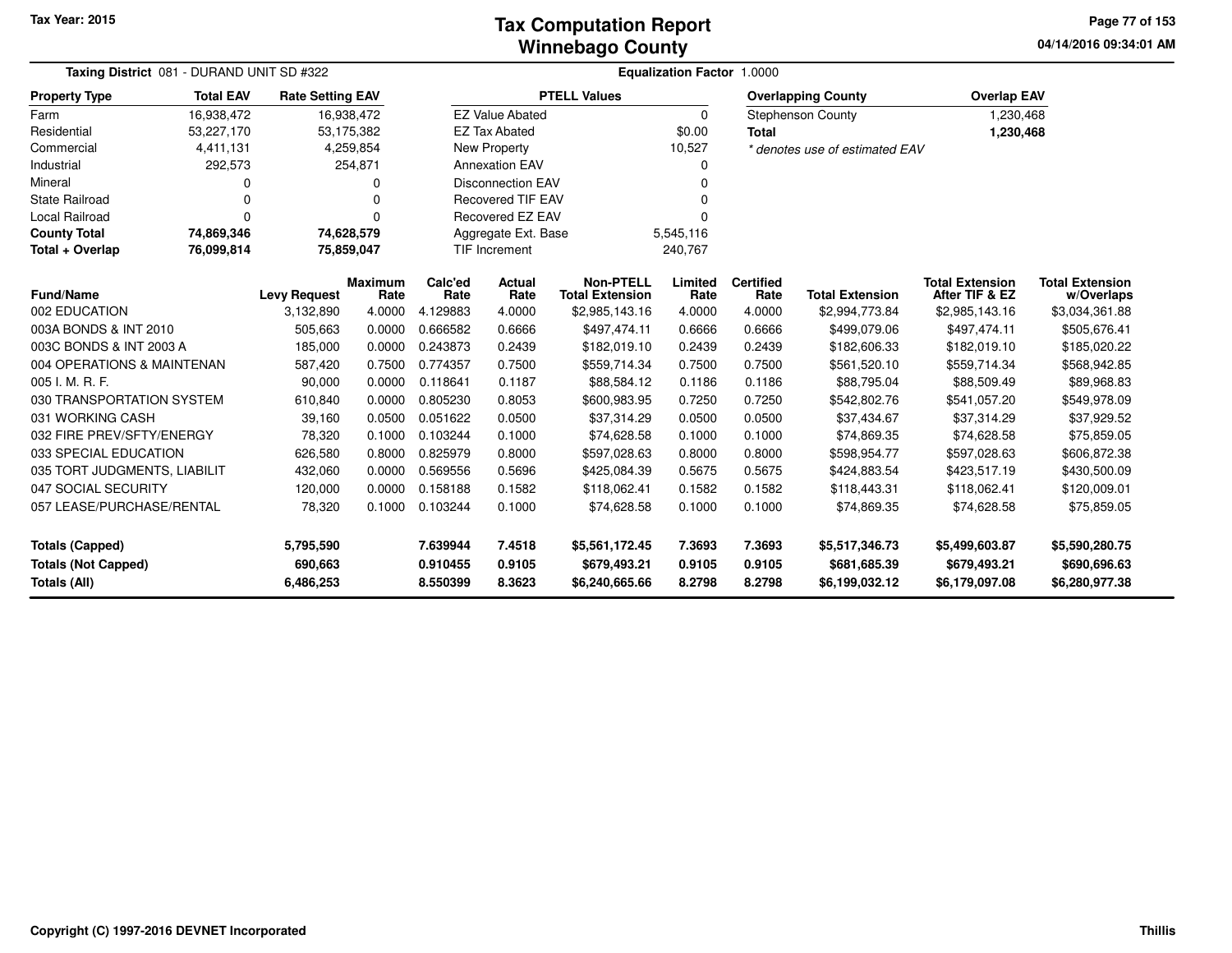# Tax Computation Report
## Winnebago County

Tax Year: 2015

04/14/2016 09:34:01 AM

**Taxing District** 081 - DURAND UNIT SD #322

**Equalization Factor** 1.0000

| Property Type | Total EAV | Rate Setting EAV |
|---|---|---|
| Farm | 16,938,472 | 16,938,472 |
| Residential | 53,227,170 | 53,175,382 |
| Commercial | 4,411,131 | 4,259,854 |
| Industrial | 292,573 | 254,871 |
| Mineral | 0 | 0 |
| State Railroad | 0 | 0 |
| Local Railroad | 0 | 0 |
| **County Total** | **74,869,346** | **74,628,579** |
| **Total + Overlap** | **76,099,814** | **75,859,047** |

| PTELL Values | |
|---|---|
| EZ Value Abated | 0 |
| EZ Tax Abated | $0.00 |
| New Property | 10,527 |
| Annexation EAV | 0 |
| Disconnection EAV | 0 |
| Recovered TIF EAV | 0 |
| Recovered EZ EAV | 0 |
| Aggregate Ext. Base | 5,545,116 |
| TIF Increment | 240,767 |

| Overlapping County | Overlap EAV |
|---|---|
| Stephenson County | 1,230,468 |
| **Total** | **1,230,468** |

* denotes use of estimated EAV

| Fund/Name | Levy Request | Maximum Rate | Calc'ed Rate | Actual Rate | Non-PTELL Total Extension | Limited Rate | Certified Rate | Total Extension | Total Extension After TIF & EZ | Total Extension w/Overlaps |
|---|---|---|---|---|---|---|---|---|---|---|
| 002 EDUCATION | 3,132,890 | 4.0000 | 4.129883 | 4.0000 | $2,985,143.16 | 4.0000 | 4.0000 | $2,994,773.84 | $2,985,143.16 | $3,034,361.88 |
| 003A BONDS & INT 2010 | 505,663 | 0.0000 | 0.666582 | 0.6666 | $497,474.11 | 0.6666 | 0.6666 | $499,079.06 | $497,474.11 | $505,676.41 |
| 003C BONDS & INT 2003 A | 185,000 | 0.0000 | 0.243873 | 0.2439 | $182,019.10 | 0.2439 | 0.2439 | $182,606.33 | $182,019.10 | $185,020.22 |
| 004 OPERATIONS & MAINTENAN | 587,420 | 0.7500 | 0.774357 | 0.7500 | $559,714.34 | 0.7500 | 0.7500 | $561,520.10 | $559,714.34 | $568,942.85 |
| 005 I. M. R. F. | 90,000 | 0.0000 | 0.118641 | 0.1187 | $88,584.12 | 0.1186 | 0.1186 | $88,795.04 | $88,509.49 | $89,968.83 |
| 030 TRANSPORTATION SYSTEM | 610,840 | 0.0000 | 0.805230 | 0.8053 | $600,983.95 | 0.7250 | 0.7250 | $542,802.76 | $541,057.20 | $549,978.09 |
| 031 WORKING CASH | 39,160 | 0.0500 | 0.051622 | 0.0500 | $37,314.29 | 0.0500 | 0.0500 | $37,434.67 | $37,314.29 | $37,929.52 |
| 032 FIRE PREV/SFTY/ENERGY | 78,320 | 0.1000 | 0.103244 | 0.1000 | $74,628.58 | 0.1000 | 0.1000 | $74,869.35 | $74,628.58 | $75,859.05 |
| 033 SPECIAL EDUCATION | 626,580 | 0.8000 | 0.825979 | 0.8000 | $597,028.63 | 0.8000 | 0.8000 | $598,954.77 | $597,028.63 | $606,872.38 |
| 035 TORT JUDGMENTS, LIABILIT | 432,060 | 0.0000 | 0.569556 | 0.5696 | $425,084.39 | 0.5675 | 0.5675 | $424,883.54 | $423,517.19 | $430,500.09 |
| 047 SOCIAL SECURITY | 120,000 | 0.0000 | 0.158188 | 0.1582 | $118,062.41 | 0.1582 | 0.1582 | $118,443.31 | $118,062.41 | $120,009.01 |
| 057 LEASE/PURCHASE/RENTAL | 78,320 | 0.1000 | 0.103244 | 0.1000 | $74,628.58 | 0.1000 | 0.1000 | $74,869.35 | $74,628.58 | $75,859.05 |
| **Totals (Capped)** | **5,795,590** | | **7.639944** | **7.4518** | **$5,561,172.45** | **7.3693** | **7.3693** | **$5,517,346.73** | **$5,499,603.87** | **$5,590,280.75** |
| **Totals (Not Capped)** | **690,663** | | **0.910455** | **0.9105** | **$679,493.21** | **0.9105** | **0.9105** | **$681,685.39** | **$679,493.21** | **$690,696.63** |
| **Totals (All)** | **6,486,253** | | **8.550399** | **8.3623** | **$6,240,665.66** | **8.2798** | **8.2798** | **$6,199,032.12** | **$6,179,097.08** | **$6,280,977.38** |

Copyright (C) 1997-2016 DEVNET Incorporated

Thillis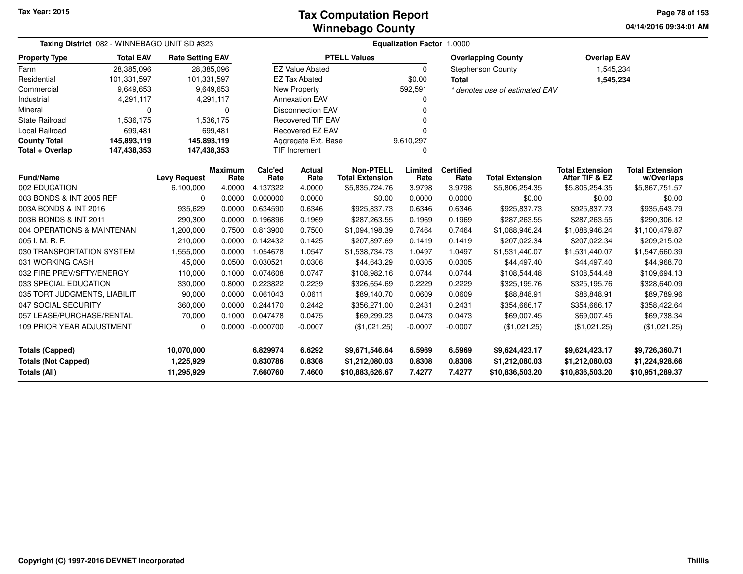Tax Year: 2015

# Tax Computation Report
## Winnebago County

04/14/2016 09:34:01 AM

**Taxing District** 082 - WINNEBAGO UNIT SD #323 **Equalization Factor** 1.0000

| Property Type | Total EAV | Rate Setting EAV |
|---|---|---|
| Farm | 28,385,096 | 28,385,096 |
| Residential | 101,331,597 | 101,331,597 |
| Commercial | 9,649,653 | 9,649,653 |
| Industrial | 4,291,117 | 4,291,117 |
| Mineral | 0 | 0 |
| State Railroad | 1,536,175 | 1,536,175 |
| Local Railroad | 699,481 | 699,481 |
| **County Total** | **145,893,119** | **145,893,119** |
| **Total + Overlap** | **147,438,353** | **147,438,353** |

| PTELL Values | |
|---|---|
| EZ Value Abated | 0 |
| EZ Tax Abated | $0.00 |
| New Property | 592,591 |
| Annexation EAV | 0 |
| Disconnection EAV | 0 |
| Recovered TIF EAV | 0 |
| Recovered EZ EAV | 0 |
| Aggregate Ext. Base | 9,610,297 |
| TIF Increment | 0 |

| Overlapping County | Overlap EAV |
|---|---|
| Stephenson County | 1,545,234 |
| **Total** | **1,545,234** |

*\* denotes use of estimated EAV*

| Fund/Name | Levy Request | Maximum Rate | Calc'ed Rate | Actual Rate | Non-PTELL Total Extension | Limited Rate | Certified Rate | Total Extension | Total Extension After TIF & EZ | Total Extension w/Overlaps |
|---|---|---|---|---|---|---|---|---|---|---|
| 002 EDUCATION | 6,100,000 | 4.0000 | 4.137322 | 4.0000 | $5,835,724.76 | 3.9798 | 3.9798 | $5,806,254.35 | $5,806,254.35 | $5,867,751.57 |
| 003 BONDS & INT 2005 REF | 0 | 0.0000 | 0.000000 | 0.0000 | $0.00 | 0.0000 | 0.0000 | $0.00 | $0.00 | $0.00 |
| 003A BONDS & INT 2016 | 935,629 | 0.0000 | 0.634590 | 0.6346 | $925,837.73 | 0.6346 | 0.6346 | $925,837.73 | $925,837.73 | $935,643.79 |
| 003B BONDS & INT 2011 | 290,300 | 0.0000 | 0.196896 | 0.1969 | $287,263.55 | 0.1969 | 0.1969 | $287,263.55 | $287,263.55 | $290,306.12 |
| 004 OPERATIONS & MAINTENAN | 1,200,000 | 0.7500 | 0.813900 | 0.7500 | $1,094,198.39 | 0.7464 | 0.7464 | $1,088,946.24 | $1,088,946.24 | $1,100,479.87 |
| 005 I. M. R. F. | 210,000 | 0.0000 | 0.142432 | 0.1425 | $207,897.69 | 0.1419 | 0.1419 | $207,022.34 | $207,022.34 | $209,215.02 |
| 030 TRANSPORTATION SYSTEM | 1,555,000 | 0.0000 | 1.054678 | 1.0547 | $1,538,734.73 | 1.0497 | 1.0497 | $1,531,440.07 | $1,531,440.07 | $1,547,660.39 |
| 031 WORKING CASH | 45,000 | 0.0500 | 0.030521 | 0.0306 | $44,643.29 | 0.0305 | 0.0305 | $44,497.40 | $44,497.40 | $44,968.70 |
| 032 FIRE PREV/SFTY/ENERGY | 110,000 | 0.1000 | 0.074608 | 0.0747 | $108,982.16 | 0.0744 | 0.0744 | $108,544.48 | $108,544.48 | $109,694.13 |
| 033 SPECIAL EDUCATION | 330,000 | 0.8000 | 0.223822 | 0.2239 | $326,654.69 | 0.2229 | 0.2229 | $325,195.76 | $325,195.76 | $328,640.09 |
| 035 TORT JUDGMENTS, LIABILIT | 90,000 | 0.0000 | 0.061043 | 0.0611 | $89,140.70 | 0.0609 | 0.0609 | $88,848.91 | $88,848.91 | $89,789.96 |
| 047 SOCIAL SECURITY | 360,000 | 0.0000 | 0.244170 | 0.2442 | $356,271.00 | 0.2431 | 0.2431 | $354,666.17 | $354,666.17 | $358,422.64 |
| 057 LEASE/PURCHASE/RENTAL | 70,000 | 0.1000 | 0.047478 | 0.0475 | $69,299.23 | 0.0473 | 0.0473 | $69,007.45 | $69,007.45 | $69,738.34 |
| 109 PRIOR YEAR ADJUSTMENT | 0 | 0.0000 | -0.000700 | -0.0007 | ($1,021.25) | -0.0007 | -0.0007 | ($1,021.25) | ($1,021.25) | ($1,021.25) |
| **Totals (Capped)** | **10,070,000** | | **6.829974** | **6.6292** | **$9,671,546.64** | **6.5969** | **6.5969** | **$9,624,423.17** | **$9,624,423.17** | **$9,726,360.71** |
| **Totals (Not Capped)** | **1,225,929** | | **0.830786** | **0.8308** | **$1,212,080.03** | **0.8308** | **0.8308** | **$1,212,080.03** | **$1,212,080.03** | **$1,224,928.66** |
| **Totals (All)** | **11,295,929** | | **7.660760** | **7.4600** | **$10,883,626.67** | **7.4277** | **7.4277** | **$10,836,503.20** | **$10,836,503.20** | **$10,951,289.37** |

Copyright (C) 1997-2016 DEVNET Incorporated

Thillis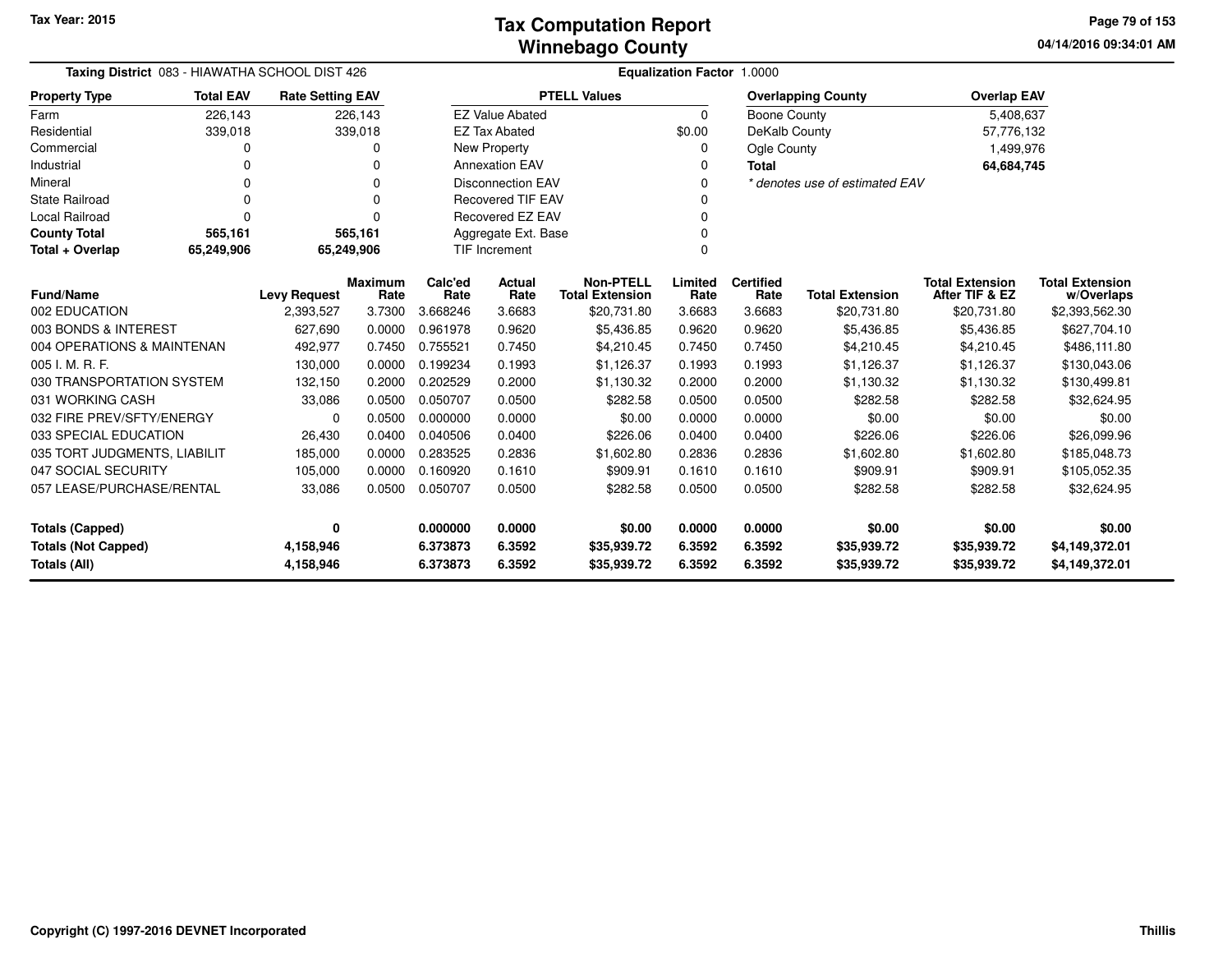Tax Year: 2015

# Tax Computation Report
# Winnebago County

04/14/2016 09:34:01 AM

**Taxing District** 083 - HIAWATHA SCHOOL DIST 426

**Equalization Factor** 1.0000

| Property Type | Total EAV | Rate Setting EAV |
|---|---|---|
| Farm | 226,143 | 226,143 |
| Residential | 339,018 | 339,018 |
| Commercial | 0 | 0 |
| Industrial | 0 | 0 |
| Mineral | 0 | 0 |
| State Railroad | 0 | 0 |
| Local Railroad | 0 | 0 |
| **County Total** | **565,161** | **565,161** |
| **Total + Overlap** | **65,249,906** | **65,249,906** |

| PTELL Values | |
|---|---|
| EZ Value Abated | 0 |
| EZ Tax Abated | $0.00 |
| New Property | 0 |
| Annexation EAV | 0 |
| Disconnection EAV | 0 |
| Recovered TIF EAV | 0 |
| Recovered EZ EAV | 0 |
| Aggregate Ext. Base | 0 |
| TIF Increment | 0 |

| Overlapping County | Overlap EAV |
|---|---|
| Boone County | 5,408,637 |
| DeKalb County | 57,776,132 |
| Ogle County | 1,499,976 |
| **Total** | **64,684,745** |

*\* denotes use of estimated EAV*

| Fund/Name | Levy Request | Maximum Rate | Calc'ed Rate | Actual Rate | Non-PTELL Total Extension | Limited Rate | Certified Rate | Total Extension | Total Extension After TIF & EZ | Total Extension w/Overlaps |
|---|---|---|---|---|---|---|---|---|---|---|
| 002 EDUCATION | 2,393,527 | 3.7300 | 3.668246 | 3.6683 | $20,731.80 | 3.6683 | 3.6683 | $20,731.80 | $20,731.80 | $2,393,562.30 |
| 003 BONDS & INTEREST | 627,690 | 0.0000 | 0.961978 | 0.9620 | $5,436.85 | 0.9620 | 0.9620 | $5,436.85 | $5,436.85 | $627,704.10 |
| 004 OPERATIONS & MAINTENAN | 492,977 | 0.7450 | 0.755521 | 0.7450 | $4,210.45 | 0.7450 | 0.7450 | $4,210.45 | $4,210.45 | $486,111.80 |
| 005 I. M. R. F. | 130,000 | 0.0000 | 0.199234 | 0.1993 | $1,126.37 | 0.1993 | 0.1993 | $1,126.37 | $1,126.37 | $130,043.06 |
| 030 TRANSPORTATION SYSTEM | 132,150 | 0.2000 | 0.202529 | 0.2000 | $1,130.32 | 0.2000 | 0.2000 | $1,130.32 | $1,130.32 | $130,499.81 |
| 031 WORKING CASH | 33,086 | 0.0500 | 0.050707 | 0.0500 | $282.58 | 0.0500 | 0.0500 | $282.58 | $282.58 | $32,624.95 |
| 032 FIRE PREV/SFTY/ENERGY | 0 | 0.0500 | 0.000000 | 0.0000 | $0.00 | 0.0000 | 0.0000 | $0.00 | $0.00 | $0.00 |
| 033 SPECIAL EDUCATION | 26,430 | 0.0400 | 0.040506 | 0.0400 | $226.06 | 0.0400 | 0.0400 | $226.06 | $226.06 | $26,099.96 |
| 035 TORT JUDGMENTS, LIABILIT | 185,000 | 0.0000 | 0.283525 | 0.2836 | $1,602.80 | 0.2836 | 0.2836 | $1,602.80 | $1,602.80 | $185,048.73 |
| 047 SOCIAL SECURITY | 105,000 | 0.0000 | 0.160920 | 0.1610 | $909.91 | 0.1610 | 0.1610 | $909.91 | $909.91 | $105,052.35 |
| 057 LEASE/PURCHASE/RENTAL | 33,086 | 0.0500 | 0.050707 | 0.0500 | $282.58 | 0.0500 | 0.0500 | $282.58 | $282.58 | $32,624.95 |
| **Totals (Capped)** | **0** | | **0.000000** | **0.0000** | **$0.00** | **0.0000** | **0.0000** | **$0.00** | **$0.00** | **$0.00** |
| **Totals (Not Capped)** | **4,158,946** | | **6.373873** | **6.3592** | **$35,939.72** | **6.3592** | **6.3592** | **$35,939.72** | **$35,939.72** | **$4,149,372.01** |
| **Totals (All)** | **4,158,946** | | **6.373873** | **6.3592** | **$35,939.72** | **6.3592** | **6.3592** | **$35,939.72** | **$35,939.72** | **$4,149,372.01** |

Copyright (C) 1997-2016 DEVNET Incorporated

Thillis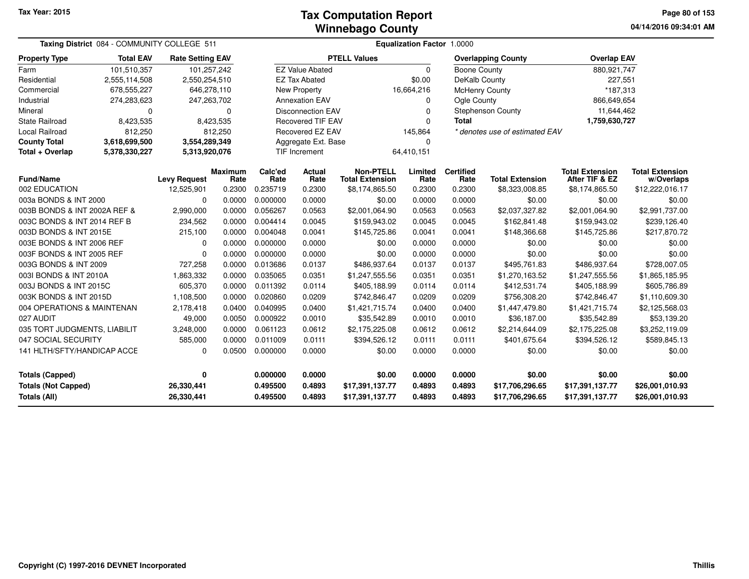Tax Year: 2015

# Tax Computation Report
# Winnebago County

04/14/2016 09:34:01 AM

**Taxing District** 084 - COMMUNITY COLLEGE 511 — **Equalization Factor** 1.0000

| Property Type | Total EAV | Rate Setting EAV |
|---|---|---|
| Farm | 101,510,357 | 101,257,242 |
| Residential | 2,555,114,508 | 2,550,254,510 |
| Commercial | 678,555,227 | 646,278,110 |
| Industrial | 274,283,623 | 247,263,702 |
| Mineral | 0 | 0 |
| State Railroad | 8,423,535 | 8,423,535 |
| Local Railroad | 812,250 | 812,250 |
| **County Total** | **3,618,699,500** | **3,554,289,349** |
| **Total + Overlap** | **5,378,330,227** | **5,313,920,076** |

| PTELL Values | |
|---|---|
| EZ Value Abated | 0 |
| EZ Tax Abated | $0.00 |
| New Property | 16,664,216 |
| Annexation EAV | 0 |
| Disconnection EAV | 0 |
| Recovered TIF EAV | 0 |
| Recovered EZ EAV | 145,864 |
| Aggregate Ext. Base | 0 |
| TIF Increment | 64,410,151 |

| Overlapping County | Overlap EAV |
|---|---|
| Boone County | 880,921,747 |
| DeKalb County | 227,551 |
| McHenry County | *187,313 |
| Ogle County | 866,649,654 |
| Stephenson County | 11,644,462 |
| **Total** | **1,759,630,727** |

*\* denotes use of estimated EAV*

| Fund/Name | Levy Request | Maximum Rate | Calc'ed Rate | Actual Rate | Non-PTELL Total Extension | Limited Rate | Certified Rate | Total Extension | Total Extension After TIF & EZ | Total Extension w/Overlaps |
|---|---|---|---|---|---|---|---|---|---|---|
| 002 EDUCATION | 12,525,901 | 0.2300 | 0.235719 | 0.2300 | $8,174,865.50 | 0.2300 | 0.2300 | $8,323,008.85 | $8,174,865.50 | $12,222,016.17 |
| 003a BONDS & INT 2000 | 0 | 0.0000 | 0.000000 | 0.0000 | $0.00 | 0.0000 | 0.0000 | $0.00 | $0.00 | $0.00 |
| 003B BONDS & INT 2002A REF & | 2,990,000 | 0.0000 | 0.056267 | 0.0563 | $2,001,064.90 | 0.0563 | 0.0563 | $2,037,327.82 | $2,001,064.90 | $2,991,737.00 |
| 003C BONDS & INT 2014 REF B | 234,562 | 0.0000 | 0.004414 | 0.0045 | $159,943.02 | 0.0045 | 0.0045 | $162,841.48 | $159,943.02 | $239,126.40 |
| 003D BONDS & INT 2015E | 215,100 | 0.0000 | 0.004048 | 0.0041 | $145,725.86 | 0.0041 | 0.0041 | $148,366.68 | $145,725.86 | $217,870.72 |
| 003E BONDS & INT 2006 REF | 0 | 0.0000 | 0.000000 | 0.0000 | $0.00 | 0.0000 | 0.0000 | $0.00 | $0.00 | $0.00 |
| 003F BONDS & INT 2005 REF | 0 | 0.0000 | 0.000000 | 0.0000 | $0.00 | 0.0000 | 0.0000 | $0.00 | $0.00 | $0.00 |
| 003G BONDS & INT 2009 | 727,258 | 0.0000 | 0.013686 | 0.0137 | $486,937.64 | 0.0137 | 0.0137 | $495,761.83 | $486,937.64 | $728,007.05 |
| 003I BONDS & INT 2010A | 1,863,332 | 0.0000 | 0.035065 | 0.0351 | $1,247,555.56 | 0.0351 | 0.0351 | $1,270,163.52 | $1,247,555.56 | $1,865,185.95 |
| 003J BONDS & INT 2015C | 605,370 | 0.0000 | 0.011392 | 0.0114 | $405,188.99 | 0.0114 | 0.0114 | $412,531.74 | $405,188.99 | $605,786.89 |
| 003K BONDS & INT 2015D | 1,108,500 | 0.0000 | 0.020860 | 0.0209 | $742,846.47 | 0.0209 | 0.0209 | $756,308.20 | $742,846.47 | $1,110,609.30 |
| 004 OPERATIONS & MAINTENAN | 2,178,418 | 0.0400 | 0.040995 | 0.0400 | $1,421,715.74 | 0.0400 | 0.0400 | $1,447,479.80 | $1,421,715.74 | $2,125,568.03 |
| 027 AUDIT | 49,000 | 0.0050 | 0.000922 | 0.0010 | $35,542.89 | 0.0010 | 0.0010 | $36,187.00 | $35,542.89 | $53,139.20 |
| 035 TORT JUDGMENTS, LIABILIT | 3,248,000 | 0.0000 | 0.061123 | 0.0612 | $2,175,225.08 | 0.0612 | 0.0612 | $2,214,644.09 | $2,175,225.08 | $3,252,119.09 |
| 047 SOCIAL SECURITY | 585,000 | 0.0000 | 0.011009 | 0.0111 | $394,526.12 | 0.0111 | 0.0111 | $401,675.64 | $394,526.12 | $589,845.13 |
| 141 HLTH/SFTY/HANDICAP ACCE | 0 | 0.0500 | 0.000000 | 0.0000 | $0.00 | 0.0000 | 0.0000 | $0.00 | $0.00 | $0.00 |
| **Totals (Capped)** | **0** | | **0.000000** | **0.0000** | **$0.00** | **0.0000** | **0.0000** | **$0.00** | **$0.00** | **$0.00** |
| **Totals (Not Capped)** | **26,330,441** | | **0.495500** | **0.4893** | **$17,391,137.77** | **0.4893** | **0.4893** | **$17,706,296.65** | **$17,391,137.77** | **$26,001,010.93** |
| **Totals (All)** | **26,330,441** | | **0.495500** | **0.4893** | **$17,391,137.77** | **0.4893** | **0.4893** | **$17,706,296.65** | **$17,391,137.77** | **$26,001,010.93** |

Copyright (C) 1997-2016 DEVNET Incorporated — Thillis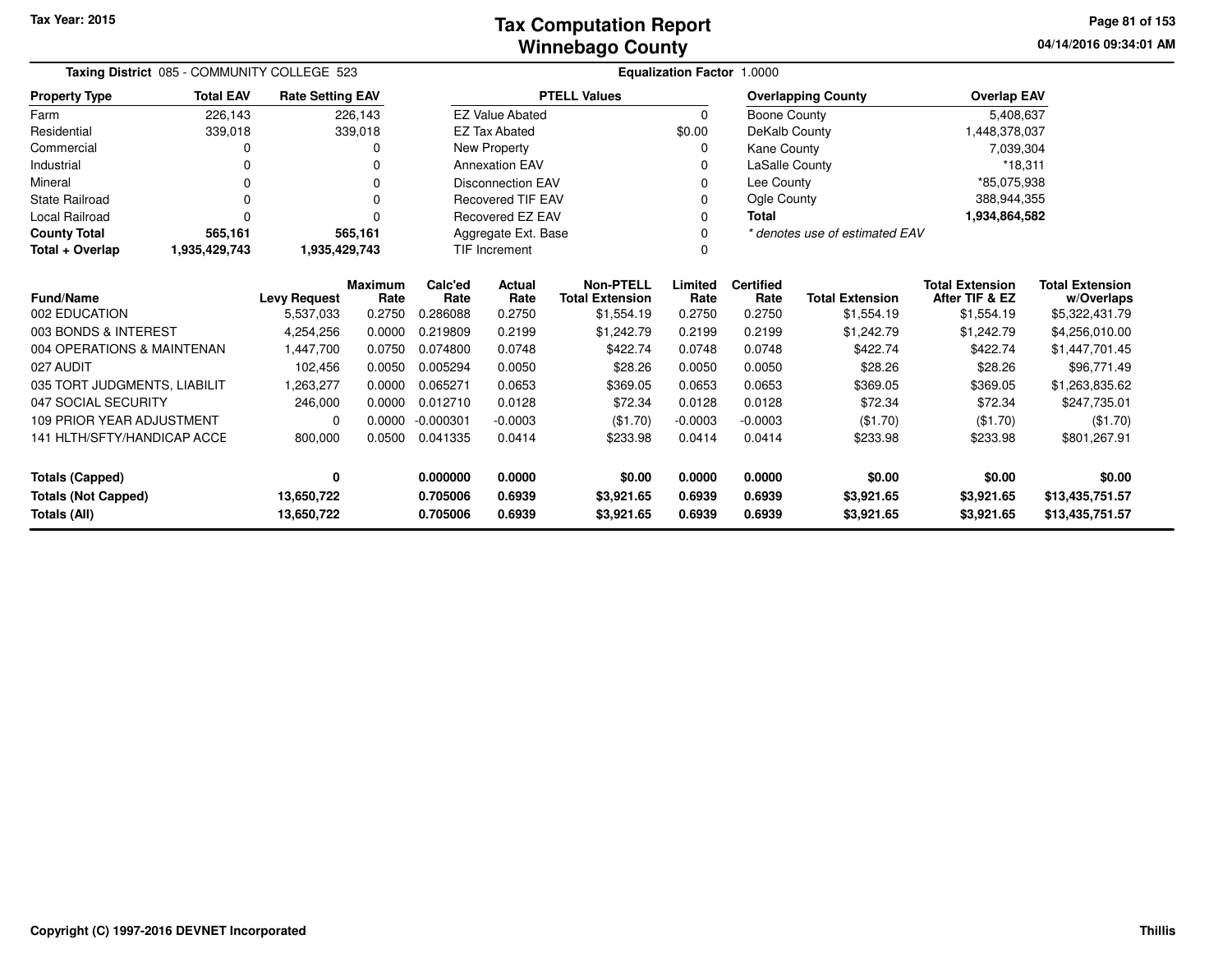# Tax Computation Report
# Winnebago County

Tax Year: 2015

04/14/2016 09:34:01 AM

**Taxing District** 085 - COMMUNITY COLLEGE 523 **Equalization Factor** 1.0000

| Property Type | Total EAV | Rate Setting EAV |
|---|---|---|
| Farm | 226,143 | 226,143 |
| Residential | 339,018 | 339,018 |
| Commercial | 0 | 0 |
| Industrial | 0 | 0 |
| Mineral | 0 | 0 |
| State Railroad | 0 | 0 |
| Local Railroad | 0 | 0 |
| **County Total** | **565,161** | **565,161** |
| **Total + Overlap** | **1,935,429,743** | **1,935,429,743** |

| PTELL Values | |
|---|---|
| EZ Value Abated | 0 |
| EZ Tax Abated | $0.00 |
| New Property | 0 |
| Annexation EAV | 0 |
| Disconnection EAV | 0 |
| Recovered TIF EAV | 0 |
| Recovered EZ EAV | 0 |
| Aggregate Ext. Base | 0 |
| TIF Increment | 0 |

| Overlapping County | Overlap EAV |
|---|---|
| Boone County | 5,408,637 |
| DeKalb County | 1,448,378,037 |
| Kane County | 7,039,304 |
| LaSalle County | *18,311 |
| Lee County | *85,075,938 |
| Ogle County | 388,944,355 |
| **Total** | **1,934,864,582** |

*\* denotes use of estimated EAV*

| Fund/Name | Levy Request | Maximum Rate | Calc'ed Rate | Actual Rate | Non-PTELL Total Extension | Limited Rate | Certified Rate | Total Extension | Total Extension After TIF & EZ | Total Extension w/Overlaps |
|---|---|---|---|---|---|---|---|---|---|---|
| 002 EDUCATION | 5,537,033 | 0.2750 | 0.286088 | 0.2750 | $1,554.19 | 0.2750 | 0.2750 | $1,554.19 | $1,554.19 | $5,322,431.79 |
| 003 BONDS & INTEREST | 4,254,256 | 0.0000 | 0.219809 | 0.2199 | $1,242.79 | 0.2199 | 0.2199 | $1,242.79 | $1,242.79 | $4,256,010.00 |
| 004 OPERATIONS & MAINTENAN | 1,447,700 | 0.0750 | 0.074800 | 0.0748 | $422.74 | 0.0748 | 0.0748 | $422.74 | $422.74 | $1,447,701.45 |
| 027 AUDIT | 102,456 | 0.0050 | 0.005294 | 0.0050 | $28.26 | 0.0050 | 0.0050 | $28.26 | $28.26 | $96,771.49 |
| 035 TORT JUDGMENTS, LIABILIT | 1,263,277 | 0.0000 | 0.065271 | 0.0653 | $369.05 | 0.0653 | 0.0653 | $369.05 | $369.05 | $1,263,835.62 |
| 047 SOCIAL SECURITY | 246,000 | 0.0000 | 0.012710 | 0.0128 | $72.34 | 0.0128 | 0.0128 | $72.34 | $72.34 | $247,735.01 |
| 109 PRIOR YEAR ADJUSTMENT | 0 | 0.0000 | -0.000301 | -0.0003 | ($1.70) | -0.0003 | -0.0003 | ($1.70) | ($1.70) | ($1.70) |
| 141 HLTH/SFTY/HANDICAP ACCE | 800,000 | 0.0500 | 0.041335 | 0.0414 | $233.98 | 0.0414 | 0.0414 | $233.98 | $233.98 | $801,267.91 |
| **Totals (Capped)** | **0** | | **0.000000** | **0.0000** | **$0.00** | **0.0000** | **0.0000** | **$0.00** | **$0.00** | **$0.00** |
| **Totals (Not Capped)** | **13,650,722** | | **0.705006** | **0.6939** | **$3,921.65** | **0.6939** | **0.6939** | **$3,921.65** | **$3,921.65** | **$13,435,751.57** |
| **Totals (All)** | **13,650,722** | | **0.705006** | **0.6939** | **$3,921.65** | **0.6939** | **0.6939** | **$3,921.65** | **$3,921.65** | **$13,435,751.57** |

Copyright (C) 1997-2016 DEVNET Incorporated

Thillis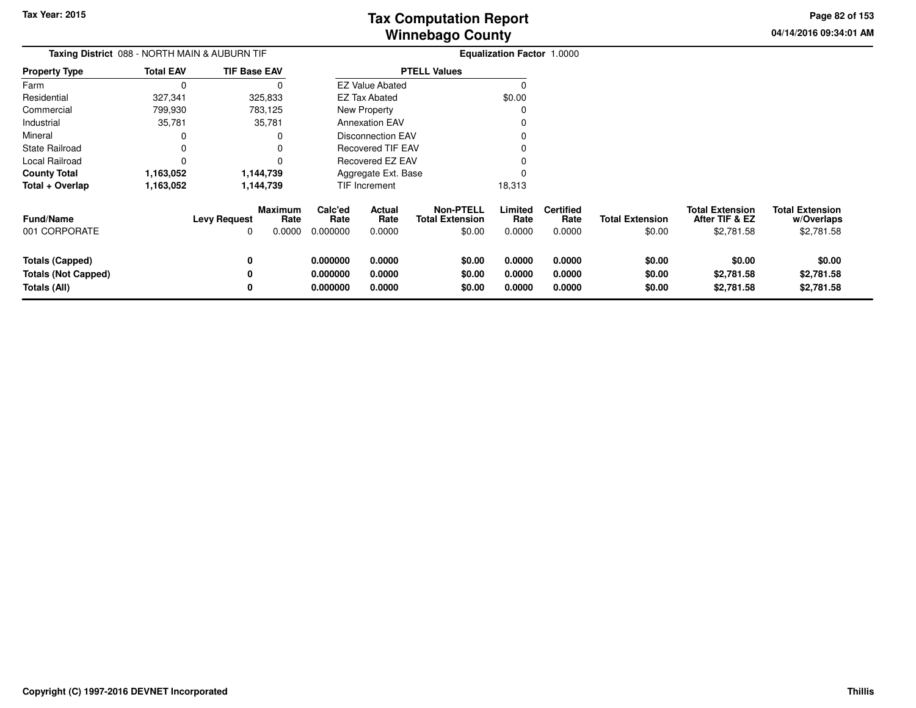# Tax Computation Report
## Winnebago County

Tax Year: 2015

**Taxing District** 088 - NORTH MAIN & AUBURN TIF

**Equalization Factor** 1.0000

| Property Type | Total EAV | TIF Base EAV |
|---|---|---|
| Farm | 0 | 0 |
| Residential | 327,341 | 325,833 |
| Commercial | 799,930 | 783,125 |
| Industrial | 35,781 | 35,781 |
| Mineral | 0 | 0 |
| State Railroad | 0 | 0 |
| Local Railroad | 0 | 0 |
| **County Total** | **1,163,052** | **1,144,739** |
| **Total + Overlap** | **1,163,052** | **1,144,739** |

| PTELL Values | |
|---|---|
| EZ Value Abated | 0 |
| EZ Tax Abated | $0.00 |
| New Property | 0 |
| Annexation EAV | 0 |
| Disconnection EAV | 0 |
| Recovered TIF EAV | 0 |
| Recovered EZ EAV | 0 |
| Aggregate Ext. Base | 0 |
| TIF Increment | 18,313 |

| Fund/Name | Levy Request | Maximum Rate | Calc'ed Rate | Actual Rate | Non-PTELL Total Extension | Limited Rate | Certified Rate | Total Extension | Total Extension After TIF & EZ | Total Extension w/Overlaps |
|---|---|---|---|---|---|---|---|---|---|---|
| 001 CORPORATE | 0 | 0.0000 | 0.000000 | 0.0000 | $0.00 | 0.0000 | 0.0000 | $0.00 | $2,781.58 | $2,781.58 |
| **Totals (Capped)** | **0** | | **0.000000** | **0.0000** | **$0.00** | **0.0000** | **0.0000** | **$0.00** | **$0.00** | **$0.00** |
| **Totals (Not Capped)** | **0** | | **0.000000** | **0.0000** | **$0.00** | **0.0000** | **0.0000** | **$0.00** | **$2,781.58** | **$2,781.58** |
| **Totals (All)** | **0** | | **0.000000** | **0.0000** | **$0.00** | **0.0000** | **0.0000** | **$0.00** | **$2,781.58** | **$2,781.58** |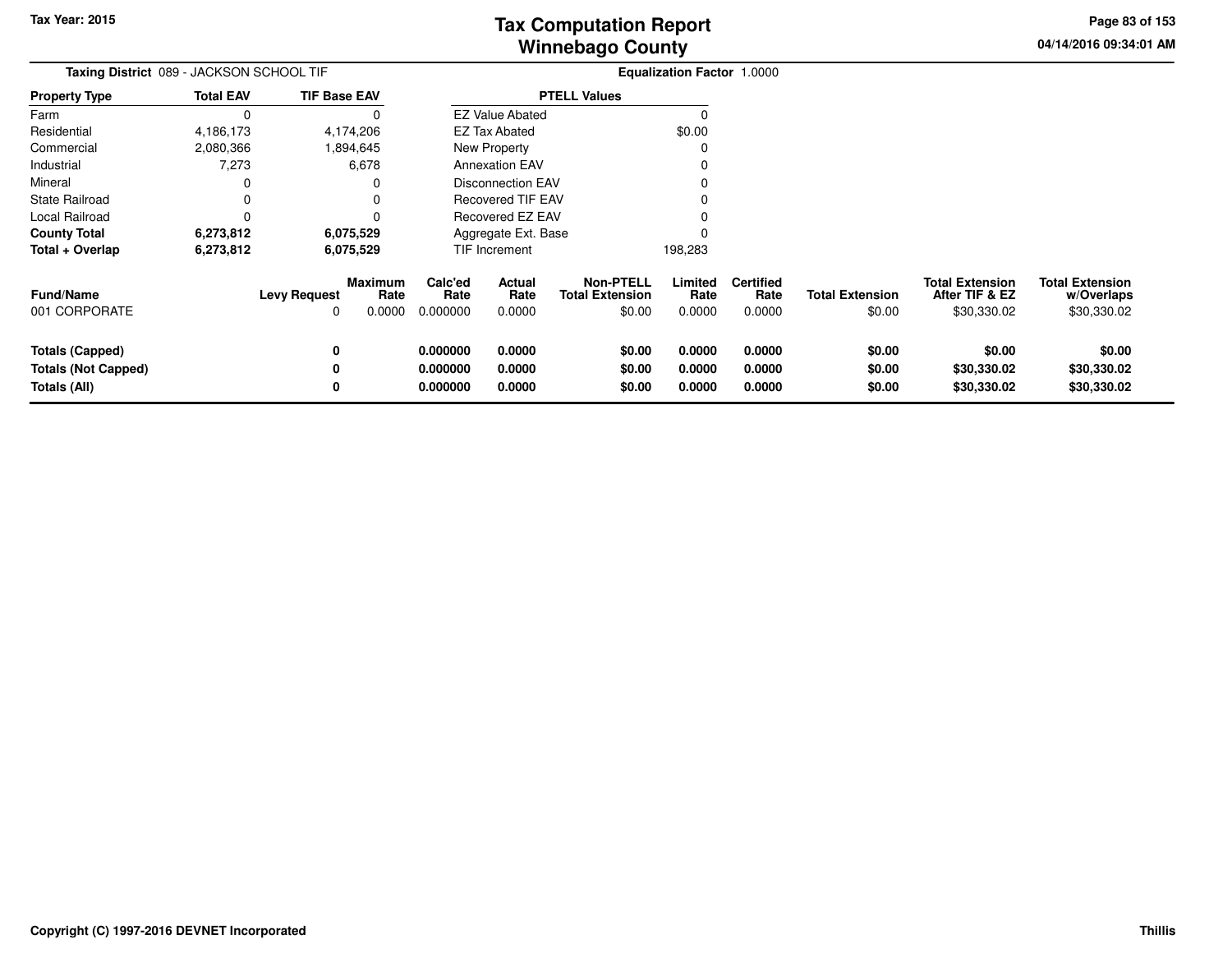Tax Year: 2015

# Tax Computation Report
# Winnebago County

04/14/2016 09:34:01 AM

**Taxing District** 089 - JACKSON SCHOOL TIF

**Equalization Factor** 1.0000

| Property Type | Total EAV | TIF Base EAV |
|---|---|---|
| Farm | 0 | 0 |
| Residential | 4,186,173 | 4,174,206 |
| Commercial | 2,080,366 | 1,894,645 |
| Industrial | 7,273 | 6,678 |
| Mineral | 0 | 0 |
| State Railroad | 0 | 0 |
| Local Railroad | 0 | 0 |
| **County Total** | **6,273,812** | **6,075,529** |
| **Total + Overlap** | **6,273,812** | **6,075,529** |

| PTELL Values | |
|---|---|
| EZ Value Abated | 0 |
| EZ Tax Abated | $0.00 |
| New Property | 0 |
| Annexation EAV | 0 |
| Disconnection EAV | 0 |
| Recovered TIF EAV | 0 |
| Recovered EZ EAV | 0 |
| Aggregate Ext. Base | 0 |
| TIF Increment | 198,283 |

| Fund/Name | Levy Request | Maximum Rate | Calc'ed Rate | Actual Rate | Non-PTELL Total Extension | Limited Rate | Certified Rate | Total Extension | Total Extension After TIF & EZ | Total Extension w/Overlaps |
|---|---|---|---|---|---|---|---|---|---|---|
| 001 CORPORATE | 0 | 0.0000 | 0.000000 | 0.0000 | $0.00 | 0.0000 | 0.0000 | $0.00 | $30,330.02 | $30,330.02 |
| **Totals (Capped)** | **0** | | **0.000000** | **0.0000** | **$0.00** | **0.0000** | **0.0000** | **$0.00** | **$0.00** | **$0.00** |
| **Totals (Not Capped)** | **0** | | **0.000000** | **0.0000** | **$0.00** | **0.0000** | **0.0000** | **$0.00** | **$30,330.02** | **$30,330.02** |
| **Totals (All)** | **0** | | **0.000000** | **0.0000** | **$0.00** | **0.0000** | **0.0000** | **$0.00** | **$30,330.02** | **$30,330.02** |

Copyright (C) 1997-2016 DEVNET Incorporated

Thillis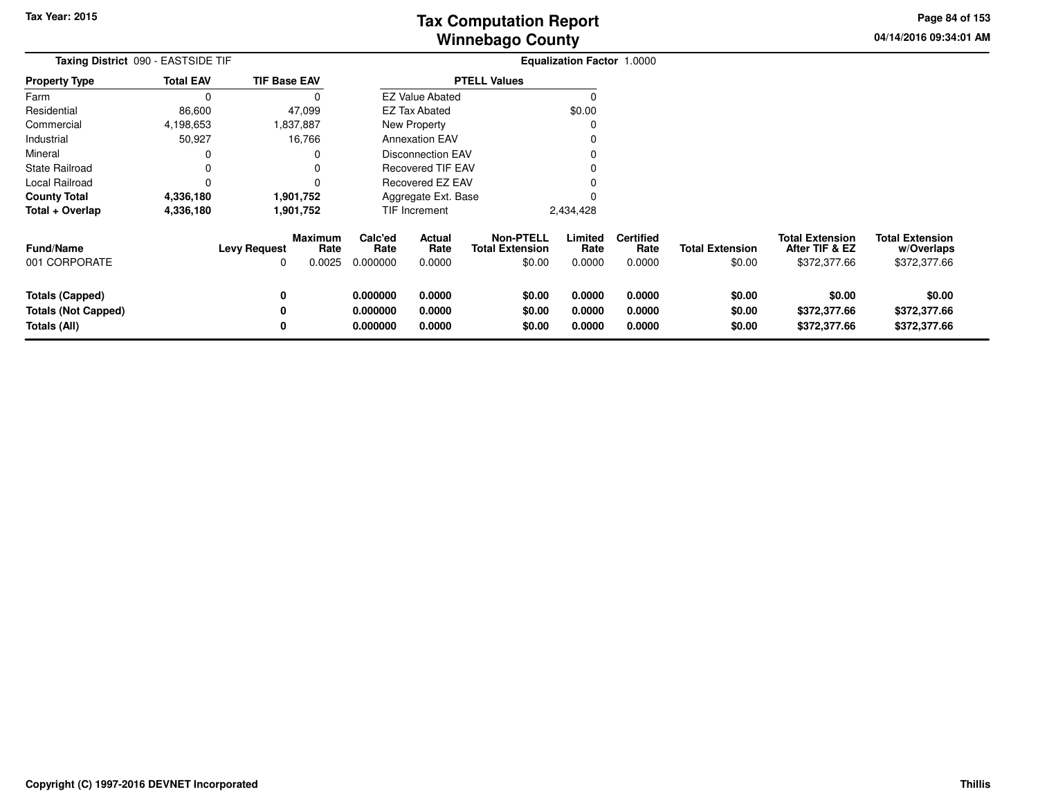# Tax Computation Report
## Winnebago County

Tax Year: 2015

04/14/2016 09:34:01 AM

**Taxing District** 090 - EASTSIDE TIF

**Equalization Factor** 1.0000

| Property Type | Total EAV | TIF Base EAV |
|---|---|---|
| Farm | 0 | 0 |
| Residential | 86,600 | 47,099 |
| Commercial | 4,198,653 | 1,837,887 |
| Industrial | 50,927 | 16,766 |
| Mineral | 0 | 0 |
| State Railroad | 0 | 0 |
| Local Railroad | 0 | 0 |
| **County Total** | **4,336,180** | **1,901,752** |
| **Total + Overlap** | **4,336,180** | **1,901,752** |

| PTELL Values | |
|---|---|
| EZ Value Abated | 0 |
| EZ Tax Abated | $0.00 |
| New Property | 0 |
| Annexation EAV | 0 |
| Disconnection EAV | 0 |
| Recovered TIF EAV | 0 |
| Recovered EZ EAV | 0 |
| Aggregate Ext. Base | 0 |
| TIF Increment | 2,434,428 |

| Fund/Name | Levy Request | Maximum Rate | Calc'ed Rate | Actual Rate | Non-PTELL Total Extension | Limited Rate | Certified Rate | Total Extension | Total Extension After TIF & EZ | Total Extension w/Overlaps |
|---|---|---|---|---|---|---|---|---|---|---|
| 001 CORPORATE | 0 | 0.0025 | 0.000000 | 0.0000 | $0.00 | 0.0000 | 0.0000 | $0.00 | $372,377.66 | $372,377.66 |
| **Totals (Capped)** | **0** | | **0.000000** | **0.0000** | **$0.00** | **0.0000** | **0.0000** | **$0.00** | **$0.00** | **$0.00** |
| **Totals (Not Capped)** | **0** | | **0.000000** | **0.0000** | **$0.00** | **0.0000** | **0.0000** | **$0.00** | **$372,377.66** | **$372,377.66** |
| **Totals (All)** | **0** | | **0.000000** | **0.0000** | **$0.00** | **0.0000** | **0.0000** | **$0.00** | **$372,377.66** | **$372,377.66** |

Copyright (C) 1997-2016 DEVNET Incorporated

Thillis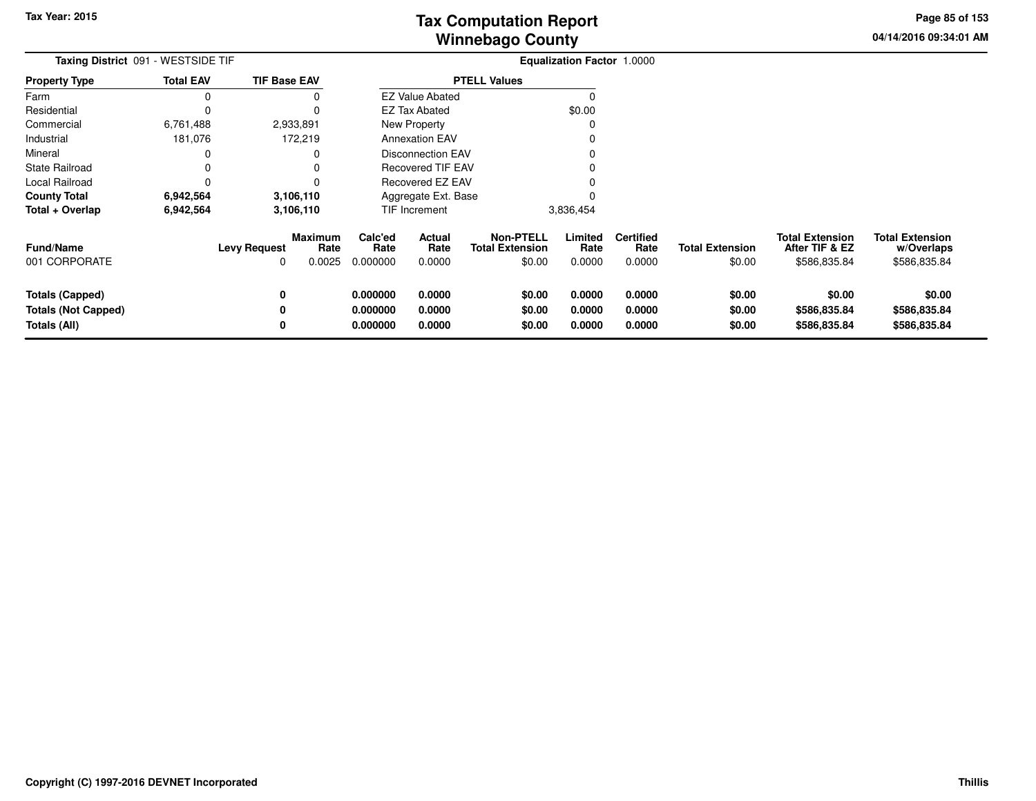# Tax Computation Report
## Winnebago County

Tax Year: 2015

04/14/2016 09:34:01 AM

**Taxing District** 091 - WESTSIDE TIF **Equalization Factor** 1.0000

| Property Type | Total EAV | TIF Base EAV |
|---|---|---|
| Farm | 0 | 0 |
| Residential | 0 | 0 |
| Commercial | 6,761,488 | 2,933,891 |
| Industrial | 181,076 | 172,219 |
| Mineral | 0 | 0 |
| State Railroad | 0 | 0 |
| Local Railroad | 0 | 0 |
| **County Total** | **6,942,564** | **3,106,110** |
| **Total + Overlap** | **6,942,564** | **3,106,110** |

| PTELL Values | |
|---|---|
| EZ Value Abated | 0 |
| EZ Tax Abated | $0.00 |
| New Property | 0 |
| Annexation EAV | 0 |
| Disconnection EAV | 0 |
| Recovered TIF EAV | 0 |
| Recovered EZ EAV | 0 |
| Aggregate Ext. Base | 0 |
| TIF Increment | 3,836,454 |

| Fund/Name | Levy Request | Maximum Rate | Calc'ed Rate | Actual Rate | Non-PTELL Total Extension | Limited Rate | Certified Rate | Total Extension | Total Extension After TIF & EZ | Total Extension w/Overlaps |
|---|---|---|---|---|---|---|---|---|---|---|
| 001 CORPORATE | 0 | 0.0025 | 0.000000 | 0.0000 | $0.00 | 0.0000 | 0.0000 | $0.00 | $586,835.84 | $586,835.84 |
| **Totals (Capped)** | **0** | | **0.000000** | **0.0000** | **$0.00** | **0.0000** | **0.0000** | **$0.00** | **$0.00** | **$0.00** |
| **Totals (Not Capped)** | **0** | | **0.000000** | **0.0000** | **$0.00** | **0.0000** | **0.0000** | **$0.00** | **$586,835.84** | **$586,835.84** |
| **Totals (All)** | **0** | | **0.000000** | **0.0000** | **$0.00** | **0.0000** | **0.0000** | **$0.00** | **$586,835.84** | **$586,835.84** |

**Copyright (C) 1997-2016 DEVNET Incorporated** **Thillis**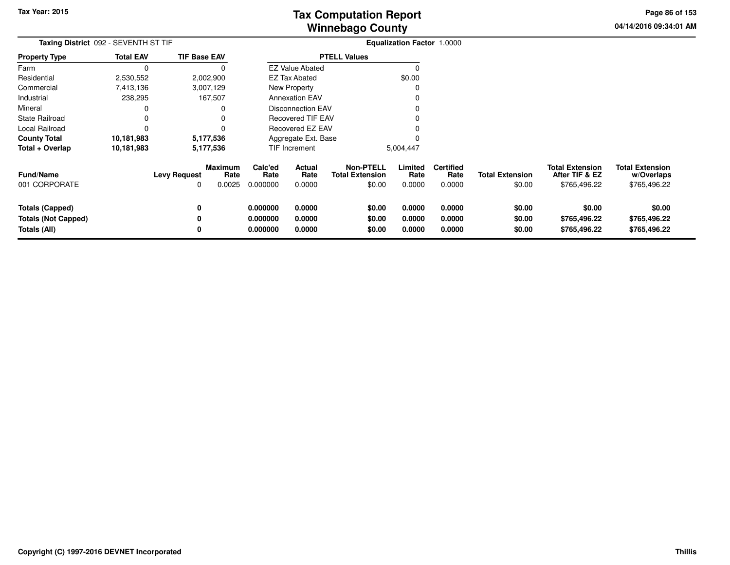# Tax Computation Report
# Winnebago County

Tax Year: 2015

04/14/2016 09:34:01 AM

**Taxing District** 092 - SEVENTH ST TIF

**Equalization Factor** 1.0000

| Property Type | Total EAV | TIF Base EAV |
|---|---|---|
| Farm | 0 | 0 |
| Residential | 2,530,552 | 2,002,900 |
| Commercial | 7,413,136 | 3,007,129 |
| Industrial | 238,295 | 167,507 |
| Mineral | 0 | 0 |
| State Railroad | 0 | 0 |
| Local Railroad | 0 | 0 |
| **County Total** | **10,181,983** | **5,177,536** |
| **Total + Overlap** | **10,181,983** | **5,177,536** |

| PTELL Values | |
|---|---|
| EZ Value Abated | 0 |
| EZ Tax Abated | $0.00 |
| New Property | 0 |
| Annexation EAV | 0 |
| Disconnection EAV | 0 |
| Recovered TIF EAV | 0 |
| Recovered EZ EAV | 0 |
| Aggregate Ext. Base | 0 |
| TIF Increment | 5,004,447 |

| Fund/Name | Levy Request | Maximum Rate | Calc'ed Rate | Actual Rate | Non-PTELL Total Extension | Limited Rate | Certified Rate | Total Extension | Total Extension After TIF & EZ | Total Extension w/Overlaps |
|---|---|---|---|---|---|---|---|---|---|---|
| 001 CORPORATE | 0 | 0.0025 | 0.000000 | 0.0000 | $0.00 | 0.0000 | 0.0000 | $0.00 | $765,496.22 | $765,496.22 |
| **Totals (Capped)** | **0** | | **0.000000** | **0.0000** | **$0.00** | **0.0000** | **0.0000** | **$0.00** | **$0.00** | **$0.00** |
| **Totals (Not Capped)** | **0** | | **0.000000** | **0.0000** | **$0.00** | **0.0000** | **0.0000** | **$0.00** | **$765,496.22** | **$765,496.22** |
| **Totals (All)** | **0** | | **0.000000** | **0.0000** | **$0.00** | **0.0000** | **0.0000** | **$0.00** | **$765,496.22** | **$765,496.22** |

Copyright (C) 1997-2016 DEVNET Incorporated

Thillis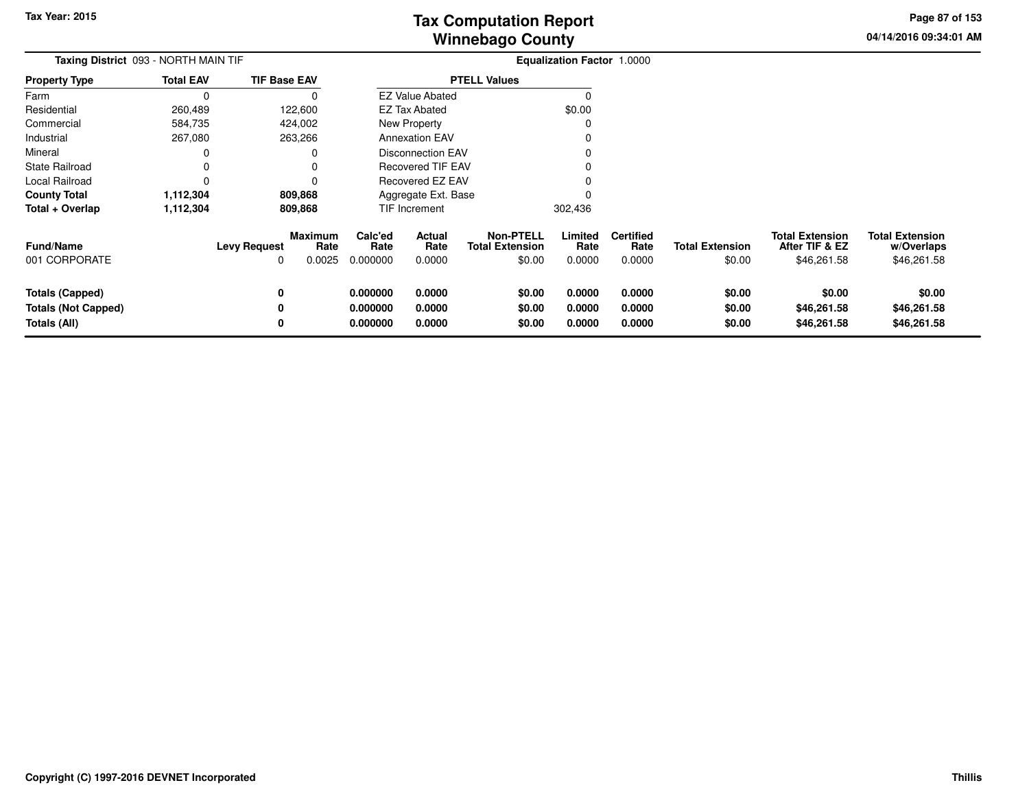**Taxing District** 093 - NORTH MAIN TIF

**Equalization Factor** 1.0000

| Property Type | Total EAV | TIF Base EAV |
|---|---|---|
| Farm | 0 | 0 |
| Residential | 260,489 | 122,600 |
| Commercial | 584,735 | 424,002 |
| Industrial | 267,080 | 263,266 |
| Mineral | 0 | 0 |
| State Railroad | 0 | 0 |
| Local Railroad | 0 | 0 |
| **County Total** | **1,112,304** | **809,868** |
| **Total + Overlap** | **1,112,304** | **809,868** |

| PTELL Values | |
|---|---|
| EZ Value Abated | 0 |
| EZ Tax Abated | $0.00 |
| New Property | 0 |
| Annexation EAV | 0 |
| Disconnection EAV | 0 |
| Recovered TIF EAV | 0 |
| Recovered EZ EAV | 0 |
| Aggregate Ext. Base | 0 |
| TIF Increment | 302,436 |

| Fund/Name | Levy Request | Maximum Rate | Calc'ed Rate | Actual Rate | Non-PTELL Total Extension | Limited Rate | Certified Rate | Total Extension | Total Extension After TIF & EZ | Total Extension w/Overlaps |
|---|---|---|---|---|---|---|---|---|---|---|
| 001 CORPORATE | 0 | 0.0025 | 0.000000 | 0.0000 | $0.00 | 0.0000 | 0.0000 | $0.00 | $46,261.58 | $46,261.58 |
| **Totals (Capped)** | **0** | | **0.000000** | **0.0000** | **$0.00** | **0.0000** | **0.0000** | **$0.00** | **$0.00** | **$0.00** |
| **Totals (Not Capped)** | **0** | | **0.000000** | **0.0000** | **$0.00** | **0.0000** | **0.0000** | **$0.00** | **$46,261.58** | **$46,261.58** |
| **Totals (All)** | **0** | | **0.000000** | **0.0000** | **$0.00** | **0.0000** | **0.0000** | **$0.00** | **$46,261.58** | **$46,261.58** |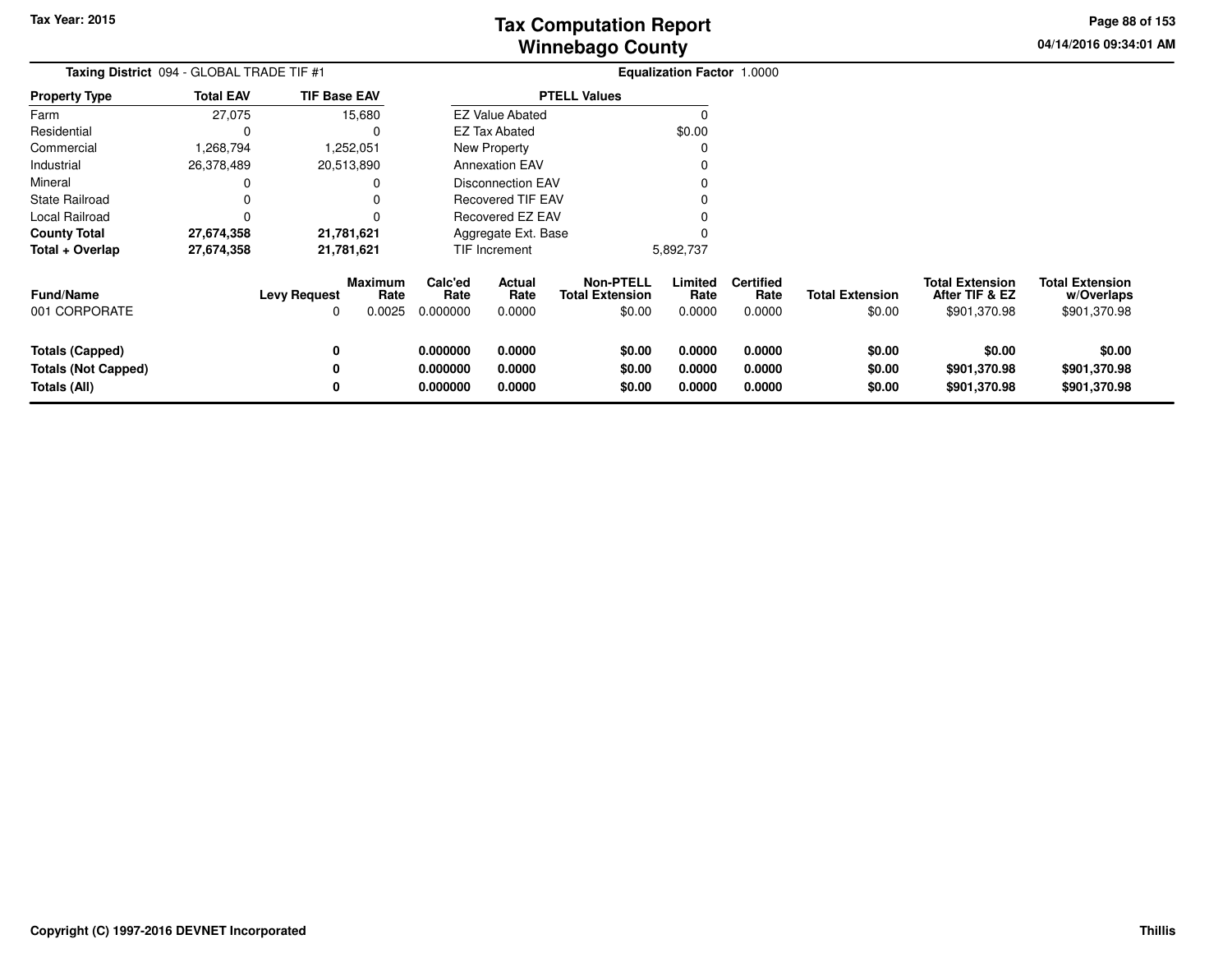# Tax Computation Report
# Winnebago County

Tax Year: 2015

04/14/2016 09:34:01 AM

**Taxing District** 094 - GLOBAL TRADE TIF #1

**Equalization Factor** 1.0000

| Property Type | Total EAV | TIF Base EAV |
|---|---|---|
| Farm | 27,075 | 15,680 |
| Residential | 0 | 0 |
| Commercial | 1,268,794 | 1,252,051 |
| Industrial | 26,378,489 | 20,513,890 |
| Mineral | 0 | 0 |
| State Railroad | 0 | 0 |
| Local Railroad | 0 | 0 |
| **County Total** | **27,674,358** | **21,781,621** |
| **Total + Overlap** | **27,674,358** | **21,781,621** |

| PTELL Values | |
|---|---|
| EZ Value Abated | 0 |
| EZ Tax Abated | $0.00 |
| New Property | 0 |
| Annexation EAV | 0 |
| Disconnection EAV | 0 |
| Recovered TIF EAV | 0 |
| Recovered EZ EAV | 0 |
| Aggregate Ext. Base | 0 |
| TIF Increment | 5,892,737 |

| Fund/Name | Levy Request | Maximum Rate | Calc'ed Rate | Actual Rate | Non-PTELL Total Extension | Limited Rate | Certified Rate | Total Extension | Total Extension After TIF & EZ | Total Extension w/Overlaps |
|---|---|---|---|---|---|---|---|---|---|---|
| 001 CORPORATE | 0 | 0.0025 | 0.000000 | 0.0000 | $0.00 | 0.0000 | 0.0000 | $0.00 | $901,370.98 | $901,370.98 |
| **Totals (Capped)** | **0** | | **0.000000** | **0.0000** | **$0.00** | **0.0000** | **0.0000** | **$0.00** | **$0.00** | **$0.00** |
| **Totals (Not Capped)** | **0** | | **0.000000** | **0.0000** | **$0.00** | **0.0000** | **0.0000** | **$0.00** | **$901,370.98** | **$901,370.98** |
| **Totals (All)** | **0** | | **0.000000** | **0.0000** | **$0.00** | **0.0000** | **0.0000** | **$0.00** | **$901,370.98** | **$901,370.98** |

Copyright (C) 1997-2016 DEVNET Incorporated

Thillis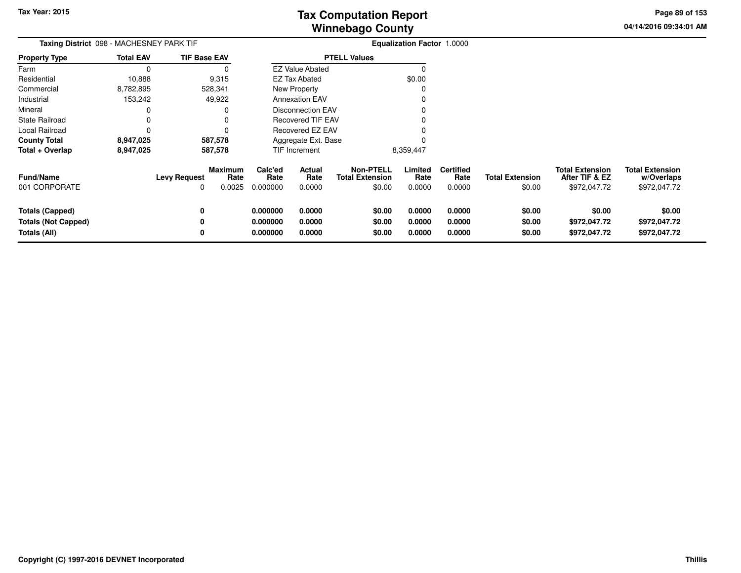# Tax Computation Report
## Winnebago County

Tax Year: 2015

04/14/2016 09:34:01 AM

**Taxing District** 098 - MACHESNEY PARK TIF

**Equalization Factor** 1.0000

| Property Type | Total EAV | TIF Base EAV |
|---|---|---|
| Farm | 0 | 0 |
| Residential | 10,888 | 9,315 |
| Commercial | 8,782,895 | 528,341 |
| Industrial | 153,242 | 49,922 |
| Mineral | 0 | 0 |
| State Railroad | 0 | 0 |
| Local Railroad | 0 | 0 |
| **County Total** | **8,947,025** | **587,578** |
| **Total + Overlap** | **8,947,025** | **587,578** |

| PTELL Values | |
|---|---|
| EZ Value Abated | 0 |
| EZ Tax Abated | $0.00 |
| New Property | 0 |
| Annexation EAV | 0 |
| Disconnection EAV | 0 |
| Recovered TIF EAV | 0 |
| Recovered EZ EAV | 0 |
| Aggregate Ext. Base | 0 |
| TIF Increment | 8,359,447 |

| Fund/Name | Levy Request | Maximum Rate | Calc'ed Rate | Actual Rate | Non-PTELL Total Extension | Limited Rate | Certified Rate | Total Extension | Total Extension After TIF & EZ | Total Extension w/Overlaps |
|---|---|---|---|---|---|---|---|---|---|---|
| 001 CORPORATE | 0 | 0.0025 | 0.000000 | 0.0000 | $0.00 | 0.0000 | 0.0000 | $0.00 | $972,047.72 | $972,047.72 |
| **Totals (Capped)** | **0** | | **0.000000** | **0.0000** | **$0.00** | **0.0000** | **0.0000** | **$0.00** | **$0.00** | **$0.00** |
| **Totals (Not Capped)** | **0** | | **0.000000** | **0.0000** | **$0.00** | **0.0000** | **0.0000** | **$0.00** | **$972,047.72** | **$972,047.72** |
| **Totals (All)** | **0** | | **0.000000** | **0.0000** | **$0.00** | **0.0000** | **0.0000** | **$0.00** | **$972,047.72** | **$972,047.72** |

Copyright (C) 1997-2016 DEVNET Incorporated

Thillis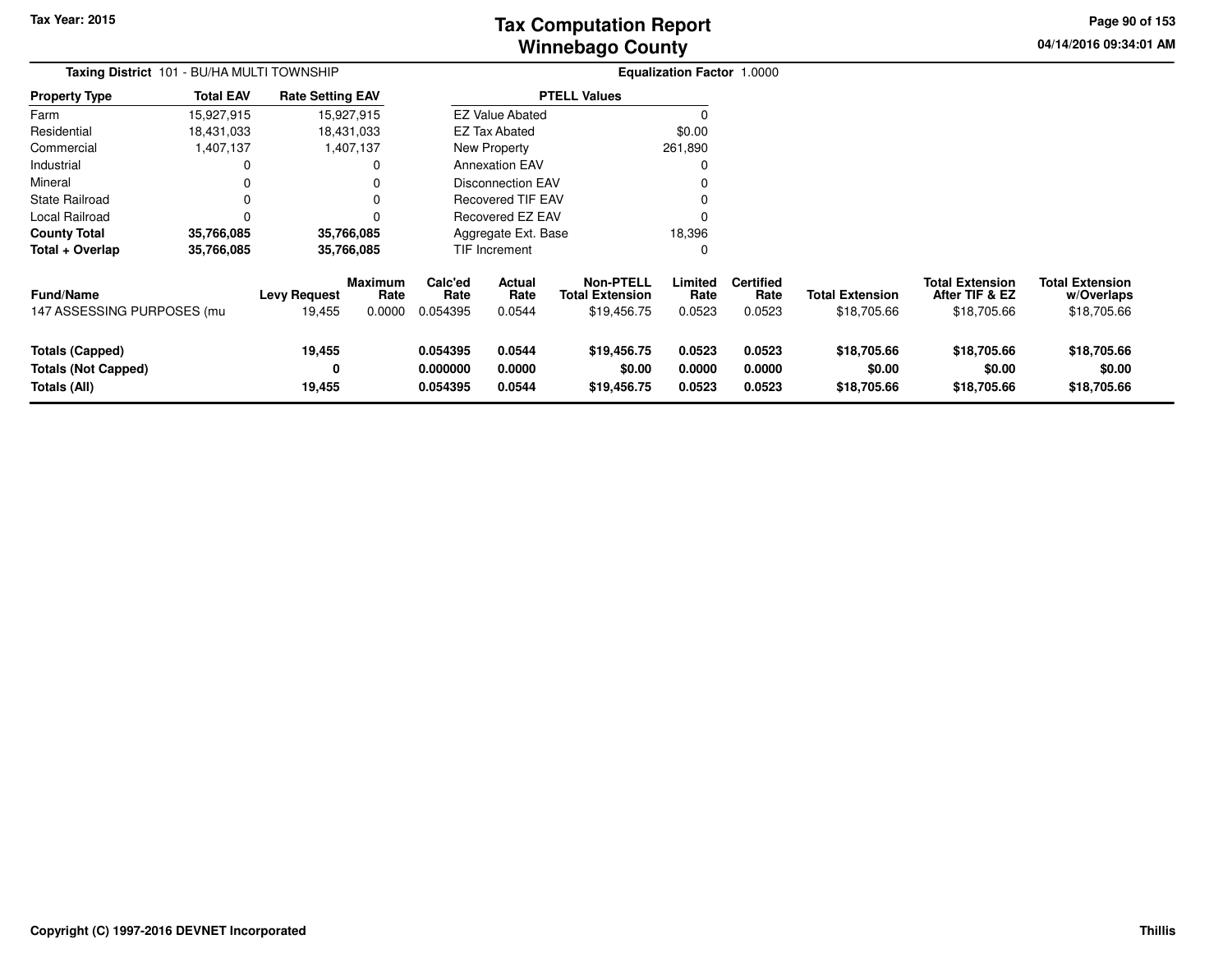# Tax Computation Report
# Winnebago County

**Tax Year: 2015**

04/14/2016 09:34:01 AM

**Taxing District** 101 - BU/HA MULTI TOWNSHIP

**Equalization Factor** 1.0000

| Property Type | Total EAV | Rate Setting EAV |
|---|---|---|
| Farm | 15,927,915 | 15,927,915 |
| Residential | 18,431,033 | 18,431,033 |
| Commercial | 1,407,137 | 1,407,137 |
| Industrial | 0 | 0 |
| Mineral | 0 | 0 |
| State Railroad | 0 | 0 |
| Local Railroad | 0 | 0 |
| **County Total** | **35,766,085** | **35,766,085** |
| **Total + Overlap** | **35,766,085** | **35,766,085** |

| PTELL Values | |
|---|---|
| EZ Value Abated | 0 |
| EZ Tax Abated | $0.00 |
| New Property | 261,890 |
| Annexation EAV | 0 |
| Disconnection EAV | 0 |
| Recovered TIF EAV | 0 |
| Recovered EZ EAV | 0 |
| Aggregate Ext. Base | 18,396 |
| TIF Increment | 0 |

| Fund/Name | Levy Request | Maximum Rate | Calc'ed Rate | Actual Rate | Non-PTELL Total Extension | Limited Rate | Certified Rate | Total Extension | Total Extension After TIF & EZ | Total Extension w/Overlaps |
|---|---|---|---|---|---|---|---|---|---|---|
| 147 ASSESSING PURPOSES (mu | 19,455 | 0.0000 | 0.054395 | 0.0544 | $19,456.75 | 0.0523 | 0.0523 | $18,705.66 | $18,705.66 | $18,705.66 |
| **Totals (Capped)** | **19,455** | | **0.054395** | **0.0544** | **$19,456.75** | **0.0523** | **0.0523** | **$18,705.66** | **$18,705.66** | **$18,705.66** |
| **Totals (Not Capped)** | **0** | | **0.000000** | **0.0000** | **$0.00** | **0.0000** | **0.0000** | **$0.00** | **$0.00** | **$0.00** |
| **Totals (All)** | **19,455** | | **0.054395** | **0.0544** | **$19,456.75** | **0.0523** | **0.0523** | **$18,705.66** | **$18,705.66** | **$18,705.66** |

**Copyright (C) 1997-2016 DEVNET Incorporated**

**Thillis**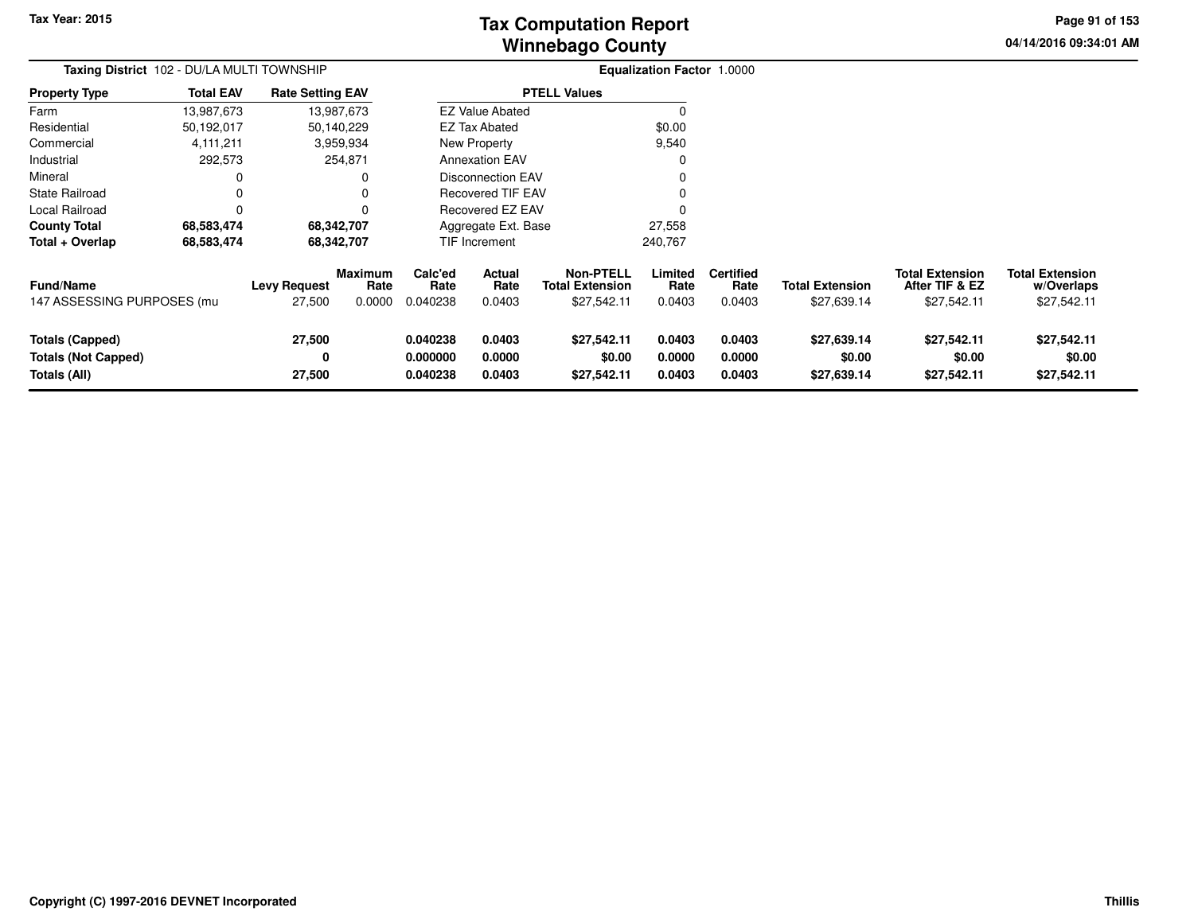**Tax Year: 2015**

# Tax Computation Report
# Winnebago County

04/14/2016 09:34:01 AM

**Taxing District** 102 - DU/LA MULTI TOWNSHIP

**Equalization Factor** 1.0000

| Property Type | Total EAV | Rate Setting EAV |
|---|---|---|
| Farm | 13,987,673 | 13,987,673 |
| Residential | 50,192,017 | 50,140,229 |
| Commercial | 4,111,211 | 3,959,934 |
| Industrial | 292,573 | 254,871 |
| Mineral | 0 | 0 |
| State Railroad | 0 | 0 |
| Local Railroad | 0 | 0 |
| **County Total** | **68,583,474** | **68,342,707** |
| **Total + Overlap** | **68,583,474** | **68,342,707** |

| PTELL Values | |
|---|---|
| EZ Value Abated | 0 |
| EZ Tax Abated | $0.00 |
| New Property | 9,540 |
| Annexation EAV | 0 |
| Disconnection EAV | 0 |
| Recovered TIF EAV | 0 |
| Recovered EZ EAV | 0 |
| Aggregate Ext. Base | 27,558 |
| TIF Increment | 240,767 |

| Fund/Name | Levy Request | Maximum Rate | Calc'ed Rate | Actual Rate | Non-PTELL Total Extension | Limited Rate | Certified Rate | Total Extension | Total Extension After TIF & EZ | Total Extension w/Overlaps |
|---|---|---|---|---|---|---|---|---|---|---|
| 147 ASSESSING PURPOSES (mu | 27,500 | 0.0000 | 0.040238 | 0.0403 | $27,542.11 | 0.0403 | 0.0403 | $27,639.14 | $27,542.11 | $27,542.11 |
| **Totals (Capped)** | **27,500** | | **0.040238** | **0.0403** | **$27,542.11** | **0.0403** | **0.0403** | **$27,639.14** | **$27,542.11** | **$27,542.11** |
| **Totals (Not Capped)** | **0** | | **0.000000** | **0.0000** | **$0.00** | **0.0000** | **0.0000** | **$0.00** | **$0.00** | **$0.00** |
| **Totals (All)** | **27,500** | | **0.040238** | **0.0403** | **$27,542.11** | **0.0403** | **0.0403** | **$27,639.14** | **$27,542.11** | **$27,542.11** |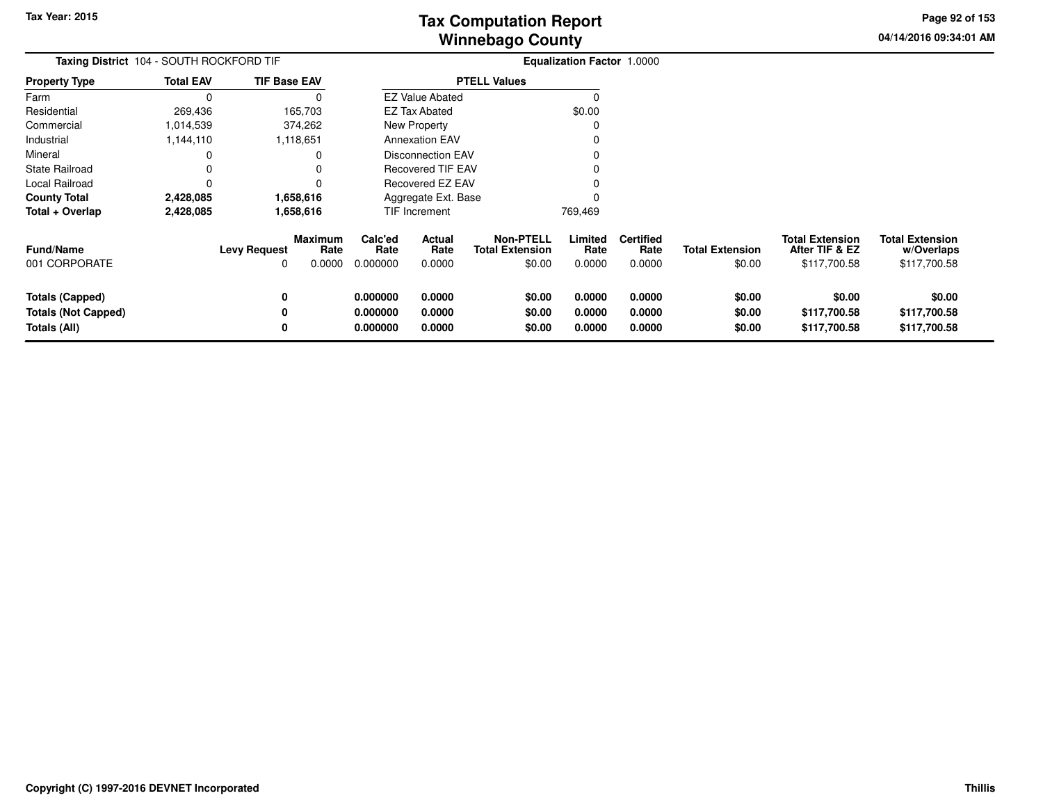# Tax Computation Report
# Winnebago County

Tax Year: 2015

04/14/2016 09:34:01 AM

**Taxing District** 104 - SOUTH ROCKFORD TIF

**Equalization Factor** 1.0000

| Property Type | Total EAV | TIF Base EAV |
|---|---|---|
| Farm | 0 | 0 |
| Residential | 269,436 | 165,703 |
| Commercial | 1,014,539 | 374,262 |
| Industrial | 1,144,110 | 1,118,651 |
| Mineral | 0 | 0 |
| State Railroad | 0 | 0 |
| Local Railroad | 0 | 0 |
| **County Total** | **2,428,085** | **1,658,616** |
| **Total + Overlap** | **2,428,085** | **1,658,616** |

| PTELL Values | |
|---|---|
| EZ Value Abated | 0 |
| EZ Tax Abated | $0.00 |
| New Property | 0 |
| Annexation EAV | 0 |
| Disconnection EAV | 0 |
| Recovered TIF EAV | 0 |
| Recovered EZ EAV | 0 |
| Aggregate Ext. Base | 0 |
| TIF Increment | 769,469 |

| Fund/Name | Levy Request | Maximum Rate | Calc'ed Rate | Actual Rate | Non-PTELL Total Extension | Limited Rate | Certified Rate | Total Extension | Total Extension After TIF & EZ | Total Extension w/Overlaps |
|---|---|---|---|---|---|---|---|---|---|---|
| 001 CORPORATE | 0 | 0.0000 | 0.000000 | 0.0000 | $0.00 | 0.0000 | 0.0000 | $0.00 | $117,700.58 | $117,700.58 |
| **Totals (Capped)** | **0** | | **0.000000** | **0.0000** | **$0.00** | **0.0000** | **0.0000** | **$0.00** | **$0.00** | **$0.00** |
| **Totals (Not Capped)** | **0** | | **0.000000** | **0.0000** | **$0.00** | **0.0000** | **0.0000** | **$0.00** | **$117,700.58** | **$117,700.58** |
| **Totals (All)** | **0** | | **0.000000** | **0.0000** | **$0.00** | **0.0000** | **0.0000** | **$0.00** | **$117,700.58** | **$117,700.58** |

Copyright (C) 1997-2016 DEVNET Incorporated

Thillis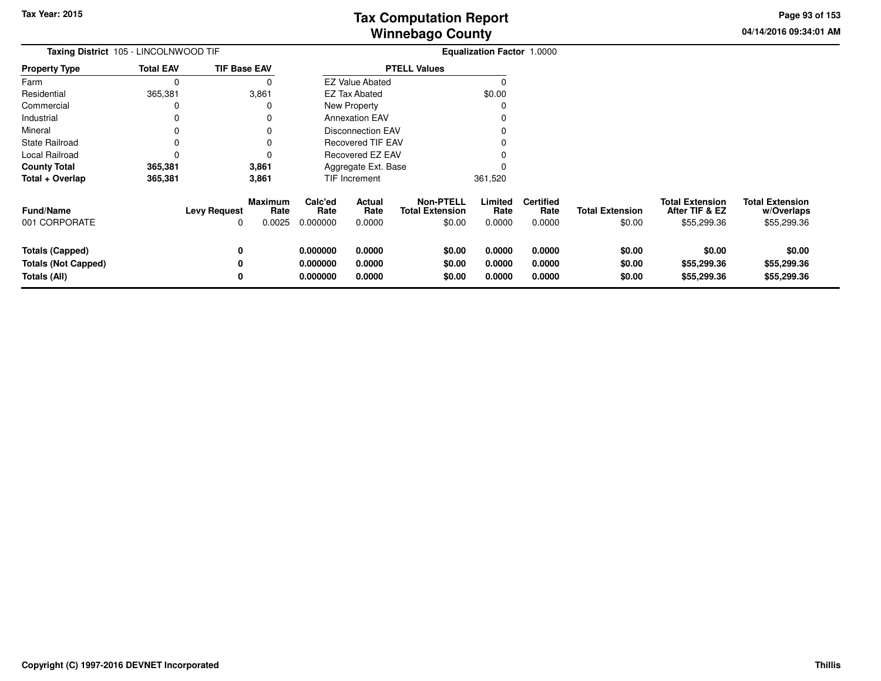# Tax Computation Report
# Winnebago County

Tax Year: 2015

04/14/2016 09:34:01 AM

**Taxing District** 105 - LINCOLNWOOD TIF

**Equalization Factor** 1.0000

| Property Type | Total EAV | TIF Base EAV |
|---|---|---|
| Farm | 0 | 0 |
| Residential | 365,381 | 3,861 |
| Commercial | 0 | 0 |
| Industrial | 0 | 0 |
| Mineral | 0 | 0 |
| State Railroad | 0 | 0 |
| Local Railroad | 0 | 0 |
| **County Total** | **365,381** | **3,861** |
| **Total + Overlap** | **365,381** | **3,861** |

| PTELL Values | |
|---|---|
| EZ Value Abated | 0 |
| EZ Tax Abated | $0.00 |
| New Property | 0 |
| Annexation EAV | 0 |
| Disconnection EAV | 0 |
| Recovered TIF EAV | 0 |
| Recovered EZ EAV | 0 |
| Aggregate Ext. Base | 0 |
| TIF Increment | 361,520 |

| Fund/Name | Levy Request | Maximum Rate | Calc'ed Rate | Actual Rate | Non-PTELL Total Extension | Limited Rate | Certified Rate | Total Extension | Total Extension After TIF & EZ | Total Extension w/Overlaps |
|---|---|---|---|---|---|---|---|---|---|---|
| 001 CORPORATE | 0 | 0.0025 | 0.000000 | 0.0000 | $0.00 | 0.0000 | 0.0000 | $0.00 | $55,299.36 | $55,299.36 |
| **Totals (Capped)** | **0** | | **0.000000** | **0.0000** | **$0.00** | **0.0000** | **0.0000** | **$0.00** | **$0.00** | **$0.00** |
| **Totals (Not Capped)** | **0** | | **0.000000** | **0.0000** | **$0.00** | **0.0000** | **0.0000** | **$0.00** | **$55,299.36** | **$55,299.36** |
| **Totals (All)** | **0** | | **0.000000** | **0.0000** | **$0.00** | **0.0000** | **0.0000** | **$0.00** | **$55,299.36** | **$55,299.36** |

Copyright (C) 1997-2016 DEVNET Incorporated

Thillis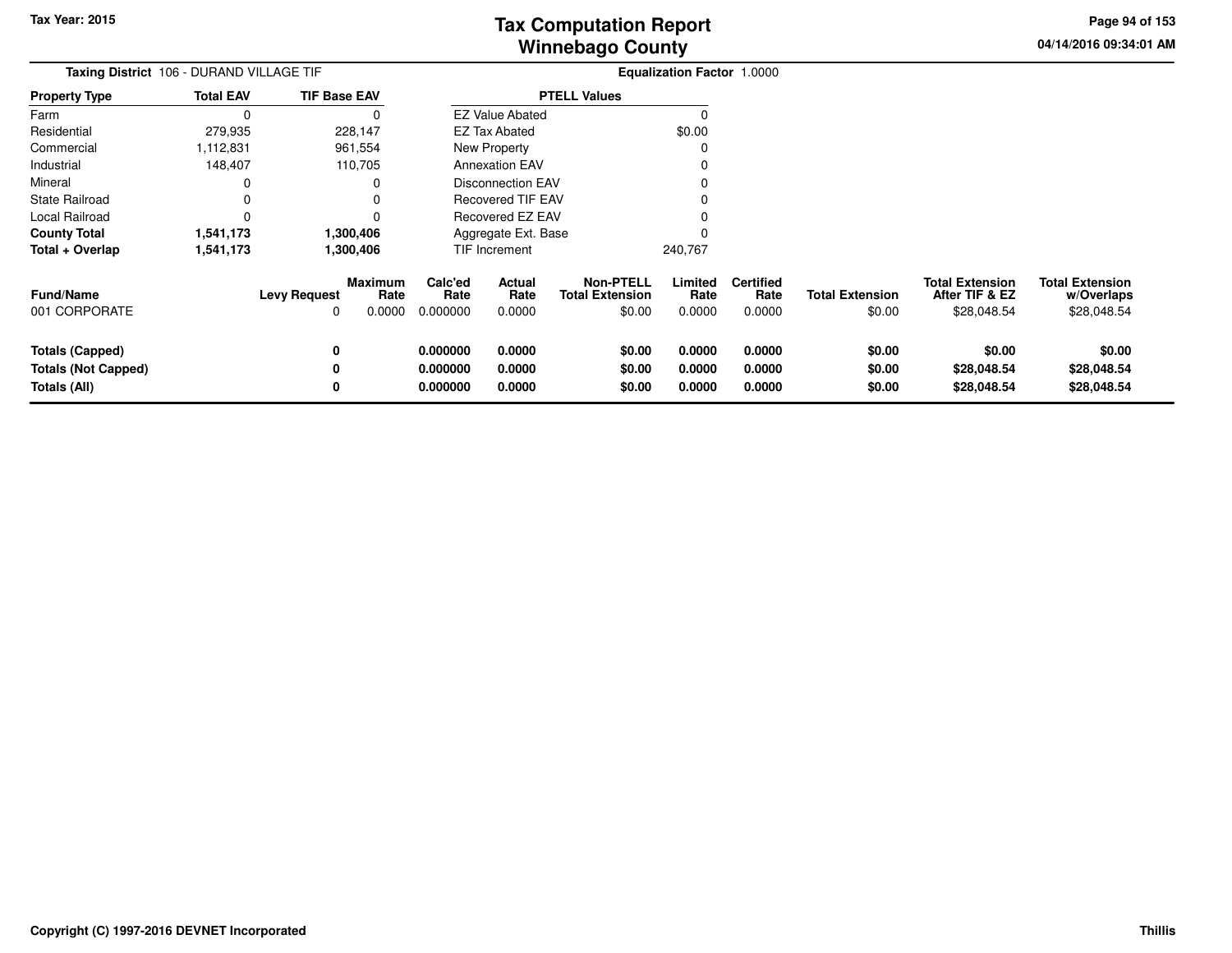Tax Year: 2015

# Tax Computation Report
## Winnebago County

04/14/2016 09:34:01 AM

**Taxing District** 106 - DURAND VILLAGE TIF

**Equalization Factor** 1.0000

| Property Type | Total EAV | TIF Base EAV |
|---|---|---|
| Farm | 0 | 0 |
| Residential | 279,935 | 228,147 |
| Commercial | 1,112,831 | 961,554 |
| Industrial | 148,407 | 110,705 |
| Mineral | 0 | 0 |
| State Railroad | 0 | 0 |
| Local Railroad | 0 | 0 |
| **County Total** | **1,541,173** | **1,300,406** |
| **Total + Overlap** | **1,541,173** | **1,300,406** |

| PTELL Values | |
|---|---|
| EZ Value Abated | 0 |
| EZ Tax Abated | $0.00 |
| New Property | 0 |
| Annexation EAV | 0 |
| Disconnection EAV | 0 |
| Recovered TIF EAV | 0 |
| Recovered EZ EAV | 0 |
| Aggregate Ext. Base | 0 |
| TIF Increment | 240,767 |

| Fund/Name | Levy Request | Maximum Rate | Calc'ed Rate | Actual Rate | Non-PTELL Total Extension | Limited Rate | Certified Rate | Total Extension | Total Extension After TIF & EZ | Total Extension w/Overlaps |
|---|---|---|---|---|---|---|---|---|---|---|
| 001 CORPORATE | 0 | 0.0000 | 0.000000 | 0.0000 | $0.00 | 0.0000 | 0.0000 | $0.00 | $28,048.54 | $28,048.54 |
| **Totals (Capped)** | **0** | | **0.000000** | **0.0000** | **$0.00** | **0.0000** | **0.0000** | **$0.00** | **$0.00** | **$0.00** |
| **Totals (Not Capped)** | **0** | | **0.000000** | **0.0000** | **$0.00** | **0.0000** | **0.0000** | **$0.00** | **$28,048.54** | **$28,048.54** |
| **Totals (All)** | **0** | | **0.000000** | **0.0000** | **$0.00** | **0.0000** | **0.0000** | **$0.00** | **$28,048.54** | **$28,048.54** |

Copyright (C) 1997-2016 DEVNET Incorporated

Thillis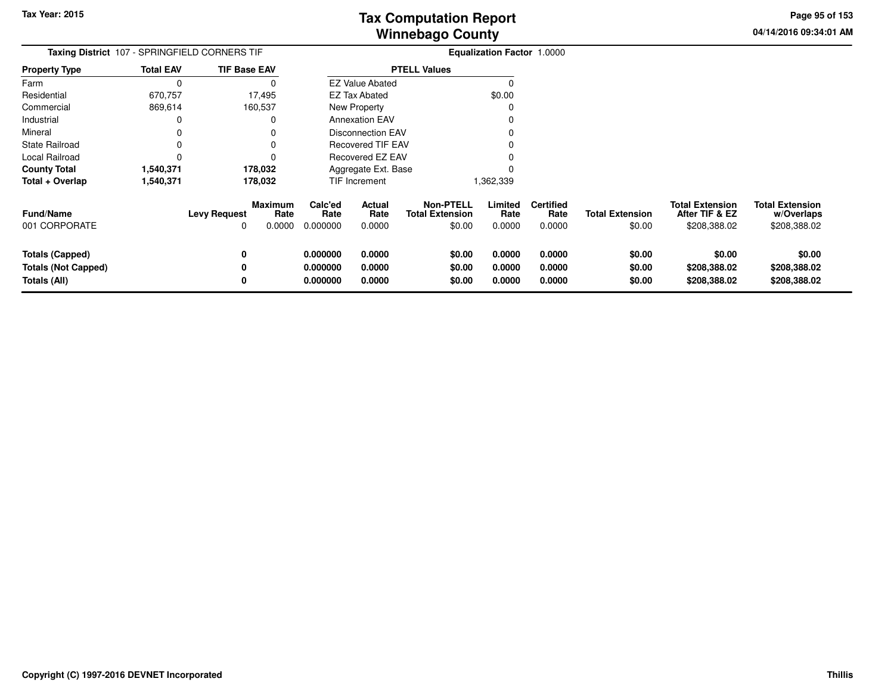# Tax Computation Report
# Winnebago County

Tax Year: 2015

04/14/2016 09:34:01 AM

**Taxing District** 107 - SPRINGFIELD CORNERS TIF

**Equalization Factor** 1.0000

| Property Type | Total EAV | TIF Base EAV |
|---|---|---|
| Farm | 0 | 0 |
| Residential | 670,757 | 17,495 |
| Commercial | 869,614 | 160,537 |
| Industrial | 0 | 0 |
| Mineral | 0 | 0 |
| State Railroad | 0 | 0 |
| Local Railroad | 0 | 0 |
| **County Total** | **1,540,371** | **178,032** |
| **Total + Overlap** | **1,540,371** | **178,032** |

| PTELL Values | |
|---|---|
| EZ Value Abated | 0 |
| EZ Tax Abated | $0.00 |
| New Property | 0 |
| Annexation EAV | 0 |
| Disconnection EAV | 0 |
| Recovered TIF EAV | 0 |
| Recovered EZ EAV | 0 |
| Aggregate Ext. Base | 0 |
| TIF Increment | 1,362,339 |

| Fund/Name | Levy Request | Maximum Rate | Calc'ed Rate | Actual Rate | Non-PTELL Total Extension | Limited Rate | Certified Rate | Total Extension | Total Extension After TIF & EZ | Total Extension w/Overlaps |
|---|---|---|---|---|---|---|---|---|---|---|
| 001 CORPORATE | 0 | 0.0000 | 0.000000 | 0.0000 | $0.00 | 0.0000 | 0.0000 | $0.00 | $208,388.02 | $208,388.02 |
| **Totals (Capped)** | **0** | | **0.000000** | **0.0000** | **$0.00** | **0.0000** | **0.0000** | **$0.00** | **$0.00** | **$0.00** |
| **Totals (Not Capped)** | **0** | | **0.000000** | **0.0000** | **$0.00** | **0.0000** | **0.0000** | **$0.00** | **$208,388.02** | **$208,388.02** |
| **Totals (All)** | **0** | | **0.000000** | **0.0000** | **$0.00** | **0.0000** | **0.0000** | **$0.00** | **$208,388.02** | **$208,388.02** |

Copyright (C) 1997-2016 DEVNET Incorporated

Thillis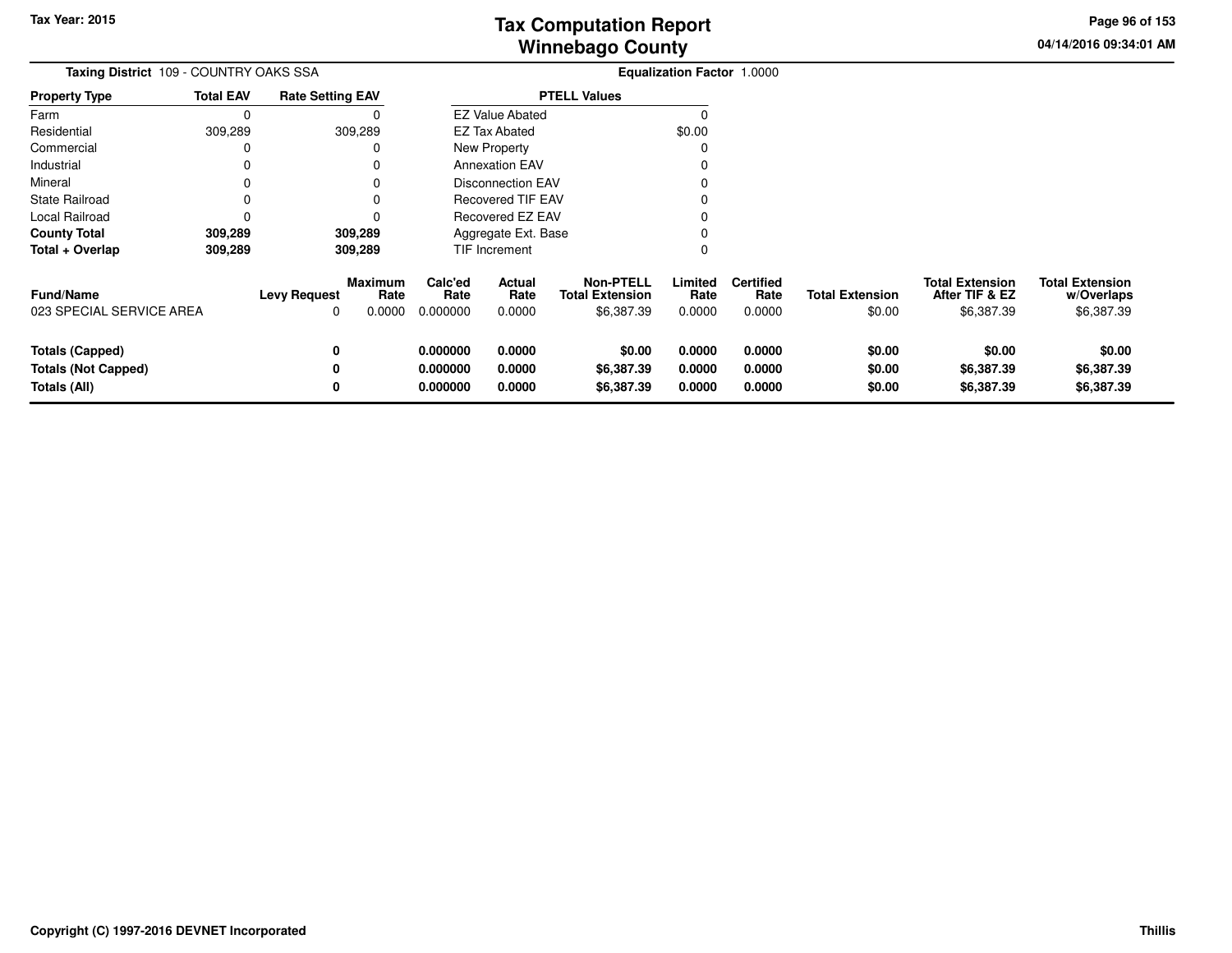Tax Year: 2015

# Tax Computation Report
# Winnebago County

04/14/2016 09:34:01 AM

**Taxing District** 109 - COUNTRY OAKS SSA

**Equalization Factor** 1.0000

| Property Type | Total EAV | Rate Setting EAV |
|---|---|---|
| Farm | 0 | 0 |
| Residential | 309,289 | 309,289 |
| Commercial | 0 | 0 |
| Industrial | 0 | 0 |
| Mineral | 0 | 0 |
| State Railroad | 0 | 0 |
| Local Railroad | 0 | 0 |
| **County Total** | **309,289** | **309,289** |
| **Total + Overlap** | **309,289** | **309,289** |

| PTELL Values | |
|---|---|
| EZ Value Abated | 0 |
| EZ Tax Abated | $0.00 |
| New Property | 0 |
| Annexation EAV | 0 |
| Disconnection EAV | 0 |
| Recovered TIF EAV | 0 |
| Recovered EZ EAV | 0 |
| Aggregate Ext. Base | 0 |
| TIF Increment | 0 |

| Fund/Name | Levy Request | Maximum Rate | Calc'ed Rate | Actual Rate | Non-PTELL Total Extension | Limited Rate | Certified Rate | Total Extension | Total Extension After TIF & EZ | Total Extension w/Overlaps |
|---|---|---|---|---|---|---|---|---|---|---|
| 023 SPECIAL SERVICE AREA | 0 | 0.0000 | 0.000000 | 0.0000 | $6,387.39 | 0.0000 | 0.0000 | $0.00 | $6,387.39 | $6,387.39 |
| **Totals (Capped)** | **0** | | **0.000000** | **0.0000** | **$0.00** | **0.0000** | **0.0000** | **$0.00** | **$0.00** | **$0.00** |
| **Totals (Not Capped)** | **0** | | **0.000000** | **0.0000** | **$6,387.39** | **0.0000** | **0.0000** | **$0.00** | **$6,387.39** | **$6,387.39** |
| **Totals (All)** | **0** | | **0.000000** | **0.0000** | **$6,387.39** | **0.0000** | **0.0000** | **$0.00** | **$6,387.39** | **$6,387.39** |

Copyright (C) 1997-2016 DEVNET Incorporated

Thillis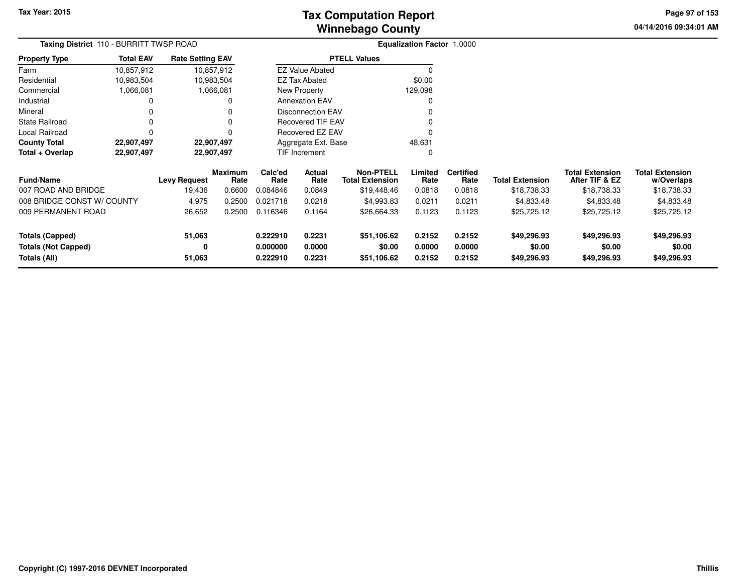# Tax Computation Report
## Winnebago County

Tax Year: 2015

04/14/2016 09:34:01 AM

**Taxing District** 110 - BURRITT TWSP ROAD

**Equalization Factor** 1.0000

| Property Type | Total EAV | Rate Setting EAV |
|---|---|---|
| Farm | 10,857,912 | 10,857,912 |
| Residential | 10,983,504 | 10,983,504 |
| Commercial | 1,066,081 | 1,066,081 |
| Industrial | 0 | 0 |
| Mineral | 0 | 0 |
| State Railroad | 0 | 0 |
| Local Railroad | 0 | 0 |
| **County Total** | **22,907,497** | **22,907,497** |
| **Total + Overlap** | **22,907,497** | **22,907,497** |

| PTELL Values | |
|---|---|
| EZ Value Abated | 0 |
| EZ Tax Abated | $0.00 |
| New Property | 129,098 |
| Annexation EAV | 0 |
| Disconnection EAV | 0 |
| Recovered TIF EAV | 0 |
| Recovered EZ EAV | 0 |
| Aggregate Ext. Base | 48,631 |
| TIF Increment | 0 |

| Fund/Name | Levy Request | Maximum Rate | Calc'ed Rate | Actual Rate | Non-PTELL Total Extension | Limited Rate | Certified Rate | Total Extension | Total Extension After TIF & EZ | Total Extension w/Overlaps |
|---|---|---|---|---|---|---|---|---|---|---|
| 007 ROAD AND BRIDGE | 19,436 | 0.6600 | 0.084846 | 0.0849 | $19,448.46 | 0.0818 | 0.0818 | $18,738.33 | $18,738.33 | $18,738.33 |
| 008 BRIDGE CONST W/ COUNTY | 4,975 | 0.2500 | 0.021718 | 0.0218 | $4,993.83 | 0.0211 | 0.0211 | $4,833.48 | $4,833.48 | $4,833.48 |
| 009 PERMANENT ROAD | 26,652 | 0.2500 | 0.116346 | 0.1164 | $26,664.33 | 0.1123 | 0.1123 | $25,725.12 | $25,725.12 | $25,725.12 |
| **Totals (Capped)** | **51,063** | | **0.222910** | **0.2231** | **$51,106.62** | **0.2152** | **0.2152** | **$49,296.93** | **$49,296.93** | **$49,296.93** |
| **Totals (Not Capped)** | **0** | | **0.000000** | **0.0000** | **$0.00** | **0.0000** | **0.0000** | **$0.00** | **$0.00** | **$0.00** |
| **Totals (All)** | **51,063** | | **0.222910** | **0.2231** | **$51,106.62** | **0.2152** | **0.2152** | **$49,296.93** | **$49,296.93** | **$49,296.93** |

Copyright (C) 1997-2016 DEVNET Incorporated

Thillis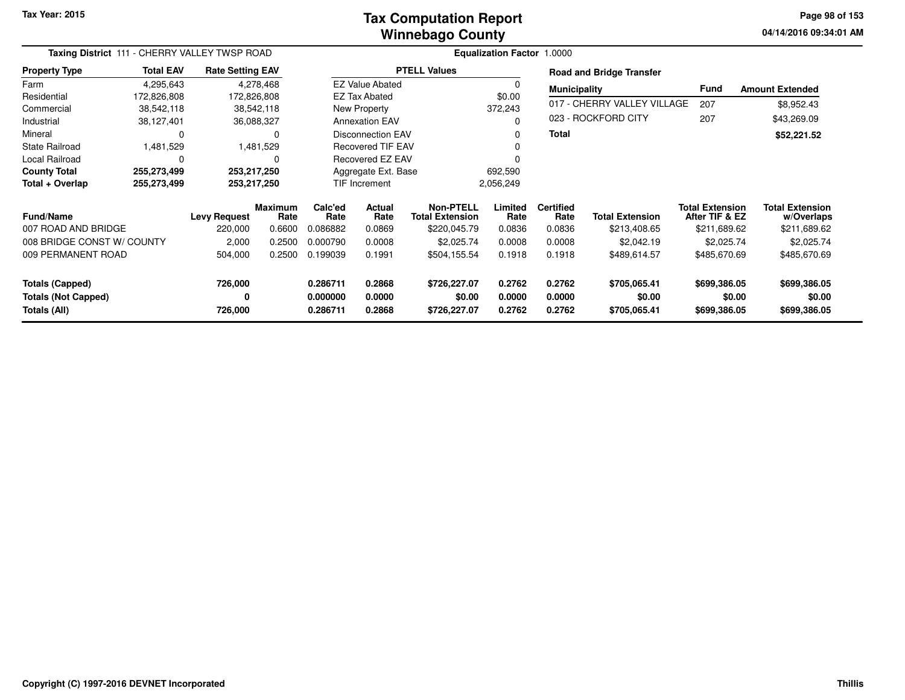Tax Year: 2015

# Tax Computation Report
## Winnebago County

04/14/2016 09:34:01 AM

**Taxing District** 111 - CHERRY VALLEY TWSP ROAD

**Equalization Factor** 1.0000

| Property Type | Total EAV | Rate Setting EAV |
|---|---|---|
| Farm | 4,295,643 | 4,278,468 |
| Residential | 172,826,808 | 172,826,808 |
| Commercial | 38,542,118 | 38,542,118 |
| Industrial | 38,127,401 | 36,088,327 |
| Mineral | 0 | 0 |
| State Railroad | 1,481,529 | 1,481,529 |
| Local Railroad | 0 | 0 |
| **County Total** | **255,273,499** | **253,217,250** |
| **Total + Overlap** | **255,273,499** | **253,217,250** |

| PTELL Values | |
|---|---|
| EZ Value Abated | 0 |
| EZ Tax Abated | $0.00 |
| New Property | 372,243 |
| Annexation EAV | 0 |
| Disconnection EAV | 0 |
| Recovered TIF EAV | 0 |
| Recovered EZ EAV | 0 |
| Aggregate Ext. Base | 692,590 |
| TIF Increment | 2,056,249 |

**Road and Bridge Transfer**

| Municipality | Fund | Amount Extended |
|---|---|---|
| 017 - CHERRY VALLEY VILLAGE | 207 | $8,952.43 |
| 023 - ROCKFORD CITY | 207 | $43,269.09 |
| **Total** | | **$52,221.52** |

| Fund/Name | Levy Request | Maximum Rate | Calc'ed Rate | Actual Rate | Non-PTELL Total Extension | Limited Rate | Certified Rate | Total Extension | Total Extension After TIF & EZ | Total Extension w/Overlaps |
|---|---|---|---|---|---|---|---|---|---|---|
| 007 ROAD AND BRIDGE | 220,000 | 0.6600 | 0.086882 | 0.0869 | $220,045.79 | 0.0836 | 0.0836 | $213,408.65 | $211,689.62 | $211,689.62 |
| 008 BRIDGE CONST W/ COUNTY | 2,000 | 0.2500 | 0.000790 | 0.0008 | $2,025.74 | 0.0008 | 0.0008 | $2,042.19 | $2,025.74 | $2,025.74 |
| 009 PERMANENT ROAD | 504,000 | 0.2500 | 0.199039 | 0.1991 | $504,155.54 | 0.1918 | 0.1918 | $489,614.57 | $485,670.69 | $485,670.69 |
| **Totals (Capped)** | **726,000** | | **0.286711** | **0.2868** | **$726,227.07** | **0.2762** | **0.2762** | **$705,065.41** | **$699,386.05** | **$699,386.05** |
| **Totals (Not Capped)** | **0** | | **0.000000** | **0.0000** | **$0.00** | **0.0000** | **0.0000** | **$0.00** | **$0.00** | **$0.00** |
| **Totals (All)** | **726,000** | | **0.286711** | **0.2868** | **$726,227.07** | **0.2762** | **0.2762** | **$705,065.41** | **$699,386.05** | **$699,386.05** |

Copyright (C) 1997-2016 DEVNET Incorporated

Thillis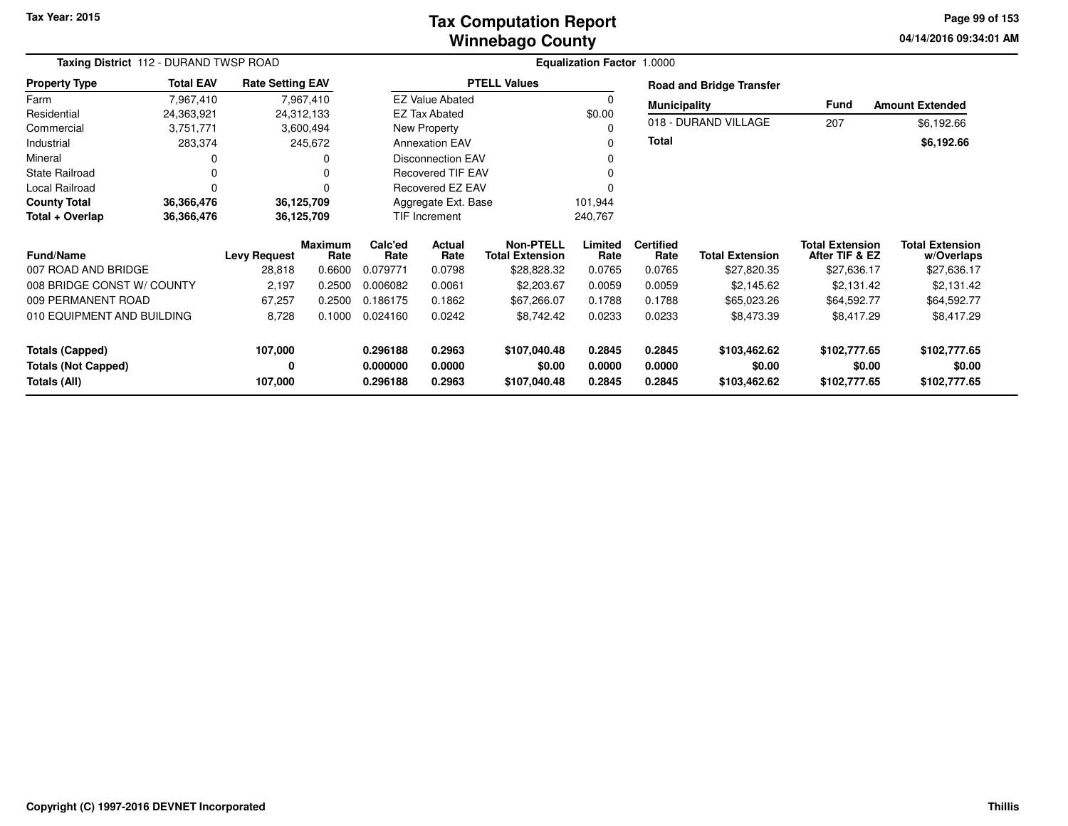Tax Year: 2015

# Tax Computation Report
# Winnebago County

04/14/2016 09:34:01 AM

**Taxing District** 112 - DURAND TWSP ROAD

**Equalization Factor** 1.0000

| Property Type | Total EAV | Rate Setting EAV |
|---|---|---|
| Farm | 7,967,410 | 7,967,410 |
| Residential | 24,363,921 | 24,312,133 |
| Commercial | 3,751,771 | 3,600,494 |
| Industrial | 283,374 | 245,672 |
| Mineral | 0 | 0 |
| State Railroad | 0 | 0 |
| Local Railroad | 0 | 0 |
| **County Total** | **36,366,476** | **36,125,709** |
| **Total + Overlap** | **36,366,476** | **36,125,709** |

| PTELL Values | |
|---|---|
| EZ Value Abated | 0 |
| EZ Tax Abated | $0.00 |
| New Property | 0 |
| Annexation EAV | 0 |
| Disconnection EAV | 0 |
| Recovered TIF EAV | 0 |
| Recovered EZ EAV | 0 |
| Aggregate Ext. Base | 101,944 |
| TIF Increment | 240,767 |

**Road and Bridge Transfer**

| Municipality | Fund | Amount Extended |
|---|---|---|
| 018 - DURAND VILLAGE | 207 | $6,192.66 |
| **Total** | | **$6,192.66** |

| Fund/Name | Levy Request | Maximum Rate | Calc'ed Rate | Actual Rate | Non-PTELL Total Extension | Limited Rate | Certified Rate | Total Extension | Total Extension After TIF & EZ | Total Extension w/Overlaps |
|---|---|---|---|---|---|---|---|---|---|---|
| 007 ROAD AND BRIDGE | 28,818 | 0.6600 | 0.079771 | 0.0798 | $28,828.32 | 0.0765 | 0.0765 | $27,820.35 | $27,636.17 | $27,636.17 |
| 008 BRIDGE CONST W/ COUNTY | 2,197 | 0.2500 | 0.006082 | 0.0061 | $2,203.67 | 0.0059 | 0.0059 | $2,145.62 | $2,131.42 | $2,131.42 |
| 009 PERMANENT ROAD | 67,257 | 0.2500 | 0.186175 | 0.1862 | $67,266.07 | 0.1788 | 0.1788 | $65,023.26 | $64,592.77 | $64,592.77 |
| 010 EQUIPMENT AND BUILDING | 8,728 | 0.1000 | 0.024160 | 0.0242 | $8,742.42 | 0.0233 | 0.0233 | $8,473.39 | $8,417.29 | $8,417.29 |
| **Totals (Capped)** | **107,000** | | **0.296188** | **0.2963** | **$107,040.48** | **0.2845** | **0.2845** | **$103,462.62** | **$102,777.65** | **$102,777.65** |
| **Totals (Not Capped)** | **0** | | **0.000000** | **0.0000** | **$0.00** | **0.0000** | **0.0000** | **$0.00** | **$0.00** | **$0.00** |
| **Totals (All)** | **107,000** | | **0.296188** | **0.2963** | **$107,040.48** | **0.2845** | **0.2845** | **$103,462.62** | **$102,777.65** | **$102,777.65** |

Copyright (C) 1997-2016 DEVNET Incorporated

Thillis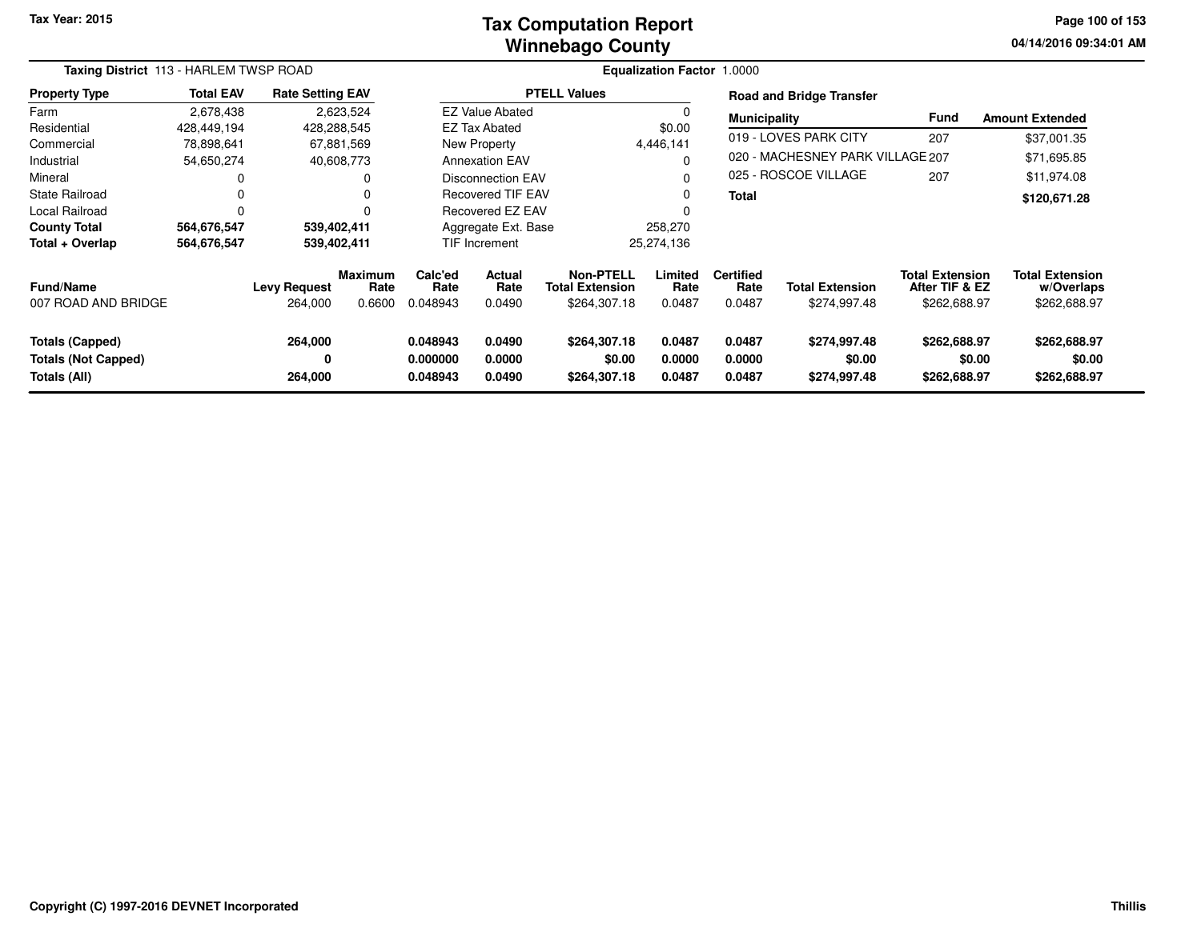Tax Year: 2015

# Tax Computation Report
# Winnebago County

04/14/2016 09:34:01 AM

**Taxing District** 113 - HARLEM TWSP ROAD

**Equalization Factor** 1.0000

| Property Type | Total EAV | Rate Setting EAV |
|---|---|---|
| Farm | 2,678,438 | 2,623,524 |
| Residential | 428,449,194 | 428,288,545 |
| Commercial | 78,898,641 | 67,881,569 |
| Industrial | 54,650,274 | 40,608,773 |
| Mineral | 0 | 0 |
| State Railroad | 0 | 0 |
| Local Railroad | 0 | 0 |
| **County Total** | **564,676,547** | **539,402,411** |
| **Total + Overlap** | **564,676,547** | **539,402,411** |

| PTELL Values | |
|---|---|
| EZ Value Abated | 0 |
| EZ Tax Abated | $0.00 |
| New Property | 4,446,141 |
| Annexation EAV | 0 |
| Disconnection EAV | 0 |
| Recovered TIF EAV | 0 |
| Recovered EZ EAV | 0 |
| Aggregate Ext. Base | 258,270 |
| TIF Increment | 25,274,136 |

**Road and Bridge Transfer**

| Municipality | Fund | Amount Extended |
|---|---|---|
| 019 - LOVES PARK CITY | 207 | $37,001.35 |
| 020 - MACHESNEY PARK VILLAGE | 207 | $71,695.85 |
| 025 - ROSCOE VILLAGE | 207 | $11,974.08 |
| **Total** | | **$120,671.28** |

| Fund/Name | Levy Request | Maximum Rate | Calc'ed Rate | Actual Rate | Non-PTELL Total Extension | Limited Rate | Certified Rate | Total Extension | Total Extension After TIF & EZ | Total Extension w/Overlaps |
|---|---|---|---|---|---|---|---|---|---|---|
| 007 ROAD AND BRIDGE | 264,000 | 0.6600 | 0.048943 | 0.0490 | $264,307.18 | 0.0487 | 0.0487 | $274,997.48 | $262,688.97 | $262,688.97 |
| **Totals (Capped)** | **264,000** | | **0.048943** | **0.0490** | **$264,307.18** | **0.0487** | **0.0487** | **$274,997.48** | **$262,688.97** | **$262,688.97** |
| **Totals (Not Capped)** | **0** | | **0.000000** | **0.0000** | **$0.00** | **0.0000** | **0.0000** | **$0.00** | **$0.00** | **$0.00** |
| **Totals (All)** | **264,000** | | **0.048943** | **0.0490** | **$264,307.18** | **0.0487** | **0.0487** | **$274,997.48** | **$262,688.97** | **$262,688.97** |

Copyright (C) 1997-2016 DEVNET Incorporated

Thillis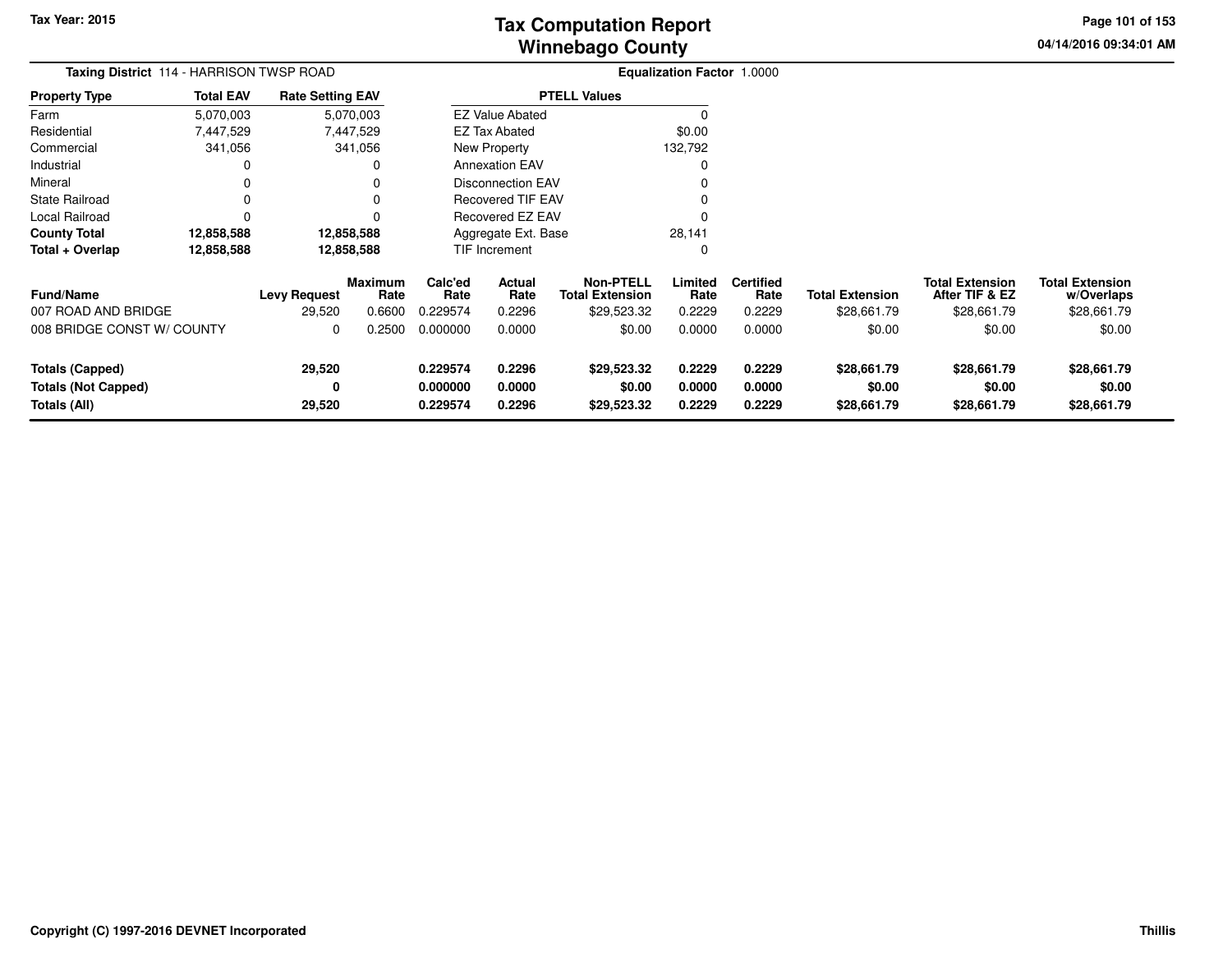Tax Year: 2015

# Tax Computation Report
# Winnebago County

04/14/2016 09:34:01 AM

**Taxing District** 114 - HARRISON TWSP ROAD

**Equalization Factor** 1.0000

| Property Type | Total EAV | Rate Setting EAV |
|---|---|---|
| Farm | 5,070,003 | 5,070,003 |
| Residential | 7,447,529 | 7,447,529 |
| Commercial | 341,056 | 341,056 |
| Industrial | 0 | 0 |
| Mineral | 0 | 0 |
| State Railroad | 0 | 0 |
| Local Railroad | 0 | 0 |
| **County Total** | **12,858,588** | **12,858,588** |
| **Total + Overlap** | **12,858,588** | **12,858,588** |

| PTELL Values | |
|---|---|
| EZ Value Abated | 0 |
| EZ Tax Abated | $0.00 |
| New Property | 132,792 |
| Annexation EAV | 0 |
| Disconnection EAV | 0 |
| Recovered TIF EAV | 0 |
| Recovered EZ EAV | 0 |
| Aggregate Ext. Base | 28,141 |
| TIF Increment | 0 |

| Fund/Name | Levy Request | Maximum Rate | Calc'ed Rate | Actual Rate | Non-PTELL Total Extension | Limited Rate | Certified Rate | Total Extension | Total Extension After TIF & EZ | Total Extension w/Overlaps |
|---|---|---|---|---|---|---|---|---|---|---|
| 007 ROAD AND BRIDGE | 29,520 | 0.6600 | 0.229574 | 0.2296 | $29,523.32 | 0.2229 | 0.2229 | $28,661.79 | $28,661.79 | $28,661.79 |
| 008 BRIDGE CONST W/ COUNTY | 0 | 0.2500 | 0.000000 | 0.0000 | $0.00 | 0.0000 | 0.0000 | $0.00 | $0.00 | $0.00 |
| **Totals (Capped)** | **29,520** | | **0.229574** | **0.2296** | **$29,523.32** | **0.2229** | **0.2229** | **$28,661.79** | **$28,661.79** | **$28,661.79** |
| **Totals (Not Capped)** | **0** | | **0.000000** | **0.0000** | **$0.00** | **0.0000** | **0.0000** | **$0.00** | **$0.00** | **$0.00** |
| **Totals (All)** | **29,520** | | **0.229574** | **0.2296** | **$29,523.32** | **0.2229** | **0.2229** | **$28,661.79** | **$28,661.79** | **$28,661.79** |

Copyright (C) 1997-2016 DEVNET Incorporated

Thillis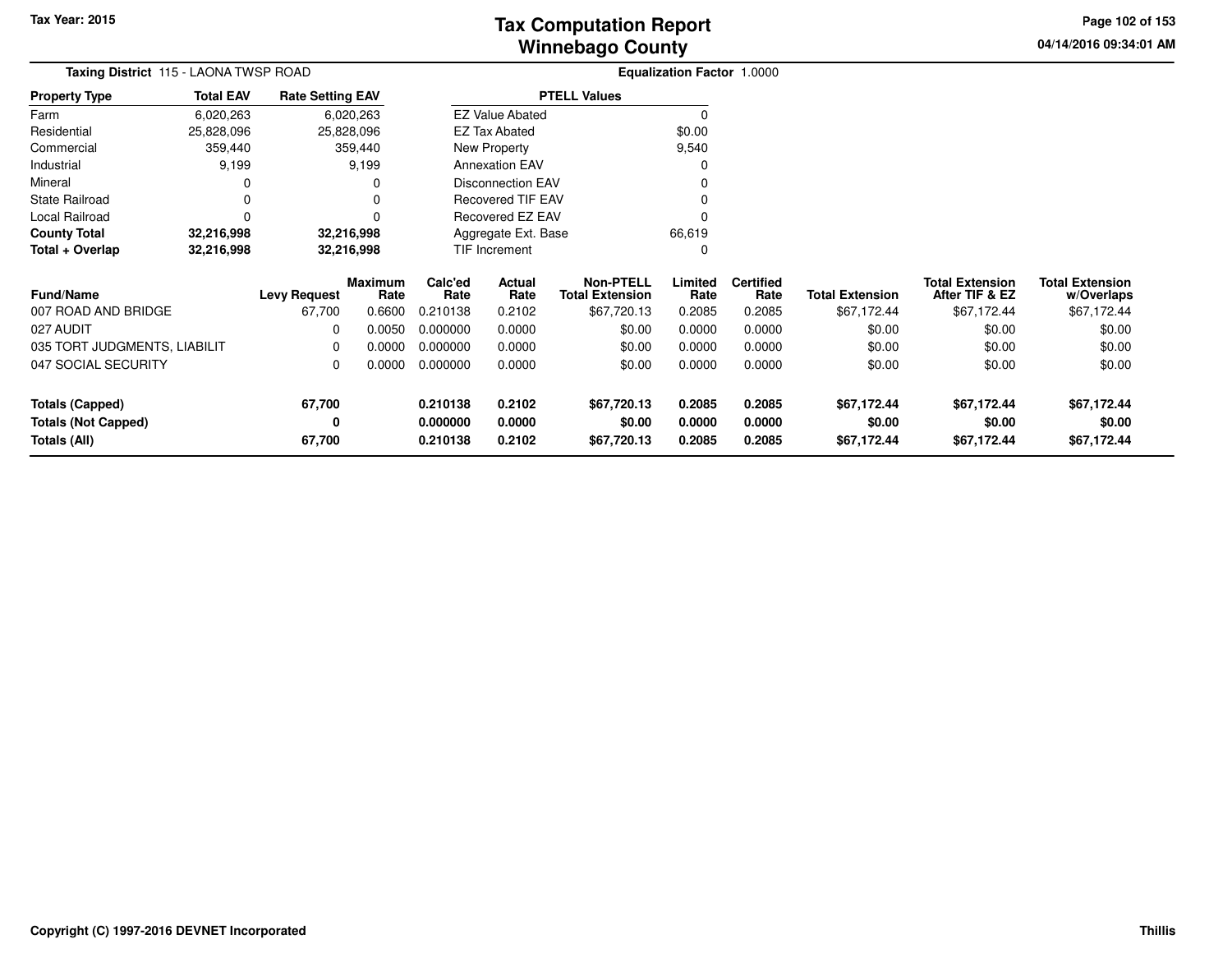Tax Year: 2015

# Tax Computation Report
## Winnebago County

04/14/2016 09:34:01 AM

**Taxing District** 115 - LAONA TWSP ROAD

**Equalization Factor** 1.0000

| Property Type | Total EAV | Rate Setting EAV |
|---|---|---|
| Farm | 6,020,263 | 6,020,263 |
| Residential | 25,828,096 | 25,828,096 |
| Commercial | 359,440 | 359,440 |
| Industrial | 9,199 | 9,199 |
| Mineral | 0 | 0 |
| State Railroad | 0 | 0 |
| Local Railroad | 0 | 0 |
| **County Total** | **32,216,998** | **32,216,998** |
| **Total + Overlap** | **32,216,998** | **32,216,998** |

| PTELL Values | |
|---|---|
| EZ Value Abated | 0 |
| EZ Tax Abated | $0.00 |
| New Property | 9,540 |
| Annexation EAV | 0 |
| Disconnection EAV | 0 |
| Recovered TIF EAV | 0 |
| Recovered EZ EAV | 0 |
| Aggregate Ext. Base | 66,619 |
| TIF Increment | 0 |

| Fund/Name | Levy Request | Maximum Rate | Calc'ed Rate | Actual Rate | Non-PTELL Total Extension | Limited Rate | Certified Rate | Total Extension | Total Extension After TIF & EZ | Total Extension w/Overlaps |
|---|---|---|---|---|---|---|---|---|---|---|
| 007 ROAD AND BRIDGE | 67,700 | 0.6600 | 0.210138 | 0.2102 | $67,720.13 | 0.2085 | 0.2085 | $67,172.44 | $67,172.44 | $67,172.44 |
| 027 AUDIT | 0 | 0.0050 | 0.000000 | 0.0000 | $0.00 | 0.0000 | 0.0000 | $0.00 | $0.00 | $0.00 |
| 035 TORT JUDGMENTS, LIABILIT | 0 | 0.0000 | 0.000000 | 0.0000 | $0.00 | 0.0000 | 0.0000 | $0.00 | $0.00 | $0.00 |
| 047 SOCIAL SECURITY | 0 | 0.0000 | 0.000000 | 0.0000 | $0.00 | 0.0000 | 0.0000 | $0.00 | $0.00 | $0.00 |
| **Totals (Capped)** | **67,700** | | **0.210138** | **0.2102** | **$67,720.13** | **0.2085** | **0.2085** | **$67,172.44** | **$67,172.44** | **$67,172.44** |
| **Totals (Not Capped)** | **0** | | **0.000000** | **0.0000** | **$0.00** | **0.0000** | **0.0000** | **$0.00** | **$0.00** | **$0.00** |
| **Totals (All)** | **67,700** | | **0.210138** | **0.2102** | **$67,720.13** | **0.2085** | **0.2085** | **$67,172.44** | **$67,172.44** | **$67,172.44** |

Copyright (C) 1997-2016 DEVNET Incorporated

Thillis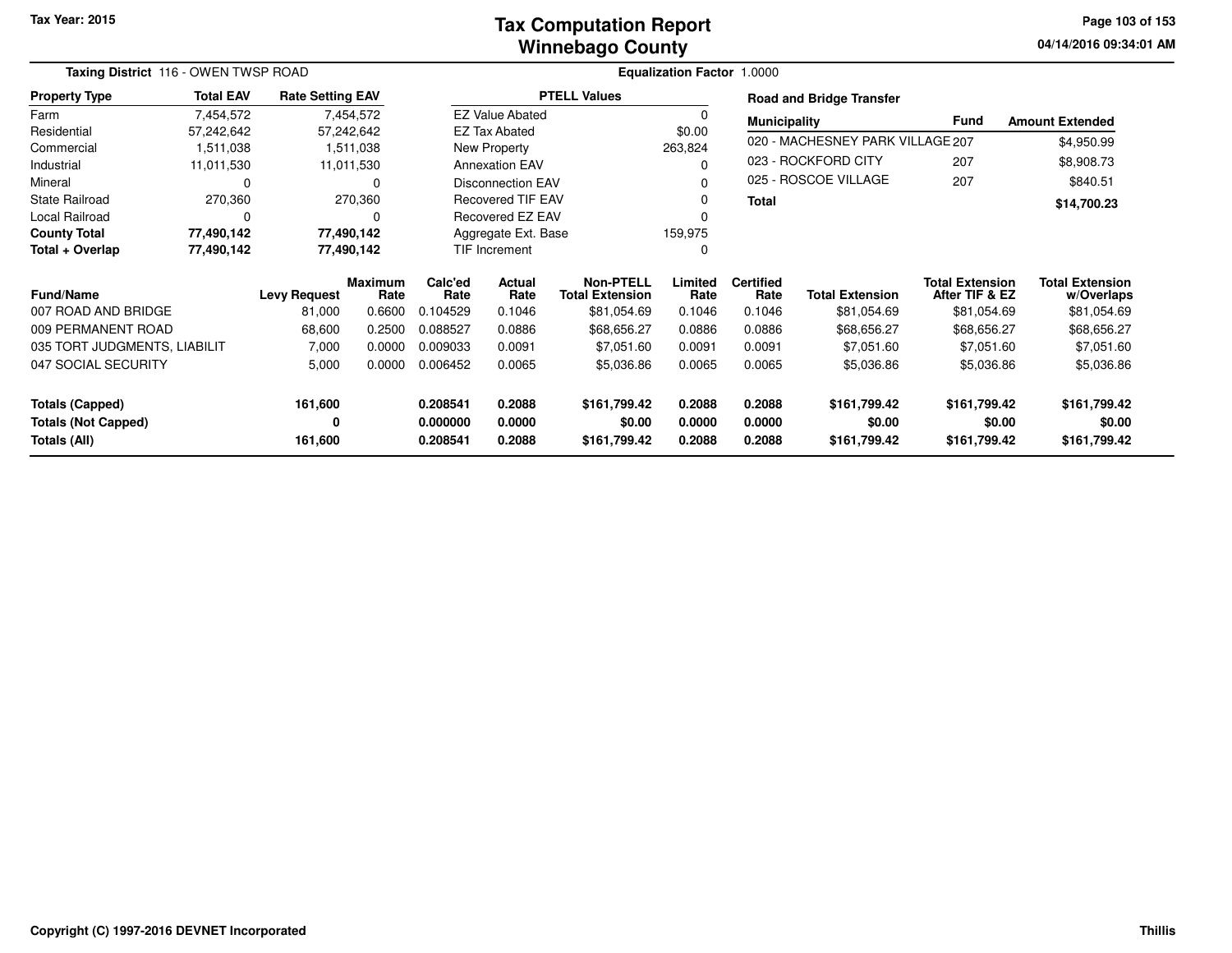Tax Year: 2015

# Tax Computation Report
## Winnebago County

04/14/2016 09:34:01 AM

**Taxing District** 116 - OWEN TWSP ROAD

**Equalization Factor** 1.0000

| Property Type | Total EAV | Rate Setting EAV |
|---|---|---|
| Farm | 7,454,572 | 7,454,572 |
| Residential | 57,242,642 | 57,242,642 |
| Commercial | 1,511,038 | 1,511,038 |
| Industrial | 11,011,530 | 11,011,530 |
| Mineral | 0 | 0 |
| State Railroad | 270,360 | 270,360 |
| Local Railroad | 0 | 0 |
| **County Total** | **77,490,142** | **77,490,142** |
| **Total + Overlap** | **77,490,142** | **77,490,142** |

| PTELL Values | |
|---|---|
| EZ Value Abated | 0 |
| EZ Tax Abated | $0.00 |
| New Property | 263,824 |
| Annexation EAV | 0 |
| Disconnection EAV | 0 |
| Recovered TIF EAV | 0 |
| Recovered EZ EAV | 0 |
| Aggregate Ext. Base | 159,975 |
| TIF Increment | 0 |

**Road and Bridge Transfer**

| Municipality | Fund | Amount Extended |
|---|---|---|
| 020 - MACHESNEY PARK VILLAGE | 207 | $4,950.99 |
| 023 - ROCKFORD CITY | 207 | $8,908.73 |
| 025 - ROSCOE VILLAGE | 207 | $840.51 |
| **Total** | | **$14,700.23** |

| Fund/Name | Levy Request | Maximum Rate | Calc'ed Rate | Actual Rate | Non-PTELL Total Extension | Limited Rate | Certified Rate | Total Extension | Total Extension After TIF & EZ | Total Extension w/Overlaps |
|---|---|---|---|---|---|---|---|---|---|---|
| 007 ROAD AND BRIDGE | 81,000 | 0.6600 | 0.104529 | 0.1046 | $81,054.69 | 0.1046 | 0.1046 | $81,054.69 | $81,054.69 | $81,054.69 |
| 009 PERMANENT ROAD | 68,600 | 0.2500 | 0.088527 | 0.0886 | $68,656.27 | 0.0886 | 0.0886 | $68,656.27 | $68,656.27 | $68,656.27 |
| 035 TORT JUDGMENTS, LIABILIT | 7,000 | 0.0000 | 0.009033 | 0.0091 | $7,051.60 | 0.0091 | 0.0091 | $7,051.60 | $7,051.60 | $7,051.60 |
| 047 SOCIAL SECURITY | 5,000 | 0.0000 | 0.006452 | 0.0065 | $5,036.86 | 0.0065 | 0.0065 | $5,036.86 | $5,036.86 | $5,036.86 |
| **Totals (Capped)** | **161,600** | | **0.208541** | **0.2088** | **$161,799.42** | **0.2088** | **0.2088** | **$161,799.42** | **$161,799.42** | **$161,799.42** |
| **Totals (Not Capped)** | **0** | | **0.000000** | **0.0000** | **$0.00** | **0.0000** | **0.0000** | **$0.00** | **$0.00** | **$0.00** |
| **Totals (All)** | **161,600** | | **0.208541** | **0.2088** | **$161,799.42** | **0.2088** | **0.2088** | **$161,799.42** | **$161,799.42** | **$161,799.42** |

Copyright (C) 1997-2016 DEVNET Incorporated

Thillis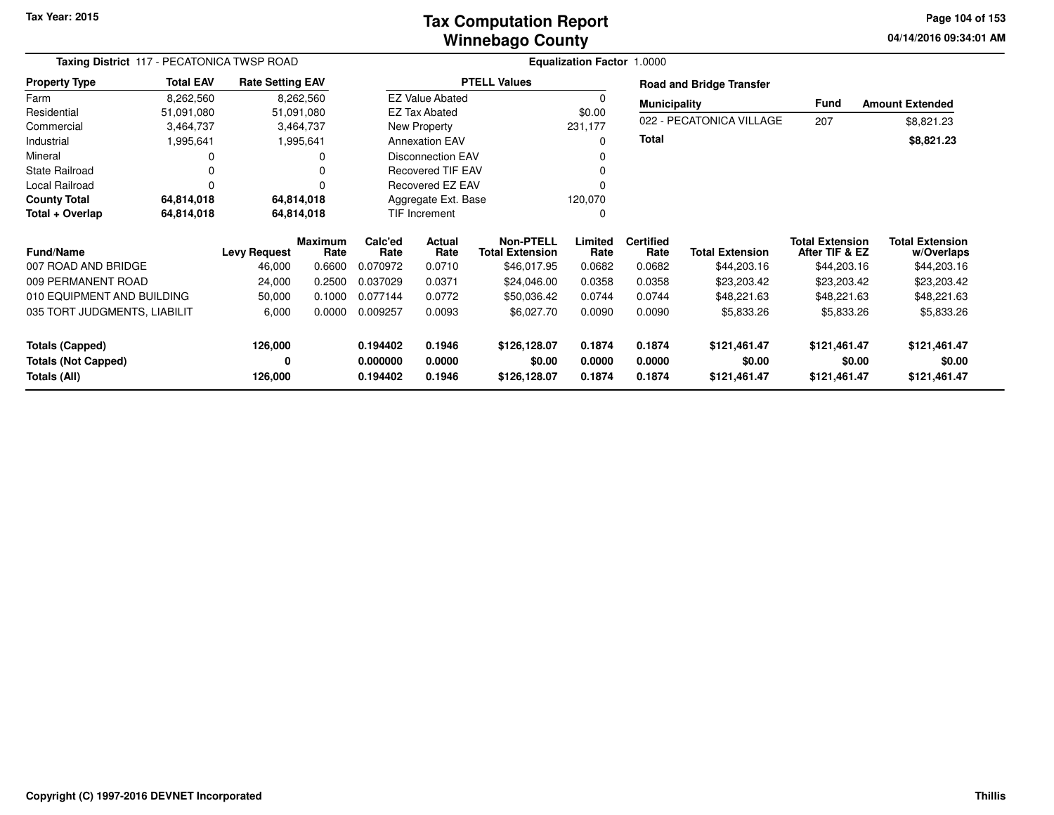# Tax Computation Report
## Winnebago County

Tax Year: 2015

**Taxing District** 117 - PECATONICA TWSP ROAD

**Equalization Factor** 1.0000

| Property Type | Total EAV | Rate Setting EAV |
|---|---|---|
| Farm | 8,262,560 | 8,262,560 |
| Residential | 51,091,080 | 51,091,080 |
| Commercial | 3,464,737 | 3,464,737 |
| Industrial | 1,995,641 | 1,995,641 |
| Mineral | 0 | 0 |
| State Railroad | 0 | 0 |
| Local Railroad | 0 | 0 |
| **County Total** | **64,814,018** | **64,814,018** |
| **Total + Overlap** | **64,814,018** | **64,814,018** |

| PTELL Values | |
|---|---|
| EZ Value Abated | 0 |
| EZ Tax Abated | $0.00 |
| New Property | 231,177 |
| Annexation EAV | 0 |
| Disconnection EAV | 0 |
| Recovered TIF EAV | 0 |
| Recovered EZ EAV | 0 |
| Aggregate Ext. Base | 120,070 |
| TIF Increment | 0 |

**Road and Bridge Transfer**

| Municipality | Fund | Amount Extended |
|---|---|---|
| 022 - PECATONICA VILLAGE | 207 | $8,821.23 |
| **Total** | | **$8,821.23** |

| Fund/Name | Levy Request | Maximum Rate | Calc'ed Rate | Actual Rate | Non-PTELL Total Extension | Limited Rate | Certified Rate | Total Extension | Total Extension After TIF & EZ | Total Extension w/Overlaps |
|---|---|---|---|---|---|---|---|---|---|---|
| 007 ROAD AND BRIDGE | 46,000 | 0.6600 | 0.070972 | 0.0710 | $46,017.95 | 0.0682 | 0.0682 | $44,203.16 | $44,203.16 | $44,203.16 |
| 009 PERMANENT ROAD | 24,000 | 0.2500 | 0.037029 | 0.0371 | $24,046.00 | 0.0358 | 0.0358 | $23,203.42 | $23,203.42 | $23,203.42 |
| 010 EQUIPMENT AND BUILDING | 50,000 | 0.1000 | 0.077144 | 0.0772 | $50,036.42 | 0.0744 | 0.0744 | $48,221.63 | $48,221.63 | $48,221.63 |
| 035 TORT JUDGMENTS, LIABILIT | 6,000 | 0.0000 | 0.009257 | 0.0093 | $6,027.70 | 0.0090 | 0.0090 | $5,833.26 | $5,833.26 | $5,833.26 |
| **Totals (Capped)** | **126,000** | | **0.194402** | **0.1946** | **$126,128.07** | **0.1874** | **0.1874** | **$121,461.47** | **$121,461.47** | **$121,461.47** |
| **Totals (Not Capped)** | **0** | | **0.000000** | **0.0000** | **$0.00** | **0.0000** | **0.0000** | **$0.00** | **$0.00** | **$0.00** |
| **Totals (All)** | **126,000** | | **0.194402** | **0.1946** | **$126,128.07** | **0.1874** | **0.1874** | **$121,461.47** | **$121,461.47** | **$121,461.47** |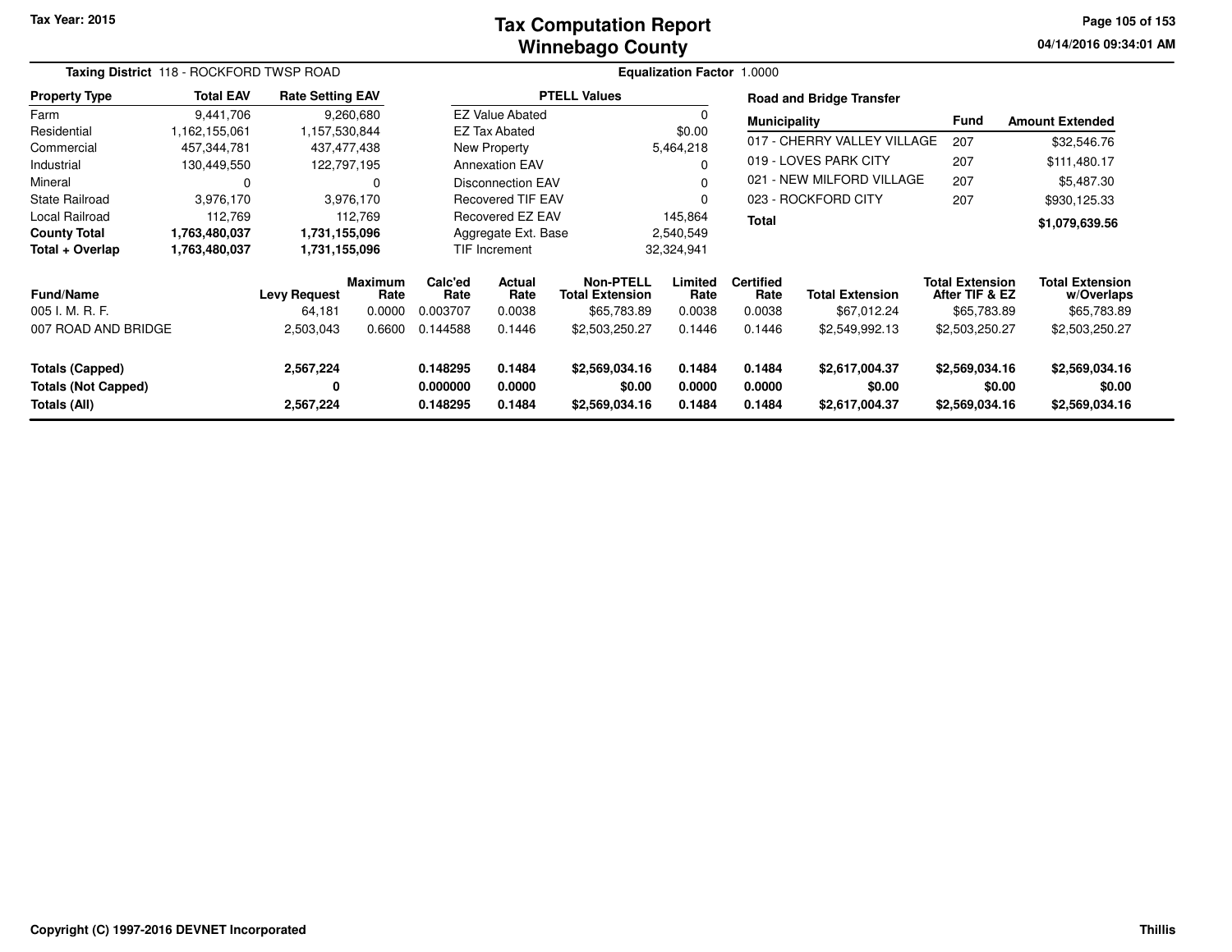# Tax Computation Report
# Winnebago County

Tax Year: 2015

04/14/2016 09:34:01 AM

**Taxing District** 118 - ROCKFORD TWSP ROAD

**Equalization Factor** 1.0000

| Property Type | Total EAV | Rate Setting EAV |
|---|---|---|
| Farm | 9,441,706 | 9,260,680 |
| Residential | 1,162,155,061 | 1,157,530,844 |
| Commercial | 457,344,781 | 437,477,438 |
| Industrial | 130,449,550 | 122,797,195 |
| Mineral | 0 | 0 |
| State Railroad | 3,976,170 | 3,976,170 |
| Local Railroad | 112,769 | 112,769 |
| **County Total** | **1,763,480,037** | **1,731,155,096** |
| **Total + Overlap** | **1,763,480,037** | **1,731,155,096** |

| PTELL Values | |
|---|---|
| EZ Value Abated | 0 |
| EZ Tax Abated | $0.00 |
| New Property | 5,464,218 |
| Annexation EAV | 0 |
| Disconnection EAV | 0 |
| Recovered TIF EAV | 0 |
| Recovered EZ EAV | 145,864 |
| Aggregate Ext. Base | 2,540,549 |
| TIF Increment | 32,324,941 |

**Road and Bridge Transfer**

| Municipality | Fund | Amount Extended |
|---|---|---|
| 017 - CHERRY VALLEY VILLAGE | 207 | $32,546.76 |
| 019 - LOVES PARK CITY | 207 | $111,480.17 |
| 021 - NEW MILFORD VILLAGE | 207 | $5,487.30 |
| 023 - ROCKFORD CITY | 207 | $930,125.33 |
| **Total** | | **$1,079,639.56** |

| Fund/Name | Levy Request | Maximum Rate | Calc'ed Rate | Actual Rate | Non-PTELL Total Extension | Limited Rate | Certified Rate | Total Extension | Total Extension After TIF & EZ | Total Extension w/Overlaps |
|---|---|---|---|---|---|---|---|---|---|---|
| 005 I. M. R. F. | 64,181 | 0.0000 | 0.003707 | 0.0038 | $65,783.89 | 0.0038 | 0.0038 | $67,012.24 | $65,783.89 | $65,783.89 |
| 007 ROAD AND BRIDGE | 2,503,043 | 0.6600 | 0.144588 | 0.1446 | $2,503,250.27 | 0.1446 | 0.1446 | $2,549,992.13 | $2,503,250.27 | $2,503,250.27 |
| **Totals (Capped)** | **2,567,224** | | **0.148295** | **0.1484** | **$2,569,034.16** | **0.1484** | **0.1484** | **$2,617,004.37** | **$2,569,034.16** | **$2,569,034.16** |
| **Totals (Not Capped)** | **0** | | **0.000000** | **0.0000** | **$0.00** | **0.0000** | **0.0000** | **$0.00** | **$0.00** | **$0.00** |
| **Totals (All)** | **2,567,224** | | **0.148295** | **0.1484** | **$2,569,034.16** | **0.1484** | **0.1484** | **$2,617,004.37** | **$2,569,034.16** | **$2,569,034.16** |

Copyright (C) 1997-2016 DEVNET Incorporated

Thillis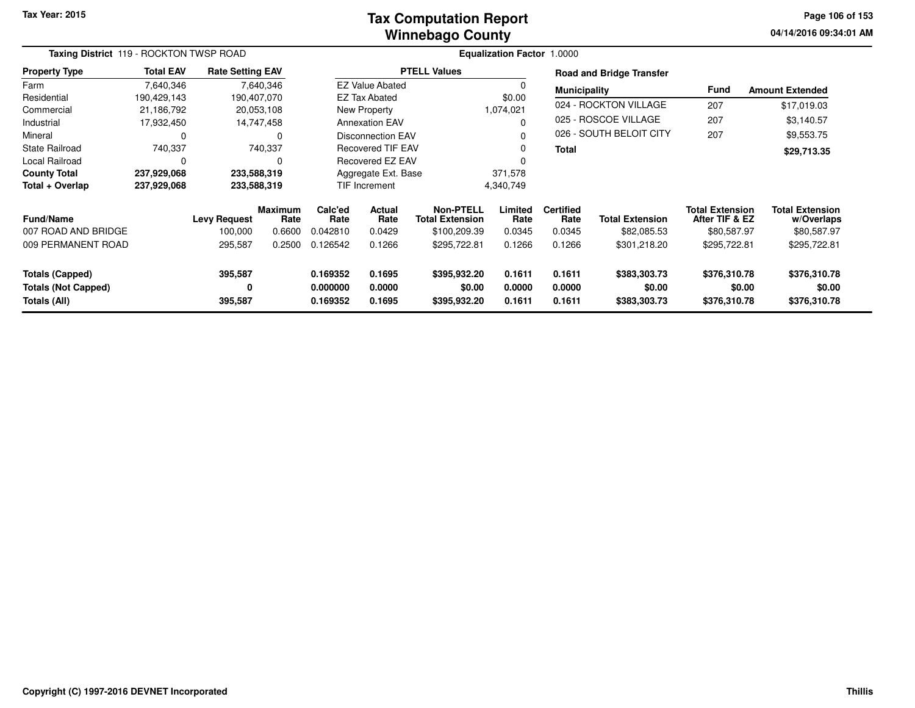**Tax Year: 2015**

# Tax Computation Report
# Winnebago County

04/14/2016 09:34:01 AM

**Taxing District** 119 - ROCKTON TWSP ROAD

**Equalization Factor** 1.0000

| Property Type | Total EAV | Rate Setting EAV |
|---|---|---|
| Farm | 7,640,346 | 7,640,346 |
| Residential | 190,429,143 | 190,407,070 |
| Commercial | 21,186,792 | 20,053,108 |
| Industrial | 17,932,450 | 14,747,458 |
| Mineral | 0 | 0 |
| State Railroad | 740,337 | 740,337 |
| Local Railroad | 0 | 0 |
| **County Total** | **237,929,068** | **233,588,319** |
| **Total + Overlap** | **237,929,068** | **233,588,319** |

| PTELL Values | |
|---|---|
| EZ Value Abated | 0 |
| EZ Tax Abated | $0.00 |
| New Property | 1,074,021 |
| Annexation EAV | 0 |
| Disconnection EAV | 0 |
| Recovered TIF EAV | 0 |
| Recovered EZ EAV | 0 |
| Aggregate Ext. Base | 371,578 |
| TIF Increment | 4,340,749 |

**Road and Bridge Transfer**

| Municipality | Fund | Amount Extended |
|---|---|---|
| 024 - ROCKTON VILLAGE | 207 | $17,019.03 |
| 025 - ROSCOE VILLAGE | 207 | $3,140.57 |
| 026 - SOUTH BELOIT CITY | 207 | $9,553.75 |
| **Total** | | **$29,713.35** |

| Fund/Name | Levy Request | Maximum Rate | Calc'ed Rate | Actual Rate | Non-PTELL Total Extension | Limited Rate | Certified Rate | Total Extension | Total Extension After TIF & EZ | Total Extension w/Overlaps |
|---|---|---|---|---|---|---|---|---|---|---|
| 007 ROAD AND BRIDGE | 100,000 | 0.6600 | 0.042810 | 0.0429 | $100,209.39 | 0.0345 | 0.0345 | $82,085.53 | $80,587.97 | $80,587.97 |
| 009 PERMANENT ROAD | 295,587 | 0.2500 | 0.126542 | 0.1266 | $295,722.81 | 0.1266 | 0.1266 | $301,218.20 | $295,722.81 | $295,722.81 |
| **Totals (Capped)** | **395,587** | | **0.169352** | **0.1695** | **$395,932.20** | **0.1611** | **0.1611** | **$383,303.73** | **$376,310.78** | **$376,310.78** |
| **Totals (Not Capped)** | **0** | | **0.000000** | **0.0000** | **$0.00** | **0.0000** | **0.0000** | **$0.00** | **$0.00** | **$0.00** |
| **Totals (All)** | **395,587** | | **0.169352** | **0.1695** | **$395,932.20** | **0.1611** | **0.1611** | **$383,303.73** | **$376,310.78** | **$376,310.78** |

**Copyright (C) 1997-2016 DEVNET Incorporated**

**Thillis**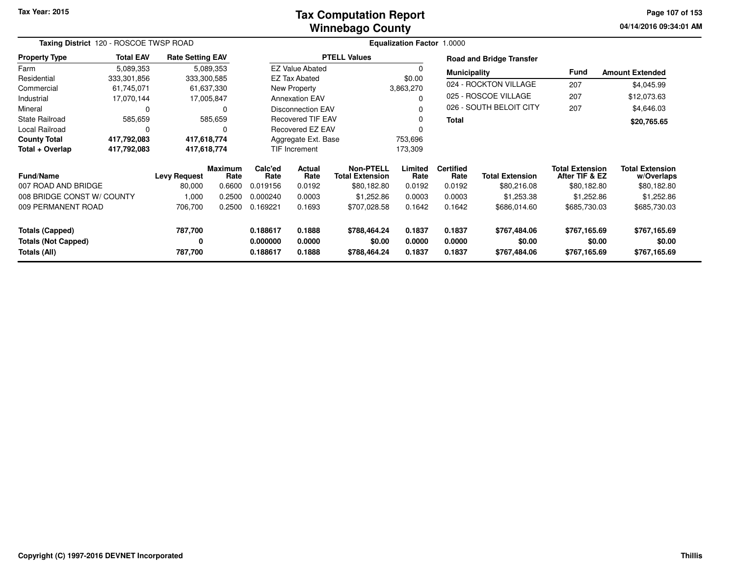# Tax Computation Report
## Winnebago County

Tax Year: 2015

04/14/2016 09:34:01 AM

**Taxing District** 120 - ROSCOE TWSP ROAD

**Equalization Factor** 1.0000

| Property Type | Total EAV | Rate Setting EAV |
|---|---|---|
| Farm | 5,089,353 | 5,089,353 |
| Residential | 333,301,856 | 333,300,585 |
| Commercial | 61,745,071 | 61,637,330 |
| Industrial | 17,070,144 | 17,005,847 |
| Mineral | 0 | 0 |
| State Railroad | 585,659 | 585,659 |
| Local Railroad | 0 | 0 |
| **County Total** | **417,792,083** | **417,618,774** |
| **Total + Overlap** | **417,792,083** | **417,618,774** |

| PTELL Values | |
|---|---|
| EZ Value Abated | 0 |
| EZ Tax Abated | $0.00 |
| New Property | 3,863,270 |
| Annexation EAV | 0 |
| Disconnection EAV | 0 |
| Recovered TIF EAV | 0 |
| Recovered EZ EAV | 0 |
| Aggregate Ext. Base | 753,696 |
| TIF Increment | 173,309 |

**Road and Bridge Transfer**

| Municipality | Fund | Amount Extended |
|---|---|---|
| 024 - ROCKTON VILLAGE | 207 | $4,045.99 |
| 025 - ROSCOE VILLAGE | 207 | $12,073.63 |
| 026 - SOUTH BELOIT CITY | 207 | $4,646.03 |
| **Total** | | **$20,765.65** |

| Fund/Name | Levy Request | Maximum Rate | Calc'ed Rate | Actual Rate | Non-PTELL Total Extension | Limited Rate | Certified Rate | Total Extension | Total Extension After TIF & EZ | Total Extension w/Overlaps |
|---|---|---|---|---|---|---|---|---|---|---|
| 007 ROAD AND BRIDGE | 80,000 | 0.6600 | 0.019156 | 0.0192 | $80,182.80 | 0.0192 | 0.0192 | $80,216.08 | $80,182.80 | $80,182.80 |
| 008 BRIDGE CONST W/ COUNTY | 1,000 | 0.2500 | 0.000240 | 0.0003 | $1,252.86 | 0.0003 | 0.0003 | $1,253.38 | $1,252.86 | $1,252.86 |
| 009 PERMANENT ROAD | 706,700 | 0.2500 | 0.169221 | 0.1693 | $707,028.58 | 0.1642 | 0.1642 | $686,014.60 | $685,730.03 | $685,730.03 |
| **Totals (Capped)** | **787,700** | | **0.188617** | **0.1888** | **$788,464.24** | **0.1837** | **0.1837** | **$767,484.06** | **$767,165.69** | **$767,165.69** |
| **Totals (Not Capped)** | **0** | | **0.000000** | **0.0000** | **$0.00** | **0.0000** | **0.0000** | **$0.00** | **$0.00** | **$0.00** |
| **Totals (All)** | **787,700** | | **0.188617** | **0.1888** | **$788,464.24** | **0.1837** | **0.1837** | **$767,484.06** | **$767,165.69** | **$767,165.69** |

Copyright (C) 1997-2016 DEVNET Incorporated

Thillis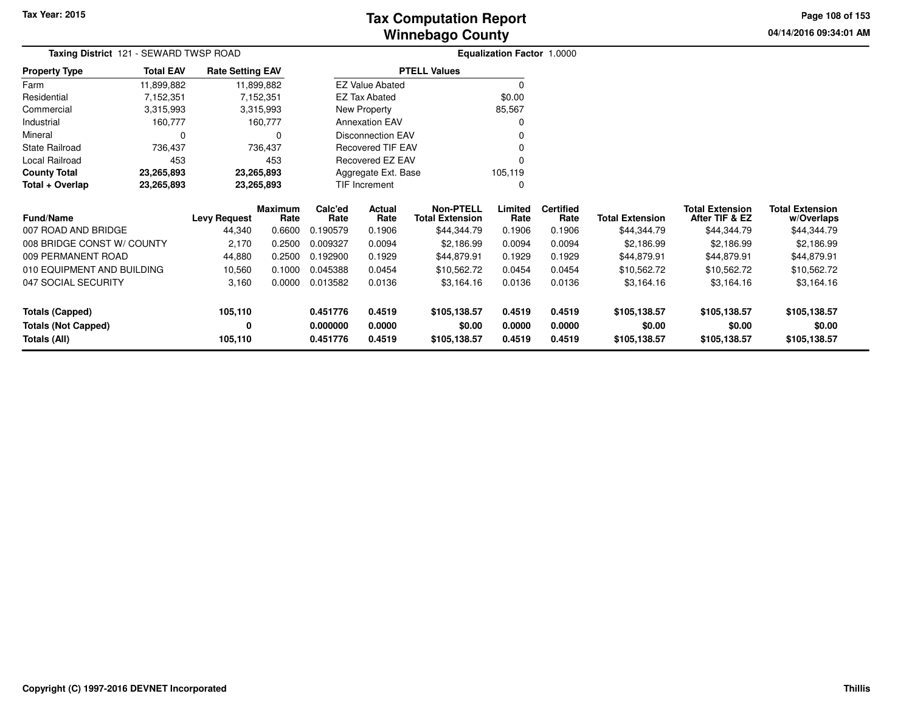Tax Year: 2015

# Tax Computation Report
# Winnebago County

04/14/2016 09:34:01 AM

**Taxing District** 121 - SEWARD TWSP ROAD

**Equalization Factor** 1.0000

| Property Type | Total EAV | Rate Setting EAV |
|---|---|---|
| Farm | 11,899,882 | 11,899,882 |
| Residential | 7,152,351 | 7,152,351 |
| Commercial | 3,315,993 | 3,315,993 |
| Industrial | 160,777 | 160,777 |
| Mineral | 0 | 0 |
| State Railroad | 736,437 | 736,437 |
| Local Railroad | 453 | 453 |
| **County Total** | **23,265,893** | **23,265,893** |
| **Total + Overlap** | **23,265,893** | **23,265,893** |

| PTELL Values | |
|---|---|
| EZ Value Abated | 0 |
| EZ Tax Abated | $0.00 |
| New Property | 85,567 |
| Annexation EAV | 0 |
| Disconnection EAV | 0 |
| Recovered TIF EAV | 0 |
| Recovered EZ EAV | 0 |
| Aggregate Ext. Base | 105,119 |
| TIF Increment | 0 |

| Fund/Name | Levy Request | Maximum Rate | Calc'ed Rate | Actual Rate | Non-PTELL Total Extension | Limited Rate | Certified Rate | Total Extension | Total Extension After TIF & EZ | Total Extension w/Overlaps |
|---|---|---|---|---|---|---|---|---|---|---|
| 007 ROAD AND BRIDGE | 44,340 | 0.6600 | 0.190579 | 0.1906 | $44,344.79 | 0.1906 | 0.1906 | $44,344.79 | $44,344.79 | $44,344.79 |
| 008 BRIDGE CONST W/ COUNTY | 2,170 | 0.2500 | 0.009327 | 0.0094 | $2,186.99 | 0.0094 | 0.0094 | $2,186.99 | $2,186.99 | $2,186.99 |
| 009 PERMANENT ROAD | 44,880 | 0.2500 | 0.192900 | 0.1929 | $44,879.91 | 0.1929 | 0.1929 | $44,879.91 | $44,879.91 | $44,879.91 |
| 010 EQUIPMENT AND BUILDING | 10,560 | 0.1000 | 0.045388 | 0.0454 | $10,562.72 | 0.0454 | 0.0454 | $10,562.72 | $10,562.72 | $10,562.72 |
| 047 SOCIAL SECURITY | 3,160 | 0.0000 | 0.013582 | 0.0136 | $3,164.16 | 0.0136 | 0.0136 | $3,164.16 | $3,164.16 | $3,164.16 |
| **Totals (Capped)** | **105,110** | | **0.451776** | **0.4519** | **$105,138.57** | **0.4519** | **0.4519** | **$105,138.57** | **$105,138.57** | **$105,138.57** |
| **Totals (Not Capped)** | **0** | | **0.000000** | **0.0000** | **$0.00** | **0.0000** | **0.0000** | **$0.00** | **$0.00** | **$0.00** |
| **Totals (All)** | **105,110** | | **0.451776** | **0.4519** | **$105,138.57** | **0.4519** | **0.4519** | **$105,138.57** | **$105,138.57** | **$105,138.57** |

Copyright (C) 1997-2016 DEVNET Incorporated

Thillis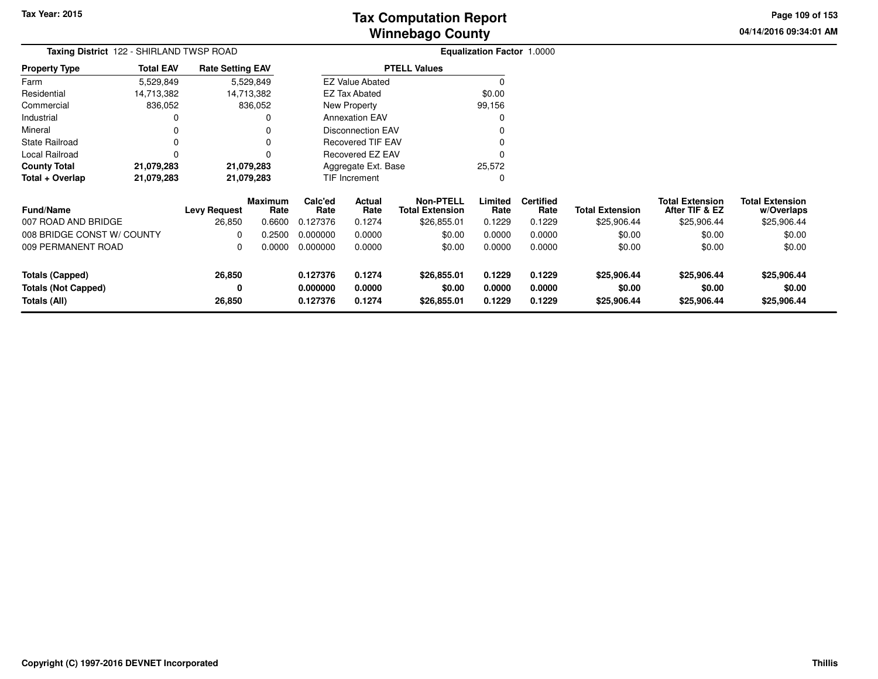# Tax Computation Report
# Winnebago County

**Tax Year: 2015**

**04/14/2016 09:34:01 AM**

**Taxing District** 122 - SHIRLAND TWSP ROAD

**Equalization Factor** 1.0000

| Property Type | Total EAV | Rate Setting EAV |
|---|---|---|
| Farm | 5,529,849 | 5,529,849 |
| Residential | 14,713,382 | 14,713,382 |
| Commercial | 836,052 | 836,052 |
| Industrial | 0 | 0 |
| Mineral | 0 | 0 |
| State Railroad | 0 | 0 |
| Local Railroad | 0 | 0 |
| **County Total** | **21,079,283** | **21,079,283** |
| **Total + Overlap** | **21,079,283** | **21,079,283** |

| PTELL Values | |
|---|---|
| EZ Value Abated | 0 |
| EZ Tax Abated | $0.00 |
| New Property | 99,156 |
| Annexation EAV | 0 |
| Disconnection EAV | 0 |
| Recovered TIF EAV | 0 |
| Recovered EZ EAV | 0 |
| Aggregate Ext. Base | 25,572 |
| TIF Increment | 0 |

| Fund/Name | Levy Request | Maximum Rate | Calc'ed Rate | Actual Rate | Non-PTELL Total Extension | Limited Rate | Certified Rate | Total Extension | Total Extension After TIF & EZ | Total Extension w/Overlaps |
|---|---|---|---|---|---|---|---|---|---|---|
| 007 ROAD AND BRIDGE | 26,850 | 0.6600 | 0.127376 | 0.1274 | $26,855.01 | 0.1229 | 0.1229 | $25,906.44 | $25,906.44 | $25,906.44 |
| 008 BRIDGE CONST W/ COUNTY | 0 | 0.2500 | 0.000000 | 0.0000 | $0.00 | 0.0000 | 0.0000 | $0.00 | $0.00 | $0.00 |
| 009 PERMANENT ROAD | 0 | 0.0000 | 0.000000 | 0.0000 | $0.00 | 0.0000 | 0.0000 | $0.00 | $0.00 | $0.00 |
| **Totals (Capped)** | **26,850** | | **0.127376** | **0.1274** | **$26,855.01** | **0.1229** | **0.1229** | **$25,906.44** | **$25,906.44** | **$25,906.44** |
| **Totals (Not Capped)** | **0** | | **0.000000** | **0.0000** | **$0.00** | **0.0000** | **0.0000** | **$0.00** | **$0.00** | **$0.00** |
| **Totals (All)** | **26,850** | | **0.127376** | **0.1274** | **$26,855.01** | **0.1229** | **0.1229** | **$25,906.44** | **$25,906.44** | **$25,906.44** |

**Copyright (C) 1997-2016 DEVNET Incorporated**

**Thillis**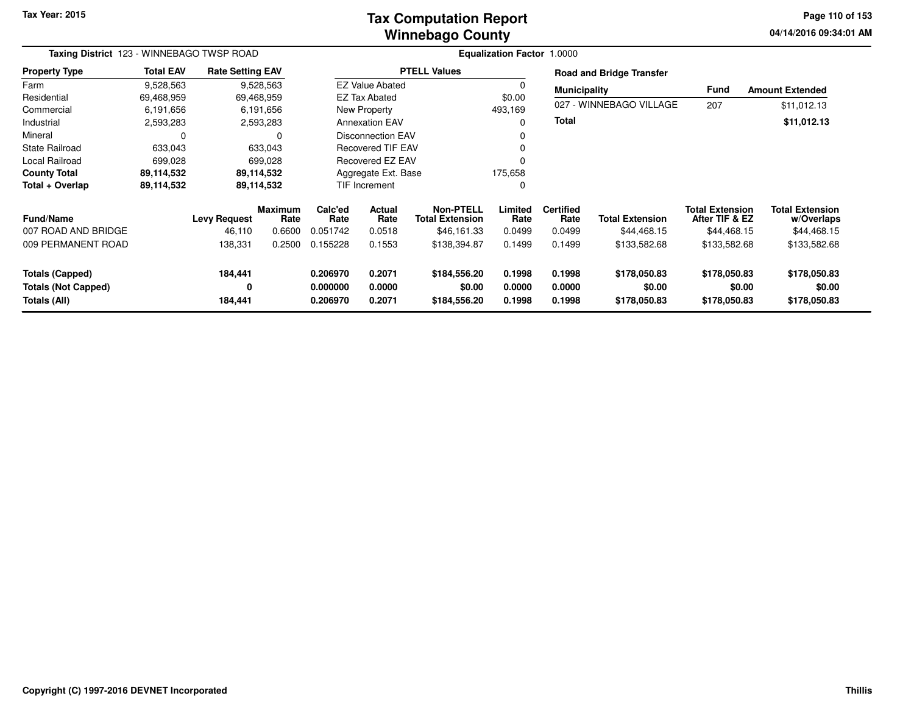# Tax Computation Report
## Winnebago County

Tax Year: 2015

04/14/2016 09:34:01 AM

**Taxing District** 123 - WINNEBAGO TWSP ROAD

**Equalization Factor** 1.0000

| Property Type | Total EAV | Rate Setting EAV |
|---|---|---|
| Farm | 9,528,563 | 9,528,563 |
| Residential | 69,468,959 | 69,468,959 |
| Commercial | 6,191,656 | 6,191,656 |
| Industrial | 2,593,283 | 2,593,283 |
| Mineral | 0 | 0 |
| State Railroad | 633,043 | 633,043 |
| Local Railroad | 699,028 | 699,028 |
| **County Total** | **89,114,532** | **89,114,532** |
| **Total + Overlap** | **89,114,532** | **89,114,532** |

| PTELL Values | |
|---|---|
| EZ Value Abated | 0 |
| EZ Tax Abated | $0.00 |
| New Property | 493,169 |
| Annexation EAV | 0 |
| Disconnection EAV | 0 |
| Recovered TIF EAV | 0 |
| Recovered EZ EAV | 0 |
| Aggregate Ext. Base | 175,658 |
| TIF Increment | 0 |

**Road and Bridge Transfer**

| Municipality | Fund | Amount Extended |
|---|---|---|
| 027 - WINNEBAGO VILLAGE | 207 | $11,012.13 |
| **Total** | | **$11,012.13** |

| Fund/Name | Levy Request | Maximum Rate | Calc'ed Rate | Actual Rate | Non-PTELL Total Extension | Limited Rate | Certified Rate | Total Extension | Total Extension After TIF & EZ | Total Extension w/Overlaps |
|---|---|---|---|---|---|---|---|---|---|---|
| 007 ROAD AND BRIDGE | 46,110 | 0.6600 | 0.051742 | 0.0518 | $46,161.33 | 0.0499 | 0.0499 | $44,468.15 | $44,468.15 | $44,468.15 |
| 009 PERMANENT ROAD | 138,331 | 0.2500 | 0.155228 | 0.1553 | $138,394.87 | 0.1499 | 0.1499 | $133,582.68 | $133,582.68 | $133,582.68 |
| **Totals (Capped)** | **184,441** | | **0.206970** | **0.2071** | **$184,556.20** | **0.1998** | **0.1998** | **$178,050.83** | **$178,050.83** | **$178,050.83** |
| **Totals (Not Capped)** | **0** | | **0.000000** | **0.0000** | **$0.00** | **0.0000** | **0.0000** | **$0.00** | **$0.00** | **$0.00** |
| **Totals (All)** | **184,441** | | **0.206970** | **0.2071** | **$184,556.20** | **0.1998** | **0.1998** | **$178,050.83** | **$178,050.83** | **$178,050.83** |

Copyright (C) 1997-2016 DEVNET Incorporated

Thillis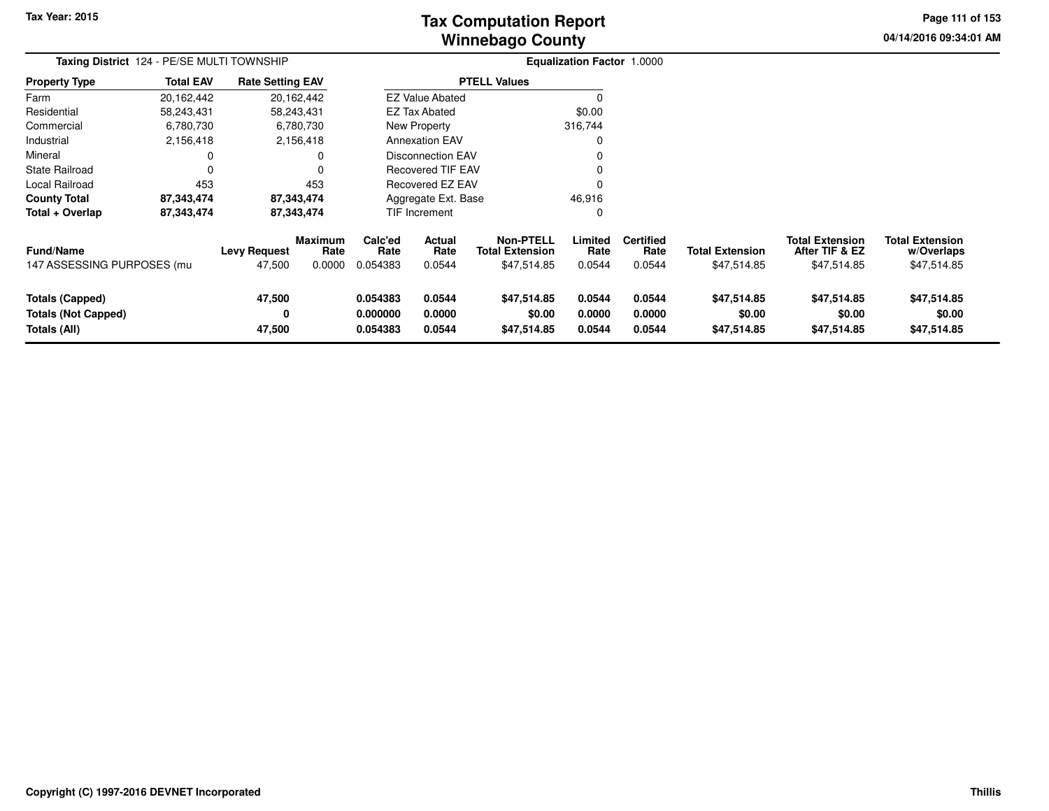# Tax Computation Report
# Winnebago County

Tax Year: 2015

04/14/2016 09:34:01 AM

**Taxing District** 124 - PE/SE MULTI TOWNSHIP

**Equalization Factor** 1.0000

| Property Type | Total EAV | Rate Setting EAV |
|---|---|---|
| Farm | 20,162,442 | 20,162,442 |
| Residential | 58,243,431 | 58,243,431 |
| Commercial | 6,780,730 | 6,780,730 |
| Industrial | 2,156,418 | 2,156,418 |
| Mineral | 0 | 0 |
| State Railroad | 0 | 0 |
| Local Railroad | 453 | 453 |
| **County Total** | **87,343,474** | **87,343,474** |
| **Total + Overlap** | **87,343,474** | **87,343,474** |

| PTELL Values | |
|---|---|
| EZ Value Abated | 0 |
| EZ Tax Abated | $0.00 |
| New Property | 316,744 |
| Annexation EAV | 0 |
| Disconnection EAV | 0 |
| Recovered TIF EAV | 0 |
| Recovered EZ EAV | 0 |
| Aggregate Ext. Base | 46,916 |
| TIF Increment | 0 |

| Fund/Name | Levy Request | Maximum Rate | Calc'ed Rate | Actual Rate | Non-PTELL Total Extension | Limited Rate | Certified Rate | Total Extension | Total Extension After TIF & EZ | Total Extension w/Overlaps |
|---|---|---|---|---|---|---|---|---|---|---|
| 147 ASSESSING PURPOSES (mu | 47,500 | 0.0000 | 0.054383 | 0.0544 | $47,514.85 | 0.0544 | 0.0544 | $47,514.85 | $47,514.85 | $47,514.85 |
| **Totals (Capped)** | **47,500** | | **0.054383** | **0.0544** | **$47,514.85** | **0.0544** | **0.0544** | **$47,514.85** | **$47,514.85** | **$47,514.85** |
| **Totals (Not Capped)** | **0** | | **0.000000** | **0.0000** | **$0.00** | **0.0000** | **0.0000** | **$0.00** | **$0.00** | **$0.00** |
| **Totals (All)** | **47,500** | | **0.054383** | **0.0544** | **$47,514.85** | **0.0544** | **0.0544** | **$47,514.85** | **$47,514.85** | **$47,514.85** |

Copyright (C) 1997-2016 DEVNET Incorporated

Thillis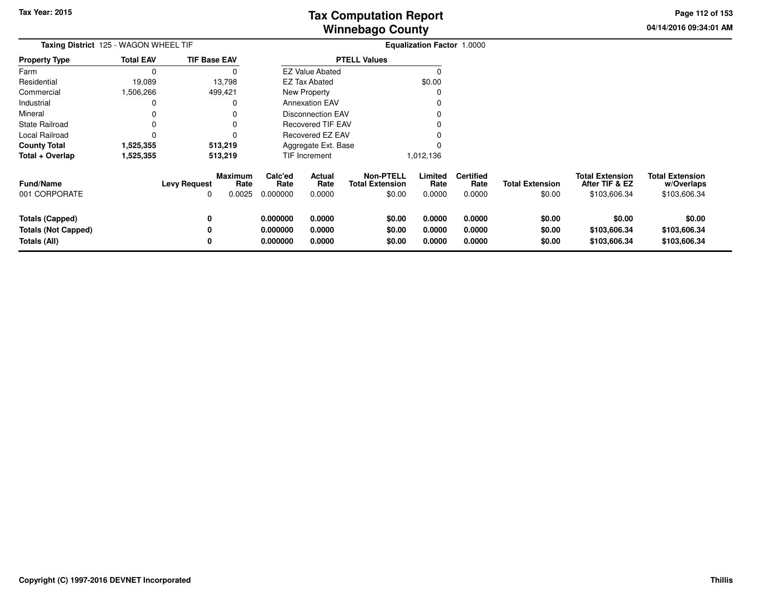# Tax Computation Report
# Winnebago County

Tax Year: 2015

04/14/2016 09:34:01 AM

**Taxing District** 125 - WAGON WHEEL TIF

**Equalization Factor** 1.0000

| Property Type | Total EAV | TIF Base EAV |
|---|---|---|
| Farm | 0 | 0 |
| Residential | 19,089 | 13,798 |
| Commercial | 1,506,266 | 499,421 |
| Industrial | 0 | 0 |
| Mineral | 0 | 0 |
| State Railroad | 0 | 0 |
| Local Railroad | 0 | 0 |
| **County Total** | **1,525,355** | **513,219** |
| **Total + Overlap** | **1,525,355** | **513,219** |

| PTELL Values | |
|---|---|
| EZ Value Abated | 0 |
| EZ Tax Abated | $0.00 |
| New Property | 0 |
| Annexation EAV | 0 |
| Disconnection EAV | 0 |
| Recovered TIF EAV | 0 |
| Recovered EZ EAV | 0 |
| Aggregate Ext. Base | 0 |
| TIF Increment | 1,012,136 |

| Fund/Name | Levy Request | Maximum Rate | Calc'ed Rate | Actual Rate | Non-PTELL Total Extension | Limited Rate | Certified Rate | Total Extension | Total Extension After TIF & EZ | Total Extension w/Overlaps |
|---|---|---|---|---|---|---|---|---|---|---|
| 001 CORPORATE | 0 | 0.0025 | 0.000000 | 0.0000 | $0.00 | 0.0000 | 0.0000 | $0.00 | $103,606.34 | $103,606.34 |
| **Totals (Capped)** | **0** | | **0.000000** | **0.0000** | **$0.00** | **0.0000** | **0.0000** | **$0.00** | **$0.00** | **$0.00** |
| **Totals (Not Capped)** | **0** | | **0.000000** | **0.0000** | **$0.00** | **0.0000** | **0.0000** | **$0.00** | **$103,606.34** | **$103,606.34** |
| **Totals (All)** | **0** | | **0.000000** | **0.0000** | **$0.00** | **0.0000** | **0.0000** | **$0.00** | **$103,606.34** | **$103,606.34** |

**Copyright (C) 1997-2016 DEVNET Incorporated**

**Thillis**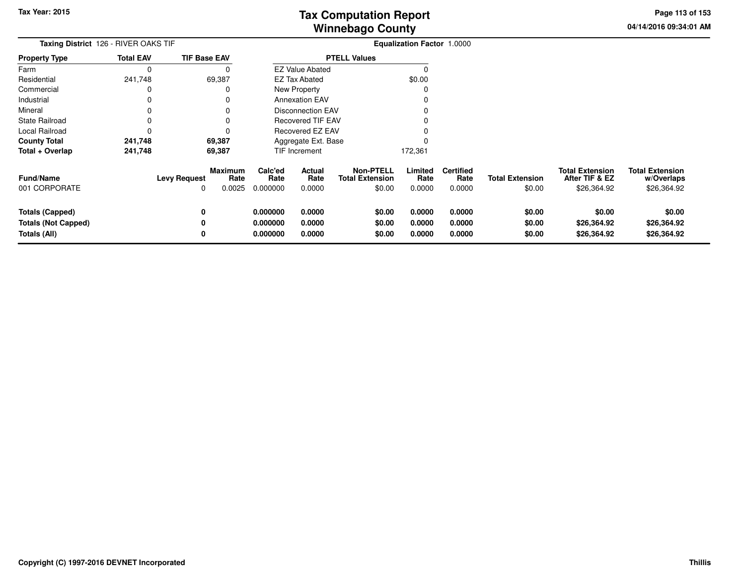Tax Year: 2015

# Tax Computation Report
# Winnebago County

04/14/2016 09:34:01 AM

**Taxing District** 126 - RIVER OAKS TIF

**Equalization Factor** 1.0000

| Property Type | Total EAV | TIF Base EAV |
|---|---|---|
| Farm | 0 | 0 |
| Residential | 241,748 | 69,387 |
| Commercial | 0 | 0 |
| Industrial | 0 | 0 |
| Mineral | 0 | 0 |
| State Railroad | 0 | 0 |
| Local Railroad | 0 | 0 |
| **County Total** | **241,748** | **69,387** |
| **Total + Overlap** | **241,748** | **69,387** |

| PTELL Values | |
|---|---|
| EZ Value Abated | 0 |
| EZ Tax Abated | $0.00 |
| New Property | 0 |
| Annexation EAV | 0 |
| Disconnection EAV | 0 |
| Recovered TIF EAV | 0 |
| Recovered EZ EAV | 0 |
| Aggregate Ext. Base | 0 |
| TIF Increment | 172,361 |

| Fund/Name | Levy Request | Maximum Rate | Calc'ed Rate | Actual Rate | Non-PTELL Total Extension | Limited Rate | Certified Rate | Total Extension | Total Extension After TIF & EZ | Total Extension w/Overlaps |
|---|---|---|---|---|---|---|---|---|---|---|
| 001 CORPORATE | 0 | 0.0025 | 0.000000 | 0.0000 | $0.00 | 0.0000 | 0.0000 | $0.00 | $26,364.92 | $26,364.92 |
| **Totals (Capped)** | **0** | | **0.000000** | **0.0000** | **$0.00** | **0.0000** | **0.0000** | **$0.00** | **$0.00** | **$0.00** |
| **Totals (Not Capped)** | **0** | | **0.000000** | **0.0000** | **$0.00** | **0.0000** | **0.0000** | **$0.00** | **$26,364.92** | **$26,364.92** |
| **Totals (All)** | **0** | | **0.000000** | **0.0000** | **$0.00** | **0.0000** | **0.0000** | **$0.00** | **$26,364.92** | **$26,364.92** |

**Copyright (C) 1997-2016 DEVNET Incorporated**

**Thillis**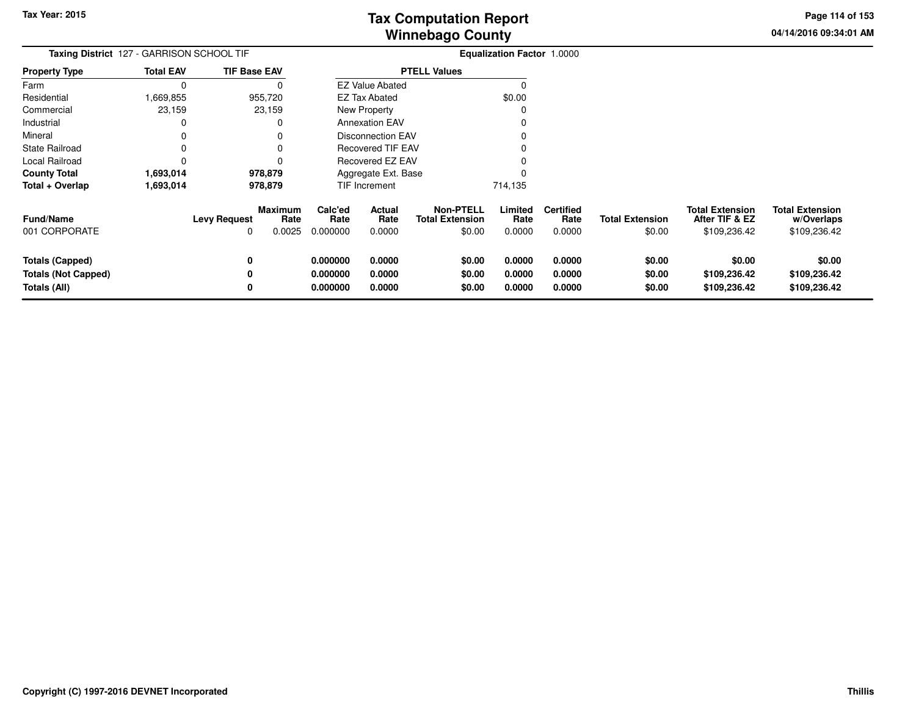# Tax Computation Report
## Winnebago County

Tax Year: 2015

04/14/2016 09:34:01 AM

**Taxing District** 127 - GARRISON SCHOOL TIF

**Equalization Factor** 1.0000

| Property Type | Total EAV | TIF Base EAV |
|---|---|---|
| Farm | 0 | 0 |
| Residential | 1,669,855 | 955,720 |
| Commercial | 23,159 | 23,159 |
| Industrial | 0 | 0 |
| Mineral | 0 | 0 |
| State Railroad | 0 | 0 |
| Local Railroad | 0 | 0 |
| **County Total** | **1,693,014** | **978,879** |
| **Total + Overlap** | **1,693,014** | **978,879** |

| PTELL Values | |
|---|---|
| EZ Value Abated | 0 |
| EZ Tax Abated | $0.00 |
| New Property | 0 |
| Annexation EAV | 0 |
| Disconnection EAV | 0 |
| Recovered TIF EAV | 0 |
| Recovered EZ EAV | 0 |
| Aggregate Ext. Base | 0 |
| TIF Increment | 714,135 |

| Fund/Name | Levy Request | Maximum Rate | Calc'ed Rate | Actual Rate | Non-PTELL Total Extension | Limited Rate | Certified Rate | Total Extension | Total Extension After TIF & EZ | Total Extension w/Overlaps |
|---|---|---|---|---|---|---|---|---|---|---|
| 001 CORPORATE | 0 | 0.0025 | 0.000000 | 0.0000 | $0.00 | 0.0000 | 0.0000 | $0.00 | $109,236.42 | $109,236.42 |
| **Totals (Capped)** | **0** | | **0.000000** | **0.0000** | **$0.00** | **0.0000** | **0.0000** | **$0.00** | **$0.00** | **$0.00** |
| **Totals (Not Capped)** | **0** | | **0.000000** | **0.0000** | **$0.00** | **0.0000** | **0.0000** | **$0.00** | **$109,236.42** | **$109,236.42** |
| **Totals (All)** | **0** | | **0.000000** | **0.0000** | **$0.00** | **0.0000** | **0.0000** | **$0.00** | **$109,236.42** | **$109,236.42** |

**Copyright (C) 1997-2016 DEVNET Incorporated**

**Thillis**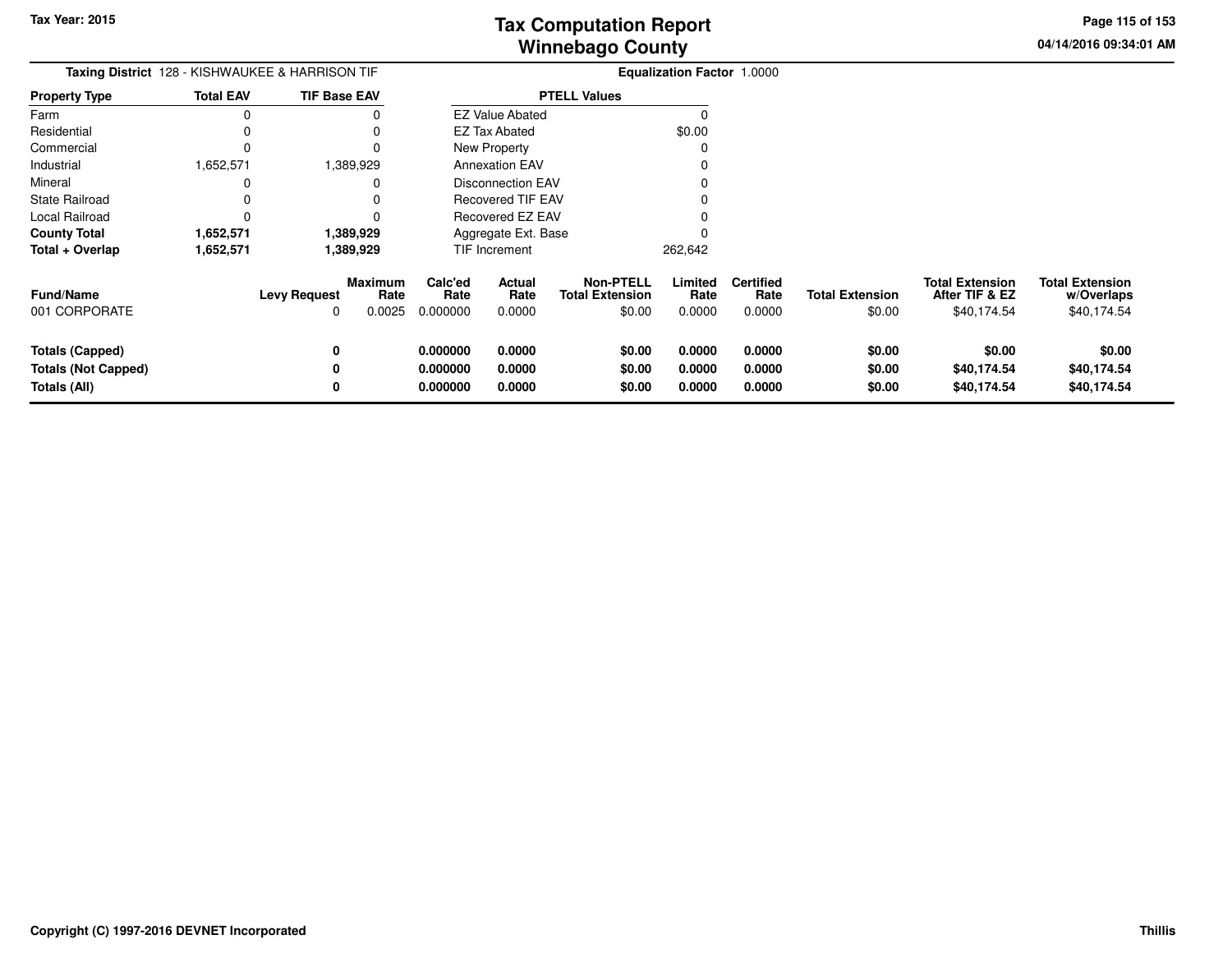# Tax Computation Report
## Winnebago County

Tax Year: 2015

04/14/2016 09:34:01 AM

**Taxing District** 128 - KISHWAUKEE & HARRISON TIF

**Equalization Factor** 1.0000

| Property Type | Total EAV | TIF Base EAV |
|---|---|---|
| Farm | 0 | 0 |
| Residential | 0 | 0 |
| Commercial | 0 | 0 |
| Industrial | 1,652,571 | 1,389,929 |
| Mineral | 0 | 0 |
| State Railroad | 0 | 0 |
| Local Railroad | 0 | 0 |
| **County Total** | **1,652,571** | **1,389,929** |
| **Total + Overlap** | **1,652,571** | **1,389,929** |

| PTELL Values | |
|---|---|
| EZ Value Abated | 0 |
| EZ Tax Abated | $0.00 |
| New Property | 0 |
| Annexation EAV | 0 |
| Disconnection EAV | 0 |
| Recovered TIF EAV | 0 |
| Recovered EZ EAV | 0 |
| Aggregate Ext. Base | 0 |
| TIF Increment | 262,642 |

| Fund/Name | Levy Request | Maximum Rate | Calc'ed Rate | Actual Rate | Non-PTELL Total Extension | Limited Rate | Certified Rate | Total Extension | Total Extension After TIF & EZ | Total Extension w/Overlaps |
|---|---|---|---|---|---|---|---|---|---|---|
| 001 CORPORATE | 0 | 0.0025 | 0.000000 | 0.0000 | $0.00 | 0.0000 | 0.0000 | $0.00 | $40,174.54 | $40,174.54 |
| **Totals (Capped)** | **0** | | **0.000000** | **0.0000** | **$0.00** | **0.0000** | **0.0000** | **$0.00** | **$0.00** | **$0.00** |
| **Totals (Not Capped)** | **0** | | **0.000000** | **0.0000** | **$0.00** | **0.0000** | **0.0000** | **$0.00** | **$40,174.54** | **$40,174.54** |
| **Totals (All)** | **0** | | **0.000000** | **0.0000** | **$0.00** | **0.0000** | **0.0000** | **$0.00** | **$40,174.54** | **$40,174.54** |

Copyright (C) 1997-2016 DEVNET Incorporated

Thillis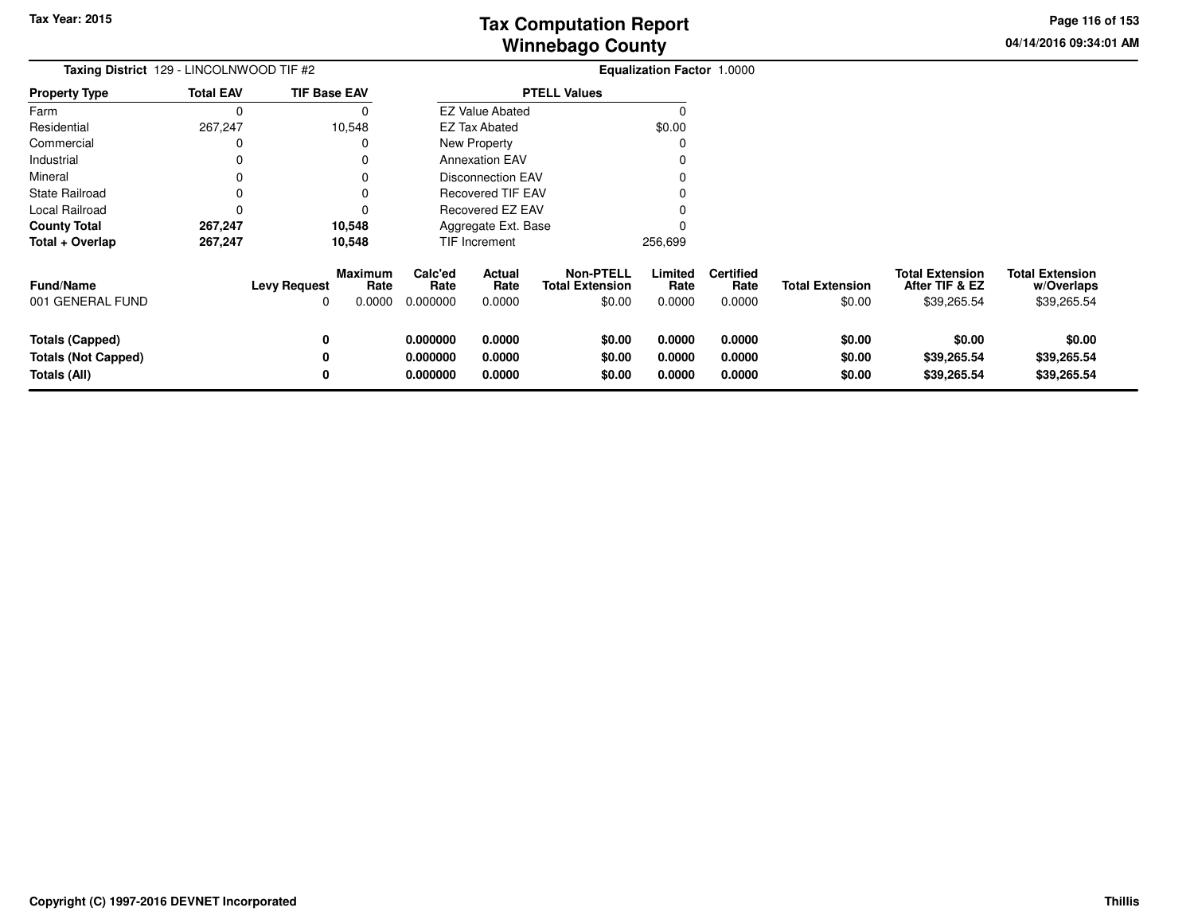# Tax Computation Report
# Winnebago County

Tax Year: 2015

04/14/2016 09:34:01 AM

**Taxing District** 129 - LINCOLNWOOD TIF #2

**Equalization Factor** 1.0000

| Property Type | Total EAV | TIF Base EAV |
|---|---|---|
| Farm | 0 | 0 |
| Residential | 267,247 | 10,548 |
| Commercial | 0 | 0 |
| Industrial | 0 | 0 |
| Mineral | 0 | 0 |
| State Railroad | 0 | 0 |
| Local Railroad | 0 | 0 |
| **County Total** | **267,247** | **10,548** |
| **Total + Overlap** | **267,247** | **10,548** |

| PTELL Values | |
|---|---|
| EZ Value Abated | 0 |
| EZ Tax Abated | $0.00 |
| New Property | 0 |
| Annexation EAV | 0 |
| Disconnection EAV | 0 |
| Recovered TIF EAV | 0 |
| Recovered EZ EAV | 0 |
| Aggregate Ext. Base | 0 |
| TIF Increment | 256,699 |

| Fund/Name | Levy Request | Maximum Rate | Calc'ed Rate | Actual Rate | Non-PTELL Total Extension | Limited Rate | Certified Rate | Total Extension | Total Extension After TIF & EZ | Total Extension w/Overlaps |
|---|---|---|---|---|---|---|---|---|---|---|
| 001 GENERAL FUND | 0 | 0.0000 | 0.000000 | 0.0000 | $0.00 | 0.0000 | 0.0000 | $0.00 | $39,265.54 | $39,265.54 |
| **Totals (Capped)** | **0** | | **0.000000** | **0.0000** | **$0.00** | **0.0000** | **0.0000** | **$0.00** | **$0.00** | **$0.00** |
| **Totals (Not Capped)** | **0** | | **0.000000** | **0.0000** | **$0.00** | **0.0000** | **0.0000** | **$0.00** | **$39,265.54** | **$39,265.54** |
| **Totals (All)** | **0** | | **0.000000** | **0.0000** | **$0.00** | **0.0000** | **0.0000** | **$0.00** | **$39,265.54** | **$39,265.54** |

**Copyright (C) 1997-2016 DEVNET Incorporated**

**Thillis**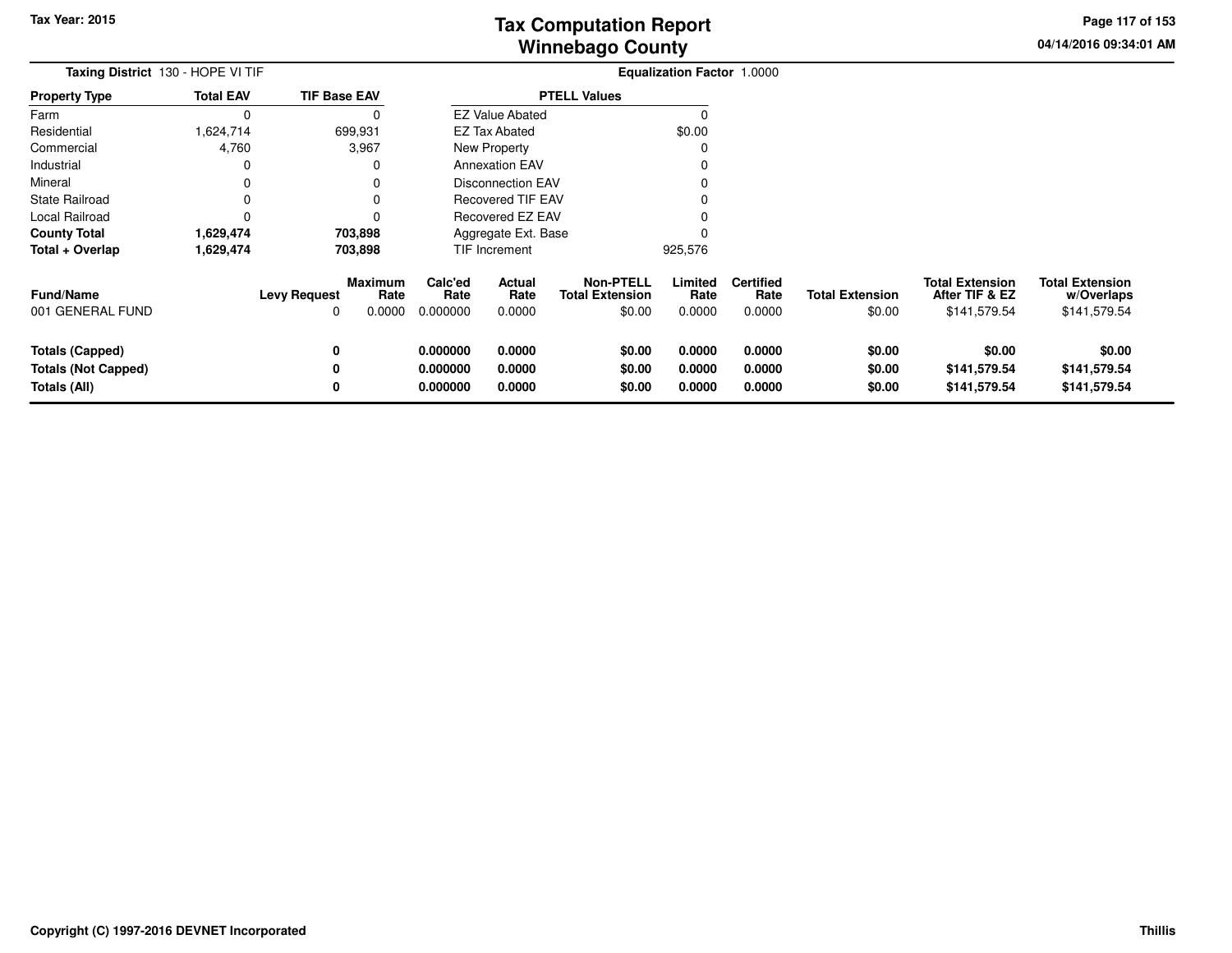Tax Year: 2015

# Tax Computation Report
## Winnebago County

04/14/2016 09:34:01 AM

**Taxing District** 130 - HOPE VI TIF | **Equalization Factor** 1.0000

| Property Type | Total EAV | TIF Base EAV |
|---|---|---|
| Farm | 0 | 0 |
| Residential | 1,624,714 | 699,931 |
| Commercial | 4,760 | 3,967 |
| Industrial | 0 | 0 |
| Mineral | 0 | 0 |
| State Railroad | 0 | 0 |
| Local Railroad | 0 | 0 |
| **County Total** | **1,629,474** | **703,898** |
| **Total + Overlap** | **1,629,474** | **703,898** |

| PTELL Values | |
|---|---|
| EZ Value Abated | 0 |
| EZ Tax Abated | $0.00 |
| New Property | 0 |
| Annexation EAV | 0 |
| Disconnection EAV | 0 |
| Recovered TIF EAV | 0 |
| Recovered EZ EAV | 0 |
| Aggregate Ext. Base | 0 |
| TIF Increment | 925,576 |

| Fund/Name | Levy Request | Maximum Rate | Calc'ed Rate | Actual Rate | Non-PTELL Total Extension | Limited Rate | Certified Rate | Total Extension | Total Extension After TIF & EZ | Total Extension w/Overlaps |
|---|---|---|---|---|---|---|---|---|---|---|
| 001 GENERAL FUND | 0 | 0.0000 | 0.000000 | 0.0000 | $0.00 | 0.0000 | 0.0000 | $0.00 | $141,579.54 | $141,579.54 |
| **Totals (Capped)** | **0** | | **0.000000** | **0.0000** | **$0.00** | **0.0000** | **0.0000** | **$0.00** | **$0.00** | **$0.00** |
| **Totals (Not Capped)** | **0** | | **0.000000** | **0.0000** | **$0.00** | **0.0000** | **0.0000** | **$0.00** | **$141,579.54** | **$141,579.54** |
| **Totals (All)** | **0** | | **0.000000** | **0.0000** | **$0.00** | **0.0000** | **0.0000** | **$0.00** | **$141,579.54** | **$141,579.54** |

Copyright (C) 1997-2016 DEVNET Incorporated | Thillis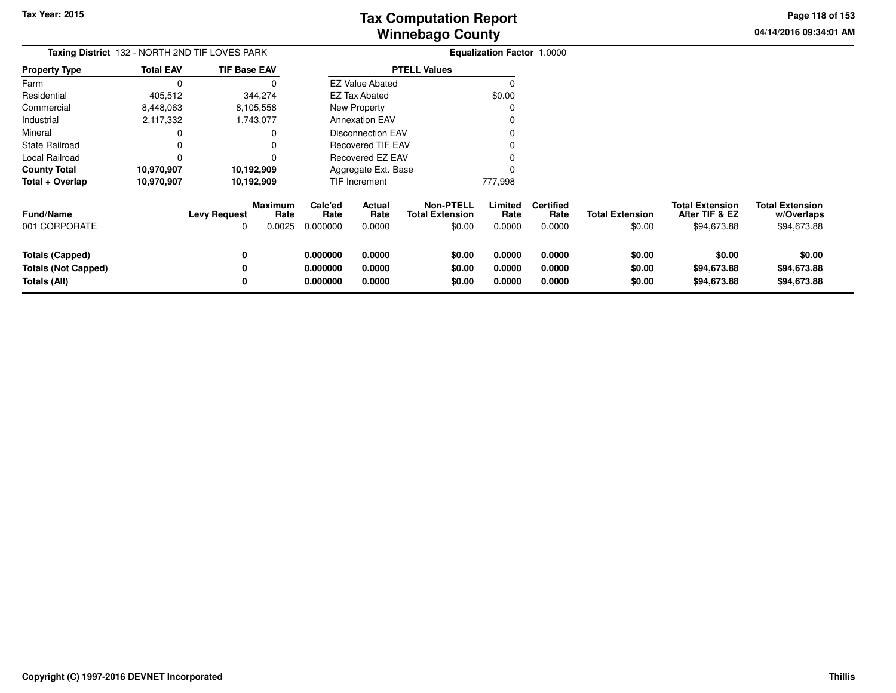# Tax Computation Report
# Winnebago County

Tax Year: 2015

04/14/2016 09:34:01 AM

**Taxing District** 132 - NORTH 2ND TIF LOVES PARK

**Equalization Factor** 1.0000

| Property Type | Total EAV | TIF Base EAV |
|---|---|---|
| Farm | 0 | 0 |
| Residential | 405,512 | 344,274 |
| Commercial | 8,448,063 | 8,105,558 |
| Industrial | 2,117,332 | 1,743,077 |
| Mineral | 0 | 0 |
| State Railroad | 0 | 0 |
| Local Railroad | 0 | 0 |
| **County Total** | **10,970,907** | **10,192,909** |
| **Total + Overlap** | **10,970,907** | **10,192,909** |

| PTELL Values | |
|---|---|
| EZ Value Abated | 0 |
| EZ Tax Abated | $0.00 |
| New Property | 0 |
| Annexation EAV | 0 |
| Disconnection EAV | 0 |
| Recovered TIF EAV | 0 |
| Recovered EZ EAV | 0 |
| Aggregate Ext. Base | 0 |
| TIF Increment | 777,998 |

| Fund/Name | Levy Request | Maximum Rate | Calc'ed Rate | Actual Rate | Non-PTELL Total Extension | Limited Rate | Certified Rate | Total Extension | Total Extension After TIF & EZ | Total Extension w/Overlaps |
|---|---|---|---|---|---|---|---|---|---|---|
| 001 CORPORATE | 0 | 0.0025 | 0.000000 | 0.0000 | $0.00 | 0.0000 | 0.0000 | $0.00 | $94,673.88 | $94,673.88 |
| **Totals (Capped)** | **0** | | **0.000000** | **0.0000** | **$0.00** | **0.0000** | **0.0000** | **$0.00** | **$0.00** | **$0.00** |
| **Totals (Not Capped)** | **0** | | **0.000000** | **0.0000** | **$0.00** | **0.0000** | **0.0000** | **$0.00** | **$94,673.88** | **$94,673.88** |
| **Totals (All)** | **0** | | **0.000000** | **0.0000** | **$0.00** | **0.0000** | **0.0000** | **$0.00** | **$94,673.88** | **$94,673.88** |

**Copyright (C) 1997-2016 DEVNET Incorporated**

**Thillis**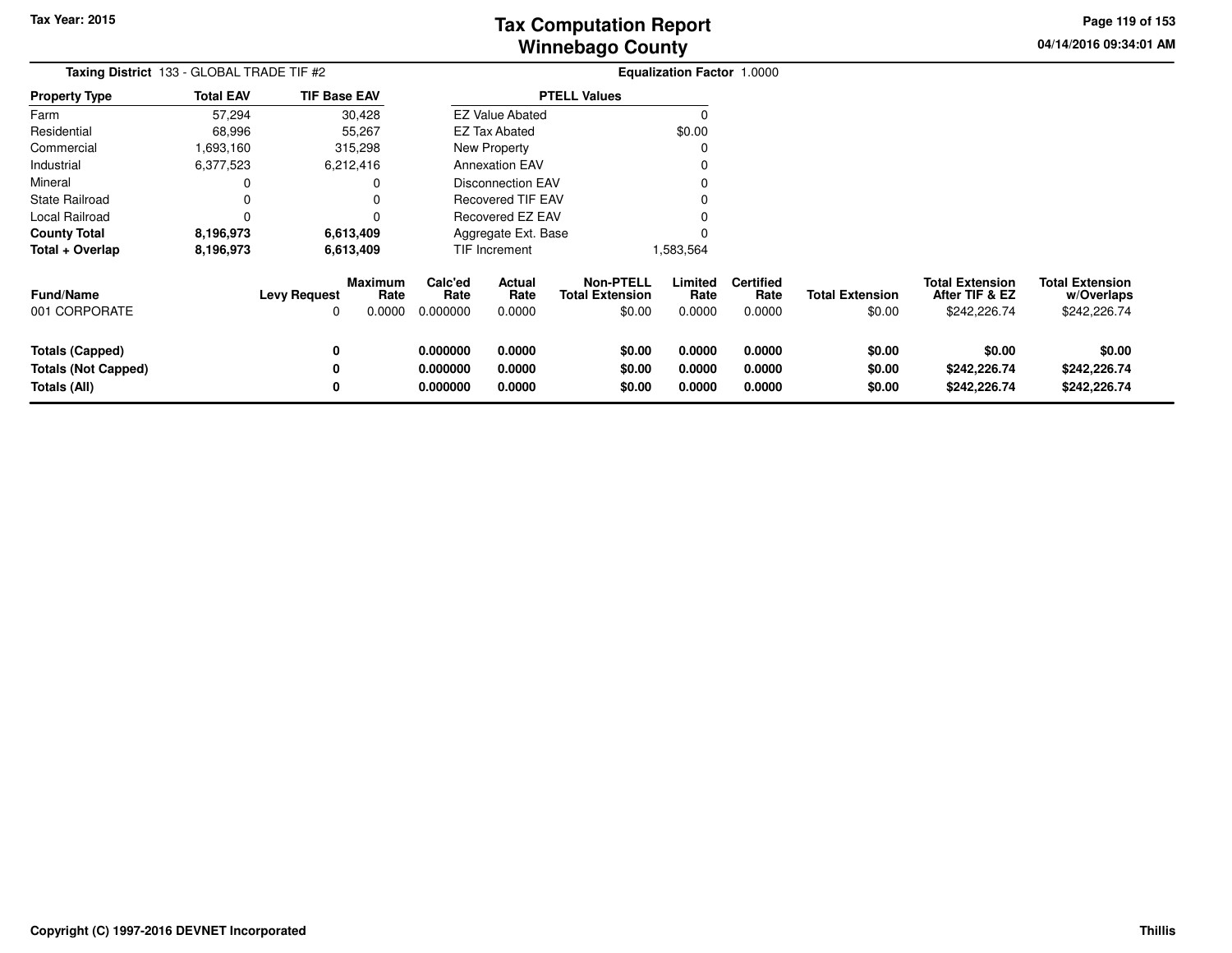Tax Year: 2015

# Tax Computation Report
# Winnebago County

04/14/2016 09:34:01 AM

**Taxing District** 133 - GLOBAL TRADE TIF #2 | **Equalization Factor** 1.0000

| Property Type | Total EAV | TIF Base EAV |
|---|---|---|
| Farm | 57,294 | 30,428 |
| Residential | 68,996 | 55,267 |
| Commercial | 1,693,160 | 315,298 |
| Industrial | 6,377,523 | 6,212,416 |
| Mineral | 0 | 0 |
| State Railroad | 0 | 0 |
| Local Railroad | 0 | 0 |
| **County Total** | **8,196,973** | **6,613,409** |
| **Total + Overlap** | **8,196,973** | **6,613,409** |

| PTELL Values | |
|---|---|
| EZ Value Abated | 0 |
| EZ Tax Abated | $0.00 |
| New Property | 0 |
| Annexation EAV | 0 |
| Disconnection EAV | 0 |
| Recovered TIF EAV | 0 |
| Recovered EZ EAV | 0 |
| Aggregate Ext. Base | 0 |
| TIF Increment | 1,583,564 |

| Fund/Name | Levy Request | Maximum Rate | Calc'ed Rate | Actual Rate | Non-PTELL Total Extension | Limited Rate | Certified Rate | Total Extension | Total Extension After TIF & EZ | Total Extension w/Overlaps |
|---|---|---|---|---|---|---|---|---|---|---|
| 001 CORPORATE | 0 | 0.0000 | 0.000000 | 0.0000 | $0.00 | 0.0000 | 0.0000 | $0.00 | $242,226.74 | $242,226.74 |
| **Totals (Capped)** | **0** | | **0.000000** | **0.0000** | **$0.00** | **0.0000** | **0.0000** | **$0.00** | **$0.00** | **$0.00** |
| **Totals (Not Capped)** | **0** | | **0.000000** | **0.0000** | **$0.00** | **0.0000** | **0.0000** | **$0.00** | **$242,226.74** | **$242,226.74** |
| **Totals (All)** | **0** | | **0.000000** | **0.0000** | **$0.00** | **0.0000** | **0.0000** | **$0.00** | **$242,226.74** | **$242,226.74** |

Copyright (C) 1997-2016 DEVNET Incorporated — Thillis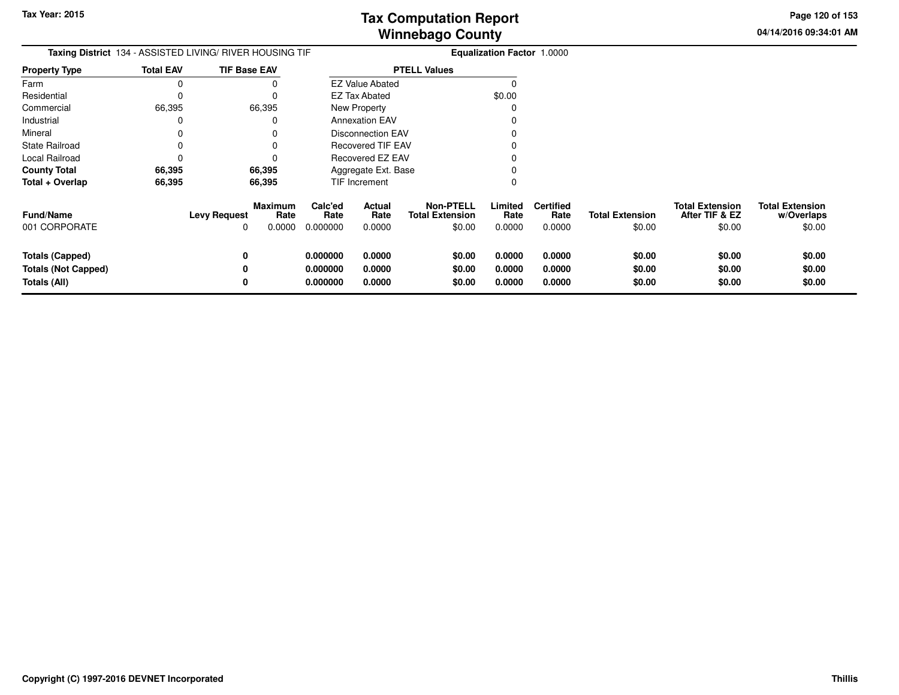**Taxing District** 134 - ASSISTED LIVING/ RIVER HOUSING TIF

**Equalization Factor** 1.0000

| Property Type | Total EAV | TIF Base EAV |
|---|---|---|
| Farm | 0 | 0 |
| Residential | 0 | 0 |
| Commercial | 66,395 | 66,395 |
| Industrial | 0 | 0 |
| Mineral | 0 | 0 |
| State Railroad | 0 | 0 |
| Local Railroad | 0 | 0 |
| **County Total** | **66,395** | **66,395** |
| **Total + Overlap** | **66,395** | **66,395** |

| PTELL Values | |
|---|---|
| EZ Value Abated | 0 |
| EZ Tax Abated | $0.00 |
| New Property | 0 |
| Annexation EAV | 0 |
| Disconnection EAV | 0 |
| Recovered TIF EAV | 0 |
| Recovered EZ EAV | 0 |
| Aggregate Ext. Base | 0 |
| TIF Increment | 0 |

| Fund/Name | Levy Request | Maximum Rate | Calc'ed Rate | Actual Rate | Non-PTELL Total Extension | Limited Rate | Certified Rate | Total Extension | Total Extension After TIF & EZ | Total Extension w/Overlaps |
|---|---|---|---|---|---|---|---|---|---|---|
| 001 CORPORATE | 0 | 0.0000 | 0.000000 | 0.0000 | $0.00 | 0.0000 | 0.0000 | $0.00 | $0.00 | $0.00 |
| **Totals (Capped)** | **0** | | **0.000000** | **0.0000** | **$0.00** | **0.0000** | **0.0000** | **$0.00** | **$0.00** | **$0.00** |
| **Totals (Not Capped)** | **0** | | **0.000000** | **0.0000** | **$0.00** | **0.0000** | **0.0000** | **$0.00** | **$0.00** | **$0.00** |
| **Totals (All)** | **0** | | **0.000000** | **0.0000** | **$0.00** | **0.0000** | **0.0000** | **$0.00** | **$0.00** | **$0.00** |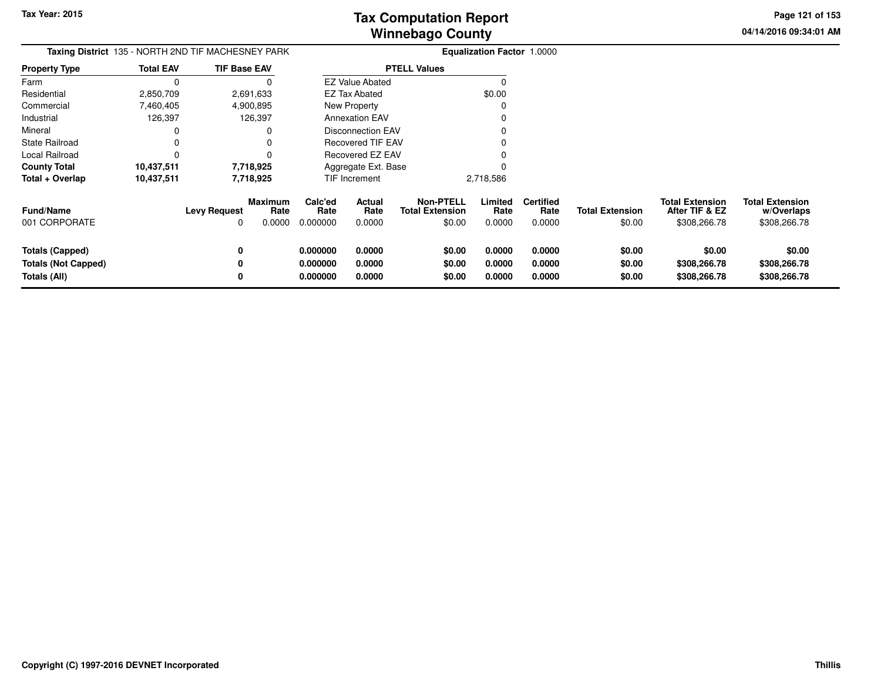# Tax Computation Report
## Winnebago County

Tax Year: 2015

04/14/2016 09:34:01 AM

**Taxing District** 135 - NORTH 2ND TIF MACHESNEY PARK

**Equalization Factor** 1.0000

| Property Type | Total EAV | TIF Base EAV |
|---|---|---|
| Farm | 0 | 0 |
| Residential | 2,850,709 | 2,691,633 |
| Commercial | 7,460,405 | 4,900,895 |
| Industrial | 126,397 | 126,397 |
| Mineral | 0 | 0 |
| State Railroad | 0 | 0 |
| Local Railroad | 0 | 0 |
| **County Total** | **10,437,511** | **7,718,925** |
| **Total + Overlap** | **10,437,511** | **7,718,925** |

| PTELL Values | |
|---|---|
| EZ Value Abated | 0 |
| EZ Tax Abated | $0.00 |
| New Property | 0 |
| Annexation EAV | 0 |
| Disconnection EAV | 0 |
| Recovered TIF EAV | 0 |
| Recovered EZ EAV | 0 |
| Aggregate Ext. Base | 0 |
| TIF Increment | 2,718,586 |

| Fund/Name | Levy Request | Maximum Rate | Calc'ed Rate | Actual Rate | Non-PTELL Total Extension | Limited Rate | Certified Rate | Total Extension | Total Extension After TIF & EZ | Total Extension w/Overlaps |
|---|---|---|---|---|---|---|---|---|---|---|
| 001 CORPORATE | 0 | 0.0000 | 0.000000 | 0.0000 | $0.00 | 0.0000 | 0.0000 | $0.00 | $308,266.78 | $308,266.78 |
| **Totals (Capped)** | **0** | | **0.000000** | **0.0000** | **$0.00** | **0.0000** | **0.0000** | **$0.00** | **$0.00** | **$0.00** |
| **Totals (Not Capped)** | **0** | | **0.000000** | **0.0000** | **$0.00** | **0.0000** | **0.0000** | **$0.00** | **$308,266.78** | **$308,266.78** |
| **Totals (All)** | **0** | | **0.000000** | **0.0000** | **$0.00** | **0.0000** | **0.0000** | **$0.00** | **$308,266.78** | **$308,266.78** |

Copyright (C) 1997-2016 DEVNET Incorporated

Thillis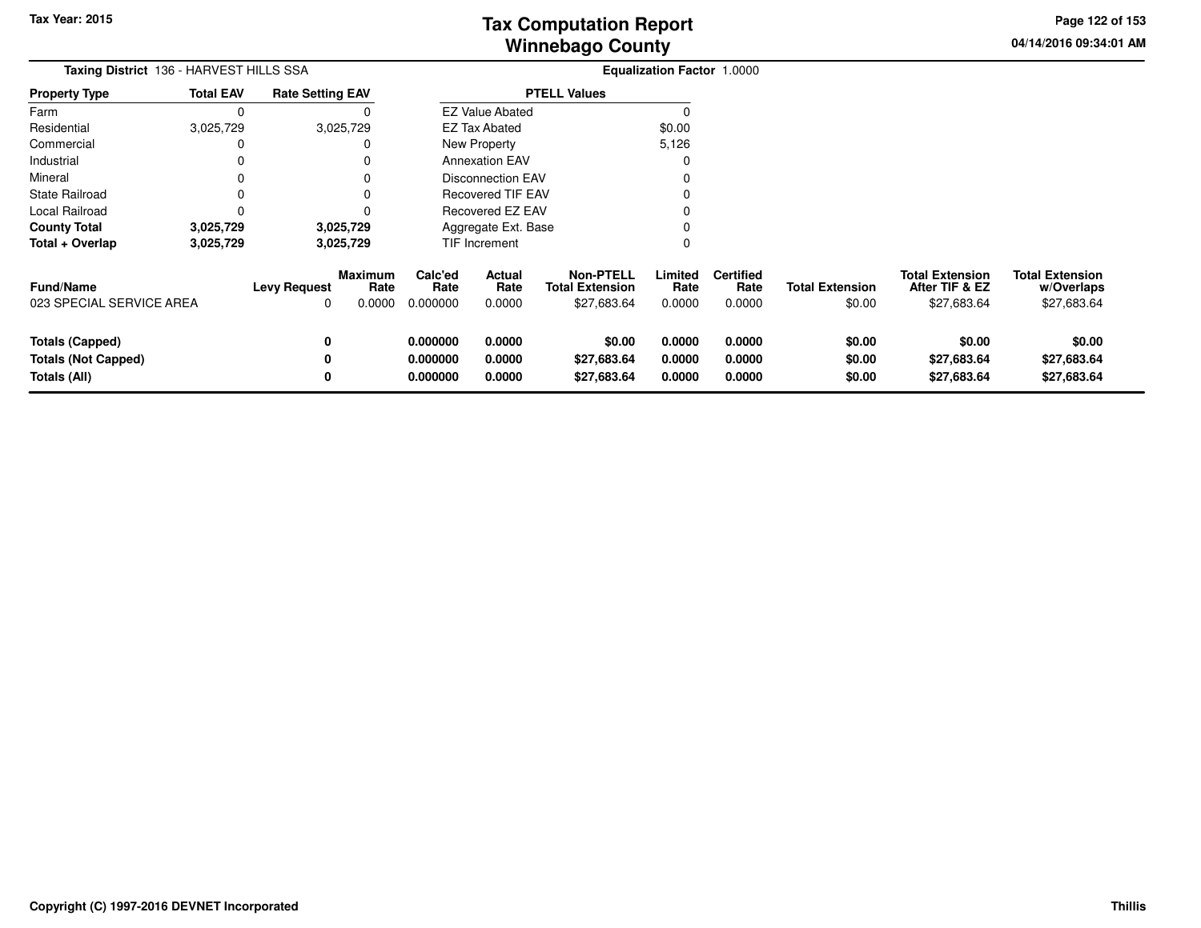**Tax Year: 2015**

# Tax Computation Report
# Winnebago County

04/14/2016 09:34:01 AM

**Taxing District** 136 - HARVEST HILLS SSA

**Equalization Factor** 1.0000

| Property Type | Total EAV | Rate Setting EAV |
|---|---|---|
| Farm | 0 | 0 |
| Residential | 3,025,729 | 3,025,729 |
| Commercial | 0 | 0 |
| Industrial | 0 | 0 |
| Mineral | 0 | 0 |
| State Railroad | 0 | 0 |
| Local Railroad | 0 | 0 |
| **County Total** | **3,025,729** | **3,025,729** |
| **Total + Overlap** | **3,025,729** | **3,025,729** |

| PTELL Values | |
|---|---|
| EZ Value Abated | 0 |
| EZ Tax Abated | $0.00 |
| New Property | 5,126 |
| Annexation EAV | 0 |
| Disconnection EAV | 0 |
| Recovered TIF EAV | 0 |
| Recovered EZ EAV | 0 |
| Aggregate Ext. Base | 0 |
| TIF Increment | 0 |

| Fund/Name | Levy Request | Maximum Rate | Calc'ed Rate | Actual Rate | Non-PTELL Total Extension | Limited Rate | Certified Rate | Total Extension | Total Extension After TIF & EZ | Total Extension w/Overlaps |
|---|---|---|---|---|---|---|---|---|---|---|
| 023 SPECIAL SERVICE AREA | 0 | 0.0000 | 0.000000 | 0.0000 | $27,683.64 | 0.0000 | 0.0000 | $0.00 | $27,683.64 | $27,683.64 |
| **Totals (Capped)** | **0** | | **0.000000** | **0.0000** | **$0.00** | **0.0000** | **0.0000** | **$0.00** | **$0.00** | **$0.00** |
| **Totals (Not Capped)** | **0** | | **0.000000** | **0.0000** | **$27,683.64** | **0.0000** | **0.0000** | **$0.00** | **$27,683.64** | **$27,683.64** |
| **Totals (All)** | **0** | | **0.000000** | **0.0000** | **$27,683.64** | **0.0000** | **0.0000** | **$0.00** | **$27,683.64** | **$27,683.64** |

**Copyright (C) 1997-2016 DEVNET Incorporated** **Thillis**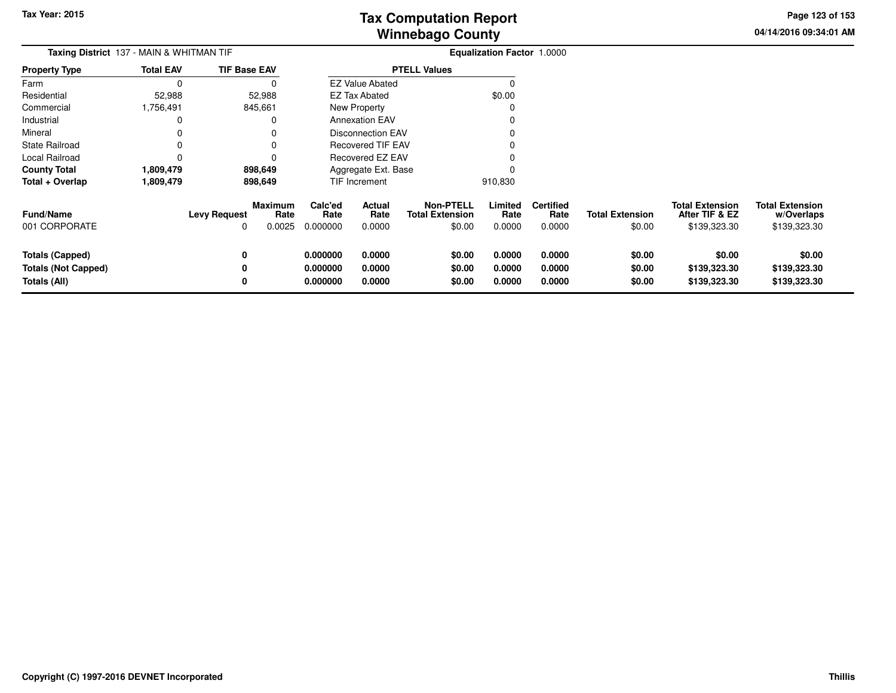# Tax Computation Report
# Winnebago County

Tax Year: 2015

04/14/2016 09:34:01 AM

**Taxing District** 137 - MAIN & WHITMAN TIF

**Equalization Factor** 1.0000

| Property Type | Total EAV | TIF Base EAV |
|---|---|---|
| Farm | 0 | 0 |
| Residential | 52,988 | 52,988 |
| Commercial | 1,756,491 | 845,661 |
| Industrial | 0 | 0 |
| Mineral | 0 | 0 |
| State Railroad | 0 | 0 |
| Local Railroad | 0 | 0 |
| **County Total** | **1,809,479** | **898,649** |
| **Total + Overlap** | **1,809,479** | **898,649** |

| PTELL Values | |
|---|---|
| EZ Value Abated | 0 |
| EZ Tax Abated | $0.00 |
| New Property | 0 |
| Annexation EAV | 0 |
| Disconnection EAV | 0 |
| Recovered TIF EAV | 0 |
| Recovered EZ EAV | 0 |
| Aggregate Ext. Base | 0 |
| TIF Increment | 910,830 |

| Fund/Name | Levy Request | Maximum Rate | Calc'ed Rate | Actual Rate | Non-PTELL Total Extension | Limited Rate | Certified Rate | Total Extension | Total Extension After TIF & EZ | Total Extension w/Overlaps |
|---|---|---|---|---|---|---|---|---|---|---|
| 001 CORPORATE | 0 | 0.0025 | 0.000000 | 0.0000 | $0.00 | 0.0000 | 0.0000 | $0.00 | $139,323.30 | $139,323.30 |
| **Totals (Capped)** | **0** | | **0.000000** | **0.0000** | **$0.00** | **0.0000** | **0.0000** | **$0.00** | **$0.00** | **$0.00** |
| **Totals (Not Capped)** | **0** | | **0.000000** | **0.0000** | **$0.00** | **0.0000** | **0.0000** | **$0.00** | **$139,323.30** | **$139,323.30** |
| **Totals (All)** | **0** | | **0.000000** | **0.0000** | **$0.00** | **0.0000** | **0.0000** | **$0.00** | **$139,323.30** | **$139,323.30** |

Copyright (C) 1997-2016 DEVNET Incorporated

Thillis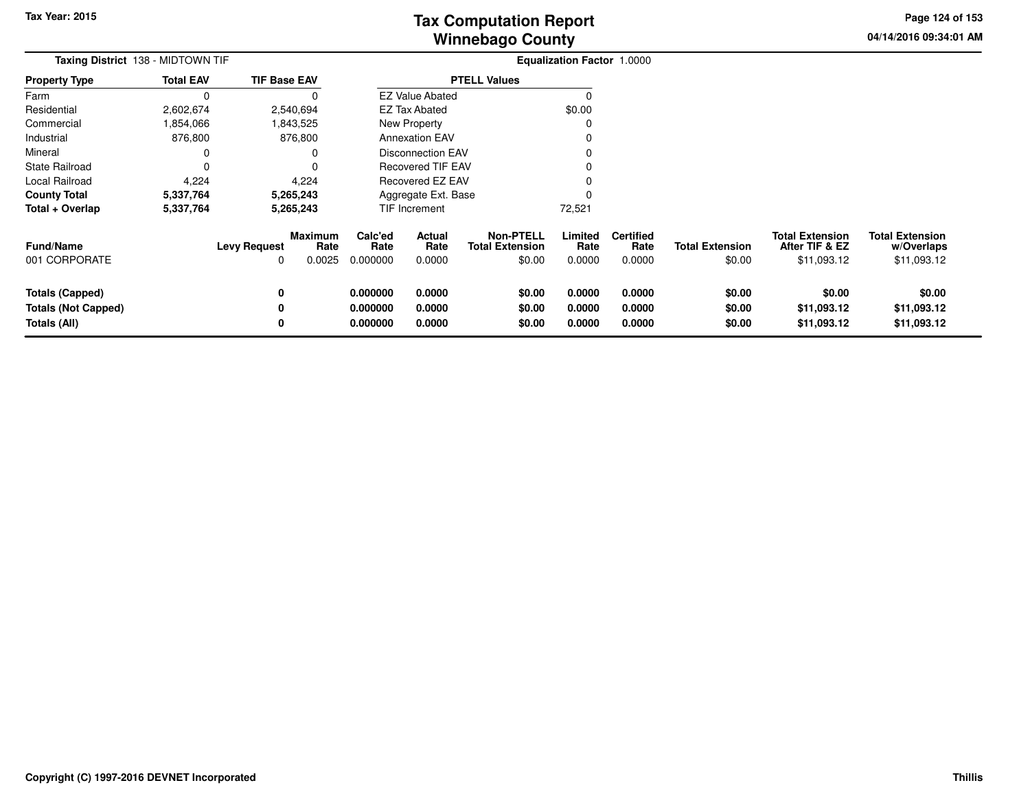# Tax Computation Report
## Winnebago County

Tax Year: 2015

04/14/2016 09:34:01 AM

**Taxing District** 138 - MIDTOWN TIF

**Equalization Factor** 1.0000

| Property Type | Total EAV | TIF Base EAV |
|---|---|---|
| Farm | 0 | 0 |
| Residential | 2,602,674 | 2,540,694 |
| Commercial | 1,854,066 | 1,843,525 |
| Industrial | 876,800 | 876,800 |
| Mineral | 0 | 0 |
| State Railroad | 0 | 0 |
| Local Railroad | 4,224 | 4,224 |
| **County Total** | **5,337,764** | **5,265,243** |
| **Total + Overlap** | **5,337,764** | **5,265,243** |

| PTELL Values | |
|---|---|
| EZ Value Abated | 0 |
| EZ Tax Abated | $0.00 |
| New Property | 0 |
| Annexation EAV | 0 |
| Disconnection EAV | 0 |
| Recovered TIF EAV | 0 |
| Recovered EZ EAV | 0 |
| Aggregate Ext. Base | 0 |
| TIF Increment | 72,521 |

| Fund/Name | Levy Request | Maximum Rate | Calc'ed Rate | Actual Rate | Non-PTELL Total Extension | Limited Rate | Certified Rate | Total Extension | Total Extension After TIF & EZ | Total Extension w/Overlaps |
|---|---|---|---|---|---|---|---|---|---|---|
| 001 CORPORATE | 0 | 0.0025 | 0.000000 | 0.0000 | $0.00 | 0.0000 | 0.0000 | $0.00 | $11,093.12 | $11,093.12 |
| **Totals (Capped)** | **0** | | **0.000000** | **0.0000** | **$0.00** | **0.0000** | **0.0000** | **$0.00** | **$0.00** | **$0.00** |
| **Totals (Not Capped)** | **0** | | **0.000000** | **0.0000** | **$0.00** | **0.0000** | **0.0000** | **$0.00** | **$11,093.12** | **$11,093.12** |
| **Totals (All)** | **0** | | **0.000000** | **0.0000** | **$0.00** | **0.0000** | **0.0000** | **$0.00** | **$11,093.12** | **$11,093.12** |

Copyright (C) 1997-2016 DEVNET Incorporated

Thillis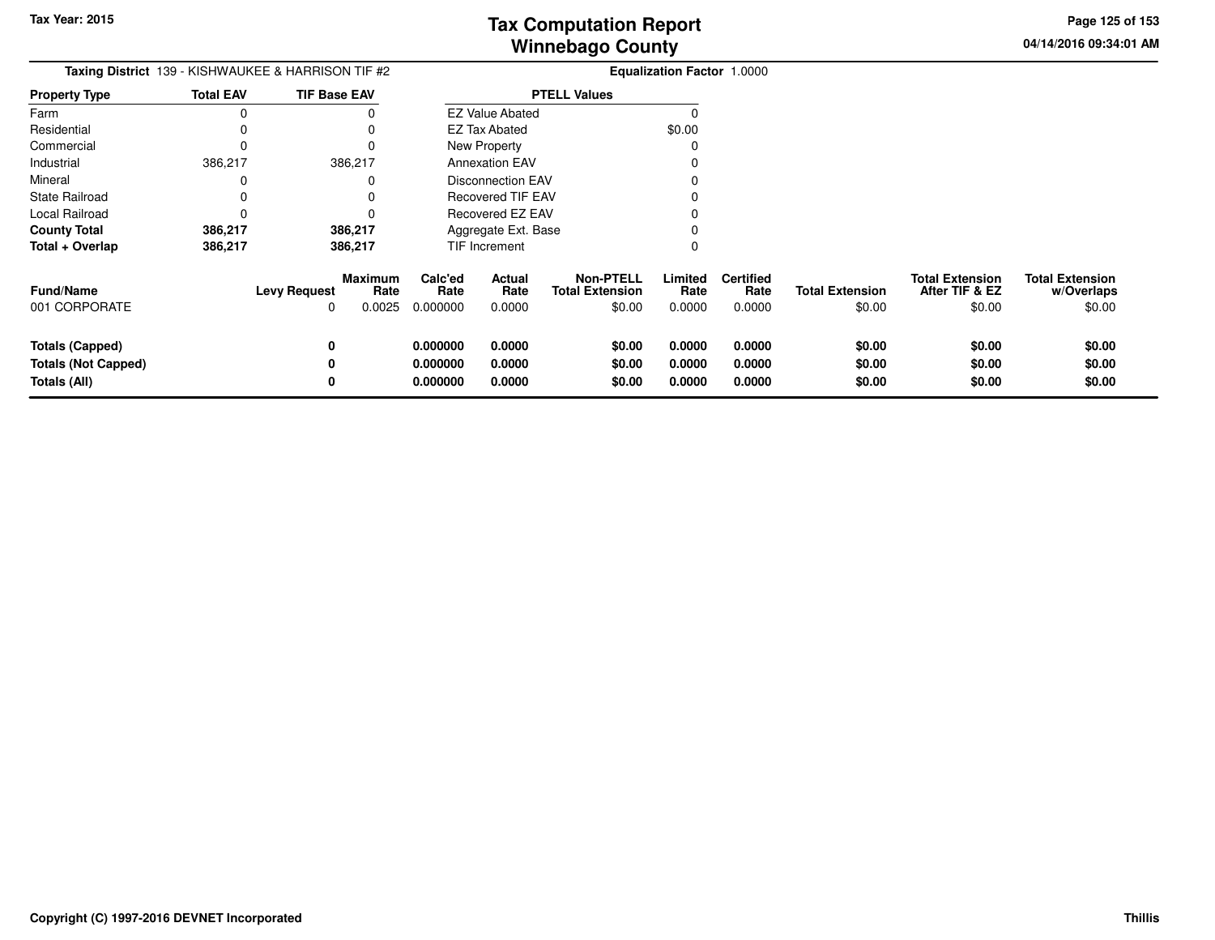# Tax Computation Report
# Winnebago County

Tax Year: 2015

04/14/2016 09:34:01 AM

**Taxing District** 139 - KISHWAUKEE & HARRISON TIF #2

**Equalization Factor** 1.0000

| Property Type | Total EAV | TIF Base EAV |
|---|---|---|
| Farm | 0 | 0 |
| Residential | 0 | 0 |
| Commercial | 0 | 0 |
| Industrial | 386,217 | 386,217 |
| Mineral | 0 | 0 |
| State Railroad | 0 | 0 |
| Local Railroad | 0 | 0 |
| **County Total** | **386,217** | **386,217** |
| **Total + Overlap** | **386,217** | **386,217** |

| PTELL Values | |
|---|---|
| EZ Value Abated | 0 |
| EZ Tax Abated | $0.00 |
| New Property | 0 |
| Annexation EAV | 0 |
| Disconnection EAV | 0 |
| Recovered TIF EAV | 0 |
| Recovered EZ EAV | 0 |
| Aggregate Ext. Base | 0 |
| TIF Increment | 0 |

| Fund/Name | Levy Request | Maximum Rate | Calc'ed Rate | Actual Rate | Non-PTELL Total Extension | Limited Rate | Certified Rate | Total Extension | Total Extension After TIF & EZ | Total Extension w/Overlaps |
|---|---|---|---|---|---|---|---|---|---|---|
| 001 CORPORATE | 0 | 0.0025 | 0.000000 | 0.0000 | $0.00 | 0.0000 | 0.0000 | $0.00 | $0.00 | $0.00 |
| **Totals (Capped)** | **0** | | **0.000000** | **0.0000** | **$0.00** | **0.0000** | **0.0000** | **$0.00** | **$0.00** | **$0.00** |
| **Totals (Not Capped)** | **0** | | **0.000000** | **0.0000** | **$0.00** | **0.0000** | **0.0000** | **$0.00** | **$0.00** | **$0.00** |
| **Totals (All)** | **0** | | **0.000000** | **0.0000** | **$0.00** | **0.0000** | **0.0000** | **$0.00** | **$0.00** | **$0.00** |

**Copyright (C) 1997-2016 DEVNET Incorporated** **Thillis**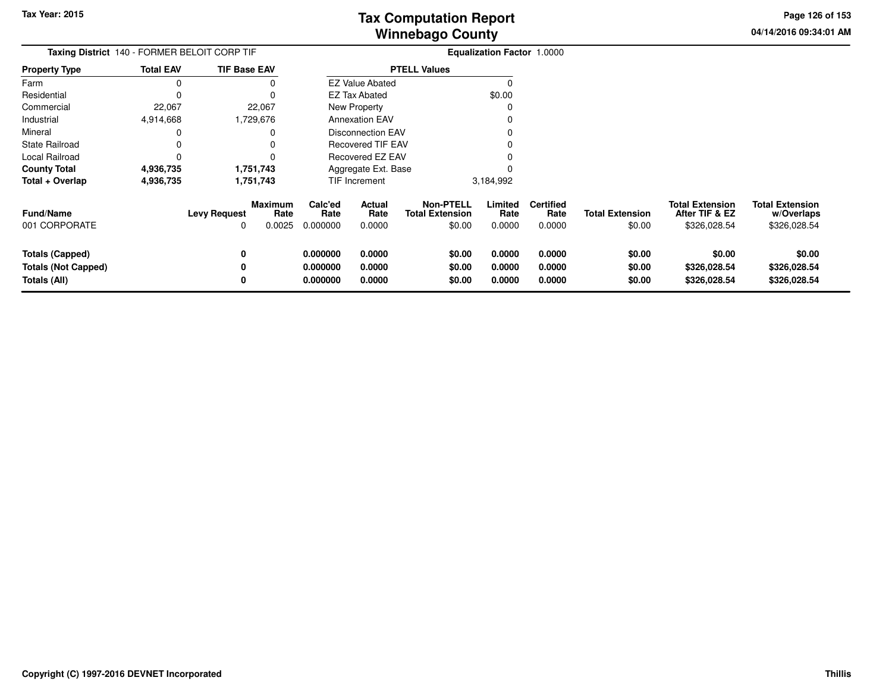Tax Year: 2015

# Tax Computation Report
# Winnebago County

04/14/2016 09:34:01 AM

**Taxing District** 140 - FORMER BELOIT CORP TIF

**Equalization Factor** 1.0000

| Property Type | Total EAV | TIF Base EAV |
|---|---|---|
| Farm | 0 | 0 |
| Residential | 0 | 0 |
| Commercial | 22,067 | 22,067 |
| Industrial | 4,914,668 | 1,729,676 |
| Mineral | 0 | 0 |
| State Railroad | 0 | 0 |
| Local Railroad | 0 | 0 |
| **County Total** | **4,936,735** | **1,751,743** |
| **Total + Overlap** | **4,936,735** | **1,751,743** |

| PTELL Values | |
|---|---|
| EZ Value Abated | 0 |
| EZ Tax Abated | $0.00 |
| New Property | 0 |
| Annexation EAV | 0 |
| Disconnection EAV | 0 |
| Recovered TIF EAV | 0 |
| Recovered EZ EAV | 0 |
| Aggregate Ext. Base | 0 |
| TIF Increment | 3,184,992 |

| Fund/Name | Levy Request | Maximum Rate | Calc'ed Rate | Actual Rate | Non-PTELL Total Extension | Limited Rate | Certified Rate | Total Extension | Total Extension After TIF & EZ | Total Extension w/Overlaps |
|---|---|---|---|---|---|---|---|---|---|---|
| 001 CORPORATE | 0 | 0.0025 | 0.000000 | 0.0000 | $0.00 | 0.0000 | 0.0000 | $0.00 | $326,028.54 | $326,028.54 |
| **Totals (Capped)** | **0** | | **0.000000** | **0.0000** | **$0.00** | **0.0000** | **0.0000** | **$0.00** | **$0.00** | **$0.00** |
| **Totals (Not Capped)** | **0** | | **0.000000** | **0.0000** | **$0.00** | **0.0000** | **0.0000** | **$0.00** | **$326,028.54** | **$326,028.54** |
| **Totals (All)** | **0** | | **0.000000** | **0.0000** | **$0.00** | **0.0000** | **0.0000** | **$0.00** | **$326,028.54** | **$326,028.54** |

**Copyright (C) 1997-2016 DEVNET Incorporated** — **Thillis**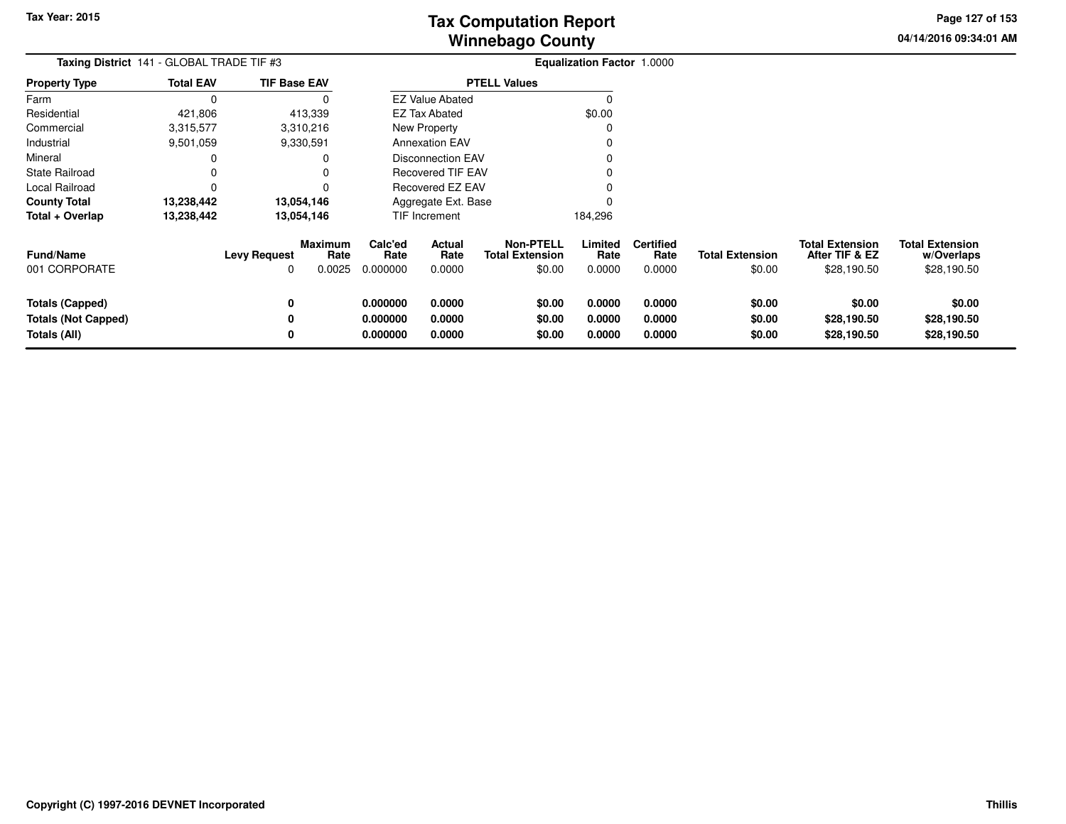Tax Year: 2015

# Tax Computation Report
# Winnebago County

04/14/2016 09:34:01 AM

**Taxing District** 141 - GLOBAL TRADE TIF #3 **Equalization Factor** 1.0000

| Property Type | Total EAV | TIF Base EAV |
|---|---|---|
| Farm | 0 | 0 |
| Residential | 421,806 | 413,339 |
| Commercial | 3,315,577 | 3,310,216 |
| Industrial | 9,501,059 | 9,330,591 |
| Mineral | 0 | 0 |
| State Railroad | 0 | 0 |
| Local Railroad | 0 | 0 |
| **County Total** | **13,238,442** | **13,054,146** |
| **Total + Overlap** | **13,238,442** | **13,054,146** |

| PTELL Values | |
|---|---|
| EZ Value Abated | 0 |
| EZ Tax Abated | $0.00 |
| New Property | 0 |
| Annexation EAV | 0 |
| Disconnection EAV | 0 |
| Recovered TIF EAV | 0 |
| Recovered EZ EAV | 0 |
| Aggregate Ext. Base | 0 |
| TIF Increment | 184,296 |

| Fund/Name | Levy Request | Maximum Rate | Calc'ed Rate | Actual Rate | Non-PTELL Total Extension | Limited Rate | Certified Rate | Total Extension | Total Extension After TIF & EZ | Total Extension w/Overlaps |
|---|---|---|---|---|---|---|---|---|---|---|
| 001 CORPORATE | 0 | 0.0025 | 0.000000 | 0.0000 | $0.00 | 0.0000 | 0.0000 | $0.00 | $28,190.50 | $28,190.50 |
| **Totals (Capped)** | **0** | | **0.000000** | **0.0000** | **$0.00** | **0.0000** | **0.0000** | **$0.00** | **$0.00** | **$0.00** |
| **Totals (Not Capped)** | **0** | | **0.000000** | **0.0000** | **$0.00** | **0.0000** | **0.0000** | **$0.00** | **$28,190.50** | **$28,190.50** |
| **Totals (All)** | **0** | | **0.000000** | **0.0000** | **$0.00** | **0.0000** | **0.0000** | **$0.00** | **$28,190.50** | **$28,190.50** |

**Copyright (C) 1997-2016 DEVNET Incorporated** **Thillis**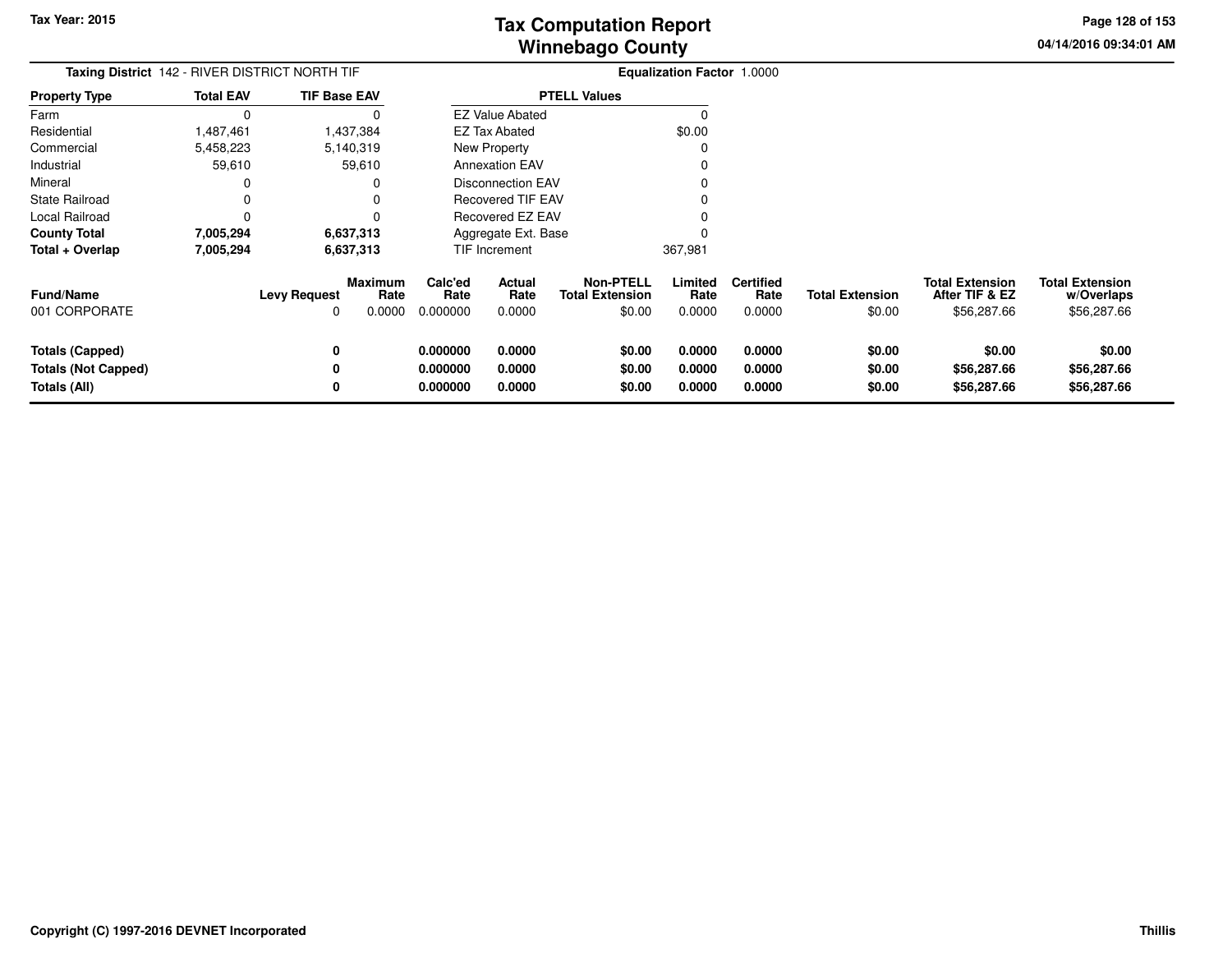# Tax Computation Report
## Winnebago County

Tax Year: 2015

04/14/2016 09:34:01 AM

**Taxing District** 142 - RIVER DISTRICT NORTH TIF

**Equalization Factor** 1.0000

| Property Type | Total EAV | TIF Base EAV |
|---|---|---|
| Farm | 0 | 0 |
| Residential | 1,487,461 | 1,437,384 |
| Commercial | 5,458,223 | 5,140,319 |
| Industrial | 59,610 | 59,610 |
| Mineral | 0 | 0 |
| State Railroad | 0 | 0 |
| Local Railroad | 0 | 0 |
| **County Total** | **7,005,294** | **6,637,313** |
| **Total + Overlap** | **7,005,294** | **6,637,313** |

| PTELL Values | |
|---|---|
| EZ Value Abated | 0 |
| EZ Tax Abated | $0.00 |
| New Property | 0 |
| Annexation EAV | 0 |
| Disconnection EAV | 0 |
| Recovered TIF EAV | 0 |
| Recovered EZ EAV | 0 |
| Aggregate Ext. Base | 0 |
| TIF Increment | 367,981 |

| Fund/Name | Levy Request | Maximum Rate | Calc'ed Rate | Actual Rate | Non-PTELL Total Extension | Limited Rate | Certified Rate | Total Extension | Total Extension After TIF & EZ | Total Extension w/Overlaps |
|---|---|---|---|---|---|---|---|---|---|---|
| 001 CORPORATE | 0 | 0.0000 | 0.000000 | 0.0000 | $0.00 | 0.0000 | 0.0000 | $0.00 | $56,287.66 | $56,287.66 |
| **Totals (Capped)** | **0** | | **0.000000** | **0.0000** | **$0.00** | **0.0000** | **0.0000** | **$0.00** | **$0.00** | **$0.00** |
| **Totals (Not Capped)** | **0** | | **0.000000** | **0.0000** | **$0.00** | **0.0000** | **0.0000** | **$0.00** | **$56,287.66** | **$56,287.66** |
| **Totals (All)** | **0** | | **0.000000** | **0.0000** | **$0.00** | **0.0000** | **0.0000** | **$0.00** | **$56,287.66** | **$56,287.66** |

**Copyright (C) 1997-2016 DEVNET Incorporated**

**Thillis**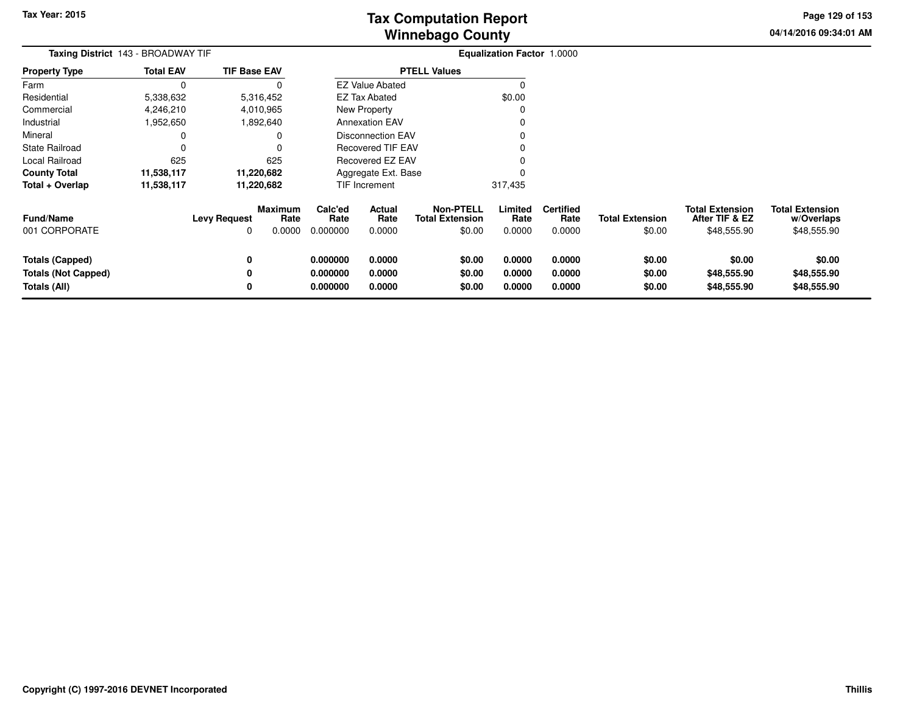# Tax Computation Report
# Winnebago County

Tax Year: 2015

04/14/2016 09:34:01 AM

**Taxing District** 143 - BROADWAY TIF

**Equalization Factor** 1.0000

| Property Type | Total EAV | TIF Base EAV |
|---|---|---|
| Farm | 0 | 0 |
| Residential | 5,338,632 | 5,316,452 |
| Commercial | 4,246,210 | 4,010,965 |
| Industrial | 1,952,650 | 1,892,640 |
| Mineral | 0 | 0 |
| State Railroad | 0 | 0 |
| Local Railroad | 625 | 625 |
| **County Total** | **11,538,117** | **11,220,682** |
| **Total + Overlap** | **11,538,117** | **11,220,682** |

| PTELL Values | |
|---|---|
| EZ Value Abated | 0 |
| EZ Tax Abated | $0.00 |
| New Property | 0 |
| Annexation EAV | 0 |
| Disconnection EAV | 0 |
| Recovered TIF EAV | 0 |
| Recovered EZ EAV | 0 |
| Aggregate Ext. Base | 0 |
| TIF Increment | 317,435 |

| Fund/Name | Levy Request | Maximum Rate | Calc'ed Rate | Actual Rate | Non-PTELL Total Extension | Limited Rate | Certified Rate | Total Extension | Total Extension After TIF & EZ | Total Extension w/Overlaps |
|---|---|---|---|---|---|---|---|---|---|---|
| 001 CORPORATE | 0 | 0.0000 | 0.000000 | 0.0000 | $0.00 | 0.0000 | 0.0000 | $0.00 | $48,555.90 | $48,555.90 |
| **Totals (Capped)** | **0** | | **0.000000** | **0.0000** | **$0.00** | **0.0000** | **0.0000** | **$0.00** | **$0.00** | **$0.00** |
| **Totals (Not Capped)** | **0** | | **0.000000** | **0.0000** | **$0.00** | **0.0000** | **0.0000** | **$0.00** | **$48,555.90** | **$48,555.90** |
| **Totals (All)** | **0** | | **0.000000** | **0.0000** | **$0.00** | **0.0000** | **0.0000** | **$0.00** | **$48,555.90** | **$48,555.90** |

Copyright (C) 1997-2016 DEVNET Incorporated

Thillis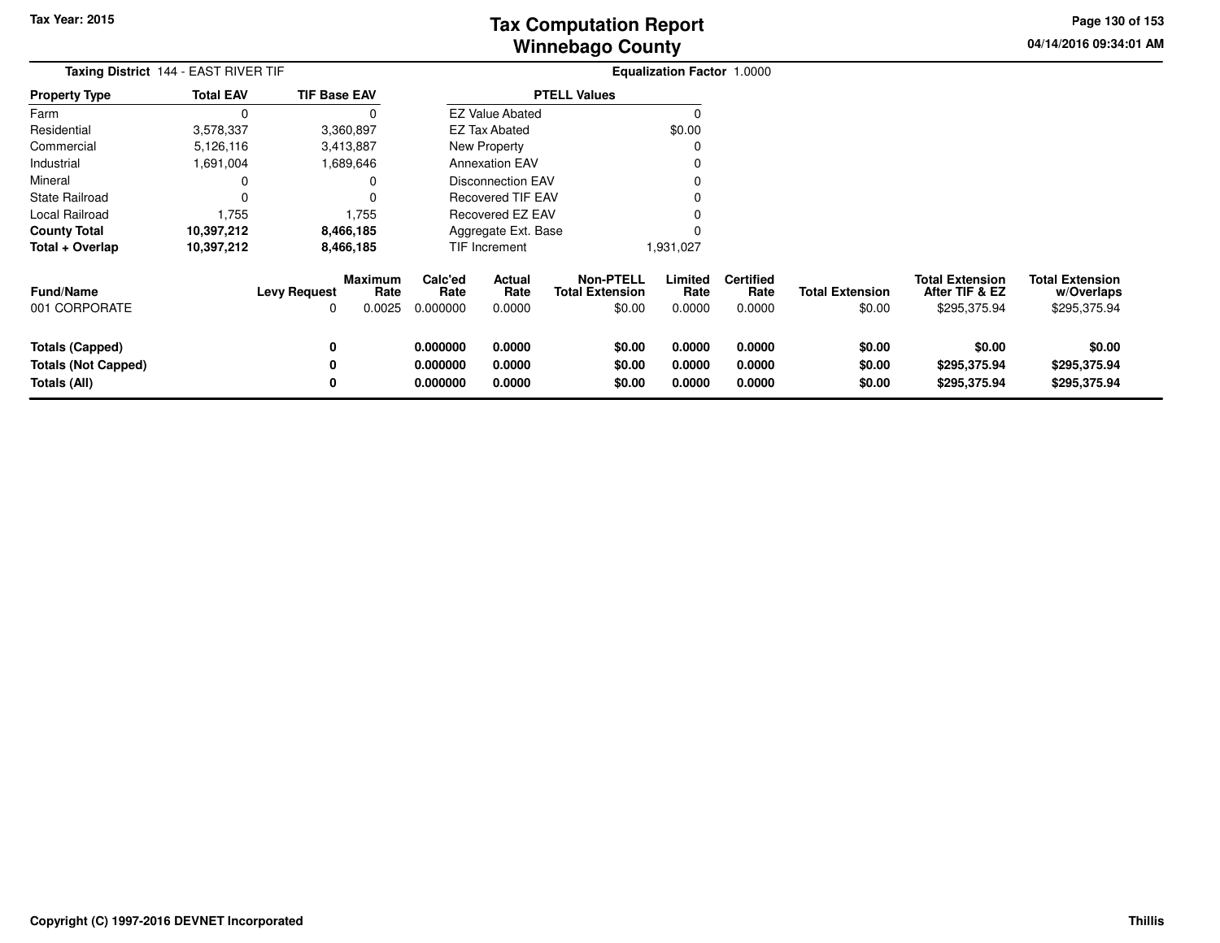Tax Year: 2015

# Tax Computation Report
# Winnebago County

04/14/2016 09:34:01 AM

**Taxing District** 144 - EAST RIVER TIF

**Equalization Factor** 1.0000

| Property Type | Total EAV | TIF Base EAV |
|---|---|---|
| Farm | 0 | 0 |
| Residential | 3,578,337 | 3,360,897 |
| Commercial | 5,126,116 | 3,413,887 |
| Industrial | 1,691,004 | 1,689,646 |
| Mineral | 0 | 0 |
| State Railroad | 0 | 0 |
| Local Railroad | 1,755 | 1,755 |
| **County Total** | **10,397,212** | **8,466,185** |
| **Total + Overlap** | **10,397,212** | **8,466,185** |

| PTELL Values | |
|---|---|
| EZ Value Abated | 0 |
| EZ Tax Abated | $0.00 |
| New Property | 0 |
| Annexation EAV | 0 |
| Disconnection EAV | 0 |
| Recovered TIF EAV | 0 |
| Recovered EZ EAV | 0 |
| Aggregate Ext. Base | 0 |
| TIF Increment | 1,931,027 |

| Fund/Name | Levy Request | Maximum Rate | Calc'ed Rate | Actual Rate | Non-PTELL Total Extension | Limited Rate | Certified Rate | Total Extension | Total Extension After TIF & EZ | Total Extension w/Overlaps |
|---|---|---|---|---|---|---|---|---|---|---|
| 001 CORPORATE | 0 | 0.0025 | 0.000000 | 0.0000 | $0.00 | 0.0000 | 0.0000 | $0.00 | $295,375.94 | $295,375.94 |
| **Totals (Capped)** | **0** | | **0.000000** | **0.0000** | **$0.00** | **0.0000** | **0.0000** | **$0.00** | **$0.00** | **$0.00** |
| **Totals (Not Capped)** | **0** | | **0.000000** | **0.0000** | **$0.00** | **0.0000** | **0.0000** | **$0.00** | **$295,375.94** | **$295,375.94** |
| **Totals (All)** | **0** | | **0.000000** | **0.0000** | **$0.00** | **0.0000** | **0.0000** | **$0.00** | **$295,375.94** | **$295,375.94** |

Copyright (C) 1997-2016 DEVNET Incorporated

Thillis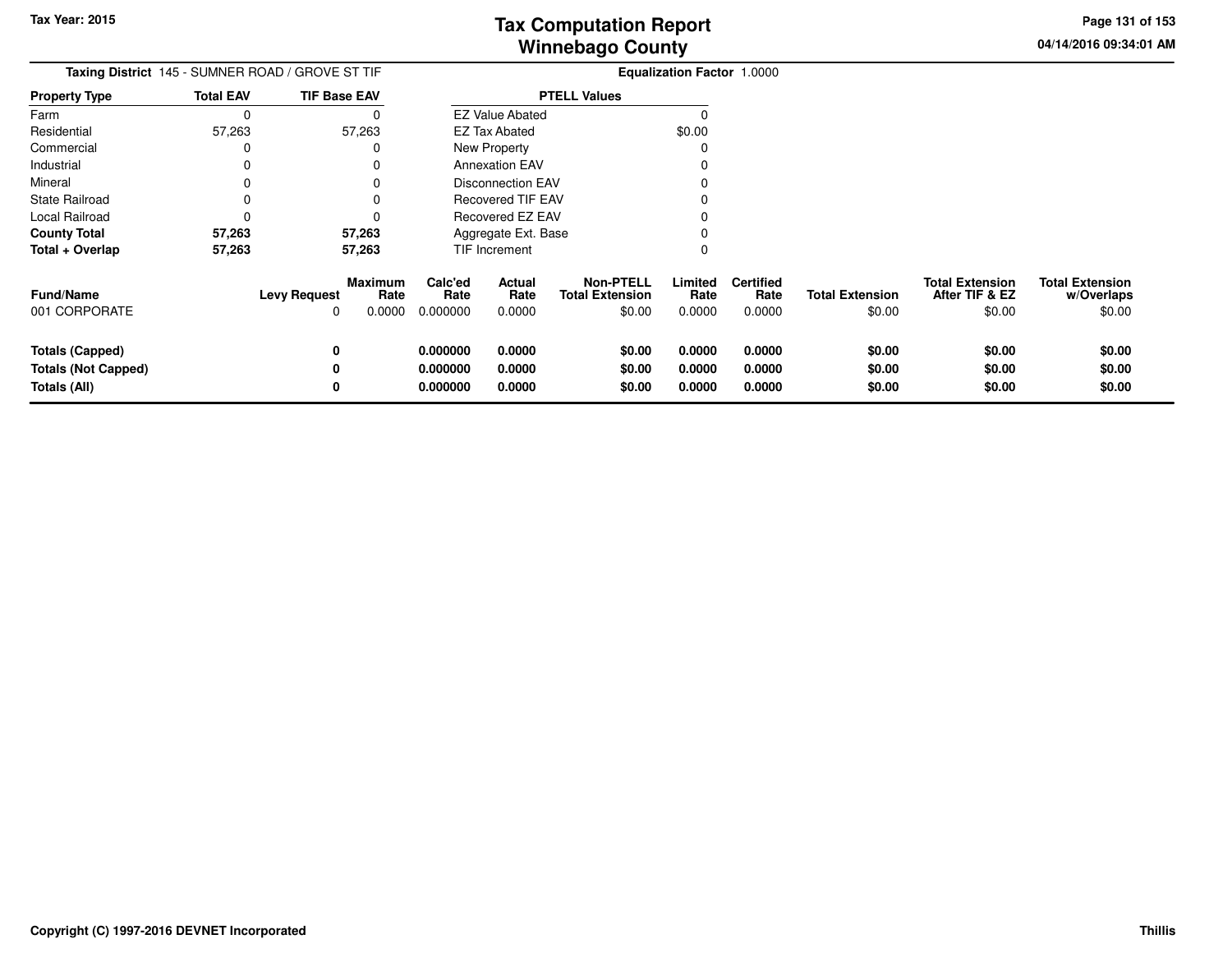Tax Year: 2015

# Tax Computation Report
# Winnebago County

04/14/2016 09:34:01 AM

**Taxing District** 145 - SUMNER ROAD / GROVE ST TIF

**Equalization Factor** 1.0000

| Property Type | Total EAV | TIF Base EAV |
|---|---|---|
| Farm | 0 | 0 |
| Residential | 57,263 | 57,263 |
| Commercial | 0 | 0 |
| Industrial | 0 | 0 |
| Mineral | 0 | 0 |
| State Railroad | 0 | 0 |
| Local Railroad | 0 | 0 |
| **County Total** | **57,263** | **57,263** |
| **Total + Overlap** | **57,263** | **57,263** |

| PTELL Values | |
|---|---|
| EZ Value Abated | 0 |
| EZ Tax Abated | $0.00 |
| New Property | 0 |
| Annexation EAV | 0 |
| Disconnection EAV | 0 |
| Recovered TIF EAV | 0 |
| Recovered EZ EAV | 0 |
| Aggregate Ext. Base | 0 |
| TIF Increment | 0 |

| Fund/Name | Levy Request | Maximum Rate | Calc'ed Rate | Actual Rate | Non-PTELL Total Extension | Limited Rate | Certified Rate | Total Extension | Total Extension After TIF & EZ | Total Extension w/Overlaps |
|---|---|---|---|---|---|---|---|---|---|---|
| 001 CORPORATE | 0 | 0.0000 | 0.000000 | 0.0000 | $0.00 | 0.0000 | 0.0000 | $0.00 | $0.00 | $0.00 |
| **Totals (Capped)** | **0** | | **0.000000** | **0.0000** | **$0.00** | **0.0000** | **0.0000** | **$0.00** | **$0.00** | **$0.00** |
| **Totals (Not Capped)** | **0** | | **0.000000** | **0.0000** | **$0.00** | **0.0000** | **0.0000** | **$0.00** | **$0.00** | **$0.00** |
| **Totals (All)** | **0** | | **0.000000** | **0.0000** | **$0.00** | **0.0000** | **0.0000** | **$0.00** | **$0.00** | **$0.00** |

**Copyright (C) 1997-2016 DEVNET Incorporated**

**Thillis**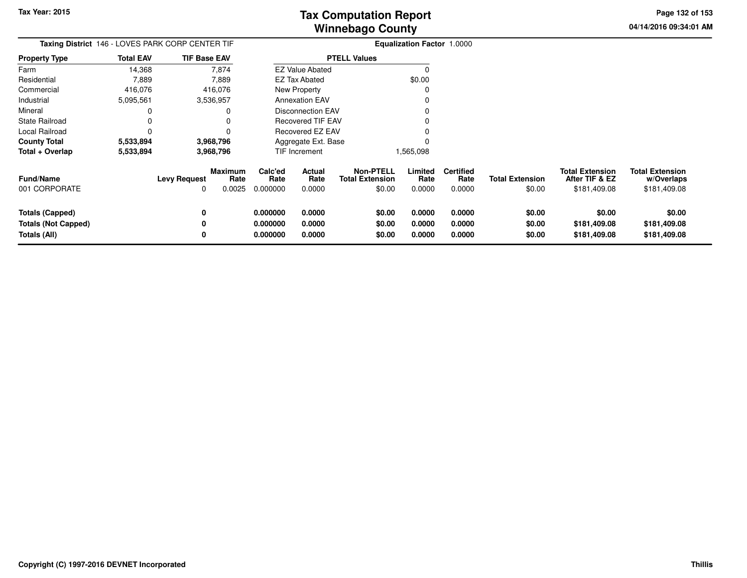# Tax Computation Report
## Winnebago County

**Tax Year: 2015**

04/14/2016 09:34:01 AM

**Taxing District** 146 - LOVES PARK CORP CENTER TIF

**Equalization Factor** 1.0000

| Property Type | Total EAV | TIF Base EAV |
|---|---|---|
| Farm | 14,368 | 7,874 |
| Residential | 7,889 | 7,889 |
| Commercial | 416,076 | 416,076 |
| Industrial | 5,095,561 | 3,536,957 |
| Mineral | 0 | 0 |
| State Railroad | 0 | 0 |
| Local Railroad | 0 | 0 |
| **County Total** | **5,533,894** | **3,968,796** |
| **Total + Overlap** | **5,533,894** | **3,968,796** |

| PTELL Values | |
|---|---|
| EZ Value Abated | 0 |
| EZ Tax Abated | $0.00 |
| New Property | 0 |
| Annexation EAV | 0 |
| Disconnection EAV | 0 |
| Recovered TIF EAV | 0 |
| Recovered EZ EAV | 0 |
| Aggregate Ext. Base | 0 |
| TIF Increment | 1,565,098 |

| Fund/Name | Levy Request | Maximum Rate | Calc'ed Rate | Actual Rate | Non-PTELL Total Extension | Limited Rate | Certified Rate | Total Extension | Total Extension After TIF & EZ | Total Extension w/Overlaps |
|---|---|---|---|---|---|---|---|---|---|---|
| 001 CORPORATE | 0 | 0.0025 | 0.000000 | 0.0000 | $0.00 | 0.0000 | 0.0000 | $0.00 | $181,409.08 | $181,409.08 |
| **Totals (Capped)** | **0** | | **0.000000** | **0.0000** | **$0.00** | **0.0000** | **0.0000** | **$0.00** | **$0.00** | **$0.00** |
| **Totals (Not Capped)** | **0** | | **0.000000** | **0.0000** | **$0.00** | **0.0000** | **0.0000** | **$0.00** | **$181,409.08** | **$181,409.08** |
| **Totals (All)** | **0** | | **0.000000** | **0.0000** | **$0.00** | **0.0000** | **0.0000** | **$0.00** | **$181,409.08** | **$181,409.08** |

Copyright (C) 1997-2016 DEVNET Incorporated

Thillis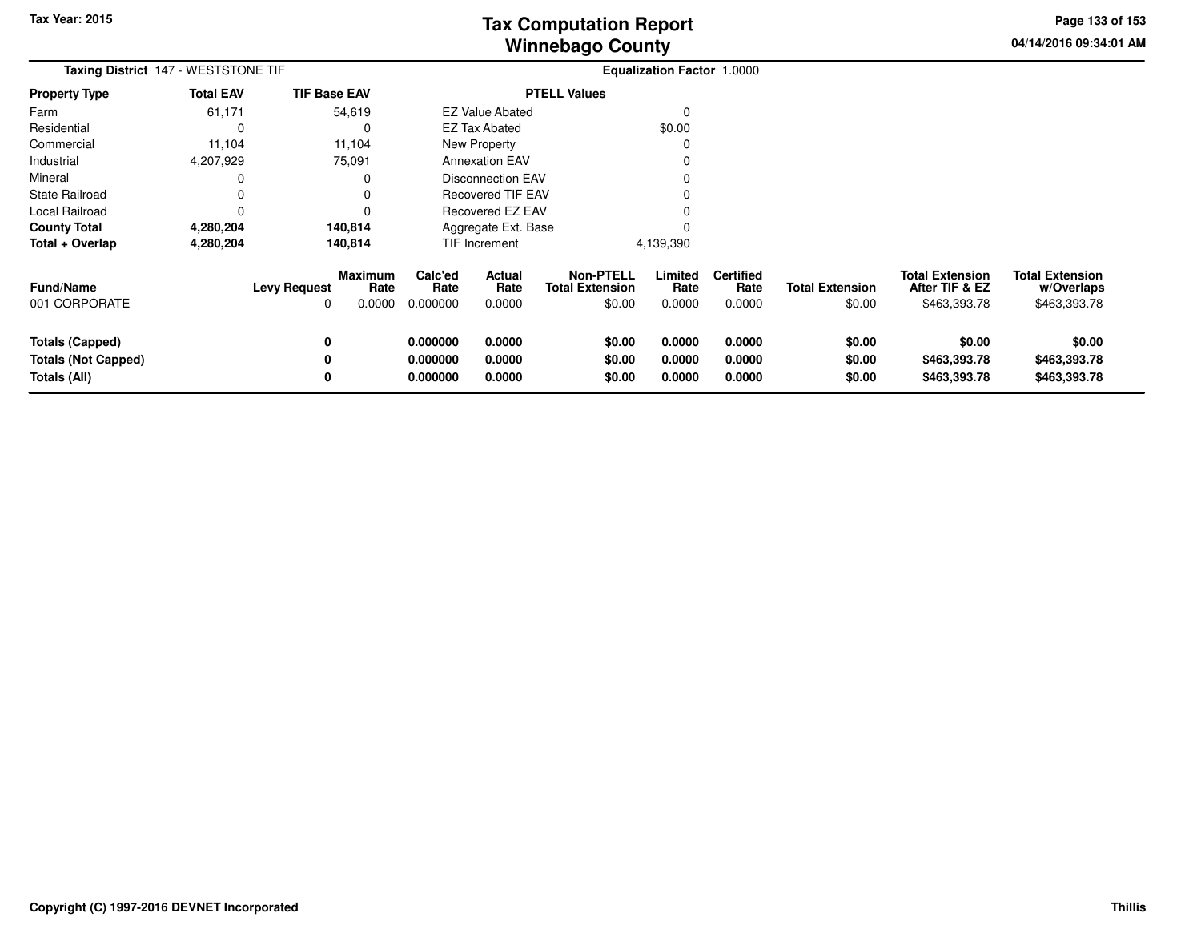# Tax Computation Report
## Winnebago County

Tax Year: 2015

04/14/2016 09:34:01 AM

**Taxing District** 147 - WESTSTONE TIF

**Equalization Factor** 1.0000

| Property Type | Total EAV | TIF Base EAV |
|---|---|---|
| Farm | 61,171 | 54,619 |
| Residential | 0 | 0 |
| Commercial | 11,104 | 11,104 |
| Industrial | 4,207,929 | 75,091 |
| Mineral | 0 | 0 |
| State Railroad | 0 | 0 |
| Local Railroad | 0 | 0 |
| **County Total** | **4,280,204** | **140,814** |
| **Total + Overlap** | **4,280,204** | **140,814** |

| PTELL Values | |
|---|---|
| EZ Value Abated | 0 |
| EZ Tax Abated | $0.00 |
| New Property | 0 |
| Annexation EAV | 0 |
| Disconnection EAV | 0 |
| Recovered TIF EAV | 0 |
| Recovered EZ EAV | 0 |
| Aggregate Ext. Base | 0 |
| TIF Increment | 4,139,390 |

| Fund/Name | Levy Request | Maximum Rate | Calc'ed Rate | Actual Rate | Non-PTELL Total Extension | Limited Rate | Certified Rate | Total Extension | Total Extension After TIF & EZ | Total Extension w/Overlaps |
|---|---|---|---|---|---|---|---|---|---|---|
| 001 CORPORATE | 0 | 0.0000 | 0.000000 | 0.0000 | $0.00 | 0.0000 | 0.0000 | $0.00 | $463,393.78 | $463,393.78 |
| **Totals (Capped)** | **0** | | **0.000000** | **0.0000** | **$0.00** | **0.0000** | **0.0000** | **$0.00** | **$0.00** | **$0.00** |
| **Totals (Not Capped)** | **0** | | **0.000000** | **0.0000** | **$0.00** | **0.0000** | **0.0000** | **$0.00** | **$463,393.78** | **$463,393.78** |
| **Totals (All)** | **0** | | **0.000000** | **0.0000** | **$0.00** | **0.0000** | **0.0000** | **$0.00** | **$463,393.78** | **$463,393.78** |

Copyright (C) 1997-2016 DEVNET Incorporated

Thillis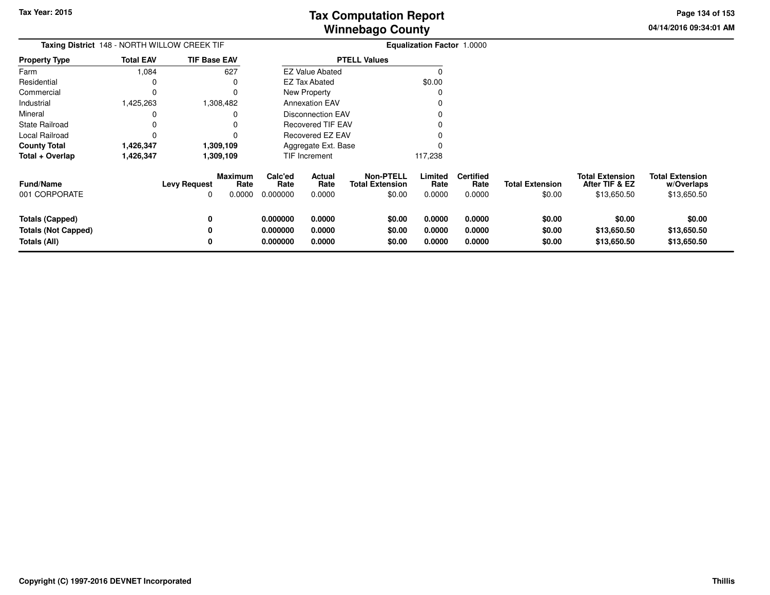Tax Year: 2015

# Tax Computation Report
# Winnebago County

04/14/2016 09:34:01 AM

**Taxing District** 148 - NORTH WILLOW CREEK TIF **Equalization Factor** 1.0000

| Property Type | Total EAV | TIF Base EAV |
|---|---|---|
| Farm | 1,084 | 627 |
| Residential | 0 | 0 |
| Commercial | 0 | 0 |
| Industrial | 1,425,263 | 1,308,482 |
| Mineral | 0 | 0 |
| State Railroad | 0 | 0 |
| Local Railroad | 0 | 0 |
| **County Total** | **1,426,347** | **1,309,109** |
| **Total + Overlap** | **1,426,347** | **1,309,109** |

| PTELL Values | |
|---|---|
| EZ Value Abated | 0 |
| EZ Tax Abated | $0.00 |
| New Property | 0 |
| Annexation EAV | 0 |
| Disconnection EAV | 0 |
| Recovered TIF EAV | 0 |
| Recovered EZ EAV | 0 |
| Aggregate Ext. Base | 0 |
| TIF Increment | 117,238 |

| Fund/Name | Levy Request | Maximum Rate | Calc'ed Rate | Actual Rate | Non-PTELL Total Extension | Limited Rate | Certified Rate | Total Extension | Total Extension After TIF & EZ | Total Extension w/Overlaps |
|---|---|---|---|---|---|---|---|---|---|---|
| 001 CORPORATE | 0 | 0.0000 | 0.000000 | 0.0000 | $0.00 | 0.0000 | 0.0000 | $0.00 | $13,650.50 | $13,650.50 |
| **Totals (Capped)** | **0** | | **0.000000** | **0.0000** | **$0.00** | **0.0000** | **0.0000** | **$0.00** | **$0.00** | **$0.00** |
| **Totals (Not Capped)** | **0** | | **0.000000** | **0.0000** | **$0.00** | **0.0000** | **0.0000** | **$0.00** | **$13,650.50** | **$13,650.50** |
| **Totals (All)** | **0** | | **0.000000** | **0.0000** | **$0.00** | **0.0000** | **0.0000** | **$0.00** | **$13,650.50** | **$13,650.50** |

**Copyright (C) 1997-2016 DEVNET Incorporated** **Thillis**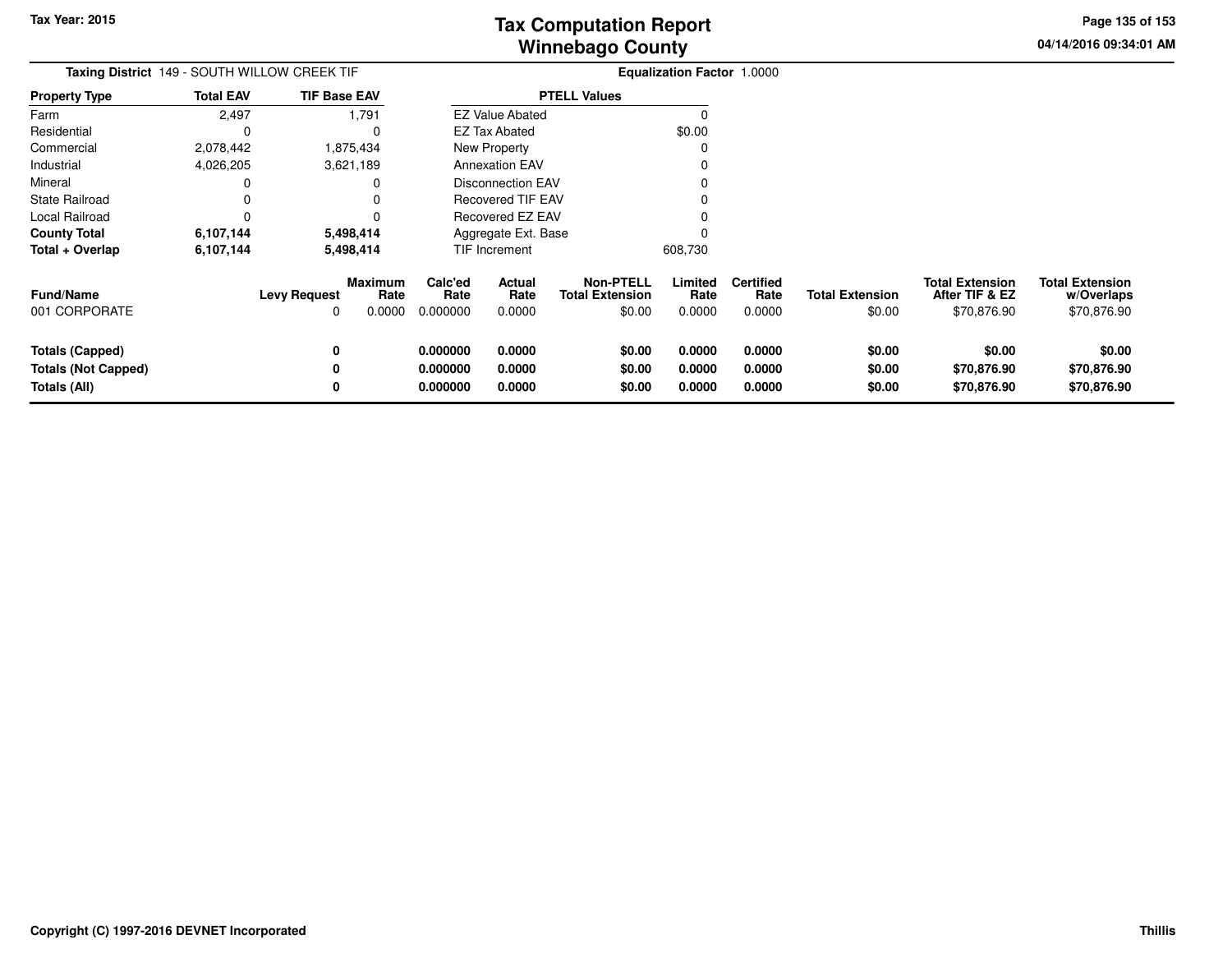Tax Year: 2015

# Tax Computation Report
## Winnebago County

04/14/2016 09:34:01 AM

**Taxing District** 149 - SOUTH WILLOW CREEK TIF **Equalization Factor** 1.0000

| Property Type | Total EAV | TIF Base EAV |
|---|---|---|
| Farm | 2,497 | 1,791 |
| Residential | 0 | 0 |
| Commercial | 2,078,442 | 1,875,434 |
| Industrial | 4,026,205 | 3,621,189 |
| Mineral | 0 | 0 |
| State Railroad | 0 | 0 |
| Local Railroad | 0 | 0 |
| **County Total** | **6,107,144** | **5,498,414** |
| **Total + Overlap** | **6,107,144** | **5,498,414** |

| PTELL Values | |
|---|---|
| EZ Value Abated | 0 |
| EZ Tax Abated | $0.00 |
| New Property | 0 |
| Annexation EAV | 0 |
| Disconnection EAV | 0 |
| Recovered TIF EAV | 0 |
| Recovered EZ EAV | 0 |
| Aggregate Ext. Base | 0 |
| TIF Increment | 608,730 |

| Fund/Name | Levy Request | Maximum Rate | Calc'ed Rate | Actual Rate | Non-PTELL Total Extension | Limited Rate | Certified Rate | Total Extension | Total Extension After TIF & EZ | Total Extension w/Overlaps |
|---|---|---|---|---|---|---|---|---|---|---|
| 001 CORPORATE | 0 | 0.0000 | 0.000000 | 0.0000 | $0.00 | 0.0000 | 0.0000 | $0.00 | $70,876.90 | $70,876.90 |
| **Totals (Capped)** | **0** | | **0.000000** | **0.0000** | **$0.00** | **0.0000** | **0.0000** | **$0.00** | **$0.00** | **$0.00** |
| **Totals (Not Capped)** | **0** | | **0.000000** | **0.0000** | **$0.00** | **0.0000** | **0.0000** | **$0.00** | **$70,876.90** | **$70,876.90** |
| **Totals (All)** | **0** | | **0.000000** | **0.0000** | **$0.00** | **0.0000** | **0.0000** | **$0.00** | **$70,876.90** | **$70,876.90** |

Copyright (C) 1997-2016 DEVNET Incorporated Thillis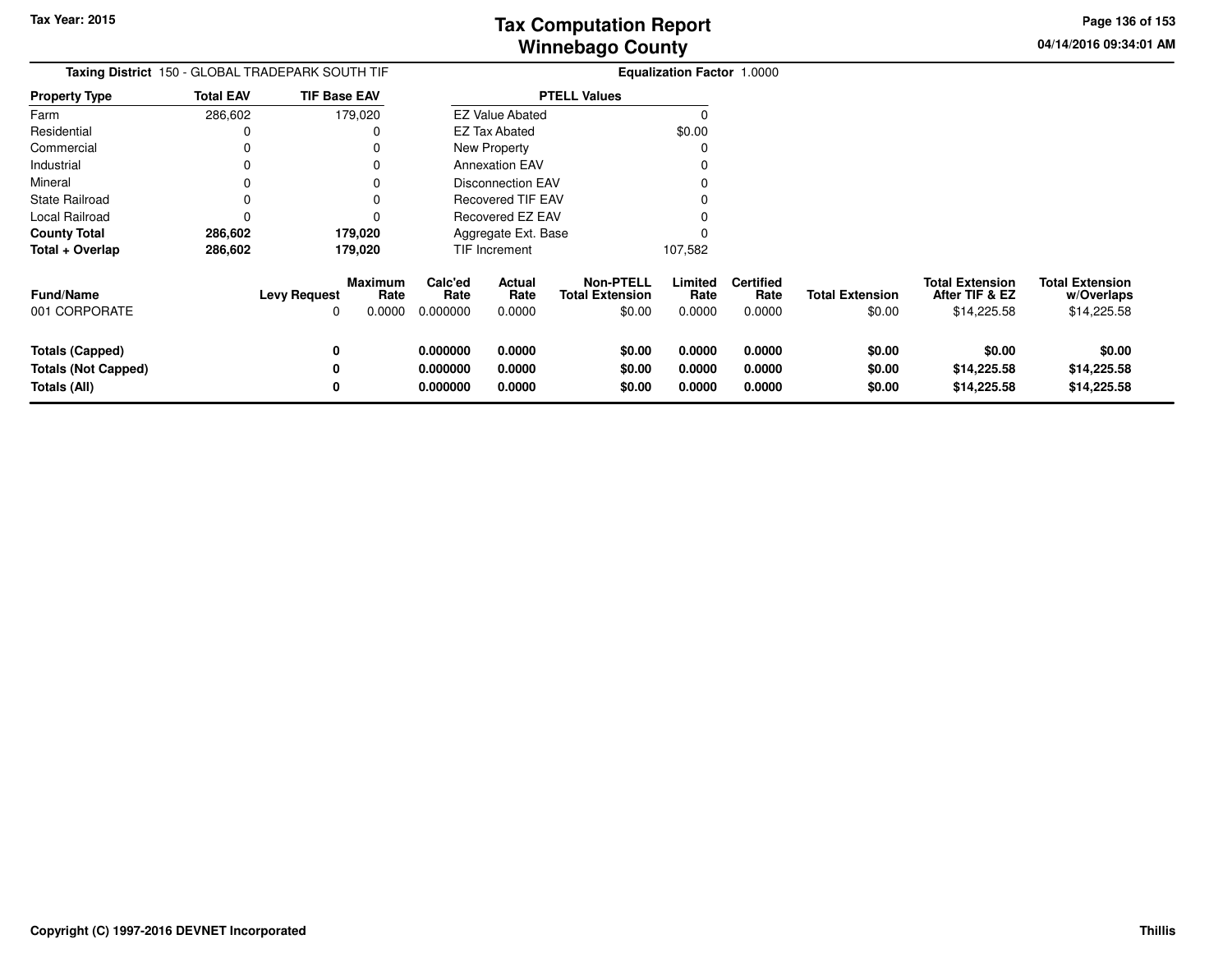# Tax Computation Report
# Winnebago County

Tax Year: 2015

04/14/2016 09:34:01 AM

**Taxing District** 150 - GLOBAL TRADEPARK SOUTH TIF

**Equalization Factor** 1.0000

| Property Type | Total EAV | TIF Base EAV |
|---|---|---|
| Farm | 286,602 | 179,020 |
| Residential | 0 | 0 |
| Commercial | 0 | 0 |
| Industrial | 0 | 0 |
| Mineral | 0 | 0 |
| State Railroad | 0 | 0 |
| Local Railroad | 0 | 0 |
| **County Total** | **286,602** | **179,020** |
| **Total + Overlap** | **286,602** | **179,020** |

| PTELL Values | |
|---|---|
| EZ Value Abated | 0 |
| EZ Tax Abated | $0.00 |
| New Property | 0 |
| Annexation EAV | 0 |
| Disconnection EAV | 0 |
| Recovered TIF EAV | 0 |
| Recovered EZ EAV | 0 |
| Aggregate Ext. Base | 0 |
| TIF Increment | 107,582 |

| Fund/Name | Levy Request | Maximum Rate | Calc'ed Rate | Actual Rate | Non-PTELL Total Extension | Limited Rate | Certified Rate | Total Extension | Total Extension After TIF & EZ | Total Extension w/Overlaps |
|---|---|---|---|---|---|---|---|---|---|---|
| 001 CORPORATE | 0 | 0.0000 | 0.000000 | 0.0000 | $0.00 | 0.0000 | 0.0000 | $0.00 | $14,225.58 | $14,225.58 |
| **Totals (Capped)** | **0** | | **0.000000** | **0.0000** | **$0.00** | **0.0000** | **0.0000** | **$0.00** | **$0.00** | **$0.00** |
| **Totals (Not Capped)** | **0** | | **0.000000** | **0.0000** | **$0.00** | **0.0000** | **0.0000** | **$0.00** | **$14,225.58** | **$14,225.58** |
| **Totals (All)** | **0** | | **0.000000** | **0.0000** | **$0.00** | **0.0000** | **0.0000** | **$0.00** | **$14,225.58** | **$14,225.58** |

Copyright (C) 1997-2016 DEVNET Incorporated

Thillis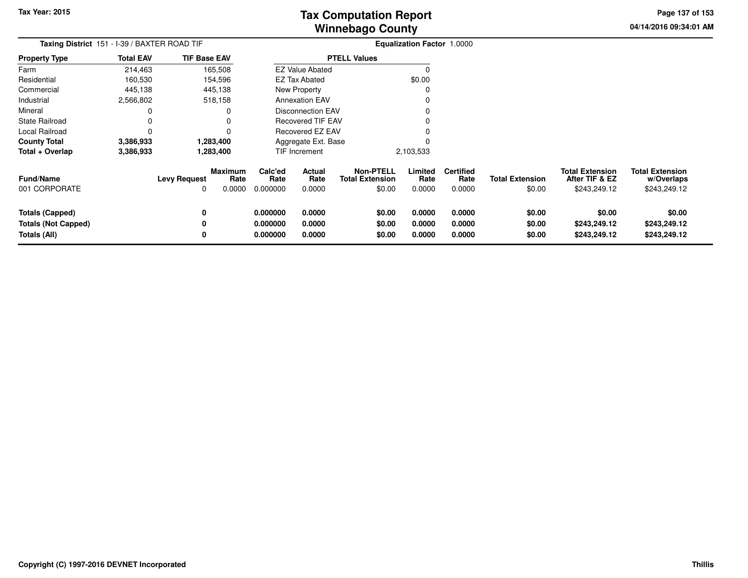# Tax Computation Report
# Winnebago County

Tax Year: 2015

04/14/2016 09:34:01 AM

**Taxing District** 151 - I-39 / BAXTER ROAD TIF

**Equalization Factor** 1.0000

| Property Type | Total EAV | TIF Base EAV |
|---|---|---|
| Farm | 214,463 | 165,508 |
| Residential | 160,530 | 154,596 |
| Commercial | 445,138 | 445,138 |
| Industrial | 2,566,802 | 518,158 |
| Mineral | 0 | 0 |
| State Railroad | 0 | 0 |
| Local Railroad | 0 | 0 |
| **County Total** | **3,386,933** | **1,283,400** |
| **Total + Overlap** | **3,386,933** | **1,283,400** |

| PTELL Values | |
|---|---|
| EZ Value Abated | 0 |
| EZ Tax Abated | $0.00 |
| New Property | 0 |
| Annexation EAV | 0 |
| Disconnection EAV | 0 |
| Recovered TIF EAV | 0 |
| Recovered EZ EAV | 0 |
| Aggregate Ext. Base | 0 |
| TIF Increment | 2,103,533 |

| Fund/Name | Levy Request | Maximum Rate | Calc'ed Rate | Actual Rate | Non-PTELL Total Extension | Limited Rate | Certified Rate | Total Extension | Total Extension After TIF & EZ | Total Extension w/Overlaps |
|---|---|---|---|---|---|---|---|---|---|---|
| 001 CORPORATE | 0 | 0.0000 | 0.000000 | 0.0000 | $0.00 | 0.0000 | 0.0000 | $0.00 | $243,249.12 | $243,249.12 |
| **Totals (Capped)** | **0** | | **0.000000** | **0.0000** | **$0.00** | **0.0000** | **0.0000** | **$0.00** | **$0.00** | **$0.00** |
| **Totals (Not Capped)** | **0** | | **0.000000** | **0.0000** | **$0.00** | **0.0000** | **0.0000** | **$0.00** | **$243,249.12** | **$243,249.12** |
| **Totals (All)** | **0** | | **0.000000** | **0.0000** | **$0.00** | **0.0000** | **0.0000** | **$0.00** | **$243,249.12** | **$243,249.12** |

Copyright (C) 1997-2016 DEVNET Incorporated

Thillis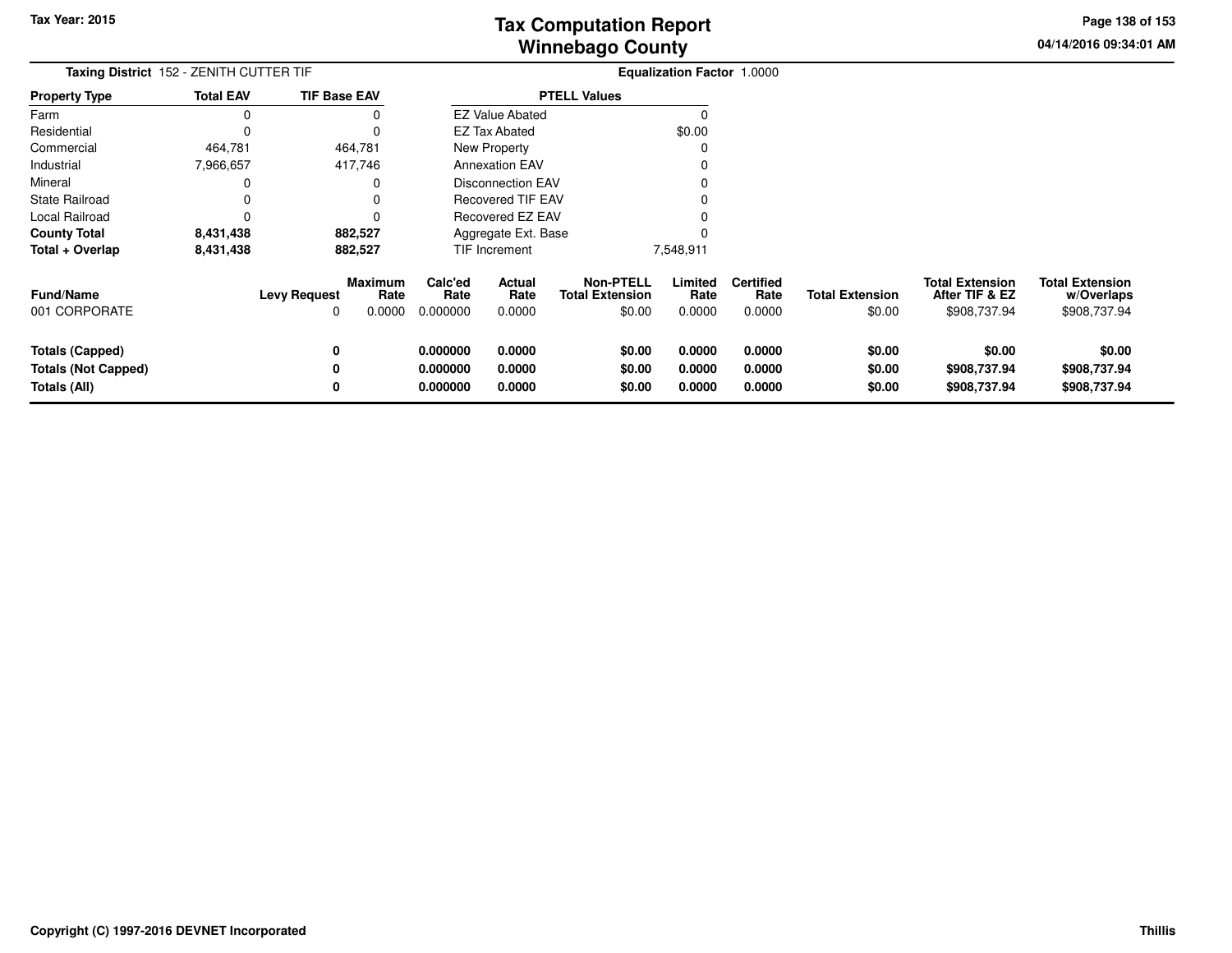Tax Year: 2015

# Tax Computation Report
## Winnebago County

04/14/2016 09:34:01 AM

**Taxing District** 152 - ZENITH CUTTER TIF

**Equalization Factor** 1.0000

| Property Type | Total EAV | TIF Base EAV |
|---|---|---|
| Farm | 0 | 0 |
| Residential | 0 | 0 |
| Commercial | 464,781 | 464,781 |
| Industrial | 7,966,657 | 417,746 |
| Mineral | 0 | 0 |
| State Railroad | 0 | 0 |
| Local Railroad | 0 | 0 |
| **County Total** | **8,431,438** | **882,527** |
| **Total + Overlap** | **8,431,438** | **882,527** |

| PTELL Values | |
|---|---|
| EZ Value Abated | 0 |
| EZ Tax Abated | $0.00 |
| New Property | 0 |
| Annexation EAV | 0 |
| Disconnection EAV | 0 |
| Recovered TIF EAV | 0 |
| Recovered EZ EAV | 0 |
| Aggregate Ext. Base | 0 |
| TIF Increment | 7,548,911 |

| Fund/Name | Levy Request | Maximum Rate | Calc'ed Rate | Actual Rate | Non-PTELL Total Extension | Limited Rate | Certified Rate | Total Extension | Total Extension After TIF & EZ | Total Extension w/Overlaps |
|---|---|---|---|---|---|---|---|---|---|---|
| 001 CORPORATE | 0 | 0.0000 | 0.000000 | 0.0000 | $0.00 | 0.0000 | 0.0000 | $0.00 | $908,737.94 | $908,737.94 |
| **Totals (Capped)** | **0** | | **0.000000** | **0.0000** | **$0.00** | **0.0000** | **0.0000** | **$0.00** | **$0.00** | **$0.00** |
| **Totals (Not Capped)** | **0** | | **0.000000** | **0.0000** | **$0.00** | **0.0000** | **0.0000** | **$0.00** | **$908,737.94** | **$908,737.94** |
| **Totals (All)** | **0** | | **0.000000** | **0.0000** | **$0.00** | **0.0000** | **0.0000** | **$0.00** | **$908,737.94** | **$908,737.94** |

Copyright (C) 1997-2016 DEVNET Incorporated

Thillis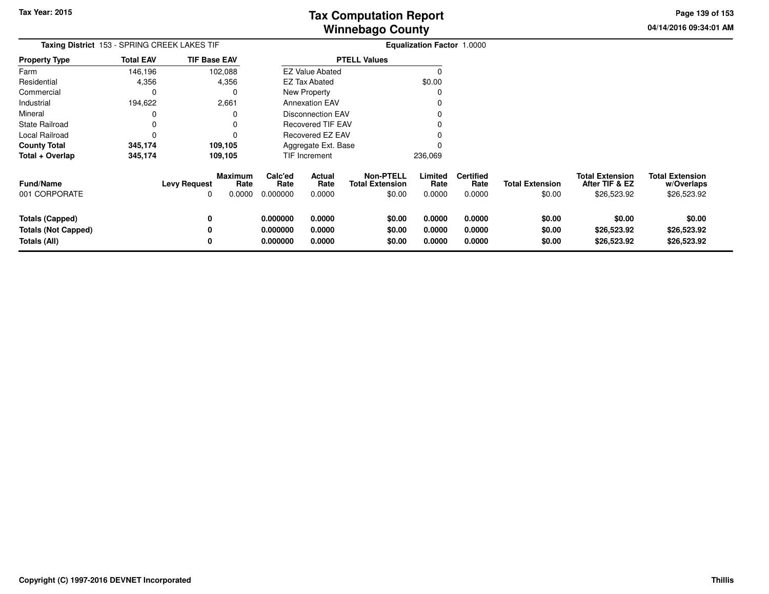**Tax Year: 2015**

# Tax Computation Report
# Winnebago County

04/14/2016 09:34:01 AM

**Taxing District** 153 - SPRING CREEK LAKES TIF

**Equalization Factor** 1.0000

| Property Type | Total EAV | TIF Base EAV |
|---|---|---|
| Farm | 146,196 | 102,088 |
| Residential | 4,356 | 4,356 |
| Commercial | 0 | 0 |
| Industrial | 194,622 | 2,661 |
| Mineral | 0 | 0 |
| State Railroad | 0 | 0 |
| Local Railroad | 0 | 0 |
| **County Total** | **345,174** | **109,105** |
| **Total + Overlap** | **345,174** | **109,105** |

| PTELL Values | |
|---|---|
| EZ Value Abated | 0 |
| EZ Tax Abated | $0.00 |
| New Property | 0 |
| Annexation EAV | 0 |
| Disconnection EAV | 0 |
| Recovered TIF EAV | 0 |
| Recovered EZ EAV | 0 |
| Aggregate Ext. Base | 0 |
| TIF Increment | 236,069 |

| Fund/Name | Levy Request | Maximum Rate | Calc'ed Rate | Actual Rate | Non-PTELL Total Extension | Limited Rate | Certified Rate | Total Extension | Total Extension After TIF & EZ | Total Extension w/Overlaps |
|---|---|---|---|---|---|---|---|---|---|---|
| 001 CORPORATE | 0 | 0.0000 | 0.000000 | 0.0000 | $0.00 | 0.0000 | 0.0000 | $0.00 | $26,523.92 | $26,523.92 |
| **Totals (Capped)** | **0** | | **0.000000** | **0.0000** | **$0.00** | **0.0000** | **0.0000** | **$0.00** | **$0.00** | **$0.00** |
| **Totals (Not Capped)** | **0** | | **0.000000** | **0.0000** | **$0.00** | **0.0000** | **0.0000** | **$0.00** | **$26,523.92** | **$26,523.92** |
| **Totals (All)** | **0** | | **0.000000** | **0.0000** | **$0.00** | **0.0000** | **0.0000** | **$0.00** | **$26,523.92** | **$26,523.92** |

**Copyright (C) 1997-2016 DEVNET Incorporated** **Thillis**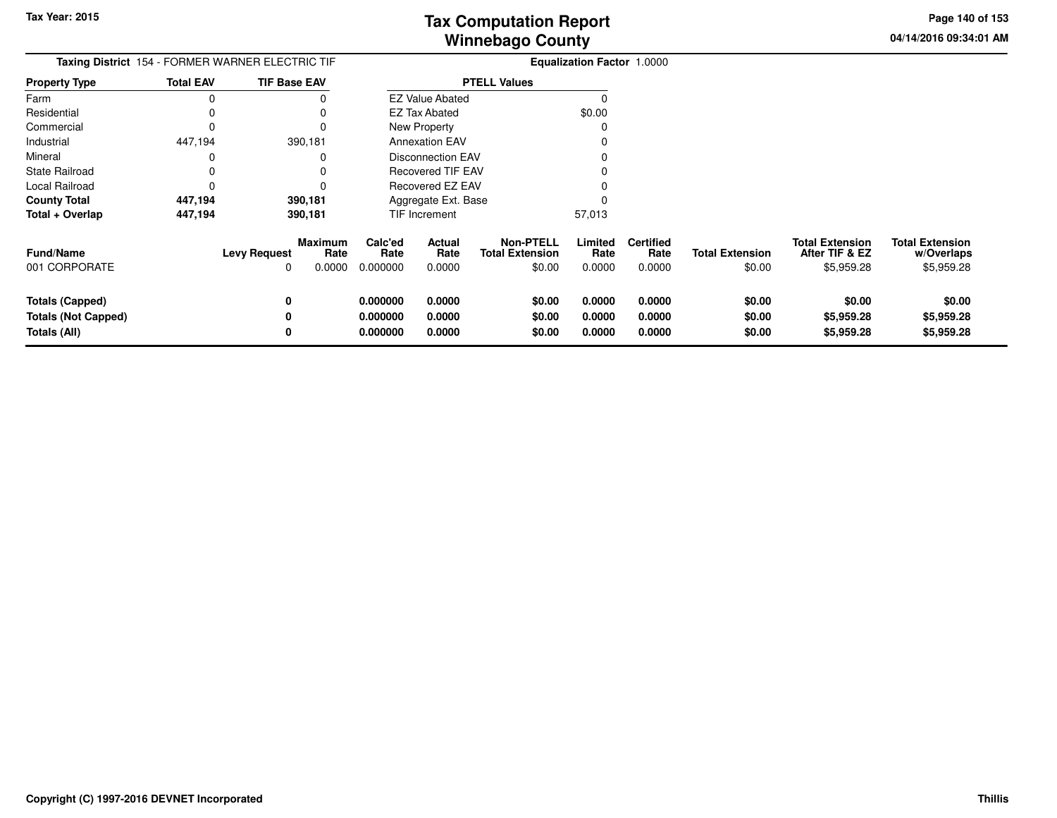# Tax Computation Report
# Winnebago County

Tax Year: 2015

04/14/2016 09:34:01 AM

**Taxing District** 154 - FORMER WARNER ELECTRIC TIF

**Equalization Factor** 1.0000

| Property Type | Total EAV | TIF Base EAV |
|---|---|---|
| Farm | 0 | 0 |
| Residential | 0 | 0 |
| Commercial | 0 | 0 |
| Industrial | 447,194 | 390,181 |
| Mineral | 0 | 0 |
| State Railroad | 0 | 0 |
| Local Railroad | 0 | 0 |
| **County Total** | **447,194** | **390,181** |
| **Total + Overlap** | **447,194** | **390,181** |

| PTELL Values | |
|---|---|
| EZ Value Abated | 0 |
| EZ Tax Abated | $0.00 |
| New Property | 0 |
| Annexation EAV | 0 |
| Disconnection EAV | 0 |
| Recovered TIF EAV | 0 |
| Recovered EZ EAV | 0 |
| Aggregate Ext. Base | 0 |
| TIF Increment | 57,013 |

| Fund/Name | Levy Request | Maximum Rate | Calc'ed Rate | Actual Rate | Non-PTELL Total Extension | Limited Rate | Certified Rate | Total Extension | Total Extension After TIF & EZ | Total Extension w/Overlaps |
|---|---|---|---|---|---|---|---|---|---|---|
| 001 CORPORATE | 0 | 0.0000 | 0.000000 | 0.0000 | $0.00 | 0.0000 | 0.0000 | $0.00 | $5,959.28 | $5,959.28 |
| **Totals (Capped)** | **0** | | **0.000000** | **0.0000** | **$0.00** | **0.0000** | **0.0000** | **$0.00** | **$0.00** | **$0.00** |
| **Totals (Not Capped)** | **0** | | **0.000000** | **0.0000** | **$0.00** | **0.0000** | **0.0000** | **$0.00** | **$5,959.28** | **$5,959.28** |
| **Totals (All)** | **0** | | **0.000000** | **0.0000** | **$0.00** | **0.0000** | **0.0000** | **$0.00** | **$5,959.28** | **$5,959.28** |

Copyright (C) 1997-2016 DEVNET Incorporated

Thillis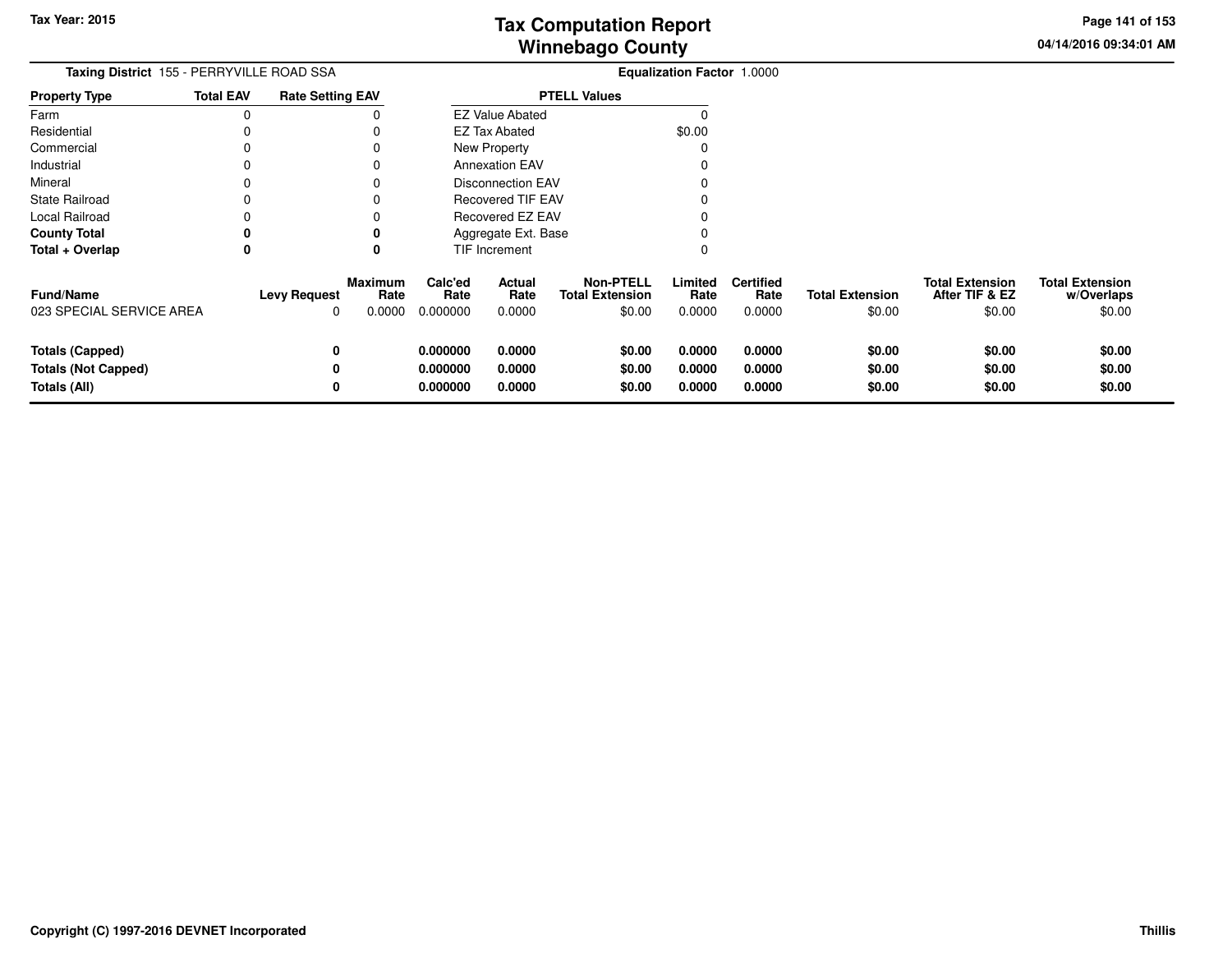**Taxing District** 155 - PERRYVILLE ROAD SSA

**Equalization Factor** 1.0000

| Property Type | Total EAV | Rate Setting EAV |
|---|---|---|
| Farm | 0 | 0 |
| Residential | 0 | 0 |
| Commercial | 0 | 0 |
| Industrial | 0 | 0 |
| Mineral | 0 | 0 |
| State Railroad | 0 | 0 |
| Local Railroad | 0 | 0 |
| **County Total** | **0** | **0** |
| **Total + Overlap** | **0** | **0** |

| PTELL Values | |
|---|---|
| EZ Value Abated | 0 |
| EZ Tax Abated | $0.00 |
| New Property | 0 |
| Annexation EAV | 0 |
| Disconnection EAV | 0 |
| Recovered TIF EAV | 0 |
| Recovered EZ EAV | 0 |
| Aggregate Ext. Base | 0 |
| TIF Increment | 0 |

| Fund/Name | Levy Request | Maximum Rate | Calc'ed Rate | Actual Rate | Non-PTELL Total Extension | Limited Rate | Certified Rate | Total Extension | Total Extension After TIF & EZ | Total Extension w/Overlaps |
|---|---|---|---|---|---|---|---|---|---|---|
| 023 SPECIAL SERVICE AREA | 0 | 0.0000 | 0.000000 | 0.0000 | $0.00 | 0.0000 | 0.0000 | $0.00 | $0.00 | $0.00 |
| **Totals (Capped)** | **0** | | **0.000000** | **0.0000** | **$0.00** | **0.0000** | **0.0000** | **$0.00** | **$0.00** | **$0.00** |
| **Totals (Not Capped)** | **0** | | **0.000000** | **0.0000** | **$0.00** | **0.0000** | **0.0000** | **$0.00** | **$0.00** | **$0.00** |
| **Totals (All)** | **0** | | **0.000000** | **0.0000** | **$0.00** | **0.0000** | **0.0000** | **$0.00** | **$0.00** | **$0.00** |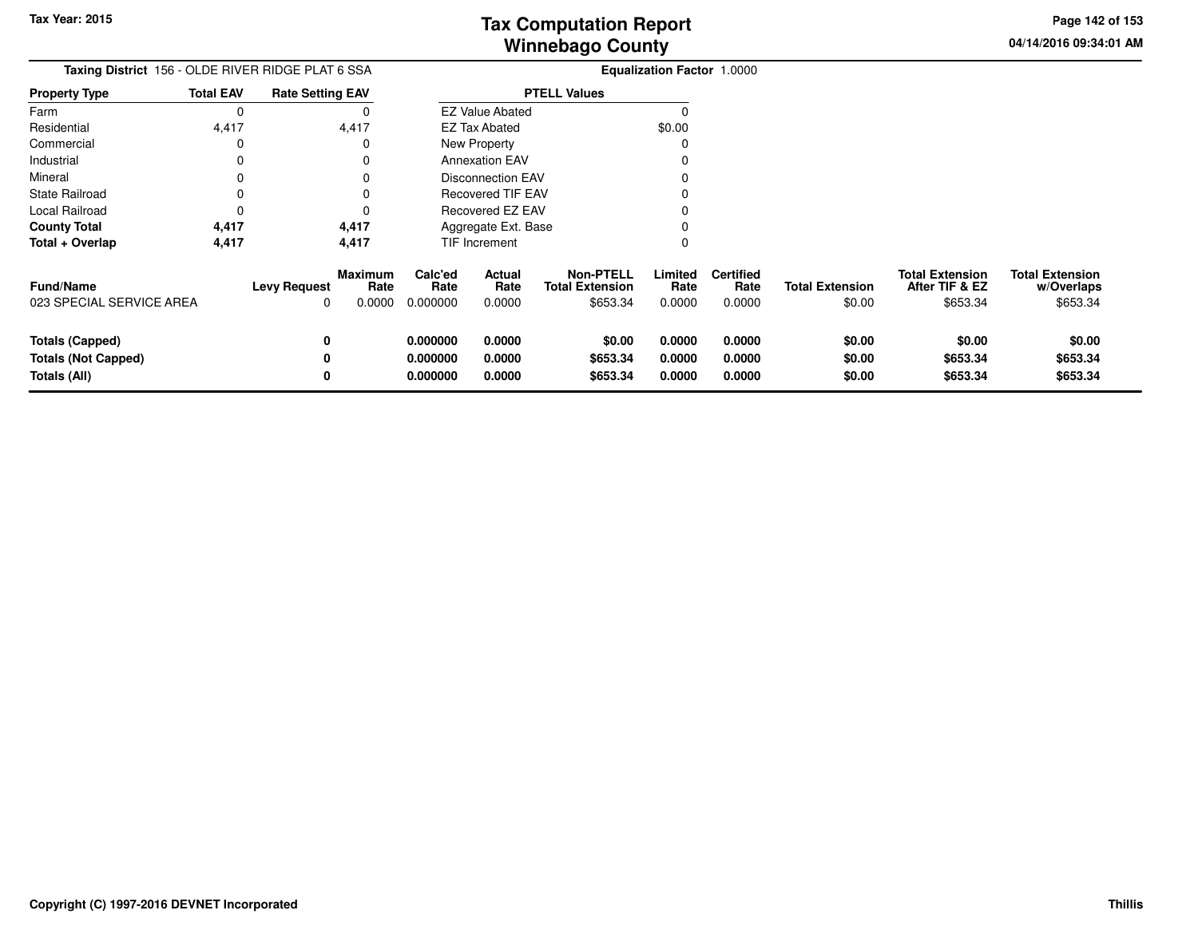Tax Year: 2015

# Tax Computation Report
## Winnebago County

04/14/2016 09:34:01 AM

**Taxing District** 156 - OLDE RIVER RIDGE PLAT 6 SSA

**Equalization Factor** 1.0000

| Property Type | Total EAV | Rate Setting EAV |
|---|---|---|
| Farm | 0 | 0 |
| Residential | 4,417 | 4,417 |
| Commercial | 0 | 0 |
| Industrial | 0 | 0 |
| Mineral | 0 | 0 |
| State Railroad | 0 | 0 |
| Local Railroad | 0 | 0 |
| **County Total** | **4,417** | **4,417** |
| **Total + Overlap** | **4,417** | **4,417** |

| PTELL Values | |
|---|---|
| EZ Value Abated | 0 |
| EZ Tax Abated | $0.00 |
| New Property | 0 |
| Annexation EAV | 0 |
| Disconnection EAV | 0 |
| Recovered TIF EAV | 0 |
| Recovered EZ EAV | 0 |
| Aggregate Ext. Base | 0 |
| TIF Increment | 0 |

| Fund/Name | Levy Request | Maximum Rate | Calc'ed Rate | Actual Rate | Non-PTELL Total Extension | Limited Rate | Certified Rate | Total Extension | Total Extension After TIF & EZ | Total Extension w/Overlaps |
|---|---|---|---|---|---|---|---|---|---|---|
| 023 SPECIAL SERVICE AREA | 0 | 0.0000 | 0.000000 | 0.0000 | $653.34 | 0.0000 | 0.0000 | $0.00 | $653.34 | $653.34 |
| **Totals (Capped)** | **0** | | **0.000000** | **0.0000** | **$0.00** | **0.0000** | **0.0000** | **$0.00** | **$0.00** | **$0.00** |
| **Totals (Not Capped)** | **0** | | **0.000000** | **0.0000** | **$653.34** | **0.0000** | **0.0000** | **$0.00** | **$653.34** | **$653.34** |
| **Totals (All)** | **0** | | **0.000000** | **0.0000** | **$653.34** | **0.0000** | **0.0000** | **$0.00** | **$653.34** | **$653.34** |

Copyright (C) 1997-2016 DEVNET Incorporated

Thillis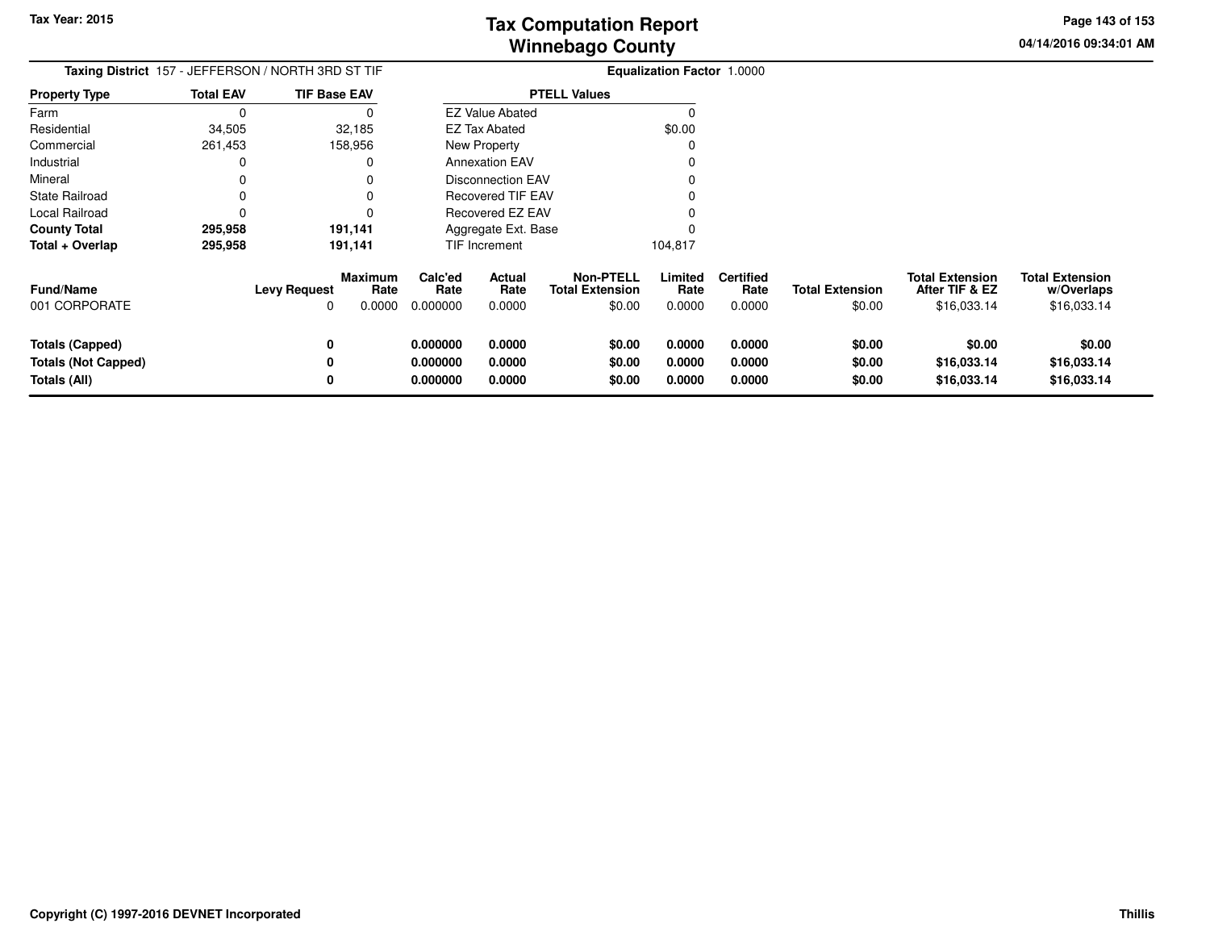# Tax Computation Report
## Winnebago County

**Tax Year: 2015**

04/14/2016 09:34:01 AM

**Taxing District** 157 - JEFFERSON / NORTH 3RD ST TIF

**Equalization Factor** 1.0000

| Property Type | Total EAV | TIF Base EAV |
|---|---|---|
| Farm | 0 | 0 |
| Residential | 34,505 | 32,185 |
| Commercial | 261,453 | 158,956 |
| Industrial | 0 | 0 |
| Mineral | 0 | 0 |
| State Railroad | 0 | 0 |
| Local Railroad | 0 | 0 |
| **County Total** | **295,958** | **191,141** |
| **Total + Overlap** | **295,958** | **191,141** |

| PTELL Values | |
|---|---|
| EZ Value Abated | 0 |
| EZ Tax Abated | $0.00 |
| New Property | 0 |
| Annexation EAV | 0 |
| Disconnection EAV | 0 |
| Recovered TIF EAV | 0 |
| Recovered EZ EAV | 0 |
| Aggregate Ext. Base | 0 |
| TIF Increment | 104,817 |

| Fund/Name | Levy Request | Maximum Rate | Calc'ed Rate | Actual Rate | Non-PTELL Total Extension | Limited Rate | Certified Rate | Total Extension | Total Extension After TIF & EZ | Total Extension w/Overlaps |
|---|---|---|---|---|---|---|---|---|---|---|
| 001 CORPORATE | 0 | 0.0000 | 0.000000 | 0.0000 | $0.00 | 0.0000 | 0.0000 | $0.00 | $16,033.14 | $16,033.14 |
| **Totals (Capped)** | **0** | | **0.000000** | **0.0000** | **$0.00** | **0.0000** | **0.0000** | **$0.00** | **$0.00** | **$0.00** |
| **Totals (Not Capped)** | **0** | | **0.000000** | **0.0000** | **$0.00** | **0.0000** | **0.0000** | **$0.00** | **$16,033.14** | **$16,033.14** |
| **Totals (All)** | **0** | | **0.000000** | **0.0000** | **$0.00** | **0.0000** | **0.0000** | **$0.00** | **$16,033.14** | **$16,033.14** |

**Copyright (C) 1997-2016 DEVNET Incorporated**

**Thillis**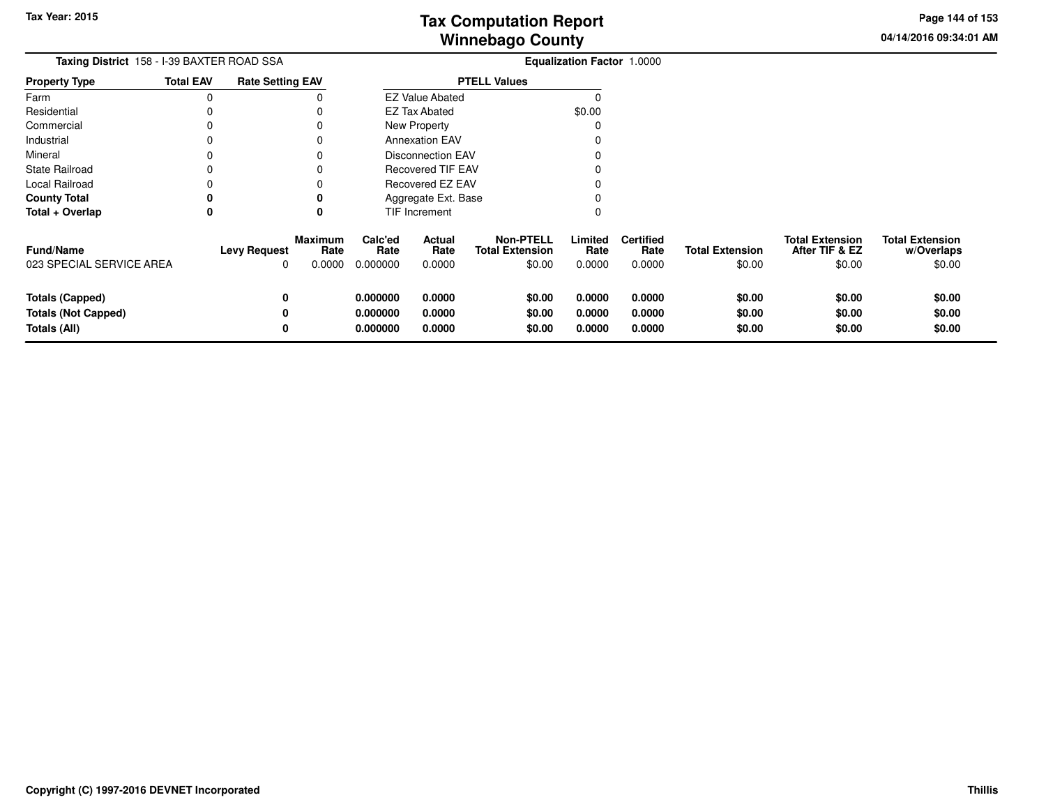# Tax Computation Report
# Winnebago County

Tax Year: 2015

04/14/2016 09:34:01 AM

**Taxing District** 158 - I-39 BAXTER ROAD SSA

**Equalization Factor** 1.0000

| Property Type | Total EAV | Rate Setting EAV |
|---|---|---|
| Farm | 0 | 0 |
| Residential | 0 | 0 |
| Commercial | 0 | 0 |
| Industrial | 0 | 0 |
| Mineral | 0 | 0 |
| State Railroad | 0 | 0 |
| Local Railroad | 0 | 0 |
| **County Total** | **0** | **0** |
| **Total + Overlap** | **0** | **0** |

| PTELL Values | |
|---|---|
| EZ Value Abated | 0 |
| EZ Tax Abated | $0.00 |
| New Property | 0 |
| Annexation EAV | 0 |
| Disconnection EAV | 0 |
| Recovered TIF EAV | 0 |
| Recovered EZ EAV | 0 |
| Aggregate Ext. Base | 0 |
| TIF Increment | 0 |

| Fund/Name | Levy Request | Maximum Rate | Calc'ed Rate | Actual Rate | Non-PTELL Total Extension | Limited Rate | Certified Rate | Total Extension | Total Extension After TIF & EZ | Total Extension w/Overlaps |
|---|---|---|---|---|---|---|---|---|---|---|
| 023 SPECIAL SERVICE AREA | 0 | 0.0000 | 0.000000 | 0.0000 | $0.00 | 0.0000 | 0.0000 | $0.00 | $0.00 | $0.00 |
| **Totals (Capped)** | **0** | | **0.000000** | **0.0000** | **$0.00** | **0.0000** | **0.0000** | **$0.00** | **$0.00** | **$0.00** |
| **Totals (Not Capped)** | **0** | | **0.000000** | **0.0000** | **$0.00** | **0.0000** | **0.0000** | **$0.00** | **$0.00** | **$0.00** |
| **Totals (All)** | **0** | | **0.000000** | **0.0000** | **$0.00** | **0.0000** | **0.0000** | **$0.00** | **$0.00** | **$0.00** |

**Copyright (C) 1997-2016 DEVNET Incorporated** | **Thillis**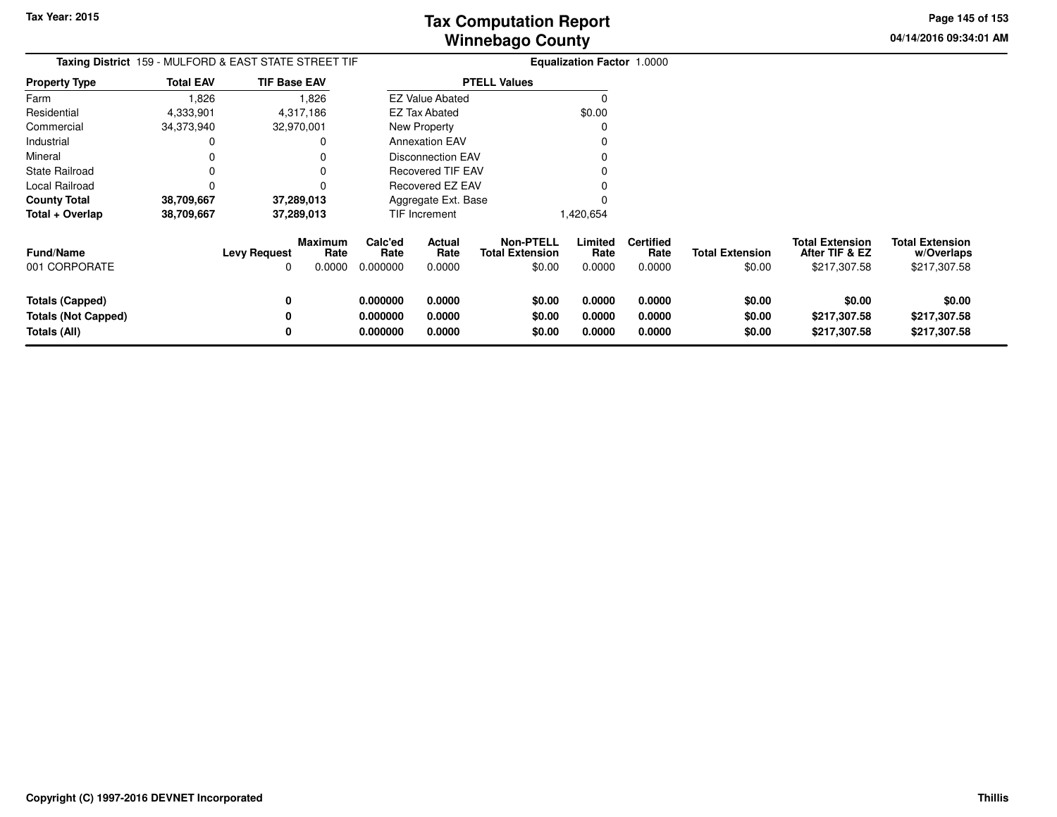**Tax Year: 2015**

# Tax Computation Report
# Winnebago County

04/14/2016 09:34:01 AM

**Taxing District** 159 - MULFORD & EAST STATE STREET TIF **Equalization Factor** 1.0000

| Property Type | Total EAV | TIF Base EAV |
|---|---|---|
| Farm | 1,826 | 1,826 |
| Residential | 4,333,901 | 4,317,186 |
| Commercial | 34,373,940 | 32,970,001 |
| Industrial | 0 | 0 |
| Mineral | 0 | 0 |
| State Railroad | 0 | 0 |
| Local Railroad | 0 | 0 |
| **County Total** | **38,709,667** | **37,289,013** |
| **Total + Overlap** | **38,709,667** | **37,289,013** |

| PTELL Values | |
|---|---|
| EZ Value Abated | 0 |
| EZ Tax Abated | $0.00 |
| New Property | 0 |
| Annexation EAV | 0 |
| Disconnection EAV | 0 |
| Recovered TIF EAV | 0 |
| Recovered EZ EAV | 0 |
| Aggregate Ext. Base | 0 |
| TIF Increment | 1,420,654 |

| Fund/Name | Levy Request | Maximum Rate | Calc'ed Rate | Actual Rate | Non-PTELL Total Extension | Limited Rate | Certified Rate | Total Extension | Total Extension After TIF & EZ | Total Extension w/Overlaps |
|---|---|---|---|---|---|---|---|---|---|---|
| 001 CORPORATE | 0 | 0.0000 | 0.000000 | 0.0000 | $0.00 | 0.0000 | 0.0000 | $0.00 | $217,307.58 | $217,307.58 |
| **Totals (Capped)** | **0** | | **0.000000** | **0.0000** | **$0.00** | **0.0000** | **0.0000** | **$0.00** | **$0.00** | **$0.00** |
| **Totals (Not Capped)** | **0** | | **0.000000** | **0.0000** | **$0.00** | **0.0000** | **0.0000** | **$0.00** | **$217,307.58** | **$217,307.58** |
| **Totals (All)** | **0** | | **0.000000** | **0.0000** | **$0.00** | **0.0000** | **0.0000** | **$0.00** | **$217,307.58** | **$217,307.58** |

**Copyright (C) 1997-2016 DEVNET Incorporated** **Thillis**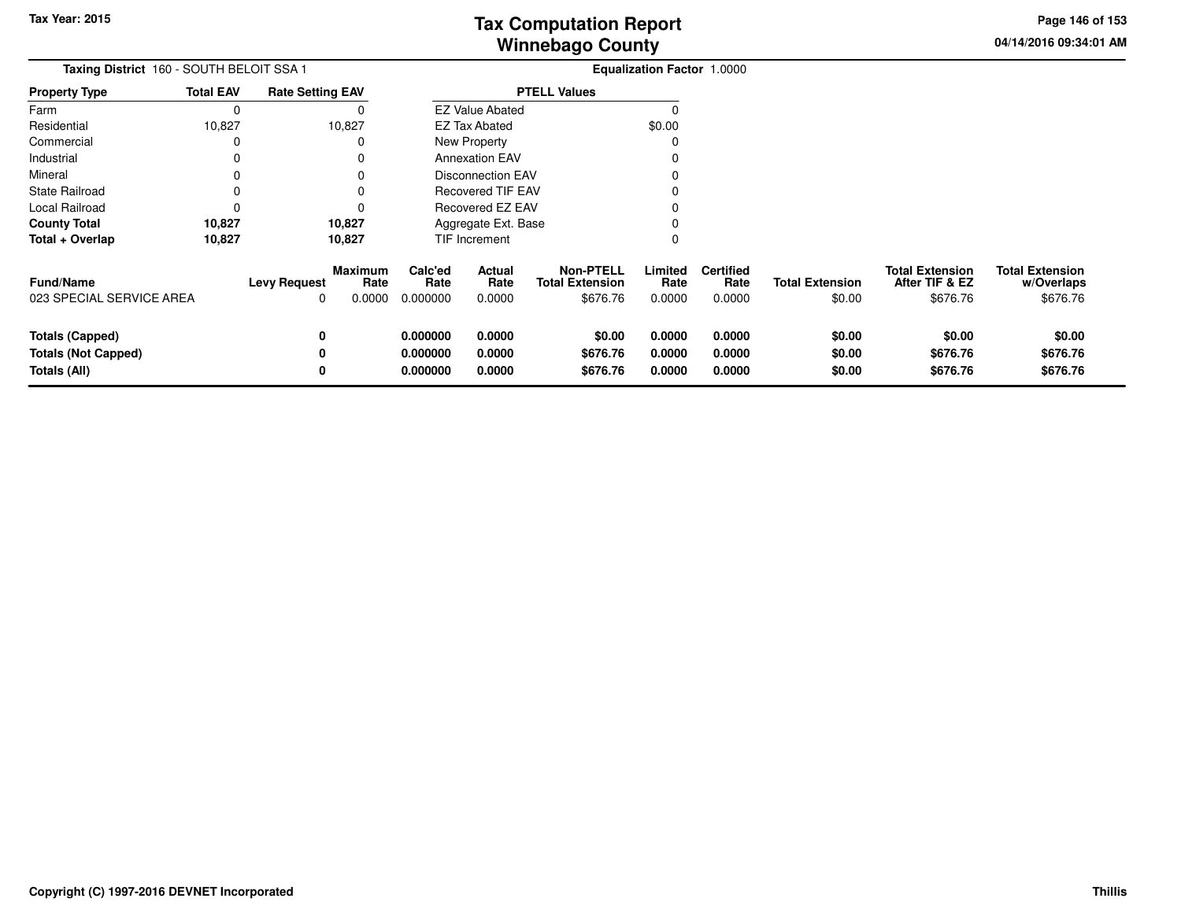# Tax Computation Report
# Winnebago County

Tax Year: 2015

04/14/2016 09:34:01 AM

**Taxing District** 160 - SOUTH BELOIT SSA 1

**Equalization Factor** 1.0000

| Property Type | Total EAV | Rate Setting EAV |
|---|---|---|
| Farm | 0 | 0 |
| Residential | 10,827 | 10,827 |
| Commercial | 0 | 0 |
| Industrial | 0 | 0 |
| Mineral | 0 | 0 |
| State Railroad | 0 | 0 |
| Local Railroad | 0 | 0 |
| **County Total** | **10,827** | **10,827** |
| **Total + Overlap** | **10,827** | **10,827** |

| PTELL Values | |
|---|---|
| EZ Value Abated | 0 |
| EZ Tax Abated | $0.00 |
| New Property | 0 |
| Annexation EAV | 0 |
| Disconnection EAV | 0 |
| Recovered TIF EAV | 0 |
| Recovered EZ EAV | 0 |
| Aggregate Ext. Base | 0 |
| TIF Increment | 0 |

| Fund/Name | Levy Request | Maximum Rate | Calc'ed Rate | Actual Rate | Non-PTELL Total Extension | Limited Rate | Certified Rate | Total Extension | Total Extension After TIF & EZ | Total Extension w/Overlaps |
|---|---|---|---|---|---|---|---|---|---|---|
| 023 SPECIAL SERVICE AREA | 0 | 0.0000 | 0.000000 | 0.0000 | $676.76 | 0.0000 | 0.0000 | $0.00 | $676.76 | $676.76 |
| **Totals (Capped)** | **0** | | **0.000000** | **0.0000** | **$0.00** | **0.0000** | **0.0000** | **$0.00** | **$0.00** | **$0.00** |
| **Totals (Not Capped)** | **0** | | **0.000000** | **0.0000** | **$676.76** | **0.0000** | **0.0000** | **$0.00** | **$676.76** | **$676.76** |
| **Totals (All)** | **0** | | **0.000000** | **0.0000** | **$676.76** | **0.0000** | **0.0000** | **$0.00** | **$676.76** | **$676.76** |

**Copyright (C) 1997-2016 DEVNET Incorporated**

**Thillis**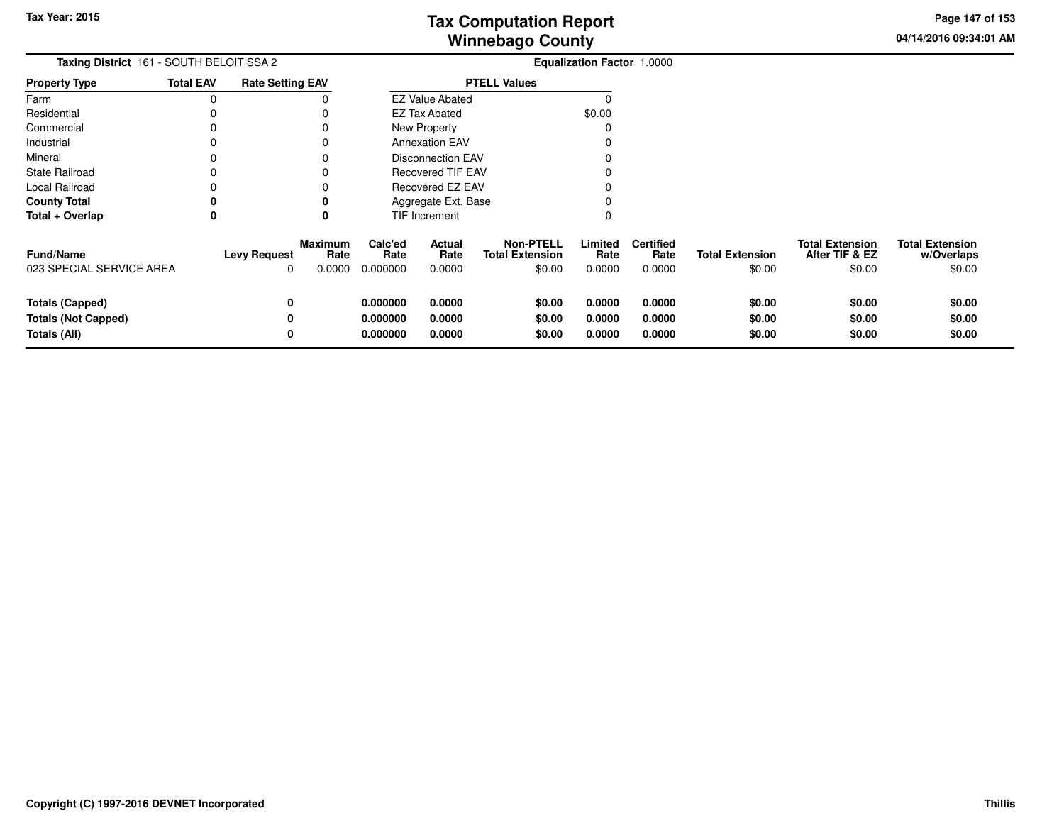# Tax Computation Report
## Winnebago County

Tax Year: 2015

04/14/2016 09:34:01 AM

**Taxing District** 161 - SOUTH BELOIT SSA 2

**Equalization Factor** 1.0000

| Property Type | Total EAV | Rate Setting EAV |
|---|---|---|
| Farm | 0 | 0 |
| Residential | 0 | 0 |
| Commercial | 0 | 0 |
| Industrial | 0 | 0 |
| Mineral | 0 | 0 |
| State Railroad | 0 | 0 |
| Local Railroad | 0 | 0 |
| **County Total** | **0** | **0** |
| **Total + Overlap** | **0** | **0** |

| PTELL Values | |
|---|---|
| EZ Value Abated | 0 |
| EZ Tax Abated | $0.00 |
| New Property | 0 |
| Annexation EAV | 0 |
| Disconnection EAV | 0 |
| Recovered TIF EAV | 0 |
| Recovered EZ EAV | 0 |
| Aggregate Ext. Base | 0 |
| TIF Increment | 0 |

| Fund/Name | Levy Request | Maximum Rate | Calc'ed Rate | Actual Rate | Non-PTELL Total Extension | Limited Rate | Certified Rate | Total Extension | Total Extension After TIF & EZ | Total Extension w/Overlaps |
|---|---|---|---|---|---|---|---|---|---|---|
| 023 SPECIAL SERVICE AREA | 0 | 0.0000 | 0.000000 | 0.0000 | $0.00 | 0.0000 | 0.0000 | $0.00 | $0.00 | $0.00 |
| **Totals (Capped)** | **0** | | **0.000000** | **0.0000** | **$0.00** | **0.0000** | **0.0000** | **$0.00** | **$0.00** | **$0.00** |
| **Totals (Not Capped)** | **0** | | **0.000000** | **0.0000** | **$0.00** | **0.0000** | **0.0000** | **$0.00** | **$0.00** | **$0.00** |
| **Totals (All)** | **0** | | **0.000000** | **0.0000** | **$0.00** | **0.0000** | **0.0000** | **$0.00** | **$0.00** | **$0.00** |

**Copyright (C) 1997-2016 DEVNET Incorporated**

**Thillis**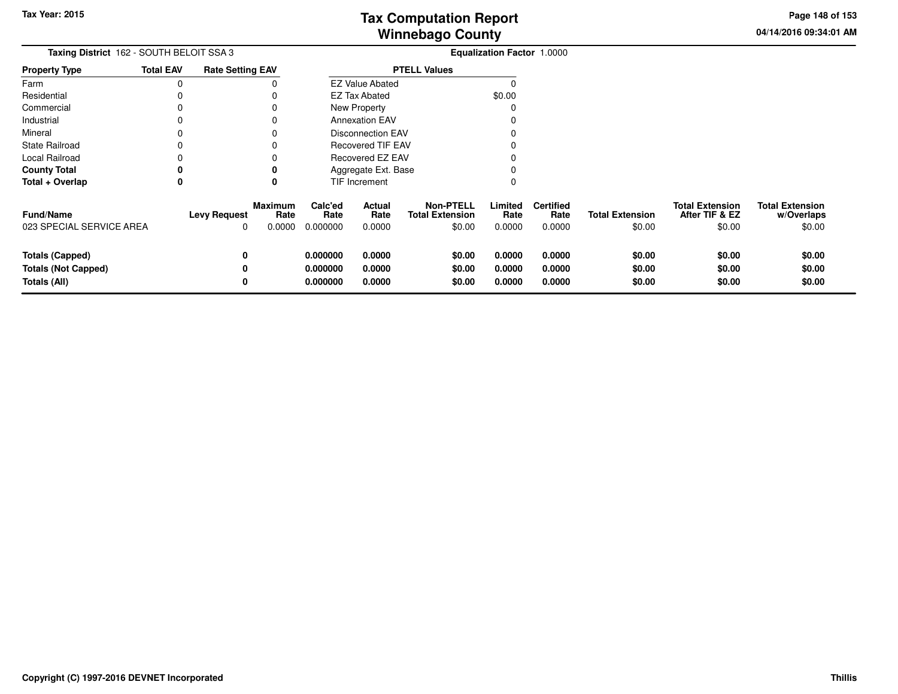# Tax Computation Report
# Winnebago County

**Tax Year: 2015**

04/14/2016 09:34:01 AM

**Taxing District** 162 - SOUTH BELOIT SSA 3

**Equalization Factor** 1.0000

| Property Type | Total EAV | Rate Setting EAV |
|---|---|---|
| Farm | 0 | 0 |
| Residential | 0 | 0 |
| Commercial | 0 | 0 |
| Industrial | 0 | 0 |
| Mineral | 0 | 0 |
| State Railroad | 0 | 0 |
| Local Railroad | 0 | 0 |
| **County Total** | **0** | **0** |
| **Total + Overlap** | **0** | **0** |

| PTELL Values | |
|---|---|
| EZ Value Abated | 0 |
| EZ Tax Abated | $0.00 |
| New Property | 0 |
| Annexation EAV | 0 |
| Disconnection EAV | 0 |
| Recovered TIF EAV | 0 |
| Recovered EZ EAV | 0 |
| Aggregate Ext. Base | 0 |
| TIF Increment | 0 |

| Fund/Name | Levy Request | Maximum Rate | Calc'ed Rate | Actual Rate | Non-PTELL Total Extension | Limited Rate | Certified Rate | Total Extension | Total Extension After TIF & EZ | Total Extension w/Overlaps |
|---|---|---|---|---|---|---|---|---|---|---|
| 023 SPECIAL SERVICE AREA | 0 | 0.0000 | 0.000000 | 0.0000 | $0.00 | 0.0000 | 0.0000 | $0.00 | $0.00 | $0.00 |
| **Totals (Capped)** | **0** | | **0.000000** | **0.0000** | **$0.00** | **0.0000** | **0.0000** | **$0.00** | **$0.00** | **$0.00** |
| **Totals (Not Capped)** | **0** | | **0.000000** | **0.0000** | **$0.00** | **0.0000** | **0.0000** | **$0.00** | **$0.00** | **$0.00** |
| **Totals (All)** | **0** | | **0.000000** | **0.0000** | **$0.00** | **0.0000** | **0.0000** | **$0.00** | **$0.00** | **$0.00** |

**Copyright (C) 1997-2016 DEVNET Incorporated**

**Thillis**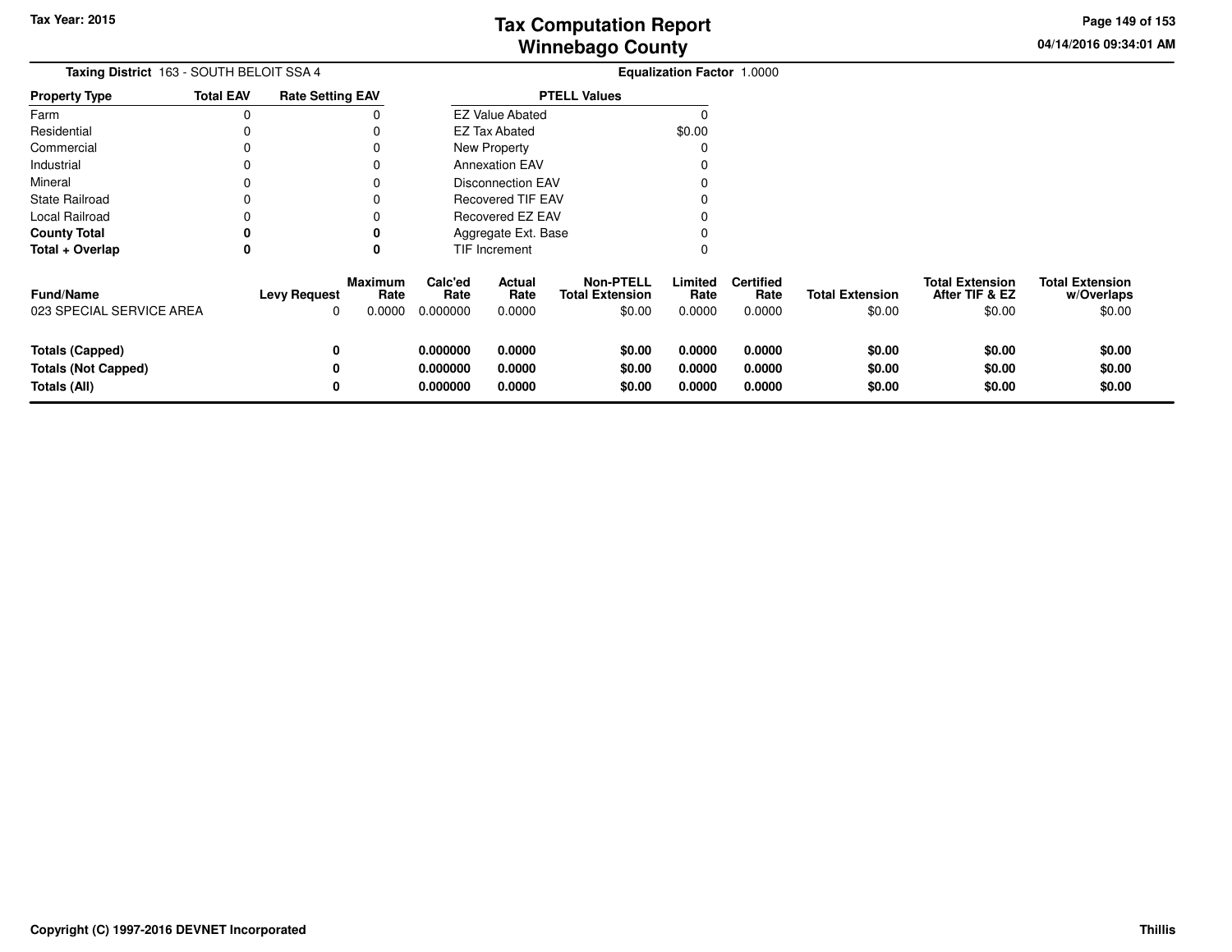**Taxing District** 163 - SOUTH BELOIT SSA 4

**Equalization Factor** 1.0000

| Property Type | Total EAV | Rate Setting EAV |
|---|---|---|
| Farm | 0 | 0 |
| Residential | 0 | 0 |
| Commercial | 0 | 0 |
| Industrial | 0 | 0 |
| Mineral | 0 | 0 |
| State Railroad | 0 | 0 |
| Local Railroad | 0 | 0 |
| **County Total** | **0** | **0** |
| **Total + Overlap** | **0** | **0** |

| PTELL Values | |
|---|---|
| EZ Value Abated | 0 |
| EZ Tax Abated | $0.00 |
| New Property | 0 |
| Annexation EAV | 0 |
| Disconnection EAV | 0 |
| Recovered TIF EAV | 0 |
| Recovered EZ EAV | 0 |
| Aggregate Ext. Base | 0 |
| TIF Increment | 0 |

| Fund/Name | Levy Request | Maximum Rate | Calc'ed Rate | Actual Rate | Non-PTELL Total Extension | Limited Rate | Certified Rate | Total Extension | Total Extension After TIF & EZ | Total Extension w/Overlaps |
|---|---|---|---|---|---|---|---|---|---|---|
| 023 SPECIAL SERVICE AREA | 0 | 0.0000 | 0.000000 | 0.0000 | $0.00 | 0.0000 | 0.0000 | $0.00 | $0.00 | $0.00 |
| **Totals (Capped)** | **0** | | **0.000000** | **0.0000** | **$0.00** | **0.0000** | **0.0000** | **$0.00** | **$0.00** | **$0.00** |
| **Totals (Not Capped)** | **0** | | **0.000000** | **0.0000** | **$0.00** | **0.0000** | **0.0000** | **$0.00** | **$0.00** | **$0.00** |
| **Totals (All)** | **0** | | **0.000000** | **0.0000** | **$0.00** | **0.0000** | **0.0000** | **$0.00** | **$0.00** | **$0.00** |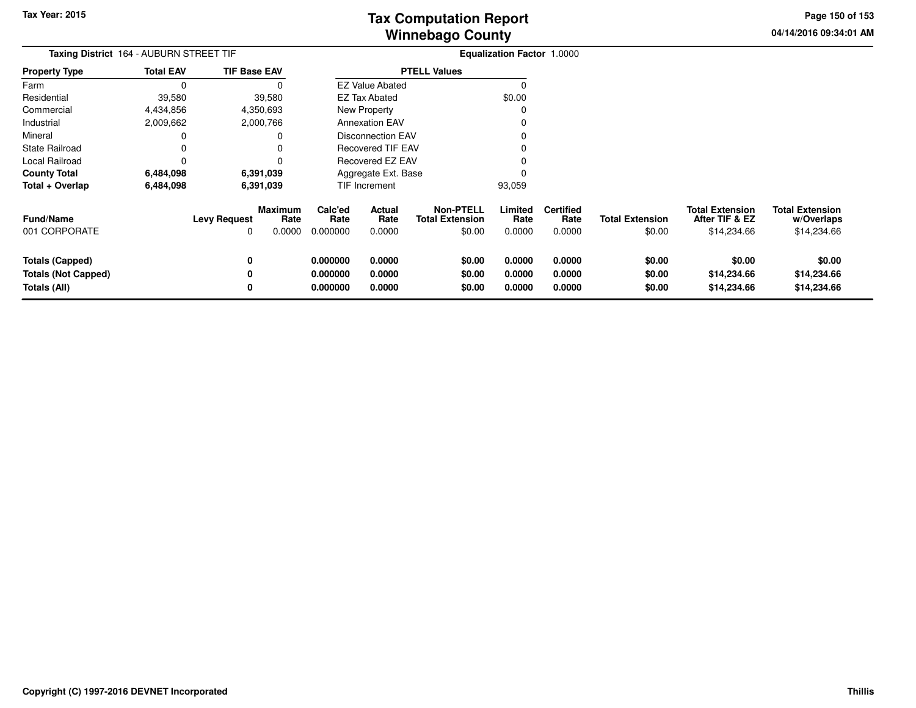# Tax Computation Report
# Winnebago County

Tax Year: 2015

04/14/2016 09:34:01 AM

**Taxing District** 164 - AUBURN STREET TIF

**Equalization Factor** 1.0000

| Property Type | Total EAV | TIF Base EAV |
|---|---|---|
| Farm | 0 | 0 |
| Residential | 39,580 | 39,580 |
| Commercial | 4,434,856 | 4,350,693 |
| Industrial | 2,009,662 | 2,000,766 |
| Mineral | 0 | 0 |
| State Railroad | 0 | 0 |
| Local Railroad | 0 | 0 |
| **County Total** | **6,484,098** | **6,391,039** |
| **Total + Overlap** | **6,484,098** | **6,391,039** |

| PTELL Values | |
|---|---|
| EZ Value Abated | 0 |
| EZ Tax Abated | $0.00 |
| New Property | 0 |
| Annexation EAV | 0 |
| Disconnection EAV | 0 |
| Recovered TIF EAV | 0 |
| Recovered EZ EAV | 0 |
| Aggregate Ext. Base | 0 |
| TIF Increment | 93,059 |

| Fund/Name | Levy Request | Maximum Rate | Calc'ed Rate | Actual Rate | Non-PTELL Total Extension | Limited Rate | Certified Rate | Total Extension | Total Extension After TIF & EZ | Total Extension w/Overlaps |
|---|---|---|---|---|---|---|---|---|---|---|
| 001 CORPORATE | 0 | 0.0000 | 0.000000 | 0.0000 | $0.00 | 0.0000 | 0.0000 | $0.00 | $14,234.66 | $14,234.66 |
| **Totals (Capped)** | **0** | | **0.000000** | **0.0000** | **$0.00** | **0.0000** | **0.0000** | **$0.00** | **$0.00** | **$0.00** |
| **Totals (Not Capped)** | **0** | | **0.000000** | **0.0000** | **$0.00** | **0.0000** | **0.0000** | **$0.00** | **$14,234.66** | **$14,234.66** |
| **Totals (All)** | **0** | | **0.000000** | **0.0000** | **$0.00** | **0.0000** | **0.0000** | **$0.00** | **$14,234.66** | **$14,234.66** |

Copyright (C) 1997-2016 DEVNET Incorporated

Thillis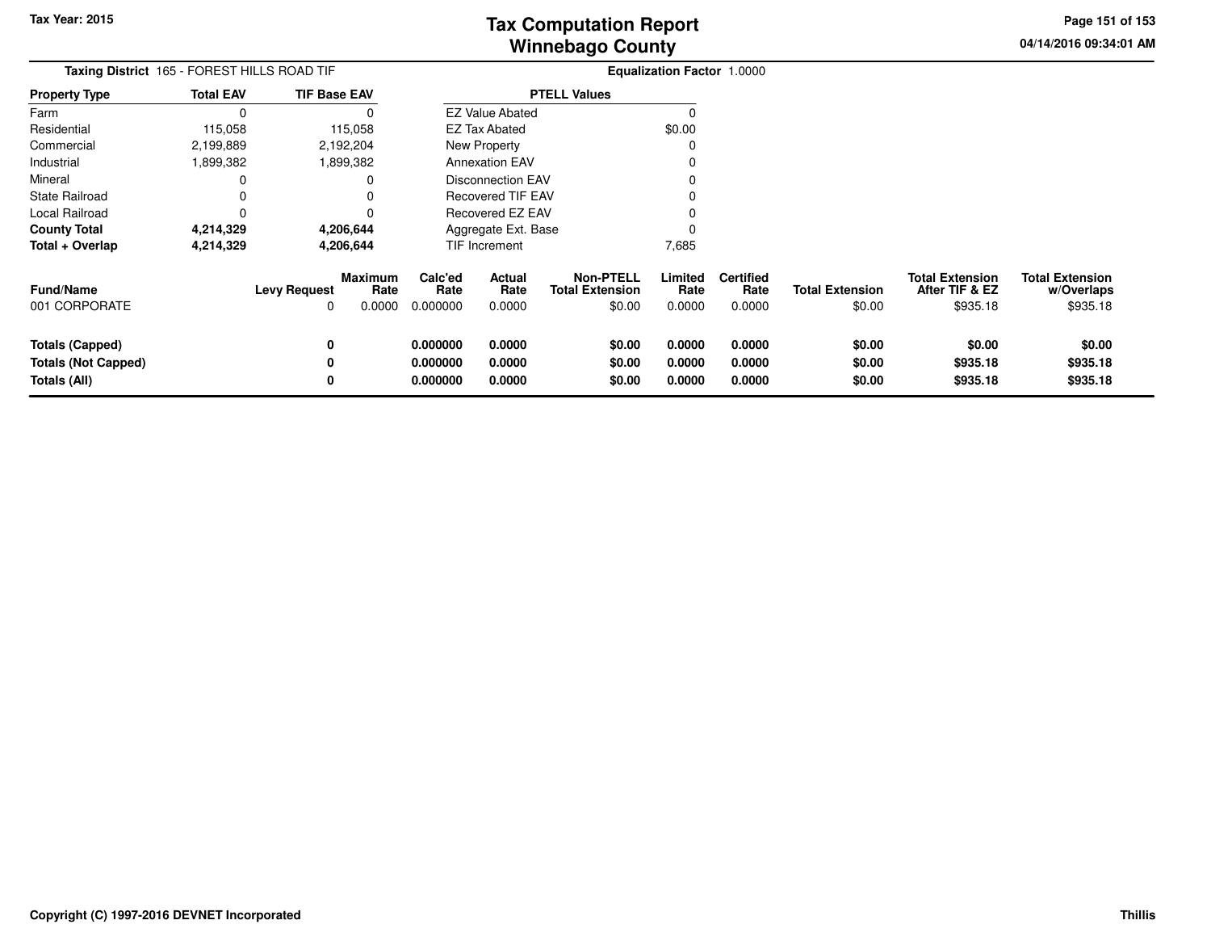**Tax Year: 2015**

# Tax Computation Report
## Winnebago County

04/14/2016 09:34:01 AM

**Taxing District** 165 - FOREST HILLS ROAD TIF

**Equalization Factor** 1.0000

| Property Type | Total EAV | TIF Base EAV |
|---|---|---|
| Farm | 0 | 0 |
| Residential | 115,058 | 115,058 |
| Commercial | 2,199,889 | 2,192,204 |
| Industrial | 1,899,382 | 1,899,382 |
| Mineral | 0 | 0 |
| State Railroad | 0 | 0 |
| Local Railroad | 0 | 0 |
| **County Total** | **4,214,329** | **4,206,644** |
| **Total + Overlap** | **4,214,329** | **4,206,644** |

| PTELL Values | |
|---|---|
| EZ Value Abated | 0 |
| EZ Tax Abated | $0.00 |
| New Property | 0 |
| Annexation EAV | 0 |
| Disconnection EAV | 0 |
| Recovered TIF EAV | 0 |
| Recovered EZ EAV | 0 |
| Aggregate Ext. Base | 0 |
| TIF Increment | 7,685 |

| Fund/Name | Levy Request | Maximum Rate | Calc'ed Rate | Actual Rate | Non-PTELL Total Extension | Limited Rate | Certified Rate | Total Extension | Total Extension After TIF & EZ | Total Extension w/Overlaps |
|---|---|---|---|---|---|---|---|---|---|---|
| 001 CORPORATE | 0 | 0.0000 | 0.000000 | 0.0000 | $0.00 | 0.0000 | 0.0000 | $0.00 | $935.18 | $935.18 |
| **Totals (Capped)** | **0** | | **0.000000** | **0.0000** | **$0.00** | **0.0000** | **0.0000** | **$0.00** | **$0.00** | **$0.00** |
| **Totals (Not Capped)** | **0** | | **0.000000** | **0.0000** | **$0.00** | **0.0000** | **0.0000** | **$0.00** | **$935.18** | **$935.18** |
| **Totals (All)** | **0** | | **0.000000** | **0.0000** | **$0.00** | **0.0000** | **0.0000** | **$0.00** | **$935.18** | **$935.18** |

**Copyright (C) 1997-2016 DEVNET Incorporated**

**Thillis**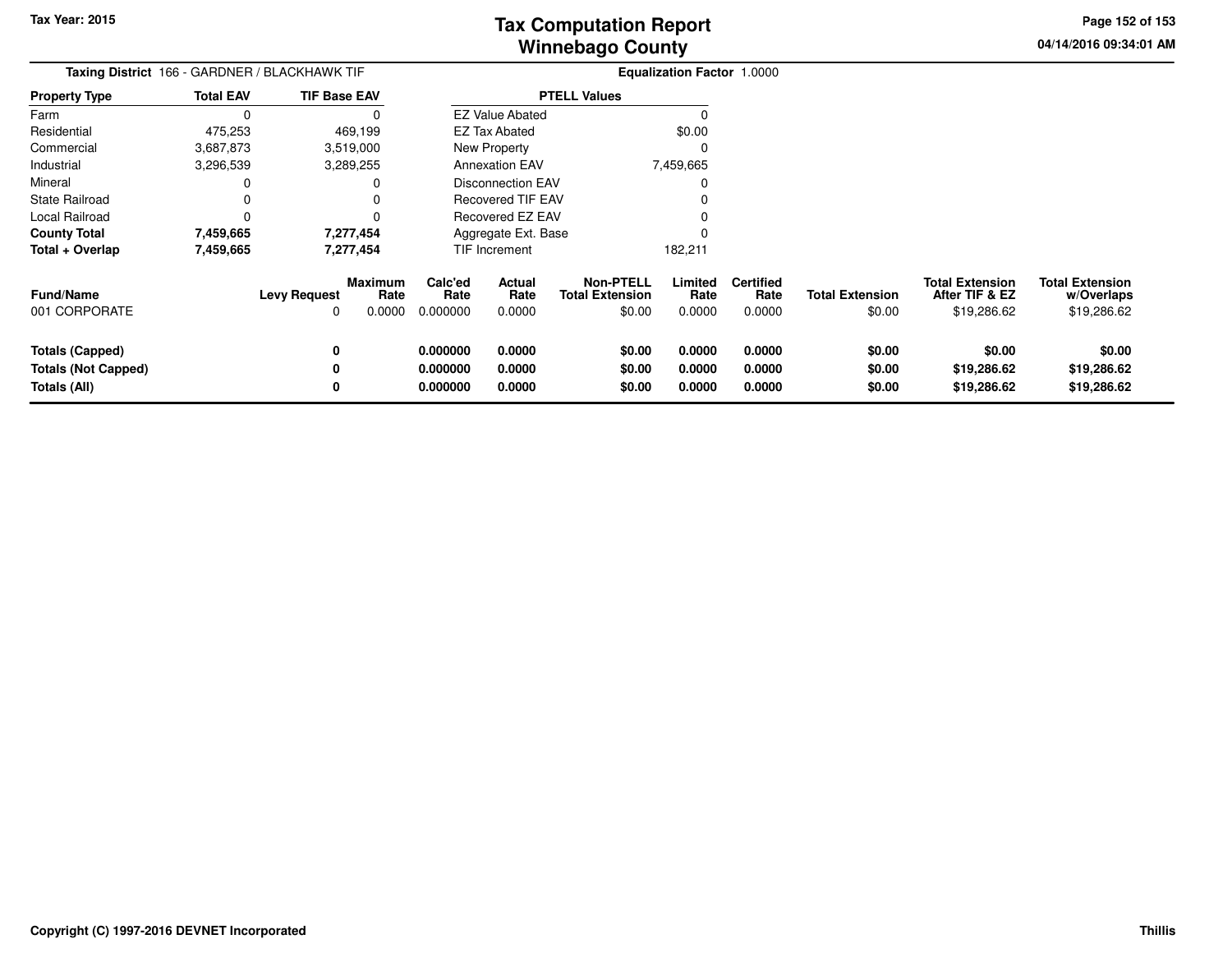# Tax Computation Report
## Winnebago County

Tax Year: 2015

04/14/2016 09:34:01 AM

**Taxing District** 166 - GARDNER / BLACKHAWK TIF

**Equalization Factor** 1.0000

| Property Type | Total EAV | TIF Base EAV |
|---|---|---|
| Farm | 0 | 0 |
| Residential | 475,253 | 469,199 |
| Commercial | 3,687,873 | 3,519,000 |
| Industrial | 3,296,539 | 3,289,255 |
| Mineral | 0 | 0 |
| State Railroad | 0 | 0 |
| Local Railroad | 0 | 0 |
| **County Total** | **7,459,665** | **7,277,454** |
| **Total + Overlap** | **7,459,665** | **7,277,454** |

| PTELL Values | |
|---|---|
| EZ Value Abated | 0 |
| EZ Tax Abated | $0.00 |
| New Property | 0 |
| Annexation EAV | 7,459,665 |
| Disconnection EAV | 0 |
| Recovered TIF EAV | 0 |
| Recovered EZ EAV | 0 |
| Aggregate Ext. Base | 0 |
| TIF Increment | 182,211 |

| Fund/Name | Levy Request | Maximum Rate | Calc'ed Rate | Actual Rate | Non-PTELL Total Extension | Limited Rate | Certified Rate | Total Extension | Total Extension After TIF & EZ | Total Extension w/Overlaps |
|---|---|---|---|---|---|---|---|---|---|---|
| 001 CORPORATE | 0 | 0.0000 | 0.000000 | 0.0000 | $0.00 | 0.0000 | 0.0000 | $0.00 | $19,286.62 | $19,286.62 |
| **Totals (Capped)** | **0** | | **0.000000** | **0.0000** | **$0.00** | **0.0000** | **0.0000** | **$0.00** | **$0.00** | **$0.00** |
| **Totals (Not Capped)** | **0** | | **0.000000** | **0.0000** | **$0.00** | **0.0000** | **0.0000** | **$0.00** | **$19,286.62** | **$19,286.62** |
| **Totals (All)** | **0** | | **0.000000** | **0.0000** | **$0.00** | **0.0000** | **0.0000** | **$0.00** | **$19,286.62** | **$19,286.62** |

Copyright (C) 1997-2016 DEVNET Incorporated

Thillis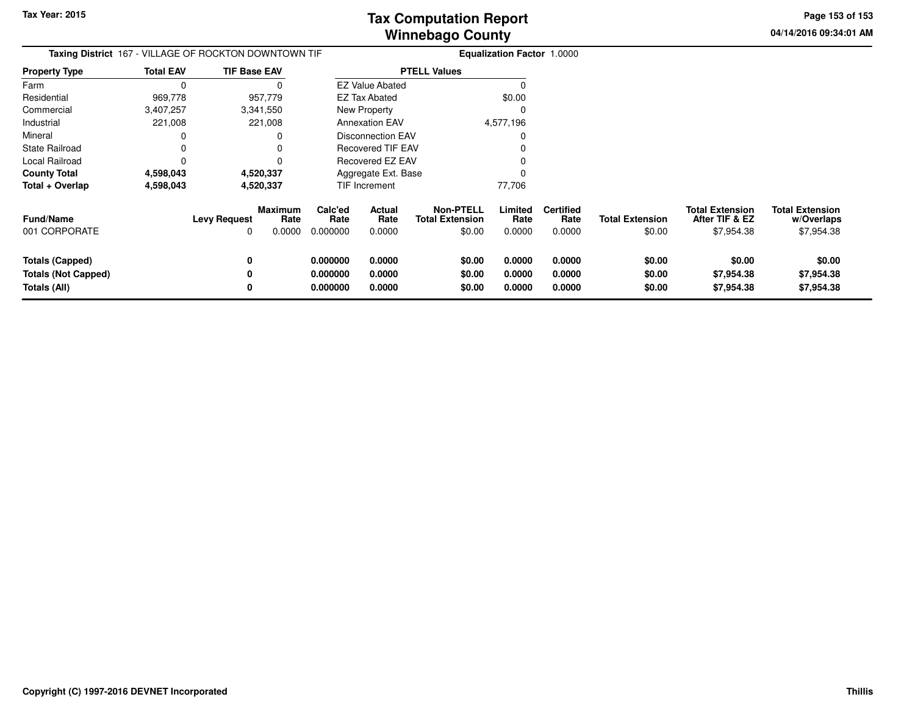# Tax Computation Report
# Winnebago County

**Tax Year: 2015**

04/14/2016 09:34:01 AM

**Taxing District** 167 - VILLAGE OF ROCKTON DOWNTOWN TIF

**Equalization Factor** 1.0000

| Property Type | Total EAV | TIF Base EAV |
|---|---|---|
| Farm | 0 | 0 |
| Residential | 969,778 | 957,779 |
| Commercial | 3,407,257 | 3,341,550 |
| Industrial | 221,008 | 221,008 |
| Mineral | 0 | 0 |
| State Railroad | 0 | 0 |
| Local Railroad | 0 | 0 |
| **County Total** | **4,598,043** | **4,520,337** |
| **Total + Overlap** | **4,598,043** | **4,520,337** |

| PTELL Values | |
|---|---|
| EZ Value Abated | 0 |
| EZ Tax Abated | $0.00 |
| New Property | 0 |
| Annexation EAV | 4,577,196 |
| Disconnection EAV | 0 |
| Recovered TIF EAV | 0 |
| Recovered EZ EAV | 0 |
| Aggregate Ext. Base | 0 |
| TIF Increment | 77,706 |

| Fund/Name | Levy Request | Maximum Rate | Calc'ed Rate | Actual Rate | Non-PTELL Total Extension | Limited Rate | Certified Rate | Total Extension | Total Extension After TIF & EZ | Total Extension w/Overlaps |
|---|---|---|---|---|---|---|---|---|---|---|
| 001 CORPORATE | 0 | 0.0000 | 0.000000 | 0.0000 | $0.00 | 0.0000 | 0.0000 | $0.00 | $7,954.38 | $7,954.38 |
| **Totals (Capped)** | **0** | | **0.000000** | **0.0000** | **$0.00** | **0.0000** | **0.0000** | **$0.00** | **$0.00** | **$0.00** |
| **Totals (Not Capped)** | **0** | | **0.000000** | **0.0000** | **$0.00** | **0.0000** | **0.0000** | **$0.00** | **$7,954.38** | **$7,954.38** |
| **Totals (All)** | **0** | | **0.000000** | **0.0000** | **$0.00** | **0.0000** | **0.0000** | **$0.00** | **$7,954.38** | **$7,954.38** |

**Copyright (C) 1997-2016 DEVNET Incorporated**

**Thillis**